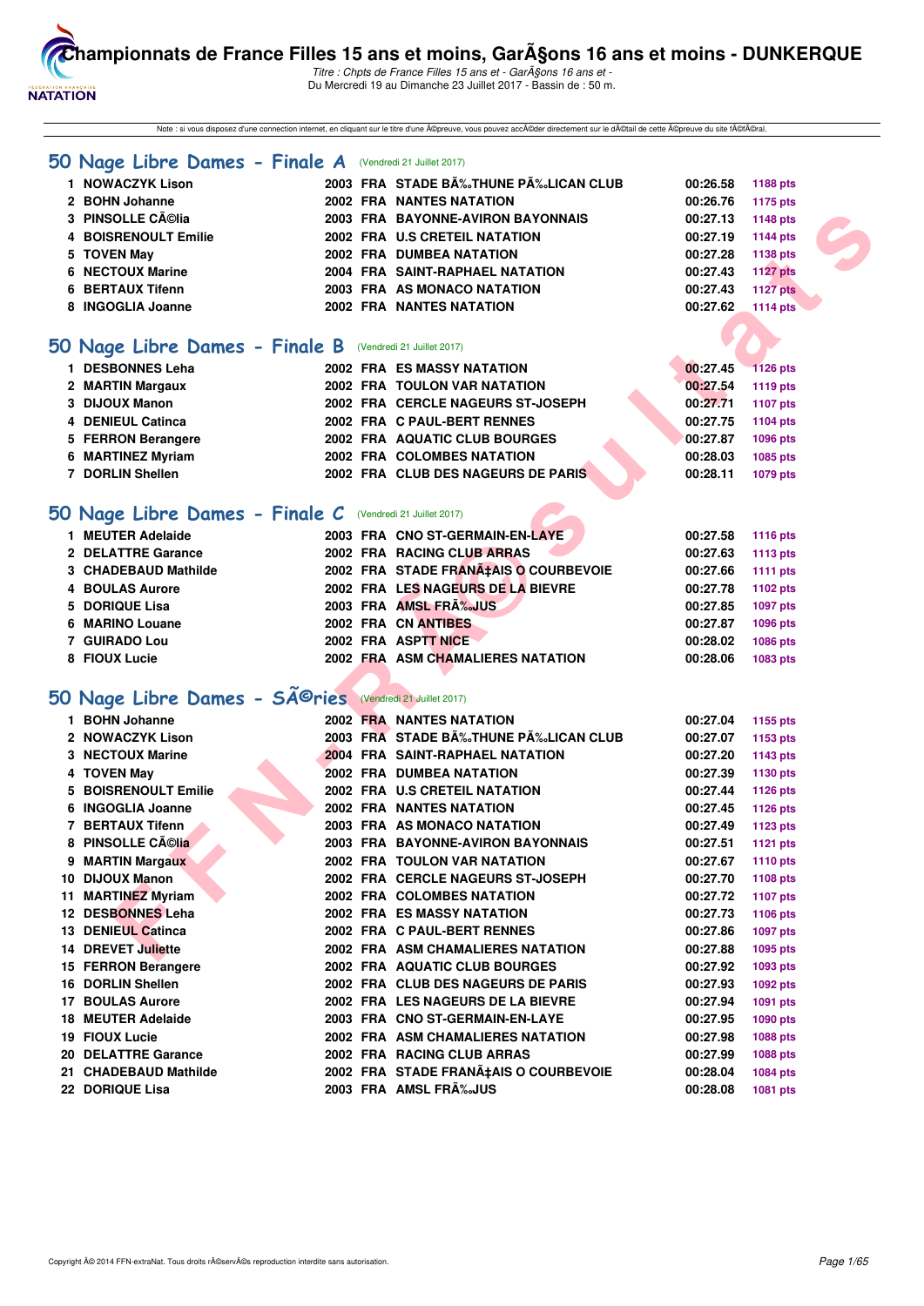# Championnats de France Filles 15 ans et moins, GarÃ§ons 16 ans et moins - DUNKERQUE

*Titre : Chpts de France Filles 15 ans et - GarÃ§ons 16 ans et -*
Du Mercredi 19 au Dimanche 23 Juillet 2017 - Bassin de : 50 m.

Note : si vous disposez d'une connexion internet, en cliquant sur le titre d'une Ã©preuve, vous pouvez accÃ©der directement sur le dÃ©tail de cette Ã©preuve du site fÃ©dÃ©ral.

## 50 Nage Libre Dames - Finale A (Vendredi 21 Juillet 2017)

| | | | | | | |
|---|---|---|---|---|---|---|
| 1 | NOWACZYK Lison | 2003 | FRA | STADE BÃ‰THUNE PÃ‰LICAN CLUB | 00:26.58 | 1188 pts |
| 2 | BOHN Johanne | 2002 | FRA | NANTES NATATION | 00:26.76 | 1175 pts |
| 3 | PINSOLLE CÃ©lia | 2003 | FRA | BAYONNE-AVIRON BAYONNAIS | 00:27.13 | 1148 pts |
| 4 | BOISRENOULT Emilie | 2002 | FRA | U.S CRETEIL NATATION | 00:27.19 | 1144 pts |
| 5 | TOVEN May | 2002 | FRA | DUMBEA NATATION | 00:27.28 | 1138 pts |
| 6 | NECTOUX Marine | 2004 | FRA | SAINT-RAPHAEL NATATION | 00:27.43 | 1127 pts |
| 6 | BERTAUX Tifenn | 2003 | FRA | AS MONACO NATATION | 00:27.43 | 1127 pts |
| 8 | INGOGLIA Joanne | 2002 | FRA | NANTES NATATION | 00:27.62 | 1114 pts |

## 50 Nage Libre Dames - Finale B (Vendredi 21 Juillet 2017)

| | | | | | | |
|---|---|---|---|---|---|---|
| 1 | DESBONNES Leha | 2002 | FRA | ES MASSY NATATION | 00:27.45 | 1126 pts |
| 2 | MARTIN Margaux | 2002 | FRA | TOULON VAR NATATION | 00:27.54 | 1119 pts |
| 3 | DIJOUX Manon | 2002 | FRA | CERCLE NAGEURS ST-JOSEPH | 00:27.71 | 1107 pts |
| 4 | DENIEUL Catinca | 2002 | FRA | C PAUL-BERT RENNES | 00:27.75 | 1104 pts |
| 5 | FERRON Berangere | 2002 | FRA | AQUATIC CLUB BOURGES | 00:27.87 | 1096 pts |
| 6 | MARTINEZ Myriam | 2002 | FRA | COLOMBES NATATION | 00:28.03 | 1085 pts |
| 7 | DORLIN Shellen | 2002 | FRA | CLUB DES NAGEURS DE PARIS | 00:28.11 | 1079 pts |

## 50 Nage Libre Dames - Finale C (Vendredi 21 Juillet 2017)

| | | | | | | |
|---|---|---|---|---|---|---|
| 1 | MEUTER Adelaide | 2003 | FRA | CNO ST-GERMAIN-EN-LAYE | 00:27.58 | 1116 pts |
| 2 | DELATTRE Garance | 2002 | FRA | RACING CLUB ARRAS | 00:27.63 | 1113 pts |
| 3 | CHADEBAUD Mathilde | 2002 | FRA | STADE FRANÃ‡AIS O COURBEVOIE | 00:27.66 | 1111 pts |
| 4 | BOULAS Aurore | 2002 | FRA | LES NAGEURS DE LA BIEVRE | 00:27.78 | 1102 pts |
| 5 | DORIQUE Lisa | 2003 | FRA | AMSL FRÃ‰JUS | 00:27.85 | 1097 pts |
| 6 | MARINO Louane | 2002 | FRA | CN ANTIBES | 00:27.87 | 1096 pts |
| 7 | GUIRADO Lou | 2002 | FRA | ASPTT NICE | 00:28.02 | 1086 pts |
| 8 | FIOUX Lucie | 2002 | FRA | ASM CHAMALIERES NATATION | 00:28.06 | 1083 pts |

## 50 Nage Libre Dames - SÃ©ries (Vendredi 21 Juillet 2017)

| | | | | | | |
|---|---|---|---|---|---|---|
| 1 | BOHN Johanne | 2002 | FRA | NANTES NATATION | 00:27.04 | 1155 pts |
| 2 | NOWACZYK Lison | 2003 | FRA | STADE BÃ‰THUNE PÃ‰LICAN CLUB | 00:27.07 | 1153 pts |
| 3 | NECTOUX Marine | 2004 | FRA | SAINT-RAPHAEL NATATION | 00:27.20 | 1143 pts |
| 4 | TOVEN May | 2002 | FRA | DUMBEA NATATION | 00:27.39 | 1130 pts |
| 5 | BOISRENOULT Emilie | 2002 | FRA | U.S CRETEIL NATATION | 00:27.44 | 1126 pts |
| 6 | INGOGLIA Joanne | 2002 | FRA | NANTES NATATION | 00:27.45 | 1126 pts |
| 7 | BERTAUX Tifenn | 2003 | FRA | AS MONACO NATATION | 00:27.49 | 1123 pts |
| 8 | PINSOLLE CÃ©lia | 2003 | FRA | BAYONNE-AVIRON BAYONNAIS | 00:27.51 | 1121 pts |
| 9 | MARTIN Margaux | 2002 | FRA | TOULON VAR NATATION | 00:27.67 | 1110 pts |
| 10 | DIJOUX Manon | 2002 | FRA | CERCLE NAGEURS ST-JOSEPH | 00:27.70 | 1108 pts |
| 11 | MARTINEZ Myriam | 2002 | FRA | COLOMBES NATATION | 00:27.72 | 1107 pts |
| 12 | DESBONNES Leha | 2002 | FRA | ES MASSY NATATION | 00:27.73 | 1106 pts |
| 13 | DENIEUL Catinca | 2002 | FRA | C PAUL-BERT RENNES | 00:27.86 | 1097 pts |
| 14 | DREVET Juliette | 2002 | FRA | ASM CHAMALIERES NATATION | 00:27.88 | 1095 pts |
| 15 | FERRON Berangere | 2002 | FRA | AQUATIC CLUB BOURGES | 00:27.92 | 1093 pts |
| 16 | DORLIN Shellen | 2002 | FRA | CLUB DES NAGEURS DE PARIS | 00:27.93 | 1092 pts |
| 17 | BOULAS Aurore | 2002 | FRA | LES NAGEURS DE LA BIEVRE | 00:27.94 | 1091 pts |
| 18 | MEUTER Adelaide | 2003 | FRA | CNO ST-GERMAIN-EN-LAYE | 00:27.95 | 1090 pts |
| 19 | FIOUX Lucie | 2002 | FRA | ASM CHAMALIERES NATATION | 00:27.98 | 1088 pts |
| 20 | DELATTRE Garance | 2002 | FRA | RACING CLUB ARRAS | 00:27.99 | 1088 pts |
| 21 | CHADEBAUD Mathilde | 2002 | FRA | STADE FRANÃ‡AIS O COURBEVOIE | 00:28.04 | 1084 pts |
| 22 | DORIQUE Lisa | 2003 | FRA | AMSL FRÃ‰JUS | 00:28.08 | 1081 pts |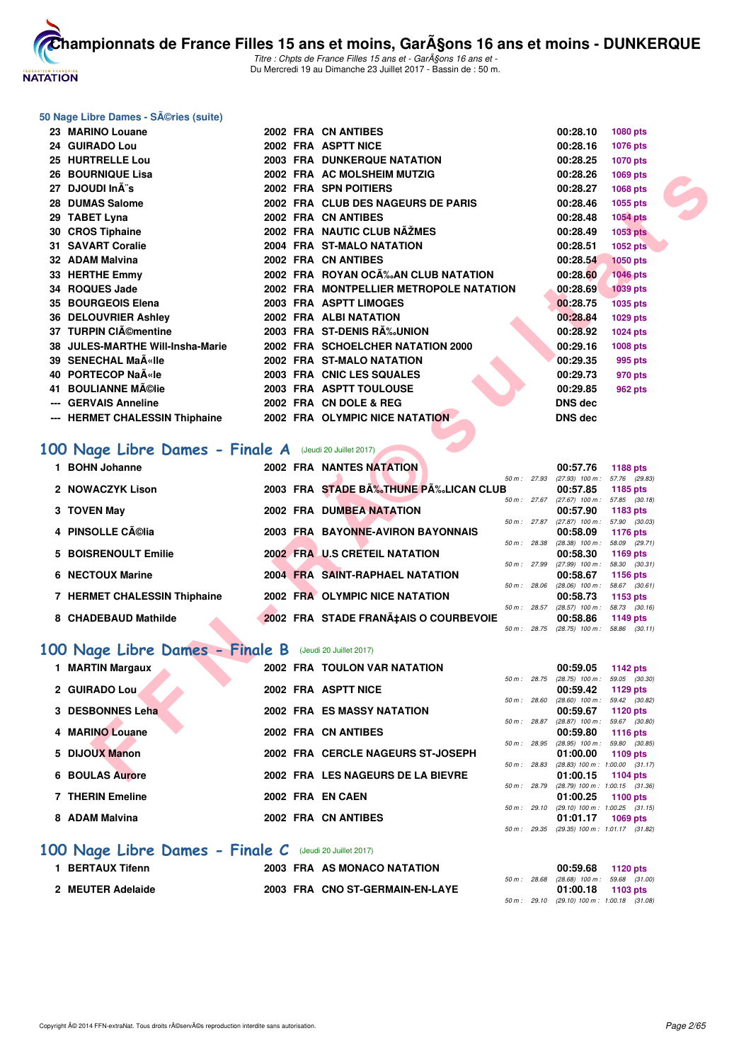# Championnats de France Filles 15 ans et moins, GarÃ§ons 16 ans et moins - DUNKERQUE

*Titre : Chpts de France Filles 15 ans et - GarÃ§ons 16 ans et -*
Du Mercredi 19 au Dimanche 23 Juillet 2017 - Bassin de : 50 m.

### 50 Nage Libre Dames - SÃ©ries (suite)

| Rang | Nom | Année | Nat | Club | Temps | Points |
|---|---|---|---|---|---|---|
| 23 | MARINO Louane | 2002 | FRA | CN ANTIBES | 00:28.10 | 1080 pts |
| 24 | GUIRADO Lou | 2002 | FRA | ASPTT NICE | 00:28.16 | 1076 pts |
| 25 | HURTRELLE Lou | 2003 | FRA | DUNKERQUE NATATION | 00:28.25 | 1070 pts |
| 26 | BOURNIQUE Lisa | 2002 | FRA | AC MOLSHEIM MUTZIG | 00:28.26 | 1069 pts |
| 27 | DJOUDI InÃ¨s | 2002 | FRA | SPN POITIERS | 00:28.27 | 1068 pts |
| 28 | DUMAS Salome | 2002 | FRA | CLUB DES NAGEURS DE PARIS | 00:28.46 | 1055 pts |
| 29 | TABET Lyna | 2002 | FRA | CN ANTIBES | 00:28.48 | 1054 pts |
| 30 | CROS Tiphaine | 2002 | FRA | NAUTIC CLUB NÃŽMES | 00:28.49 | 1053 pts |
| 31 | SAVART Coralie | 2004 | FRA | ST-MALO NATATION | 00:28.51 | 1052 pts |
| 32 | ADAM Malvina | 2002 | FRA | CN ANTIBES | 00:28.54 | 1050 pts |
| 33 | HERTHE Emmy | 2002 | FRA | ROYAN OCÃ‰AN CLUB NATATION | 00:28.60 | 1046 pts |
| 34 | ROQUES Jade | 2002 | FRA | MONTPELLIER METROPOLE NATATION | 00:28.69 | 1039 pts |
| 35 | BOURGEOIS Elena | 2003 | FRA | ASPTT LIMOGES | 00:28.75 | 1035 pts |
| 36 | DELOUVRIER Ashley | 2002 | FRA | ALBI NATATION | 00:28.84 | 1029 pts |
| 37 | TURPIN ClÃ©mentine | 2003 | FRA | ST-DENIS RÃ‰UNION | 00:28.92 | 1024 pts |
| 38 | JULES-MARTHE Will-Insha-Marie | 2002 | FRA | SCHOELCHER NATATION 2000 | 00:29.16 | 1008 pts |
| 39 | SENECHAL MaÃ«lle | 2002 | FRA | ST-MALO NATATION | 00:29.35 | 995 pts |
| 40 | PORTECOP NaÃ«le | 2003 | FRA | CNIC LES SQUALES | 00:29.73 | 970 pts |
| 41 | BOULIANNE MÃ©lie | 2003 | FRA | ASPTT TOULOUSE | 00:29.85 | 962 pts |
| --- | GERVAIS Anneline | 2002 | FRA | CN DOLE & REG | DNS dec | |
| --- | HERMET CHALESSIN Thiphaine | 2002 | FRA | OLYMPIC NICE NATATION | DNS dec | |

## 100 Nage Libre Dames - Finale A (Jeudi 20 Juillet 2017)

| Rang | Nom | Année | Nat | Club | Temps | Points | 50 m | 100 m |
|---|---|---|---|---|---|---|---|---|
| 1 | BOHN Johanne | 2002 | FRA | NANTES NATATION | 00:57.76 | 1188 pts | 27.93 | (27.93) 57.76 (29.83) |
| 2 | NOWACZYK Lison | 2003 | FRA | STADE BÃ‰THUNE PÃ‰LICAN CLUB | 00:57.85 | 1185 pts | 27.67 | (27.67) 57.85 (30.18) |
| 3 | TOVEN May | 2002 | FRA | DUMBEA NATATION | 00:57.90 | 1183 pts | 27.87 | (27.87) 57.90 (30.03) |
| 4 | PINSOLLE CÃ©lia | 2003 | FRA | BAYONNE-AVIRON BAYONNAIS | 00:58.09 | 1176 pts | 28.38 | (28.38) 58.09 (29.71) |
| 5 | BOISRENOULT Emilie | 2002 | FRA | U.S CRETEIL NATATION | 00:58.30 | 1169 pts | 27.99 | (27.99) 58.30 (30.31) |
| 6 | NECTOUX Marine | 2004 | FRA | SAINT-RAPHAEL NATATION | 00:58.67 | 1156 pts | 28.06 | (28.06) 58.67 (30.61) |
| 7 | HERMET CHALESSIN Thiphaine | 2002 | FRA | OLYMPIC NICE NATATION | 00:58.73 | 1153 pts | 28.57 | (28.57) 58.73 (30.16) |
| 8 | CHADEBAUD Mathilde | 2002 | FRA | STADE FRANÃ‡AIS O COURBEVOIE | 00:58.86 | 1149 pts | 28.75 | (28.75) 58.86 (30.11) |

## 100 Nage Libre Dames - Finale B (Jeudi 20 Juillet 2017)

| Rang | Nom | Année | Nat | Club | Temps | Points | 50 m | 100 m |
|---|---|---|---|---|---|---|---|---|
| 1 | MARTIN Margaux | 2002 | FRA | TOULON VAR NATATION | 00:59.05 | 1142 pts | 28.75 | (28.75) 59.05 (30.30) |
| 2 | GUIRADO Lou | 2002 | FRA | ASPTT NICE | 00:59.42 | 1129 pts | 28.60 | (28.60) 59.42 (30.82) |
| 3 | DESBONNES Leha | 2002 | FRA | ES MASSY NATATION | 00:59.67 | 1120 pts | 28.87 | (28.87) 59.67 (30.80) |
| 4 | MARINO Louane | 2002 | FRA | CN ANTIBES | 00:59.80 | 1116 pts | 28.95 | (28.95) 59.80 (30.85) |
| 5 | DIJOUX Manon | 2002 | FRA | CERCLE NAGEURS ST-JOSEPH | 01:00.00 | 1109 pts | 28.83 | (28.83) 1:00.00 (31.17) |
| 6 | BOULAS Aurore | 2002 | FRA | LES NAGEURS DE LA BIEVRE | 01:00.15 | 1104 pts | 28.79 | (28.79) 1:00.15 (31.36) |
| 7 | THERIN Emeline | 2002 | FRA | EN CAEN | 01:00.25 | 1100 pts | 29.10 | (29.10) 1:00.25 (31.15) |
| 8 | ADAM Malvina | 2002 | FRA | CN ANTIBES | 01:01.17 | 1069 pts | 29.35 | (29.35) 1:01.17 (31.82) |

## 100 Nage Libre Dames - Finale C (Jeudi 20 Juillet 2017)

| Rang | Nom | Année | Nat | Club | Temps | Points | 50 m | 100 m |
|---|---|---|---|---|---|---|---|---|
| 1 | BERTAUX Tifenn | 2003 | FRA | AS MONACO NATATION | 00:59.68 | 1120 pts | 28.68 | (28.68) 59.68 (31.00) |
| 2 | MEUTER Adelaide | 2003 | FRA | CNO ST-GERMAIN-EN-LAYE | 01:00.18 | 1103 pts | 29.10 | (29.10) 1:00.18 (31.08) |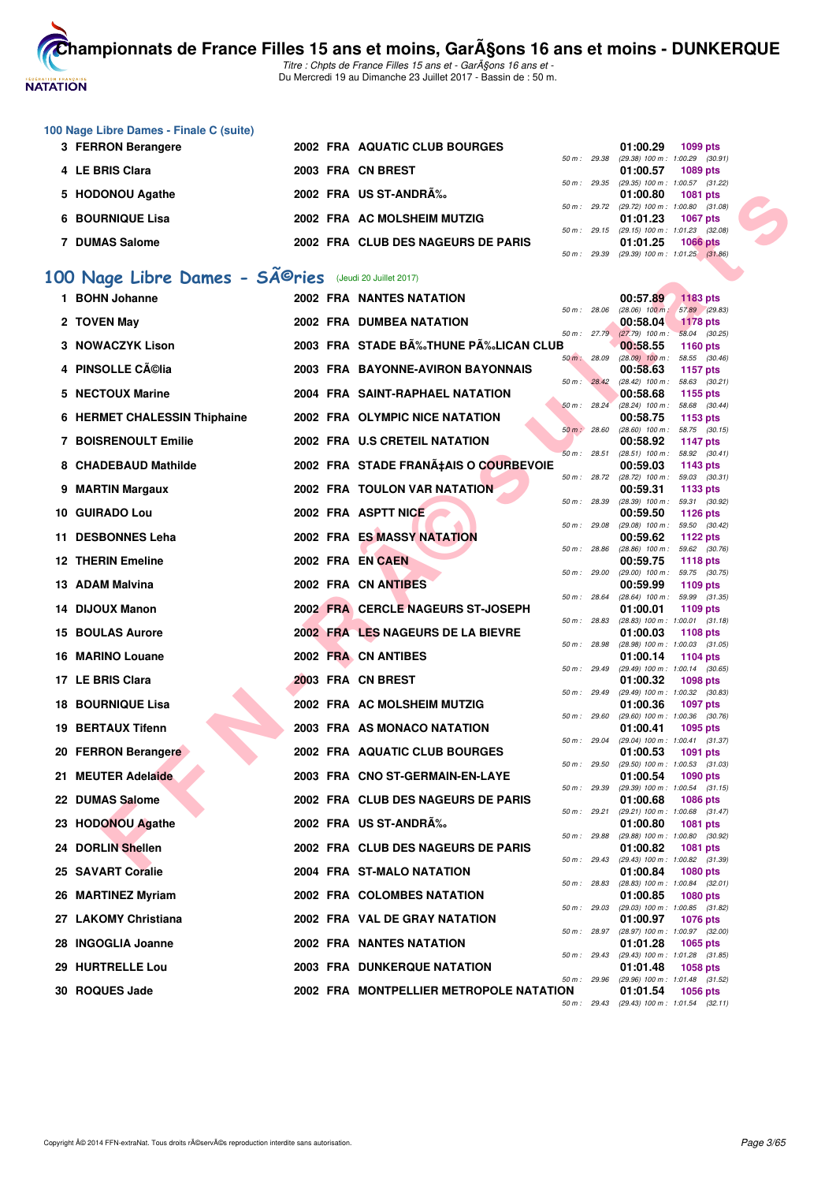### 100 Nage Libre Dames - Finale C (suite)

| Rang | Nom | Année | Nat | Club | Temps | Points | Splits |
|---|---|---|---|---|---|---|---|
| 3 | FERRON Berangere | 2002 | FRA | AQUATIC CLUB BOURGES | 01:00.29 | 1099 pts | 50 m : 29.38 (29.38) 100 m : 1:00.29 (30.91) |
| 4 | LE BRIS Clara | 2003 | FRA | CN BREST | 01:00.57 | 1089 pts | 50 m : 29.35 (29.35) 100 m : 1:00.57 (31.22) |
| 5 | HODONOU Agathe | 2002 | FRA | US ST-ANDRÃ‰ | 01:00.80 | 1081 pts | 50 m : 29.72 (29.72) 100 m : 1:00.80 (31.08) |
| 6 | BOURNIQUE Lisa | 2002 | FRA | AC MOLSHEIM MUTZIG | 01:01.23 | 1067 pts | 50 m : 29.15 (29.15) 100 m : 1:01.23 (32.08) |
| 7 | DUMAS Salome | 2002 | FRA | CLUB DES NAGEURS DE PARIS | 01:01.25 | 1066 pts | 50 m : 29.39 (29.39) 100 m : 1:01.25 (31.86) |

## 100 Nage Libre Dames - SÃ©ries (Jeudi 20 Juillet 2017)

| Rang | Nom | Année | Nat | Club | Temps | Points | Splits |
|---|---|---|---|---|---|---|---|
| 1 | BOHN Johanne | 2002 | FRA | NANTES NATATION | 00:57.89 | 1183 pts | 50 m : 28.06 (28.06) 100 m : 57.89 (29.83) |
| 2 | TOVEN May | 2002 | FRA | DUMBEA NATATION | 00:58.04 | 1178 pts | 50 m : 27.79 (27.79) 100 m : 58.04 (30.25) |
| 3 | NOWACZYK Lison | 2003 | FRA | STADE BÃ‰THUNE PÃ‰LICAN CLUB | 00:58.55 | 1160 pts | 50 m : 28.09 (28.09) 100 m : 58.55 (30.46) |
| 4 | PINSOLLE CÃ©lia | 2003 | FRA | BAYONNE-AVIRON BAYONNAIS | 00:58.63 | 1157 pts | 50 m : 28.42 (28.42) 100 m : 58.63 (30.21) |
| 5 | NECTOUX Marine | 2004 | FRA | SAINT-RAPHAEL NATATION | 00:58.68 | 1155 pts | 50 m : 28.24 (28.24) 100 m : 58.68 (30.44) |
| 6 | HERMET CHALESSIN Thiphaine | 2002 | FRA | OLYMPIC NICE NATATION | 00:58.75 | 1153 pts | 50 m : 28.60 (28.60) 100 m : 58.75 (30.15) |
| 7 | BOISRENOULT Emilie | 2002 | FRA | U.S CRETEIL NATATION | 00:58.92 | 1147 pts | 50 m : 28.51 (28.51) 100 m : 58.92 (30.41) |
| 8 | CHADEBAUD Mathilde | 2002 | FRA | STADE FRANÃ‡AIS O COURBEVOIE | 00:59.03 | 1143 pts | 50 m : 28.72 (28.72) 100 m : 59.03 (30.31) |
| 9 | MARTIN Margaux | 2002 | FRA | TOULON VAR NATATION | 00:59.31 | 1133 pts | 50 m : 28.39 (28.39) 100 m : 59.31 (30.92) |
| 10 | GUIRADO Lou | 2002 | FRA | ASPTT NICE | 00:59.50 | 1126 pts | 50 m : 29.08 (29.08) 100 m : 59.50 (30.42) |
| 11 | DESBONNES Leha | 2002 | FRA | ES MASSY NATATION | 00:59.62 | 1122 pts | 50 m : 28.86 (28.86) 100 m : 59.62 (30.76) |
| 12 | THERIN Emeline | 2002 | FRA | EN CAEN | 00:59.75 | 1118 pts | 50 m : 29.00 (29.00) 100 m : 59.75 (30.75) |
| 13 | ADAM Malvina | 2002 | FRA | CN ANTIBES | 00:59.99 | 1109 pts | 50 m : 28.64 (28.64) 100 m : 59.99 (31.35) |
| 14 | DIJOUX Manon | 2002 | FRA | CERCLE NAGEURS ST-JOSEPH | 01:00.01 | 1109 pts | 50 m : 28.83 (28.83) 100 m : 1:00.01 (31.18) |
| 15 | BOULAS Aurore | 2002 | FRA | LES NAGEURS DE LA BIEVRE | 01:00.03 | 1108 pts | 50 m : 28.98 (28.98) 100 m : 1:00.03 (31.05) |
| 16 | MARINO Louane | 2002 | FRA | CN ANTIBES | 01:00.14 | 1104 pts | 50 m : 29.49 (29.49) 100 m : 1:00.14 (30.65) |
| 17 | LE BRIS Clara | 2003 | FRA | CN BREST | 01:00.32 | 1098 pts | 50 m : 29.49 (29.49) 100 m : 1:00.32 (30.83) |
| 18 | BOURNIQUE Lisa | 2002 | FRA | AC MOLSHEIM MUTZIG | 01:00.36 | 1097 pts | 50 m : 29.60 (29.60) 100 m : 1:00.36 (30.76) |
| 19 | BERTAUX Tifenn | 2003 | FRA | AS MONACO NATATION | 01:00.41 | 1095 pts | 50 m : 29.04 (29.04) 100 m : 1:00.41 (31.37) |
| 20 | FERRON Berangere | 2002 | FRA | AQUATIC CLUB BOURGES | 01:00.53 | 1091 pts | 50 m : 29.50 (29.50) 100 m : 1:00.53 (31.03) |
| 21 | MEUTER Adelaide | 2003 | FRA | CNO ST-GERMAIN-EN-LAYE | 01:00.54 | 1090 pts | 50 m : 29.39 (29.39) 100 m : 1:00.54 (31.15) |
| 22 | DUMAS Salome | 2002 | FRA | CLUB DES NAGEURS DE PARIS | 01:00.68 | 1086 pts | 50 m : 29.21 (29.21) 100 m : 1:00.68 (31.47) |
| 23 | HODONOU Agathe | 2002 | FRA | US ST-ANDRÃ‰ | 01:00.80 | 1081 pts | 50 m : 29.88 (29.88) 100 m : 1:00.80 (30.92) |
| 24 | DORLIN Shellen | 2002 | FRA | CLUB DES NAGEURS DE PARIS | 01:00.82 | 1081 pts | 50 m : 29.43 (29.43) 100 m : 1:00.82 (31.39) |
| 25 | SAVART Coralie | 2004 | FRA | ST-MALO NATATION | 01:00.84 | 1080 pts | 50 m : 28.83 (28.83) 100 m : 1:00.84 (32.01) |
| 26 | MARTINEZ Myriam | 2002 | FRA | COLOMBES NATATION | 01:00.85 | 1080 pts | 50 m : 29.03 (29.03) 100 m : 1:00.85 (31.82) |
| 27 | LAKOMY Christiana | 2002 | FRA | VAL DE GRAY NATATION | 01:00.97 | 1076 pts | 50 m : 28.97 (28.97) 100 m : 1:00.97 (32.00) |
| 28 | INGOGLIA Joanne | 2002 | FRA | NANTES NATATION | 01:01.28 | 1065 pts | 50 m : 29.43 (29.43) 100 m : 1:01.28 (31.85) |
| 29 | HURTRELLE Lou | 2003 | FRA | DUNKERQUE NATATION | 01:01.48 | 1058 pts | 50 m : 29.96 (29.96) 100 m : 1:01.48 (31.52) |
| 30 | ROQUES Jade | 2002 | FRA | MONTPELLIER METROPOLE NATATION | 01:01.54 | 1056 pts | 50 m : 29.43 (29.43) 100 m : 1:01.54 (32.11) |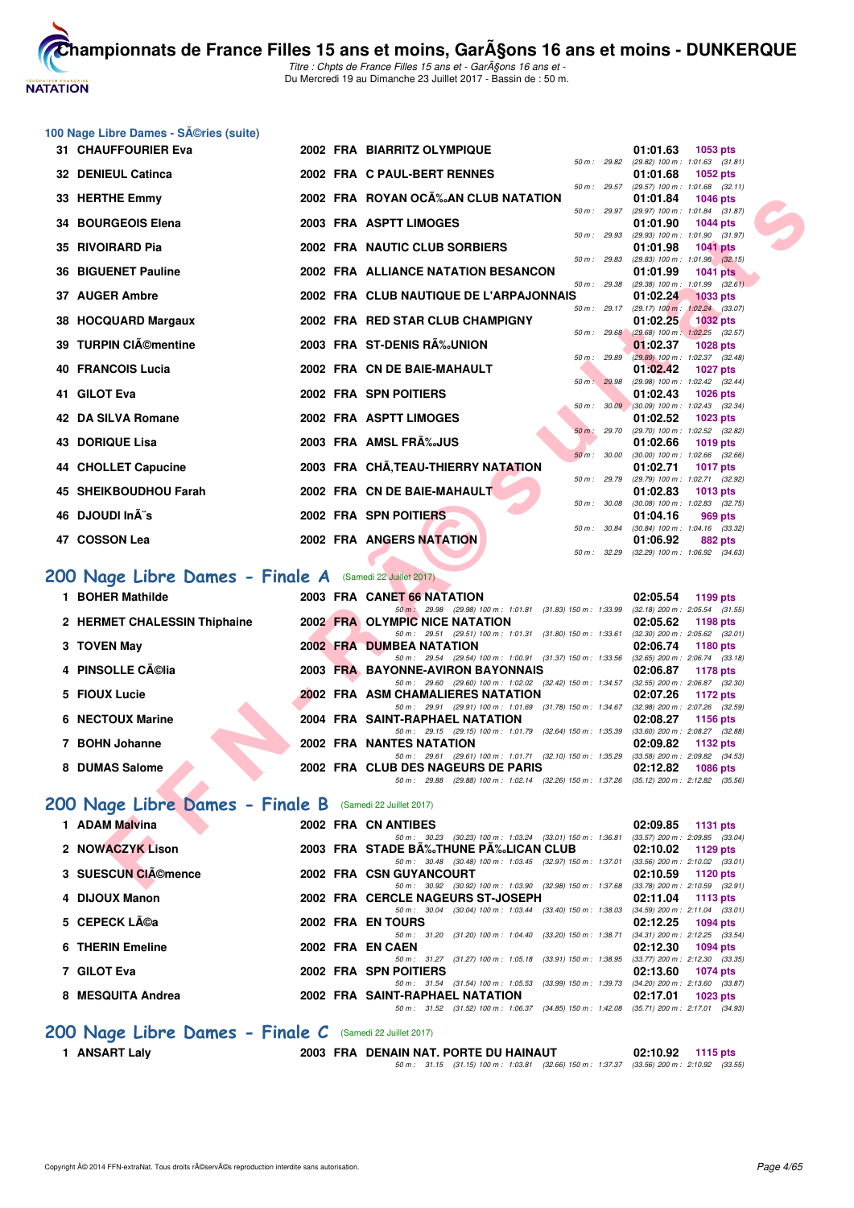### 100 Nage Libre Dames - SÃ©ries (suite)

| Rang | Nom | Année | Nat | Club | Temps | Points | Splits |
|---|---|---|---|---|---|---|---|
| 31 | CHAUFFOURIER Eva | 2002 | FRA | BIARRITZ OLYMPIQUE | 01:01.63 | 1053 pts | 50 m : 29.82 (29.82) 100 m : 1:01.63 (31.81) |
| 32 | DENIEUL Catinca | 2002 | FRA | C PAUL-BERT RENNES | 01:01.68 | 1052 pts | 50 m : 29.57 (29.57) 100 m : 1:01.68 (32.11) |
| 33 | HERTHE Emmy | 2002 | FRA | ROYAN OCÃ‰AN CLUB NATATION | 01:01.84 | 1046 pts | 50 m : 29.97 (29.97) 100 m : 1:01.84 (31.87) |
| 34 | BOURGEOIS Elena | 2003 | FRA | ASPTT LIMOGES | 01:01.90 | 1044 pts | 50 m : 29.93 (29.93) 100 m : 1:01.90 (31.97) |
| 35 | RIVOIRARD Pia | 2002 | FRA | NAUTIC CLUB SORBIERS | 01:01.98 | 1041 pts | 50 m : 29.83 (29.83) 100 m : 1:01.98 (32.15) |
| 36 | BIGUENET Pauline | 2002 | FRA | ALLIANCE NATATION BESANCON | 01:01.99 | 1041 pts | 50 m : 29.38 (29.38) 100 m : 1:01.99 (32.61) |
| 37 | AUGER Ambre | 2002 | FRA | CLUB NAUTIQUE DE L'ARPAJONNAIS | 01:02.24 | 1033 pts | 50 m : 29.17 (29.17) 100 m : 1:02.24 (33.07) |
| 38 | HOCQUARD Margaux | 2002 | FRA | RED STAR CLUB CHAMPIGNY | 01:02.25 | 1032 pts | 50 m : 29.68 (29.68) 100 m : 1:02.25 (32.57) |
| 39 | TURPIN ClÃ©mentine | 2003 | FRA | ST-DENIS RÃ‰UNION | 01:02.37 | 1028 pts | 50 m : 29.89 (29.89) 100 m : 1:02.37 (32.48) |
| 40 | FRANCOIS Lucia | 2002 | FRA | CN DE BAIE-MAHAULT | 01:02.42 | 1027 pts | 50 m : 29.98 (29.98) 100 m : 1:02.42 (32.44) |
| 41 | GILOT Eva | 2002 | FRA | SPN POITIERS | 01:02.43 | 1026 pts | 50 m : 30.09 (30.09) 100 m : 1:02.43 (32.34) |
| 42 | DA SILVA Romane | 2002 | FRA | ASPTT LIMOGES | 01:02.52 | 1023 pts | 50 m : 29.70 (29.70) 100 m : 1:02.52 (32.82) |
| 43 | DORIQUE Lisa | 2003 | FRA | AMSL FRÃ‰JUS | 01:02.66 | 1019 pts | 50 m : 30.00 (30.00) 100 m : 1:02.66 (32.66) |
| 44 | CHOLLET Capucine | 2003 | FRA | CHÃ‚TEAU-THIERRY NATATION | 01:02.71 | 1017 pts | 50 m : 29.79 (29.79) 100 m : 1:02.71 (32.92) |
| 45 | SHEIKBOUDHOU Farah | 2002 | FRA | CN DE BAIE-MAHAULT | 01:02.83 | 1013 pts | 50 m : 30.08 (30.08) 100 m : 1:02.83 (32.75) |
| 46 | DJOUDI InÃ¨s | 2002 | FRA | SPN POITIERS | 01:04.16 | 969 pts | 50 m : 30.84 (30.84) 100 m : 1:04.16 (33.32) |
| 47 | COSSON Lea | 2002 | FRA | ANGERS NATATION | 01:06.92 | 882 pts | 50 m : 32.29 (32.29) 100 m : 1:06.92 (34.63) |

## 200 Nage Libre Dames - Finale A (Samedi 22 Juillet 2017)

| Rang | Nom | Année | Nat | Club | Temps | Points | Splits |
|---|---|---|---|---|---|---|---|
| 1 | BOHER Mathilde | 2003 | FRA | CANET 66 NATATION | 02:05.54 | 1199 pts | 50 m : 29.98 (29.98) 100 m : 1:01.81 (31.83) 150 m : 1:33.99 (32.18) 200 m : 2:05.54 (31.55) |
| 2 | HERMET CHALESSIN Thiphaine | 2002 | FRA | OLYMPIC NICE NATATION | 02:05.62 | 1198 pts | 50 m : 29.51 (29.51) 100 m : 1:01.31 (31.80) 150 m : 1:33.61 (32.30) 200 m : 2:05.62 (32.01) |
| 3 | TOVEN May | 2002 | FRA | DUMBEA NATATION | 02:06.74 | 1180 pts | 50 m : 29.54 (29.54) 100 m : 1:00.91 (31.37) 150 m : 1:33.56 (32.65) 200 m : 2:06.74 (33.18) |
| 4 | PINSOLLE CÃ©lia | 2003 | FRA | BAYONNE-AVIRON BAYONNAIS | 02:06.87 | 1178 pts | 50 m : 29.60 (29.60) 100 m : 1:02.02 (32.42) 150 m : 1:34.57 (32.55) 200 m : 2:06.87 (32.30) |
| 5 | FIOUX Lucie | 2002 | FRA | ASM CHAMALIERES NATATION | 02:07.26 | 1172 pts | 50 m : 29.91 (29.91) 100 m : 1:01.69 (31.78) 150 m : 1:34.67 (32.98) 200 m : 2:07.26 (32.59) |
| 6 | NECTOUX Marine | 2004 | FRA | SAINT-RAPHAEL NATATION | 02:08.27 | 1156 pts | 50 m : 29.15 (29.15) 100 m : 1:01.79 (32.64) 150 m : 1:35.39 (33.60) 200 m : 2:08.27 (32.88) |
| 7 | BOHN Johanne | 2002 | FRA | NANTES NATATION | 02:09.82 | 1132 pts | 50 m : 29.61 (29.61) 100 m : 1:01.71 (32.10) 150 m : 1:35.29 (33.58) 200 m : 2:09.82 (34.53) |
| 8 | DUMAS Salome | 2002 | FRA | CLUB DES NAGEURS DE PARIS | 02:12.82 | 1086 pts | 50 m : 29.88 (29.88) 100 m : 1:02.14 (32.26) 150 m : 1:37.26 (35.12) 200 m : 2:12.82 (35.56) |

## 200 Nage Libre Dames - Finale B (Samedi 22 Juillet 2017)

| Rang | Nom | Année | Nat | Club | Temps | Points | Splits |
|---|---|---|---|---|---|---|---|
| 1 | ADAM Malvina | 2002 | FRA | CN ANTIBES | 02:09.85 | 1131 pts | 50 m : 30.23 (30.23) 100 m : 1:03.24 (33.01) 150 m : 1:36.81 (33.57) 200 m : 2:09.85 (33.04) |
| 2 | NOWACZYK Lison | 2003 | FRA | STADE BÃ‰THUNE PÃ‰LICAN CLUB | 02:10.02 | 1129 pts | 50 m : 30.48 (30.48) 100 m : 1:03.45 (32.97) 150 m : 1:37.01 (33.56) 200 m : 2:10.02 (33.01) |
| 3 | SUESCUN ClÃ©mence | 2002 | FRA | CSN GUYANCOURT | 02:10.59 | 1120 pts | 50 m : 30.92 (30.92) 100 m : 1:03.90 (32.98) 150 m : 1:37.68 (33.78) 200 m : 2:10.59 (32.91) |
| 4 | DIJOUX Manon | 2002 | FRA | CERCLE NAGEURS ST-JOSEPH | 02:11.04 | 1113 pts | 50 m : 30.04 (30.04) 100 m : 1:03.44 (33.40) 150 m : 1:38.03 (34.59) 200 m : 2:11.04 (33.01) |
| 5 | CEPECK LÃ©a | 2002 | FRA | EN TOURS | 02:12.25 | 1094 pts | 50 m : 31.20 (31.20) 100 m : 1:04.40 (33.20) 150 m : 1:38.71 (34.31) 200 m : 2:12.25 (33.54) |
| 6 | THERIN Emeline | 2002 | FRA | EN CAEN | 02:12.30 | 1094 pts | 50 m : 31.27 (31.27) 100 m : 1:05.18 (33.91) 150 m : 1:38.95 (33.77) 200 m : 2:12.30 (33.35) |
| 7 | GILOT Eva | 2002 | FRA | SPN POITIERS | 02:13.60 | 1074 pts | 50 m : 31.54 (31.54) 100 m : 1:05.53 (33.99) 150 m : 1:39.73 (34.20) 200 m : 2:13.60 (33.87) |
| 8 | MESQUITA Andrea | 2002 | FRA | SAINT-RAPHAEL NATATION | 02:17.01 | 1023 pts | 50 m : 31.52 (31.52) 100 m : 1:06.37 (34.85) 150 m : 1:42.08 (35.71) 200 m : 2:17.01 (34.93) |

## 200 Nage Libre Dames - Finale C (Samedi 22 Juillet 2017)

| Rang | Nom | Année | Nat | Club | Temps | Points | Splits |
|---|---|---|---|---|---|---|---|
| 1 | ANSART Laly | 2003 | FRA | DENAIN NAT. PORTE DU HAINAUT | 02:10.92 | 1115 pts | 50 m : 31.15 (31.15) 100 m : 1:03.81 (32.66) 150 m : 1:37.37 (33.56) 200 m : 2:10.92 (33.55) |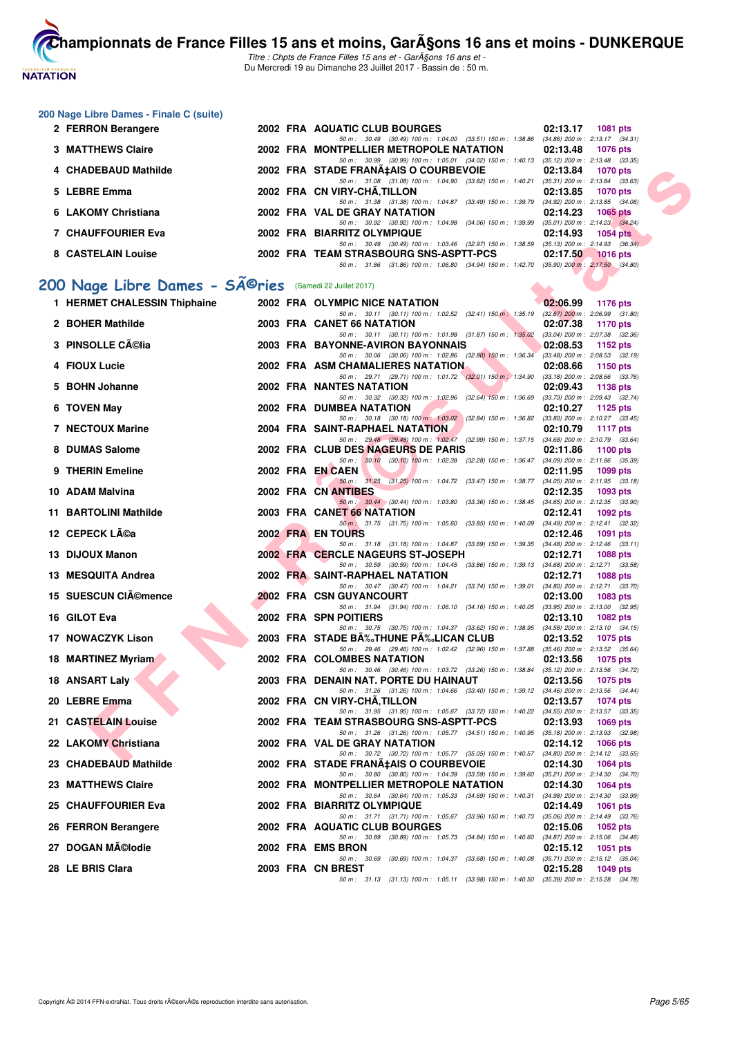## 200 Nage Libre Dames - Finale C (suite)

| Rang | Nom | Année | Nat | Club | Temps | Points |
|---|---|---|---|---|---|---|
| 2 | FERRON Berangere | 2002 | FRA | AQUATIC CLUB BOURGES | 02:13.17 | 1081 pts |
| | 50 m : 30.49 (30.49) 100 m : 1:04.00 (33.51) 150 m : 1:38.86 (34.86) 200 m : 2:13.17 (34.31) | | | | | |
| 3 | MATTHEWS Claire | 2002 | FRA | MONTPELLIER METROPOLE NATATION | 02:13.48 | 1076 pts |
| | 50 m : 30.99 (30.99) 100 m : 1:05.01 (34.02) 150 m : 1:40.13 (35.12) 200 m : 2:13.48 (33.35) | | | | | |
| 4 | CHADEBAUD Mathilde | 2002 | FRA | STADE FRANÃ‡AIS O COURBEVOIE | 02:13.84 | 1070 pts |
| | 50 m : 31.08 (31.08) 100 m : 1:04.90 (33.82) 150 m : 1:40.21 (35.31) 200 m : 2:13.84 (33.63) | | | | | |
| 5 | LEBRE Emma | 2002 | FRA | CN VIRY-CHÃ‚TILLON | 02:13.85 | 1070 pts |
| | 50 m : 31.38 (31.38) 100 m : 1:04.87 (33.49) 150 m : 1:39.79 (34.92) 200 m : 2:13.85 (34.06) | | | | | |
| 6 | LAKOMY Christiana | 2002 | FRA | VAL DE GRAY NATATION | 02:14.23 | 1065 pts |
| | 50 m : 30.92 (30.92) 100 m : 1:04.98 (34.06) 150 m : 1:39.99 (35.01) 200 m : 2:14.23 (34.24) | | | | | |
| 7 | CHAUFFOURIER Eva | 2002 | FRA | BIARRITZ OLYMPIQUE | 02:14.93 | 1054 pts |
| | 50 m : 30.49 (30.49) 100 m : 1:03.46 (32.97) 150 m : 1:38.59 (35.13) 200 m : 2:14.93 (36.34) | | | | | |
| 8 | CASTELAIN Louise | 2002 | FRA | TEAM STRASBOURG SNS-ASPTT-PCS | 02:17.50 | 1016 pts |
| | 50 m : 31.86 (31.86) 100 m : 1:06.80 (34.94) 150 m : 1:42.70 (35.90) 200 m : 2:17.50 (34.80) | | | | | |

## 200 Nage Libre Dames - SÃ©ries (Samedi 22 Juillet 2017)

| Rang | Nom | Année | Nat | Club | Temps | Points |
|---|---|---|---|---|---|---|
| 1 | HERMET CHALESSIN Thiphaine | 2002 | FRA | OLYMPIC NICE NATATION | 02:06.99 | 1176 pts |
| | 50 m : 30.11 (30.11) 100 m : 1:02.52 (32.41) 150 m : 1:35.19 (32.67) 200 m : 2:06.99 (31.80) | | | | | |
| 2 | BOHER Mathilde | 2003 | FRA | CANET 66 NATATION | 02:07.38 | 1170 pts |
| | 50 m : 30.11 (30.11) 100 m : 1:01.98 (31.87) 150 m : 1:35.02 (33.04) 200 m : 2:07.38 (32.36) | | | | | |
| 3 | PINSOLLE CÃ©lia | 2003 | FRA | BAYONNE-AVIRON BAYONNAIS | 02:08.53 | 1152 pts |
| | 50 m : 30.06 (30.06) 100 m : 1:02.86 (32.80) 150 m : 1:36.34 (33.48) 200 m : 2:08.53 (32.19) | | | | | |
| 4 | FIOUX Lucie | 2002 | FRA | ASM CHAMALIERES NATATION | 02:08.66 | 1150 pts |
| | 50 m : 29.71 (29.71) 100 m : 1:01.72 (32.01) 150 m : 1:34.90 (33.18) 200 m : 2:08.66 (33.76) | | | | | |
| 5 | BOHN Johanne | 2002 | FRA | NANTES NATATION | 02:09.43 | 1138 pts |
| | 50 m : 30.32 (30.32) 100 m : 1:02.96 (32.64) 150 m : 1:36.69 (33.73) 200 m : 2:09.43 (32.74) | | | | | |
| 6 | TOVEN May | 2002 | FRA | DUMBEA NATATION | 02:10.27 | 1125 pts |
| | 50 m : 30.18 (30.18) 100 m : 1:03.02 (32.84) 150 m : 1:36.82 (33.80) 200 m : 2:10.27 (33.45) | | | | | |
| 7 | NECTOUX Marine | 2004 | FRA | SAINT-RAPHAEL NATATION | 02:10.79 | 1117 pts |
| | 50 m : 29.48 (29.48) 100 m : 1:02.47 (32.99) 150 m : 1:37.15 (34.68) 200 m : 2:10.79 (33.64) | | | | | |
| 8 | DUMAS Salome | 2002 | FRA | CLUB DES NAGEURS DE PARIS | 02:11.86 | 1100 pts |
| | 50 m : 30.10 (30.10) 100 m : 1:02.38 (32.28) 150 m : 1:36.47 (34.09) 200 m : 2:11.86 (35.39) | | | | | |
| 9 | THERIN Emeline | 2002 | FRA | EN CAEN | 02:11.95 | 1099 pts |
| | 50 m : 31.25 (31.25) 100 m : 1:04.72 (33.47) 150 m : 1:38.77 (34.05) 200 m : 2:11.95 (33.18) | | | | | |
| 10 | ADAM Malvina | 2002 | FRA | CN ANTIBES | 02:12.35 | 1093 pts |
| | 50 m : 30.44 (30.44) 100 m : 1:03.80 (33.36) 150 m : 1:38.45 (34.65) 200 m : 2:12.35 (33.90) | | | | | |
| 11 | BARTOLINI Mathilde | 2003 | FRA | CANET 66 NATATION | 02:12.41 | 1092 pts |
| | 50 m : 31.75 (31.75) 100 m : 1:05.60 (33.85) 150 m : 1:40.09 (34.49) 200 m : 2:12.41 (32.32) | | | | | |
| 12 | CEPECK LÃ©a | 2002 | FRA | EN TOURS | 02:12.46 | 1091 pts |
| | 50 m : 31.18 (31.18) 100 m : 1:04.87 (33.69) 150 m : 1:39.35 (34.48) 200 m : 2:12.46 (33.11) | | | | | |
| 13 | DIJOUX Manon | 2002 | FRA | CERCLE NAGEURS ST-JOSEPH | 02:12.71 | 1088 pts |
| | 50 m : 30.59 (30.59) 100 m : 1:04.45 (33.86) 150 m : 1:39.13 (34.68) 200 m : 2:12.71 (33.58) | | | | | |
| 13 | MESQUITA Andrea | 2002 | FRA | SAINT-RAPHAEL NATATION | 02:12.71 | 1088 pts |
| | 50 m : 30.47 (30.47) 100 m : 1:04.21 (33.74) 150 m : 1:39.01 (34.80) 200 m : 2:12.71 (33.70) | | | | | |
| 15 | SUESCUN ClÃ©mence | 2002 | FRA | CSN GUYANCOURT | 02:13.00 | 1083 pts |
| | 50 m : 31.94 (31.94) 100 m : 1:06.10 (34.16) 150 m : 1:40.05 (33.95) 200 m : 2:13.00 (32.95) | | | | | |
| 16 | GILOT Eva | 2002 | FRA | SPN POITIERS | 02:13.10 | 1082 pts |
| | 50 m : 30.75 (30.75) 100 m : 1:04.37 (33.62) 150 m : 1:38.95 (34.58) 200 m : 2:13.10 (34.15) | | | | | |
| 17 | NOWACZYK Lison | 2003 | FRA | STADE BÃ‰THUNE PÃ‰LICAN CLUB | 02:13.52 | 1075 pts |
| | 50 m : 29.46 (29.46) 100 m : 1:02.42 (32.96) 150 m : 1:37.88 (35.46) 200 m : 2:13.52 (35.64) | | | | | |
| 18 | MARTINEZ Myriam | 2002 | FRA | COLOMBES NATATION | 02:13.56 | 1075 pts |
| | 50 m : 30.46 (30.46) 100 m : 1:03.72 (33.26) 150 m : 1:38.84 (35.12) 200 m : 2:13.56 (34.72) | | | | | |
| 18 | ANSART Laly | 2003 | FRA | DENAIN NAT. PORTE DU HAINAUT | 02:13.56 | 1075 pts |
| | 50 m : 31.26 (31.26) 100 m : 1:04.66 (33.40) 150 m : 1:39.12 (34.46) 200 m : 2:13.56 (34.44) | | | | | |
| 20 | LEBRE Emma | 2002 | FRA | CN VIRY-CHÃ‚TILLON | 02:13.57 | 1074 pts |
| | 50 m : 31.95 (31.95) 100 m : 1:05.67 (33.72) 150 m : 1:40.22 (34.55) 200 m : 2:13.57 (33.35) | | | | | |
| 21 | CASTELAIN Louise | 2002 | FRA | TEAM STRASBOURG SNS-ASPTT-PCS | 02:13.93 | 1069 pts |
| | 50 m : 31.26 (31.26) 100 m : 1:05.77 (34.51) 150 m : 1:40.95 (35.18) 200 m : 2:13.93 (32.98) | | | | | |
| 22 | LAKOMY Christiana | 2002 | FRA | VAL DE GRAY NATATION | 02:14.12 | 1066 pts |
| | 50 m : 30.72 (30.72) 100 m : 1:05.77 (35.05) 150 m : 1:40.57 (34.80) 200 m : 2:14.12 (33.55) | | | | | |
| 23 | CHADEBAUD Mathilde | 2002 | FRA | STADE FRANÃ‡AIS O COURBEVOIE | 02:14.30 | 1064 pts |
| | 50 m : 30.80 (30.80) 100 m : 1:04.39 (33.59) 150 m : 1:39.60 (35.21) 200 m : 2:14.30 (34.70) | | | | | |
| 23 | MATTHEWS Claire | 2002 | FRA | MONTPELLIER METROPOLE NATATION | 02:14.30 | 1064 pts |
| | 50 m : 30.64 (30.64) 100 m : 1:05.33 (34.69) 150 m : 1:40.31 (34.98) 200 m : 2:14.30 (33.99) | | | | | |
| 25 | CHAUFFOURIER Eva | 2002 | FRA | BIARRITZ OLYMPIQUE | 02:14.49 | 1061 pts |
| | 50 m : 31.71 (31.71) 100 m : 1:05.67 (33.96) 150 m : 1:40.73 (35.06) 200 m : 2:14.49 (33.76) | | | | | |
| 26 | FERRON Berangere | 2002 | FRA | AQUATIC CLUB BOURGES | 02:15.06 | 1052 pts |
| | 50 m : 30.89 (30.89) 100 m : 1:05.73 (34.84) 150 m : 1:40.60 (34.87) 200 m : 2:15.06 (34.46) | | | | | |
| 27 | DOGAN MÃ©lodie | 2002 | FRA | EMS BRON | 02:15.12 | 1051 pts |
| | 50 m : 30.69 (30.69) 100 m : 1:04.37 (33.68) 150 m : 1:40.08 (35.71) 200 m : 2:15.12 (35.04) | | | | | |
| 28 | LE BRIS Clara | 2003 | FRA | CN BREST | 02:15.28 | 1049 pts |
| | 50 m : 31.13 (31.13) 100 m : 1:05.11 (33.98) 150 m : 1:40.50 (35.39) 200 m : 2:15.28 (34.78) | | | | | |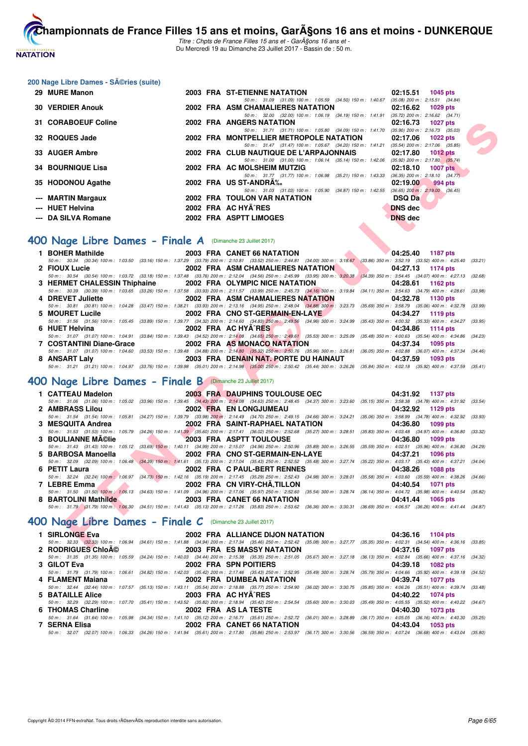## 200 Nage Libre Dames - SÃ©ries (suite)

| Place | Nom | Année | Nat | Club | Temps | Points |
|---|---|---|---|---|---|---|
| 29 | MURE Manon | 2003 | FRA | ST-ETIENNE NATATION | 02:15.51 | 1045 pts |
| | 50 m : 31.09 (31.09) 100 m : 1:05.59 (34.50) 150 m : 1:40.67 (35.08) 200 m : 2:15.51 (34.84) | | | | | |
| 30 | VERDIER Anouk | 2002 | FRA | ASM CHAMALIERES NATATION | 02:16.62 | 1029 pts |
| | 50 m : 32.00 (32.00) 100 m : 1:06.19 (34.19) 150 m : 1:41.91 (35.72) 200 m : 2:16.62 (34.71) | | | | | |
| 31 | CORABOEUF Coline | 2002 | FRA | ANGERS NATATION | 02:16.73 | 1027 pts |
| | 50 m : 31.71 (31.71) 100 m : 1:05.80 (34.09) 150 m : 1:41.70 (35.90) 200 m : 2:16.73 (35.03) | | | | | |
| 32 | ROQUES Jade | 2002 | FRA | MONTPELLIER METROPOLE NATATION | 02:17.06 | 1022 pts |
| | 50 m : 31.47 (31.47) 100 m : 1:05.67 (34.20) 150 m : 1:41.21 (35.54) 200 m : 2:17.06 (35.85) | | | | | |
| 33 | AUGER Ambre | 2002 | FRA | CLUB NAUTIQUE DE L'ARPAJONNAIS | 02:17.80 | 1012 pts |
| | 50 m : 31.00 (31.00) 100 m : 1:06.14 (35.14) 150 m : 1:42.06 (35.92) 200 m : 2:17.80 (35.74) | | | | | |
| 34 | BOURNIQUE Lisa | 2002 | FRA | AC MOLSHEIM MUTZIG | 02:18.10 | 1007 pts |
| | 50 m : 31.77 (31.77) 100 m : 1:06.98 (35.21) 150 m : 1:43.33 (36.35) 200 m : 2:18.10 (34.77) | | | | | |
| 35 | HODONOU Agathe | 2002 | FRA | US ST-ANDRÃ‰ | 02:19.00 | 994 pts |
| | 50 m : 31.03 (31.03) 100 m : 1:05.90 (34.87) 150 m : 1:42.55 (36.65) 200 m : 2:19.00 (36.45) | | | | | |
| --- | MARTIN Margaux | 2002 | FRA | TOULON VAR NATATION | DSQ Da | |
| --- | HUET Helvina | 2002 | FRA | AC HYÃˆRES | DNS dec | |
| --- | DA SILVA Romane | 2002 | FRA | ASPTT LIMOGES | DNS dec | |

## 400 Nage Libre Dames - Finale A (Dimanche 23 Juillet 2017)

| Place | Nom | Année | Nat | Club | Temps | Points |
|---|---|---|---|---|---|---|
| 1 | BOHER Mathilde | 2003 | FRA | CANET 66 NATATION | 04:25.40 | 1187 pts |
| | 50 m : 30.34 (30.34) 100 m : 1:03.50 (33.16) 150 m : 1:37.29 (33.79) 200 m : 2:10.81 (33.52) 250 m : 2:44.81 (34.00) 300 m : 3:18.67 (33.86) 350 m : 3:52.19 (33.52) 400 m : 4:25.40 (33.21) | | | | | |
| 2 | FIOUX Lucie | 2002 | FRA | ASM CHAMALIERES NATATION | 04:27.13 | 1174 pts |
| | 50 m : 30.54 (30.54) 100 m : 1:03.72 (33.18) 150 m : 1:37.48 (33.76) 200 m : 2:12.04 (34.56) 250 m : 2:45.99 (33.95) 300 m : 3:20.38 (34.39) 350 m : 3:54.45 (34.07) 400 m : 4:27.13 (32.68) | | | | | |
| 3 | HERMET CHALESSIN Thiphaine | 2002 | FRA | OLYMPIC NICE NATATION | 04:28.61 | 1162 pts |
| | 50 m : 30.39 (30.39) 100 m : 1:03.65 (33.26) 150 m : 1:37.58 (33.93) 200 m : 2:11.57 (33.99) 250 m : 2:45.73 (34.16) 300 m : 3:19.84 (34.11) 350 m : 3:54.63 (34.79) 400 m : 4:28.61 (33.98) | | | | | |
| 4 | DREVET Juliette | 2002 | FRA | ASM CHAMALIERES NATATION | 04:32.78 | 1130 pts |
| | 50 m : 30.81 (30.81) 100 m : 1:04.28 (33.47) 150 m : 1:38.21 (33.93) 200 m : 2:13.16 (34.95) 250 m : 2:48.04 (34.88) 300 m : 3:23.73 (35.69) 350 m : 3:58.79 (35.06) 400 m : 4:32.78 (33.99) | | | | | |
| 5 | MOURET Lucile | 2002 | FRA | CNO ST-GERMAIN-EN-LAYE | 04:34.27 | 1119 pts |
| | 50 m : 31.56 (31.56) 100 m : 1:05.45 (33.89) 150 m : 1:39.77 (34.32) 200 m : 2:14.60 (34.83) 250 m : 2:49.56 (34.96) 300 m : 3:24.99 (35.43) 350 m : 4:00.32 (35.33) 400 m : 4:34.27 (33.95) | | | | | |
| 6 | HUET Helvina | 2002 | FRA | AC HYÃˆRES | 04:34.86 | 1114 pts |
| | 50 m : 31.07 (31.07) 100 m : 1:04.91 (33.84) 150 m : 1:39.43 (34.52) 200 m : 2:14.08 (34.65) 250 m : 2:49.61 (35.53) 300 m : 3:25.09 (35.48) 350 m : 4:00.63 (35.54) 400 m : 4:34.86 (34.23) | | | | | |
| 7 | COSTANTINI Diane-Grace | 2002 | FRA | AS MONACO NATATION | 04:37.34 | 1095 pts |
| | 50 m : 31.07 (31.07) 100 m : 1:04.60 (33.53) 150 m : 1:39.48 (34.88) 200 m : 2:14.80 (35.32) 250 m : 2:50.76 (35.96) 300 m : 3:26.81 (36.05) 350 m : 4:02.88 (36.07) 400 m : 4:37.34 (34.46) | | | | | |
| 8 | ANSART Laly | 2003 | FRA | DENAIN NAT. PORTE DU HAINAUT | 04:37.59 | 1093 pts |
| | 50 m : 31.21 (31.21) 100 m : 1:04.97 (33.76) 150 m : 1:39.98 (35.01) 200 m : 2:14.98 (35.00) 250 m : 2:50.42 (35.44) 300 m : 3:26.26 (35.84) 350 m : 4:02.18 (35.92) 400 m : 4:37.59 (35.41) | | | | | |

## 400 Nage Libre Dames - Finale B (Dimanche 23 Juillet 2017)

| Place | Nom | Année | Nat | Club | Temps | Points |
|---|---|---|---|---|---|---|
| 1 | CATTEAU Madelon | 2003 | FRA | DAUPHINS TOULOUSE OEC | 04:31.92 | 1137 pts |
| | 50 m : 31.06 (31.06) 100 m : 1:05.02 (33.96) 150 m : 1:39.45 (34.43) 200 m : 2:14.08 (34.63) 250 m : 2:48.45 (34.37) 300 m : 3:23.60 (35.15) 350 m : 3:58.38 (34.78) 400 m : 4:31.92 (33.54) | | | | | |
| 2 | AMBRASS Lilou | 2002 | FRA | EN LONGJUMEAU | 04:32.92 | 1129 pts |
| | 50 m : 31.54 (31.54) 100 m : 1:05.81 (34.27) 150 m : 1:39.79 (33.98) 200 m : 2:14.49 (34.70) 250 m : 2:49.15 (34.66) 300 m : 3:24.21 (35.06) 350 m : 3:58.99 (34.78) 400 m : 4:32.92 (33.93) | | | | | |
| 3 | MESQUITA Andrea | 2002 | FRA | SAINT-RAPHAEL NATATION | 04:36.80 | 1099 pts |
| | 50 m : 31.53 (31.53) 100 m : 1:05.79 (34.26) 150 m : 1:41.39 (35.60) 200 m : 2:17.41 (36.02) 250 m : 2:52.68 (35.27) 300 m : 3:28.51 (35.83) 350 m : 4:03.48 (34.97) 400 m : 4:36.80 (33.32) | | | | | |
| 3 | BOULIANNE MÃ©lie | 2003 | FRA | ASPTT TOULOUSE | 04:36.80 | 1099 pts |
| | 50 m : 31.43 (31.43) 100 m : 1:05.12 (33.69) 150 m : 1:40.11 (34.99) 200 m : 2:15.07 (34.96) 250 m : 2:50.96 (35.89) 300 m : 3:26.55 (35.59) 350 m : 4:02.51 (35.96) 400 m : 4:36.80 (34.29) | | | | | |
| 5 | BARBOSA Manoella | 2002 | FRA | CNO ST-GERMAIN-EN-LAYE | 04:37.21 | 1096 pts |
| | 50 m : 32.09 (32.09) 100 m : 1:06.48 (34.39) 150 m : 1:41.61 (35.13) 200 m : 2:17.04 (35.43) 250 m : 2:52.52 (35.48) 300 m : 3:27.74 (35.22) 350 m : 4:03.17 (35.43) 400 m : 4:37.21 (34.04) | | | | | |
| 6 | PETIT Laura | 2002 | FRA | C PAUL-BERT RENNES | 04:38.26 | 1088 pts |
| | 50 m : 32.24 (32.24) 100 m : 1:06.97 (34.73) 150 m : 1:42.16 (35.19) 200 m : 2:17.45 (35.29) 250 m : 2:52.43 (34.98) 300 m : 3:28.01 (35.58) 350 m : 4:03.60 (35.59) 400 m : 4:38.26 (34.66) | | | | | |
| 7 | LEBRE Emma | 2002 | FRA | CN VIRY-CHÃ‚TILLON | 04:40.54 | 1071 pts |
| | 50 m : 31.50 (31.50) 100 m : 1:06.13 (34.63) 150 m : 1:41.09 (34.96) 200 m : 2:17.06 (35.97) 250 m : 2:52.60 (35.54) 300 m : 3:28.74 (36.14) 350 m : 4:04.72 (35.98) 400 m : 4:40.54 (35.82) | | | | | |
| 8 | BARTOLINI Mathilde | 2003 | FRA | CANET 66 NATATION | 04:41.44 | 1065 pts |
| | 50 m : 31.79 (31.79) 100 m : 1:06.30 (34.51) 150 m : 1:41.43 (35.13) 200 m : 2:17.26 (35.83) 250 m : 2:53.62 (36.36) 300 m : 3:30.31 (36.69) 350 m : 4:06.57 (36.26) 400 m : 4:41.44 (34.87) | | | | | |

## 400 Nage Libre Dames - Finale C (Dimanche 23 Juillet 2017)

| Place | Nom | Année | Nat | Club | Temps | Points |
|---|---|---|---|---|---|---|
| 1 | SIRLONGE Eva | 2002 | FRA | ALLIANCE DIJON NATATION | 04:36.16 | 1104 pts |
| | 50 m : 32.33 (32.33) 100 m : 1:06.94 (34.61) 150 m : 1:41.88 (34.94) 200 m : 2:17.34 (35.46) 250 m : 2:52.42 (35.08) 300 m : 3:27.77 (35.35) 350 m : 4:02.31 (34.54) 400 m : 4:36.16 (33.85) | | | | | |
| 2 | RODRIGUES ChloÃ© | 2003 | FRA | ES MASSY NATATION | 04:37.16 | 1097 pts |
| | 50 m : 31.35 (31.35) 100 m : 1:05.59 (34.24) 150 m : 1:40.03 (34.44) 200 m : 2:15.38 (35.35) 250 m : 2:51.05 (35.67) 300 m : 3:27.18 (36.13) 350 m : 4:02.84 (35.66) 400 m : 4:37.16 (34.32) | | | | | |
| 3 | GILOT Eva | 2002 | FRA | SPN POITIERS | 04:39.18 | 1082 pts |
| | 50 m : 31.79 (31.79) 100 m : 1:06.61 (34.82) 150 m : 1:42.03 (35.42) 200 m : 2:17.46 (35.43) 250 m : 2:52.95 (35.49) 300 m : 3:28.74 (35.79) 350 m : 4:04.66 (35.92) 400 m : 4:39.18 (34.52) | | | | | |
| 4 | FLAMENT Maiana | 2002 | FRA | DUMBEA NATATION | 04:39.74 | 1077 pts |
| | 50 m : 32.44 (32.44) 100 m : 1:07.57 (35.13) 150 m : 1:43.11 (35.54) 200 m : 2:18.88 (35.77) 250 m : 2:54.90 (36.02) 300 m : 3:30.75 (35.85) 350 m : 4:06.26 (35.51) 400 m : 4:39.74 (33.48) | | | | | |
| 5 | BATAILLE Alice | 2003 | FRA | AC HYÃˆRES | 04:40.22 | 1074 pts |
| | 50 m : 32.29 (32.29) 100 m : 1:07.70 (35.41) 150 m : 1:43.52 (35.82) 200 m : 2:18.94 (35.42) 250 m : 2:54.54 (35.60) 300 m : 3:30.03 (35.49) 350 m : 4:05.55 (35.52) 400 m : 4:40.22 (34.67) | | | | | |
| 6 | THOMAS Charline | 2002 | FRA | AS LA TESTE | 04:40.30 | 1073 pts |
| | 50 m : 31.64 (31.64) 100 m : 1:05.98 (34.34) 150 m : 1:41.10 (35.12) 200 m : 2:16.71 (35.61) 250 m : 2:52.72 (36.01) 300 m : 3:28.89 (36.17) 350 m : 4:05.05 (36.16) 400 m : 4:40.30 (35.25) | | | | | |
| 7 | SERNA Elisa | 2002 | FRA | CANET 66 NATATION | 04:43.04 | 1053 pts |
| | 50 m : 32.07 (32.07) 100 m : 1:06.33 (34.26) 150 m : 1:41.94 (35.61) 200 m : 2:17.80 (35.86) 250 m : 2:53.97 (36.17) 300 m : 3:30.56 (36.59) 350 m : 4:07.24 (36.68) 400 m : 4:43.04 (35.80) | | | | | |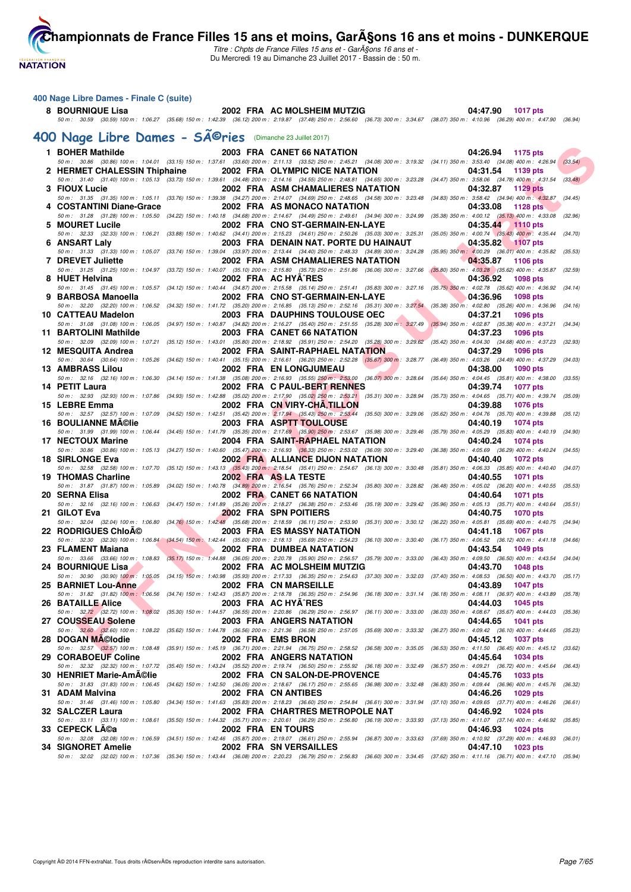## 400 Nage Libre Dames - Finale C (suite)

| Rg | Nom | Année | Nat | Club | Temps | Points |
|---|---|---|---|---|---|---|
| 8 | BOURNIQUE Lisa | 2002 | FRA | AC MOLSHEIM MUTZIG | 04:47.90 | 1017 pts |

50 m : 30.59 (30.59) 100 m : 1:06.27 (35.68) 150 m : 1:42.39 (36.12) 200 m : 2:19.87 (37.48) 250 m : 2:56.60 (36.73) 300 m : 3:34.67 (38.07) 350 m : 4:10.96 (36.29) 400 m : 4:47.90 (36.94)

## 400 Nage Libre Dames - SÃ©ries (Dimanche 23 Juillet 2017)

| Rg | Nom | Année | Nat | Club | Temps | Points |
|---|---|---|---|---|---|---|
| 1 | BOHER Mathilde | 2003 | FRA | CANET 66 NATATION | 04:26.94 | 1175 pts |
| | 50 m : 30.86 (30.86) 100 m : 1:04.01 (33.15) 150 m : 1:37.61 (33.60) 200 m : 2:11.13 (33.52) 250 m : 2:45.21 (34.08) 300 m : 3:19.32 (34.11) 350 m : 3:53.40 (34.08) 400 m : 4:26.94 (33.54) | | | | | |
| 2 | HERMET CHALESSIN Thiphaine | 2002 | FRA | OLYMPIC NICE NATATION | 04:31.54 | 1139 pts |
| | 50 m : 31.40 (31.40) 100 m : 1:05.13 (33.73) 150 m : 1:39.61 (34.48) 200 m : 2:14.16 (34.55) 250 m : 2:48.81 (34.65) 300 m : 3:23.28 (34.47) 350 m : 3:58.06 (34.78) 400 m : 4:31.54 (33.48) | | | | | |
| 3 | FIOUX Lucie | 2002 | FRA | ASM CHAMALIERES NATATION | 04:32.87 | 1129 pts |
| | 50 m : 31.35 (31.35) 100 m : 1:05.11 (33.76) 150 m : 1:39.38 (34.27) 200 m : 2:14.07 (34.69) 250 m : 2:48.65 (34.58) 300 m : 3:23.48 (34.83) 350 m : 3:58.42 (34.94) 400 m : 4:32.87 (34.45) | | | | | |
| 4 | COSTANTINI Diane-Grace | 2002 | FRA | AS MONACO NATATION | 04:33.08 | 1128 pts |
| | 50 m : 31.28 (31.28) 100 m : 1:05.50 (34.22) 150 m : 1:40.18 (34.68) 200 m : 2:14.67 (34.49) 250 m : 2:49.61 (34.94) 300 m : 3:24.99 (35.38) 350 m : 4:00.12 (35.13) 400 m : 4:33.08 (32.96) | | | | | |
| 5 | MOURET Lucile | 2002 | FRA | CNO ST-GERMAIN-EN-LAYE | 04:35.44 | 1110 pts |
| | 50 m : 32.33 (32.33) 100 m : 1:06.21 (33.88) 150 m : 1:40.62 (34.41) 200 m : 2:15.23 (34.61) 250 m : 2:50.26 (35.03) 300 m : 3:25.31 (35.05) 350 m : 4:00.74 (35.43) 400 m : 4:35.44 (34.70) | | | | | |
| 6 | ANSART Laly | 2003 | FRA | DENAIN NAT. PORTE DU HAINAUT | 04:35.82 | 1107 pts |
| | 50 m : 31.33 (31.33) 100 m : 1:05.07 (33.74) 150 m : 1:39.04 (33.97) 200 m : 2:13.44 (34.40) 250 m : 2:48.33 (34.89) 300 m : 3:24.28 (35.95) 350 m : 4:00.29 (36.01) 400 m : 4:35.82 (35.53) | | | | | |
| 7 | DREVET Juliette | 2002 | FRA | ASM CHAMALIERES NATATION | 04:35.87 | 1106 pts |
| | 50 m : 31.25 (31.25) 100 m : 1:04.97 (33.72) 150 m : 1:40.07 (35.10) 200 m : 2:15.80 (35.73) 250 m : 2:51.86 (36.06) 300 m : 3:27.66 (35.80) 350 m : 4:03.28 (35.62) 400 m : 4:35.87 (32.59) | | | | | |
| 8 | HUET Helvina | 2002 | FRA | AC HYÃ¨RES | 04:36.92 | 1098 pts |
| | 50 m : 31.45 (31.45) 100 m : 1:05.57 (34.12) 150 m : 1:40.44 (34.87) 200 m : 2:15.58 (35.14) 250 m : 2:51.41 (35.83) 300 m : 3:27.16 (35.75) 350 m : 4:02.78 (35.62) 400 m : 4:36.92 (34.14) | | | | | |
| 9 | BARBOSA Manoella | 2002 | FRA | CNO ST-GERMAIN-EN-LAYE | 04:36.96 | 1098 pts |
| | 50 m : 32.20 (32.20) 100 m : 1:06.52 (34.32) 150 m : 1:41.72 (35.20) 200 m : 2:16.85 (35.13) 250 m : 2:52.16 (35.31) 300 m : 3:27.54 (35.38) 350 m : 4:02.80 (35.26) 400 m : 4:36.96 (34.16) | | | | | |
| 10 | CATTEAU Madelon | 2003 | FRA | DAUPHINS TOULOUSE OEC | 04:37.21 | 1096 pts |
| | 50 m : 31.08 (31.08) 100 m : 1:06.05 (34.97) 150 m : 1:40.87 (34.82) 200 m : 2:16.27 (35.40) 250 m : 2:51.55 (35.28) 300 m : 3:27.49 (35.94) 350 m : 4:02.87 (35.38) 400 m : 4:37.21 (34.34) | | | | | |
| 11 | BARTOLINI Mathilde | 2003 | FRA | CANET 66 NATATION | 04:37.23 | 1096 pts |
| | 50 m : 32.09 (32.09) 100 m : 1:07.21 (35.12) 150 m : 1:43.01 (35.80) 200 m : 2:18.92 (35.91) 250 m : 2:54.20 (35.28) 300 m : 3:29.62 (35.42) 350 m : 4:04.30 (34.68) 400 m : 4:37.23 (32.93) | | | | | |
| 12 | MESQUITA Andrea | 2002 | FRA | SAINT-RAPHAEL NATATION | 04:37.29 | 1096 pts |
| | 50 m : 30.64 (30.64) 100 m : 1:05.26 (34.62) 150 m : 1:40.41 (35.15) 200 m : 2:16.61 (36.20) 250 m : 2:52.28 (35.67) 300 m : 3:28.77 (36.49) 350 m : 4:03.26 (34.49) 400 m : 4:37.29 (34.03) | | | | | |
| 13 | AMBRASS Lilou | 2002 | FRA | EN LONGJUMEAU | 04:38.00 | 1090 pts |
| | 50 m : 32.16 (32.16) 100 m : 1:06.30 (34.14) 150 m : 1:41.38 (35.08) 200 m : 2:16.93 (35.55) 250 m : 2:53.00 (36.07) 300 m : 3:28.64 (35.64) 350 m : 4:04.45 (35.81) 400 m : 4:38.00 (33.55) | | | | | |
| 14 | PETIT Laura | 2002 | FRA | C PAUL-BERT RENNES | 04:39.74 | 1077 pts |
| | 50 m : 32.93 (32.93) 100 m : 1:07.86 (34.93) 150 m : 1:42.88 (35.02) 200 m : 2:17.90 (35.02) 250 m : 2:53.21 (35.31) 300 m : 3:28.94 (35.73) 350 m : 4:04.65 (35.71) 400 m : 4:39.74 (35.09) | | | | | |
| 15 | LEBRE Emma | 2002 | FRA | CN VIRY-CHÃ‚TILLON | 04:39.88 | 1076 pts |
| | 50 m : 32.57 (32.57) 100 m : 1:07.09 (34.52) 150 m : 1:42.51 (35.42) 200 m : 2:17.94 (35.43) 250 m : 2:53.44 (35.50) 300 m : 3:29.06 (35.62) 350 m : 4:04.76 (35.70) 400 m : 4:39.88 (35.12) | | | | | |
| 16 | BOULIANNE MÃ©lie | 2003 | FRA | ASPTT TOULOUSE | 04:40.19 | 1074 pts |
| | 50 m : 31.99 (31.99) 100 m : 1:06.44 (34.45) 150 m : 1:41.79 (35.35) 200 m : 2:17.69 (35.90) 250 m : 2:53.67 (35.98) 300 m : 3:29.46 (35.79) 350 m : 4:05.29 (35.83) 400 m : 4:40.19 (34.90) | | | | | |
| 17 | NECTOUX Marine | 2004 | FRA | SAINT-RAPHAEL NATATION | 04:40.24 | 1074 pts |
| | 50 m : 30.86 (30.86) 100 m : 1:05.13 (34.27) 150 m : 1:40.60 (35.47) 200 m : 2:16.93 (36.33) 250 m : 2:53.02 (36.09) 300 m : 3:29.40 (36.38) 350 m : 4:05.69 (36.29) 400 m : 4:40.24 (34.55) | | | | | |
| 18 | SIRLONGE Eva | 2002 | FRA | ALLIANCE DIJON NATATION | 04:40.40 | 1072 pts |
| | 50 m : 32.58 (32.58) 100 m : 1:07.70 (35.12) 150 m : 1:43.13 (35.43) 200 m : 2:18.54 (35.41) 250 m : 2:54.67 (36.13) 300 m : 3:30.48 (35.81) 350 m : 4:06.33 (35.85) 400 m : 4:40.40 (34.07) | | | | | |
| 19 | THOMAS Charline | 2002 | FRA | AS LA TESTE | 04:40.55 | 1071 pts |
| | 50 m : 31.87 (31.87) 100 m : 1:05.89 (34.02) 150 m : 1:40.78 (34.89) 200 m : 2:16.54 (35.76) 250 m : 2:52.34 (35.80) 300 m : 3:28.82 (36.48) 350 m : 4:05.02 (36.20) 400 m : 4:40.55 (35.53) | | | | | |
| 20 | SERNA Elisa | 2002 | FRA | CANET 66 NATATION | 04:40.64 | 1071 pts |
| | 50 m : 32.16 (32.16) 100 m : 1:06.63 (34.47) 150 m : 1:41.89 (35.26) 200 m : 2:18.27 (36.38) 250 m : 2:53.46 (35.19) 300 m : 3:29.42 (35.96) 350 m : 4:05.13 (35.71) 400 m : 4:40.64 (35.51) | | | | | |
| 21 | GILOT Eva | 2002 | FRA | SPN POITIERS | 04:40.75 | 1070 pts |
| | 50 m : 32.04 (32.04) 100 m : 1:06.80 (34.76) 150 m : 1:42.48 (35.68) 200 m : 2:18.59 (36.11) 250 m : 2:53.90 (35.31) 300 m : 3:30.12 (36.22) 350 m : 4:05.81 (35.69) 400 m : 4:40.75 (34.94) | | | | | |
| 22 | RODRIGUES ChloÃ© | 2003 | FRA | ES MASSY NATATION | 04:41.18 | 1067 pts |
| | 50 m : 32.30 (32.30) 100 m : 1:06.84 (34.54) 150 m : 1:42.44 (35.60) 200 m : 2:18.13 (35.69) 250 m : 2:54.23 (36.10) 300 m : 3:30.40 (36.17) 350 m : 4:06.52 (36.12) 400 m : 4:41.18 (34.66) | | | | | |
| 23 | FLAMENT Maiana | 2002 | FRA | DUMBEA NATATION | 04:43.54 | 1049 pts |
| | 50 m : 33.66 (33.66) 100 m : 1:08.83 (35.17) 150 m : 1:44.88 (36.05) 200 m : 2:20.78 (35.90) 250 m : 2:56.57 (35.79) 300 m : 3:33.00 (36.43) 350 m : 4:09.50 (36.50) 400 m : 4:43.54 (34.04) | | | | | |
| 24 | BOURNIQUE Lisa | 2002 | FRA | AC MOLSHEIM MUTZIG | 04:43.70 | 1048 pts |
| | 50 m : 30.90 (30.90) 100 m : 1:05.05 (34.15) 150 m : 1:40.98 (35.93) 200 m : 2:17.33 (36.35) 250 m : 2:54.63 (37.30) 300 m : 3:32.03 (37.40) 350 m : 4:08.53 (36.50) 400 m : 4:43.70 (35.17) | | | | | |
| 25 | BARNIET Lou-Anne | 2002 | FRA | CN MARSEILLE | 04:43.89 | 1047 pts |
| | 50 m : 31.82 (31.82) 100 m : 1:06.56 (34.74) 150 m : 1:42.43 (35.87) 200 m : 2:18.78 (36.35) 250 m : 2:54.96 (36.18) 300 m : 3:31.14 (36.18) 350 m : 4:08.11 (36.97) 400 m : 4:43.89 (35.78) | | | | | |
| 26 | BATAILLE Alice | 2003 | FRA | AC HYÃ¨RES | 04:44.03 | 1045 pts |
| | 50 m : 32.72 (32.72) 100 m : 1:08.02 (35.30) 150 m : 1:44.57 (36.55) 200 m : 2:20.86 (36.29) 250 m : 2:56.97 (36.11) 300 m : 3:33.00 (36.03) 350 m : 4:08.67 (35.67) 400 m : 4:44.03 (35.36) | | | | | |
| 27 | COUSSEAU Solene | 2003 | FRA | ANGERS NATATION | 04:44.65 | 1041 pts |
| | 50 m : 32.60 (32.60) 100 m : 1:08.22 (35.62) 150 m : 1:44.78 (36.56) 200 m : 2:21.36 (36.58) 250 m : 2:57.05 (35.69) 300 m : 3:33.32 (36.27) 350 m : 4:09.42 (36.10) 400 m : 4:44.65 (35.23) | | | | | |
| 28 | DOGAN MÃ©lodie | 2002 | FRA | EMS BRON | 04:45.12 | 1037 pts |
| | 50 m : 32.57 (32.57) 100 m : 1:08.48 (35.91) 150 m : 1:45.19 (36.71) 200 m : 2:21.94 (36.75) 250 m : 2:58.52 (36.58) 300 m : 3:35.05 (36.53) 350 m : 4:11.50 (36.45) 400 m : 4:45.12 (33.62) | | | | | |
| 29 | CORABOEUF Coline | 2002 | FRA | ANGERS NATATION | 04:45.64 | 1034 pts |
| | 50 m : 32.32 (32.32) 100 m : 1:07.72 (35.40) 150 m : 1:43.24 (35.52) 200 m : 2:19.74 (36.50) 250 m : 2:55.92 (36.18) 300 m : 3:32.49 (36.57) 350 m : 4:09.21 (36.72) 400 m : 4:45.64 (36.43) | | | | | |
| 30 | HENRIET Marie-AmÃ©lie | 2002 | FRA | CN SALON-DE-PROVENCE | 04:45.76 | 1033 pts |
| | 50 m : 31.83 (31.83) 100 m : 1:06.45 (34.62) 150 m : 1:42.50 (36.05) 200 m : 2:18.67 (36.17) 250 m : 2:55.65 (36.98) 300 m : 3:32.48 (36.83) 350 m : 4:09.44 (36.96) 400 m : 4:45.76 (36.32) | | | | | |
| 31 | ADAM Malvina | 2002 | FRA | CN ANTIBES | 04:46.26 | 1029 pts |
| | 50 m : 31.46 (31.46) 100 m : 1:05.80 (34.34) 150 m : 1:41.63 (35.83) 200 m : 2:18.23 (36.60) 250 m : 2:54.84 (36.61) 300 m : 3:31.94 (37.10) 350 m : 4:09.65 (37.71) 400 m : 4:46.26 (36.61) | | | | | |
| 32 | SALCZER Laura | 2002 | FRA | CHARTRES METROPOLE NAT | 04:46.92 | 1024 pts |
| | 50 m : 33.11 (33.11) 100 m : 1:08.61 (35.50) 150 m : 1:44.32 (35.71) 200 m : 2:20.61 (36.29) 250 m : 2:56.80 (36.19) 300 m : 3:33.93 (37.13) 350 m : 4:11.07 (37.14) 400 m : 4:46.92 (35.85) | | | | | |
| 33 | CEPECK LÃ©a | 2002 | FRA | EN TOURS | 04:46.93 | 1024 pts |
| | 50 m : 32.08 (32.08) 100 m : 1:06.59 (34.51) 150 m : 1:42.46 (35.87) 200 m : 2:19.07 (36.61) 250 m : 2:55.94 (36.87) 300 m : 3:33.63 (37.69) 350 m : 4:10.92 (37.29) 400 m : 4:46.93 (36.01) | | | | | |
| 34 | SIGNORET Amelie | 2002 | FRA | SN VERSAILLES | 04:47.10 | 1023 pts |
| | 50 m : 32.02 (32.02) 100 m : 1:07.36 (35.34) 150 m : 1:43.44 (36.08) 200 m : 2:20.23 (36.79) 250 m : 2:56.83 (36.60) 300 m : 3:34.45 (37.62) 350 m : 4:11.16 (36.71) 400 m : 4:47.10 (35.94) | | | | | |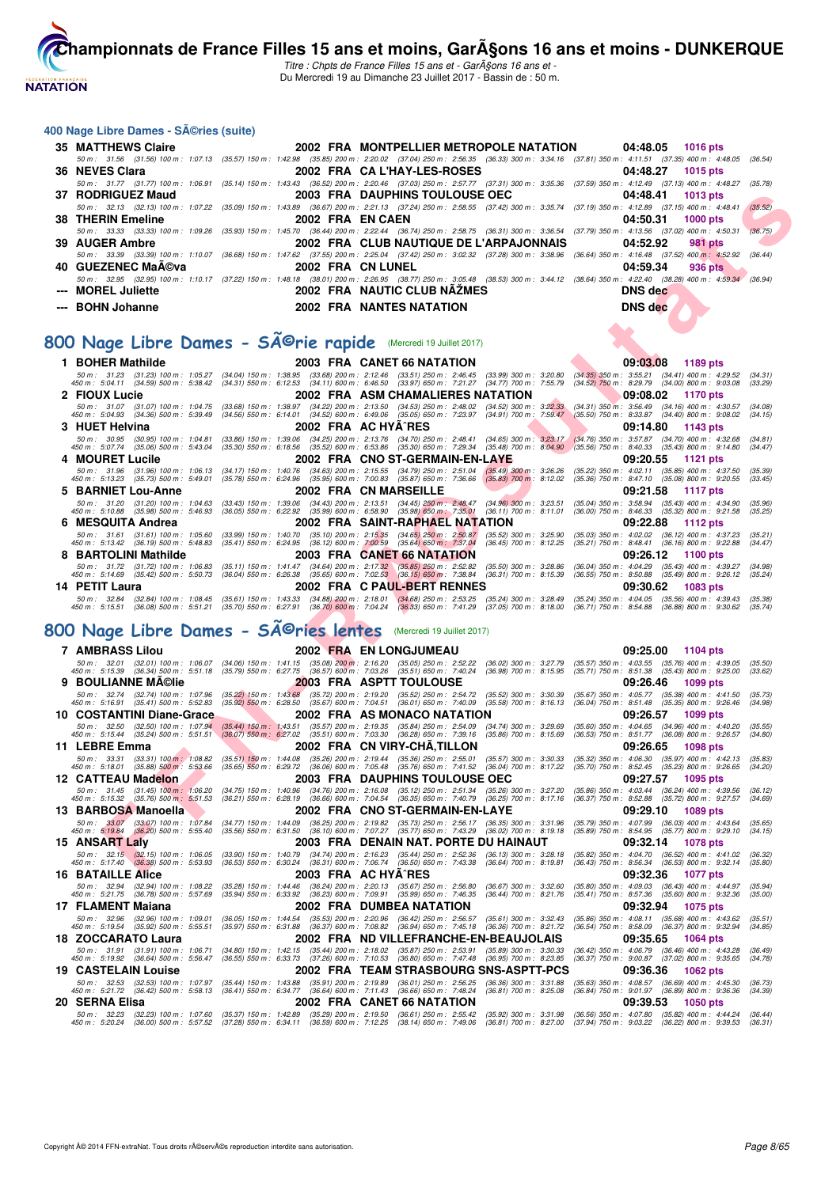## 400 Nage Libre Dames - Séries (suite)

**35 MATTHEWS Claire** 2002 FRA MONTPELLIER METROPOLE NATATION 04:48.05 1016 pts
50 m : 31.56 (31.56) 100 m : 1:07.13 (35.57) 150 m : 1:42.98 (35.85) 200 m : 2:20.02 (37.04) 250 m : 2:56.35 (36.33) 300 m : 3:34.16 (37.81) 350 m : 4:11.51 (37.35) 400 m : 4:48.05 (36.54)

**36 NEVES Clara** 2002 FRA CA L'HAY-LES-ROSES 04:48.27 1015 pts
50 m : 31.77 (31.77) 100 m : 1:06.91 (35.14) 150 m : 1:43.43 (36.52) 200 m : 2:20.46 (37.03) 250 m : 2:57.77 (37.31) 300 m : 3:35.36 (37.59) 350 m : 4:12.49 (37.13) 400 m : 4:48.27 (35.78)

**37 RODRIGUEZ Maud** 2003 FRA DAUPHINS TOULOUSE OEC 04:48.41 1013 pts
50 m : 32.13 (32.13) 100 m : 1:07.22 (35.09) 150 m : 1:43.89 (36.67) 200 m : 2:21.13 (37.24) 250 m : 2:58.55 (37.42) 300 m : 3:35.74 (37.19) 350 m : 4:12.89 (37.15) 400 m : 4:48.41 (35.52)

**38 THERIN Emeline** 2002 FRA EN CAEN 04:50.31 1000 pts
50 m : 33.33 (33.33) 100 m : 1:09.26 (35.93) 150 m : 1:45.70 (36.44) 200 m : 2:22.44 (36.74) 250 m : 2:58.75 (36.31) 300 m : 3:36.54 (37.79) 350 m : 4:13.56 (37.02) 400 m : 4:50.31 (36.75)

**39 AUGER Ambre** 2002 FRA CLUB NAUTIQUE DE L'ARPAJONNAIS 04:52.92 981 pts
50 m : 33.39 (33.39) 100 m : 1:10.07 (36.68) 150 m : 1:47.62 (37.55) 200 m : 2:25.04 (37.42) 250 m : 3:02.32 (37.28) 300 m : 3:38.96 (36.64) 350 m : 4:16.48 (37.52) 400 m : 4:52.92 (36.44)

**40 GUEZENEC Maéva** 2002 FRA CN LUNEL 04:59.34 936 pts
50 m : 32.95 (32.95) 100 m : 1:10.17 (37.22) 150 m : 1:48.18 (38.01) 200 m : 2:26.95 (38.77) 250 m : 3:05.48 (38.53) 300 m : 3:44.12 (38.64) 350 m : 4:22.40 (38.28) 400 m : 4:59.34 (36.94)

**--- MOREL Juliette** 2002 FRA NAUTIC CLUB NÎMES DNS dec

**--- BOHN Johanne** 2002 FRA NANTES NATATION DNS dec

## 800 Nage Libre Dames - Série rapide (Mercredi 19 Juillet 2017)

**1 BOHER Mathilde** 2003 FRA CANET 66 NATATION 09:03.08 1189 pts
50 m : 31.23 (31.23) 100 m : 1:05.27 (34.04) 150 m : 1:38.95 (33.68) 200 m : 2:12.46 (33.51) 250 m : 2:46.45 (33.99) 300 m : 3:20.80 (34.35) 350 m : 3:55.21 (34.41) 400 m : 4:29.52 (34.31)
450 m : 5:04.11 (34.59) 500 m : 5:38.42 (34.31) 550 m : 6:12.53 (34.11) 600 m : 6:46.50 (33.97) 650 m : 7:21.27 (34.77) 700 m : 7:55.79 (34.52) 750 m : 8:29.79 (34.00) 800 m : 9:03.08 (33.29)

**2 FIOUX Lucie** 2002 FRA ASM CHAMALIERES NATATION 09:08.02 1170 pts
50 m : 31.07 (31.07) 100 m : 1:04.75 (33.68) 150 m : 1:38.97 (34.22) 200 m : 2:13.50 (34.53) 250 m : 2:48.02 (34.52) 300 m : 3:22.33 (34.31) 350 m : 3:56.49 (34.16) 400 m : 4:30.57 (34.08)
450 m : 5:04.93 (34.36) 500 m : 5:39.49 (34.56) 550 m : 6:14.01 (34.52) 600 m : 6:49.06 (35.05) 650 m : 7:23.97 (34.91) 700 m : 7:59.47 (35.50) 750 m : 8:33.87 (34.40) 800 m : 9:08.02 (34.15)

**3 HUET Helvina** 2002 FRA AC HYÈRES 09:14.80 1143 pts
50 m : 30.95 (30.95) 100 m : 1:04.81 (33.86) 150 m : 1:39.06 (34.25) 200 m : 2:13.76 (34.70) 250 m : 2:48.41 (34.65) 300 m : 3:23.17 (34.76) 350 m : 3:57.87 (34.70) 400 m : 4:32.68 (34.81)
450 m : 5:07.74 (35.06) 500 m : 5:43.04 (35.30) 550 m : 6:18.56 (35.52) 600 m : 6:53.86 (35.30) 650 m : 7:29.34 (35.48) 700 m : 8:04.90 (35.56) 750 m : 8:40.33 (35.43) 800 m : 9:14.80 (34.47)

**4 MOURET Lucile** 2002 FRA CNO ST-GERMAIN-EN-LAYE 09:20.55 1121 pts
50 m : 31.96 (31.96) 100 m : 1:06.13 (34.17) 150 m : 1:40.76 (34.63) 200 m : 2:15.55 (34.79) 250 m : 2:51.04 (35.49) 300 m : 3:26.26 (35.22) 350 m : 4:02.11 (35.85) 400 m : 4:37.50 (35.39)
450 m : 5:13.23 (35.73) 500 m : 5:49.01 (35.78) 550 m : 6:24.96 (35.95) 600 m : 7:00.83 (35.87) 650 m : 7:36.66 (35.83) 700 m : 8:12.02 (35.36) 750 m : 8:47.10 (35.08) 800 m : 9:20.55 (33.45)

**5 BARNIET Lou-Anne** 2002 FRA CN MARSEILLE 09:21.58 1117 pts
50 m : 31.20 (31.20) 100 m : 1:04.63 (33.43) 150 m : 1:39.06 (34.43) 200 m : 2:13.51 (34.45) 250 m : 2:48.47 (34.96) 300 m : 3:23.51 (35.04) 350 m : 3:58.94 (35.43) 400 m : 4:34.90 (35.96)
450 m : 5:10.88 (35.98) 500 m : 5:46.93 (36.05) 550 m : 6:22.92 (35.99) 600 m : 6:58.90 (35.98) 650 m : 7:35.01 (36.11) 700 m : 8:11.01 (36.00) 750 m : 8:46.33 (35.32) 800 m : 9:21.58 (35.25)

**6 MESQUITA Andrea** 2002 FRA SAINT-RAPHAEL NATATION 09:22.88 1112 pts
50 m : 31.61 (31.61) 100 m : 1:05.60 (33.99) 150 m : 1:40.70 (35.10) 200 m : 2:15.35 (34.65) 250 m : 2:50.87 (35.52) 300 m : 3:25.90 (35.03) 350 m : 4:02.02 (36.12) 400 m : 4:37.23 (35.21)
450 m : 5:13.42 (36.19) 500 m : 5:48.83 (35.41) 550 m : 6:24.95 (36.12) 600 m : 7:00.59 (35.64) 650 m : 7:37.04 (36.45) 700 m : 8:12.25 (35.21) 750 m : 8:48.41 (36.16) 800 m : 9:22.88 (34.47)

**8 BARTOLINI Mathilde** 2003 FRA CANET 66 NATATION 09:26.12 1100 pts
50 m : 31.72 (31.72) 100 m : 1:06.83 (35.11) 150 m : 1:41.47 (34.64) 200 m : 2:17.32 (35.85) 250 m : 2:52.82 (35.50) 300 m : 3:28.86 (36.04) 350 m : 4:04.29 (35.43) 400 m : 4:39.27 (34.98)
450 m : 5:14.69 (35.42) 500 m : 5:50.73 (36.04) 550 m : 6:26.38 (35.65) 600 m : 7:02.53 (36.15) 650 m : 7:38.84 (36.31) 700 m : 8:15.39 (36.55) 750 m : 8:50.88 (35.49) 800 m : 9:26.12 (35.24)

**14 PETIT Laura** 2002 FRA C PAUL-BERT RENNES 09:30.62 1083 pts
50 m : 32.84 (32.84) 100 m : 1:08.45 (35.61) 150 m : 1:43.33 (34.88) 200 m : 2:18.01 (34.68) 250 m : 2:53.25 (35.24) 300 m : 3:28.49 (35.24) 350 m : 4:04.05 (35.56) 400 m : 4:39.43 (35.38)
450 m : 5:15.51 (36.08) 500 m : 5:51.21 (35.70) 550 m : 6:27.91 (36.70) 600 m : 7:04.24 (36.33) 650 m : 7:41.29 (37.05) 700 m : 8:18.00 (36.71) 750 m : 8:54.88 (36.88) 800 m : 9:30.62 (35.74)

## 800 Nage Libre Dames - Séries lentes (Mercredi 19 Juillet 2017)

**7 AMBRASS Lilou** 2002 FRA EN LONGJUMEAU 09:25.00 1104 pts
50 m : 32.01 (32.01) 100 m : 1:06.07 (34.06) 150 m : 1:41.15 (35.08) 200 m : 2:16.20 (35.05) 250 m : 2:52.22 (36.02) 300 m : 3:27.79 (35.57) 350 m : 4:03.55 (35.76) 400 m : 4:39.05 (35.50)
450 m : 5:15.39 (36.34) 500 m : 5:51.18 (35.79) 550 m : 6:27.75 (36.57) 600 m : 7:03.26 (35.51) 650 m : 7:40.24 (36.98) 700 m : 8:15.95 (35.71) 750 m : 8:51.38 (35.43) 800 m : 9:25.00 (33.62)

**9 BOULIANNE Mélie** 2003 FRA ASPTT TOULOUSE 09:26.46 1099 pts
50 m : 32.74 (32.74) 100 m : 1:07.96 (35.22) 150 m : 1:43.68 (35.72) 200 m : 2:19.20 (35.52) 250 m : 2:54.72 (35.52) 300 m : 3:30.39 (35.67) 350 m : 4:05.77 (35.38) 400 m : 4:41.50 (35.73)
450 m : 5:16.91 (35.41) 500 m : 5:52.83 (35.92) 550 m : 6:28.50 (35.67) 600 m : 7:04.51 (36.01) 650 m : 7:40.09 (35.58) 700 m : 8:16.13 (36.04) 750 m : 8:51.48 (35.35) 800 m : 9:26.46 (34.98)

**10 COSTANTINI Diane-Grace** 2002 FRA AS MONACO NATATION 09:26.57 1099 pts
50 m : 32.50 (32.50) 100 m : 1:07.94 (35.44) 150 m : 1:43.51 (35.57) 200 m : 2:19.35 (35.84) 250 m : 2:54.09 (34.74) 300 m : 3:29.69 (35.60) 350 m : 4:04.65 (34.96) 400 m : 4:40.20 (35.55)
450 m : 5:15.44 (35.24) 500 m : 5:51.51 (36.07) 550 m : 6:27.02 (35.51) 600 m : 7:03.30 (36.28) 650 m : 7:39.16 (35.86) 700 m : 8:15.69 (36.53) 750 m : 8:51.77 (36.08) 800 m : 9:26.57 (34.80)

**11 LEBRE Emma** 2002 FRA CN VIRY-CHÂTILLON 09:26.65 1098 pts
50 m : 33.31 (33.31) 100 m : 1:08.82 (35.51) 150 m : 1:44.08 (35.26) 200 m : 2:19.44 (35.36) 250 m : 2:55.01 (35.57) 300 m : 3:30.33 (35.32) 350 m : 4:06.30 (35.97) 400 m : 4:42.13 (35.83)
450 m : 5:18.01 (35.88) 500 m : 5:53.66 (35.65) 550 m : 6:29.72 (36.06) 600 m : 7:05.48 (35.76) 650 m : 7:41.52 (36.04) 700 m : 8:17.22 (35.70) 750 m : 8:52.45 (35.23) 800 m : 9:26.65 (34.20)

**12 CATTEAU Madelon** 2003 FRA DAUPHINS TOULOUSE OEC 09:27.57 1095 pts
50 m : 31.45 (31.45) 100 m : 1:06.20 (34.75) 150 m : 1:40.96 (34.76) 200 m : 2:16.08 (35.12) 250 m : 2:51.34 (35.26) 300 m : 3:27.20 (35.86) 350 m : 4:03.44 (36.24) 400 m : 4:39.56 (36.12)
450 m : 5:15.32 (35.76) 500 m : 5:51.53 (36.21) 550 m : 6:28.19 (36.66) 600 m : 7:04.54 (36.35) 650 m : 7:40.79 (36.25) 700 m : 8:17.16 (36.37) 750 m : 8:52.88 (35.72) 800 m : 9:27.57 (34.69)

**13 BARBOSA Manoella** 2002 FRA CNO ST-GERMAIN-EN-LAYE 09:29.10 1089 pts
50 m : 33.07 (33.07) 100 m : 1:07.84 (34.77) 150 m : 1:44.09 (36.25) 200 m : 2:19.82 (35.73) 250 m : 2:56.17 (36.35) 300 m : 3:31.96 (35.79) 350 m : 4:07.99 (36.03) 400 m : 4:43.64 (35.65)
450 m : 5:19.84 (36.20) 500 m : 5:55.40 (35.56) 550 m : 6:31.50 (36.10) 600 m : 7:07.27 (35.77) 650 m : 7:43.29 (36.02) 700 m : 8:19.18 (35.89) 750 m : 8:54.95 (35.77) 800 m : 9:29.10 (34.15)

**15 ANSART Laly** 2003 FRA DENAIN NAT. PORTE DU HAINAUT 09:32.14 1078 pts
50 m : 32.15 (32.15) 100 m : 1:06.05 (33.90) 150 m : 1:40.79 (34.74) 200 m : 2:16.23 (35.44) 250 m : 2:52.36 (36.13) 300 m : 3:28.18 (35.82) 350 m : 4:04.70 (36.52) 400 m : 4:41.02 (36.32)
450 m : 5:17.40 (36.38) 500 m : 5:53.93 (36.53) 550 m : 6:30.24 (36.31) 600 m : 7:06.74 (36.50) 650 m : 7:43.38 (36.64) 700 m : 8:19.81 (36.43) 750 m : 8:56.34 (36.53) 800 m : 9:32.14 (35.80)

**16 BATAILLE Alice** 2003 FRA AC HYÈRES 09:32.36 1077 pts
50 m : 32.94 (32.94) 100 m : 1:08.22 (35.28) 150 m : 1:44.46 (36.24) 200 m : 2:20.13 (35.67) 250 m : 2:56.80 (36.67) 300 m : 3:32.60 (35.80) 350 m : 4:09.03 (36.43) 400 m : 4:44.97 (35.94)
450 m : 5:21.75 (36.78) 500 m : 5:57.69 (35.94) 550 m : 6:33.92 (36.23) 600 m : 7:09.91 (35.99) 650 m : 7:46.35 (36.44) 700 m : 8:21.76 (35.41) 750 m : 8:57.36 (35.60) 800 m : 9:32.36 (35.00)

**17 FLAMENT Maiana** 2002 FRA DUMBEA NATATION 09:32.94 1075 pts
50 m : 32.96 (32.96) 100 m : 1:09.01 (36.05) 150 m : 1:44.54 (35.53) 200 m : 2:20.96 (36.42) 250 m : 2:56.57 (35.61) 300 m : 3:32.43 (35.86) 350 m : 4:08.11 (35.68) 400 m : 4:43.62 (35.51)
450 m : 5:19.54 (35.92) 500 m : 5:55.51 (35.97) 550 m : 6:31.88 (36.37) 600 m : 7:08.82 (36.94) 650 m : 7:45.18 (36.36) 700 m : 8:21.72 (36.54) 750 m : 8:58.09 (36.37) 800 m : 9:32.94 (34.85)

**18 ZOCCARATO Laura** 2002 FRA ND VILLEFRANCHE-EN-BEAUJOLAIS 09:35.65 1064 pts
50 m : 31.91 (31.91) 100 m : 1:06.71 (34.80) 150 m : 1:42.15 (35.44) 200 m : 2:18.02 (35.87) 250 m : 2:53.91 (35.89) 300 m : 3:30.33 (36.42) 350 m : 4:06.79 (36.46) 400 m : 4:43.28 (36.49)
450 m : 5:19.92 (36.64) 500 m : 5:56.47 (36.55) 550 m : 6:33.73 (37.26) 600 m : 7:10.53 (36.80) 650 m : 7:47.48 (36.95) 700 m : 8:23.85 (36.37) 750 m : 9:00.87 (37.02) 800 m : 9:35.65 (34.78)

**19 CASTELAIN Louise** 2002 FRA TEAM STRASBOURG SNS-ASPTT-PCS 09:36.36 1062 pts
50 m : 32.53 (32.53) 100 m : 1:07.97 (35.44) 150 m : 1:43.88 (35.91) 200 m : 2:19.89 (36.01) 250 m : 2:56.25 (36.36) 300 m : 3:31.88 (35.63) 350 m : 4:08.57 (36.69) 400 m : 4:45.30 (36.73)
450 m : 5:21.72 (36.42) 500 m : 5:58.13 (36.41) 550 m : 6:34.77 (36.64) 600 m : 7:11.43 (36.66) 650 m : 7:48.24 (36.81) 700 m : 8:25.08 (36.84) 750 m : 9:01.97 (36.89) 800 m : 9:36.36 (34.39)

**20 SERNA Elisa** 2002 FRA CANET 66 NATATION 09:39.53 1050 pts
50 m : 32.23 (32.23) 100 m : 1:07.60 (35.37) 150 m : 1:42.89 (35.29) 200 m : 2:19.50 (36.61) 250 m : 2:55.42 (35.92) 300 m : 3:31.98 (36.56) 350 m : 4:07.80 (35.82) 400 m : 4:44.24 (36.44)
450 m : 5:20.24 (36.00) 500 m : 5:57.52 (37.28) 550 m : 6:34.11 (36.59) 600 m : 7:12.25 (38.14) 650 m : 7:49.06 (36.81) 700 m : 8:27.00 (37.94) 750 m : 9:03.22 (36.22) 800 m : 9:39.53 (36.31)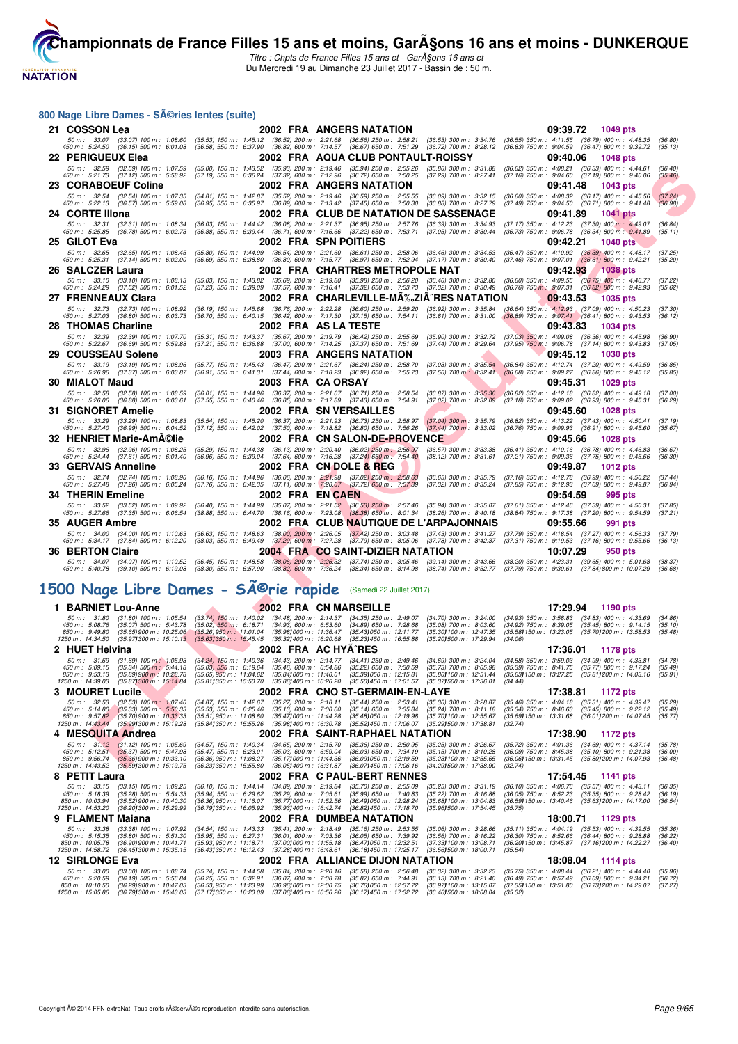## 800 Nage Libre Dames - SÃ©ries lentes (suite)

**21 COSSON Lea** — 2002 FRA ANGERS NATATION — 09:39.72 — 1049 pts
50 m : 33.07 (33.07) 100 m : 1:08.60 (35.53) 150 m : 1:45.12 (36.52) 200 m : 2:21.68 (36.56) 250 m : 2:58.21 (36.53) 300 m : 3:34.76 (36.55) 350 m : 4:11.55 (36.79) 400 m : 4:48.35 (36.80)
450 m : 5:24.50 (36.15) 500 m : 6:01.08 (36.58) 550 m : 6:37.90 (36.82) 600 m : 7:14.57 (36.67) 650 m : 7:51.29 (36.72) 700 m : 8:28.12 (36.83) 750 m : 9:04.59 (36.47) 800 m : 9:39.72 (35.13)

**22 PERIGUEUX Elea** — 2002 FRA AQUA CLUB PONTAULT-ROISSY — 09:40.06 — 1048 pts
50 m : 32.59 (32.59) 100 m : 1:07.59 (35.00) 150 m : 1:43.52 (35.93) 200 m : 2:19.46 (35.94) 250 m : 2:55.26 (35.80) 300 m : 3:31.88 (36.62) 350 m : 4:08.21 (36.33) 400 m : 4:44.61 (36.40)
450 m : 5:21.73 (37.12) 500 m : 5:58.92 (37.19) 550 m : 6:36.24 (37.32) 600 m : 7:12.96 (36.72) 650 m : 7:50.25 (37.29) 700 m : 8:27.41 (37.16) 750 m : 9:04.60 (37.19) 800 m : 9:40.06 (35.46)

**23 CORABOEUF Coline** — 2002 FRA ANGERS NATATION — 09:41.48 — 1043 pts
50 m : 32.54 (32.54) 100 m : 1:07.35 (34.81) 150 m : 1:42.87 (35.52) 200 m : 2:19.46 (36.59) 250 m : 2:55.55 (36.09) 300 m : 3:32.15 (36.60) 350 m : 4:08.32 (36.17) 400 m : 4:45.56 (37.24)
450 m : 5:22.13 (36.57) 500 m : 5:59.08 (36.95) 550 m : 6:35.97 (36.89) 600 m : 7:13.42 (37.45) 650 m : 7:50.30 (36.88) 700 m : 8:27.79 (37.49) 750 m : 9:04.50 (36.71) 800 m : 9:41.48 (36.98)

**24 CORTE Illona** — 2002 FRA CLUB DE NATATION DE SASSENAGE — 09:41.89 — 1041 pts
50 m : 32.31 (32.31) 100 m : 1:08.34 (36.03) 150 m : 1:44.42 (36.08) 200 m : 2:21.37 (36.95) 250 m : 2:57.76 (36.39) 300 m : 3:34.93 (37.17) 350 m : 4:12.23 (37.30) 400 m : 4:49.07 (36.84)
450 m : 5:25.85 (36.78) 500 m : 6:02.73 (36.88) 550 m : 6:39.44 (36.71) 600 m : 7:16.66 (37.22) 650 m : 7:53.71 (37.05) 700 m : 8:30.44 (36.73) 750 m : 9:06.78 (36.34) 800 m : 9:41.89 (35.11)

**25 GILOT Eva** — 2002 FRA SPN POITIERS — 09:42.21 — 1040 pts
50 m : 32.65 (32.65) 100 m : 1:08.45 (35.80) 150 m : 1:44.99 (36.54) 200 m : 2:21.60 (36.61) 250 m : 2:58.06 (36.46) 300 m : 3:34.53 (36.47) 350 m : 4:10.92 (36.39) 400 m : 4:48.17 (37.25)
450 m : 5:25.31 (37.14) 500 m : 6:02.00 (36.69) 550 m : 6:38.80 (36.80) 600 m : 7:15.77 (36.97) 650 m : 7:52.94 (37.17) 700 m : 8:30.40 (37.46) 750 m : 9:07.01 (36.61) 800 m : 9:42.21 (35.20)

**26 SALCZER Laura** — 2002 FRA CHARTRES METROPOLE NAT — 09:42.93 — 1038 pts
50 m : 33.10 (33.10) 100 m : 1:08.13 (35.03) 150 m : 1:43.82 (35.69) 200 m : 2:19.80 (35.98) 250 m : 2:56.20 (36.40) 300 m : 3:32.80 (36.60) 350 m : 4:09.55 (36.75) 400 m : 4:46.77 (37.22)
450 m : 5:24.29 (37.52) 500 m : 6:01.52 (37.23) 550 m : 6:39.09 (37.57) 600 m : 7:16.41 (37.32) 650 m : 7:53.73 (37.32) 700 m : 8:30.49 (36.76) 750 m : 9:07.31 (36.82) 800 m : 9:42.93 (35.62)

**27 FRENNEAUX Clara** — 2002 FRA CHARLEVILLE-MÃ‰ZIÃˆRES NATATION — 09:43.53 — 1035 pts
50 m : 32.73 (32.73) 100 m : 1:08.92 (36.19) 150 m : 1:45.68 (36.76) 200 m : 2:22.28 (36.60) 250 m : 2:59.20 (36.92) 300 m : 3:35.84 (36.64) 350 m : 4:12.93 (37.09) 400 m : 4:50.23 (37.30)
450 m : 5:27.03 (36.80) 500 m : 6:03.73 (36.70) 550 m : 6:40.15 (36.42) 600 m : 7:17.30 (37.15) 650 m : 7:54.11 (36.81) 700 m : 8:31.00 (36.89) 750 m : 9:07.41 (36.41) 800 m : 9:43.53 (36.12)

**28 THOMAS Charline** — 2002 FRA AS LA TESTE — 09:43.83 — 1034 pts
50 m : 32.39 (32.39) 100 m : 1:07.70 (35.31) 150 m : 1:43.37 (35.67) 200 m : 2:19.79 (36.42) 250 m : 2:55.69 (35.90) 300 m : 3:32.72 (37.03) 350 m : 4:09.08 (36.36) 400 m : 4:45.98 (36.90)
450 m : 5:22.67 (36.69) 500 m : 5:59.88 (37.21) 550 m : 6:36.88 (37.00) 600 m : 7:14.25 (37.37) 650 m : 7:51.69 (37.44) 700 m : 8:29.64 (37.95) 750 m : 9:06.78 (37.14) 800 m : 9:43.83 (37.05)

**29 COUSSEAU Solene** — 2003 FRA ANGERS NATATION — 09:45.12 — 1030 pts
50 m : 33.19 (33.19) 100 m : 1:08.96 (35.77) 150 m : 1:45.43 (36.47) 200 m : 2:21.67 (36.24) 250 m : 2:58.70 (37.03) 300 m : 3:35.54 (36.84) 350 m : 4:12.74 (37.20) 400 m : 4:49.59 (36.85)
450 m : 5:26.96 (37.37) 500 m : 6:03.87 (36.91) 550 m : 6:41.31 (37.44) 600 m : 7:18.23 (36.92) 650 m : 7:55.73 (37.50) 700 m : 8:32.41 (36.68) 750 m : 9:09.27 (36.86) 800 m : 9:45.12 (35.85)

**30 MIALOT Maud** — 2003 FRA CA ORSAY — 09:45.31 — 1029 pts
50 m : 32.58 (32.58) 100 m : 1:08.59 (36.01) 150 m : 1:44.96 (36.37) 200 m : 2:21.67 (36.71) 250 m : 2:58.54 (36.87) 300 m : 3:35.36 (36.82) 350 m : 4:12.18 (36.82) 400 m : 4:49.18 (37.00)
450 m : 5:26.06 (36.88) 500 m : 6:03.61 (37.55) 550 m : 6:40.46 (36.85) 600 m : 7:17.89 (37.43) 650 m : 7:54.91 (37.02) 700 m : 8:32.09 (37.18) 750 m : 9:09.02 (36.93) 800 m : 9:45.31 (36.29)

**31 SIGNORET Amelie** — 2002 FRA SN VERSAILLES — 09:45.60 — 1028 pts
50 m : 33.29 (33.29) 100 m : 1:08.83 (35.54) 150 m : 1:45.20 (36.37) 200 m : 2:21.93 (36.73) 250 m : 2:58.97 (37.04) 300 m : 3:35.79 (36.82) 350 m : 4:13.22 (37.43) 400 m : 4:50.41 (37.19)
450 m : 5:27.40 (36.99) 500 m : 6:04.52 (37.12) 550 m : 6:42.02 (37.50) 600 m : 7:18.82 (36.80) 650 m : 7:56.26 (37.44) 700 m : 8:33.02 (36.76) 750 m : 9:09.93 (36.91) 800 m : 9:45.60 (35.67)

**32 HENRIET Marie-AmÃ©lie** — 2002 FRA CN SALON-DE-PROVENCE — 09:45.66 — 1028 pts
50 m : 32.96 (32.96) 100 m : 1:08.25 (35.29) 150 m : 1:44.38 (36.13) 200 m : 2:20.40 (36.02) 250 m : 2:56.97 (36.57) 300 m : 3:33.38 (36.41) 350 m : 4:10.16 (36.78) 400 m : 4:46.83 (36.67)
450 m : 5:24.44 (37.61) 500 m : 6:01.40 (36.96) 550 m : 6:39.04 (37.64) 600 m : 7:16.28 (37.24) 650 m : 7:54.40 (38.12) 700 m : 8:31.61 (37.21) 750 m : 9:09.36 (37.75) 800 m : 9:45.66 (36.30)

**33 GERVAIS Anneline** — 2002 FRA CN DOLE & REG — 09:49.87 — 1012 pts
50 m : 32.74 (32.74) 100 m : 1:08.90 (36.16) 150 m : 1:44.96 (36.06) 200 m : 2:21.98 (37.02) 250 m : 2:58.63 (36.65) 300 m : 3:35.79 (37.16) 350 m : 4:12.78 (36.99) 400 m : 4:50.22 (37.44)
450 m : 5:27.48 (37.26) 500 m : 6:05.24 (37.76) 550 m : 6:42.35 (37.11) 600 m : 7:20.07 (37.72) 650 m : 7:57.39 (37.32) 700 m : 8:35.24 (37.85) 750 m : 9:12.93 (37.69) 800 m : 9:49.87 (36.94)

**34 THERIN Emeline** — 2002 FRA EN CAEN — 09:54.59 — 995 pts
50 m : 33.52 (33.52) 100 m : 1:09.92 (36.40) 150 m : 1:44.99 (35.07) 200 m : 2:21.52 (36.53) 250 m : 2:57.46 (35.94) 300 m : 3:35.07 (37.61) 350 m : 4:12.46 (37.39) 400 m : 4:50.31 (37.85)
450 m : 5:27.66 (37.35) 500 m : 6:06.54 (38.88) 550 m : 6:44.70 (38.16) 600 m : 7:23.08 (38.38) 650 m : 8:01.34 (38.26) 700 m : 8:40.18 (38.84) 750 m : 9:17.38 (37.20) 800 m : 9:54.59 (37.21)

**35 AUGER Ambre** — 2002 FRA CLUB NAUTIQUE DE L'ARPAJONNAIS — 09:55.66 — 991 pts
50 m : 34.00 (34.00) 100 m : 1:10.63 (36.63) 150 m : 1:48.63 (38.00) 200 m : 2:26.05 (37.42) 250 m : 3:03.48 (37.43) 300 m : 3:41.27 (37.79) 350 m : 4:18.54 (37.27) 400 m : 4:56.33 (37.79)
450 m : 5:34.17 (37.84) 500 m : 6:12.20 (38.03) 550 m : 6:49.49 (37.29) 600 m : 7:27.28 (37.79) 650 m : 8:05.06 (37.78) 700 m : 8:42.37 (37.31) 750 m : 9:19.53 (37.16) 800 m : 9:55.66 (36.13)

**36 BERTON Claire** — 2004 FRA CO SAINT-DIZIER NATATION — 10:07.29 — 950 pts
50 m : 34.07 (34.07) 100 m : 1:10.52 (36.45) 150 m : 1:48.58 (38.06) 200 m : 2:26.32 (37.74) 250 m : 3:05.46 (39.14) 300 m : 3:43.66 (38.20) 350 m : 4:23.31 (39.65) 400 m : 5:01.68 (38.37)
450 m : 5:40.78 (39.10) 500 m : 6:19.08 (38.30) 550 m : 6:57.90 (38.82) 600 m : 7:36.24 (38.34) 650 m : 8:14.98 (38.74) 700 m : 8:52.77 (37.79) 750 m : 9:30.61 (37.84) 800 m : 10:07.29 (36.68)

## 1500 Nage Libre Dames - SÃ©rie rapide (Samedi 22 Juillet 2017)

**1 BARNIET Lou-Anne** — 2002 FRA CN MARSEILLE — 17:29.94 — 1190 pts
50 m : 31.80 (31.80) 100 m : 1:05.54 (33.74) 150 m : 1:40.02 (34.48) 200 m : 2:14.37 (34.35) 250 m : 2:49.07 (34.70) 300 m : 3:24.00 (34.93) 350 m : 3:58.83 (34.83) 400 m : 4:33.69 (34.86)
450 m : 5:08.76 (35.07) 500 m : 5:43.78 (35.02) 550 m : 6:18.71 (34.93) 600 m : 6:53.60 (34.89) 650 m : 7:28.68 (35.08) 700 m : 8:03.60 (34.92) 750 m : 8:39.05 (35.45) 800 m : 9:14.15 (35.10)
850 m : 9:49.80 (35.65) 900 m : 10:25.06 (35.26) 950 m : 11:01.04 (35.98) 1000 m : 11:36.47 (35.43) 1050 m : 12:11.77 (35.30) 1100 m : 12:47.35 (35.58) 1150 m : 13:23.05 (35.70) 1200 m : 13:58.53 (35.48)
1250 m : 14:34.50 (35.97) 1300 m : 15:10.13 (35.63) 1350 m : 15:45.45 (35.32) 1400 m : 16:20.68 (35.23) 1450 m : 16:55.88 (35.20) 1500 m : 17:29.94 (34.06)

**2 HUET Helvina** — 2002 FRA AC HYÃˆRES — 17:36.01 — 1178 pts
50 m : 31.69 (31.69) 100 m : 1:05.93 (34.24) 150 m : 1:40.36 (34.43) 200 m : 2:14.77 (34.41) 250 m : 2:49.46 (34.69) 300 m : 3:24.04 (34.58) 350 m : 3:59.03 (34.99) 400 m : 4:33.81 (34.78)
450 m : 5:09.15 (35.34) 500 m : 5:44.18 (35.03) 550 m : 6:19.64 (35.46) 600 m : 6:54.86 (35.22) 650 m : 7:30.59 (35.73) 700 m : 8:05.98 (35.39) 750 m : 8:41.75 (35.77) 800 m : 9:17.24 (35.49)
850 m : 9:53.13 (35.89) 900 m : 10:28.78 (35.65) 950 m : 11:04.62 (35.84) 1000 m : 11:40.01 (35.39) 1050 m : 12:15.81 (35.80) 1100 m : 12:51.44 (35.63) 1150 m : 13:27.25 (35.81) 1200 m : 14:03.16 (35.91)
1250 m : 14:39.03 (35.87) 1300 m : 15:14.84 (35.81) 1350 m : 15:50.70 (35.86) 1400 m : 16:26.20 (35.50) 1450 m : 17:01.57 (35.37) 1500 m : 17:36.01 (34.44)

**3 MOURET Lucile** — 2002 FRA CNO ST-GERMAIN-EN-LAYE — 17:38.81 — 1172 pts
50 m : 32.53 (32.53) 100 m : 1:07.40 (34.87) 150 m : 1:42.67 (35.27) 200 m : 2:18.11 (35.44) 250 m : 2:53.41 (35.30) 300 m : 3:28.87 (35.46) 350 m : 4:04.18 (35.31) 400 m : 4:39.47 (35.29)
450 m : 5:14.80 (35.33) 500 m : 5:50.33 (35.53) 550 m : 6:25.46 (35.13) 600 m : 7:00.60 (35.14) 650 m : 7:35.84 (35.24) 700 m : 8:11.18 (35.34) 750 m : 8:46.63 (35.45) 800 m : 9:22.12 (35.49)
850 m : 9:57.82 (35.70) 900 m : 10:33.33 (35.51) 950 m : 11:08.80 (35.47) 1000 m : 11:44.28 (35.48) 1050 m : 12:19.98 (35.70) 1100 m : 12:55.67 (35.69) 1150 m : 13:31.68 (36.01) 1200 m : 14:07.45 (35.77)
1250 m : 14:43.44 (35.99) 1300 m : 15:19.28 (35.84) 1350 m : 15:55.26 (35.98) 1400 m : 16:30.78 (35.52) 1450 m : 17:06.07 (35.29) 1500 m : 17:38.81 (32.74)

**4 MESQUITA Andrea** — 2002 FRA SAINT-RAPHAEL NATATION — 17:38.90 — 1172 pts
50 m : 31.12 (31.12) 100 m : 1:05.69 (34.57) 150 m : 1:40.34 (34.65) 200 m : 2:15.70 (35.36) 250 m : 2:50.95 (35.25) 300 m : 3:26.67 (35.72) 350 m : 4:01.36 (34.69) 400 m : 4:37.14 (35.78)
450 m : 5:12.51 (35.37) 500 m : 5:47.98 (35.47) 550 m : 6:23.01 (35.03) 600 m : 6:59.04 (36.03) 650 m : 7:34.19 (35.15) 700 m : 8:10.28 (36.09) 750 m : 8:45.38 (35.10) 800 m : 9:21.38 (36.00)
850 m : 9:56.74 (35.36) 900 m : 10:33.10 (36.36) 950 m : 11:08.27 (35.17) 1000 m : 11:44.36 (36.09) 1050 m : 12:19.59 (35.23) 1100 m : 12:55.65 (36.06) 1150 m : 13:31.45 (35.80) 1200 m : 14:07.93 (36.48)
1250 m : 14:43.52 (35.59) 1300 m : 15:19.75 (36.23) 1350 m : 15:55.80 (36.05) 1400 m : 16:31.87 (36.07) 1450 m : 17:06.16 (34.29) 1500 m : 17:38.90 (32.74)

**8 PETIT Laura** — 2002 FRA C PAUL-BERT RENNES — 17:54.45 — 1141 pts
50 m : 33.15 (33.15) 100 m : 1:09.25 (36.10) 150 m : 1:44.14 (34.89) 200 m : 2:19.84 (35.70) 250 m : 2:55.09 (35.25) 300 m : 3:31.19 (36.10) 350 m : 4:06.76 (35.57) 400 m : 4:43.11 (36.35)
450 m : 5:18.39 (35.28) 500 m : 5:54.33 (35.94) 550 m : 6:29.62 (35.29) 600 m : 7:05.61 (35.99) 650 m : 7:40.83 (35.22) 700 m : 8:16.88 (36.05) 750 m : 8:52.23 (35.35) 800 m : 9:28.42 (36.19)
850 m : 10:03.94 (35.52) 900 m : 10:40.30 (36.36) 950 m : 11:16.07 (35.77) 1000 m : 11:52.56 (36.49) 1050 m : 12:28.24 (35.68) 1100 m : 13:04.83 (36.59) 1150 m : 13:40.46 (35.63) 1200 m : 14:17.00 (36.54)
1250 m : 14:53.20 (36.20) 1300 m : 15:29.99 (36.79) 1350 m : 16:05.92 (35.93) 1400 m : 16:42.74 (36.82) 1450 m : 17:18.70 (35.96) 1500 m : 17:54.45 (35.75)

**9 FLAMENT Maiana** — 2002 FRA DUMBEA NATATION — 18:00.71 — 1129 pts
50 m : 33.38 (33.38) 100 m : 1:07.92 (34.54) 150 m : 1:43.33 (35.41) 200 m : 2:18.49 (35.16) 250 m : 2:53.55 (35.06) 300 m : 3:28.66 (35.11) 350 m : 4:04.19 (35.53) 400 m : 4:39.55 (35.36)
450 m : 5:15.35 (35.80) 500 m : 5:51.30 (35.95) 550 m : 6:27.31 (36.01) 600 m : 7:03.36 (36.05) 650 m : 7:39.92 (36.56) 700 m : 8:16.22 (36.30) 750 m : 8:52.66 (36.44) 800 m : 9:28.88 (36.22)
850 m : 10:05.78 (36.90) 900 m : 10:41.71 (35.93) 950 m : 11:18.71 (37.00) 1000 m : 11:55.18 (36.47) 1050 m : 12:32.51 (37.33) 1100 m : 13:08.71 (36.20) 1150 m : 13:45.87 (37.16) 1200 m : 14:22.27 (36.40)
1250 m : 14:58.72 (36.45) 1300 m : 15:35.15 (36.43) 1350 m : 16:12.43 (37.28) 1400 m : 16:48.61 (36.18) 1450 m : 17:25.17 (36.56) 1500 m : 18:00.71 (35.54)

**12 SIRLONGE Eva** — 2002 FRA ALLIANCE DIJON NATATION — 18:08.04 — 1114 pts
50 m : 33.00 (33.00) 100 m : 1:08.74 (35.74) 150 m : 1:44.58 (35.84) 200 m : 2:20.16 (35.58) 250 m : 2:56.48 (36.32) 300 m : 3:32.23 (35.75) 350 m : 4:08.44 (36.21) 400 m : 4:44.40 (35.96)
450 m : 5:20.59 (36.19) 500 m : 5:56.84 (36.25) 550 m : 6:32.91 (36.07) 600 m : 7:08.78 (35.87) 650 m : 7:44.91 (36.13) 700 m : 8:21.40 (36.49) 750 m : 8:57.49 (36.09) 800 m : 9:34.21 (36.72)
850 m : 10:10.50 (36.29) 900 m : 10:47.03 (36.53) 950 m : 11:23.99 (36.96) 1000 m : 12:00.75 (36.76) 1050 m : 12:37.72 (36.97) 1100 m : 13:15.07 (37.35) 1150 m : 13:51.80 (36.73) 1200 m : 14:29.07 (37.27)
1250 m : 15:05.86 (36.79) 1300 m : 15:43.03 (37.17) 1350 m : 16:20.09 (37.06) 1400 m : 16:56.26 (36.17) 1450 m : 17:32.72 (36.46) 1500 m : 18:08.04 (35.32)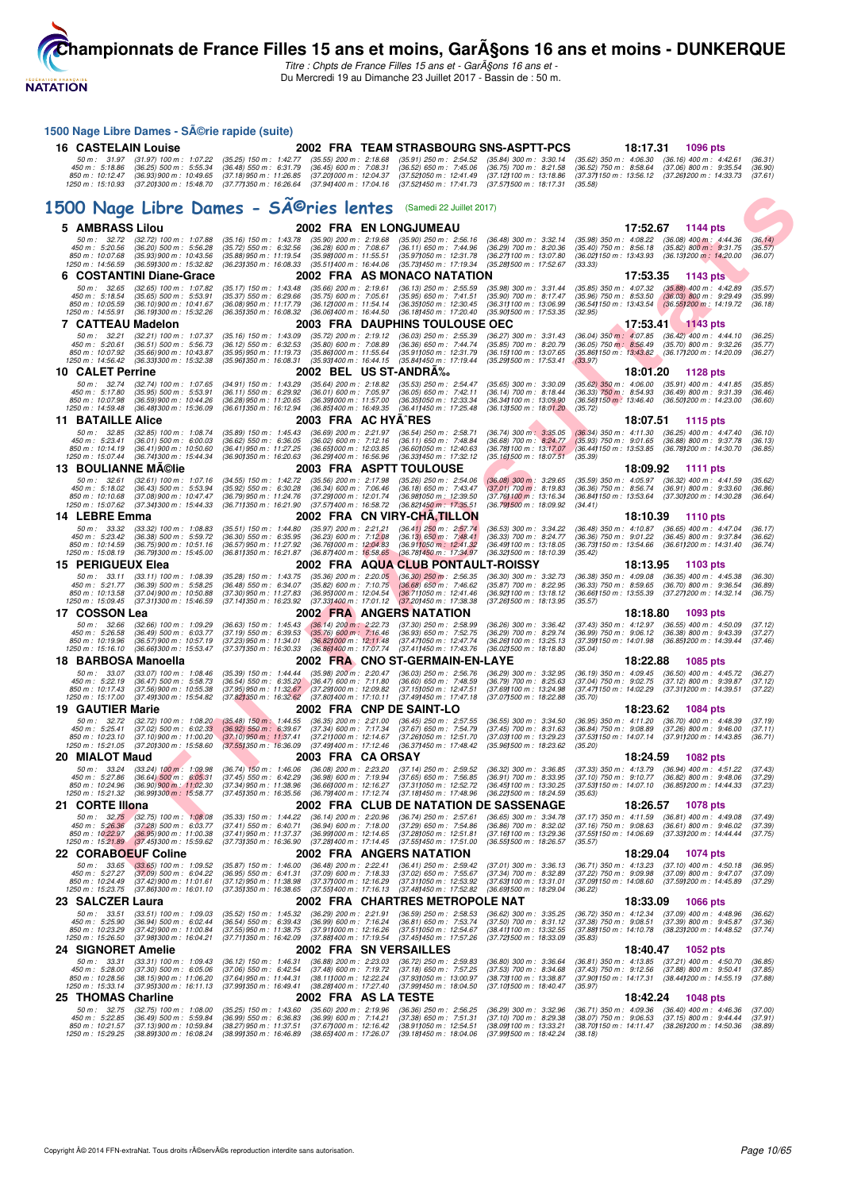# Championnats de France Filles 15 ans et moins, GarÃ§ons 16 ans et moins - DUNKERQUE

*Titre : Chpts de France Filles 15 ans et - GarÃ§ons 16 ans et -*
Du Mercredi 19 au Dimanche 23 Juillet 2017 - Bassin de : 50 m.

## 1500 Nage Libre Dames - SÃ©rie rapide (suite)

**16 CASTELAIN Louise** 2002 FRA TEAM STRASBOURG SNS-ASPTT-PCS 18:17.31 1096 pts

50 m : 31.97 (31.97) 100 m : 1:07.22 (35.25) 150 m : 1:42.77 (35.55) 200 m : 2:18.68 (35.91) 250 m : 2:54.52 (35.84) 300 m : 3:30.14 (35.62) 350 m : 4:06.30 (36.16) 400 m : 4:42.61 (36.31)
450 m : 5:18.86 (36.25) 500 m : 5:55.34 (36.48) 550 m : 6:31.79 (36.45) 600 m : 7:08.31 (36.52) 650 m : 7:45.06 (36.75) 700 m : 8:21.58 (36.52) 750 m : 8:58.64 (37.06) 800 m : 9:35.54 (36.90)
850 m : 10:12.47 (36.93) 900 m : 10:49.65 (37.18) 950 m : 11:26.85 (37.20) 1000 m : 12:04.37 (37.52) 1050 m : 12:41.49 (37.12) 1100 m : 13:18.86 (37.37) 1150 m : 13:56.12 (37.26) 1200 m : 14:33.73 (37.61)
1250 m : 15:10.93 (37.20) 1300 m : 15:48.70 (37.77) 1350 m : 16:26.64 (37.94) 1400 m : 17:04.16 (37.52) 1450 m : 17:41.73 (37.57) 1500 m : 18:17.31 (35.58)

## 1500 Nage Libre Dames - SÃ©ries lentes (Samedi 22 Juillet 2017)

**5 AMBRASS Lilou** 2002 FRA EN LONGJUMEAU 17:52.67 1144 pts

50 m : 32.72 (32.72) 100 m : 1:07.88 (35.16) 150 m : 1:43.78 (35.90) 200 m : 2:19.68 (35.90) 250 m : 2:56.16 (36.48) 300 m : 3:32.14 (35.98) 350 m : 4:08.22 (36.08) 400 m : 4:44.36 (36.14)
450 m : 5:20.56 (36.20) 500 m : 5:56.28 (35.72) 550 m : 6:32.56 (36.28) 600 m : 7:08.67 (36.11) 650 m : 7:44.96 (36.29) 700 m : 8:20.36 (35.40) 750 m : 8:56.18 (35.82) 800 m : 9:31.75 (35.57)
850 m : 10:07.68 (35.93) 900 m : 10:43.56 (35.88) 950 m : 11:19.54 (35.98) 1000 m : 11:55.51 (35.97) 1050 m : 12:31.78 (36.27) 1100 m : 13:07.80 (36.02) 1150 m : 13:43.93 (36.13) 1200 m : 14:20.00 (36.07)
1250 m : 14:56.59 (36.59) 1300 m : 15:32.82 (36.23) 1350 m : 16:08.33 (35.51) 1400 m : 16:44.06 (35.73) 1450 m : 17:19.34 (35.28) 1500 m : 17:52.67 (33.33)

**6 COSTANTINI Diane-Grace** 2002 FRA AS MONACO NATATION 17:53.35 1143 pts

50 m : 32.65 (32.65) 100 m : 1:07.82 (35.17) 150 m : 1:43.48 (35.66) 200 m : 2:19.61 (36.13) 250 m : 2:55.59 (35.98) 300 m : 3:31.44 (35.85) 350 m : 4:07.32 (35.88) 400 m : 4:42.89 (35.57)
450 m : 5:18.54 (35.65) 500 m : 5:53.91 (35.37) 550 m : 6:29.66 (35.75) 600 m : 7:05.61 (35.95) 650 m : 7:41.51 (35.90) 700 m : 8:17.47 (35.96) 750 m : 8:53.50 (36.03) 800 m : 9:29.49 (35.99)
850 m : 10:05.59 (36.10) 900 m : 10:41.67 (36.08) 950 m : 11:17.79 (36.12) 1000 m : 11:54.14 (36.35) 1050 m : 12:30.45 (36.31) 1100 m : 13:06.99 (36.54) 1150 m : 13:43.54 (36.55) 1200 m : 14:19.72 (36.18)
1250 m : 14:55.91 (36.19) 1300 m : 15:32.26 (36.35) 1350 m : 16:08.32 (36.06) 1400 m : 16:44.50 (36.18) 1450 m : 17:20.40 (35.90) 1500 m : 17:53.35 (32.95)

**7 CATTEAU Madelon** 2003 FRA DAUPHINS TOULOUSE OEC 17:53.41 1143 pts

50 m : 32.21 (32.21) 100 m : 1:07.37 (35.16) 150 m : 1:43.09 (35.72) 200 m : 2:19.12 (36.03) 250 m : 2:55.39 (36.27) 300 m : 3:31.43 (36.04) 350 m : 4:07.85 (36.42) 400 m : 4:44.10 (36.25)
450 m : 5:20.61 (36.51) 500 m : 5:56.73 (36.12) 550 m : 6:32.53 (35.80) 600 m : 7:08.89 (36.36) 650 m : 7:44.74 (35.85) 700 m : 8:20.79 (36.05) 750 m : 8:56.49 (35.70) 800 m : 9:32.26 (35.77)
850 m : 10:07.92 (35.66) 900 m : 10:43.87 (35.95) 950 m : 11:19.73 (35.86) 1000 m : 11:55.64 (35.91) 1050 m : 12:31.79 (36.15) 1100 m : 13:07.65 (35.86) 1150 m : 13:43.82 (36.17) 1200 m : 14:20.09 (36.27)
1250 m : 14:56.42 (36.33) 1300 m : 15:32.38 (35.96) 1350 m : 16:08.31 (35.93) 1400 m : 16:44.15 (35.84) 1450 m : 17:19.44 (35.29) 1500 m : 17:53.41 (33.97)

**10 CALET Perrine** 2002 BEL US ST-ANDRÃ‰ 18:01.20 1128 pts

50 m : 32.74 (32.74) 100 m : 1:07.65 (34.91) 150 m : 1:43.29 (35.64) 200 m : 2:18.82 (35.53) 250 m : 2:54.47 (35.65) 300 m : 3:30.09 (35.62) 350 m : 4:06.00 (35.91) 400 m : 4:41.85 (35.85)
450 m : 5:17.80 (35.95) 500 m : 5:53.91 (36.11) 550 m : 6:29.92 (36.01) 600 m : 7:05.97 (36.05) 650 m : 7:42.11 (36.14) 700 m : 8:18.44 (36.33) 750 m : 8:54.93 (36.49) 800 m : 9:31.39 (36.46)
850 m : 10:07.98 (36.59) 900 m : 10:44.26 (36.28) 950 m : 11:20.65 (36.39) 1000 m : 11:57.00 (36.35) 1050 m : 12:33.34 (36.34) 1100 m : 13:09.90 (36.56) 1150 m : 13:46.40 (36.50) 1200 m : 14:23.00 (36.60)
1250 m : 14:59.48 (36.48) 1300 m : 15:36.09 (36.61) 1350 m : 16:12.94 (36.85) 1400 m : 16:49.35 (36.41) 1450 m : 17:25.48 (36.13) 1500 m : 18:01.20 (35.72)

**11 BATAILLE Alice** 2003 FRA AC HYÃˆRES 18:07.51 1115 pts

50 m : 32.85 (32.85) 100 m : 1:08.74 (35.89) 150 m : 1:45.43 (36.69) 200 m : 2:21.97 (36.54) 250 m : 2:58.71 (36.74) 300 m : 3:35.05 (36.34) 350 m : 4:11.30 (36.25) 400 m : 4:47.40 (36.10)
450 m : 5:23.41 (36.01) 500 m : 6:00.03 (36.62) 550 m : 6:36.05 (36.02) 600 m : 7:12.16 (36.11) 650 m : 7:48.84 (36.68) 700 m : 8:24.77 (35.93) 750 m : 9:01.65 (36.88) 800 m : 9:37.78 (36.13)
850 m : 10:14.19 (36.41) 900 m : 10:50.60 (36.41) 950 m : 11:27.25 (36.65) 1000 m : 12:03.85 (36.60) 1050 m : 12:40.63 (36.78) 1100 m : 13:17.07 (36.44) 1150 m : 13:53.85 (36.78) 1200 m : 14:30.70 (36.85)
1250 m : 15:07.44 (36.74) 1300 m : 15:44.34 (36.90) 1350 m : 16:20.63 (36.29) 1400 m : 16:56.96 (36.33) 1450 m : 17:32.12 (35.16) 1500 m : 18:07.51 (35.39)

**13 BOULIANNE MÃ©lie** 2003 FRA ASPTT TOULOUSE 18:09.92 1111 pts

50 m : 32.61 (32.61) 100 m : 1:07.16 (34.55) 150 m : 1:42.72 (35.56) 200 m : 2:17.98 (35.26) 250 m : 2:54.06 (36.08) 300 m : 3:29.65 (35.59) 350 m : 4:05.97 (36.32) 400 m : 4:41.59 (35.62)
450 m : 5:18.02 (36.43) 500 m : 5:53.94 (35.92) 550 m : 6:30.28 (36.34) 600 m : 7:06.46 (36.18) 650 m : 7:43.47 (37.01) 700 m : 8:19.83 (36.36) 750 m : 8:56.74 (36.91) 800 m : 9:33.60 (36.86)
850 m : 10:10.68 (37.08) 900 m : 10:47.47 (36.79) 950 m : 11:24.76 (37.29) 1000 m : 12:01.74 (36.98) 1050 m : 12:39.50 (37.76) 1100 m : 13:16.34 (36.84) 1150 m : 13:53.64 (37.30) 1200 m : 14:30.28 (36.64)
1250 m : 15:07.62 (37.34) 1300 m : 15:44.33 (36.71) 1350 m : 16:21.90 (37.57) 1400 m : 16:58.72 (36.82) 1450 m : 17:35.51 (36.79) 1500 m : 18:09.92 (34.41)

**14 LEBRE Emma** 2002 FRA CN VIRY-CHÃ‚TILLON 18:10.39 1110 pts

50 m : 33.32 (33.32) 100 m : 1:08.83 (35.51) 150 m : 1:44.80 (35.97) 200 m : 2:21.21 (36.41) 250 m : 2:57.74 (36.53) 300 m : 3:34.22 (36.48) 350 m : 4:10.87 (36.65) 400 m : 4:47.04 (36.17)
450 m : 5:23.42 (36.38) 500 m : 5:59.72 (36.30) 550 m : 6:35.95 (36.23) 600 m : 7:12.08 (36.13) 650 m : 7:48.41 (36.33) 700 m : 8:24.77 (36.36) 750 m : 9:01.22 (36.45) 800 m : 9:37.84 (36.62)
850 m : 10:14.59 (36.75) 900 m : 10:51.16 (36.57) 950 m : 11:27.92 (36.76) 1000 m : 12:04.83 (36.91) 1050 m : 12:41.32 (36.49) 1100 m : 13:18.05 (36.73) 1150 m : 13:54.66 (36.61) 1200 m : 14:31.40 (36.74)
1250 m : 15:08.19 (36.79) 1300 m : 15:45.00 (36.81) 1350 m : 16:21.87 (36.87) 1400 m : 16:58.65 (36.78) 1450 m : 17:34.97 (36.32) 1500 m : 18:10.39 (35.42)

**15 PERIGUEUX Elea** 2002 FRA AQUA CLUB PONTAULT-ROISSY 18:13.95 1103 pts

50 m : 33.11 (33.11) 100 m : 1:08.39 (35.28) 150 m : 1:43.75 (35.36) 200 m : 2:20.05 (36.30) 250 m : 2:56.35 (36.30) 300 m : 3:32.73 (36.38) 350 m : 4:09.08 (36.35) 400 m : 4:45.38 (36.30)
450 m : 5:21.77 (36.39) 500 m : 5:58.25 (36.48) 550 m : 6:34.07 (35.82) 600 m : 7:10.75 (36.68) 650 m : 7:46.62 (35.87) 700 m : 8:22.95 (36.33) 750 m : 8:59.65 (36.70) 800 m : 9:36.54 (36.89)
850 m : 10:13.58 (37.04) 900 m : 10:50.88 (37.30) 950 m : 11:27.83 (36.95) 1000 m : 12:04.54 (36.71) 1050 m : 12:41.46 (36.92) 1100 m : 13:18.12 (36.66) 1150 m : 13:55.39 (37.27) 1200 m : 14:32.14 (36.75)
1250 m : 15:09.45 (37.31) 1300 m : 15:46.59 (37.14) 1350 m : 16:23.92 (37.33) 1400 m : 17:01.12 (37.20) 1450 m : 17:38.38 (37.26) 1500 m : 18:13.95 (35.57)

**17 COSSON Lea** 2002 FRA ANGERS NATATION 18:18.80 1093 pts

50 m : 32.66 (32.66) 100 m : 1:09.29 (36.63) 150 m : 1:45.43 (36.14) 200 m : 2:22.73 (37.30) 250 m : 2:58.99 (36.26) 300 m : 3:36.42 (37.43) 350 m : 4:12.97 (36.55) 400 m : 4:50.09 (37.12)
450 m : 5:26.58 (36.49) 500 m : 6:03.77 (37.19) 550 m : 6:39.53 (35.76) 600 m : 7:16.46 (36.93) 650 m : 7:52.75 (36.29) 700 m : 8:29.74 (36.99) 750 m : 9:06.12 (36.38) 800 m : 9:43.39 (37.27)
850 m : 10:19.96 (36.57) 900 m : 10:57.19 (37.23) 950 m : 11:34.01 (36.82) 1000 m : 12:11.48 (37.47) 1050 m : 12:47.74 (36.26) 1100 m : 13:25.13 (37.39) 1150 m : 14:01.98 (36.85) 1200 m : 14:39.44 (37.46)
1250 m : 15:16.10 (36.66) 1300 m : 15:53.47 (37.37) 1350 m : 16:30.33 (36.86) 1400 m : 17:07.74 (37.41) 1450 m : 17:43.76 (36.02) 1500 m : 18:18.80 (35.04)

**18 BARBOSA Manoella** 2002 FRA CNO ST-GERMAIN-EN-LAYE 18:22.88 1085 pts

50 m : 33.07 (33.07) 100 m : 1:08.46 (35.39) 150 m : 1:44.44 (35.98) 200 m : 2:20.47 (36.03) 250 m : 2:56.76 (36.29) 300 m : 3:32.95 (36.19) 350 m : 4:09.45 (36.50) 400 m : 4:45.72 (36.27)
450 m : 5:22.19 (36.47) 500 m : 5:58.73 (36.54) 550 m : 6:35.20 (36.47) 600 m : 7:11.80 (36.60) 650 m : 7:48.59 (36.79) 700 m : 8:25.63 (37.04) 750 m : 9:02.75 (37.12) 800 m : 9:39.87 (37.12)
850 m : 10:17.43 (37.56) 900 m : 10:55.38 (37.95) 950 m : 11:32.67 (37.29) 1000 m : 12:09.82 (37.15) 1050 m : 12:47.51 (37.69) 1100 m : 13:24.98 (37.47) 1150 m : 14:02.29 (37.31) 1200 m : 14:39.51 (37.22)
1250 m : 15:17.00 (37.49) 1300 m : 15:54.82 (37.82) 1350 m : 16:32.62 (37.80) 1400 m : 17:10.11 (37.49) 1450 m : 17:47.18 (37.07) 1500 m : 18:22.88 (35.70)

**19 GAUTIER Marie** 2002 FRA CNP DE SAINT-LO 18:23.62 1084 pts

50 m : 32.72 (32.72) 100 m : 1:08.20 (35.48) 150 m : 1:44.55 (36.35) 200 m : 2:21.00 (36.45) 250 m : 2:57.55 (36.55) 300 m : 3:34.50 (36.95) 350 m : 4:11.20 (36.70) 400 m : 4:48.39 (37.19)
450 m : 5:25.41 (37.02) 500 m : 6:02.33 (36.92) 550 m : 6:39.67 (37.34) 600 m : 7:17.34 (37.67) 650 m : 7:54.79 (37.45) 700 m : 8:31.63 (36.84) 750 m : 9:08.89 (37.26) 800 m : 9:46.00 (37.11)
850 m : 10:23.10 (37.10) 900 m : 11:00.20 (37.10) 950 m : 11:37.41 (37.21) 1000 m : 12:14.67 (37.26) 1050 m : 12:51.70 (37.03) 1100 m : 13:29.23 (37.53) 1150 m : 14:07.14 (37.91) 1200 m : 14:43.85 (36.71)
1250 m : 15:21.05 (37.20) 1300 m : 15:58.60 (37.55) 1350 m : 16:36.09 (37.49) 1400 m : 17:12.46 (36.37) 1450 m : 17:48.42 (35.96) 1500 m : 18:23.62 (35.20)

**20 MIALOT Maud** 2003 FRA CA ORSAY 18:24.59 1082 pts

50 m : 33.24 (33.24) 100 m : 1:09.98 (36.74) 150 m : 1:46.06 (36.08) 200 m : 2:23.20 (37.14) 250 m : 2:59.52 (36.32) 300 m : 3:36.85 (37.33) 350 m : 4:13.79 (36.94) 400 m : 4:51.22 (37.43)
450 m : 5:27.86 (36.64) 500 m : 6:05.31 (37.45) 550 m : 6:42.29 (36.98) 600 m : 7:19.94 (37.65) 650 m : 7:56.85 (36.91) 700 m : 8:33.95 (37.10) 750 m : 9:10.77 (36.82) 800 m : 9:48.06 (37.29)
850 m : 10:24.96 (36.90) 900 m : 11:02.30 (37.34) 950 m : 11:38.96 (36.66) 1000 m : 12:16.27 (37.31) 1050 m : 12:52.72 (36.45) 1100 m : 13:30.25 (37.53) 1150 m : 14:07.10 (36.85) 1200 m : 14:44.33 (37.23)
1250 m : 15:21.32 (36.99) 1300 m : 15:58.77 (37.45) 1350 m : 16:35.56 (36.79) 1400 m : 17:12.74 (37.18) 1450 m : 17:48.96 (36.22) 1500 m : 18:24.59 (35.63)

**21 CORTE Illona** 2002 FRA CLUB DE NATATION DE SASSENAGE 18:26.57 1078 pts

50 m : 32.75 (32.75) 100 m : 1:08.08 (35.33) 150 m : 1:44.22 (36.14) 200 m : 2:20.96 (36.74) 250 m : 2:57.61 (36.65) 300 m : 3:34.78 (37.17) 350 m : 4:11.59 (36.81) 400 m : 4:49.08 (37.49)
450 m : 5:26.36 (37.28) 500 m : 6:03.77 (37.41) 550 m : 6:40.71 (36.94) 600 m : 7:18.00 (37.29) 650 m : 7:54.86 (36.86) 700 m : 8:32.02 (37.16) 750 m : 9:08.63 (36.61) 800 m : 9:46.02 (37.39)
850 m : 10:22.97 (36.95) 900 m : 11:00.38 (37.41) 950 m : 11:37.37 (36.99) 1000 m : 12:14.65 (37.28) 1050 m : 12:51.76 (37.11) 1100 m : 13:29.36 (37.60) 1150 m : 14:06.69 (37.33) 1200 m : 14:44.44 (37.75)
1250 m : 15:21.89 (37.45) 1300 m : 15:59.62 (37.73) 1350 m : 16:36.90 (37.28) 1400 m : 17:14.45 (37.55) 1450 m : 17:51.00 (36.55) 1500 m : 18:26.57 (35.57)

**22 CORABOEUF Coline** 2002 FRA ANGERS NATATION 18:29.04 1074 pts

50 m : 33.65 (33.65) 100 m : 1:09.52 (35.87) 150 m : 1:46.00 (36.48) 200 m : 2:22.41 (36.41) 250 m : 2:59.42 (37.01) 300 m : 3:36.13 (36.71) 350 m : 4:13.23 (37.10) 400 m : 4:50.18 (36.95)
450 m : 5:27.27 (37.09) 500 m : 6:04.22 (36.95) 550 m : 6:41.31 (37.09) 600 m : 7:18.33 (37.02) 650 m : 7:55.67 (37.34) 700 m : 8:32.89 (37.22) 750 m : 9:09.98 (37.09) 800 m : 9:47.07 (37.09)
850 m : 10:24.49 (37.42) 900 m : 11:01.61 (37.12) 950 m : 11:38.98 (37.37) 1000 m : 12:16.29 (37.31) 1050 m : 12:53.92 (37.63) 1100 m : 13:31.01 (37.09) 1150 m : 14:08.60 (37.59) 1200 m : 14:45.89 (37.29)
1250 m : 15:23.75 (37.86) 1300 m : 16:01.10 (37.35) 1350 m : 16:38.65 (37.55) 1400 m : 17:16.13 (37.48) 1450 m : 17:52.82 (36.69) 1500 m : 18:29.04 (36.22)

**23 SALCZER Laura** 2002 FRA CHARTRES METROPOLE NAT 18:33.09 1066 pts

50 m : 33.51 (33.51) 100 m : 1:09.03 (35.52) 150 m : 1:45.32 (36.29) 200 m : 2:21.91 (36.59) 250 m : 2:58.53 (36.62) 300 m : 3:35.25 (36.72) 350 m : 4:12.34 (37.09) 400 m : 4:48.96 (36.62)
450 m : 5:25.90 (36.94) 500 m : 6:02.44 (36.54) 550 m : 6:39.43 (36.99) 600 m : 7:16.24 (36.81) 650 m : 7:53.74 (37.50) 700 m : 8:31.12 (37.38) 750 m : 9:08.51 (37.39) 800 m : 9:45.87 (37.36)
850 m : 10:23.29 (37.42) 900 m : 11:00.84 (37.55) 950 m : 11:38.75 (37.91) 1000 m : 12:16.26 (37.51) 1050 m : 12:54.67 (38.41) 1100 m : 13:32.55 (37.88) 1150 m : 14:10.78 (38.23) 1200 m : 14:48.52 (37.74)
1250 m : 15:26.50 (37.98) 1300 m : 16:04.21 (37.71) 1350 m : 16:42.09 (37.88) 1400 m : 17:19.54 (37.45) 1450 m : 17:57.26 (37.72) 1500 m : 18:33.09 (35.83)

**24 SIGNORET Amelie** 2002 FRA SN VERSAILLES 18:40.47 1052 pts

50 m : 33.31 (33.31) 100 m : 1:09.43 (36.12) 150 m : 1:46.31 (36.88) 200 m : 2:23.03 (36.72) 250 m : 2:59.83 (36.80) 300 m : 3:36.64 (36.81) 350 m : 4:13.85 (37.21) 400 m : 4:50.70 (36.85)
450 m : 5:28.00 (37.30) 500 m : 6:05.06 (37.06) 550 m : 6:42.54 (37.48) 600 m : 7:19.72 (37.18) 650 m : 7:57.25 (37.53) 700 m : 8:34.68 (37.43) 750 m : 9:12.56 (37.88) 800 m : 9:50.41 (37.85)
850 m : 10:28.56 (38.15) 900 m : 11:06.20 (37.64) 950 m : 11:44.31 (38.11) 1000 m : 12:22.24 (37.93) 1050 m : 13:00.97 (38.73) 1100 m : 13:38.87 (37.90) 1150 m : 14:17.31 (38.44) 1200 m : 14:55.19 (37.88)
1250 m : 15:33.14 (37.95) 1300 m : 16:11.13 (37.99) 1350 m : 16:49.41 (38.28) 1400 m : 17:27.40 (37.99) 1450 m : 18:04.50 (37.10) 1500 m : 18:40.47 (35.97)

**25 THOMAS Charline** 2002 FRA AS LA TESTE 18:42.24 1048 pts

50 m : 32.75 (32.75) 100 m : 1:08.00 (35.25) 150 m : 1:43.60 (35.60) 200 m : 2:19.96 (36.36) 250 m : 2:56.25 (36.29) 300 m : 3:32.96 (36.71) 350 m : 4:09.36 (36.40) 400 m : 4:46.36 (37.00)
450 m : 5:22.85 (36.49) 500 m : 5:59.84 (36.99) 550 m : 6:36.83 (36.99) 600 m : 7:14.21 (37.38) 650 m : 7:51.31 (37.10) 700 m : 8:29.38 (38.07) 750 m : 9:06.53 (37.15) 800 m : 9:44.44 (37.91)
850 m : 10:21.57 (37.13) 900 m : 10:59.84 (38.27) 950 m : 11:37.51 (37.67) 1000 m : 12:16.42 (38.91) 1050 m : 12:54.51 (38.09) 1100 m : 13:33.21 (38.70) 1150 m : 14:11.47 (38.26) 1200 m : 14:50.36 (38.89)
1250 m : 15:29.25 (38.89) 1300 m : 16:08.24 (38.99) 1350 m : 16:46.89 (38.65) 1400 m : 17:26.07 (39.18) 1450 m : 18:04.06 (37.99) 1500 m : 18:42.24 (38.18)

Copyright Â© 2014 FFN-extraNat. Tous droits rÃ©servÃ©s reproduction interdite sans autorisation.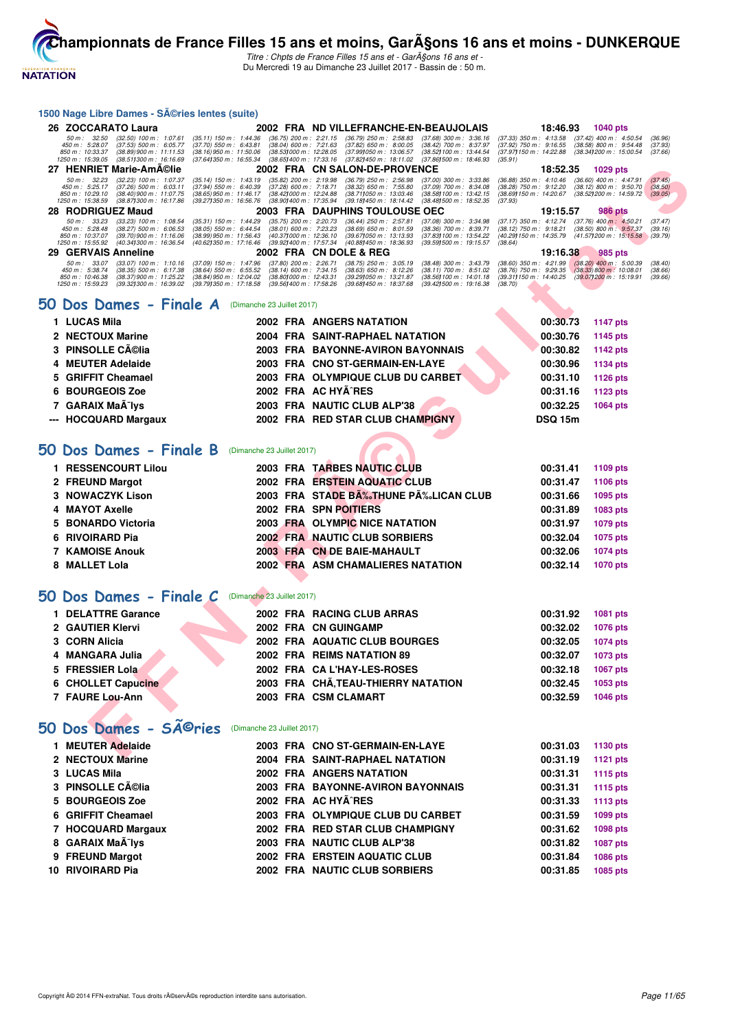## 1500 Nage Libre Dames - SÃ©ries lentes (suite)

| | Nom | Année | Nat | Club | Temps | Points |
|---|---|---|---|---|---|---|
| 26 | ZOCCARATO Laura | 2002 | FRA | ND VILLEFRANCHE-EN-BEAUJOLAIS | 18:46.93 | 1040 pts |

50 m : 32.50 (32.50) 100 m : 1:07.61 (35.11) 150 m : 1:44.36 (36.75) 200 m : 2:21.15 (36.79) 250 m : 2:58.83 (37.68) 300 m : 3:36.16 (37.33) 350 m : 4:13.58 (37.42) 400 m : 4:50.54 (36.96)
450 m : 5:28.07 (37.53) 500 m : 6:05.77 (37.70) 550 m : 6:43.81 (38.04) 600 m : 7:21.63 (37.82) 650 m : 8:00.05 (38.42) 700 m : 8:37.97 (37.92) 750 m : 9:16.55 (38.58) 800 m : 9:54.48 (37.93)
850 m : 10:33.37 (38.89) 900 m : 11:11.53 (38.16) 950 m : 11:50.06 (38.53) 1000 m : 12:28.05 (37.99) 1050 m : 13:06.57 (38.52) 1100 m : 13:44.54 (37.97) 1150 m : 14:22.88 (38.34) 1200 m : 15:00.54 (37.66)
1250 m : 15:39.05 (38.51) 1300 m : 16:16.69 (37.64) 1350 m : 16:55.34 (38.65) 1400 m : 17:33.16 (37.82) 1450 m : 18:11.02 (37.86) 1500 m : 18:46.93 (35.91)

| | Nom | Année | Nat | Club | Temps | Points |
|---|---|---|---|---|---|---|
| 27 | HENRIET Marie-AmÃ©lie | 2002 | FRA | CN SALON-DE-PROVENCE | 18:52.35 | 1029 pts |

50 m : 32.23 (32.23) 100 m : 1:07.37 (35.14) 150 m : 1:43.19 (35.82) 200 m : 2:19.98 (36.79) 250 m : 2:56.98 (37.00) 300 m : 3:33.86 (36.88) 350 m : 4:10.46 (36.60) 400 m : 4:47.91 (37.45)
450 m : 5:25.17 (37.26) 500 m : 6:03.11 (37.94) 550 m : 6:40.39 (37.28) 600 m : 7:18.71 (38.32) 650 m : 7:55.80 (37.09) 700 m : 8:34.08 (38.28) 750 m : 9:12.20 (38.12) 800 m : 9:50.70 (38.50)
850 m : 10:29.10 (38.40) 900 m : 11:07.75 (38.65) 950 m : 11:46.17 (38.42) 1000 m : 12:24.88 (38.71) 1050 m : 13:03.46 (38.58) 1100 m : 13:42.15 (38.69) 1150 m : 14:20.67 (38.52) 1200 m : 14:59.72 (39.05)
1250 m : 15:38.59 (38.87) 1300 m : 16:17.86 (39.27) 1350 m : 16:56.76 (38.90) 1400 m : 17:35.94 (39.18) 1450 m : 18:14.42 (38.48) 1500 m : 18:52.35 (37.93)

| | Nom | Année | Nat | Club | Temps | Points |
|---|---|---|---|---|---|---|
| 28 | RODRIGUEZ Maud | 2003 | FRA | DAUPHINS TOULOUSE OEC | 19:15.57 | 986 pts |

50 m : 33.23 (33.23) 100 m : 1:08.54 (35.31) 150 m : 1:44.29 (35.75) 200 m : 2:20.73 (36.44) 250 m : 2:57.81 (37.08) 300 m : 3:34.98 (37.17) 350 m : 4:12.74 (37.76) 400 m : 4:50.21 (37.47)
450 m : 5:28.48 (38.27) 500 m : 6:06.53 (38.05) 550 m : 6:44.54 (38.01) 600 m : 7:23.23 (38.69) 650 m : 8:01.59 (38.36) 700 m : 8:39.71 (38.12) 750 m : 9:18.21 (38.50) 800 m : 9:57.37 (39.16)
850 m : 10:37.07 (39.70) 900 m : 11:16.06 (38.99) 950 m : 11:56.43 (40.37) 1000 m : 12:36.10 (39.67) 1050 m : 13:13.93 (37.83) 1100 m : 13:54.22 (40.29) 1150 m : 14:35.79 (41.57) 1200 m : 15:15.58 (39.79)
1250 m : 15:55.92 (40.34) 1300 m : 16:36.54 (40.62) 1350 m : 17:16.46 (39.92) 1400 m : 17:57.34 (40.88) 1450 m : 18:36.93 (39.59) 1500 m : 19:15.57 (38.64)

| | Nom | Année | Nat | Club | Temps | Points |
|---|---|---|---|---|---|---|
| 29 | GERVAIS Anneline | 2002 | FRA | CN DOLE & REG | 19:16.38 | 985 pts |

50 m : 33.07 (33.07) 100 m : 1:10.16 (37.09) 150 m : 1:47.96 (37.80) 200 m : 2:26.71 (38.75) 250 m : 3:05.19 (38.48) 300 m : 3:43.79 (38.60) 350 m : 4:21.99 (38.20) 400 m : 5:00.39 (38.40)
450 m : 5:38.74 (38.35) 500 m : 6:17.38 (38.64) 550 m : 6:55.52 (38.14) 600 m : 7:34.15 (38.63) 650 m : 8:12.26 (38.11) 700 m : 8:51.02 (38.76) 750 m : 9:29.35 (38.33) 800 m : 10:08.01 (38.66)
850 m : 10:46.38 (38.37) 900 m : 11:25.22 (38.84) 950 m : 12:04.02 (38.80) 1000 m : 12:43.31 (39.29) 1050 m : 13:21.87 (38.56) 1100 m : 14:01.18 (39.31) 1150 m : 14:40.25 (39.07) 1200 m : 15:19.91 (39.66)
1250 m : 15:59.23 (39.32) 1300 m : 16:39.02 (39.79) 1350 m : 17:18.58 (39.56) 1400 m : 17:58.26 (39.68) 1450 m : 18:37.68 (39.42) 1500 m : 19:16.38 (38.70)

## 50 Dos Dames - Finale A (Dimanche 23 Juillet 2017)

| | Nom | Année | Nat | Club | Temps | Points |
|---|---|---|---|---|---|---|
| 1 | LUCAS Mila | 2002 | FRA | ANGERS NATATION | 00:30.73 | 1147 pts |
| 2 | NECTOUX Marine | 2004 | FRA | SAINT-RAPHAEL NATATION | 00:30.76 | 1145 pts |
| 3 | PINSOLLE CÃ©lia | 2003 | FRA | BAYONNE-AVIRON BAYONNAIS | 00:30.82 | 1142 pts |
| 4 | MEUTER Adelaide | 2003 | FRA | CNO ST-GERMAIN-EN-LAYE | 00:30.96 | 1134 pts |
| 5 | GRIFFIT Cheamael | 2003 | FRA | OLYMPIQUE CLUB DU CARBET | 00:31.10 | 1126 pts |
| 6 | BOURGEOIS Zoe | 2002 | FRA | AC HYÃˆRES | 00:31.16 | 1123 pts |
| 7 | GARAIX MaÃ¯lys | 2003 | FRA | NAUTIC CLUB ALP'38 | 00:32.25 | 1064 pts |
| --- | HOCQUARD Margaux | 2002 | FRA | RED STAR CLUB CHAMPIGNY | DSQ 15m | |

## 50 Dos Dames - Finale B (Dimanche 23 Juillet 2017)

| | Nom | Année | Nat | Club | Temps | Points |
|---|---|---|---|---|---|---|
| 1 | RESSENCOURT Lilou | 2003 | FRA | TARBES NAUTIC CLUB | 00:31.41 | 1109 pts |
| 2 | FREUND Margot | 2002 | FRA | ERSTEIN AQUATIC CLUB | 00:31.47 | 1106 pts |
| 3 | NOWACZYK Lison | 2003 | FRA | STADE BÃ‰THUNE PÃ‰LICAN CLUB | 00:31.66 | 1095 pts |
| 4 | MAYOT Axelle | 2002 | FRA | SPN POITIERS | 00:31.89 | 1083 pts |
| 5 | BONARDO Victoria | 2003 | FRA | OLYMPIC NICE NATATION | 00:31.97 | 1079 pts |
| 6 | RIVOIRARD Pia | 2002 | FRA | NAUTIC CLUB SORBIERS | 00:32.04 | 1075 pts |
| 7 | KAMOISE Anouk | 2003 | FRA | CN DE BAIE-MAHAULT | 00:32.06 | 1074 pts |
| 8 | MALLET Lola | 2002 | FRA | ASM CHAMALIERES NATATION | 00:32.14 | 1070 pts |

## 50 Dos Dames - Finale C (Dimanche 23 Juillet 2017)

| | Nom | Année | Nat | Club | Temps | Points |
|---|---|---|---|---|---|---|
| 1 | DELATTRE Garance | 2002 | FRA | RACING CLUB ARRAS | 00:31.92 | 1081 pts |
| 2 | GAUTIER Klervi | 2002 | FRA | CN GUINGAMP | 00:32.02 | 1076 pts |
| 3 | CORN Alicia | 2002 | FRA | AQUATIC CLUB BOURGES | 00:32.05 | 1074 pts |
| 4 | MANGARA Julia | 2002 | FRA | REIMS NATATION 89 | 00:32.07 | 1073 pts |
| 5 | FRESSIER Lola | 2002 | FRA | CA L'HAY-LES-ROSES | 00:32.18 | 1067 pts |
| 6 | CHOLLET Capucine | 2003 | FRA | CHÃ,TEAU-THIERRY NATATION | 00:32.45 | 1053 pts |
| 7 | FAURE Lou-Ann | 2003 | FRA | CSM CLAMART | 00:32.59 | 1046 pts |

## 50 Dos Dames - SÃ©ries (Dimanche 23 Juillet 2017)

| | Nom | Année | Nat | Club | Temps | Points |
|---|---|---|---|---|---|---|
| 1 | MEUTER Adelaide | 2003 | FRA | CNO ST-GERMAIN-EN-LAYE | 00:31.03 | 1130 pts |
| 2 | NECTOUX Marine | 2004 | FRA | SAINT-RAPHAEL NATATION | 00:31.19 | 1121 pts |
| 3 | LUCAS Mila | 2002 | FRA | ANGERS NATATION | 00:31.31 | 1115 pts |
| 3 | PINSOLLE CÃ©lia | 2003 | FRA | BAYONNE-AVIRON BAYONNAIS | 00:31.31 | 1115 pts |
| 5 | BOURGEOIS Zoe | 2002 | FRA | AC HYÃˆRES | 00:31.33 | 1113 pts |
| 6 | GRIFFIT Cheamael | 2003 | FRA | OLYMPIQUE CLUB DU CARBET | 00:31.59 | 1099 pts |
| 7 | HOCQUARD Margaux | 2002 | FRA | RED STAR CLUB CHAMPIGNY | 00:31.62 | 1098 pts |
| 8 | GARAIX MaÃ¯lys | 2003 | FRA | NAUTIC CLUB ALP'38 | 00:31.82 | 1087 pts |
| 9 | FREUND Margot | 2002 | FRA | ERSTEIN AQUATIC CLUB | 00:31.84 | 1086 pts |
| 10 | RIVOIRARD Pia | 2002 | FRA | NAUTIC CLUB SORBIERS | 00:31.85 | 1085 pts |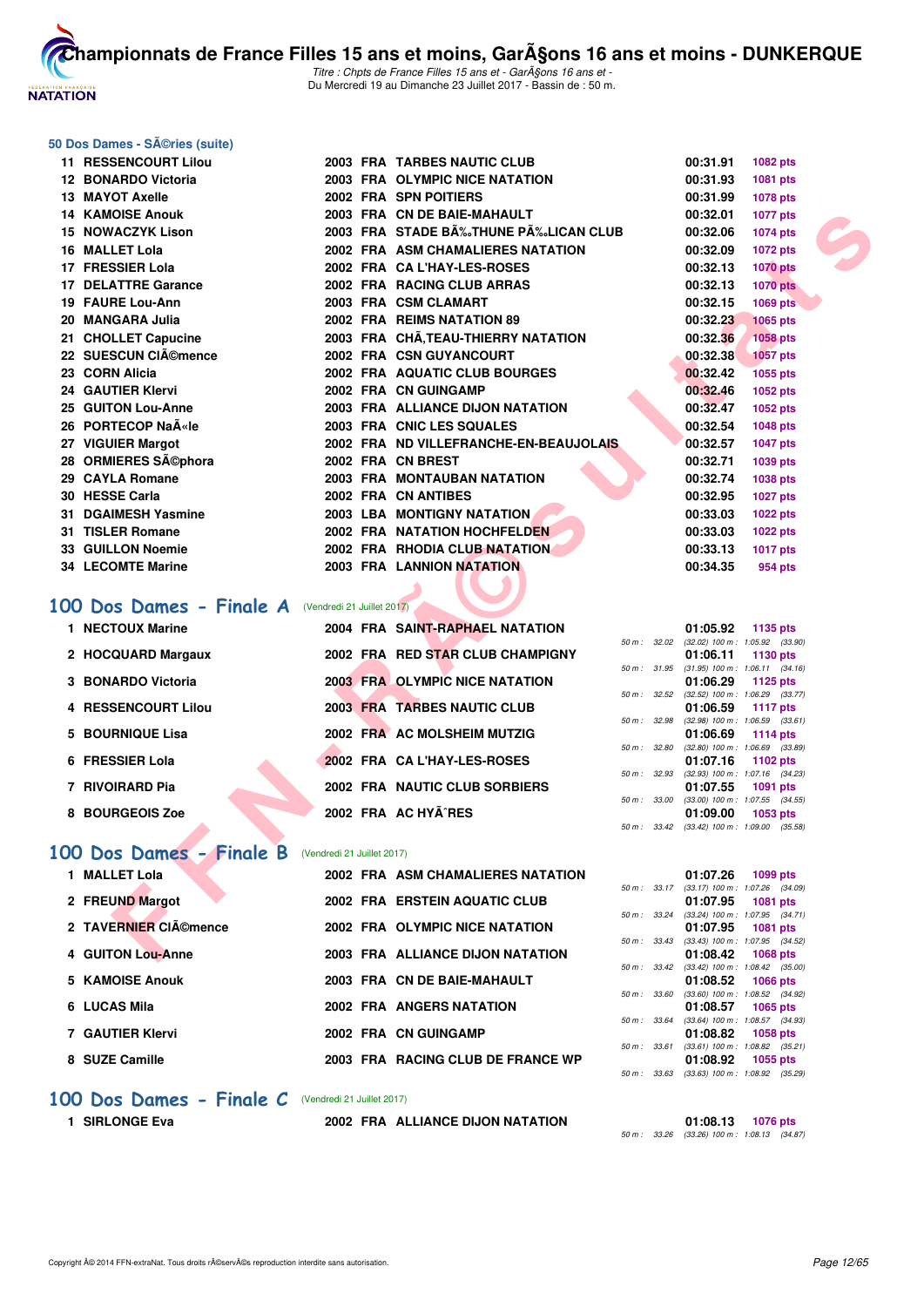## 50 Dos Dames - SÃ©ries (suite)

| | | | | | | |
|---|---|---|---|---|---|---|
| 11 | RESSENCOURT Lilou | 2003 | FRA | TARBES NAUTIC CLUB | 00:31.91 | 1082 pts |
| 12 | BONARDO Victoria | 2003 | FRA | OLYMPIC NICE NATATION | 00:31.93 | 1081 pts |
| 13 | MAYOT Axelle | 2002 | FRA | SPN POITIERS | 00:31.99 | 1078 pts |
| 14 | KAMOISE Anouk | 2003 | FRA | CN DE BAIE-MAHAULT | 00:32.01 | 1077 pts |
| 15 | NOWACZYK Lison | 2003 | FRA | STADE BÃ‰THUNE PÃ‰LICAN CLUB | 00:32.06 | 1074 pts |
| 16 | MALLET Lola | 2002 | FRA | ASM CHAMALIERES NATATION | 00:32.09 | 1072 pts |
| 17 | FRESSIER Lola | 2002 | FRA | CA L'HAY-LES-ROSES | 00:32.13 | 1070 pts |
| 17 | DELATTRE Garance | 2002 | FRA | RACING CLUB ARRAS | 00:32.13 | 1070 pts |
| 19 | FAURE Lou-Ann | 2003 | FRA | CSM CLAMART | 00:32.15 | 1069 pts |
| 20 | MANGARA Julia | 2002 | FRA | REIMS NATATION 89 | 00:32.23 | 1065 pts |
| 21 | CHOLLET Capucine | 2003 | FRA | CHÃ‚TEAU-THIERRY NATATION | 00:32.36 | 1058 pts |
| 22 | SUESCUN ClÃ©mence | 2002 | FRA | CSN GUYANCOURT | 00:32.38 | 1057 pts |
| 23 | CORN Alicia | 2002 | FRA | AQUATIC CLUB BOURGES | 00:32.42 | 1055 pts |
| 24 | GAUTIER Klervi | 2002 | FRA | CN GUINGAMP | 00:32.46 | 1052 pts |
| 25 | GUITON Lou-Anne | 2003 | FRA | ALLIANCE DIJON NATATION | 00:32.47 | 1052 pts |
| 26 | PORTECOP NaÃ«le | 2003 | FRA | CNIC LES SQUALES | 00:32.54 | 1048 pts |
| 27 | VIGUIER Margot | 2002 | FRA | ND VILLEFRANCHE-EN-BEAUJOLAIS | 00:32.57 | 1047 pts |
| 28 | ORMIERES SÃ©phora | 2002 | FRA | CN BREST | 00:32.71 | 1039 pts |
| 29 | CAYLA Romane | 2003 | FRA | MONTAUBAN NATATION | 00:32.74 | 1038 pts |
| 30 | HESSE Carla | 2002 | FRA | CN ANTIBES | 00:32.95 | 1027 pts |
| 31 | DGAIMESH Yasmine | 2003 | LBA | MONTIGNY NATATION | 00:33.03 | 1022 pts |
| 31 | TISLER Romane | 2002 | FRA | NATATION HOCHFELDEN | 00:33.03 | 1022 pts |
| 33 | GUILLON Noemie | 2002 | FRA | RHODIA CLUB NATATION | 00:33.13 | 1017 pts |
| 34 | LECOMTE Marine | 2003 | FRA | LANNION NATATION | 00:34.35 | 954 pts |

## 100 Dos Dames - Finale A (Vendredi 21 Juillet 2017)

| | | | | | | | |
|---|---|---|---|---|---|---|---|
| 1 | NECTOUX Marine | 2004 | FRA | SAINT-RAPHAEL NATATION | 01:05.92 | 1135 pts | 50 m : 32.02 (32.02) 100 m : 1:05.92 (33.90) |
| 2 | HOCQUARD Margaux | 2002 | FRA | RED STAR CLUB CHAMPIGNY | 01:06.11 | 1130 pts | 50 m : 31.95 (31.95) 100 m : 1:06.11 (34.16) |
| 3 | BONARDO Victoria | 2003 | FRA | OLYMPIC NICE NATATION | 01:06.29 | 1125 pts | 50 m : 32.52 (32.52) 100 m : 1:06.29 (33.77) |
| 4 | RESSENCOURT Lilou | 2003 | FRA | TARBES NAUTIC CLUB | 01:06.59 | 1117 pts | 50 m : 32.98 (32.98) 100 m : 1:06.59 (33.61) |
| 5 | BOURNIQUE Lisa | 2002 | FRA | AC MOLSHEIM MUTZIG | 01:06.69 | 1114 pts | 50 m : 32.80 (32.80) 100 m : 1:06.69 (33.89) |
| 6 | FRESSIER Lola | 2002 | FRA | CA L'HAY-LES-ROSES | 01:07.16 | 1102 pts | 50 m : 32.93 (32.93) 100 m : 1:07.16 (34.23) |
| 7 | RIVOIRARD Pia | 2002 | FRA | NAUTIC CLUB SORBIERS | 01:07.55 | 1091 pts | 50 m : 33.00 (33.00) 100 m : 1:07.55 (34.55) |
| 8 | BOURGEOIS Zoe | 2002 | FRA | AC HYÃˆRES | 01:09.00 | 1053 pts | 50 m : 33.42 (33.42) 100 m : 1:09.00 (35.58) |

## 100 Dos Dames - Finale B (Vendredi 21 Juillet 2017)

| | | | | | | | |
|---|---|---|---|---|---|---|---|
| 1 | MALLET Lola | 2002 | FRA | ASM CHAMALIERES NATATION | 01:07.26 | 1099 pts | 50 m : 33.17 (33.17) 100 m : 1:07.26 (34.09) |
| 2 | FREUND Margot | 2002 | FRA | ERSTEIN AQUATIC CLUB | 01:07.95 | 1081 pts | 50 m : 33.24 (33.24) 100 m : 1:07.95 (34.71) |
| 2 | TAVERNIER ClÃ©mence | 2002 | FRA | OLYMPIC NICE NATATION | 01:07.95 | 1081 pts | 50 m : 33.43 (33.43) 100 m : 1:07.95 (34.52) |
| 4 | GUITON Lou-Anne | 2003 | FRA | ALLIANCE DIJON NATATION | 01:08.42 | 1068 pts | 50 m : 33.42 (33.42) 100 m : 1:08.42 (35.00) |
| 5 | KAMOISE Anouk | 2003 | FRA | CN DE BAIE-MAHAULT | 01:08.52 | 1066 pts | 50 m : 33.60 (33.60) 100 m : 1:08.52 (34.92) |
| 6 | LUCAS Mila | 2002 | FRA | ANGERS NATATION | 01:08.57 | 1065 pts | 50 m : 33.64 (33.64) 100 m : 1:08.57 (34.93) |
| 7 | GAUTIER Klervi | 2002 | FRA | CN GUINGAMP | 01:08.82 | 1058 pts | 50 m : 33.61 (33.61) 100 m : 1:08.82 (35.21) |
| 8 | SUZE Camille | 2003 | FRA | RACING CLUB DE FRANCE WP | 01:08.92 | 1055 pts | 50 m : 33.63 (33.63) 100 m : 1:08.92 (35.29) |

## 100 Dos Dames - Finale C (Vendredi 21 Juillet 2017)

| | | | | | | | |
|---|---|---|---|---|---|---|---|
| 1 | SIRLONGE Eva | 2002 | FRA | ALLIANCE DIJON NATATION | 01:08.13 | 1076 pts | 50 m : 33.26 (33.26) 100 m : 1:08.13 (34.87) |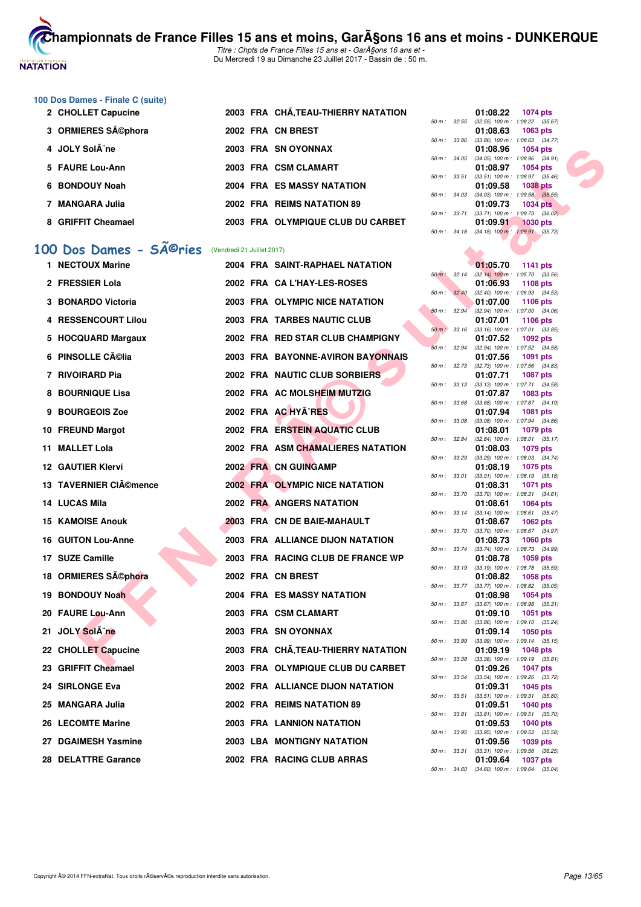## 100 Dos Dames - Finale C (suite)

| Rang | Nom | Année | Nat | Club | Temps | Points | Splits |
|---|---|---|---|---|---|---|---|
| 2 | CHOLLET Capucine | 2003 | FRA | CHÃ‚TEAU-THIERRY NATATION | 01:08.22 | 1074 pts | 50 m : 32.55 (32.55) 100 m : 1:08.22 (35.67) |
| 3 | ORMIERES SÃ©phora | 2002 | FRA | CN BREST | 01:08.63 | 1063 pts | 50 m : 33.86 (33.86) 100 m : 1:08.63 (34.77) |
| 4 | JOLY SolÃ¨ne | 2003 | FRA | SN OYONNAX | 01:08.96 | 1054 pts | 50 m : 34.05 (34.05) 100 m : 1:08.96 (34.91) |
| 5 | FAURE Lou-Ann | 2003 | FRA | CSM CLAMART | 01:08.97 | 1054 pts | 50 m : 33.51 (33.51) 100 m : 1:08.97 (35.46) |
| 6 | BONDOUY Noah | 2004 | FRA | ES MASSY NATATION | 01:09.58 | 1038 pts | 50 m : 34.03 (34.03) 100 m : 1:09.58 (35.55) |
| 7 | MANGARA Julia | 2002 | FRA | REIMS NATATION 89 | 01:09.73 | 1034 pts | 50 m : 33.71 (33.71) 100 m : 1:09.73 (36.02) |
| 8 | GRIFFIT Cheamael | 2003 | FRA | OLYMPIQUE CLUB DU CARBET | 01:09.91 | 1030 pts | 50 m : 34.18 (34.18) 100 m : 1:09.91 (35.73) |

## 100 Dos Dames - SÃ©ries (Vendredi 21 Juillet 2017)

| Rang | Nom | Année | Nat | Club | Temps | Points | Splits |
|---|---|---|---|---|---|---|---|
| 1 | NECTOUX Marine | 2004 | FRA | SAINT-RAPHAEL NATATION | 01:05.70 | 1141 pts | 50 m : 32.14 (32.14) 100 m : 1:05.70 (33.56) |
| 2 | FRESSIER Lola | 2002 | FRA | CA L'HAY-LES-ROSES | 01:06.93 | 1108 pts | 50 m : 32.40 (32.40) 100 m : 1:06.93 (34.53) |
| 3 | BONARDO Victoria | 2003 | FRA | OLYMPIC NICE NATATION | 01:07.00 | 1106 pts | 50 m : 32.94 (32.94) 100 m : 1:07.00 (34.06) |
| 4 | RESSENCOURT Lilou | 2003 | FRA | TARBES NAUTIC CLUB | 01:07.01 | 1106 pts | 50 m : 33.16 (33.16) 100 m : 1:07.01 (33.85) |
| 5 | HOCQUARD Margaux | 2002 | FRA | RED STAR CLUB CHAMPIGNY | 01:07.52 | 1092 pts | 50 m : 32.94 (32.94) 100 m : 1:07.52 (34.58) |
| 6 | PINSOLLE CÃ©lia | 2003 | FRA | BAYONNE-AVIRON BAYONNAIS | 01:07.56 | 1091 pts | 50 m : 32.73 (32.73) 100 m : 1:07.56 (34.83) |
| 7 | RIVOIRARD Pia | 2002 | FRA | NAUTIC CLUB SORBIERS | 01:07.71 | 1087 pts | 50 m : 33.13 (33.13) 100 m : 1:07.71 (34.58) |
| 8 | BOURNIQUE Lisa | 2002 | FRA | AC MOLSHEIM MUTZIG | 01:07.87 | 1083 pts | 50 m : 33.68 (33.68) 100 m : 1:07.87 (34.19) |
| 9 | BOURGEOIS Zoe | 2002 | FRA | AC HYÃˆRES | 01:07.94 | 1081 pts | 50 m : 33.08 (33.08) 100 m : 1:07.94 (34.86) |
| 10 | FREUND Margot | 2002 | FRA | ERSTEIN AQUATIC CLUB | 01:08.01 | 1079 pts | 50 m : 32.84 (32.84) 100 m : 1:08.01 (35.17) |
| 11 | MALLET Lola | 2002 | FRA | ASM CHAMALIERES NATATION | 01:08.03 | 1079 pts | 50 m : 33.29 (33.29) 100 m : 1:08.03 (34.74) |
| 12 | GAUTIER Klervi | 2002 | FRA | CN GUINGAMP | 01:08.19 | 1075 pts | 50 m : 33.01 (33.01) 100 m : 1:08.19 (35.18) |
| 13 | TAVERNIER ClÃ©mence | 2002 | FRA | OLYMPIC NICE NATATION | 01:08.31 | 1071 pts | 50 m : 33.70 (33.70) 100 m : 1:08.31 (34.61) |
| 14 | LUCAS Mila | 2002 | FRA | ANGERS NATATION | 01:08.61 | 1064 pts | 50 m : 33.14 (33.14) 100 m : 1:08.61 (35.47) |
| 15 | KAMOISE Anouk | 2003 | FRA | CN DE BAIE-MAHAULT | 01:08.67 | 1062 pts | 50 m : 33.70 (33.70) 100 m : 1:08.67 (34.97) |
| 16 | GUITON Lou-Anne | 2003 | FRA | ALLIANCE DIJON NATATION | 01:08.73 | 1060 pts | 50 m : 33.74 (33.74) 100 m : 1:08.73 (34.99) |
| 17 | SUZE Camille | 2003 | FRA | RACING CLUB DE FRANCE WP | 01:08.78 | 1059 pts | 50 m : 33.19 (33.19) 100 m : 1:08.78 (35.59) |
| 18 | ORMIERES SÃ©phora | 2002 | FRA | CN BREST | 01:08.82 | 1058 pts | 50 m : 33.77 (33.77) 100 m : 1:08.82 (35.05) |
| 19 | BONDOUY Noah | 2004 | FRA | ES MASSY NATATION | 01:08.98 | 1054 pts | 50 m : 33.67 (33.67) 100 m : 1:08.98 (35.31) |
| 20 | FAURE Lou-Ann | 2003 | FRA | CSM CLAMART | 01:09.10 | 1051 pts | 50 m : 33.86 (33.86) 100 m : 1:09.10 (35.24) |
| 21 | JOLY SolÃ¨ne | 2003 | FRA | SN OYONNAX | 01:09.14 | 1050 pts | 50 m : 33.99 (33.99) 100 m : 1:09.14 (35.15) |
| 22 | CHOLLET Capucine | 2003 | FRA | CHÃ‚TEAU-THIERRY NATATION | 01:09.19 | 1048 pts | 50 m : 33.38 (33.38) 100 m : 1:09.19 (35.81) |
| 23 | GRIFFIT Cheamael | 2003 | FRA | OLYMPIQUE CLUB DU CARBET | 01:09.26 | 1047 pts | 50 m : 33.54 (33.54) 100 m : 1:09.26 (35.72) |
| 24 | SIRLONGE Eva | 2002 | FRA | ALLIANCE DIJON NATATION | 01:09.31 | 1045 pts | 50 m : 33.51 (33.51) 100 m : 1:09.31 (35.80) |
| 25 | MANGARA Julia | 2002 | FRA | REIMS NATATION 89 | 01:09.51 | 1040 pts | 50 m : 33.81 (33.81) 100 m : 1:09.51 (35.70) |
| 26 | LECOMTE Marine | 2003 | FRA | LANNION NATATION | 01:09.53 | 1040 pts | 50 m : 33.95 (33.95) 100 m : 1:09.53 (35.58) |
| 27 | DGAIMESH Yasmine | 2003 | LBA | MONTIGNY NATATION | 01:09.56 | 1039 pts | 50 m : 33.31 (33.31) 100 m : 1:09.56 (36.25) |
| 28 | DELATTRE Garance | 2002 | FRA | RACING CLUB ARRAS | 01:09.64 | 1037 pts | 50 m : 34.60 (34.60) 100 m : 1:09.64 (35.04) |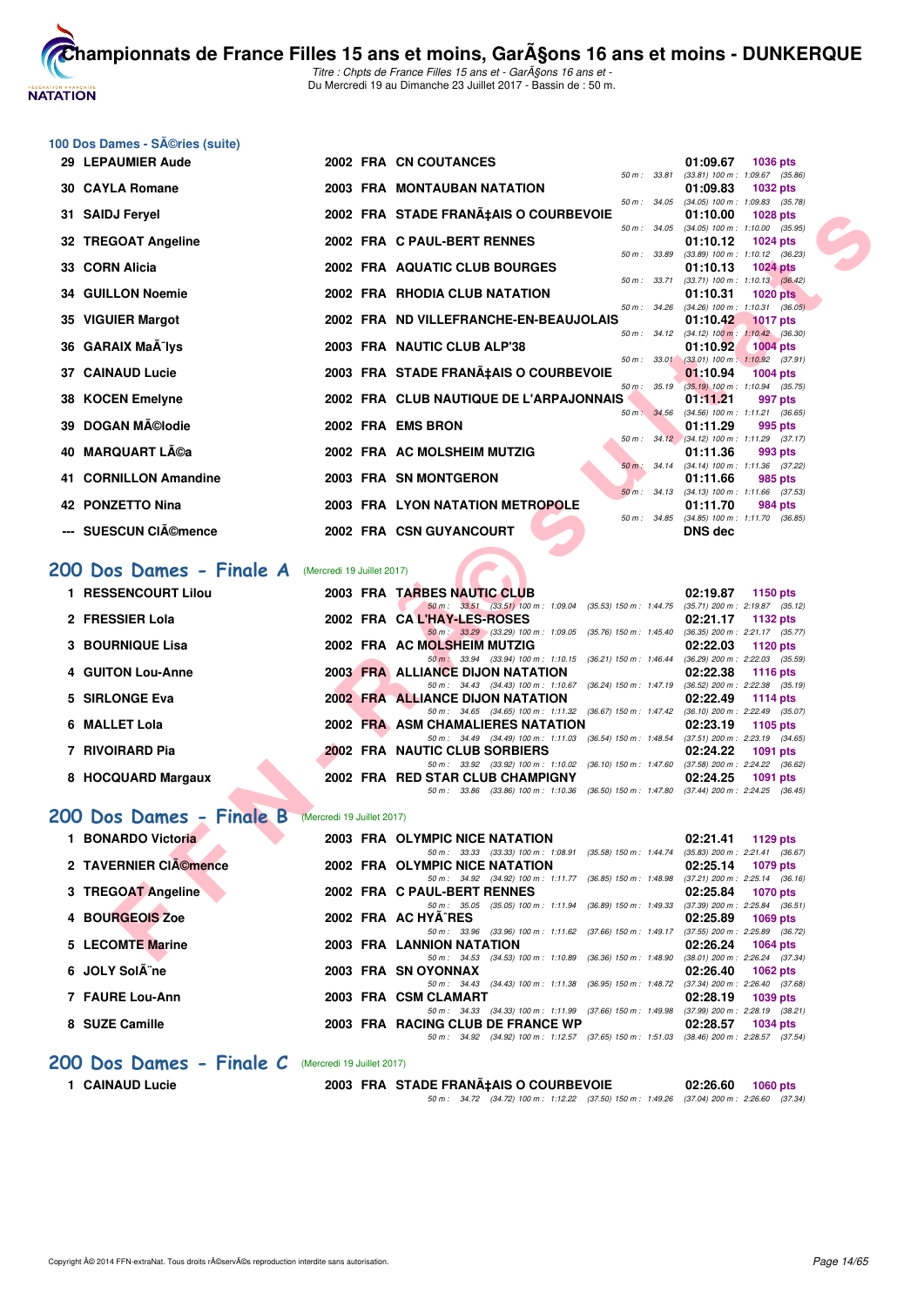## 100 Dos Dames - SÃ©ries (suite)

| Rang | Nom | Année | Nat | Club | Temps | Points |
|---|---|---|---|---|---|---|
| 29 | LEPAUMIER Aude | 2002 | FRA | CN COUTANCES | 01:09.67 | 1036 pts |
| | | | | 50 m : 33.81 (33.81) 100 m : 1:09.67 (35.86) | | |
| 30 | CAYLA Romane | 2003 | FRA | MONTAUBAN NATATION | 01:09.83 | 1032 pts |
| | | | | 50 m : 34.05 (34.05) 100 m : 1:09.83 (35.78) | | |
| 31 | SAIDJ Feryel | 2002 | FRA | STADE FRANÃ‡AIS O COURBEVOIE | 01:10.00 | 1028 pts |
| | | | | 50 m : 34.05 (34.05) 100 m : 1:10.00 (35.95) | | |
| 32 | TREGOAT Angeline | 2002 | FRA | C PAUL-BERT RENNES | 01:10.12 | 1024 pts |
| | | | | 50 m : 33.89 (33.89) 100 m : 1:10.12 (36.23) | | |
| 33 | CORN Alicia | 2002 | FRA | AQUATIC CLUB BOURGES | 01:10.13 | 1024 pts |
| | | | | 50 m : 33.71 (33.71) 100 m : 1:10.13 (36.42) | | |
| 34 | GUILLON Noemie | 2002 | FRA | RHODIA CLUB NATATION | 01:10.31 | 1020 pts |
| | | | | 50 m : 34.26 (34.26) 100 m : 1:10.31 (36.05) | | |
| 35 | VIGUIER Margot | 2002 | FRA | ND VILLEFRANCHE-EN-BEAUJOLAIS | 01:10.42 | 1017 pts |
| | | | | 50 m : 34.12 (34.12) 100 m : 1:10.42 (36.30) | | |
| 36 | GARAIX MaÃ¯lys | 2003 | FRA | NAUTIC CLUB ALP'38 | 01:10.92 | 1004 pts |
| | | | | 50 m : 33.01 (33.01) 100 m : 1:10.92 (37.91) | | |
| 37 | CAINAUD Lucie | 2003 | FRA | STADE FRANÃ‡AIS O COURBEVOIE | 01:10.94 | 1004 pts |
| | | | | 50 m : 35.19 (35.19) 100 m : 1:10.94 (35.75) | | |
| 38 | KOCEN Emelyne | 2002 | FRA | CLUB NAUTIQUE DE L'ARPAJONNAIS | 01:11.21 | 997 pts |
| | | | | 50 m : 34.56 (34.56) 100 m : 1:11.21 (36.65) | | |
| 39 | DOGAN MÃ©lodie | 2002 | FRA | EMS BRON | 01:11.29 | 995 pts |
| | | | | 50 m : 34.12 (34.12) 100 m : 1:11.29 (37.17) | | |
| 40 | MARQUART LÃ©a | 2002 | FRA | AC MOLSHEIM MUTZIG | 01:11.36 | 993 pts |
| | | | | 50 m : 34.14 (34.14) 100 m : 1:11.36 (37.22) | | |
| 41 | CORNILLON Amandine | 2003 | FRA | SN MONTGERON | 01:11.66 | 985 pts |
| | | | | 50 m : 34.13 (34.13) 100 m : 1:11.66 (37.53) | | |
| 42 | PONZETTO Nina | 2003 | FRA | LYON NATATION METROPOLE | 01:11.70 | 984 pts |
| | | | | 50 m : 34.85 (34.85) 100 m : 1:11.70 (36.85) | | |
| --- | SUESCUN ClÃ©mence | 2002 | FRA | CSN GUYANCOURT | DNS dec | |

## 200 Dos Dames - Finale A (Mercredi 19 Juillet 2017)

| Rang | Nom | Année | Nat | Club | Temps | Points |
|---|---|---|---|---|---|---|
| 1 | RESSENCOURT Lilou | 2003 | FRA | TARBES NAUTIC CLUB | 02:19.87 | 1150 pts |
| | | | | 50 m : 33.51 (33.51) 100 m : 1:09.04 (35.53) 150 m : 1:44.75 (35.71) 200 m : 2:19.87 (35.12) | | |
| 2 | FRESSIER Lola | 2002 | FRA | CA L'HAY-LES-ROSES | 02:21.17 | 1132 pts |
| | | | | 50 m : 33.29 (33.29) 100 m : 1:09.05 (35.76) 150 m : 1:45.40 (36.35) 200 m : 2:21.17 (35.77) | | |
| 3 | BOURNIQUE Lisa | 2002 | FRA | AC MOLSHEIM MUTZIG | 02:22.03 | 1120 pts |
| | | | | 50 m : 33.94 (33.94) 100 m : 1:10.15 (36.21) 150 m : 1:46.44 (36.29) 200 m : 2:22.03 (35.59) | | |
| 4 | GUITON Lou-Anne | 2003 | FRA | ALLIANCE DIJON NATATION | 02:22.38 | 1116 pts |
| | | | | 50 m : 34.43 (34.43) 100 m : 1:10.67 (36.24) 150 m : 1:47.19 (36.52) 200 m : 2:22.38 (35.19) | | |
| 5 | SIRLONGE Eva | 2002 | FRA | ALLIANCE DIJON NATATION | 02:22.49 | 1114 pts |
| | | | | 50 m : 34.65 (34.65) 100 m : 1:11.32 (36.67) 150 m : 1:47.42 (36.10) 200 m : 2:22.49 (35.07) | | |
| 6 | MALLET Lola | 2002 | FRA | ASM CHAMALIERES NATATION | 02:23.19 | 1105 pts |
| | | | | 50 m : 34.49 (34.49) 100 m : 1:11.03 (36.54) 150 m : 1:48.54 (37.51) 200 m : 2:23.19 (34.65) | | |
| 7 | RIVOIRARD Pia | 2002 | FRA | NAUTIC CLUB SORBIERS | 02:24.22 | 1091 pts |
| | | | | 50 m : 33.92 (33.92) 100 m : 1:10.02 (36.10) 150 m : 1:47.60 (37.58) 200 m : 2:24.22 (36.62) | | |
| 8 | HOCQUARD Margaux | 2002 | FRA | RED STAR CLUB CHAMPIGNY | 02:24.25 | 1091 pts |
| | | | | 50 m : 33.86 (33.86) 100 m : 1:10.36 (36.50) 150 m : 1:47.80 (37.44) 200 m : 2:24.25 (36.45) | | |

## 200 Dos Dames - Finale B (Mercredi 19 Juillet 2017)

| Rang | Nom | Année | Nat | Club | Temps | Points |
|---|---|---|---|---|---|---|
| 1 | BONARDO Victoria | 2003 | FRA | OLYMPIC NICE NATATION | 02:21.41 | 1129 pts |
| | | | | 50 m : 33.33 (33.33) 100 m : 1:08.91 (35.58) 150 m : 1:44.74 (35.83) 200 m : 2:21.41 (36.67) | | |
| 2 | TAVERNIER ClÃ©mence | 2002 | FRA | OLYMPIC NICE NATATION | 02:25.14 | 1079 pts |
| | | | | 50 m : 34.92 (34.92) 100 m : 1:11.77 (36.85) 150 m : 1:48.98 (37.21) 200 m : 2:25.14 (36.16) | | |
| 3 | TREGOAT Angeline | 2002 | FRA | C PAUL-BERT RENNES | 02:25.84 | 1070 pts |
| | | | | 50 m : 35.05 (35.05) 100 m : 1:11.94 (36.89) 150 m : 1:49.33 (37.39) 200 m : 2:25.84 (36.51) | | |
| 4 | BOURGEOIS Zoe | 2002 | FRA | AC HYÃˆRES | 02:25.89 | 1069 pts |
| | | | | 50 m : 33.96 (33.96) 100 m : 1:11.62 (37.66) 150 m : 1:49.17 (37.55) 200 m : 2:25.89 (36.72) | | |
| 5 | LECOMTE Marine | 2003 | FRA | LANNION NATATION | 02:26.24 | 1064 pts |
| | | | | 50 m : 34.53 (34.53) 100 m : 1:10.89 (36.36) 150 m : 1:48.90 (38.01) 200 m : 2:26.24 (37.34) | | |
| 6 | JOLY SolÃ¨ne | 2003 | FRA | SN OYONNAX | 02:26.40 | 1062 pts |
| | | | | 50 m : 34.43 (34.43) 100 m : 1:11.38 (36.95) 150 m : 1:48.72 (37.34) 200 m : 2:26.40 (37.68) | | |
| 7 | FAURE Lou-Ann | 2003 | FRA | CSM CLAMART | 02:28.19 | 1039 pts |
| | | | | 50 m : 34.33 (34.33) 100 m : 1:11.99 (37.66) 150 m : 1:49.98 (37.99) 200 m : 2:28.19 (38.21) | | |
| 8 | SUZE Camille | 2003 | FRA | RACING CLUB DE FRANCE WP | 02:28.57 | 1034 pts |
| | | | | 50 m : 34.92 (34.92) 100 m : 1:12.57 (37.65) 150 m : 1:51.03 (38.46) 200 m : 2:28.57 (37.54) | | |

## 200 Dos Dames - Finale C (Mercredi 19 Juillet 2017)

| Rang | Nom | Année | Nat | Club | Temps | Points |
|---|---|---|---|---|---|---|
| 1 | CAINAUD Lucie | 2003 | FRA | STADE FRANÃ‡AIS O COURBEVOIE | 02:26.60 | 1060 pts |
| | | | | 50 m : 34.72 (34.72) 100 m : 1:12.22 (37.50) 150 m : 1:49.26 (37.04) 200 m : 2:26.60 (37.34) | | |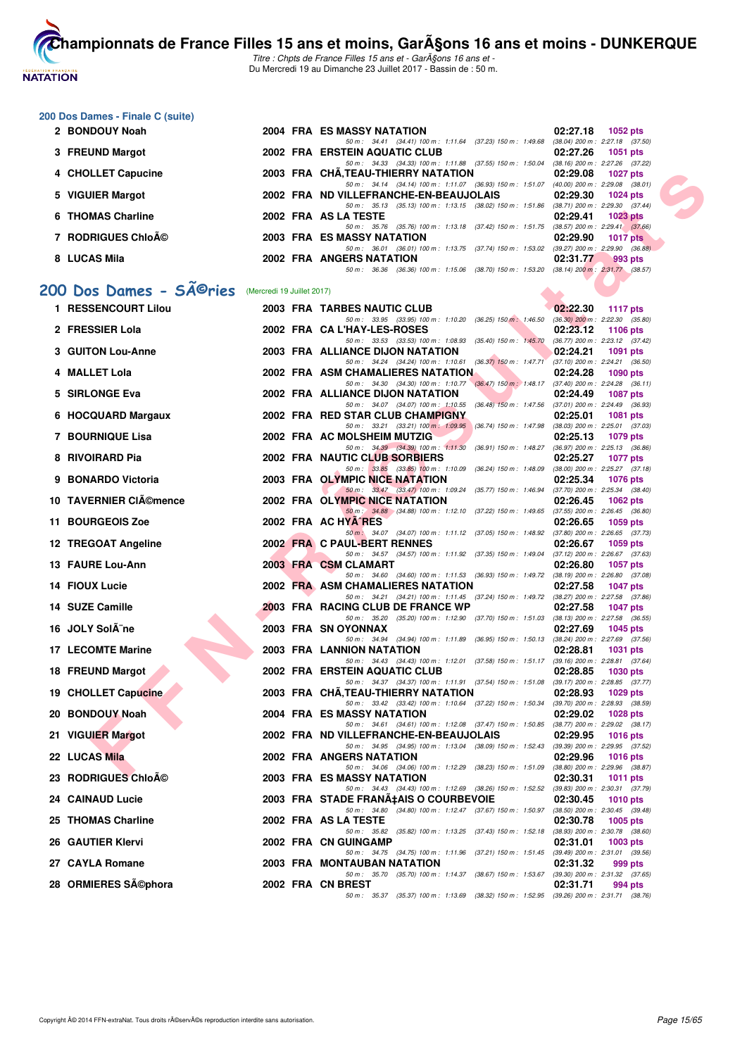# Championnats de France Filles 15 ans et moins, GarÃ§ons 16 ans et moins - DUNKERQUE

*Titre : Chpts de France Filles 15 ans et - GarÃ§ons 16 ans et -*
Du Mercredi 19 au Dimanche 23 Juillet 2017 - Bassin de : 50 m.

### 200 Dos Dames - Finale C (suite)

| Rg | Nom | Année | Nat | Club | Temps | Points |
|---|---|---|---|---|---|---|
| 2 | BONDOUY Noah | 2004 | FRA | ES MASSY NATATION | 02:27.18 | 1052 pts |
| | 50 m : 34.41 (34.41) 100 m : 1:11.64 (37.23) 150 m : 1:49.68 (38.04) 200 m : 2:27.18 (37.50) | | | | | |
| 3 | FREUND Margot | 2002 | FRA | ERSTEIN AQUATIC CLUB | 02:27.26 | 1051 pts |
| | 50 m : 34.33 (34.33) 100 m : 1:11.88 (37.55) 150 m : 1:50.04 (38.16) 200 m : 2:27.26 (37.22) | | | | | |
| 4 | CHOLLET Capucine | 2003 | FRA | CHÃ‚TEAU-THIERRY NATATION | 02:29.08 | 1027 pts |
| | 50 m : 34.14 (34.14) 100 m : 1:11.07 (36.93) 150 m : 1:51.07 (40.00) 200 m : 2:29.08 (38.01) | | | | | |
| 5 | VIGUIER Margot | 2002 | FRA | ND VILLEFRANCHE-EN-BEAUJOLAIS | 02:29.30 | 1024 pts |
| | 50 m : 35.13 (35.13) 100 m : 1:13.15 (38.02) 150 m : 1:51.86 (38.71) 200 m : 2:29.30 (37.44) | | | | | |
| 6 | THOMAS Charline | 2002 | FRA | AS LA TESTE | 02:29.41 | 1023 pts |
| | 50 m : 35.76 (35.76) 100 m : 1:13.18 (37.42) 150 m : 1:51.75 (38.57) 200 m : 2:29.41 (37.66) | | | | | |
| 7 | RODRIGUES ChloÃ© | 2003 | FRA | ES MASSY NATATION | 02:29.90 | 1017 pts |
| | 50 m : 36.01 (36.01) 100 m : 1:13.75 (37.74) 150 m : 1:53.02 (39.27) 200 m : 2:29.90 (36.88) | | | | | |
| 8 | LUCAS Mila | 2002 | FRA | ANGERS NATATION | 02:31.77 | 993 pts |
| | 50 m : 36.36 (36.36) 100 m : 1:15.06 (38.70) 150 m : 1:53.20 (38.14) 200 m : 2:31.77 (38.57) | | | | | |

## 200 Dos Dames - SÃ©ries (Mercredi 19 Juillet 2017)

| Rg | Nom | Année | Nat | Club | Temps | Points |
|---|---|---|---|---|---|---|
| 1 | RESSENCOURT Lilou | 2003 | FRA | TARBES NAUTIC CLUB | 02:22.30 | 1117 pts |
| | 50 m : 33.95 (33.95) 100 m : 1:10.20 (36.25) 150 m : 1:46.50 (36.30) 200 m : 2:22.30 (35.80) | | | | | |
| 2 | FRESSIER Lola | 2002 | FRA | CA L'HAY-LES-ROSES | 02:23.12 | 1106 pts |
| | 50 m : 33.53 (33.53) 100 m : 1:08.93 (35.40) 150 m : 1:45.70 (36.77) 200 m : 2:23.12 (37.42) | | | | | |
| 3 | GUITON Lou-Anne | 2003 | FRA | ALLIANCE DIJON NATATION | 02:24.21 | 1091 pts |
| | 50 m : 34.24 (34.24) 100 m : 1:10.61 (36.37) 150 m : 1:47.71 (37.10) 200 m : 2:24.21 (36.50) | | | | | |
| 4 | MALLET Lola | 2002 | FRA | ASM CHAMALIERES NATATION | 02:24.28 | 1090 pts |
| | 50 m : 34.30 (34.30) 100 m : 1:10.77 (36.47) 150 m : 1:48.17 (37.40) 200 m : 2:24.28 (36.11) | | | | | |
| 5 | SIRLONGE Eva | 2002 | FRA | ALLIANCE DIJON NATATION | 02:24.49 | 1087 pts |
| | 50 m : 34.07 (34.07) 100 m : 1:10.55 (36.48) 150 m : 1:47.56 (37.01) 200 m : 2:24.49 (36.93) | | | | | |
| 6 | HOCQUARD Margaux | 2002 | FRA | RED STAR CLUB CHAMPIGNY | 02:25.01 | 1081 pts |
| | 50 m : 33.21 (33.21) 100 m : 1:09.95 (36.74) 150 m : 1:47.98 (38.03) 200 m : 2:25.01 (37.03) | | | | | |
| 7 | BOURNIQUE Lisa | 2002 | FRA | AC MOLSHEIM MUTZIG | 02:25.13 | 1079 pts |
| | 50 m : 34.39 (34.39) 100 m : 1:11.30 (36.91) 150 m : 1:48.27 (36.97) 200 m : 2:25.13 (36.86) | | | | | |
| 8 | RIVOIRARD Pia | 2002 | FRA | NAUTIC CLUB SORBIERS | 02:25.27 | 1077 pts |
| | 50 m : 33.85 (33.85) 100 m : 1:10.09 (36.24) 150 m : 1:48.09 (38.00) 200 m : 2:25.27 (37.18) | | | | | |
| 9 | BONARDO Victoria | 2003 | FRA | OLYMPIC NICE NATATION | 02:25.34 | 1076 pts |
| | 50 m : 33.47 (33.47) 100 m : 1:09.24 (35.77) 150 m : 1:46.94 (37.70) 200 m : 2:25.34 (38.40) | | | | | |
| 10 | TAVERNIER ClÃ©mence | 2002 | FRA | OLYMPIC NICE NATATION | 02:26.45 | 1062 pts |
| | 50 m : 34.88 (34.88) 100 m : 1:12.10 (37.22) 150 m : 1:49.65 (37.55) 200 m : 2:26.45 (36.80) | | | | | |
| 11 | BOURGEOIS Zoe | 2002 | FRA | AC HYÃˆRES | 02:26.65 | 1059 pts |
| | 50 m : 34.07 (34.07) 100 m : 1:11.12 (37.05) 150 m : 1:48.92 (37.80) 200 m : 2:26.65 (37.73) | | | | | |
| 12 | TREGOAT Angeline | 2002 | FRA | C PAUL-BERT RENNES | 02:26.67 | 1059 pts |
| | 50 m : 34.57 (34.57) 100 m : 1:11.92 (37.35) 150 m : 1:49.04 (37.12) 200 m : 2:26.67 (37.63) | | | | | |
| 13 | FAURE Lou-Ann | 2003 | FRA | CSM CLAMART | 02:26.80 | 1057 pts |
| | 50 m : 34.60 (34.60) 100 m : 1:11.53 (36.93) 150 m : 1:49.72 (38.19) 200 m : 2:26.80 (37.08) | | | | | |
| 14 | FIOUX Lucie | 2002 | FRA | ASM CHAMALIERES NATATION | 02:27.58 | 1047 pts |
| | 50 m : 34.21 (34.21) 100 m : 1:11.45 (37.24) 150 m : 1:49.72 (38.27) 200 m : 2:27.58 (37.86) | | | | | |
| 14 | SUZE Camille | 2003 | FRA | RACING CLUB DE FRANCE WP | 02:27.58 | 1047 pts |
| | 50 m : 35.20 (35.20) 100 m : 1:12.90 (37.70) 150 m : 1:51.03 (38.13) 200 m : 2:27.58 (36.55) | | | | | |
| 16 | JOLY SolÃ¨ne | 2003 | FRA | SN OYONNAX | 02:27.69 | 1045 pts |
| | 50 m : 34.94 (34.94) 100 m : 1:11.89 (36.95) 150 m : 1:50.13 (38.24) 200 m : 2:27.69 (37.56) | | | | | |
| 17 | LECOMTE Marine | 2003 | FRA | LANNION NATATION | 02:28.81 | 1031 pts |
| | 50 m : 34.43 (34.43) 100 m : 1:12.01 (37.58) 150 m : 1:51.17 (39.16) 200 m : 2:28.81 (37.64) | | | | | |
| 18 | FREUND Margot | 2002 | FRA | ERSTEIN AQUATIC CLUB | 02:28.85 | 1030 pts |
| | 50 m : 34.37 (34.37) 100 m : 1:11.91 (37.54) 150 m : 1:51.08 (39.17) 200 m : 2:28.85 (37.77) | | | | | |
| 19 | CHOLLET Capucine | 2003 | FRA | CHÃ‚TEAU-THIERRY NATATION | 02:28.93 | 1029 pts |
| | 50 m : 33.42 (33.42) 100 m : 1:10.64 (37.22) 150 m : 1:50.34 (39.70) 200 m : 2:28.93 (38.59) | | | | | |
| 20 | BONDOUY Noah | 2004 | FRA | ES MASSY NATATION | 02:29.02 | 1028 pts |
| | 50 m : 34.61 (34.61) 100 m : 1:12.08 (37.47) 150 m : 1:50.85 (38.77) 200 m : 2:29.02 (38.17) | | | | | |
| 21 | VIGUIER Margot | 2002 | FRA | ND VILLEFRANCHE-EN-BEAUJOLAIS | 02:29.95 | 1016 pts |
| | 50 m : 34.95 (34.95) 100 m : 1:13.04 (38.09) 150 m : 1:52.43 (39.39) 200 m : 2:29.95 (37.52) | | | | | |
| 22 | LUCAS Mila | 2002 | FRA | ANGERS NATATION | 02:29.96 | 1016 pts |
| | 50 m : 34.06 (34.06) 100 m : 1:12.29 (38.23) 150 m : 1:51.09 (38.80) 200 m : 2:29.96 (38.87) | | | | | |
| 23 | RODRIGUES ChloÃ© | 2003 | FRA | ES MASSY NATATION | 02:30.31 | 1011 pts |
| | 50 m : 34.43 (34.43) 100 m : 1:12.69 (38.26) 150 m : 1:52.52 (39.83) 200 m : 2:30.31 (37.79) | | | | | |
| 24 | CAINAUD Lucie | 2003 | FRA | STADE FRANÃ‡AIS O COURBEVOIE | 02:30.45 | 1010 pts |
| | 50 m : 34.80 (34.80) 100 m : 1:12.47 (37.67) 150 m : 1:50.97 (38.50) 200 m : 2:30.45 (39.48) | | | | | |
| 25 | THOMAS Charline | 2002 | FRA | AS LA TESTE | 02:30.78 | 1005 pts |
| | 50 m : 35.82 (35.82) 100 m : 1:13.25 (37.43) 150 m : 1:52.18 (38.93) 200 m : 2:30.78 (38.60) | | | | | |
| 26 | GAUTIER Klervi | 2002 | FRA | CN GUINGAMP | 02:31.01 | 1003 pts |
| | 50 m : 34.75 (34.75) 100 m : 1:11.96 (37.21) 150 m : 1:51.45 (39.49) 200 m : 2:31.01 (39.56) | | | | | |
| 27 | CAYLA Romane | 2003 | FRA | MONTAUBAN NATATION | 02:31.32 | 999 pts |
| | 50 m : 35.70 (35.70) 100 m : 1:14.37 (38.67) 150 m : 1:53.67 (39.30) 200 m : 2:31.32 (37.65) | | | | | |
| 28 | ORMIERES SÃ©phora | 2002 | FRA | CN BREST | 02:31.71 | 994 pts |
| | 50 m : 35.37 (35.37) 100 m : 1:13.69 (38.32) 150 m : 1:52.95 (39.26) 200 m : 2:31.71 (38.76) | | | | | |

Copyright Â© 2014 FFN-extraNat. Tous droits rÃ©servÃ©s reproduction interdite sans autorisation.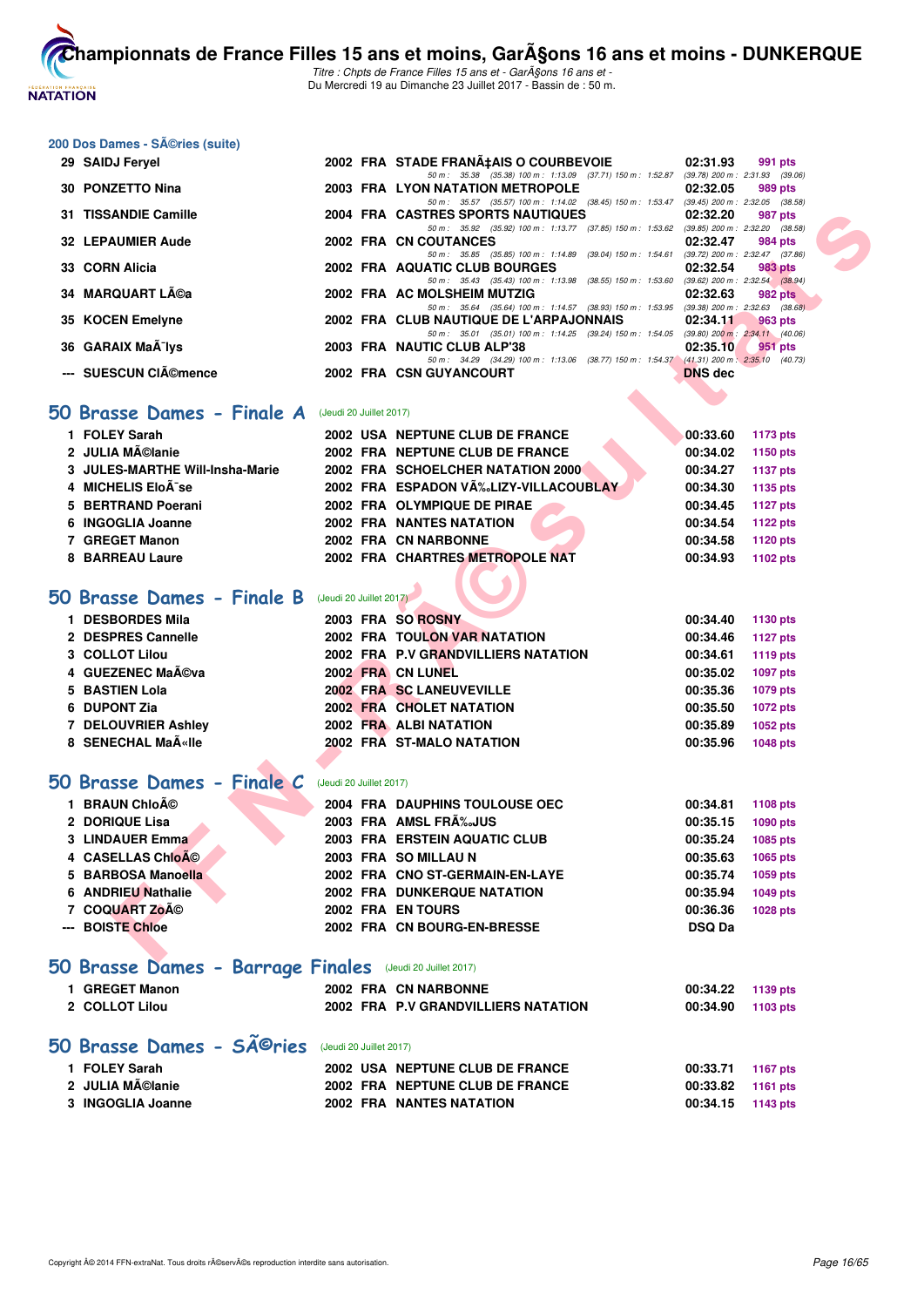## 200 Dos Dames - SÃ©ries (suite)

| | Nom | Année | Nat | Club | Temps | Points |
|---|---|---|---|---|---|---|
| 29 | SAIDJ Feryel | 2002 | FRA | STADE FRANÃ‡AIS O COURBEVOIE | 02:31.93 | 991 pts |
| | | | | 50 m : 35.38 (35.38) 100 m : 1:13.09 (37.71) 150 m : 1:52.87 (39.78) 200 m : 2:31.93 (39.06) | | |
| 30 | PONZETTO Nina | 2003 | FRA | LYON NATATION METROPOLE | 02:32.05 | 989 pts |
| | | | | 50 m : 35.57 (35.57) 100 m : 1:14.02 (38.45) 150 m : 1:53.47 (39.45) 200 m : 2:32.05 (38.58) | | |
| 31 | TISSANDIE Camille | 2004 | FRA | CASTRES SPORTS NAUTIQUES | 02:32.20 | 987 pts |
| | | | | 50 m : 35.92 (35.92) 100 m : 1:13.77 (37.85) 150 m : 1:53.62 (39.85) 200 m : 2:32.20 (38.58) | | |
| 32 | LEPAUMIER Aude | 2002 | FRA | CN COUTANCES | 02:32.47 | 984 pts |
| | | | | 50 m : 35.85 (35.85) 100 m : 1:14.89 (39.04) 150 m : 1:54.61 (39.72) 200 m : 2:32.47 (37.86) | | |
| 33 | CORN Alicia | 2002 | FRA | AQUATIC CLUB BOURGES | 02:32.54 | 983 pts |
| | | | | 50 m : 35.43 (35.43) 100 m : 1:13.98 (38.55) 150 m : 1:53.60 (39.62) 200 m : 2:32.54 (38.94) | | |
| 34 | MARQUART LÃ©a | 2002 | FRA | AC MOLSHEIM MUTZIG | 02:32.63 | 982 pts |
| | | | | 50 m : 35.64 (35.64) 100 m : 1:14.57 (38.93) 150 m : 1:53.95 (39.38) 200 m : 2:32.63 (38.68) | | |
| 35 | KOCEN Emelyne | 2002 | FRA | CLUB NAUTIQUE DE L'ARPAJONNAIS | 02:34.11 | 963 pts |
| | | | | 50 m : 35.01 (35.01) 100 m : 1:14.25 (39.24) 150 m : 1:54.05 (39.80) 200 m : 2:34.11 (40.06) | | |
| 36 | GARAIX MaÃ¯lys | 2003 | FRA | NAUTIC CLUB ALP'38 | 02:35.10 | 951 pts |
| | | | | 50 m : 34.29 (34.29) 100 m : 1:13.06 (38.77) 150 m : 1:54.37 (41.31) 200 m : 2:35.10 (40.73) | | |
| --- | SUESCUN ClÃ©mence | 2002 | FRA | CSN GUYANCOURT | DNS dec | |

## 50 Brasse Dames - Finale A (Jeudi 20 Juillet 2017)

| | Nom | Année | Nat | Club | Temps | Points |
|---|---|---|---|---|---|---|
| 1 | FOLEY Sarah | 2002 | USA | NEPTUNE CLUB DE FRANCE | 00:33.60 | 1173 pts |
| 2 | JULIA MÃ©lanie | 2002 | FRA | NEPTUNE CLUB DE FRANCE | 00:34.02 | 1150 pts |
| 3 | JULES-MARTHE Will-Insha-Marie | 2002 | FRA | SCHOELCHER NATATION 2000 | 00:34.27 | 1137 pts |
| 4 | MICHELIS EloÃ¯se | 2002 | FRA | ESPADON VÃ‰LIZY-VILLACOUBLAY | 00:34.30 | 1135 pts |
| 5 | BERTRAND Poerani | 2002 | FRA | OLYMPIQUE DE PIRAE | 00:34.45 | 1127 pts |
| 6 | INGOGLIA Joanne | 2002 | FRA | NANTES NATATION | 00:34.54 | 1122 pts |
| 7 | GREGET Manon | 2002 | FRA | CN NARBONNE | 00:34.58 | 1120 pts |
| 8 | BARREAU Laure | 2002 | FRA | CHARTRES METROPOLE NAT | 00:34.93 | 1102 pts |

## 50 Brasse Dames - Finale B (Jeudi 20 Juillet 2017)

| | Nom | Année | Nat | Club | Temps | Points |
|---|---|---|---|---|---|---|
| 1 | DESBORDES Mila | 2003 | FRA | SO ROSNY | 00:34.40 | 1130 pts |
| 2 | DESPRES Cannelle | 2002 | FRA | TOULON VAR NATATION | 00:34.46 | 1127 pts |
| 3 | COLLOT Lilou | 2002 | FRA | P.V GRANDVILLIERS NATATION | 00:34.61 | 1119 pts |
| 4 | GUEZENEC MaÃ©va | 2002 | FRA | CN LUNEL | 00:35.02 | 1097 pts |
| 5 | BASTIEN Lola | 2002 | FRA | SC LANEUVEVILLE | 00:35.36 | 1079 pts |
| 6 | DUPONT Zia | 2002 | FRA | CHOLET NATATION | 00:35.50 | 1072 pts |
| 7 | DELOUVRIER Ashley | 2002 | FRA | ALBI NATATION | 00:35.89 | 1052 pts |
| 8 | SENECHAL MaÃ«lle | 2002 | FRA | ST-MALO NATATION | 00:35.96 | 1048 pts |

## 50 Brasse Dames - Finale C (Jeudi 20 Juillet 2017)

| | Nom | Année | Nat | Club | Temps | Points |
|---|---|---|---|---|---|---|
| 1 | BRAUN ChloÃ© | 2004 | FRA | DAUPHINS TOULOUSE OEC | 00:34.81 | 1108 pts |
| 2 | DORIQUE Lisa | 2003 | FRA | AMSL FRÃ‰JUS | 00:35.15 | 1090 pts |
| 3 | LINDAUER Emma | 2003 | FRA | ERSTEIN AQUATIC CLUB | 00:35.24 | 1085 pts |
| 4 | CASELLAS ChloÃ© | 2003 | FRA | SO MILLAU N | 00:35.63 | 1065 pts |
| 5 | BARBOSA Manoella | 2002 | FRA | CNO ST-GERMAIN-EN-LAYE | 00:35.74 | 1059 pts |
| 6 | ANDRIEU Nathalie | 2002 | FRA | DUNKERQUE NATATION | 00:35.94 | 1049 pts |
| 7 | COQUART ZoÃ© | 2002 | FRA | EN TOURS | 00:36.36 | 1028 pts |
| --- | BOISTE Chloe | 2002 | FRA | CN BOURG-EN-BRESSE | DSQ Da | |

## 50 Brasse Dames - Barrage Finales (Jeudi 20 Juillet 2017)

| | Nom | Année | Nat | Club | Temps | Points |
|---|---|---|---|---|---|---|
| 1 | GREGET Manon | 2002 | FRA | CN NARBONNE | 00:34.22 | 1139 pts |
| 2 | COLLOT Lilou | 2002 | FRA | P.V GRANDVILLIERS NATATION | 00:34.90 | 1103 pts |

## 50 Brasse Dames - SÃ©ries (Jeudi 20 Juillet 2017)

| | Nom | Année | Nat | Club | Temps | Points |
|---|---|---|---|---|---|---|
| 1 | FOLEY Sarah | 2002 | USA | NEPTUNE CLUB DE FRANCE | 00:33.71 | 1167 pts |
| 2 | JULIA MÃ©lanie | 2002 | FRA | NEPTUNE CLUB DE FRANCE | 00:33.82 | 1161 pts |
| 3 | INGOGLIA Joanne | 2002 | FRA | NANTES NATATION | 00:34.15 | 1143 pts |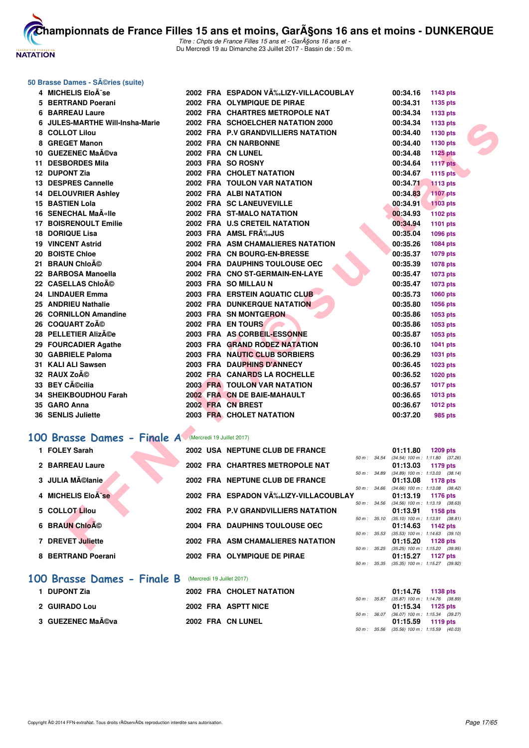## 50 Brasse Dames - SÃ©ries (suite)

| | | | | | | |
|---|---|---|---|---|---|---|
| 4 | MICHELIS EloÃ¯se | 2002 | FRA | ESPADON VÃ‰LIZY-VILLACOUBLAY | 00:34.16 | 1143 pts |
| 5 | BERTRAND Poerani | 2002 | FRA | OLYMPIQUE DE PIRAE | 00:34.31 | 1135 pts |
| 6 | BARREAU Laure | 2002 | FRA | CHARTRES METROPOLE NAT | 00:34.34 | 1133 pts |
| 6 | JULES-MARTHE Will-Insha-Marie | 2002 | FRA | SCHOELCHER NATATION 2000 | 00:34.34 | 1133 pts |
| 8 | COLLOT Lilou | 2002 | FRA | P.V GRANDVILLIERS NATATION | 00:34.40 | 1130 pts |
| 8 | GREGET Manon | 2002 | FRA | CN NARBONNE | 00:34.40 | 1130 pts |
| 10 | GUEZENEC MaÃ©va | 2002 | FRA | CN LUNEL | 00:34.48 | 1125 pts |
| 11 | DESBORDES Mila | 2003 | FRA | SO ROSNY | 00:34.64 | 1117 pts |
| 12 | DUPONT Zia | 2002 | FRA | CHOLET NATATION | 00:34.67 | 1115 pts |
| 13 | DESPRES Cannelle | 2002 | FRA | TOULON VAR NATATION | 00:34.71 | 1113 pts |
| 14 | DELOUVRIER Ashley | 2002 | FRA | ALBI NATATION | 00:34.83 | 1107 pts |
| 15 | BASTIEN Lola | 2002 | FRA | SC LANEUVEVILLE | 00:34.91 | 1103 pts |
| 16 | SENECHAL MaÃ«lle | 2002 | FRA | ST-MALO NATATION | 00:34.93 | 1102 pts |
| 17 | BOISRENOULT Emilie | 2002 | FRA | U.S CRETEIL NATATION | 00:34.94 | 1101 pts |
| 18 | DORIQUE Lisa | 2003 | FRA | AMSL FRÃ‰JUS | 00:35.04 | 1096 pts |
| 19 | VINCENT Astrid | 2002 | FRA | ASM CHAMALIERES NATATION | 00:35.26 | 1084 pts |
| 20 | BOISTE Chloe | 2002 | FRA | CN BOURG-EN-BRESSE | 00:35.37 | 1079 pts |
| 21 | BRAUN ChloÃ© | 2004 | FRA | DAUPHINS TOULOUSE OEC | 00:35.39 | 1078 pts |
| 22 | BARBOSA Manoella | 2002 | FRA | CNO ST-GERMAIN-EN-LAYE | 00:35.47 | 1073 pts |
| 22 | CASELLAS ChloÃ© | 2003 | FRA | SO MILLAU N | 00:35.47 | 1073 pts |
| 24 | LINDAUER Emma | 2003 | FRA | ERSTEIN AQUATIC CLUB | 00:35.73 | 1060 pts |
| 25 | ANDRIEU Nathalie | 2002 | FRA | DUNKERQUE NATATION | 00:35.80 | 1056 pts |
| 26 | CORNILLON Amandine | 2003 | FRA | SN MONTGERON | 00:35.86 | 1053 pts |
| 26 | COQUART ZoÃ© | 2002 | FRA | EN TOURS | 00:35.86 | 1053 pts |
| 28 | PELLETIER AlizÃ©e | 2003 | FRA | AS CORBEIL-ESSONNE | 00:35.87 | 1053 pts |
| 29 | FOURCADIER Agathe | 2003 | FRA | GRAND RODEZ NATATION | 00:36.10 | 1041 pts |
| 30 | GABRIELE Paloma | 2003 | FRA | NAUTIC CLUB SORBIERS | 00:36.29 | 1031 pts |
| 31 | KALI ALI Sawsen | 2003 | FRA | DAUPHINS D'ANNECY | 00:36.45 | 1023 pts |
| 32 | RAUX ZoÃ© | 2002 | FRA | CANARDS LA ROCHELLE | 00:36.52 | 1020 pts |
| 33 | BEY CÃ©cilia | 2003 | FRA | TOULON VAR NATATION | 00:36.57 | 1017 pts |
| 34 | SHEIKBOUDHOU Farah | 2002 | FRA | CN DE BAIE-MAHAULT | 00:36.65 | 1013 pts |
| 35 | GARO Anna | 2002 | FRA | CN BREST | 00:36.67 | 1012 pts |
| 36 | SENLIS Juliette | 2003 | FRA | CHOLET NATATION | 00:37.20 | 985 pts |

## 100 Brasse Dames - Finale A (Mercredi 19 Juillet 2017)

| | | | | | | | |
|---|---|---|---|---|---|---|---|
| 1 | FOLEY Sarah | 2002 | USA | NEPTUNE CLUB DE FRANCE | 01:11.80 | 1209 pts | 50 m : 34.54 (34.54) 100 m : 1:11.80 (37.26) |
| 2 | BARREAU Laure | 2002 | FRA | CHARTRES METROPOLE NAT | 01:13.03 | 1179 pts | 50 m : 34.89 (34.89) 100 m : 1:13.03 (38.14) |
| 3 | JULIA MÃ©lanie | 2002 | FRA | NEPTUNE CLUB DE FRANCE | 01:13.08 | 1178 pts | 50 m : 34.66 (34.66) 100 m : 1:13.08 (38.42) |
| 4 | MICHELIS EloÃ¯se | 2002 | FRA | ESPADON VÃ‰LIZY-VILLACOUBLAY | 01:13.19 | 1176 pts | 50 m : 34.56 (34.56) 100 m : 1:13.19 (38.63) |
| 5 | COLLOT Lilou | 2002 | FRA | P.V GRANDVILLIERS NATATION | 01:13.91 | 1158 pts | 50 m : 35.10 (35.10) 100 m : 1:13.91 (38.81) |
| 6 | BRAUN ChloÃ© | 2004 | FRA | DAUPHINS TOULOUSE OEC | 01:14.63 | 1142 pts | 50 m : 35.53 (35.53) 100 m : 1:14.63 (39.10) |
| 7 | DREVET Juliette | 2002 | FRA | ASM CHAMALIERES NATATION | 01:15.20 | 1128 pts | 50 m : 35.25 (35.25) 100 m : 1:15.20 (39.95) |
| 8 | BERTRAND Poerani | 2002 | FRA | OLYMPIQUE DE PIRAE | 01:15.27 | 1127 pts | 50 m : 35.35 (35.35) 100 m : 1:15.27 (39.92) |

## 100 Brasse Dames - Finale B (Mercredi 19 Juillet 2017)

| | | | | | | | |
|---|---|---|---|---|---|---|---|
| 1 | DUPONT Zia | 2002 | FRA | CHOLET NATATION | 01:14.76 | 1138 pts | 50 m : 35.87 (35.87) 100 m : 1:14.76 (38.89) |
| 2 | GUIRADO Lou | 2002 | FRA | ASPTT NICE | 01:15.34 | 1125 pts | 50 m : 36.07 (36.07) 100 m : 1:15.34 (39.27) |
| 3 | GUEZENEC MaÃ©va | 2002 | FRA | CN LUNEL | 01:15.59 | 1119 pts | 50 m : 35.56 (35.56) 100 m : 1:15.59 (40.03) |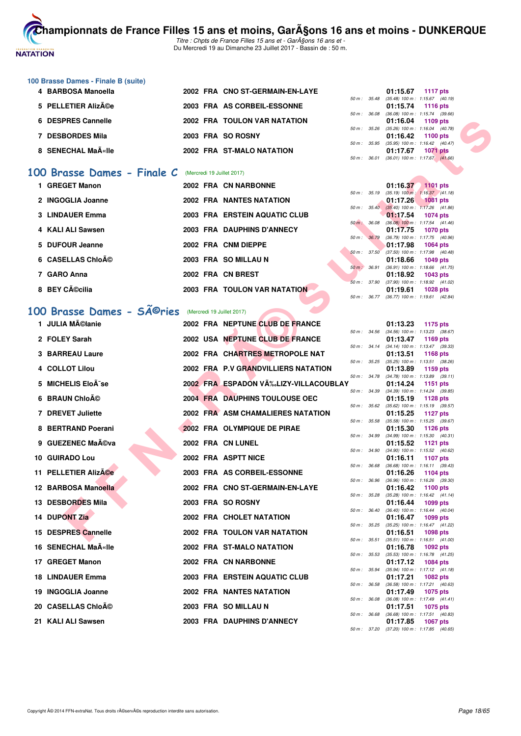### 100 Brasse Dames - Finale B (suite)

| Rang | Nom | Année | Nat | Club | Temps | Points | Splits |
|---|---|---|---|---|---|---|---|
| 4 | BARBOSA Manoella | 2002 | FRA | CNO ST-GERMAIN-EN-LAYE | 01:15.67 | 1117 pts | 50 m : 35.48 (35.48) 100 m : 1:15.67 (40.19) |
| 5 | PELLETIER AlizÃ©e | 2003 | FRA | AS CORBEIL-ESSONNE | 01:15.74 | 1116 pts | 50 m : 36.08 (36.08) 100 m : 1:15.74 (39.66) |
| 6 | DESPRES Cannelle | 2002 | FRA | TOULON VAR NATATION | 01:16.04 | 1109 pts | 50 m : 35.26 (35.26) 100 m : 1:16.04 (40.78) |
| 7 | DESBORDES Mila | 2003 | FRA | SO ROSNY | 01:16.42 | 1100 pts | 50 m : 35.95 (35.95) 100 m : 1:16.42 (40.47) |
| 8 | SENECHAL MaÃ«lle | 2002 | FRA | ST-MALO NATATION | 01:17.67 | 1071 pts | 50 m : 36.01 (36.01) 100 m : 1:17.67 (41.66) |

## 100 Brasse Dames - Finale C (Mercredi 19 Juillet 2017)

| Rang | Nom | Année | Nat | Club | Temps | Points | Splits |
|---|---|---|---|---|---|---|---|
| 1 | GREGET Manon | 2002 | FRA | CN NARBONNE | 01:16.37 | 1101 pts | 50 m : 35.19 (35.19) 100 m : 1:16.37 (41.18) |
| 2 | INGOGLIA Joanne | 2002 | FRA | NANTES NATATION | 01:17.26 | 1081 pts | 50 m : 35.40 (35.40) 100 m : 1:17.26 (41.86) |
| 3 | LINDAUER Emma | 2003 | FRA | ERSTEIN AQUATIC CLUB | 01:17.54 | 1074 pts | 50 m : 36.08 (36.08) 100 m : 1:17.54 (41.46) |
| 4 | KALI ALI Sawsen | 2003 | FRA | DAUPHINS D'ANNECY | 01:17.75 | 1070 pts | 50 m : 36.79 (36.79) 100 m : 1:17.75 (40.96) |
| 5 | DUFOUR Jeanne | 2002 | FRA | CNM DIEPPE | 01:17.98 | 1064 pts | 50 m : 37.50 (37.50) 100 m : 1:17.98 (40.48) |
| 6 | CASELLAS ChloÃ© | 2003 | FRA | SO MILLAU N | 01:18.66 | 1049 pts | 50 m : 36.91 (36.91) 100 m : 1:18.66 (41.75) |
| 7 | GARO Anna | 2002 | FRA | CN BREST | 01:18.92 | 1043 pts | 50 m : 37.90 (37.90) 100 m : 1:18.92 (41.02) |
| 8 | BEY CÃ©cilia | 2003 | FRA | TOULON VAR NATATION | 01:19.61 | 1028 pts | 50 m : 36.77 (36.77) 100 m : 1:19.61 (42.84) |

## 100 Brasse Dames - SÃ©ries (Mercredi 19 Juillet 2017)

| Rang | Nom | Année | Nat | Club | Temps | Points | Splits |
|---|---|---|---|---|---|---|---|
| 1 | JULIA MÃ©lanie | 2002 | FRA | NEPTUNE CLUB DE FRANCE | 01:13.23 | 1175 pts | 50 m : 34.56 (34.56) 100 m : 1:13.23 (38.67) |
| 2 | FOLEY Sarah | 2002 | USA | NEPTUNE CLUB DE FRANCE | 01:13.47 | 1169 pts | 50 m : 34.14 (34.14) 100 m : 1:13.47 (39.33) |
| 3 | BARREAU Laure | 2002 | FRA | CHARTRES METROPOLE NAT | 01:13.51 | 1168 pts | 50 m : 35.25 (35.25) 100 m : 1:13.51 (38.26) |
| 4 | COLLOT Lilou | 2002 | FRA | P.V GRANDVILLIERS NATATION | 01:13.89 | 1159 pts | 50 m : 34.78 (34.78) 100 m : 1:13.89 (39.11) |
| 5 | MICHELIS EloÃ¯se | 2002 | FRA | ESPADON VÃ‰LIZY-VILLACOUBLAY | 01:14.24 | 1151 pts | 50 m : 34.39 (34.39) 100 m : 1:14.24 (39.85) |
| 6 | BRAUN ChloÃ© | 2004 | FRA | DAUPHINS TOULOUSE OEC | 01:15.19 | 1128 pts | 50 m : 35.62 (35.62) 100 m : 1:15.19 (39.57) |
| 7 | DREVET Juliette | 2002 | FRA | ASM CHAMALIERES NATATION | 01:15.25 | 1127 pts | 50 m : 35.58 (35.58) 100 m : 1:15.25 (39.67) |
| 8 | BERTRAND Poerani | 2002 | FRA | OLYMPIQUE DE PIRAE | 01:15.30 | 1126 pts | 50 m : 34.99 (34.99) 100 m : 1:15.30 (40.31) |
| 9 | GUEZENEC MaÃ©va | 2002 | FRA | CN LUNEL | 01:15.52 | 1121 pts | 50 m : 34.90 (34.90) 100 m : 1:15.52 (40.62) |
| 10 | GUIRADO Lou | 2002 | FRA | ASPTT NICE | 01:16.11 | 1107 pts | 50 m : 36.68 (36.68) 100 m : 1:16.11 (39.43) |
| 11 | PELLETIER AlizÃ©e | 2003 | FRA | AS CORBEIL-ESSONNE | 01:16.26 | 1104 pts | 50 m : 36.96 (36.96) 100 m : 1:16.26 (39.30) |
| 12 | BARBOSA Manoella | 2002 | FRA | CNO ST-GERMAIN-EN-LAYE | 01:16.42 | 1100 pts | 50 m : 35.28 (35.28) 100 m : 1:16.42 (41.14) |
| 13 | DESBORDES Mila | 2003 | FRA | SO ROSNY | 01:16.44 | 1099 pts | 50 m : 36.40 (36.40) 100 m : 1:16.44 (40.04) |
| 14 | DUPONT Zia | 2002 | FRA | CHOLET NATATION | 01:16.47 | 1099 pts | 50 m : 35.25 (35.25) 100 m : 1:16.47 (41.22) |
| 15 | DESPRES Cannelle | 2002 | FRA | TOULON VAR NATATION | 01:16.51 | 1098 pts | 50 m : 35.51 (35.51) 100 m : 1:16.51 (41.00) |
| 16 | SENECHAL MaÃ«lle | 2002 | FRA | ST-MALO NATATION | 01:16.78 | 1092 pts | 50 m : 35.53 (35.53) 100 m : 1:16.78 (41.25) |
| 17 | GREGET Manon | 2002 | FRA | CN NARBONNE | 01:17.12 | 1084 pts | 50 m : 35.94 (35.94) 100 m : 1:17.12 (41.18) |
| 18 | LINDAUER Emma | 2003 | FRA | ERSTEIN AQUATIC CLUB | 01:17.21 | 1082 pts | 50 m : 36.58 (36.58) 100 m : 1:17.21 (40.63) |
| 19 | INGOGLIA Joanne | 2002 | FRA | NANTES NATATION | 01:17.49 | 1075 pts | 50 m : 36.08 (36.08) 100 m : 1:17.49 (41.41) |
| 20 | CASELLAS ChloÃ© | 2003 | FRA | SO MILLAU N | 01:17.51 | 1075 pts | 50 m : 36.68 (36.68) 100 m : 1:17.51 (40.83) |
| 21 | KALI ALI Sawsen | 2003 | FRA | DAUPHINS D'ANNECY | 01:17.85 | 1067 pts | 50 m : 37.20 (37.20) 100 m : 1:17.85 (40.65) |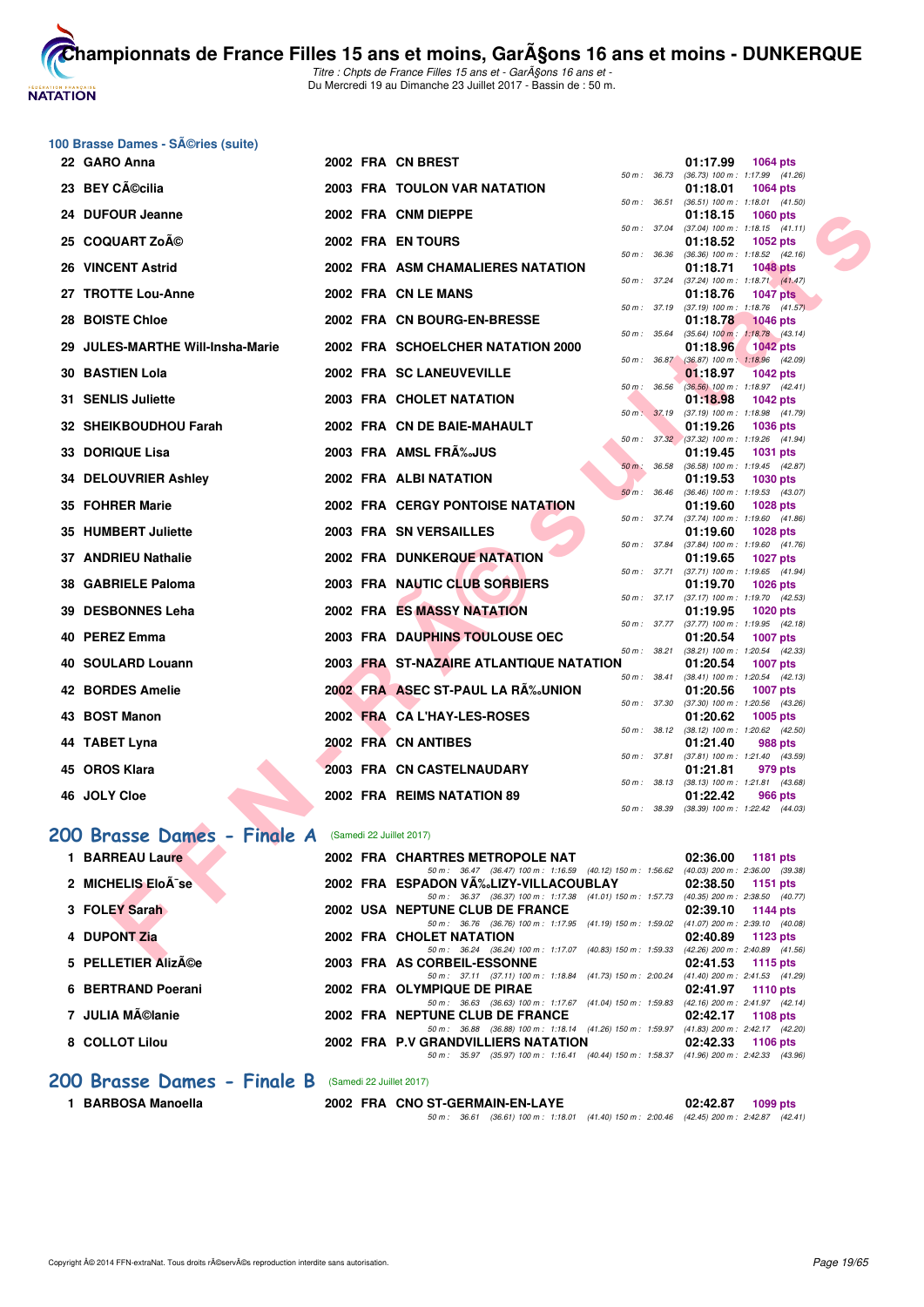## 100 Brasse Dames - SÃ©ries (suite)

| Rang | Nom | Année | Nat | Club | Temps | Points | Splits |
|---|---|---|---|---|---|---|---|
| 22 | GARO Anna | 2002 | FRA | CN BREST | 01:17.99 | 1064 pts | 50 m : 36.73 (36.73) 100 m : 1:17.99 (41.26) |
| 23 | BEY CÃ©cilia | 2003 | FRA | TOULON VAR NATATION | 01:18.01 | 1064 pts | 50 m : 36.51 (36.51) 100 m : 1:18.01 (41.50) |
| 24 | DUFOUR Jeanne | 2002 | FRA | CNM DIEPPE | 01:18.15 | 1060 pts | 50 m : 37.04 (37.04) 100 m : 1:18.15 (41.11) |
| 25 | COQUART ZoÃ© | 2002 | FRA | EN TOURS | 01:18.52 | 1052 pts | 50 m : 36.36 (36.36) 100 m : 1:18.52 (42.16) |
| 26 | VINCENT Astrid | 2002 | FRA | ASM CHAMALIERES NATATION | 01:18.71 | 1048 pts | 50 m : 37.24 (37.24) 100 m : 1:18.71 (41.47) |
| 27 | TROTTE Lou-Anne | 2002 | FRA | CN LE MANS | 01:18.76 | 1047 pts | 50 m : 37.19 (37.19) 100 m : 1:18.76 (41.57) |
| 28 | BOISTE Chloe | 2002 | FRA | CN BOURG-EN-BRESSE | 01:18.78 | 1046 pts | 50 m : 35.64 (35.64) 100 m : 1:18.78 (43.14) |
| 29 | JULES-MARTHE Will-Insha-Marie | 2002 | FRA | SCHOELCHER NATATION 2000 | 01:18.96 | 1042 pts | 50 m : 36.87 (36.87) 100 m : 1:18.96 (42.09) |
| 30 | BASTIEN Lola | 2002 | FRA | SC LANEUVEVILLE | 01:18.97 | 1042 pts | 50 m : 36.56 (36.56) 100 m : 1:18.97 (42.41) |
| 31 | SENLIS Juliette | 2003 | FRA | CHOLET NATATION | 01:18.98 | 1042 pts | 50 m : 37.19 (37.19) 100 m : 1:18.98 (41.79) |
| 32 | SHEIKBOUDHOU Farah | 2002 | FRA | CN DE BAIE-MAHAULT | 01:19.26 | 1036 pts | 50 m : 37.32 (37.32) 100 m : 1:19.26 (41.94) |
| 33 | DORIQUE Lisa | 2003 | FRA | AMSL FRÃ‰JUS | 01:19.45 | 1031 pts | 50 m : 36.58 (36.58) 100 m : 1:19.45 (42.87) |
| 34 | DELOUVRIER Ashley | 2002 | FRA | ALBI NATATION | 01:19.53 | 1030 pts | 50 m : 36.46 (36.46) 100 m : 1:19.53 (43.07) |
| 35 | FOHRER Marie | 2002 | FRA | CERGY PONTOISE NATATION | 01:19.60 | 1028 pts | 50 m : 37.74 (37.74) 100 m : 1:19.60 (41.86) |
| 35 | HUMBERT Juliette | 2003 | FRA | SN VERSAILLES | 01:19.60 | 1028 pts | 50 m : 37.84 (37.84) 100 m : 1:19.60 (41.76) |
| 37 | ANDRIEU Nathalie | 2002 | FRA | DUNKERQUE NATATION | 01:19.65 | 1027 pts | 50 m : 37.71 (37.71) 100 m : 1:19.65 (41.94) |
| 38 | GABRIELE Paloma | 2003 | FRA | NAUTIC CLUB SORBIERS | 01:19.70 | 1026 pts | 50 m : 37.17 (37.17) 100 m : 1:19.70 (42.53) |
| 39 | DESBONNES Leha | 2002 | FRA | ES MASSY NATATION | 01:19.95 | 1020 pts | 50 m : 37.77 (37.77) 100 m : 1:19.95 (42.18) |
| 40 | PEREZ Emma | 2003 | FRA | DAUPHINS TOULOUSE OEC | 01:20.54 | 1007 pts | 50 m : 38.21 (38.21) 100 m : 1:20.54 (42.33) |
| 40 | SOULARD Louann | 2003 | FRA | ST-NAZAIRE ATLANTIQUE NATATION | 01:20.54 | 1007 pts | 50 m : 38.41 (38.41) 100 m : 1:20.54 (42.13) |
| 42 | BORDES Amelie | 2002 | FRA | ASEC ST-PAUL LA RÃ‰UNION | 01:20.56 | 1007 pts | 50 m : 37.30 (37.30) 100 m : 1:20.56 (43.26) |
| 43 | BOST Manon | 2002 | FRA | CA L'HAY-LES-ROSES | 01:20.62 | 1005 pts | 50 m : 38.12 (38.12) 100 m : 1:20.62 (42.50) |
| 44 | TABET Lyna | 2002 | FRA | CN ANTIBES | 01:21.40 | 988 pts | 50 m : 37.81 (37.81) 100 m : 1:21.40 (43.59) |
| 45 | OROS Klara | 2003 | FRA | CN CASTELNAUDARY | 01:21.81 | 979 pts | 50 m : 38.13 (38.13) 100 m : 1:21.81 (43.68) |
| 46 | JOLY Cloe | 2002 | FRA | REIMS NATATION 89 | 01:22.42 | 966 pts | 50 m : 38.39 (38.39) 100 m : 1:22.42 (44.03) |

## 200 Brasse Dames - Finale A (Samedi 22 Juillet 2017)

| Rang | Nom | Année | Nat | Club | Temps | Points | Splits |
|---|---|---|---|---|---|---|---|
| 1 | BARREAU Laure | 2002 | FRA | CHARTRES METROPOLE NAT | 02:36.00 | 1181 pts | 50 m : 36.47 (36.47) 100 m : 1:16.59 (40.12) 150 m : 1:56.62 (40.03) 200 m : 2:36.00 (39.38) |
| 2 | MICHELIS EloÃ¯se | 2002 | FRA | ESPADON VÃ‰LIZY-VILLACOUBLAY | 02:38.50 | 1151 pts | 50 m : 36.37 (36.37) 100 m : 1:17.38 (41.01) 150 m : 1:57.73 (40.35) 200 m : 2:38.50 (40.77) |
| 3 | FOLEY Sarah | 2002 | USA | NEPTUNE CLUB DE FRANCE | 02:39.10 | 1144 pts | 50 m : 36.76 (36.76) 100 m : 1:17.95 (41.19) 150 m : 1:59.02 (41.07) 200 m : 2:39.10 (40.08) |
| 4 | DUPONT Zia | 2002 | FRA | CHOLET NATATION | 02:40.89 | 1123 pts | 50 m : 36.24 (36.24) 100 m : 1:17.07 (40.83) 150 m : 1:59.33 (42.26) 200 m : 2:40.89 (41.56) |
| 5 | PELLETIER AlizÃ©e | 2003 | FRA | AS CORBEIL-ESSONNE | 02:41.53 | 1115 pts | 50 m : 37.11 (37.11) 100 m : 1:18.84 (41.73) 150 m : 2:00.24 (41.40) 200 m : 2:41.53 (41.29) |
| 6 | BERTRAND Poerani | 2002 | FRA | OLYMPIQUE DE PIRAE | 02:41.97 | 1110 pts | 50 m : 36.63 (36.63) 100 m : 1:17.67 (41.04) 150 m : 1:59.83 (42.16) 200 m : 2:41.97 (42.14) |
| 7 | JULIA MÃ©lanie | 2002 | FRA | NEPTUNE CLUB DE FRANCE | 02:42.17 | 1108 pts | 50 m : 36.88 (36.88) 100 m : 1:18.14 (41.26) 150 m : 1:59.97 (41.83) 200 m : 2:42.17 (42.20) |
| 8 | COLLOT Lilou | 2002 | FRA | P.V GRANDVILLIERS NATATION | 02:42.33 | 1106 pts | 50 m : 35.97 (35.97) 100 m : 1:16.41 (40.44) 150 m : 1:58.37 (41.96) 200 m : 2:42.33 (43.96) |

## 200 Brasse Dames - Finale B (Samedi 22 Juillet 2017)

| Rang | Nom | Année | Nat | Club | Temps | Points | Splits |
|---|---|---|---|---|---|---|---|
| 1 | BARBOSA Manoella | 2002 | FRA | CNO ST-GERMAIN-EN-LAYE | 02:42.87 | 1099 pts | 50 m : 36.61 (36.61) 100 m : 1:18.01 (41.40) 150 m : 2:00.46 (42.45) 200 m : 2:42.87 (42.41) |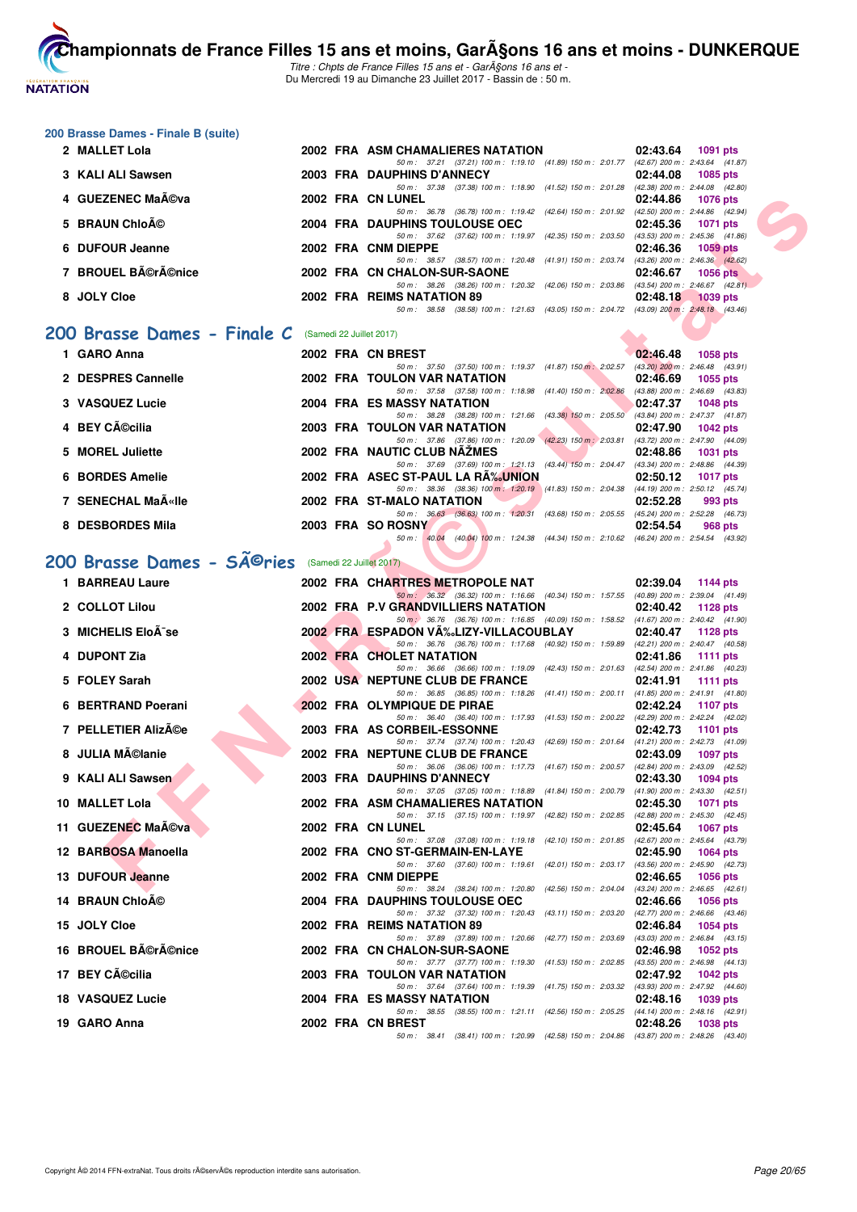## 200 Brasse Dames - Finale B (suite)

| Rang | Nom | Année | Nat | Club | Temps | Points |
|---|---|---|---|---|---|---|
| 2 | MALLET Lola | 2002 | FRA | ASM CHAMALIERES NATATION | 02:43.64 | 1091 pts |
| | | | | 50 m : 37.21 (37.21) 100 m : 1:19.10 (41.89) 150 m : 2:01.77 (42.67) 200 m : 2:43.64 (41.87) | | |
| 3 | KALI ALI Sawsen | 2003 | FRA | DAUPHINS D'ANNECY | 02:44.08 | 1085 pts |
| | | | | 50 m : 37.38 (37.38) 100 m : 1:18.90 (41.52) 150 m : 2:01.28 (42.38) 200 m : 2:44.08 (42.80) | | |
| 4 | GUEZENEC MaÃ©va | 2002 | FRA | CN LUNEL | 02:44.86 | 1076 pts |
| | | | | 50 m : 36.78 (36.78) 100 m : 1:19.42 (42.64) 150 m : 2:01.92 (42.50) 200 m : 2:44.86 (42.94) | | |
| 5 | BRAUN ChloÃ© | 2004 | FRA | DAUPHINS TOULOUSE OEC | 02:45.36 | 1071 pts |
| | | | | 50 m : 37.62 (37.62) 100 m : 1:19.97 (42.35) 150 m : 2:03.50 (43.53) 200 m : 2:45.36 (41.86) | | |
| 6 | DUFOUR Jeanne | 2002 | FRA | CNM DIEPPE | 02:46.36 | 1059 pts |
| | | | | 50 m : 38.57 (38.57) 100 m : 1:20.48 (41.91) 150 m : 2:03.74 (43.26) 200 m : 2:46.36 (42.62) | | |
| 7 | BROUEL BÃ©rÃ©nice | 2002 | FRA | CN CHALON-SUR-SAONE | 02:46.67 | 1056 pts |
| | | | | 50 m : 38.26 (38.26) 100 m : 1:20.32 (42.06) 150 m : 2:03.86 (43.54) 200 m : 2:46.67 (42.81) | | |
| 8 | JOLY Cloe | 2002 | FRA | REIMS NATATION 89 | 02:48.18 | 1039 pts |
| | | | | 50 m : 38.58 (38.58) 100 m : 1:21.63 (43.05) 150 m : 2:04.72 (43.09) 200 m : 2:48.18 (43.46) | | |

## 200 Brasse Dames - Finale C (Samedi 22 Juillet 2017)

| Rang | Nom | Année | Nat | Club | Temps | Points |
|---|---|---|---|---|---|---|
| 1 | GARO Anna | 2002 | FRA | CN BREST | 02:46.48 | 1058 pts |
| | | | | 50 m : 37.50 (37.50) 100 m : 1:19.37 (41.87) 150 m : 2:02.57 (43.20) 200 m : 2:46.48 (43.91) | | |
| 2 | DESPRES Cannelle | 2002 | FRA | TOULON VAR NATATION | 02:46.69 | 1055 pts |
| | | | | 50 m : 37.58 (37.58) 100 m : 1:18.98 (41.40) 150 m : 2:02.86 (43.88) 200 m : 2:46.69 (43.83) | | |
| 3 | VASQUEZ Lucie | 2004 | FRA | ES MASSY NATATION | 02:47.37 | 1048 pts |
| | | | | 50 m : 38.28 (38.28) 100 m : 1:21.66 (43.38) 150 m : 2:05.50 (43.84) 200 m : 2:47.37 (41.87) | | |
| 4 | BEY CÃ©cilia | 2003 | FRA | TOULON VAR NATATION | 02:47.90 | 1042 pts |
| | | | | 50 m : 37.86 (37.86) 100 m : 1:20.09 (42.23) 150 m : 2:03.81 (43.72) 200 m : 2:47.90 (44.09) | | |
| 5 | MOREL Juliette | 2002 | FRA | NAUTIC CLUB NÃŽMES | 02:48.86 | 1031 pts |
| | | | | 50 m : 37.69 (37.69) 100 m : 1:21.13 (43.44) 150 m : 2:04.47 (43.34) 200 m : 2:48.86 (44.39) | | |
| 6 | BORDES Amelie | 2002 | FRA | ASEC ST-PAUL LA RÃ‰UNION | 02:50.12 | 1017 pts |
| | | | | 50 m : 38.36 (38.36) 100 m : 1:20.19 (41.83) 150 m : 2:04.38 (44.19) 200 m : 2:50.12 (45.74) | | |
| 7 | SENECHAL MaÃ«lle | 2002 | FRA | ST-MALO NATATION | 02:52.28 | 993 pts |
| | | | | 50 m : 36.63 (36.63) 100 m : 1:20.31 (43.68) 150 m : 2:05.55 (45.24) 200 m : 2:52.28 (46.73) | | |
| 8 | DESBORDES Mila | 2003 | FRA | SO ROSNY | 02:54.54 | 968 pts |
| | | | | 50 m : 40.04 (40.04) 100 m : 1:24.38 (44.34) 150 m : 2:10.62 (46.24) 200 m : 2:54.54 (43.92) | | |

## 200 Brasse Dames - SÃ©ries (Samedi 22 Juillet 2017)

| Rang | Nom | Année | Nat | Club | Temps | Points |
|---|---|---|---|---|---|---|
| 1 | BARREAU Laure | 2002 | FRA | CHARTRES METROPOLE NAT | 02:39.04 | 1144 pts |
| | | | | 50 m : 36.32 (36.32) 100 m : 1:16.66 (40.34) 150 m : 1:57.55 (40.89) 200 m : 2:39.04 (41.49) | | |
| 2 | COLLOT Lilou | 2002 | FRA | P.V GRANDVILLIERS NATATION | 02:40.42 | 1128 pts |
| | | | | 50 m : 36.76 (36.76) 100 m : 1:16.85 (40.09) 150 m : 1:58.52 (41.67) 200 m : 2:40.42 (41.90) | | |
| 3 | MICHELIS EloÃ¯se | 2002 | FRA | ESPADON VÃ‰LIZY-VILLACOUBLAY | 02:40.47 | 1128 pts |
| | | | | 50 m : 36.76 (36.76) 100 m : 1:17.68 (40.92) 150 m : 1:59.89 (42.21) 200 m : 2:40.47 (40.58) | | |
| 4 | DUPONT Zia | 2002 | FRA | CHOLET NATATION | 02:41.86 | 1111 pts |
| | | | | 50 m : 36.66 (36.66) 100 m : 1:19.09 (42.43) 150 m : 2:01.63 (42.54) 200 m : 2:41.86 (40.23) | | |
| 5 | FOLEY Sarah | 2002 | USA | NEPTUNE CLUB DE FRANCE | 02:41.91 | 1111 pts |
| | | | | 50 m : 36.85 (36.85) 100 m : 1:18.26 (41.41) 150 m : 2:00.11 (41.85) 200 m : 2:41.91 (41.80) | | |
| 6 | BERTRAND Poerani | 2002 | FRA | OLYMPIQUE DE PIRAE | 02:42.24 | 1107 pts |
| | | | | 50 m : 36.40 (36.40) 100 m : 1:17.93 (41.53) 150 m : 2:00.22 (42.29) 200 m : 2:42.24 (42.02) | | |
| 7 | PELLETIER AlizÃ©e | 2003 | FRA | AS CORBEIL-ESSONNE | 02:42.73 | 1101 pts |
| | | | | 50 m : 37.74 (37.74) 100 m : 1:20.43 (42.69) 150 m : 2:01.64 (41.21) 200 m : 2:42.73 (41.09) | | |
| 8 | JULIA MÃ©lanie | 2002 | FRA | NEPTUNE CLUB DE FRANCE | 02:43.09 | 1097 pts |
| | | | | 50 m : 36.06 (36.06) 100 m : 1:17.73 (41.67) 150 m : 2:00.57 (42.84) 200 m : 2:43.09 (42.52) | | |
| 9 | KALI ALI Sawsen | 2003 | FRA | DAUPHINS D'ANNECY | 02:43.30 | 1094 pts |
| | | | | 50 m : 37.05 (37.05) 100 m : 1:18.89 (41.84) 150 m : 2:00.79 (41.90) 200 m : 2:43.30 (42.51) | | |
| 10 | MALLET Lola | 2002 | FRA | ASM CHAMALIERES NATATION | 02:45.30 | 1071 pts |
| | | | | 50 m : 37.15 (37.15) 100 m : 1:19.97 (42.82) 150 m : 2:02.85 (42.88) 200 m : 2:45.30 (42.45) | | |
| 11 | GUEZENEC MaÃ©va | 2002 | FRA | CN LUNEL | 02:45.64 | 1067 pts |
| | | | | 50 m : 37.08 (37.08) 100 m : 1:19.18 (42.10) 150 m : 2:01.85 (42.67) 200 m : 2:45.64 (43.79) | | |
| 12 | BARBOSA Manoella | 2002 | FRA | CNO ST-GERMAIN-EN-LAYE | 02:45.90 | 1064 pts |
| | | | | 50 m : 37.60 (37.60) 100 m : 1:19.61 (42.01) 150 m : 2:03.17 (43.56) 200 m : 2:45.90 (42.73) | | |
| 13 | DUFOUR Jeanne | 2002 | FRA | CNM DIEPPE | 02:46.65 | 1056 pts |
| | | | | 50 m : 38.24 (38.24) 100 m : 1:20.80 (42.56) 150 m : 2:04.04 (43.24) 200 m : 2:46.65 (42.61) | | |
| 14 | BRAUN ChloÃ© | 2004 | FRA | DAUPHINS TOULOUSE OEC | 02:46.66 | 1056 pts |
| | | | | 50 m : 37.32 (37.32) 100 m : 1:20.43 (43.11) 150 m : 2:03.20 (42.77) 200 m : 2:46.66 (43.46) | | |
| 15 | JOLY Cloe | 2002 | FRA | REIMS NATATION 89 | 02:46.84 | 1054 pts |
| | | | | 50 m : 37.89 (37.89) 100 m : 1:20.66 (42.77) 150 m : 2:03.69 (43.03) 200 m : 2:46.84 (43.15) | | |
| 16 | BROUEL BÃ©rÃ©nice | 2002 | FRA | CN CHALON-SUR-SAONE | 02:46.98 | 1052 pts |
| | | | | 50 m : 37.77 (37.77) 100 m : 1:19.30 (41.53) 150 m : 2:02.85 (43.55) 200 m : 2:46.98 (44.13) | | |
| 17 | BEY CÃ©cilia | 2003 | FRA | TOULON VAR NATATION | 02:47.92 | 1042 pts |
| | | | | 50 m : 37.64 (37.64) 100 m : 1:19.39 (41.75) 150 m : 2:03.32 (43.93) 200 m : 2:47.92 (44.60) | | |
| 18 | VASQUEZ Lucie | 2004 | FRA | ES MASSY NATATION | 02:48.16 | 1039 pts |
| | | | | 50 m : 38.55 (38.55) 100 m : 1:21.11 (42.56) 150 m : 2:05.25 (44.14) 200 m : 2:48.16 (42.91) | | |
| 19 | GARO Anna | 2002 | FRA | CN BREST | 02:48.26 | 1038 pts |
| | | | | 50 m : 38.41 (38.41) 100 m : 1:20.99 (42.58) 150 m : 2:04.86 (43.87) 200 m : 2:48.26 (43.40) | | |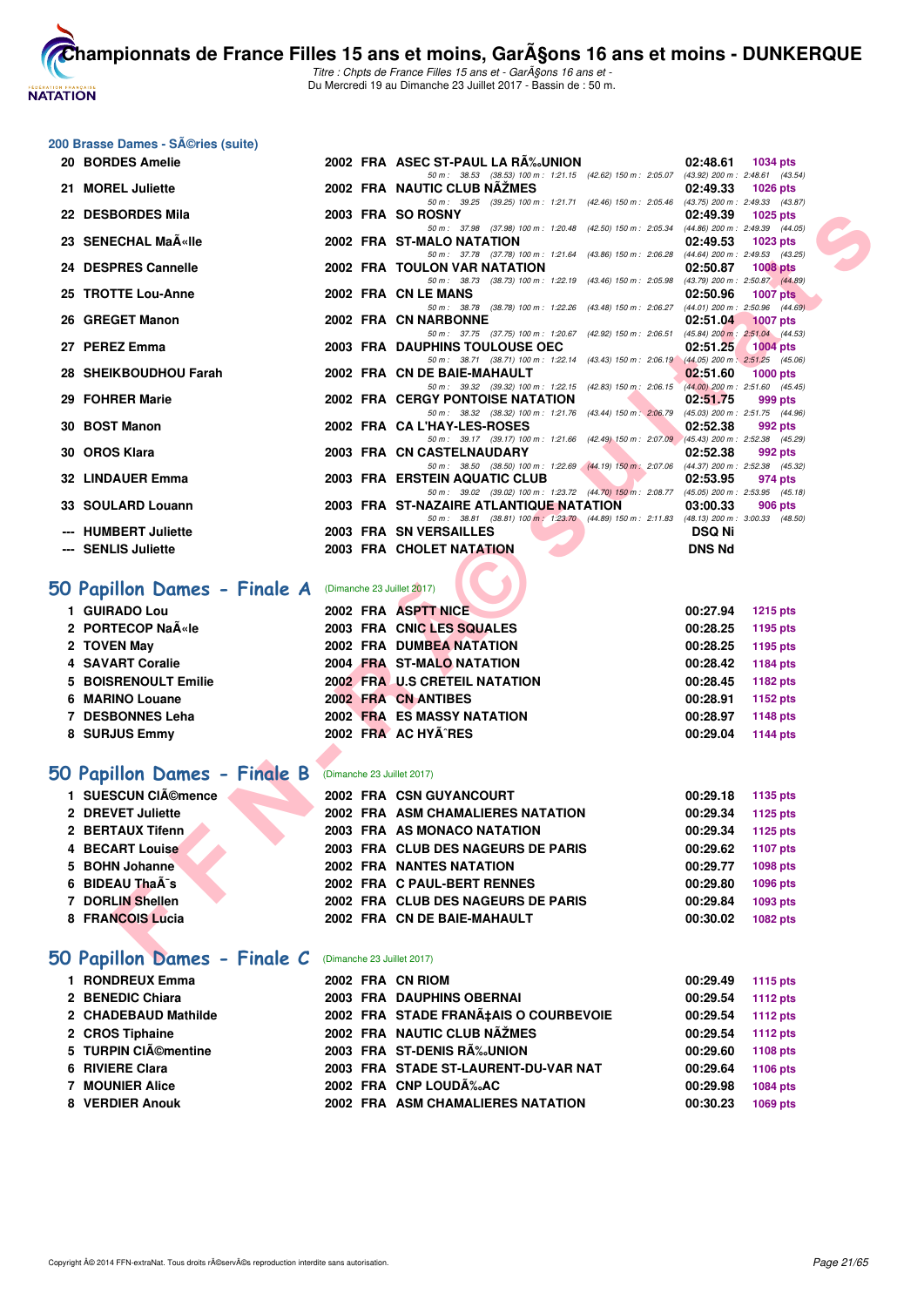## 200 Brasse Dames - SÃ©ries (suite)

| Rang | Nom | Année | Nat | Club | Temps | Points |
|---|---|---|---|---|---|---|
| 20 | BORDES Amelie | 2002 | FRA | ASEC ST-PAUL LA RÃ‰UNION | 02:48.61 | 1034 pts |
| | | | | 50 m : 38.53 (38.53) 100 m : 1:21.15 (42.62) 150 m : 2:05.07 (43.92) 200 m : 2:48.61 (43.54) | | |
| 21 | MOREL Juliette | 2002 | FRA | NAUTIC CLUB NÃŽMES | 02:49.33 | 1026 pts |
| | | | | 50 m : 39.25 (39.25) 100 m : 1:21.71 (42.46) 150 m : 2:05.46 (43.75) 200 m : 2:49.33 (43.87) | | |
| 22 | DESBORDES Mila | 2003 | FRA | SO ROSNY | 02:49.39 | 1025 pts |
| | | | | 50 m : 37.98 (37.98) 100 m : 1:20.48 (42.50) 150 m : 2:05.34 (44.86) 200 m : 2:49.39 (44.05) | | |
| 23 | SENECHAL MaÃ«lle | 2002 | FRA | ST-MALO NATATION | 02:49.53 | 1023 pts |
| | | | | 50 m : 37.78 (37.78) 100 m : 1:21.64 (43.86) 150 m : 2:06.28 (44.64) 200 m : 2:49.53 (43.25) | | |
| 24 | DESPRES Cannelle | 2002 | FRA | TOULON VAR NATATION | 02:50.87 | 1008 pts |
| | | | | 50 m : 38.73 (38.73) 100 m : 1:22.19 (43.46) 150 m : 2:05.98 (43.79) 200 m : 2:50.87 (44.89) | | |
| 25 | TROTTE Lou-Anne | 2002 | FRA | CN LE MANS | 02:50.96 | 1007 pts |
| | | | | 50 m : 38.78 (38.78) 100 m : 1:22.26 (43.48) 150 m : 2:06.27 (44.01) 200 m : 2:50.96 (44.69) | | |
| 26 | GREGET Manon | 2002 | FRA | CN NARBONNE | 02:51.04 | 1007 pts |
| | | | | 50 m : 37.75 (37.75) 100 m : 1:20.67 (42.92) 150 m : 2:06.51 (45.84) 200 m : 2:51.04 (44.53) | | |
| 27 | PEREZ Emma | 2003 | FRA | DAUPHINS TOULOUSE OEC | 02:51.25 | 1004 pts |
| | | | | 50 m : 38.71 (38.71) 100 m : 1:22.14 (43.43) 150 m : 2:06.19 (44.05) 200 m : 2:51.25 (45.06) | | |
| 28 | SHEIKBOUDHOU Farah | 2002 | FRA | CN DE BAIE-MAHAULT | 02:51.60 | 1000 pts |
| | | | | 50 m : 39.32 (39.32) 100 m : 1:22.15 (42.83) 150 m : 2:06.15 (44.00) 200 m : 2:51.60 (45.45) | | |
| 29 | FOHRER Marie | 2002 | FRA | CERGY PONTOISE NATATION | 02:51.75 | 999 pts |
| | | | | 50 m : 38.32 (38.32) 100 m : 1:21.76 (43.44) 150 m : 2:06.79 (45.03) 200 m : 2:51.75 (44.96) | | |
| 30 | BOST Manon | 2002 | FRA | CA L'HAY-LES-ROSES | 02:52.38 | 992 pts |
| | | | | 50 m : 39.17 (39.17) 100 m : 1:21.66 (42.49) 150 m : 2:07.09 (45.43) 200 m : 2:52.38 (45.29) | | |
| 30 | OROS Klara | 2003 | FRA | CN CASTELNAUDARY | 02:52.38 | 992 pts |
| | | | | 50 m : 38.50 (38.50) 100 m : 1:22.69 (44.19) 150 m : 2:07.06 (44.37) 200 m : 2:52.38 (45.32) | | |
| 32 | LINDAUER Emma | 2003 | FRA | ERSTEIN AQUATIC CLUB | 02:53.95 | 974 pts |
| | | | | 50 m : 39.02 (39.02) 100 m : 1:23.72 (44.70) 150 m : 2:08.77 (45.05) 200 m : 2:53.95 (45.18) | | |
| 33 | SOULARD Louann | 2003 | FRA | ST-NAZAIRE ATLANTIQUE NATATION | 03:00.33 | 906 pts |
| | | | | 50 m : 38.81 (38.81) 100 m : 1:23.70 (44.89) 150 m : 2:11.83 (48.13) 200 m : 3:00.33 (48.50) | | |
| --- | HUMBERT Juliette | 2003 | FRA | SN VERSAILLES | DSQ Ni | |
| --- | SENLIS Juliette | 2003 | FRA | CHOLET NATATION | DNS Nd | |

## 50 Papillon Dames - Finale A (Dimanche 23 Juillet 2017)

| Rang | Nom | Année | Nat | Club | Temps | Points |
|---|---|---|---|---|---|---|
| 1 | GUIRADO Lou | 2002 | FRA | ASPTT NICE | 00:27.94 | 1215 pts |
| 2 | PORTECOP NaÃ«le | 2003 | FRA | CNIC LES SQUALES | 00:28.25 | 1195 pts |
| 2 | TOVEN May | 2002 | FRA | DUMBEA NATATION | 00:28.25 | 1195 pts |
| 4 | SAVART Coralie | 2004 | FRA | ST-MALO NATATION | 00:28.42 | 1184 pts |
| 5 | BOISRENOULT Emilie | 2002 | FRA | U.S CRETEIL NATATION | 00:28.45 | 1182 pts |
| 6 | MARINO Louane | 2002 | FRA | CN ANTIBES | 00:28.91 | 1152 pts |
| 7 | DESBONNES Leha | 2002 | FRA | ES MASSY NATATION | 00:28.97 | 1148 pts |
| 8 | SURJUS Emmy | 2002 | FRA | AC HYÃˆRES | 00:29.04 | 1144 pts |

## 50 Papillon Dames - Finale B (Dimanche 23 Juillet 2017)

| Rang | Nom | Année | Nat | Club | Temps | Points |
|---|---|---|---|---|---|---|
| 1 | SUESCUN ClÃ©mence | 2002 | FRA | CSN GUYANCOURT | 00:29.18 | 1135 pts |
| 2 | DREVET Juliette | 2002 | FRA | ASM CHAMALIERES NATATION | 00:29.34 | 1125 pts |
| 2 | BERTAUX Tifenn | 2003 | FRA | AS MONACO NATATION | 00:29.34 | 1125 pts |
| 4 | BECART Louise | 2003 | FRA | CLUB DES NAGEURS DE PARIS | 00:29.62 | 1107 pts |
| 5 | BOHN Johanne | 2002 | FRA | NANTES NATATION | 00:29.77 | 1098 pts |
| 6 | BIDEAU ThaÃ¯s | 2002 | FRA | C PAUL-BERT RENNES | 00:29.80 | 1096 pts |
| 7 | DORLIN Shellen | 2002 | FRA | CLUB DES NAGEURS DE PARIS | 00:29.84 | 1093 pts |
| 8 | FRANCOIS Lucia | 2002 | FRA | CN DE BAIE-MAHAULT | 00:30.02 | 1082 pts |

## 50 Papillon Dames - Finale C (Dimanche 23 Juillet 2017)

| Rang | Nom | Année | Nat | Club | Temps | Points |
|---|---|---|---|---|---|---|
| 1 | RONDREUX Emma | 2002 | FRA | CN RIOM | 00:29.49 | 1115 pts |
| 2 | BENEDIC Chiara | 2003 | FRA | DAUPHINS OBERNAI | 00:29.54 | 1112 pts |
| 2 | CHADEBAUD Mathilde | 2002 | FRA | STADE FRANÃ‡AIS O COURBEVOIE | 00:29.54 | 1112 pts |
| 2 | CROS Tiphaine | 2002 | FRA | NAUTIC CLUB NÃŽMES | 00:29.54 | 1112 pts |
| 5 | TURPIN ClÃ©mentine | 2003 | FRA | ST-DENIS RÃ‰UNION | 00:29.60 | 1108 pts |
| 6 | RIVIERE Clara | 2003 | FRA | STADE ST-LAURENT-DU-VAR NAT | 00:29.64 | 1106 pts |
| 7 | MOUNIER Alice | 2002 | FRA | CNP LOUDÃ‰AC | 00:29.98 | 1084 pts |
| 8 | VERDIER Anouk | 2002 | FRA | ASM CHAMALIERES NATATION | 00:30.23 | 1069 pts |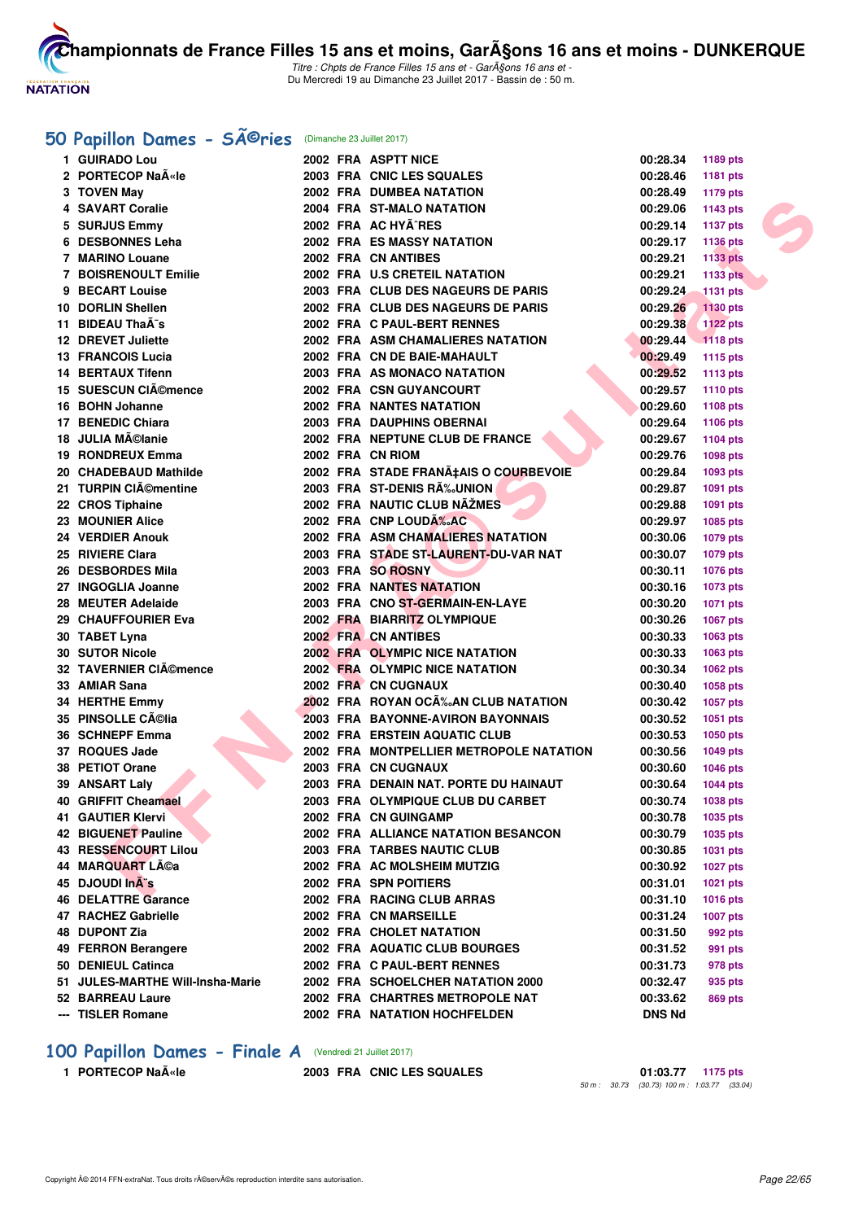## 50 Papillon Dames - SÃ©ries (Dimanche 23 Juillet 2017)

| | Nom | Année | Nat | Club | Temps | Points |
|---|---|---|---|---|---|---|
| 1 | GUIRADO Lou | 2002 | FRA | ASPTT NICE | 00:28.34 | 1189 pts |
| 2 | PORTECOP NaÃ«le | 2003 | FRA | CNIC LES SQUALES | 00:28.46 | 1181 pts |
| 3 | TOVEN May | 2002 | FRA | DUMBEA NATATION | 00:28.49 | 1179 pts |
| 4 | SAVART Coralie | 2004 | FRA | ST-MALO NATATION | 00:29.06 | 1143 pts |
| 5 | SURJUS Emmy | 2002 | FRA | AC HYÃˆRES | 00:29.14 | 1137 pts |
| 6 | DESBONNES Leha | 2002 | FRA | ES MASSY NATATION | 00:29.17 | 1136 pts |
| 7 | MARINO Louane | 2002 | FRA | CN ANTIBES | 00:29.21 | 1133 pts |
| 7 | BOISRENOULT Emilie | 2002 | FRA | U.S CRETEIL NATATION | 00:29.21 | 1133 pts |
| 9 | BECART Louise | 2003 | FRA | CLUB DES NAGEURS DE PARIS | 00:29.24 | 1131 pts |
| 10 | DORLIN Shellen | 2002 | FRA | CLUB DES NAGEURS DE PARIS | 00:29.26 | 1130 pts |
| 11 | BIDEAU ThaÃ¯s | 2002 | FRA | C PAUL-BERT RENNES | 00:29.38 | 1122 pts |
| 12 | DREVET Juliette | 2002 | FRA | ASM CHAMALIERES NATATION | 00:29.44 | 1118 pts |
| 13 | FRANCOIS Lucia | 2002 | FRA | CN DE BAIE-MAHAULT | 00:29.49 | 1115 pts |
| 14 | BERTAUX Tifenn | 2003 | FRA | AS MONACO NATATION | 00:29.52 | 1113 pts |
| 15 | SUESCUN ClÃ©mence | 2002 | FRA | CSN GUYANCOURT | 00:29.57 | 1110 pts |
| 16 | BOHN Johanne | 2002 | FRA | NANTES NATATION | 00:29.60 | 1108 pts |
| 17 | BENEDIC Chiara | 2003 | FRA | DAUPHINS OBERNAI | 00:29.64 | 1106 pts |
| 18 | JULIA MÃ©lanie | 2002 | FRA | NEPTUNE CLUB DE FRANCE | 00:29.67 | 1104 pts |
| 19 | RONDREUX Emma | 2002 | FRA | CN RIOM | 00:29.76 | 1098 pts |
| 20 | CHADEBAUD Mathilde | 2002 | FRA | STADE FRANÃ‡AIS O COURBEVOIE | 00:29.84 | 1093 pts |
| 21 | TURPIN ClÃ©mentine | 2003 | FRA | ST-DENIS RÃ‰UNION | 00:29.87 | 1091 pts |
| 22 | CROS Tiphaine | 2002 | FRA | NAUTIC CLUB NÃŽMES | 00:29.88 | 1091 pts |
| 23 | MOUNIER Alice | 2002 | FRA | CNP LOUDÃ‰AC | 00:29.97 | 1085 pts |
| 24 | VERDIER Anouk | 2002 | FRA | ASM CHAMALIERES NATATION | 00:30.06 | 1079 pts |
| 25 | RIVIERE Clara | 2003 | FRA | STADE ST-LAURENT-DU-VAR NAT | 00:30.07 | 1079 pts |
| 26 | DESBORDES Mila | 2003 | FRA | SO ROSNY | 00:30.11 | 1076 pts |
| 27 | INGOGLIA Joanne | 2002 | FRA | NANTES NATATION | 00:30.16 | 1073 pts |
| 28 | MEUTER Adelaide | 2003 | FRA | CNO ST-GERMAIN-EN-LAYE | 00:30.20 | 1071 pts |
| 29 | CHAUFFOURIER Eva | 2002 | FRA | BIARRITZ OLYMPIQUE | 00:30.26 | 1067 pts |
| 30 | TABET Lyna | 2002 | FRA | CN ANTIBES | 00:30.33 | 1063 pts |
| 30 | SUTOR Nicole | 2002 | FRA | OLYMPIC NICE NATATION | 00:30.33 | 1063 pts |
| 32 | TAVERNIER ClÃ©mence | 2002 | FRA | OLYMPIC NICE NATATION | 00:30.34 | 1062 pts |
| 33 | AMIAR Sana | 2002 | FRA | CN CUGNAUX | 00:30.40 | 1058 pts |
| 34 | HERTHE Emmy | 2002 | FRA | ROYAN OCÃ‰AN CLUB NATATION | 00:30.42 | 1057 pts |
| 35 | PINSOLLE CÃ©lia | 2003 | FRA | BAYONNE-AVIRON BAYONNAIS | 00:30.52 | 1051 pts |
| 36 | SCHNEPF Emma | 2002 | FRA | ERSTEIN AQUATIC CLUB | 00:30.53 | 1050 pts |
| 37 | ROQUES Jade | 2002 | FRA | MONTPELLIER METROPOLE NATATION | 00:30.56 | 1049 pts |
| 38 | PETIOT Orane | 2003 | FRA | CN CUGNAUX | 00:30.60 | 1046 pts |
| 39 | ANSART Laly | 2003 | FRA | DENAIN NAT. PORTE DU HAINAUT | 00:30.64 | 1044 pts |
| 40 | GRIFFIT Cheamael | 2003 | FRA | OLYMPIQUE CLUB DU CARBET | 00:30.74 | 1038 pts |
| 41 | GAUTIER Klervi | 2002 | FRA | CN GUINGAMP | 00:30.78 | 1035 pts |
| 42 | BIGUENET Pauline | 2002 | FRA | ALLIANCE NATATION BESANCON | 00:30.79 | 1035 pts |
| 43 | RESSENCOURT Lilou | 2003 | FRA | TARBES NAUTIC CLUB | 00:30.85 | 1031 pts |
| 44 | MARQUART LÃ©a | 2002 | FRA | AC MOLSHEIM MUTZIG | 00:30.92 | 1027 pts |
| 45 | DJOUDI InÃ¨s | 2002 | FRA | SPN POITIERS | 00:31.01 | 1021 pts |
| 46 | DELATTRE Garance | 2002 | FRA | RACING CLUB ARRAS | 00:31.10 | 1016 pts |
| 47 | RACHEZ Gabrielle | 2002 | FRA | CN MARSEILLE | 00:31.24 | 1007 pts |
| 48 | DUPONT Zia | 2002 | FRA | CHOLET NATATION | 00:31.50 | 992 pts |
| 49 | FERRON Berangere | 2002 | FRA | AQUATIC CLUB BOURGES | 00:31.52 | 991 pts |
| 50 | DENIEUL Catinca | 2002 | FRA | C PAUL-BERT RENNES | 00:31.73 | 978 pts |
| 51 | JULES-MARTHE Will-Insha-Marie | 2002 | FRA | SCHOELCHER NATATION 2000 | 00:32.47 | 935 pts |
| 52 | BARREAU Laure | 2002 | FRA | CHARTRES METROPOLE NAT | 00:33.62 | 869 pts |
| --- | TISLER Romane | 2002 | FRA | NATATION HOCHFELDEN | DNS Nd | |

## 100 Papillon Dames - Finale A (Vendredi 21 Juillet 2017)

| | Nom | Année | Nat | Club | Temps | Points |
|---|---|---|---|---|---|---|
| 1 | PORTECOP NaÃ«le | 2003 | FRA | CNIC LES SQUALES | 01:03.77 | 1175 pts |

50 m : 30.73 (30.73) 100 m : 1:03.77 (33.04)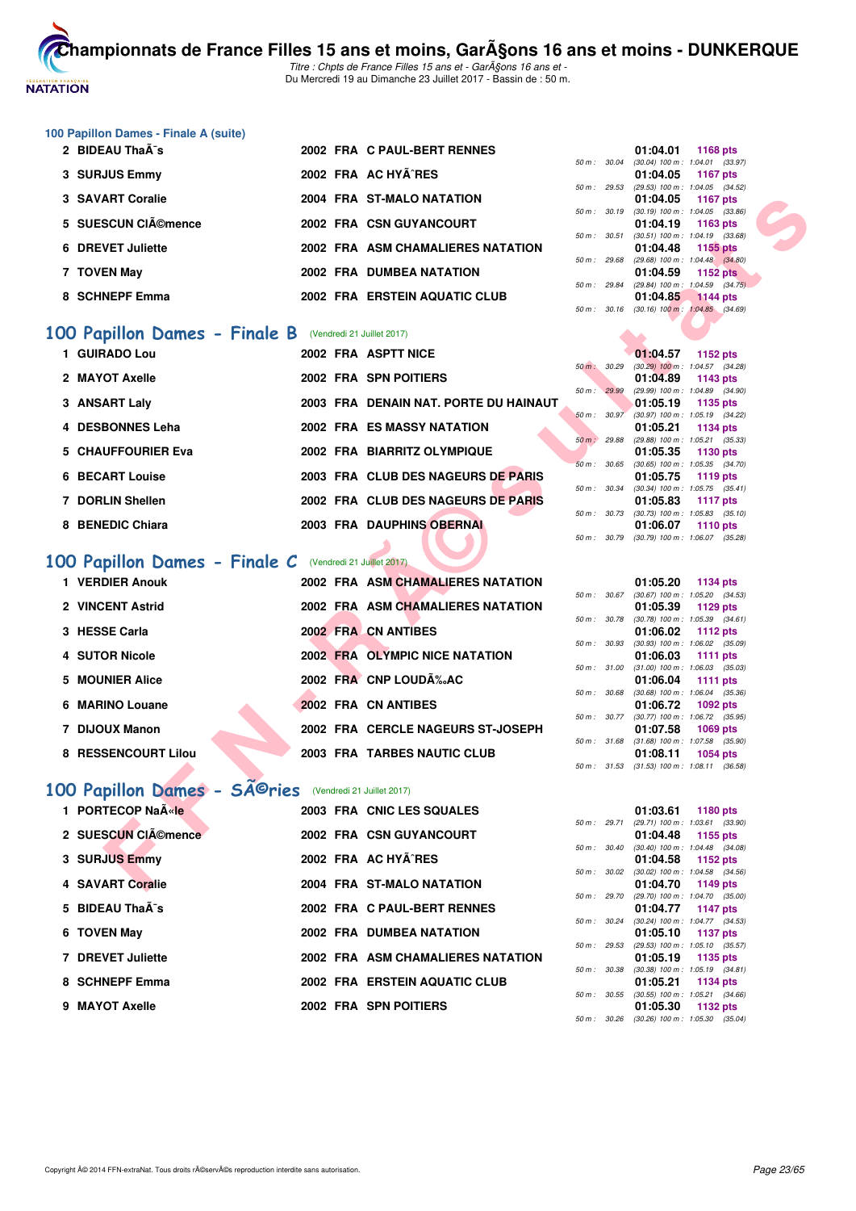## 100 Papillon Dames - Finale A (suite)

| Rang | Nom | Année | Nat | Club | 50 m | Temps | Points | Détail |
|---|---|---|---|---|---|---|---|---|
| 2 | BIDEAU ThaÃ¯s | 2002 | FRA | C PAUL-BERT RENNES | 30.04 | 01:04.01 | 1168 pts | (30.04) 100 m : 1:04.01 (33.97) |
| 3 | SURJUS Emmy | 2002 | FRA | AC HYÃˆRES | 29.53 | 01:04.05 | 1167 pts | (29.53) 100 m : 1:04.05 (34.52) |
| 3 | SAVART Coralie | 2004 | FRA | ST-MALO NATATION | 30.19 | 01:04.05 | 1167 pts | (30.19) 100 m : 1:04.05 (33.86) |
| 5 | SUESCUN ClÃ©mence | 2002 | FRA | CSN GUYANCOURT | 30.51 | 01:04.19 | 1163 pts | (30.51) 100 m : 1:04.19 (33.68) |
| 6 | DREVET Juliette | 2002 | FRA | ASM CHAMALIERES NATATION | 29.68 | 01:04.48 | 1155 pts | (29.68) 100 m : 1:04.48 (34.80) |
| 7 | TOVEN May | 2002 | FRA | DUMBEA NATATION | 29.84 | 01:04.59 | 1152 pts | (29.84) 100 m : 1:04.59 (34.75) |
| 8 | SCHNEPF Emma | 2002 | FRA | ERSTEIN AQUATIC CLUB | 30.16 | 01:04.85 | 1144 pts | (30.16) 100 m : 1:04.85 (34.69) |

## 100 Papillon Dames - Finale B (Vendredi 21 Juillet 2017)

| Rang | Nom | Année | Nat | Club | 50 m | Temps | Points | Détail |
|---|---|---|---|---|---|---|---|---|
| 1 | GUIRADO Lou | 2002 | FRA | ASPTT NICE | 30.29 | 01:04.57 | 1152 pts | (30.29) 100 m : 1:04.57 (34.28) |
| 2 | MAYOT Axelle | 2002 | FRA | SPN POITIERS | 29.99 | 01:04.89 | 1143 pts | (29.99) 100 m : 1:04.89 (34.90) |
| 3 | ANSART Laly | 2003 | FRA | DENAIN NAT. PORTE DU HAINAUT | 30.97 | 01:05.19 | 1135 pts | (30.97) 100 m : 1:05.19 (34.22) |
| 4 | DESBONNES Leha | 2002 | FRA | ES MASSY NATATION | 29.88 | 01:05.21 | 1134 pts | (29.88) 100 m : 1:05.21 (35.33) |
| 5 | CHAUFFOURIER Eva | 2002 | FRA | BIARRITZ OLYMPIQUE | 30.65 | 01:05.35 | 1130 pts | (30.65) 100 m : 1:05.35 (34.70) |
| 6 | BECART Louise | 2003 | FRA | CLUB DES NAGEURS DE PARIS | 30.34 | 01:05.75 | 1119 pts | (30.34) 100 m : 1:05.75 (35.41) |
| 7 | DORLIN Shellen | 2002 | FRA | CLUB DES NAGEURS DE PARIS | 30.73 | 01:05.83 | 1117 pts | (30.73) 100 m : 1:05.83 (35.10) |
| 8 | BENEDIC Chiara | 2003 | FRA | DAUPHINS OBERNAI | 30.79 | 01:06.07 | 1110 pts | (30.79) 100 m : 1:06.07 (35.28) |

## 100 Papillon Dames - Finale C (Vendredi 21 Juillet 2017)

| Rang | Nom | Année | Nat | Club | 50 m | Temps | Points | Détail |
|---|---|---|---|---|---|---|---|---|
| 1 | VERDIER Anouk | 2002 | FRA | ASM CHAMALIERES NATATION | 30.67 | 01:05.20 | 1134 pts | (30.67) 100 m : 1:05.20 (34.53) |
| 2 | VINCENT Astrid | 2002 | FRA | ASM CHAMALIERES NATATION | 30.78 | 01:05.39 | 1129 pts | (30.78) 100 m : 1:05.39 (34.61) |
| 3 | HESSE Carla | 2002 | FRA | CN ANTIBES | 30.93 | 01:06.02 | 1112 pts | (30.93) 100 m : 1:06.02 (35.09) |
| 4 | SUTOR Nicole | 2002 | FRA | OLYMPIC NICE NATATION | 31.00 | 01:06.03 | 1111 pts | (31.00) 100 m : 1:06.03 (35.03) |
| 5 | MOUNIER Alice | 2002 | FRA | CNP LOUDÃ‰AC | 30.68 | 01:06.04 | 1111 pts | (30.68) 100 m : 1:06.04 (35.36) |
| 6 | MARINO Louane | 2002 | FRA | CN ANTIBES | 30.77 | 01:06.72 | 1092 pts | (30.77) 100 m : 1:06.72 (35.95) |
| 7 | DIJOUX Manon | 2002 | FRA | CERCLE NAGEURS ST-JOSEPH | 31.68 | 01:07.58 | 1069 pts | (31.68) 100 m : 1:07.58 (35.90) |
| 8 | RESSENCOURT Lilou | 2003 | FRA | TARBES NAUTIC CLUB | 31.53 | 01:08.11 | 1054 pts | (31.53) 100 m : 1:08.11 (36.58) |

## 100 Papillon Dames - SÃ©ries (Vendredi 21 Juillet 2017)

| Rang | Nom | Année | Nat | Club | 50 m | Temps | Points | Détail |
|---|---|---|---|---|---|---|---|---|
| 1 | PORTECOP NaÃ«le | 2003 | FRA | CNIC LES SQUALES | 29.71 | 01:03.61 | 1180 pts | (29.71) 100 m : 1:03.61 (33.90) |
| 2 | SUESCUN ClÃ©mence | 2002 | FRA | CSN GUYANCOURT | 30.40 | 01:04.48 | 1155 pts | (30.40) 100 m : 1:04.48 (34.08) |
| 3 | SURJUS Emmy | 2002 | FRA | AC HYÃˆRES | 30.02 | 01:04.58 | 1152 pts | (30.02) 100 m : 1:04.58 (34.56) |
| 4 | SAVART Coralie | 2004 | FRA | ST-MALO NATATION | 29.70 | 01:04.70 | 1149 pts | (29.70) 100 m : 1:04.70 (35.00) |
| 5 | BIDEAU ThaÃ¯s | 2002 | FRA | C PAUL-BERT RENNES | 30.24 | 01:04.77 | 1147 pts | (30.24) 100 m : 1:04.77 (34.53) |
| 6 | TOVEN May | 2002 | FRA | DUMBEA NATATION | 29.53 | 01:05.10 | 1137 pts | (29.53) 100 m : 1:05.10 (35.57) |
| 7 | DREVET Juliette | 2002 | FRA | ASM CHAMALIERES NATATION | 30.38 | 01:05.19 | 1135 pts | (30.38) 100 m : 1:05.19 (34.81) |
| 8 | SCHNEPF Emma | 2002 | FRA | ERSTEIN AQUATIC CLUB | 30.55 | 01:05.21 | 1134 pts | (30.55) 100 m : 1:05.21 (34.66) |
| 9 | MAYOT Axelle | 2002 | FRA | SPN POITIERS | 30.26 | 01:05.30 | 1132 pts | (30.26) 100 m : 1:05.30 (35.04) |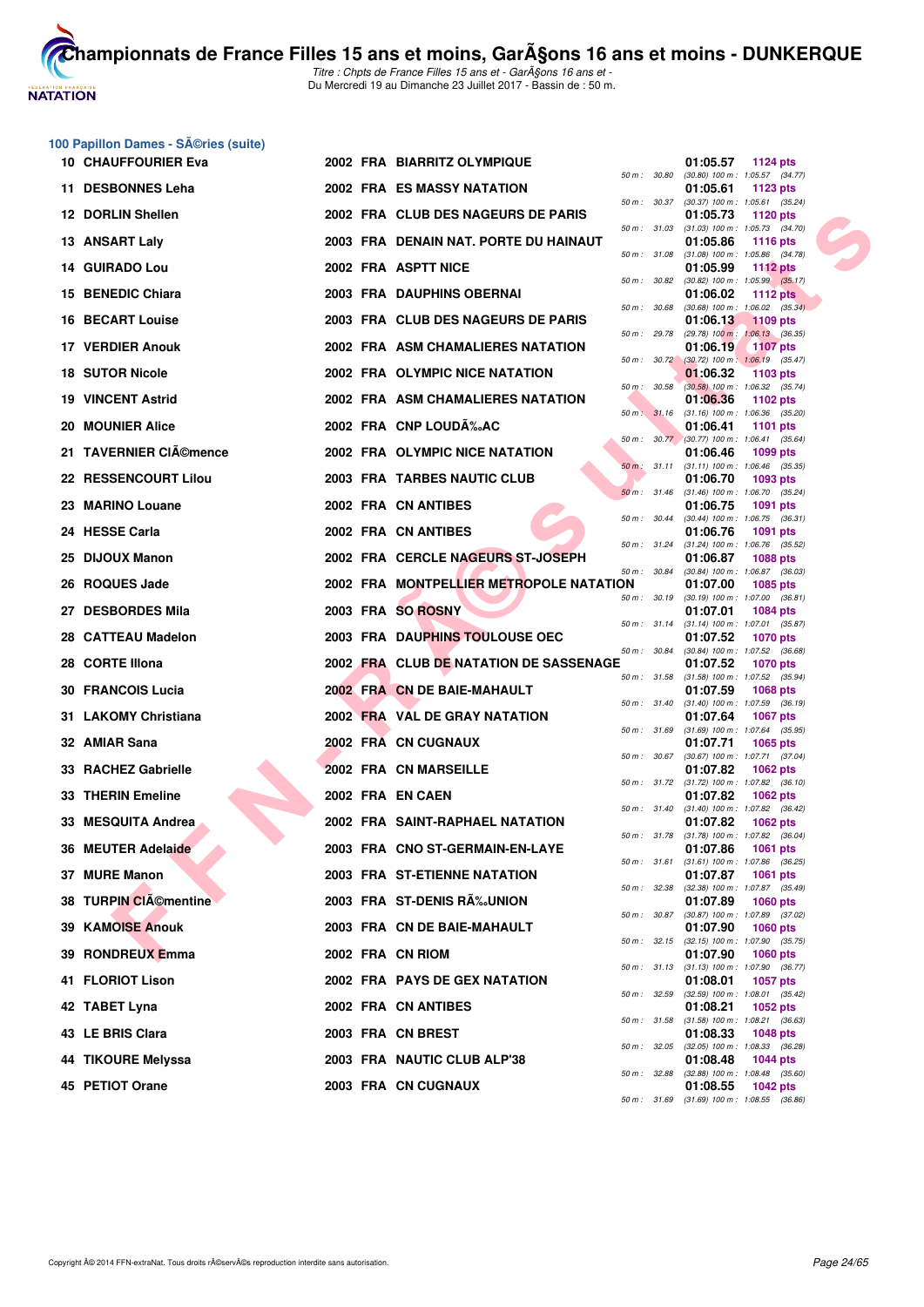## 100 Papillon Dames - SÃ©ries (suite)

| Rang | Nom | Année | Nat. | Club | Temps | Points | Splits |
|---|---|---|---|---|---|---|---|
| 10 | CHAUFFOURIER Eva | 2002 | FRA | BIARRITZ OLYMPIQUE | 01:05.57 | 1124 pts | 50 m : 30.80 (30.80) 100 m : 1:05.57 (34.77) |
| 11 | DESBONNES Leha | 2002 | FRA | ES MASSY NATATION | 01:05.61 | 1123 pts | 50 m : 30.37 (30.37) 100 m : 1:05.61 (35.24) |
| 12 | DORLIN Shellen | 2002 | FRA | CLUB DES NAGEURS DE PARIS | 01:05.73 | 1120 pts | 50 m : 31.03 (31.03) 100 m : 1:05.73 (34.70) |
| 13 | ANSART Laly | 2003 | FRA | DENAIN NAT. PORTE DU HAINAUT | 01:05.86 | 1116 pts | 50 m : 31.08 (31.08) 100 m : 1:05.86 (34.78) |
| 14 | GUIRADO Lou | 2002 | FRA | ASPTT NICE | 01:05.99 | 1112 pts | 50 m : 30.82 (30.82) 100 m : 1:05.99 (35.17) |
| 15 | BENEDIC Chiara | 2003 | FRA | DAUPHINS OBERNAI | 01:06.02 | 1112 pts | 50 m : 30.68 (30.68) 100 m : 1:06.02 (35.34) |
| 16 | BECART Louise | 2003 | FRA | CLUB DES NAGEURS DE PARIS | 01:06.13 | 1109 pts | 50 m : 29.78 (29.78) 100 m : 1:06.13 (36.35) |
| 17 | VERDIER Anouk | 2002 | FRA | ASM CHAMALIERES NATATION | 01:06.19 | 1107 pts | 50 m : 30.72 (30.72) 100 m : 1:06.19 (35.47) |
| 18 | SUTOR Nicole | 2002 | FRA | OLYMPIC NICE NATATION | 01:06.32 | 1103 pts | 50 m : 30.58 (30.58) 100 m : 1:06.32 (35.74) |
| 19 | VINCENT Astrid | 2002 | FRA | ASM CHAMALIERES NATATION | 01:06.36 | 1102 pts | 50 m : 31.16 (31.16) 100 m : 1:06.36 (35.20) |
| 20 | MOUNIER Alice | 2002 | FRA | CNP LOUDÃ‰AC | 01:06.41 | 1101 pts | 50 m : 30.77 (30.77) 100 m : 1:06.41 (35.64) |
| 21 | TAVERNIER ClÃ©mence | 2002 | FRA | OLYMPIC NICE NATATION | 01:06.46 | 1099 pts | 50 m : 31.11 (31.11) 100 m : 1:06.46 (35.35) |
| 22 | RESSENCOURT Lilou | 2003 | FRA | TARBES NAUTIC CLUB | 01:06.70 | 1093 pts | 50 m : 31.46 (31.46) 100 m : 1:06.70 (35.24) |
| 23 | MARINO Louane | 2002 | FRA | CN ANTIBES | 01:06.75 | 1091 pts | 50 m : 30.44 (30.44) 100 m : 1:06.75 (36.31) |
| 24 | HESSE Carla | 2002 | FRA | CN ANTIBES | 01:06.76 | 1091 pts | 50 m : 31.24 (31.24) 100 m : 1:06.76 (35.52) |
| 25 | DIJOUX Manon | 2002 | FRA | CERCLE NAGEURS ST-JOSEPH | 01:06.87 | 1088 pts | 50 m : 30.84 (30.84) 100 m : 1:06.87 (36.03) |
| 26 | ROQUES Jade | 2002 | FRA | MONTPELLIER METROPOLE NATATION | 01:07.00 | 1085 pts | 50 m : 30.19 (30.19) 100 m : 1:07.00 (36.81) |
| 27 | DESBORDES Mila | 2003 | FRA | SO ROSNY | 01:07.01 | 1084 pts | 50 m : 31.14 (31.14) 100 m : 1:07.01 (35.87) |
| 28 | CATTEAU Madelon | 2003 | FRA | DAUPHINS TOULOUSE OEC | 01:07.52 | 1070 pts | 50 m : 30.84 (30.84) 100 m : 1:07.52 (36.68) |
| 28 | CORTE Illona | 2002 | FRA | CLUB DE NATATION DE SASSENAGE | 01:07.52 | 1070 pts | 50 m : 31.58 (31.58) 100 m : 1:07.52 (35.94) |
| 30 | FRANCOIS Lucia | 2002 | FRA | CN DE BAIE-MAHAULT | 01:07.59 | 1068 pts | 50 m : 31.40 (31.40) 100 m : 1:07.59 (36.19) |
| 31 | LAKOMY Christiana | 2002 | FRA | VAL DE GRAY NATATION | 01:07.64 | 1067 pts | 50 m : 31.69 (31.69) 100 m : 1:07.64 (35.95) |
| 32 | AMIAR Sana | 2002 | FRA | CN CUGNAUX | 01:07.71 | 1065 pts | 50 m : 30.67 (30.67) 100 m : 1:07.71 (37.04) |
| 33 | RACHEZ Gabrielle | 2002 | FRA | CN MARSEILLE | 01:07.82 | 1062 pts | 50 m : 31.72 (31.72) 100 m : 1:07.82 (36.10) |
| 33 | THERIN Emeline | 2002 | FRA | EN CAEN | 01:07.82 | 1062 pts | 50 m : 31.40 (31.40) 100 m : 1:07.82 (36.42) |
| 33 | MESQUITA Andrea | 2002 | FRA | SAINT-RAPHAEL NATATION | 01:07.82 | 1062 pts | 50 m : 31.78 (31.78) 100 m : 1:07.82 (36.04) |
| 36 | MEUTER Adelaide | 2003 | FRA | CNO ST-GERMAIN-EN-LAYE | 01:07.86 | 1061 pts | 50 m : 31.61 (31.61) 100 m : 1:07.86 (36.25) |
| 37 | MURE Manon | 2003 | FRA | ST-ETIENNE NATATION | 01:07.87 | 1061 pts | 50 m : 32.38 (32.38) 100 m : 1:07.87 (35.49) |
| 38 | TURPIN ClÃ©mentine | 2003 | FRA | ST-DENIS RÃ‰UNION | 01:07.89 | 1060 pts | 50 m : 30.87 (30.87) 100 m : 1:07.89 (37.02) |
| 39 | KAMOISE Anouk | 2003 | FRA | CN DE BAIE-MAHAULT | 01:07.90 | 1060 pts | 50 m : 32.15 (32.15) 100 m : 1:07.90 (35.75) |
| 39 | RONDREUX Emma | 2002 | FRA | CN RIOM | 01:07.90 | 1060 pts | 50 m : 31.13 (31.13) 100 m : 1:07.90 (36.77) |
| 41 | FLORIOT Lison | 2002 | FRA | PAYS DE GEX NATATION | 01:08.01 | 1057 pts | 50 m : 32.59 (32.59) 100 m : 1:08.01 (35.42) |
| 42 | TABET Lyna | 2002 | FRA | CN ANTIBES | 01:08.21 | 1052 pts | 50 m : 31.58 (31.58) 100 m : 1:08.21 (36.63) |
| 43 | LE BRIS Clara | 2003 | FRA | CN BREST | 01:08.33 | 1048 pts | 50 m : 32.05 (32.05) 100 m : 1:08.33 (36.28) |
| 44 | TIKOURE Melyssa | 2003 | FRA | NAUTIC CLUB ALP'38 | 01:08.48 | 1044 pts | 50 m : 32.88 (32.88) 100 m : 1:08.48 (35.60) |
| 45 | PETIOT Orane | 2003 | FRA | CN CUGNAUX | 01:08.55 | 1042 pts | 50 m : 31.69 (31.69) 100 m : 1:08.55 (36.86) |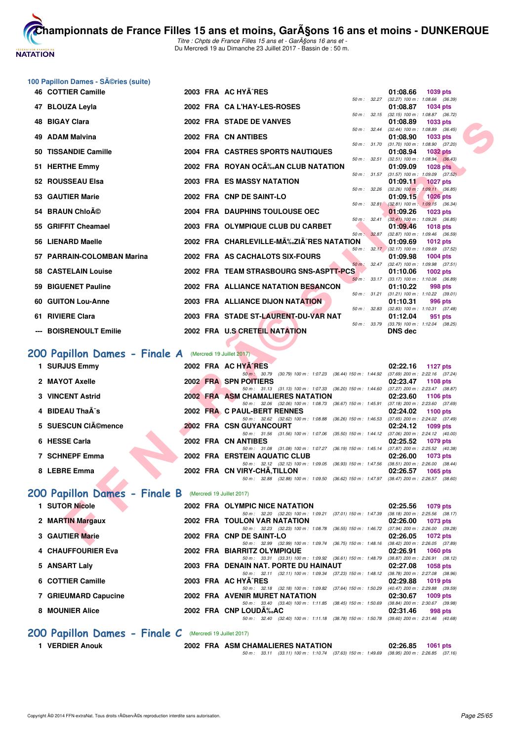# Championnats de France Filles 15 ans et moins, GarÃ§ons 16 ans et moins - DUNKERQUE

*Titre : Chpts de France Filles 15 ans et - GarÃ§ons 16 ans et -*
Du Mercredi 19 au Dimanche 23 Juillet 2017 - Bassin de : 50 m.

## 100 Papillon Dames - SÃ©ries (suite)

| Rang | Nom | Année | Nat | Club | Temps | Points | Splits |
|---|---|---|---|---|---|---|---|
| 46 | COTTIER Camille | 2003 | FRA | AC HYÃˆRES | 01:08.66 | 1039 pts | 50 m : 32.27 (32.27) 100 m : 1:08.66 (36.39) |
| 47 | BLOUZA Leyla | 2002 | FRA | CA L'HAY-LES-ROSES | 01:08.87 | 1034 pts | 50 m : 32.15 (32.15) 100 m : 1:08.87 (36.72) |
| 48 | BIGAY Clara | 2002 | FRA | STADE DE VANVES | 01:08.89 | 1033 pts | 50 m : 32.44 (32.44) 100 m : 1:08.89 (36.45) |
| 49 | ADAM Malvina | 2002 | FRA | CN ANTIBES | 01:08.90 | 1033 pts | 50 m : 31.70 (31.70) 100 m : 1:08.90 (37.20) |
| 50 | TISSANDIE Camille | 2004 | FRA | CASTRES SPORTS NAUTIQUES | 01:08.94 | 1032 pts | 50 m : 32.51 (32.51) 100 m : 1:08.94 (36.43) |
| 51 | HERTHE Emmy | 2002 | FRA | ROYAN OCÃ‰AN CLUB NATATION | 01:09.09 | 1028 pts | 50 m : 31.57 (31.57) 100 m : 1:09.09 (37.52) |
| 52 | ROUSSEAU Elsa | 2003 | FRA | ES MASSY NATATION | 01:09.11 | 1027 pts | 50 m : 32.26 (32.26) 100 m : 1:09.11 (36.85) |
| 53 | GAUTIER Marie | 2002 | FRA | CNP DE SAINT-LO | 01:09.15 | 1026 pts | 50 m : 32.81 (32.81) 100 m : 1:09.15 (36.34) |
| 54 | BRAUN ChloÃ© | 2004 | FRA | DAUPHINS TOULOUSE OEC | 01:09.26 | 1023 pts | 50 m : 32.41 (32.41) 100 m : 1:09.26 (36.85) |
| 55 | GRIFFIT Cheamael | 2003 | FRA | OLYMPIQUE CLUB DU CARBET | 01:09.46 | 1018 pts | 50 m : 32.87 (32.87) 100 m : 1:09.46 (36.59) |
| 56 | LIENARD Maelle | 2002 | FRA | CHARLEVILLE-MÃ‰ZIÃˆRES NATATION | 01:09.69 | 1012 pts | 50 m : 32.17 (32.17) 100 m : 1:09.69 (37.52) |
| 57 | PARRAIN-COLOMBAN Marina | 2002 | FRA | AS CACHALOTS SIX-FOURS | 01:09.98 | 1004 pts | 50 m : 32.47 (32.47) 100 m : 1:09.98 (37.51) |
| 58 | CASTELAIN Louise | 2002 | FRA | TEAM STRASBOURG SNS-ASPTT-PCS | 01:10.06 | 1002 pts | 50 m : 33.17 (33.17) 100 m : 1:10.06 (36.89) |
| 59 | BIGUENET Pauline | 2002 | FRA | ALLIANCE NATATION BESANCON | 01:10.22 | 998 pts | 50 m : 31.21 (31.21) 100 m : 1:10.22 (39.01) |
| 60 | GUITON Lou-Anne | 2003 | FRA | ALLIANCE DIJON NATATION | 01:10.31 | 996 pts | 50 m : 32.83 (32.83) 100 m : 1:10.31 (37.48) |
| 61 | RIVIERE Clara | 2003 | FRA | STADE ST-LAURENT-DU-VAR NAT | 01:12.04 | 951 pts | 50 m : 33.79 (33.79) 100 m : 1:12.04 (38.25) |
| --- | BOISRENOULT Emilie | 2002 | FRA | U.S CRETEIL NATATION | DNS dec | | |

## 200 Papillon Dames - Finale A (Mercredi 19 Juillet 2017)

| Rang | Nom | Année | Nat | Club | Temps | Points | Splits |
|---|---|---|---|---|---|---|---|
| 1 | SURJUS Emmy | 2002 | FRA | AC HYÃˆRES | 02:22.16 | 1127 pts | 50 m : 30.79 (30.79) 100 m : 1:07.23 (36.44) 150 m : 1:44.92 (37.69) 200 m : 2:22.16 (37.24) |
| 2 | MAYOT Axelle | 2002 | FRA | SPN POITIERS | 02:23.47 | 1108 pts | 50 m : 31.13 (31.13) 100 m : 1:07.33 (36.20) 150 m : 1:44.60 (37.27) 200 m : 2:23.47 (38.87) |
| 3 | VINCENT Astrid | 2002 | FRA | ASM CHAMALIERES NATATION | 02:23.60 | 1106 pts | 50 m : 32.06 (32.06) 100 m : 1:08.73 (36.67) 150 m : 1:45.91 (37.18) 200 m : 2:23.60 (37.69) |
| 4 | BIDEAU ThaÃ¯s | 2002 | FRA | C PAUL-BERT RENNES | 02:24.02 | 1100 pts | 50 m : 32.62 (32.62) 100 m : 1:08.88 (36.26) 150 m : 1:46.53 (37.65) 200 m : 2:24.02 (37.49) |
| 5 | SUESCUN ClÃ©mence | 2002 | FRA | CSN GUYANCOURT | 02:24.12 | 1099 pts | 50 m : 31.56 (31.56) 100 m : 1:07.06 (35.50) 150 m : 1:44.12 (37.06) 200 m : 2:24.12 (40.00) |
| 6 | HESSE Carla | 2002 | FRA | CN ANTIBES | 02:25.52 | 1079 pts | 50 m : 31.08 (31.08) 100 m : 1:07.27 (36.19) 150 m : 1:45.14 (37.87) 200 m : 2:25.52 (40.38) |
| 7 | SCHNEPF Emma | 2002 | FRA | ERSTEIN AQUATIC CLUB | 02:26.00 | 1073 pts | 50 m : 32.12 (32.12) 100 m : 1:09.05 (36.93) 150 m : 1:47.56 (38.51) 200 m : 2:26.00 (38.44) |
| 8 | LEBRE Emma | 2002 | FRA | CN VIRY-CHÃ‚TILLON | 02:26.57 | 1065 pts | 50 m : 32.88 (32.88) 100 m : 1:09.50 (36.62) 150 m : 1:47.97 (38.47) 200 m : 2:26.57 (38.60) |

## 200 Papillon Dames - Finale B (Mercredi 19 Juillet 2017)

| Rang | Nom | Année | Nat | Club | Temps | Points | Splits |
|---|---|---|---|---|---|---|---|
| 1 | SUTOR Nicole | 2002 | FRA | OLYMPIC NICE NATATION | 02:25.56 | 1079 pts | 50 m : 32.20 (32.20) 100 m : 1:09.21 (37.01) 150 m : 1:47.39 (38.18) 200 m : 2:25.56 (38.17) |
| 2 | MARTIN Margaux | 2002 | FRA | TOULON VAR NATATION | 02:26.00 | 1073 pts | 50 m : 32.23 (32.23) 100 m : 1:08.78 (36.55) 150 m : 1:46.72 (37.94) 200 m : 2:26.00 (39.28) |
| 3 | GAUTIER Marie | 2002 | FRA | CNP DE SAINT-LO | 02:26.05 | 1072 pts | 50 m : 32.99 (32.99) 100 m : 1:09.74 (36.75) 150 m : 1:48.16 (38.42) 200 m : 2:26.05 (37.89) |
| 4 | CHAUFFOURIER Eva | 2002 | FRA | BIARRITZ OLYMPIQUE | 02:26.91 | 1060 pts | 50 m : 33.31 (33.31) 100 m : 1:09.92 (36.61) 150 m : 1:48.79 (38.87) 200 m : 2:26.91 (38.12) |
| 5 | ANSART Laly | 2003 | FRA | DENAIN NAT. PORTE DU HAINAUT | 02:27.08 | 1058 pts | 50 m : 32.11 (32.11) 100 m : 1:09.34 (37.23) 150 m : 1:48.12 (38.78) 200 m : 2:27.08 (38.96) |
| 6 | COTTIER Camille | 2003 | FRA | AC HYÃˆRES | 02:29.88 | 1019 pts | 50 m : 32.18 (32.18) 100 m : 1:09.82 (37.64) 150 m : 1:50.29 (40.47) 200 m : 2:29.88 (39.59) |
| 7 | GRIEUMARD Capucine | 2002 | FRA | AVENIR MURET NATATION | 02:30.67 | 1009 pts | 50 m : 33.40 (33.40) 100 m : 1:11.85 (38.45) 150 m : 1:50.69 (38.84) 200 m : 2:30.67 (39.98) |
| 8 | MOUNIER Alice | 2002 | FRA | CNP LOUDÃ‰AC | 02:31.46 | 998 pts | 50 m : 32.40 (32.40) 100 m : 1:11.18 (38.78) 150 m : 1:50.78 (39.60) 200 m : 2:31.46 (40.68) |

## 200 Papillon Dames - Finale C (Mercredi 19 Juillet 2017)

| Rang | Nom | Année | Nat | Club | Temps | Points | Splits |
|---|---|---|---|---|---|---|---|
| 1 | VERDIER Anouk | 2002 | FRA | ASM CHAMALIERES NATATION | 02:26.85 | 1061 pts | 50 m : 33.11 (33.11) 100 m : 1:10.74 (37.63) 150 m : 1:49.69 (38.95) 200 m : 2:26.85 (37.16) |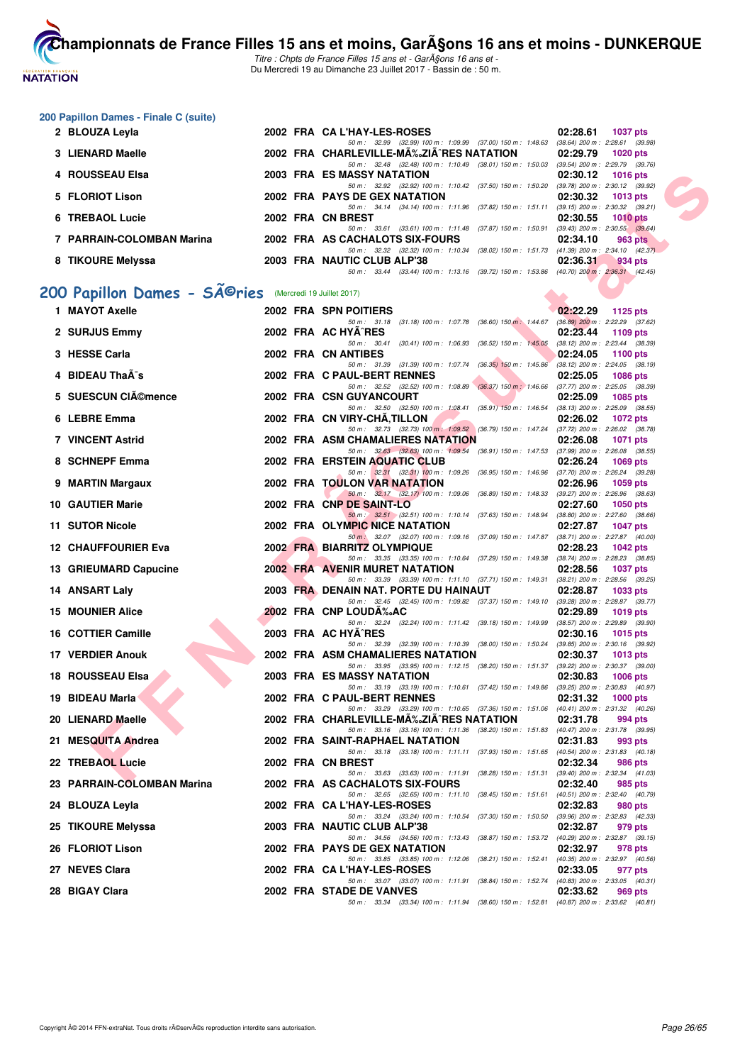### 200 Papillon Dames - Finale C (suite)

| Rang | Nom | Année | Nat | Club | Temps | Points |
|---|---|---|---|---|---|---|
| 2 | BLOUZA Leyla | 2002 | FRA | CA L'HAY-LES-ROSES | 02:28.61 | 1037 pts |
| | 50 m : 32.99 (32.99) 100 m : 1:09.99 (37.00) 150 m : 1:48.63 (38.64) 200 m : 2:28.61 (39.98) | | | | | |
| 3 | LIENARD Maelle | 2002 | FRA | CHARLEVILLE-MÃ‰ZIÃ¨RES NATATION | 02:29.79 | 1020 pts |
| | 50 m : 32.48 (32.48) 100 m : 1:10.49 (38.01) 150 m : 1:50.03 (39.54) 200 m : 2:29.79 (39.76) | | | | | |
| 4 | ROUSSEAU Elsa | 2003 | FRA | ES MASSY NATATION | 02:30.12 | 1016 pts |
| | 50 m : 32.92 (32.92) 100 m : 1:10.42 (37.50) 150 m : 1:50.20 (39.78) 200 m : 2:30.12 (39.92) | | | | | |
| 5 | FLORIOT Lison | 2002 | FRA | PAYS DE GEX NATATION | 02:30.32 | 1013 pts |
| | 50 m : 34.14 (34.14) 100 m : 1:11.96 (37.82) 150 m : 1:51.11 (39.15) 200 m : 2:30.32 (39.21) | | | | | |
| 6 | TREBAOL Lucie | 2002 | FRA | CN BREST | 02:30.55 | 1010 pts |
| | 50 m : 33.61 (33.61) 100 m : 1:11.48 (37.87) 150 m : 1:50.91 (39.43) 200 m : 2:30.55 (39.64) | | | | | |
| 7 | PARRAIN-COLOMBAN Marina | 2002 | FRA | AS CACHALOTS SIX-FOURS | 02:34.10 | 963 pts |
| | 50 m : 32.32 (32.32) 100 m : 1:10.34 (38.02) 150 m : 1:51.73 (41.39) 200 m : 2:34.10 (42.37) | | | | | |
| 8 | TIKOURE Melyssa | 2003 | FRA | NAUTIC CLUB ALP'38 | 02:36.31 | 934 pts |
| | 50 m : 33.44 (33.44) 100 m : 1:13.16 (39.72) 150 m : 1:53.86 (40.70) 200 m : 2:36.31 (42.45) | | | | | |

## 200 Papillon Dames - SÃ©ries (Mercredi 19 Juillet 2017)

| Rang | Nom | Année | Nat | Club | Temps | Points |
|---|---|---|---|---|---|---|
| 1 | MAYOT Axelle | 2002 | FRA | SPN POITIERS | 02:22.29 | 1125 pts |
| | 50 m : 31.18 (31.18) 100 m : 1:07.78 (36.60) 150 m : 1:44.67 (36.89) 200 m : 2:22.29 (37.62) | | | | | |
| 2 | SURJUS Emmy | 2002 | FRA | AC HYÃ¨RES | 02:23.44 | 1109 pts |
| | 50 m : 30.41 (30.41) 100 m : 1:06.93 (36.52) 150 m : 1:45.05 (38.12) 200 m : 2:23.44 (38.39) | | | | | |
| 3 | HESSE Carla | 2002 | FRA | CN ANTIBES | 02:24.05 | 1100 pts |
| | 50 m : 31.39 (31.39) 100 m : 1:07.74 (36.35) 150 m : 1:45.86 (38.12) 200 m : 2:24.05 (38.19) | | | | | |
| 4 | BIDEAU ThaÃ¯s | 2002 | FRA | C PAUL-BERT RENNES | 02:25.05 | 1086 pts |
| | 50 m : 32.52 (32.52) 100 m : 1:08.89 (36.37) 150 m : 1:46.66 (37.77) 200 m : 2:25.05 (38.39) | | | | | |
| 5 | SUESCUN ClÃ©mence | 2002 | FRA | CSN GUYANCOURT | 02:25.09 | 1085 pts |
| | 50 m : 32.50 (32.50) 100 m : 1:08.41 (35.91) 150 m : 1:46.54 (38.13) 200 m : 2:25.09 (38.55) | | | | | |
| 6 | LEBRE Emma | 2002 | FRA | CN VIRY-CHÃ‚TILLON | 02:26.02 | 1072 pts |
| | 50 m : 32.73 (32.73) 100 m : 1:09.52 (36.79) 150 m : 1:47.24 (37.72) 200 m : 2:26.02 (38.78) | | | | | |
| 7 | VINCENT Astrid | 2002 | FRA | ASM CHAMALIERES NATATION | 02:26.08 | 1071 pts |
| | 50 m : 32.63 (32.63) 100 m : 1:09.54 (36.91) 150 m : 1:47.53 (37.99) 200 m : 2:26.08 (38.55) | | | | | |
| 8 | SCHNEPF Emma | 2002 | FRA | ERSTEIN AQUATIC CLUB | 02:26.24 | 1069 pts |
| | 50 m : 32.31 (32.31) 100 m : 1:09.26 (36.95) 150 m : 1:46.96 (37.70) 200 m : 2:26.24 (39.28) | | | | | |
| 9 | MARTIN Margaux | 2002 | FRA | TOULON VAR NATATION | 02:26.96 | 1059 pts |
| | 50 m : 32.17 (32.17) 100 m : 1:09.06 (36.89) 150 m : 1:48.33 (39.27) 200 m : 2:26.96 (38.63) | | | | | |
| 10 | GAUTIER Marie | 2002 | FRA | CNP DE SAINT-LO | 02:27.60 | 1050 pts |
| | 50 m : 32.51 (32.51) 100 m : 1:10.14 (37.63) 150 m : 1:48.94 (38.80) 200 m : 2:27.60 (38.66) | | | | | |
| 11 | SUTOR Nicole | 2002 | FRA | OLYMPIC NICE NATATION | 02:27.87 | 1047 pts |
| | 50 m : 32.07 (32.07) 100 m : 1:09.16 (37.09) 150 m : 1:47.87 (38.71) 200 m : 2:27.87 (40.00) | | | | | |
| 12 | CHAUFFOURIER Eva | 2002 | FRA | BIARRITZ OLYMPIQUE | 02:28.23 | 1042 pts |
| | 50 m : 33.35 (33.35) 100 m : 1:10.64 (37.29) 150 m : 1:49.38 (38.74) 200 m : 2:28.23 (38.85) | | | | | |
| 13 | GRIEUMARD Capucine | 2002 | FRA | AVENIR MURET NATATION | 02:28.56 | 1037 pts |
| | 50 m : 33.39 (33.39) 100 m : 1:11.10 (37.71) 150 m : 1:49.31 (38.21) 200 m : 2:28.56 (39.25) | | | | | |
| 14 | ANSART Laly | 2003 | FRA | DENAIN NAT. PORTE DU HAINAUT | 02:28.87 | 1033 pts |
| | 50 m : 32.45 (32.45) 100 m : 1:09.82 (37.37) 150 m : 1:49.10 (39.28) 200 m : 2:28.87 (39.77) | | | | | |
| 15 | MOUNIER Alice | 2002 | FRA | CNP LOUDÃ‰AC | 02:29.89 | 1019 pts |
| | 50 m : 32.24 (32.24) 100 m : 1:11.42 (39.18) 150 m : 1:49.99 (38.57) 200 m : 2:29.89 (39.90) | | | | | |
| 16 | COTTIER Camille | 2003 | FRA | AC HYÃ¨RES | 02:30.16 | 1015 pts |
| | 50 m : 32.39 (32.39) 100 m : 1:10.39 (38.00) 150 m : 1:50.24 (39.85) 200 m : 2:30.16 (39.92) | | | | | |
| 17 | VERDIER Anouk | 2002 | FRA | ASM CHAMALIERES NATATION | 02:30.37 | 1013 pts |
| | 50 m : 33.95 (33.95) 100 m : 1:12.15 (38.20) 150 m : 1:51.37 (39.22) 200 m : 2:30.37 (39.00) | | | | | |
| 18 | ROUSSEAU Elsa | 2003 | FRA | ES MASSY NATATION | 02:30.83 | 1006 pts |
| | 50 m : 33.19 (33.19) 100 m : 1:10.61 (37.42) 150 m : 1:49.86 (39.25) 200 m : 2:30.83 (40.97) | | | | | |
| 19 | BIDEAU Marla | 2002 | FRA | C PAUL-BERT RENNES | 02:31.32 | 1000 pts |
| | 50 m : 33.29 (33.29) 100 m : 1:10.65 (37.36) 150 m : 1:51.06 (40.41) 200 m : 2:31.32 (40.26) | | | | | |
| 20 | LIENARD Maelle | 2002 | FRA | CHARLEVILLE-MÃ‰ZIÃ¨RES NATATION | 02:31.78 | 994 pts |
| | 50 m : 33.16 (33.16) 100 m : 1:11.36 (38.20) 150 m : 1:51.83 (40.47) 200 m : 2:31.78 (39.95) | | | | | |
| 21 | MESQUITA Andrea | 2002 | FRA | SAINT-RAPHAEL NATATION | 02:31.83 | 993 pts |
| | 50 m : 33.18 (33.18) 100 m : 1:11.11 (37.93) 150 m : 1:51.65 (40.54) 200 m : 2:31.83 (40.18) | | | | | |
| 22 | TREBAOL Lucie | 2002 | FRA | CN BREST | 02:32.34 | 986 pts |
| | 50 m : 33.63 (33.63) 100 m : 1:11.91 (38.28) 150 m : 1:51.31 (39.40) 200 m : 2:32.34 (41.03) | | | | | |
| 23 | PARRAIN-COLOMBAN Marina | 2002 | FRA | AS CACHALOTS SIX-FOURS | 02:32.40 | 985 pts |
| | 50 m : 32.65 (32.65) 100 m : 1:11.10 (38.45) 150 m : 1:51.61 (40.51) 200 m : 2:32.40 (40.79) | | | | | |
| 24 | BLOUZA Leyla | 2002 | FRA | CA L'HAY-LES-ROSES | 02:32.83 | 980 pts |
| | 50 m : 33.24 (33.24) 100 m : 1:10.54 (37.30) 150 m : 1:50.50 (39.96) 200 m : 2:32.83 (42.33) | | | | | |
| 25 | TIKOURE Melyssa | 2003 | FRA | NAUTIC CLUB ALP'38 | 02:32.87 | 979 pts |
| | 50 m : 34.56 (34.56) 100 m : 1:13.43 (38.87) 150 m : 1:53.72 (40.29) 200 m : 2:32.87 (39.15) | | | | | |
| 26 | FLORIOT Lison | 2002 | FRA | PAYS DE GEX NATATION | 02:32.97 | 978 pts |
| | 50 m : 33.85 (33.85) 100 m : 1:12.06 (38.21) 150 m : 1:52.41 (40.35) 200 m : 2:32.97 (40.56) | | | | | |
| 27 | NEVES Clara | 2002 | FRA | CA L'HAY-LES-ROSES | 02:33.05 | 977 pts |
| | 50 m : 33.07 (33.07) 100 m : 1:11.91 (38.84) 150 m : 1:52.74 (40.83) 200 m : 2:33.05 (40.31) | | | | | |
| 28 | BIGAY Clara | 2002 | FRA | STADE DE VANVES | 02:33.62 | 969 pts |
| | 50 m : 33.34 (33.34) 100 m : 1:11.94 (38.60) 150 m : 1:52.81 (40.87) 200 m : 2:33.62 (40.81) | | | | | |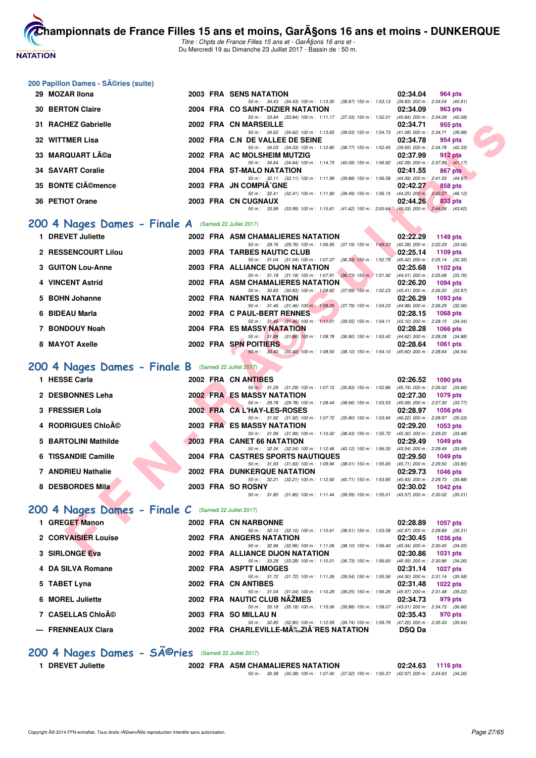## 200 Papillon Dames - SÃ©ries (suite)

| | Nom | Année | Nat | Club | Temps | Points |
|---|---|---|---|---|---|---|
| 29 | MOZAR Ilona | 2003 | FRA | SENS NATATION | 02:34.04 | 964 pts |
| | | | | 50 m : 34.43 (34.43) 100 m : 1:13.30 (38.87) 150 m : 1:53.13 (39.83) 200 m : 2:34.04 (40.91) | | |
| 30 | BERTON Claire | 2004 | FRA | CO SAINT-DIZIER NATATION | 02:34.09 | 963 pts |
| | | | | 50 m : 33.84 (33.84) 100 m : 1:11.17 (37.33) 150 m : 1:52.01 (40.84) 200 m : 2:34.09 (42.08) | | |
| 31 | RACHEZ Gabrielle | 2002 | FRA | CN MARSEILLE | 02:34.71 | 955 pts |
| | | | | 50 m : 34.62 (34.62) 100 m : 1:13.65 (39.03) 150 m : 1:54.73 (41.08) 200 m : 2:34.71 (39.98) | | |
| 32 | WITTMER Lisa | 2002 | FRA | C.N DE VALLEE DE SEINE | 02:34.78 | 954 pts |
| | | | | 50 m : 34.03 (34.03) 100 m : 1:12.80 (38.77) 150 m : 1:52.45 (39.65) 200 m : 2:34.78 (42.33) | | |
| 33 | MARQUART LÃ©a | 2002 | FRA | AC MOLSHEIM MUTZIG | 02:37.99 | 912 pts |
| | | | | 50 m : 34.64 (34.64) 100 m : 1:14.73 (40.09) 150 m : 1:56.82 (42.09) 200 m : 2:37.99 (41.17) | | |
| 34 | SAVART Coralie | 2004 | FRA | ST-MALO NATATION | 02:41.55 | 867 pts |
| | | | | 50 m : 32.11 (32.11) 100 m : 1:11.99 (39.88) 150 m : 1:56.58 (44.59) 200 m : 2:41.55 (44.97) | | |
| 35 | BONTE ClÃ©mence | 2003 | FRA | JN COMPIÃˆGNE | 02:42.27 | 858 pts |
| | | | | 50 m : 32.41 (32.41) 100 m : 1:11.90 (39.49) 150 m : 1:56.15 (44.25) 200 m : 2:42.27 (46.12) | | |
| 36 | PETIOT Orane | 2003 | FRA | CN CUGNAUX | 02:44.26 | 833 pts |
| | | | | 50 m : 33.99 (33.99) 100 m : 1:15.61 (41.62) 150 m : 2:00.64 (45.03) 200 m : 2:44.26 (43.62) | | |

## 200 4 Nages Dames - Finale A (Samedi 22 Juillet 2017)

| | Nom | Année | Nat | Club | Temps | Points |
|---|---|---|---|---|---|---|
| 1 | DREVET Juliette | 2002 | FRA | ASM CHAMALIERES NATATION | 02:22.29 | 1149 pts |
| | | | | 50 m : 29.76 (29.76) 100 m : 1:06.95 (37.19) 150 m : 1:49.23 (42.28) 200 m : 2:22.29 (33.06) | | |
| 2 | RESSENCOURT Lilou | 2003 | FRA | TARBES NAUTIC CLUB | 02:25.14 | 1109 pts |
| | | | | 50 m : 31.04 (31.04) 100 m : 1:07.37 (36.33) 150 m : 1:52.79 (45.42) 200 m : 2:25.14 (32.35) | | |
| 3 | GUITON Lou-Anne | 2003 | FRA | ALLIANCE DIJON NATATION | 02:25.68 | 1102 pts |
| | | | | 50 m : 31.18 (31.18) 100 m : 1:07.91 (36.73) 150 m : 1:51.92 (44.01) 200 m : 2:25.68 (33.76) | | |
| 4 | VINCENT Astrid | 2002 | FRA | ASM CHAMALIERES NATATION | 02:26.20 | 1094 pts |
| | | | | 50 m : 30.83 (30.83) 100 m : 1:08.82 (37.99) 150 m : 1:52.23 (43.41) 200 m : 2:26.20 (33.97) | | |
| 5 | BOHN Johanne | 2002 | FRA | NANTES NATATION | 02:26.29 | 1093 pts |
| | | | | 50 m : 31.46 (31.46) 100 m : 1:09.25 (37.79) 150 m : 1:54.23 (44.98) 200 m : 2:26.29 (32.06) | | |
| 6 | BIDEAU Marla | 2002 | FRA | C PAUL-BERT RENNES | 02:28.15 | 1068 pts |
| | | | | 50 m : 31.46 (31.46) 100 m : 1:11.01 (39.55) 150 m : 1:54.11 (43.10) 200 m : 2:28.15 (34.04) | | |
| 7 | BONDOUY Noah | 2004 | FRA | ES MASSY NATATION | 02:28.28 | 1066 pts |
| | | | | 50 m : 31.88 (31.88) 100 m : 1:08.78 (36.90) 150 m : 1:53.40 (44.62) 200 m : 2:28.28 (34.88) | | |
| 8 | MAYOT Axelle | 2002 | FRA | SPN POITIERS | 02:28.64 | 1061 pts |
| | | | | 50 m : 30.40 (30.40) 100 m : 1:08.50 (38.10) 150 m : 1:54.10 (45.60) 200 m : 2:28.64 (34.54) | | |

## 200 4 Nages Dames - Finale B (Samedi 22 Juillet 2017)

| | Nom | Année | Nat | Club | Temps | Points |
|---|---|---|---|---|---|---|
| 1 | HESSE Carla | 2002 | FRA | CN ANTIBES | 02:26.52 | 1090 pts |
| | | | | 50 m : 31.29 (31.29) 100 m : 1:07.12 (35.83) 150 m : 1:52.86 (45.74) 200 m : 2:26.52 (33.66) | | |
| 2 | DESBONNES Leha | 2002 | FRA | ES MASSY NATATION | 02:27.30 | 1079 pts |
| | | | | 50 m : 29.78 (29.78) 100 m : 1:08.44 (38.66) 150 m : 1:53.53 (45.09) 200 m : 2:27.30 (33.77) | | |
| 3 | FRESSIER Lola | 2002 | FRA | CA L'HAY-LES-ROSES | 02:28.97 | 1056 pts |
| | | | | 50 m : 31.92 (31.92) 100 m : 1:07.72 (35.80) 150 m : 1:53.94 (46.22) 200 m : 2:28.97 (35.03) | | |
| 4 | RODRIGUES ChloÃ© | 2003 | FRA | ES MASSY NATATION | 02:29.20 | 1053 pts |
| | | | | 50 m : 31.99 (31.99) 100 m : 1:10.42 (38.43) 150 m : 1:55.72 (45.30) 200 m : 2:29.20 (33.48) | | |
| 5 | BARTOLINI Mathilde | 2003 | FRA | CANET 66 NATATION | 02:29.49 | 1049 pts |
| | | | | 50 m : 32.34 (32.34) 100 m : 1:12.46 (40.12) 150 m : 1:56.00 (43.54) 200 m : 2:29.49 (33.49) | | |
| 6 | TISSANDIE Camille | 2004 | FRA | CASTRES SPORTS NAUTIQUES | 02:29.50 | 1049 pts |
| | | | | 50 m : 31.93 (31.93) 100 m : 1:09.94 (38.01) 150 m : 1:55.65 (45.71) 200 m : 2:29.50 (33.85) | | |
| 7 | ANDRIEU Nathalie | 2002 | FRA | DUNKERQUE NATATION | 02:29.73 | 1046 pts |
| | | | | 50 m : 32.21 (32.21) 100 m : 1:12.92 (40.71) 150 m : 1:53.85 (40.93) 200 m : 2:29.73 (35.88) | | |
| 8 | DESBORDES Mila | 2003 | FRA | SO ROSNY | 02:30.02 | 1042 pts |
| | | | | 50 m : 31.85 (31.85) 100 m : 1:11.44 (39.59) 150 m : 1:55.01 (43.57) 200 m : 2:30.02 (35.01) | | |

## 200 4 Nages Dames - Finale C (Samedi 22 Juillet 2017)

| | Nom | Année | Nat | Club | Temps | Points |
|---|---|---|---|---|---|---|
| 1 | GREGET Manon | 2002 | FRA | CN NARBONNE | 02:28.89 | 1057 pts |
| | | | | 50 m : 32.10 (32.10) 100 m : 1:10.61 (38.51) 150 m : 1:53.58 (42.97) 200 m : 2:28.89 (35.31) | | |
| 2 | CORVAISIER Louise | 2002 | FRA | ANGERS NATATION | 02:30.45 | 1036 pts |
| | | | | 50 m : 32.96 (32.96) 100 m : 1:11.06 (38.10) 150 m : 1:56.40 (45.34) 200 m : 2:30.45 (34.05) | | |
| 3 | SIRLONGE Eva | 2002 | FRA | ALLIANCE DIJON NATATION | 02:30.86 | 1031 pts |
| | | | | 50 m : 33.28 (33.28) 100 m : 1:10.01 (36.73) 150 m : 1:56.60 (46.59) 200 m : 2:30.86 (34.26) | | |
| 4 | DA SILVA Romane | 2002 | FRA | ASPTT LIMOGES | 02:31.14 | 1027 pts |
| | | | | 50 m : 31.72 (31.72) 100 m : 1:11.26 (39.54) 150 m : 1:55.56 (44.30) 200 m : 2:31.14 (35.58) | | |
| 5 | TABET Lyna | 2002 | FRA | CN ANTIBES | 02:31.48 | 1022 pts |
| | | | | 50 m : 31.04 (31.04) 100 m : 1:10.29 (39.25) 150 m : 1:56.26 (45.97) 200 m : 2:31.48 (35.22) | | |
| 6 | MOREL Juliette | 2002 | FRA | NAUTIC CLUB NÃŽMES | 02:34.73 | 979 pts |
| | | | | 50 m : 35.18 (35.18) 100 m : 1:15.06 (39.88) 150 m : 1:58.07 (43.01) 200 m : 2:34.73 (36.66) | | |
| 7 | CASELLAS ChloÃ© | 2003 | FRA | SO MILLAU N | 02:35.43 | 970 pts |
| | | | | 50 m : 32.85 (32.85) 100 m : 1:12.59 (39.74) 150 m : 1:59.79 (47.20) 200 m : 2:35.43 (35.64) | | |
| --- | FRENNEAUX Clara | 2002 | FRA | CHARLEVILLE-MÃ‰ZIÃˆRES NATATION | DSQ Da | |

## 200 4 Nages Dames - SÃ©ries (Samedi 22 Juillet 2017)

| | Nom | Année | Nat | Club | Temps | Points |
|---|---|---|---|---|---|---|
| 1 | DREVET Juliette | 2002 | FRA | ASM CHAMALIERES NATATION | 02:24.63 | 1116 pts |
| | | | | 50 m : 30.38 (30.38) 100 m : 1:07.40 (37.02) 150 m : 1:50.37 (42.97) 200 m : 2:24.63 (34.26) | | |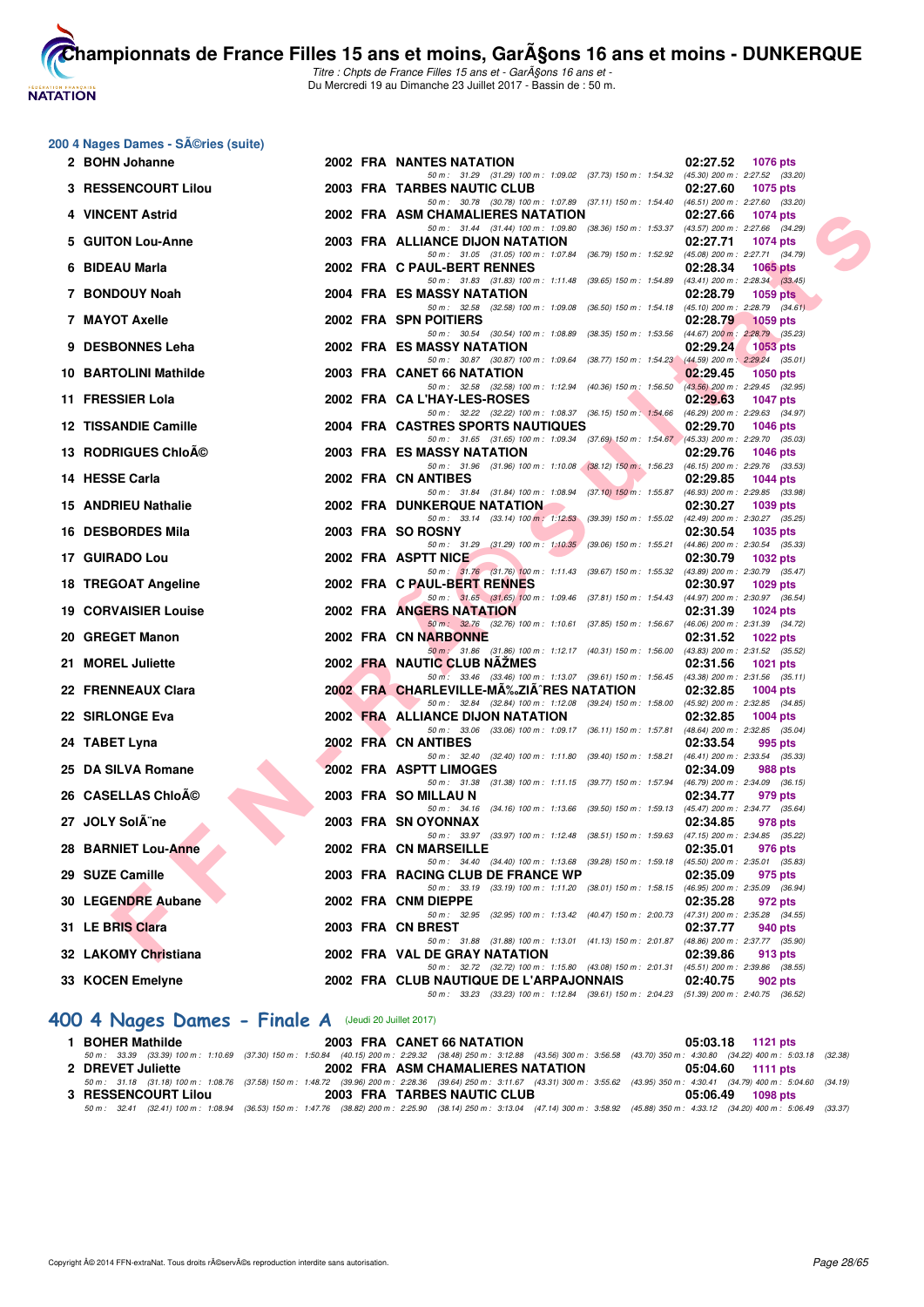# Championnats de France Filles 15 ans et moins, GarÃ§ons 16 ans et moins - DUNKERQUE

*Titre : Chpts de France Filles 15 ans et - GarÃ§ons 16 ans et -*
Du Mercredi 19 au Dimanche 23 Juillet 2017 - Bassin de : 50 m.

## 200 4 Nages Dames - SÃ©ries (suite)

| Rang | Nom | Année | Nat. | Club | Temps | Points |
|---|---|---|---|---|---|---|
| 2 | BOHN Johanne | 2002 | FRA | NANTES NATATION | 02:27.52 | 1076 pts |
| | 50 m : 31.29 (31.29) 100 m : 1:09.02 (37.73) 150 m : 1:54.32 (45.30) 200 m : 2:27.52 (33.20) | | | | | |
| 3 | RESSENCOURT Lilou | 2003 | FRA | TARBES NAUTIC CLUB | 02:27.60 | 1075 pts |
| | 50 m : 30.78 (30.78) 100 m : 1:07.89 (37.11) 150 m : 1:54.40 (46.51) 200 m : 2:27.60 (33.20) | | | | | |
| 4 | VINCENT Astrid | 2002 | FRA | ASM CHAMALIERES NATATION | 02:27.66 | 1074 pts |
| | 50 m : 31.44 (31.44) 100 m : 1:09.80 (38.36) 150 m : 1:53.37 (43.57) 200 m : 2:27.66 (34.29) | | | | | |
| 5 | GUITON Lou-Anne | 2003 | FRA | ALLIANCE DIJON NATATION | 02:27.71 | 1074 pts |
| | 50 m : 31.05 (31.05) 100 m : 1:07.84 (36.79) 150 m : 1:52.92 (45.08) 200 m : 2:27.71 (34.79) | | | | | |
| 6 | BIDEAU Marla | 2002 | FRA | C PAUL-BERT RENNES | 02:28.34 | 1065 pts |
| | 50 m : 31.83 (31.83) 100 m : 1:11.48 (39.65) 150 m : 1:54.89 (43.41) 200 m : 2:28.34 (33.45) | | | | | |
| 7 | BONDOUY Noah | 2004 | FRA | ES MASSY NATATION | 02:28.79 | 1059 pts |
| | 50 m : 32.58 (32.58) 100 m : 1:09.08 (36.50) 150 m : 1:54.18 (45.10) 200 m : 2:28.79 (34.61) | | | | | |
| 7 | MAYOT Axelle | 2002 | FRA | SPN POITIERS | 02:28.79 | 1059 pts |
| | 50 m : 30.54 (30.54) 100 m : 1:08.89 (38.35) 150 m : 1:53.56 (44.67) 200 m : 2:28.79 (35.23) | | | | | |
| 9 | DESBONNES Leha | 2002 | FRA | ES MASSY NATATION | 02:29.24 | 1053 pts |
| | 50 m : 30.87 (30.87) 100 m : 1:09.64 (38.77) 150 m : 1:54.23 (44.59) 200 m : 2:29.24 (35.01) | | | | | |
| 10 | BARTOLINI Mathilde | 2003 | FRA | CANET 66 NATATION | 02:29.45 | 1050 pts |
| | 50 m : 32.58 (32.58) 100 m : 1:12.94 (40.36) 150 m : 1:56.50 (43.56) 200 m : 2:29.45 (32.95) | | | | | |
| 11 | FRESSIER Lola | 2002 | FRA | CA L'HAY-LES-ROSES | 02:29.63 | 1047 pts |
| | 50 m : 32.22 (32.22) 100 m : 1:08.37 (36.15) 150 m : 1:54.66 (46.29) 200 m : 2:29.63 (34.97) | | | | | |
| 12 | TISSANDIE Camille | 2004 | FRA | CASTRES SPORTS NAUTIQUES | 02:29.70 | 1046 pts |
| | 50 m : 31.65 (31.65) 100 m : 1:09.34 (37.69) 150 m : 1:54.67 (45.33) 200 m : 2:29.70 (35.03) | | | | | |
| 13 | RODRIGUES ChloÃ© | 2003 | FRA | ES MASSY NATATION | 02:29.76 | 1046 pts |
| | 50 m : 31.96 (31.96) 100 m : 1:10.08 (38.12) 150 m : 1:56.23 (46.15) 200 m : 2:29.76 (33.53) | | | | | |
| 14 | HESSE Carla | 2002 | FRA | CN ANTIBES | 02:29.85 | 1044 pts |
| | 50 m : 31.84 (31.84) 100 m : 1:08.94 (37.10) 150 m : 1:55.87 (46.93) 200 m : 2:29.85 (33.98) | | | | | |
| 15 | ANDRIEU Nathalie | 2002 | FRA | DUNKERQUE NATATION | 02:30.27 | 1039 pts |
| | 50 m : 33.14 (33.14) 100 m : 1:12.53 (39.39) 150 m : 1:55.02 (42.49) 200 m : 2:30.27 (35.25) | | | | | |
| 16 | DESBORDES Mila | 2003 | FRA | SO ROSNY | 02:30.54 | 1035 pts |
| | 50 m : 31.29 (31.29) 100 m : 1:10.35 (39.06) 150 m : 1:55.21 (44.86) 200 m : 2:30.54 (35.33) | | | | | |
| 17 | GUIRADO Lou | 2002 | FRA | ASPTT NICE | 02:30.79 | 1032 pts |
| | 50 m : 31.76 (31.76) 100 m : 1:11.43 (39.67) 150 m : 1:55.32 (43.89) 200 m : 2:30.79 (35.47) | | | | | |
| 18 | TREGOAT Angeline | 2002 | FRA | C PAUL-BERT RENNES | 02:30.97 | 1029 pts |
| | 50 m : 31.65 (31.65) 100 m : 1:09.46 (37.81) 150 m : 1:54.43 (44.97) 200 m : 2:30.97 (36.54) | | | | | |
| 19 | CORVAISIER Louise | 2002 | FRA | ANGERS NATATION | 02:31.39 | 1024 pts |
| | 50 m : 32.76 (32.76) 100 m : 1:10.61 (37.85) 150 m : 1:56.67 (46.06) 200 m : 2:31.39 (34.72) | | | | | |
| 20 | GREGET Manon | 2002 | FRA | CN NARBONNE | 02:31.52 | 1022 pts |
| | 50 m : 31.86 (31.86) 100 m : 1:12.17 (40.31) 150 m : 1:56.00 (43.83) 200 m : 2:31.52 (35.52) | | | | | |
| 21 | MOREL Juliette | 2002 | FRA | NAUTIC CLUB NÃŽMES | 02:31.56 | 1021 pts |
| | 50 m : 33.46 (33.46) 100 m : 1:13.07 (39.61) 150 m : 1:56.45 (43.38) 200 m : 2:31.56 (35.11) | | | | | |
| 22 | FRENNEAUX Clara | 2002 | FRA | CHARLEVILLE-MÃ‰ZIÃˆRES NATATION | 02:32.85 | 1004 pts |
| | 50 m : 32.84 (32.84) 100 m : 1:12.08 (39.24) 150 m : 1:58.00 (45.92) 200 m : 2:32.85 (34.85) | | | | | |
| 22 | SIRLONGE Eva | 2002 | FRA | ALLIANCE DIJON NATATION | 02:32.85 | 1004 pts |
| | 50 m : 33.06 (33.06) 100 m : 1:09.17 (36.11) 150 m : 1:57.81 (48.64) 200 m : 2:32.85 (35.04) | | | | | |
| 24 | TABET Lyna | 2002 | FRA | CN ANTIBES | 02:33.54 | 995 pts |
| | 50 m : 32.40 (32.40) 100 m : 1:11.80 (39.40) 150 m : 1:58.21 (46.41) 200 m : 2:33.54 (35.33) | | | | | |
| 25 | DA SILVA Romane | 2002 | FRA | ASPTT LIMOGES | 02:34.09 | 988 pts |
| | 50 m : 31.38 (31.38) 100 m : 1:11.15 (39.77) 150 m : 1:57.94 (46.79) 200 m : 2:34.09 (36.15) | | | | | |
| 26 | CASELLAS ChloÃ© | 2003 | FRA | SO MILLAU N | 02:34.77 | 979 pts |
| | 50 m : 34.16 (34.16) 100 m : 1:13.66 (39.50) 150 m : 1:59.13 (45.47) 200 m : 2:34.77 (35.64) | | | | | |
| 27 | JOLY SolÃ¨ne | 2003 | FRA | SN OYONNAX | 02:34.85 | 978 pts |
| | 50 m : 33.97 (33.97) 100 m : 1:12.48 (38.51) 150 m : 1:59.63 (47.15) 200 m : 2:34.85 (35.22) | | | | | |
| 28 | BARNIET Lou-Anne | 2002 | FRA | CN MARSEILLE | 02:35.01 | 976 pts |
| | 50 m : 34.40 (34.40) 100 m : 1:13.68 (39.28) 150 m : 1:59.18 (45.50) 200 m : 2:35.01 (35.83) | | | | | |
| 29 | SUZE Camille | 2003 | FRA | RACING CLUB DE FRANCE WP | 02:35.09 | 975 pts |
| | 50 m : 33.19 (33.19) 100 m : 1:11.20 (38.01) 150 m : 1:58.15 (46.95) 200 m : 2:35.09 (36.94) | | | | | |
| 30 | LEGENDRE Aubane | 2002 | FRA | CNM DIEPPE | 02:35.28 | 972 pts |
| | 50 m : 32.95 (32.95) 100 m : 1:13.42 (40.47) 150 m : 2:00.73 (47.31) 200 m : 2:35.28 (34.55) | | | | | |
| 31 | LE BRIS Clara | 2003 | FRA | CN BREST | 02:37.77 | 940 pts |
| | 50 m : 31.88 (31.88) 100 m : 1:13.01 (41.13) 150 m : 2:01.87 (48.86) 200 m : 2:37.77 (35.90) | | | | | |
| 32 | LAKOMY Christiana | 2002 | FRA | VAL DE GRAY NATATION | 02:39.86 | 913 pts |
| | 50 m : 32.72 (32.72) 100 m : 1:15.80 (43.08) 150 m : 2:01.31 (45.51) 200 m : 2:39.86 (38.55) | | | | | |
| 33 | KOCEN Emelyne | 2002 | FRA | CLUB NAUTIQUE DE L'ARPAJONNAIS | 02:40.75 | 902 pts |
| | 50 m : 33.23 (33.23) 100 m : 1:12.84 (39.61) 150 m : 2:04.23 (51.39) 200 m : 2:40.75 (36.52) | | | | | |

## 400 4 Nages Dames - Finale A (Jeudi 20 Juillet 2017)

| Rang | Nom | Année | Nat. | Club | Temps | Points |
|---|---|---|---|---|---|---|
| 1 | BOHER Mathilde | 2003 | FRA | CANET 66 NATATION | 05:03.18 | 1121 pts |
| | 50 m : 33.39 (33.39) 100 m : 1:10.69 (37.30) 150 m : 1:50.84 (40.15) 200 m : 2:29.32 (38.48) 250 m : 3:12.88 (43.56) 300 m : 3:56.58 (43.70) 350 m : 4:30.80 (34.22) 400 m : 5:03.18 (32.38) | | | | | |
| 2 | DREVET Juliette | 2002 | FRA | ASM CHAMALIERES NATATION | 05:04.60 | 1111 pts |
| | 50 m : 31.18 (31.18) 100 m : 1:08.76 (37.58) 150 m : 1:48.72 (39.96) 200 m : 2:28.36 (39.64) 250 m : 3:11.67 (43.31) 300 m : 3:55.62 (43.95) 350 m : 4:30.41 (34.79) 400 m : 5:04.60 (34.19) | | | | | |
| 3 | RESSENCOURT Lilou | 2003 | FRA | TARBES NAUTIC CLUB | 05:06.49 | 1098 pts |
| | 50 m : 32.41 (32.41) 100 m : 1:08.94 (36.53) 150 m : 1:47.76 (38.82) 200 m : 2:25.90 (38.14) 250 m : 3:13.04 (47.14) 300 m : 3:58.92 (45.88) 350 m : 4:33.12 (34.20) 400 m : 5:06.49 (33.37) | | | | | |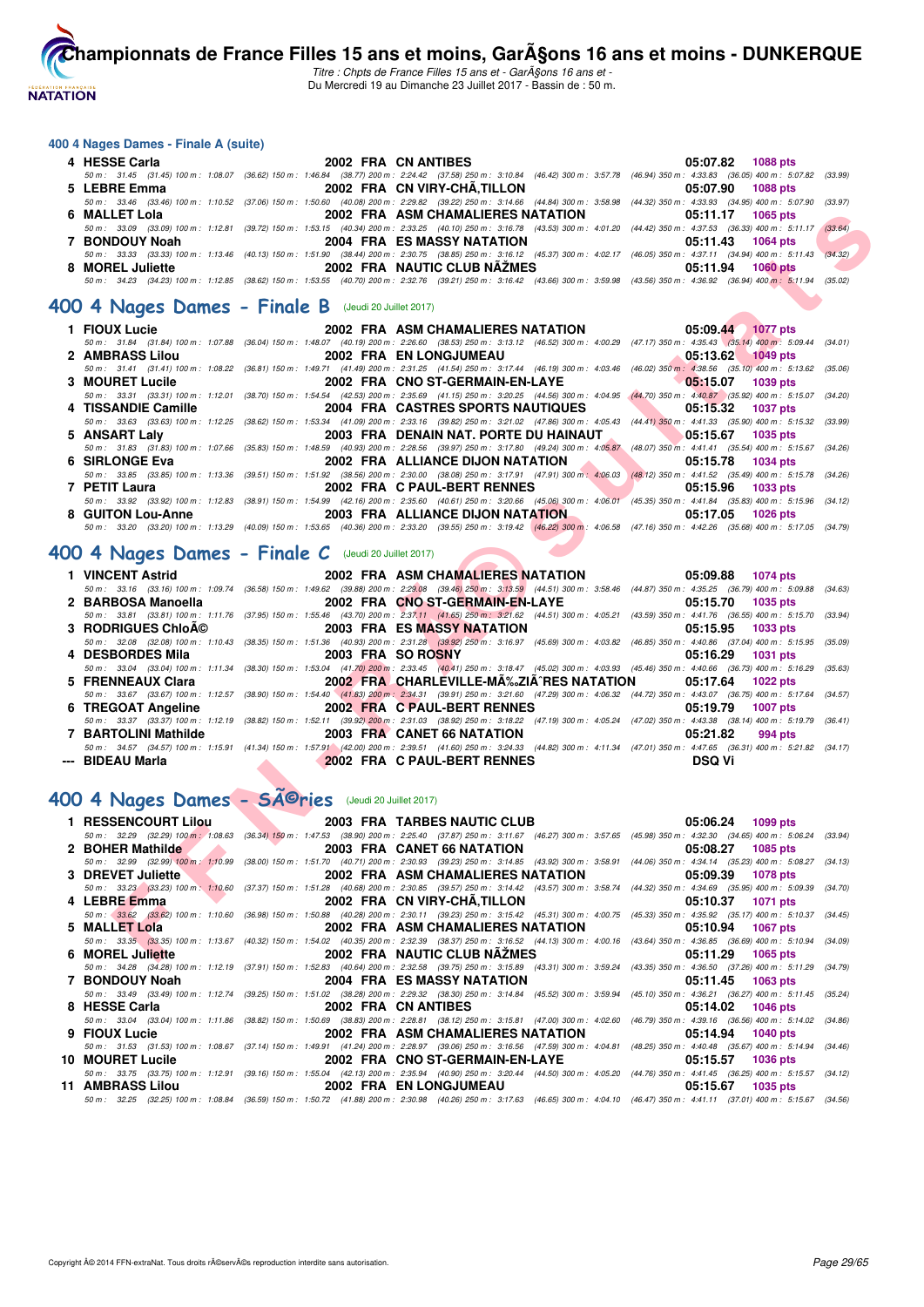#### 400 4 Nages Dames - Finale A (suite)

4 **HESSE Carla** 2002 FRA CN ANTIBES 05:07.82 1088 pts
50 m : 31.45 (31.45) 100 m : 1:08.07 (36.62) 150 m : 1:46.84 (38.77) 200 m : 2:24.42 (37.58) 250 m : 3:10.84 (46.42) 300 m : 3:57.78 (46.94) 350 m : 4:33.83 (36.05) 400 m : 5:07.82 (33.99)

5 **LEBRE Emma** 2002 FRA CN VIRY-CHÃ‚TILLON 05:07.90 1088 pts
50 m : 33.46 (33.46) 100 m : 1:10.52 (37.06) 150 m : 1:50.60 (40.08) 200 m : 2:29.82 (39.22) 250 m : 3:14.66 (44.84) 300 m : 3:58.98 (44.32) 350 m : 4:33.93 (34.95) 400 m : 5:07.90 (33.97)

6 **MALLET Lola** 2002 FRA ASM CHAMALIERES NATATION 05:11.17 1065 pts
50 m : 33.09 (33.09) 100 m : 1:12.81 (39.72) 150 m : 1:53.15 (40.34) 200 m : 2:33.25 (40.10) 250 m : 3:16.78 (43.53) 300 m : 4:01.20 (44.42) 350 m : 4:37.53 (36.33) 400 m : 5:11.17 (33.64)

7 **BONDOUY Noah** 2004 FRA ES MASSY NATATION 05:11.43 1064 pts
50 m : 33.33 (33.33) 100 m : 1:13.46 (40.13) 150 m : 1:51.90 (38.44) 200 m : 2:30.75 (38.85) 250 m : 3:16.12 (45.37) 300 m : 4:02.17 (46.05) 350 m : 4:37.11 (34.94) 400 m : 5:11.43 (34.32)

8 **MOREL Juliette** 2002 FRA NAUTIC CLUB NÃŽMES 05:11.94 1060 pts
50 m : 34.23 (34.23) 100 m : 1:12.85 (38.62) 150 m : 1:53.55 (40.70) 200 m : 2:32.76 (39.21) 250 m : 3:16.42 (43.66) 300 m : 3:59.98 (43.56) 350 m : 4:36.92 (36.94) 400 m : 5:11.94 (35.02)

## 400 4 Nages Dames - Finale B (Jeudi 20 Juillet 2017)

1 **FIOUX Lucie** 2002 FRA ASM CHAMALIERES NATATION 05:09.44 1077 pts
50 m : 31.84 (31.84) 100 m : 1:07.88 (36.04) 150 m : 1:48.07 (40.19) 200 m : 2:26.60 (38.53) 250 m : 3:13.12 (46.52) 300 m : 4:00.29 (47.17) 350 m : 4:35.43 (35.14) 400 m : 5:09.44 (34.01)

2 **AMBRASS Lilou** 2002 FRA EN LONGJUMEAU 05:13.62 1049 pts
50 m : 31.41 (31.41) 100 m : 1:08.22 (36.81) 150 m : 1:49.71 (41.49) 200 m : 2:31.25 (41.54) 250 m : 3:17.44 (46.19) 300 m : 4:03.46 (46.02) 350 m : 4:38.56 (35.10) 400 m : 5:13.62 (35.06)

3 **MOURET Lucile** 2002 FRA CNO ST-GERMAIN-EN-LAYE 05:15.07 1039 pts
50 m : 33.31 (33.31) 100 m : 1:12.01 (38.70) 150 m : 1:54.54 (42.53) 200 m : 2:35.69 (41.15) 250 m : 3:20.25 (44.56) 300 m : 4:04.95 (44.70) 350 m : 4:40.87 (35.92) 400 m : 5:15.07 (34.20)

4 **TISSANDIE Camille** 2004 FRA CASTRES SPORTS NAUTIQUES 05:15.32 1037 pts
50 m : 33.63 (33.63) 100 m : 1:12.25 (38.62) 150 m : 1:53.34 (41.09) 200 m : 2:33.16 (39.82) 250 m : 3:21.02 (47.86) 300 m : 4:05.43 (44.41) 350 m : 4:41.33 (35.90) 400 m : 5:15.32 (33.99)

5 **ANSART Laly** 2003 FRA DENAIN NAT. PORTE DU HAINAUT 05:15.67 1035 pts
50 m : 31.83 (31.83) 100 m : 1:07.66 (35.83) 150 m : 1:48.59 (40.93) 200 m : 2:28.56 (39.97) 250 m : 3:17.80 (49.24) 300 m : 4:05.87 (48.07) 350 m : 4:41.41 (35.54) 400 m : 5:15.67 (34.26)

6 **SIRLONGE Eva** 2002 FRA ALLIANCE DIJON NATATION 05:15.78 1034 pts
50 m : 33.85 (33.85) 100 m : 1:13.36 (39.51) 150 m : 1:51.92 (38.56) 200 m : 2:30.00 (38.08) 250 m : 3:17.91 (47.91) 300 m : 4:06.03 (48.12) 350 m : 4:41.52 (35.49) 400 m : 5:15.78 (34.26)

7 **PETIT Laura** 2002 FRA C PAUL-BERT RENNES 05:15.96 1033 pts
50 m : 33.92 (33.92) 100 m : 1:12.83 (38.91) 150 m : 1:54.99 (42.16) 200 m : 2:35.60 (40.61) 250 m : 3:20.66 (45.06) 300 m : 4:06.01 (45.35) 350 m : 4:41.84 (35.83) 400 m : 5:15.96 (34.12)

8 **GUITON Lou-Anne** 2003 FRA ALLIANCE DIJON NATATION 05:17.05 1026 pts
50 m : 33.20 (33.20) 100 m : 1:13.29 (40.09) 150 m : 1:53.65 (40.36) 200 m : 2:33.20 (39.55) 250 m : 3:19.42 (46.22) 300 m : 4:06.58 (47.16) 350 m : 4:42.26 (35.68) 400 m : 5:17.05 (34.79)

## 400 4 Nages Dames - Finale C (Jeudi 20 Juillet 2017)

1 **VINCENT Astrid** 2002 FRA ASM CHAMALIERES NATATION 05:09.88 1074 pts
50 m : 33.16 (33.16) 100 m : 1:09.74 (36.58) 150 m : 1:49.62 (39.88) 200 m : 2:29.08 (39.46) 250 m : 3:13.59 (44.51) 300 m : 3:58.46 (44.87) 350 m : 4:35.25 (36.79) 400 m : 5:09.88 (34.63)

2 **BARBOSA Manoella** 2002 FRA CNO ST-GERMAIN-EN-LAYE 05:15.70 1035 pts
50 m : 33.81 (33.81) 100 m : 1:11.76 (37.95) 150 m : 1:55.46 (43.70) 200 m : 2:37.11 (41.65) 250 m : 3:21.62 (44.51) 300 m : 4:05.21 (43.59) 350 m : 4:41.76 (36.55) 400 m : 5:15.70 (33.94)

3 **RODRIGUES ChloÃ©** 2003 FRA ES MASSY NATATION 05:15.95 1033 pts
50 m : 32.08 (32.08) 100 m : 1:10.43 (38.35) 150 m : 1:51.36 (40.93) 200 m : 2:31.28 (39.92) 250 m : 3:16.97 (45.69) 300 m : 4:03.82 (46.85) 350 m : 4:40.86 (37.04) 400 m : 5:15.95 (35.09)

4 **DESBORDES Mila** 2003 FRA SO ROSNY 05:16.29 1031 pts
50 m : 33.04 (33.04) 100 m : 1:11.34 (38.30) 150 m : 1:53.04 (41.70) 200 m : 2:33.45 (40.41) 250 m : 3:18.47 (45.02) 300 m : 4:03.93 (45.46) 350 m : 4:40.66 (36.73) 400 m : 5:16.29 (35.63)

5 **FRENNEAUX Clara** 2002 FRA CHARLEVILLE-MÃ‰ZIÃˆRES NATATION 05:17.64 1022 pts
50 m : 33.67 (33.67) 100 m : 1:12.57 (38.90) 150 m : 1:54.40 (41.83) 200 m : 2:34.31 (39.91) 250 m : 3:21.60 (47.29) 300 m : 4:06.32 (44.72) 350 m : 4:43.07 (36.75) 400 m : 5:17.64 (34.57)

6 **TREGOAT Angeline** 2002 FRA C PAUL-BERT RENNES 05:19.79 1007 pts
50 m : 33.37 (33.37) 100 m : 1:12.19 (38.82) 150 m : 1:52.11 (39.92) 200 m : 2:31.03 (38.92) 250 m : 3:18.22 (47.19) 300 m : 4:05.24 (47.02) 350 m : 4:43.38 (38.14) 400 m : 5:19.79 (36.41)

7 **BARTOLINI Mathilde** 2003 FRA CANET 66 NATATION 05:21.82 994 pts
50 m : 34.57 (34.57) 100 m : 1:15.91 (41.34) 150 m : 1:57.91 (42.00) 200 m : 2:39.51 (41.60) 250 m : 3:24.33 (44.82) 300 m : 4:11.34 (47.01) 350 m : 4:47.65 (36.31) 400 m : 5:21.82 (34.17)

--- **BIDEAU Marla** 2002 FRA C PAUL-BERT RENNES DSQ Vi

## 400 4 Nages Dames - SÃ©ries (Jeudi 20 Juillet 2017)

1 **RESSENCOURT Lilou** 2003 FRA TARBES NAUTIC CLUB 05:06.24 1099 pts
50 m : 32.29 (32.29) 100 m : 1:08.63 (36.34) 150 m : 1:47.53 (38.90) 200 m : 2:25.40 (37.87) 250 m : 3:11.67 (46.27) 300 m : 3:57.65 (45.98) 350 m : 4:32.30 (34.65) 400 m : 5:06.24 (33.94)

2 **BOHER Mathilde** 2003 FRA CANET 66 NATATION 05:08.27 1085 pts
50 m : 32.99 (32.99) 100 m : 1:10.99 (38.00) 150 m : 1:51.70 (40.71) 200 m : 2:30.93 (39.23) 250 m : 3:14.85 (43.92) 300 m : 3:58.91 (44.06) 350 m : 4:34.14 (35.23) 400 m : 5:08.27 (34.13)

3 **DREVET Juliette** 2002 FRA ASM CHAMALIERES NATATION 05:09.39 1078 pts
50 m : 33.23 (33.23) 100 m : 1:10.60 (37.37) 150 m : 1:51.28 (40.68) 200 m : 2:30.85 (39.57) 250 m : 3:14.42 (43.57) 300 m : 3:58.74 (44.32) 350 m : 4:34.69 (35.95) 400 m : 5:09.39 (34.70)

4 **LEBRE Emma** 2002 FRA CN VIRY-CHÃ‚TILLON 05:10.37 1071 pts
50 m : 33.62 (33.62) 100 m : 1:10.60 (36.98) 150 m : 1:50.88 (40.28) 200 m : 2:30.11 (39.23) 250 m : 3:15.42 (45.31) 300 m : 4:00.75 (45.33) 350 m : 4:35.92 (35.17) 400 m : 5:10.37 (34.45)

5 **MALLET Lola** 2002 FRA ASM CHAMALIERES NATATION 05:10.94 1067 pts
50 m : 33.35 (33.35) 100 m : 1:13.67 (40.32) 150 m : 1:54.02 (40.35) 200 m : 2:32.39 (38.37) 250 m : 3:16.52 (44.13) 300 m : 4:00.16 (43.64) 350 m : 4:36.85 (36.69) 400 m : 5:10.94 (34.09)

6 **MOREL Juliette** 2002 FRA NAUTIC CLUB NÃŽMES 05:11.29 1065 pts
50 m : 34.28 (34.28) 100 m : 1:12.19 (37.91) 150 m : 1:52.83 (40.64) 200 m : 2:32.58 (39.75) 250 m : 3:15.89 (43.31) 300 m : 3:59.24 (43.35) 350 m : 4:36.50 (37.26) 400 m : 5:11.29 (34.79)

7 **BONDOUY Noah** 2004 FRA ES MASSY NATATION 05:11.45 1063 pts
50 m : 33.49 (33.49) 100 m : 1:12.74 (39.25) 150 m : 1:51.02 (38.28) 200 m : 2:29.32 (38.30) 250 m : 3:14.84 (45.52) 300 m : 3:59.94 (45.10) 350 m : 4:36.21 (36.27) 400 m : 5:11.45 (35.24)

8 **HESSE Carla** 2002 FRA CN ANTIBES 05:14.02 1046 pts
50 m : 33.04 (33.04) 100 m : 1:11.86 (38.82) 150 m : 1:50.69 (38.83) 200 m : 2:28.81 (38.12) 250 m : 3:15.81 (47.00) 300 m : 4:02.60 (46.79) 350 m : 4:39.16 (36.56) 400 m : 5:14.02 (34.86)

9 **FIOUX Lucie** 2002 FRA ASM CHAMALIERES NATATION 05:14.94 1040 pts
50 m : 31.53 (31.53) 100 m : 1:08.67 (37.14) 150 m : 1:49.91 (41.24) 200 m : 2:28.97 (39.06) 250 m : 3:16.56 (47.59) 300 m : 4:04.81 (48.25) 350 m : 4:40.48 (35.67) 400 m : 5:14.94 (34.46)

10 **MOURET Lucile** 2002 FRA CNO ST-GERMAIN-EN-LAYE 05:15.57 1036 pts
50 m : 33.75 (33.75) 100 m : 1:12.91 (39.16) 150 m : 1:55.04 (42.13) 200 m : 2:35.94 (40.90) 250 m : 3:20.44 (44.50) 300 m : 4:05.20 (44.76) 350 m : 4:41.45 (36.25) 400 m : 5:15.57 (34.12)

11 **AMBRASS Lilou** 2002 FRA EN LONGJUMEAU 05:15.67 1035 pts
50 m : 32.25 (32.25) 100 m : 1:08.84 (36.59) 150 m : 1:50.72 (41.88) 200 m : 2:30.98 (40.26) 250 m : 3:17.63 (46.65) 300 m : 4:04.10 (46.47) 350 m : 4:41.11 (37.01) 400 m : 5:15.67 (34.56)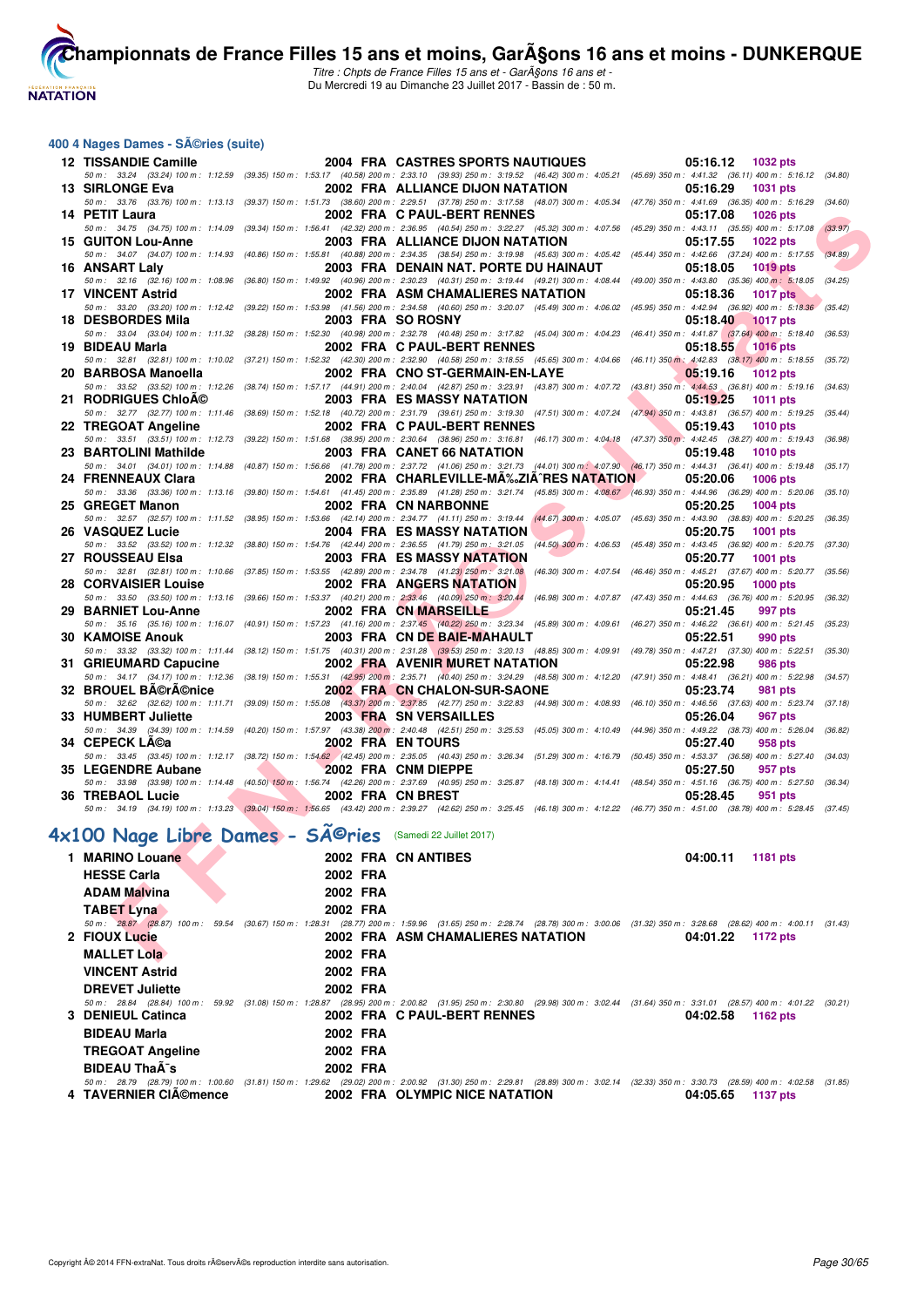## 400 4 Nages Dames - SÃ©ries (suite)

| Rang | Nom | Année | Nat | Club | Temps | Points |
|---|---|---|---|---|---|---|
| 12 | TISSANDIE Camille | 2004 | FRA | CASTRES SPORTS NAUTIQUES | 05:16.12 | 1032 pts |
| | 50 m : 33.24 (33.24) 100 m : 1:12.59 (39.35) 150 m : 1:53.17 (40.58) 200 m : 2:33.10 (39.93) 250 m : 3:19.52 (46.42) 300 m : 4:05.21 (45.69) 350 m : 4:41.32 (36.11) 400 m : 5:16.12 (34.80) | | | | | |
| 13 | SIRLONGE Eva | 2002 | FRA | ALLIANCE DIJON NATATION | 05:16.29 | 1031 pts |
| | 50 m : 33.76 (33.76) 100 m : 1:13.13 (39.37) 150 m : 1:51.73 (38.60) 200 m : 2:29.51 (37.78) 250 m : 3:17.58 (48.07) 300 m : 4:05.34 (47.76) 350 m : 4:41.69 (36.35) 400 m : 5:16.29 (34.60) | | | | | |
| 14 | PETIT Laura | 2002 | FRA | C PAUL-BERT RENNES | 05:17.08 | 1026 pts |
| | 50 m : 34.75 (34.75) 100 m : 1:14.09 (39.34) 150 m : 1:56.41 (42.32) 200 m : 2:36.95 (40.54) 250 m : 3:22.27 (45.32) 300 m : 4:07.56 (45.29) 350 m : 4:43.11 (35.55) 400 m : 5:17.08 (33.97) | | | | | |
| 15 | GUITON Lou-Anne | 2003 | FRA | ALLIANCE DIJON NATATION | 05:17.55 | 1022 pts |
| | 50 m : 34.07 (34.07) 100 m : 1:14.93 (40.86) 150 m : 1:55.81 (40.88) 200 m : 2:34.35 (38.54) 250 m : 3:19.98 (45.63) 300 m : 4:05.42 (45.44) 350 m : 4:42.66 (37.24) 400 m : 5:17.55 (34.89) | | | | | |
| 16 | ANSART Laly | 2003 | FRA | DENAIN NAT. PORTE DU HAINAUT | 05:18.05 | 1019 pts |
| | 50 m : 32.16 (32.16) 100 m : 1:08.96 (36.80) 150 m : 1:49.92 (40.96) 200 m : 2:30.23 (40.31) 250 m : 3:19.44 (49.21) 300 m : 4:08.44 (49.00) 350 m : 4:43.80 (35.36) 400 m : 5:18.05 (34.25) | | | | | |
| 17 | VINCENT Astrid | 2002 | FRA | ASM CHAMALIERES NATATION | 05:18.36 | 1017 pts |
| | 50 m : 33.20 (33.20) 100 m : 1:12.42 (39.22) 150 m : 1:53.98 (41.56) 200 m : 2:34.58 (40.60) 250 m : 3:20.07 (45.49) 300 m : 4:06.02 (45.95) 350 m : 4:42.94 (36.92) 400 m : 5:18.36 (35.42) | | | | | |
| 18 | DESBORDES Mila | 2003 | FRA | SO ROSNY | 05:18.40 | 1017 pts |
| | 50 m : 33.04 (33.04) 100 m : 1:11.32 (38.28) 150 m : 1:52.30 (40.98) 200 m : 2:32.78 (40.48) 250 m : 3:17.82 (45.04) 300 m : 4:04.23 (46.41) 350 m : 4:41.87 (37.64) 400 m : 5:18.40 (36.53) | | | | | |
| 19 | BIDEAU Marla | 2002 | FRA | C PAUL-BERT RENNES | 05:18.55 | 1016 pts |
| | 50 m : 32.81 (32.81) 100 m : 1:10.02 (37.21) 150 m : 1:52.32 (42.30) 200 m : 2:32.90 (40.58) 250 m : 3:18.55 (45.65) 300 m : 4:04.66 (46.11) 350 m : 4:42.83 (38.17) 400 m : 5:18.55 (35.72) | | | | | |
| 20 | BARBOSA Manoella | 2002 | FRA | CNO ST-GERMAIN-EN-LAYE | 05:19.16 | 1012 pts |
| | 50 m : 33.52 (33.52) 100 m : 1:12.26 (38.74) 150 m : 1:57.17 (44.91) 200 m : 2:40.04 (42.87) 250 m : 3:23.91 (43.87) 300 m : 4:07.72 (43.81) 350 m : 4:44.53 (36.81) 400 m : 5:19.16 (34.63) | | | | | |
| 21 | RODRIGUES ChloÃ© | 2003 | FRA | ES MASSY NATATION | 05:19.25 | 1011 pts |
| | 50 m : 32.77 (32.77) 100 m : 1:11.46 (38.69) 150 m : 1:52.18 (40.72) 200 m : 2:31.79 (39.61) 250 m : 3:19.30 (47.51) 300 m : 4:07.24 (47.94) 350 m : 4:43.81 (36.57) 400 m : 5:19.25 (35.44) | | | | | |
| 22 | TREGOAT Angeline | 2002 | FRA | C PAUL-BERT RENNES | 05:19.43 | 1010 pts |
| | 50 m : 33.51 (33.51) 100 m : 1:12.73 (39.22) 150 m : 1:51.68 (38.95) 200 m : 2:30.64 (38.96) 250 m : 3:16.81 (46.17) 300 m : 4:04.18 (47.37) 350 m : 4:42.45 (38.27) 400 m : 5:19.43 (36.98) | | | | | |
| 23 | BARTOLINI Mathilde | 2003 | FRA | CANET 66 NATATION | 05:19.48 | 1010 pts |
| | 50 m : 34.01 (34.01) 100 m : 1:14.88 (40.87) 150 m : 1:56.66 (41.78) 200 m : 2:37.72 (41.06) 250 m : 3:21.73 (44.01) 300 m : 4:07.90 (46.17) 350 m : 4:44.31 (36.41) 400 m : 5:19.48 (35.17) | | | | | |
| 24 | FRENNEAUX Clara | 2002 | FRA | CHARLEVILLE-MÃ‰ZIÃˆRES NATATION | 05:20.06 | 1006 pts |
| | 50 m : 33.36 (33.36) 100 m : 1:13.16 (39.80) 150 m : 1:54.61 (41.45) 200 m : 2:35.89 (41.28) 250 m : 3:21.74 (45.85) 300 m : 4:08.67 (46.93) 350 m : 4:44.96 (36.29) 400 m : 5:20.06 (35.10) | | | | | |
| 25 | GREGET Manon | 2002 | FRA | CN NARBONNE | 05:20.25 | 1004 pts |
| | 50 m : 32.57 (32.57) 100 m : 1:11.52 (38.95) 150 m : 1:53.66 (42.14) 200 m : 2:34.77 (41.11) 250 m : 3:19.44 (44.67) 300 m : 4:05.07 (45.63) 350 m : 4:43.90 (38.83) 400 m : 5:20.25 (36.35) | | | | | |
| 26 | VASQUEZ Lucie | 2004 | FRA | ES MASSY NATATION | 05:20.75 | 1001 pts |
| | 50 m : 33.52 (33.52) 100 m : 1:12.32 (38.80) 150 m : 1:54.76 (42.44) 200 m : 2:36.55 (41.79) 250 m : 3:21.05 (44.50) 300 m : 4:06.53 (45.48) 350 m : 4:43.45 (36.92) 400 m : 5:20.75 (37.30) | | | | | |
| 27 | ROUSSEAU Elsa | 2003 | FRA | ES MASSY NATATION | 05:20.77 | 1001 pts |
| | 50 m : 32.81 (32.81) 100 m : 1:10.66 (37.85) 150 m : 1:53.55 (42.89) 200 m : 2:34.78 (41.23) 250 m : 3:21.08 (46.30) 300 m : 4:07.54 (46.46) 350 m : 4:45.21 (37.67) 400 m : 5:20.77 (35.56) | | | | | |
| 28 | CORVAISIER Louise | 2002 | FRA | ANGERS NATATION | 05:20.95 | 1000 pts |
| | 50 m : 33.50 (33.50) 100 m : 1:13.16 (39.66) 150 m : 1:53.37 (40.21) 200 m : 2:33.46 (40.09) 250 m : 3:20.44 (46.98) 300 m : 4:07.87 (47.43) 350 m : 4:44.63 (36.76) 400 m : 5:20.95 (36.32) | | | | | |
| 29 | BARNIET Lou-Anne | 2002 | FRA | CN MARSEILLE | 05:21.45 | 997 pts |
| | 50 m : 35.16 (35.16) 100 m : 1:16.07 (40.91) 150 m : 1:57.23 (41.16) 200 m : 2:37.45 (40.22) 250 m : 3:23.34 (45.89) 300 m : 4:09.61 (46.27) 350 m : 4:46.22 (36.61) 400 m : 5:21.45 (35.23) | | | | | |
| 30 | KAMOISE Anouk | 2003 | FRA | CN DE BAIE-MAHAULT | 05:22.51 | 990 pts |
| | 50 m : 33.32 (33.32) 100 m : 1:11.44 (38.12) 150 m : 1:51.75 (40.31) 200 m : 2:31.28 (39.53) 250 m : 3:20.13 (48.85) 300 m : 4:09.91 (49.78) 350 m : 4:47.21 (37.30) 400 m : 5:22.51 (35.30) | | | | | |
| 31 | GRIEUMARD Capucine | 2002 | FRA | AVENIR MURET NATATION | 05:22.98 | 986 pts |
| | 50 m : 34.17 (34.17) 100 m : 1:12.36 (38.19) 150 m : 1:55.31 (42.95) 200 m : 2:35.71 (40.40) 250 m : 3:24.29 (48.58) 300 m : 4:12.20 (47.91) 350 m : 4:48.41 (36.21) 400 m : 5:22.98 (34.57) | | | | | |
| 32 | BROUEL BÃ©rÃ©nice | 2002 | FRA | CN CHALON-SUR-SAONE | 05:23.74 | 981 pts |
| | 50 m : 32.62 (32.62) 100 m : 1:11.71 (39.09) 150 m : 1:55.08 (43.37) 200 m : 2:37.85 (42.77) 250 m : 3:22.83 (44.98) 300 m : 4:08.93 (46.10) 350 m : 4:46.56 (37.63) 400 m : 5:23.74 (37.18) | | | | | |
| 33 | HUMBERT Juliette | 2003 | FRA | SN VERSAILLES | 05:26.04 | 967 pts |
| | 50 m : 34.39 (34.39) 100 m : 1:14.59 (40.20) 150 m : 1:57.97 (43.38) 200 m : 2:40.48 (42.51) 250 m : 3:25.53 (45.05) 300 m : 4:10.49 (44.96) 350 m : 4:49.22 (38.73) 400 m : 5:26.04 (36.82) | | | | | |
| 34 | CEPECK LÃ©a | 2002 | FRA | EN TOURS | 05:27.40 | 958 pts |
| | 50 m : 33.45 (33.45) 100 m : 1:12.17 (38.72) 150 m : 1:54.62 (42.45) 200 m : 2:35.05 (40.43) 250 m : 3:26.34 (51.29) 300 m : 4:16.79 (50.45) 350 m : 4:53.37 (36.58) 400 m : 5:27.40 (34.03) | | | | | |
| 35 | LEGENDRE Aubane | 2002 | FRA | CNM DIEPPE | 05:27.50 | 957 pts |
| | 50 m : 33.98 (33.98) 100 m : 1:14.48 (40.50) 150 m : 1:56.74 (42.26) 200 m : 2:37.69 (40.95) 250 m : 3:25.87 (48.18) 300 m : 4:14.41 (48.54) 350 m : 4:51.16 (36.75) 400 m : 5:27.50 (36.34) | | | | | |
| 36 | TREBAOL Lucie | 2002 | FRA | CN BREST | 05:28.45 | 951 pts |
| | 50 m : 34.19 (34.19) 100 m : 1:13.23 (39.04) 150 m : 1:56.65 (43.42) 200 m : 2:39.27 (42.62) 250 m : 3:25.45 (46.18) 300 m : 4:12.22 (46.77) 350 m : 4:51.00 (38.78) 400 m : 5:28.45 (37.45) | | | | | |

## 4x100 Nage Libre Dames - SÃ©ries (Samedi 22 Juillet 2017)

| Rang | Nom | Année | Nat | Club | Temps | Points |
|---|---|---|---|---|---|---|
| 1 | MARINO Louane | 2002 | FRA | CN ANTIBES | 04:00.11 | 1181 pts |
| | HESSE Carla | 2002 | FRA | | | |
| | ADAM Malvina | 2002 | FRA | | | |
| | TABET Lyna | 2002 | FRA | | | |
| | 50 m : 28.87 (28.87) 100 m : 59.54 (30.67) 150 m : 1:28.31 (28.77) 200 m : 1:59.96 (31.65) 250 m : 2:28.74 (28.78) 300 m : 3:00.06 (31.32) 350 m : 3:28.68 (28.62) 400 m : 4:00.11 (31.43) | | | | | |
| 2 | FIOUX Lucie | 2002 | FRA | ASM CHAMALIERES NATATION | 04:01.22 | 1172 pts |
| | MALLET Lola | 2002 | FRA | | | |
| | VINCENT Astrid | 2002 | FRA | | | |
| | DREVET Juliette | 2002 | FRA | | | |
| | 50 m : 28.84 (28.84) 100 m : 59.92 (31.08) 150 m : 1:28.87 (28.95) 200 m : 2:00.82 (31.95) 250 m : 2:30.80 (29.98) 300 m : 3:02.44 (31.64) 350 m : 3:31.01 (28.57) 400 m : 4:01.22 (30.21) | | | | | |
| 3 | DENIEUL Catinca | 2002 | FRA | C PAUL-BERT RENNES | 04:02.58 | 1162 pts |
| | BIDEAU Marla | 2002 | FRA | | | |
| | TREGOAT Angeline | 2002 | FRA | | | |
| | BIDEAU ThaÃ¯s | 2002 | FRA | | | |
| | 50 m : 28.79 (28.79) 100 m : 1:00.60 (31.81) 150 m : 1:29.62 (29.02) 200 m : 2:00.92 (31.30) 250 m : 2:29.81 (28.89) 300 m : 3:02.14 (32.33) 350 m : 3:30.73 (28.59) 400 m : 4:02.58 (31.85) | | | | | |
| 4 | TAVERNIER ClÃ©mence | 2002 | FRA | OLYMPIC NICE NATATION | 04:05.65 | 1137 pts |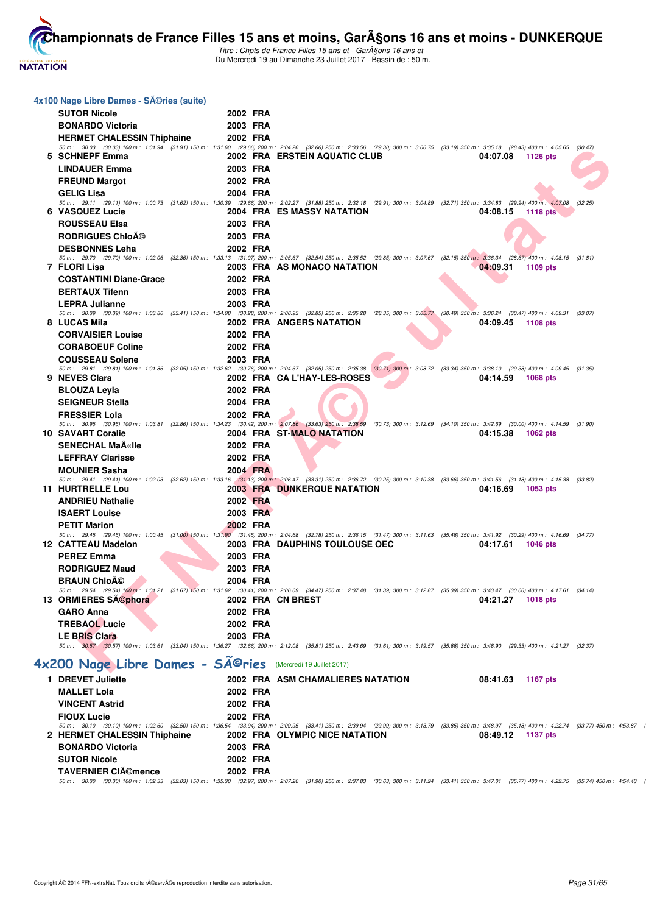## 4x100 Nage Libre Dames - SÃ©ries (suite)

| Rang | Nom | Année | Nat | Club | Temps | Points |
|---|---|---|---|---|---|---|
| | SUTOR Nicole | 2002 | FRA | | | |
| | BONARDO Victoria | 2003 | FRA | | | |
| | HERMET CHALESSIN Thiphaine | 2002 | FRA | | | |

50 m : 30.03 (30.03) 100 m : 1:01.94 (31.91) 150 m : 1:31.60 (29.66) 200 m : 2:04.26 (32.66) 250 m : 2:33.56 (29.30) 300 m : 3:06.75 (33.19) 350 m : 3:35.18 (28.43) 400 m : 4:05.65 (30.47)

| Rang | Nom | Année | Nat | Club | Temps | Points |
|---|---|---|---|---|---|---|
| 5 | SCHNEPF Emma | 2002 | FRA | ERSTEIN AQUATIC CLUB | 04:07.08 | 1126 pts |
| | LINDAUER Emma | 2003 | FRA | | | |
| | FREUND Margot | 2002 | FRA | | | |
| | GELIG Lisa | 2004 | FRA | | | |

50 m : 29.11 (29.11) 100 m : 1:00.73 (31.62) 150 m : 1:30.39 (29.66) 200 m : 2:02.27 (31.88) 250 m : 2:32.18 (29.91) 300 m : 3:04.89 (32.71) 350 m : 3:34.83 (29.94) 400 m : 4:07.08 (32.25)

| Rang | Nom | Année | Nat | Club | Temps | Points |
|---|---|---|---|---|---|---|
| 6 | VASQUEZ Lucie | 2004 | FRA | ES MASSY NATATION | 04:08.15 | 1118 pts |
| | ROUSSEAU Elsa | 2003 | FRA | | | |
| | RODRIGUES ChloÃ© | 2003 | FRA | | | |
| | DESBONNES Leha | 2002 | FRA | | | |

50 m : 29.70 (29.70) 100 m : 1:02.06 (32.36) 150 m : 1:33.13 (31.07) 200 m : 2:05.67 (32.54) 250 m : 2:35.52 (29.85) 300 m : 3:07.67 (32.15) 350 m : 3:36.34 (28.67) 400 m : 4:08.15 (31.81)

| Rang | Nom | Année | Nat | Club | Temps | Points |
|---|---|---|---|---|---|---|
| 7 | FLORI Lisa | 2003 | FRA | AS MONACO NATATION | 04:09.31 | 1109 pts |
| | COSTANTINI Diane-Grace | 2002 | FRA | | | |
| | BERTAUX Tifenn | 2003 | FRA | | | |
| | LEPRA Julianne | 2003 | FRA | | | |

50 m : 30.39 (30.39) 100 m : 1:03.80 (33.41) 150 m : 1:34.08 (30.28) 200 m : 2:06.93 (32.85) 250 m : 2:35.28 (28.35) 300 m : 3:05.77 (30.49) 350 m : 3:36.24 (30.47) 400 m : 4:09.31 (33.07)

| Rang | Nom | Année | Nat | Club | Temps | Points |
|---|---|---|---|---|---|---|
| 8 | LUCAS Mila | 2002 | FRA | ANGERS NATATION | 04:09.45 | 1108 pts |
| | CORVAISIER Louise | 2002 | FRA | | | |
| | CORABOEUF Coline | 2002 | FRA | | | |
| | COUSSEAU Solene | 2003 | FRA | | | |

50 m : 29.81 (29.81) 100 m : 1:01.86 (32.05) 150 m : 1:32.62 (30.76) 200 m : 2:04.67 (32.05) 250 m : 2:35.38 (30.71) 300 m : 3:08.72 (33.34) 350 m : 3:38.10 (29.38) 400 m : 4:09.45 (31.35)

| Rang | Nom | Année | Nat | Club | Temps | Points |
|---|---|---|---|---|---|---|
| 9 | NEVES Clara | 2002 | FRA | CA L'HAY-LES-ROSES | 04:14.59 | 1068 pts |
| | BLOUZA Leyla | 2002 | FRA | | | |
| | SEIGNEUR Stella | 2004 | FRA | | | |
| | FRESSIER Lola | 2002 | FRA | | | |

50 m : 30.95 (30.95) 100 m : 1:03.81 (32.86) 150 m : 1:34.23 (30.42) 200 m : 2:07.86 (33.63) 250 m : 2:38.59 (30.73) 300 m : 3:12.69 (34.10) 350 m : 3:42.69 (30.00) 400 m : 4:14.59 (31.90)

| Rang | Nom | Année | Nat | Club | Temps | Points |
|---|---|---|---|---|---|---|
| 10 | SAVART Coralie | 2004 | FRA | ST-MALO NATATION | 04:15.38 | 1062 pts |
| | SENECHAL MaÃ«lle | 2002 | FRA | | | |
| | LEFFRAY Clarisse | 2002 | FRA | | | |
| | MOUNIER Sasha | 2004 | FRA | | | |

50 m : 29.41 (29.41) 100 m : 1:02.03 (32.62) 150 m : 1:33.16 (31.13) 200 m : 2:06.47 (33.31) 250 m : 2:36.72 (30.25) 300 m : 3:10.38 (33.66) 350 m : 3:41.56 (31.18) 400 m : 4:15.38 (33.82)

| Rang | Nom | Année | Nat | Club | Temps | Points |
|---|---|---|---|---|---|---|
| 11 | HURTRELLE Lou | 2003 | FRA | DUNKERQUE NATATION | 04:16.69 | 1053 pts |
| | ANDRIEU Nathalie | 2002 | FRA | | | |
| | ISAERT Louise | 2003 | FRA | | | |
| | PETIT Marion | 2002 | FRA | | | |

50 m : 29.45 (29.45) 100 m : 1:00.45 (31.00) 150 m : 1:31.90 (31.45) 200 m : 2:04.68 (32.78) 250 m : 2:36.15 (31.47) 300 m : 3:11.63 (35.48) 350 m : 3:41.92 (30.29) 400 m : 4:16.69 (34.77)

| Rang | Nom | Année | Nat | Club | Temps | Points |
|---|---|---|---|---|---|---|
| 12 | CATTEAU Madelon | 2003 | FRA | DAUPHINS TOULOUSE OEC | 04:17.61 | 1046 pts |
| | PEREZ Emma | 2003 | FRA | | | |
| | RODRIGUEZ Maud | 2003 | FRA | | | |
| | BRAUN ChloÃ© | 2004 | FRA | | | |

50 m : 29.54 (29.54) 100 m : 1:01.21 (31.67) 150 m : 1:31.62 (30.41) 200 m : 2:06.09 (34.47) 250 m : 2:37.48 (31.39) 300 m : 3:12.87 (35.39) 350 m : 3:43.47 (30.60) 400 m : 4:17.61 (34.14)

| Rang | Nom | Année | Nat | Club | Temps | Points |
|---|---|---|---|---|---|---|
| 13 | ORMIERES SÃ©phora | 2002 | FRA | CN BREST | 04:21.27 | 1018 pts |
| | GARO Anna | 2002 | FRA | | | |
| | TREBAOL Lucie | 2002 | FRA | | | |
| | LE BRIS Clara | 2003 | FRA | | | |

50 m : 30.57 (30.57) 100 m : 1:03.61 (33.04) 150 m : 1:36.27 (32.66) 200 m : 2:12.08 (35.81) 250 m : 2:43.69 (31.61) 300 m : 3:19.57 (35.88) 350 m : 3:48.90 (29.33) 400 m : 4:21.27 (32.37)

## 4x200 Nage Libre Dames - SÃ©ries (Mercredi 19 Juillet 2017)

| Rang | Nom | Année | Nat | Club | Temps | Points |
|---|---|---|---|---|---|---|
| 1 | DREVET Juliette | 2002 | FRA | ASM CHAMALIERES NATATION | 08:41.63 | 1167 pts |
| | MALLET Lola | 2002 | FRA | | | |
| | VINCENT Astrid | 2002 | FRA | | | |
| | FIOUX Lucie | 2002 | FRA | | | |

50 m : 30.10 (30.10) 100 m : 1:02.60 (32.50) 150 m : 1:36.54 (33.94) 200 m : 2:09.95 (33.41) 250 m : 2:39.94 (29.99) 300 m : 3:13.79 (33.85) 350 m : 3:48.97 (35.18) 400 m : 4:22.74 (33.77) 450 m : 4:53.87 (

| Rang | Nom | Année | Nat | Club | Temps | Points |
|---|---|---|---|---|---|---|
| 2 | HERMET CHALESSIN Thiphaine | 2002 | FRA | OLYMPIC NICE NATATION | 08:49.12 | 1137 pts |
| | BONARDO Victoria | 2003 | FRA | | | |
| | SUTOR Nicole | 2002 | FRA | | | |
| | TAVERNIER ClÃ©mence | 2002 | FRA | | | |

50 m : 30.30 (30.30) 100 m : 1:02.33 (32.03) 150 m : 1:35.30 (32.97) 200 m : 2:07.20 (31.90) 250 m : 2:37.83 (30.63) 300 m : 3:11.24 (33.41) 350 m : 3:47.01 (35.77) 400 m : 4:22.75 (35.74) 450 m : 4:54.43 (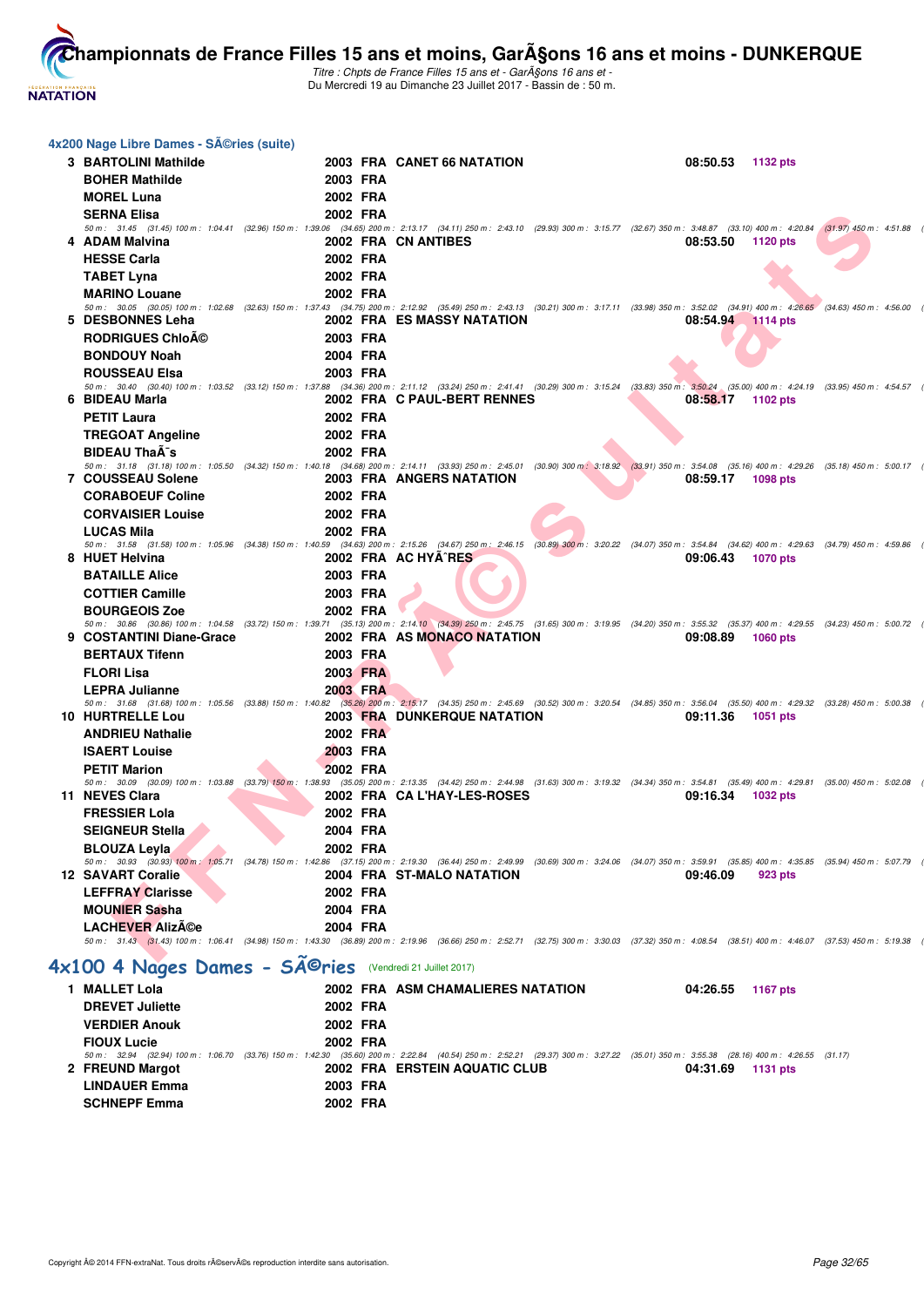## 4x200 Nage Libre Dames - SÃ©ries (suite)

| Rang | Nom | Année | Nat | Club | Temps | Points |
|---|---|---|---|---|---|---|
| 3 | BARTOLINI Mathilde | 2003 | FRA | CANET 66 NATATION | 08:50.53 | 1132 pts |
| | BOHER Mathilde | 2003 | FRA | | | |
| | MOREL Luna | 2002 | FRA | | | |
| | SERNA Elisa | 2002 | FRA | | | |

50 m : 31.45 (31.45) 100 m : 1:04.41 (32.96) 150 m : 1:39.06 (34.65) 200 m : 2:13.17 (34.11) 250 m : 2:43.10 (29.93) 300 m : 3:15.77 (32.67) 350 m : 3:48.87 (33.10) 400 m : 4:20.84 (31.97) 450 m : 4:51.88 (

| Rang | Nom | Année | Nat | Club | Temps | Points |
|---|---|---|---|---|---|---|
| 4 | ADAM Malvina | 2002 | FRA | CN ANTIBES | 08:53.50 | 1120 pts |
| | HESSE Carla | 2002 | FRA | | | |
| | TABET Lyna | 2002 | FRA | | | |
| | MARINO Louane | 2002 | FRA | | | |

50 m : 30.05 (30.05) 100 m : 1:02.68 (32.63) 150 m : 1:37.43 (34.75) 200 m : 2:12.92 (35.49) 250 m : 2:43.13 (30.21) 300 m : 3:17.11 (33.98) 350 m : 3:52.02 (34.91) 400 m : 4:26.65 (34.63) 450 m : 4:56.00 (

| Rang | Nom | Année | Nat | Club | Temps | Points |
|---|---|---|---|---|---|---|
| 5 | DESBONNES Leha | 2002 | FRA | ES MASSY NATATION | 08:54.94 | 1114 pts |
| | RODRIGUES ChloÃ© | 2003 | FRA | | | |
| | BONDOUY Noah | 2004 | FRA | | | |
| | ROUSSEAU Elsa | 2003 | FRA | | | |

50 m : 30.40 (30.40) 100 m : 1:03.52 (33.12) 150 m : 1:37.88 (34.36) 200 m : 2:11.12 (33.24) 250 m : 2:41.41 (30.29) 300 m : 3:15.24 (33.83) 350 m : 3:50.24 (35.00) 400 m : 4:24.19 (33.95) 450 m : 4:54.57 (

| Rang | Nom | Année | Nat | Club | Temps | Points |
|---|---|---|---|---|---|---|
| 6 | BIDEAU Marla | 2002 | FRA | C PAUL-BERT RENNES | 08:58.17 | 1102 pts |
| | PETIT Laura | 2002 | FRA | | | |
| | TREGOAT Angeline | 2002 | FRA | | | |
| | BIDEAU ThaÃ¯s | 2002 | FRA | | | |

50 m : 31.18 (31.18) 100 m : 1:05.50 (34.32) 150 m : 1:40.18 (34.68) 200 m : 2:14.11 (33.93) 250 m : 2:45.01 (30.90) 300 m : 3:18.92 (33.91) 350 m : 3:54.08 (35.16) 400 m : 4:29.26 (35.18) 450 m : 5:00.17 (

| Rang | Nom | Année | Nat | Club | Temps | Points |
|---|---|---|---|---|---|---|
| 7 | COUSSEAU Solene | 2003 | FRA | ANGERS NATATION | 08:59.17 | 1098 pts |
| | CORABOEUF Coline | 2002 | FRA | | | |
| | CORVAISIER Louise | 2002 | FRA | | | |
| | LUCAS Mila | 2002 | FRA | | | |

50 m : 31.58 (31.58) 100 m : 1:05.96 (34.38) 150 m : 1:40.59 (34.63) 200 m : 2:15.26 (34.67) 250 m : 2:46.15 (30.89) 300 m : 3:20.22 (34.07) 350 m : 3:54.84 (34.62) 400 m : 4:29.63 (34.79) 450 m : 4:59.86 (

| Rang | Nom | Année | Nat | Club | Temps | Points |
|---|---|---|---|---|---|---|
| 8 | HUET Helvina | 2002 | FRA | AC HYÃˆRES | 09:06.43 | 1070 pts |
| | BATAILLE Alice | 2003 | FRA | | | |
| | COTTIER Camille | 2003 | FRA | | | |
| | BOURGEOIS Zoe | 2002 | FRA | | | |

50 m : 30.86 (30.86) 100 m : 1:04.58 (33.72) 150 m : 1:39.71 (35.13) 200 m : 2:14.10 (34.39) 250 m : 2:45.75 (31.65) 300 m : 3:19.95 (34.20) 350 m : 3:55.32 (35.37) 400 m : 4:29.55 (34.23) 450 m : 5:00.72 (

| Rang | Nom | Année | Nat | Club | Temps | Points |
|---|---|---|---|---|---|---|
| 9 | COSTANTINI Diane-Grace | 2002 | FRA | AS MONACO NATATION | 09:08.89 | 1060 pts |
| | BERTAUX Tifenn | 2003 | FRA | | | |
| | FLORI Lisa | 2003 | FRA | | | |
| | LEPRA Julianne | 2003 | FRA | | | |

50 m : 31.68 (31.68) 100 m : 1:05.56 (33.88) 150 m : 1:40.82 (35.26) 200 m : 2:15.17 (34.35) 250 m : 2:45.69 (30.52) 300 m : 3:20.54 (34.85) 350 m : 3:56.04 (35.50) 400 m : 4:29.32 (33.28) 450 m : 5:00.38 (

| Rang | Nom | Année | Nat | Club | Temps | Points |
|---|---|---|---|---|---|---|
| 10 | HURTRELLE Lou | 2003 | FRA | DUNKERQUE NATATION | 09:11.36 | 1051 pts |
| | ANDRIEU Nathalie | 2002 | FRA | | | |
| | ISAERT Louise | 2003 | FRA | | | |
| | PETIT Marion | 2002 | FRA | | | |

50 m : 30.09 (30.09) 100 m : 1:03.88 (33.79) 150 m : 1:38.93 (35.05) 200 m : 2:13.35 (34.42) 250 m : 2:44.98 (31.63) 300 m : 3:19.32 (34.34) 350 m : 3:54.81 (35.49) 400 m : 4:29.81 (35.00) 450 m : 5:02.08 (

| Rang | Nom | Année | Nat | Club | Temps | Points |
|---|---|---|---|---|---|---|
| 11 | NEVES Clara | 2002 | FRA | CA L'HAY-LES-ROSES | 09:16.34 | 1032 pts |
| | FRESSIER Lola | 2002 | FRA | | | |
| | SEIGNEUR Stella | 2004 | FRA | | | |
| | BLOUZA Leyla | 2002 | FRA | | | |

50 m : 30.93 (30.93) 100 m : 1:05.71 (34.78) 150 m : 1:42.86 (37.15) 200 m : 2:19.30 (36.44) 250 m : 2:49.99 (30.69) 300 m : 3:24.06 (34.07) 350 m : 3:59.91 (35.85) 400 m : 4:35.85 (35.94) 450 m : 5:07.79 (

| Rang | Nom | Année | Nat | Club | Temps | Points |
|---|---|---|---|---|---|---|
| 12 | SAVART Coralie | 2004 | FRA | ST-MALO NATATION | 09:46.09 | 923 pts |
| | LEFFRAY Clarisse | 2002 | FRA | | | |
| | MOUNIER Sasha | 2004 | FRA | | | |
| | LACHEVER AlizÃ©e | 2004 | FRA | | | |

50 m : 31.43 (31.43) 100 m : 1:06.41 (34.98) 150 m : 1:43.30 (36.89) 200 m : 2:19.96 (36.66) 250 m : 2:52.71 (32.75) 300 m : 3:30.03 (37.32) 350 m : 4:08.54 (38.51) 400 m : 4:46.07 (37.53) 450 m : 5:19.38 (

## 4x100 4 Nages Dames - SÃ©ries (Vendredi 21 Juillet 2017)

| Rang | Nom | Année | Nat | Club | Temps | Points |
|---|---|---|---|---|---|---|
| 1 | MALLET Lola | 2002 | FRA | ASM CHAMALIERES NATATION | 04:26.55 | 1167 pts |
| | DREVET Juliette | 2002 | FRA | | | |
| | VERDIER Anouk | 2002 | FRA | | | |
| | FIOUX Lucie | 2002 | FRA | | | |

50 m : 32.94 (32.94) 100 m : 1:06.70 (33.76) 150 m : 1:42.30 (35.60) 200 m : 2:22.84 (40.54) 250 m : 2:52.21 (29.37) 300 m : 3:27.22 (35.01) 350 m : 3:55.38 (28.16) 400 m : 4:26.55 (31.17)

| Rang | Nom | Année | Nat | Club | Temps | Points |
|---|---|---|---|---|---|---|
| 2 | FREUND Margot | 2002 | FRA | ERSTEIN AQUATIC CLUB | 04:31.69 | 1131 pts |
| | LINDAUER Emma | 2003 | FRA | | | |
| | SCHNEPF Emma | 2002 | FRA | | | |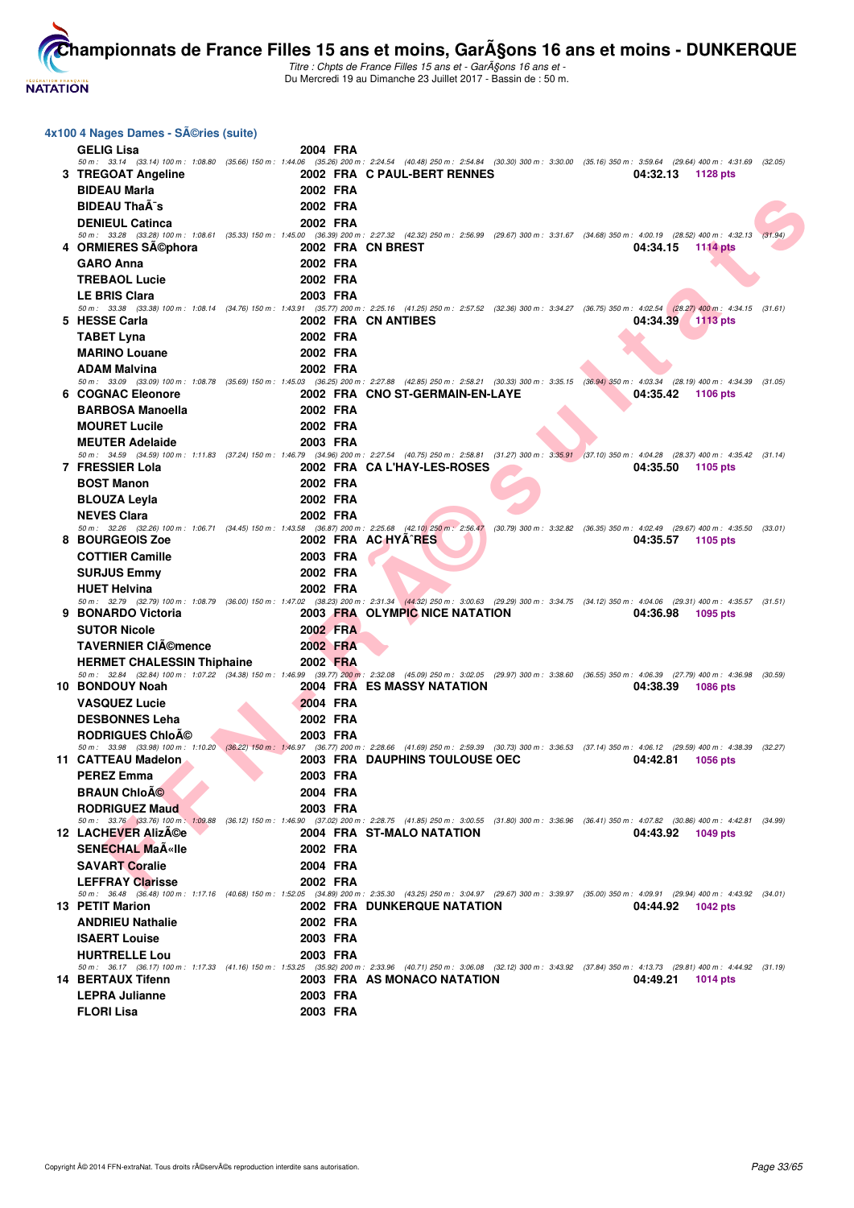## 4x100 4 Nages Dames - SÃ©ries (suite)

| Place | Nom | Année | Nat | Club | Temps | Points |
|---|---|---|---|---|---|---|
| | GELIG Lisa | 2004 | FRA | | | |
| | *50 m : 33.14 (33.14) 100 m : 1:08.80 (35.66) 150 m : 1:44.06 (35.26) 200 m : 2:24.54 (40.48) 250 m : 2:54.84 (30.30) 300 m : 3:30.00 (35.16) 350 m : 3:59.64 (29.64) 400 m : 4:31.69 (32.05)* | | | | | |
| 3 | TREGOAT Angeline | 2002 | FRA | C PAUL-BERT RENNES | 04:32.13 | 1128 pts |
| | BIDEAU Marla | 2002 | FRA | | | |
| | BIDEAU ThaÃ¯s | 2002 | FRA | | | |
| | DENIEUL Catinca | 2002 | FRA | | | |
| | *50 m : 33.28 (33.28) 100 m : 1:08.61 (35.33) 150 m : 1:45.00 (36.39) 200 m : 2:27.32 (42.32) 250 m : 2:56.99 (29.67) 300 m : 3:31.67 (34.68) 350 m : 4:00.19 (28.52) 400 m : 4:32.13 (31.94)* | | | | | |
| 4 | ORMIERES SÃ©phora | 2002 | FRA | CN BREST | 04:34.15 | 1114 pts |
| | GARO Anna | 2002 | FRA | | | |
| | TREBAOL Lucie | 2002 | FRA | | | |
| | LE BRIS Clara | 2003 | FRA | | | |
| | *50 m : 33.38 (33.38) 100 m : 1:08.14 (34.76) 150 m : 1:43.91 (35.77) 200 m : 2:25.16 (41.25) 250 m : 2:57.52 (32.36) 300 m : 3:34.27 (36.75) 350 m : 4:02.54 (28.27) 400 m : 4:34.15 (31.61)* | | | | | |
| 5 | HESSE Carla | 2002 | FRA | CN ANTIBES | 04:34.39 | 1113 pts |
| | TABET Lyna | 2002 | FRA | | | |
| | MARINO Louane | 2002 | FRA | | | |
| | ADAM Malvina | 2002 | FRA | | | |
| | *50 m : 33.09 (33.09) 100 m : 1:08.78 (35.69) 150 m : 1:45.03 (36.25) 200 m : 2:27.88 (42.85) 250 m : 2:58.21 (30.33) 300 m : 3:35.15 (36.94) 350 m : 4:03.34 (28.19) 400 m : 4:34.39 (31.05)* | | | | | |
| 6 | COGNAC Eleonore | 2002 | FRA | CNO ST-GERMAIN-EN-LAYE | 04:35.42 | 1106 pts |
| | BARBOSA Manoella | 2002 | FRA | | | |
| | MOURET Lucile | 2002 | FRA | | | |
| | MEUTER Adelaide | 2003 | FRA | | | |
| | *50 m : 34.59 (34.59) 100 m : 1:11.83 (37.24) 150 m : 1:46.79 (34.96) 200 m : 2:27.54 (40.75) 250 m : 2:58.81 (31.27) 300 m : 3:35.91 (37.10) 350 m : 4:04.28 (28.37) 400 m : 4:35.42 (31.14)* | | | | | |
| 7 | FRESSIER Lola | 2002 | FRA | CA L'HAY-LES-ROSES | 04:35.50 | 1105 pts |
| | BOST Manon | 2002 | FRA | | | |
| | BLOUZA Leyla | 2002 | FRA | | | |
| | NEVES Clara | 2002 | FRA | | | |
| | *50 m : 32.26 (32.26) 100 m : 1:06.71 (34.45) 150 m : 1:43.58 (36.87) 200 m : 2:25.68 (42.10) 250 m : 2:56.47 (30.79) 300 m : 3:32.82 (36.35) 350 m : 4:02.49 (29.67) 400 m : 4:35.50 (33.01)* | | | | | |
| 8 | BOURGEOIS Zoe | 2002 | FRA | AC HYÃˆRES | 04:35.57 | 1105 pts |
| | COTTIER Camille | 2003 | FRA | | | |
| | SURJUS Emmy | 2002 | FRA | | | |
| | HUET Helvina | 2002 | FRA | | | |
| | *50 m : 32.79 (32.79) 100 m : 1:08.79 (36.00) 150 m : 1:47.02 (38.23) 200 m : 2:31.34 (44.32) 250 m : 3:00.63 (29.29) 300 m : 3:34.75 (34.12) 350 m : 4:04.06 (29.31) 400 m : 4:35.57 (31.51)* | | | | | |
| 9 | BONARDO Victoria | 2003 | FRA | OLYMPIC NICE NATATION | 04:36.98 | 1095 pts |
| | SUTOR Nicole | 2002 | FRA | | | |
| | TAVERNIER ClÃ©mence | 2002 | FRA | | | |
| | HERMET CHALESSIN Thiphaine | 2002 | FRA | | | |
| | *50 m : 32.84 (32.84) 100 m : 1:07.22 (34.38) 150 m : 1:46.99 (39.77) 200 m : 2:32.08 (45.09) 250 m : 3:02.05 (29.97) 300 m : 3:38.60 (36.55) 350 m : 4:06.39 (27.79) 400 m : 4:36.98 (30.59)* | | | | | |
| 10 | BONDOUY Noah | 2004 | FRA | ES MASSY NATATION | 04:38.39 | 1086 pts |
| | VASQUEZ Lucie | 2004 | FRA | | | |
| | DESBONNES Leha | 2002 | FRA | | | |
| | RODRIGUES ChloÃ© | 2003 | FRA | | | |
| | *50 m : 33.98 (33.98) 100 m : 1:10.20 (36.22) 150 m : 1:46.97 (36.77) 200 m : 2:28.66 (41.69) 250 m : 2:59.39 (30.73) 300 m : 3:36.53 (37.14) 350 m : 4:06.12 (29.59) 400 m : 4:38.39 (32.27)* | | | | | |
| 11 | CATTEAU Madelon | 2003 | FRA | DAUPHINS TOULOUSE OEC | 04:42.81 | 1056 pts |
| | PEREZ Emma | 2003 | FRA | | | |
| | BRAUN ChloÃ© | 2004 | FRA | | | |
| | RODRIGUEZ Maud | 2003 | FRA | | | |
| | *50 m : 33.76 (33.76) 100 m : 1:09.88 (36.12) 150 m : 1:46.90 (37.02) 200 m : 2:28.75 (41.85) 250 m : 3:00.55 (31.80) 300 m : 3:36.96 (36.41) 350 m : 4:07.82 (30.86) 400 m : 4:42.81 (34.99)* | | | | | |
| 12 | LACHEVER AlizÃ©e | 2004 | FRA | ST-MALO NATATION | 04:43.92 | 1049 pts |
| | SENECHAL MaÃ«lle | 2002 | FRA | | | |
| | SAVART Coralie | 2004 | FRA | | | |
| | LEFFRAY Clarisse | 2002 | FRA | | | |
| | *50 m : 36.48 (36.48) 100 m : 1:17.16 (40.68) 150 m : 1:52.05 (34.89) 200 m : 2:35.30 (43.25) 250 m : 3:04.97 (29.67) 300 m : 3:39.97 (35.00) 350 m : 4:09.91 (29.94) 400 m : 4:43.92 (34.01)* | | | | | |
| 13 | PETIT Marion | 2002 | FRA | DUNKERQUE NATATION | 04:44.92 | 1042 pts |
| | ANDRIEU Nathalie | 2002 | FRA | | | |
| | ISAERT Louise | 2003 | FRA | | | |
| | HURTRELLE Lou | 2003 | FRA | | | |
| | *50 m : 36.17 (36.17) 100 m : 1:17.33 (41.16) 150 m : 1:53.25 (35.92) 200 m : 2:33.96 (40.71) 250 m : 3:06.08 (32.12) 300 m : 3:43.92 (37.84) 350 m : 4:13.73 (29.81) 400 m : 4:44.92 (31.19)* | | | | | |
| 14 | BERTAUX Tifenn | 2003 | FRA | AS MONACO NATATION | 04:49.21 | 1014 pts |
| | LEPRA Julianne | 2003 | FRA | | | |
| | FLORI Lisa | 2003 | FRA | | | |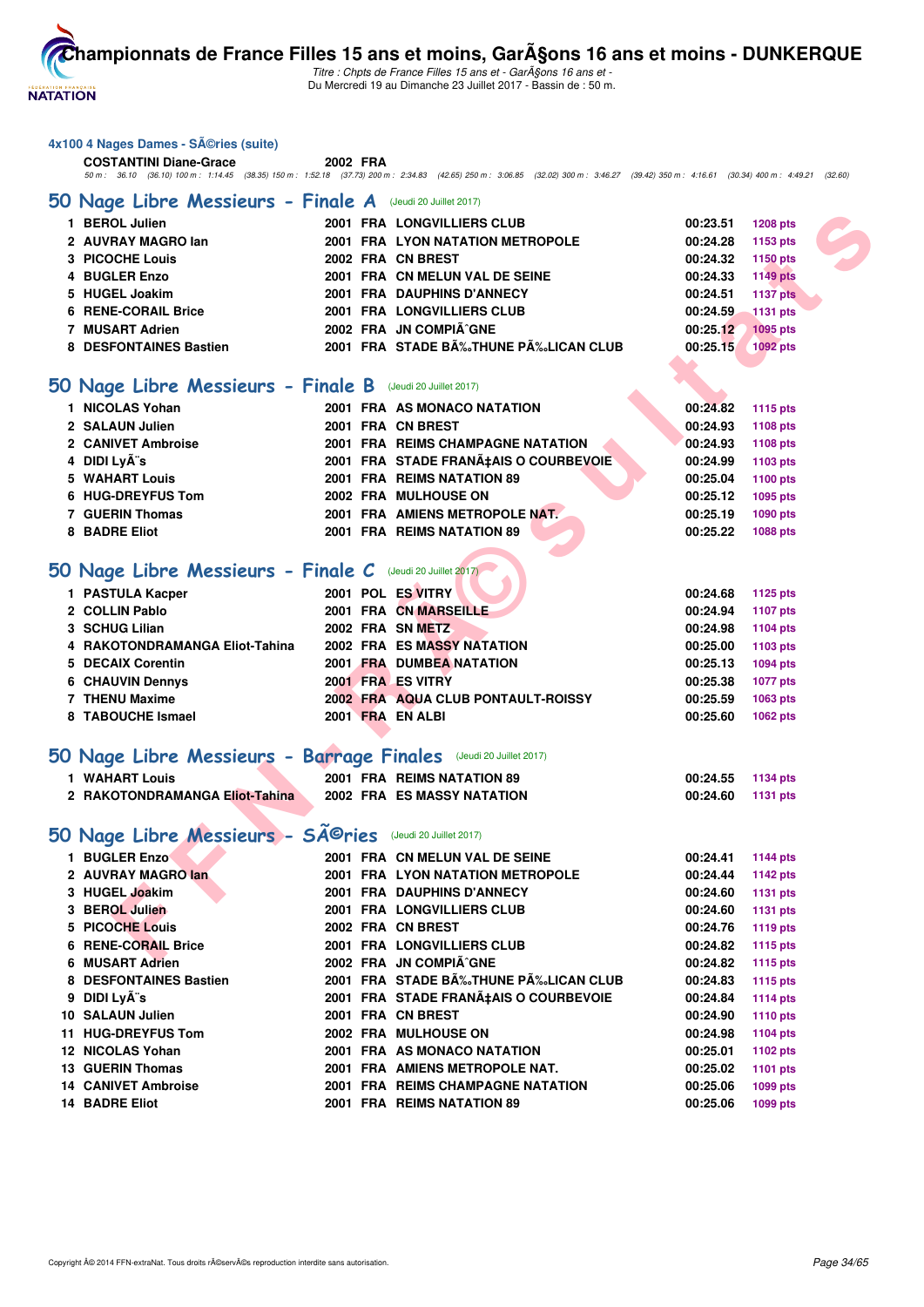## 4x100 4 Nages Dames - SÃ©ries (suite)

**COSTANTINI Diane-Grace** 2002 FRA

50 m : 36.10 (36.10) 100 m : 1:14.45 (38.35) 150 m : 1:52.18 (37.73) 200 m : 2:34.83 (42.65) 250 m : 3:06.85 (32.02) 300 m : 3:46.27 (39.42) 350 m : 4:16.61 (30.34) 400 m : 4:49.21 (32.60)

## 50 Nage Libre Messieurs - Finale A (Jeudi 20 Juillet 2017)

| | | | | | | |
|---|---|---|---|---|---|---|
| 1 | BEROL Julien | 2001 | FRA | LONGVILLIERS CLUB | 00:23.51 | 1208 pts |
| 2 | AUVRAY MAGRO Ian | 2001 | FRA | LYON NATATION METROPOLE | 00:24.28 | 1153 pts |
| 3 | PICOCHE Louis | 2002 | FRA | CN BREST | 00:24.32 | 1150 pts |
| 4 | BUGLER Enzo | 2001 | FRA | CN MELUN VAL DE SEINE | 00:24.33 | 1149 pts |
| 5 | HUGEL Joakim | 2001 | FRA | DAUPHINS D'ANNECY | 00:24.51 | 1137 pts |
| 6 | RENE-CORAIL Brice | 2001 | FRA | LONGVILLIERS CLUB | 00:24.59 | 1131 pts |
| 7 | MUSART Adrien | 2002 | FRA | JN COMPIÃˆGNE | 00:25.12 | 1095 pts |
| 8 | DESFONTAINES Bastien | 2001 | FRA | STADE BÃ‰THUNE PÃ‰LICAN CLUB | 00:25.15 | 1092 pts |

## 50 Nage Libre Messieurs - Finale B (Jeudi 20 Juillet 2017)

| | | | | | | |
|---|---|---|---|---|---|---|
| 1 | NICOLAS Yohan | 2001 | FRA | AS MONACO NATATION | 00:24.82 | 1115 pts |
| 2 | SALAUN Julien | 2001 | FRA | CN BREST | 00:24.93 | 1108 pts |
| 2 | CANIVET Ambroise | 2001 | FRA | REIMS CHAMPAGNE NATATION | 00:24.93 | 1108 pts |
| 4 | DIDI LyÃ¨s | 2001 | FRA | STADE FRANÃ‡AIS O COURBEVOIE | 00:24.99 | 1103 pts |
| 5 | WAHART Louis | 2001 | FRA | REIMS NATATION 89 | 00:25.04 | 1100 pts |
| 6 | HUG-DREYFUS Tom | 2002 | FRA | MULHOUSE ON | 00:25.12 | 1095 pts |
| 7 | GUERIN Thomas | 2001 | FRA | AMIENS METROPOLE NAT. | 00:25.19 | 1090 pts |
| 8 | BADRE Eliot | 2001 | FRA | REIMS NATATION 89 | 00:25.22 | 1088 pts |

## 50 Nage Libre Messieurs - Finale C (Jeudi 20 Juillet 2017)

| | | | | | | |
|---|---|---|---|---|---|---|
| 1 | PASTULA Kacper | 2001 | POL | ES VITRY | 00:24.68 | 1125 pts |
| 2 | COLLIN Pablo | 2001 | FRA | CN MARSEILLE | 00:24.94 | 1107 pts |
| 3 | SCHUG Lilian | 2002 | FRA | SN METZ | 00:24.98 | 1104 pts |
| 4 | RAKOTONDRAMANGA Eliot-Tahina | 2002 | FRA | ES MASSY NATATION | 00:25.00 | 1103 pts |
| 5 | DECAIX Corentin | 2001 | FRA | DUMBEA NATATION | 00:25.13 | 1094 pts |
| 6 | CHAUVIN Dennys | 2001 | FRA | ES VITRY | 00:25.38 | 1077 pts |
| 7 | THENU Maxime | 2002 | FRA | AQUA CLUB PONTAULT-ROISSY | 00:25.59 | 1063 pts |
| 8 | TABOUCHE Ismael | 2001 | FRA | EN ALBI | 00:25.60 | 1062 pts |

## 50 Nage Libre Messieurs - Barrage Finales (Jeudi 20 Juillet 2017)

| | | | | | | |
|---|---|---|---|---|---|---|
| 1 | WAHART Louis | 2001 | FRA | REIMS NATATION 89 | 00:24.55 | 1134 pts |
| 2 | RAKOTONDRAMANGA Eliot-Tahina | 2002 | FRA | ES MASSY NATATION | 00:24.60 | 1131 pts |

## 50 Nage Libre Messieurs - SÃ©ries (Jeudi 20 Juillet 2017)

| | | | | | | |
|---|---|---|---|---|---|---|
| 1 | BUGLER Enzo | 2001 | FRA | CN MELUN VAL DE SEINE | 00:24.41 | 1144 pts |
| 2 | AUVRAY MAGRO Ian | 2001 | FRA | LYON NATATION METROPOLE | 00:24.44 | 1142 pts |
| 3 | HUGEL Joakim | 2001 | FRA | DAUPHINS D'ANNECY | 00:24.60 | 1131 pts |
| 3 | BEROL Julien | 2001 | FRA | LONGVILLIERS CLUB | 00:24.60 | 1131 pts |
| 5 | PICOCHE Louis | 2002 | FRA | CN BREST | 00:24.76 | 1119 pts |
| 6 | RENE-CORAIL Brice | 2001 | FRA | LONGVILLIERS CLUB | 00:24.82 | 1115 pts |
| 6 | MUSART Adrien | 2002 | FRA | JN COMPIÃˆGNE | 00:24.82 | 1115 pts |
| 8 | DESFONTAINES Bastien | 2001 | FRA | STADE BÃ‰THUNE PÃ‰LICAN CLUB | 00:24.83 | 1115 pts |
| 9 | DIDI LyÃ¨s | 2001 | FRA | STADE FRANÃ‡AIS O COURBEVOIE | 00:24.84 | 1114 pts |
| 10 | SALAUN Julien | 2001 | FRA | CN BREST | 00:24.90 | 1110 pts |
| 11 | HUG-DREYFUS Tom | 2002 | FRA | MULHOUSE ON | 00:24.98 | 1104 pts |
| 12 | NICOLAS Yohan | 2001 | FRA | AS MONACO NATATION | 00:25.01 | 1102 pts |
| 13 | GUERIN Thomas | 2001 | FRA | AMIENS METROPOLE NAT. | 00:25.02 | 1101 pts |
| 14 | CANIVET Ambroise | 2001 | FRA | REIMS CHAMPAGNE NATATION | 00:25.06 | 1099 pts |
| 14 | BADRE Eliot | 2001 | FRA | REIMS NATATION 89 | 00:25.06 | 1099 pts |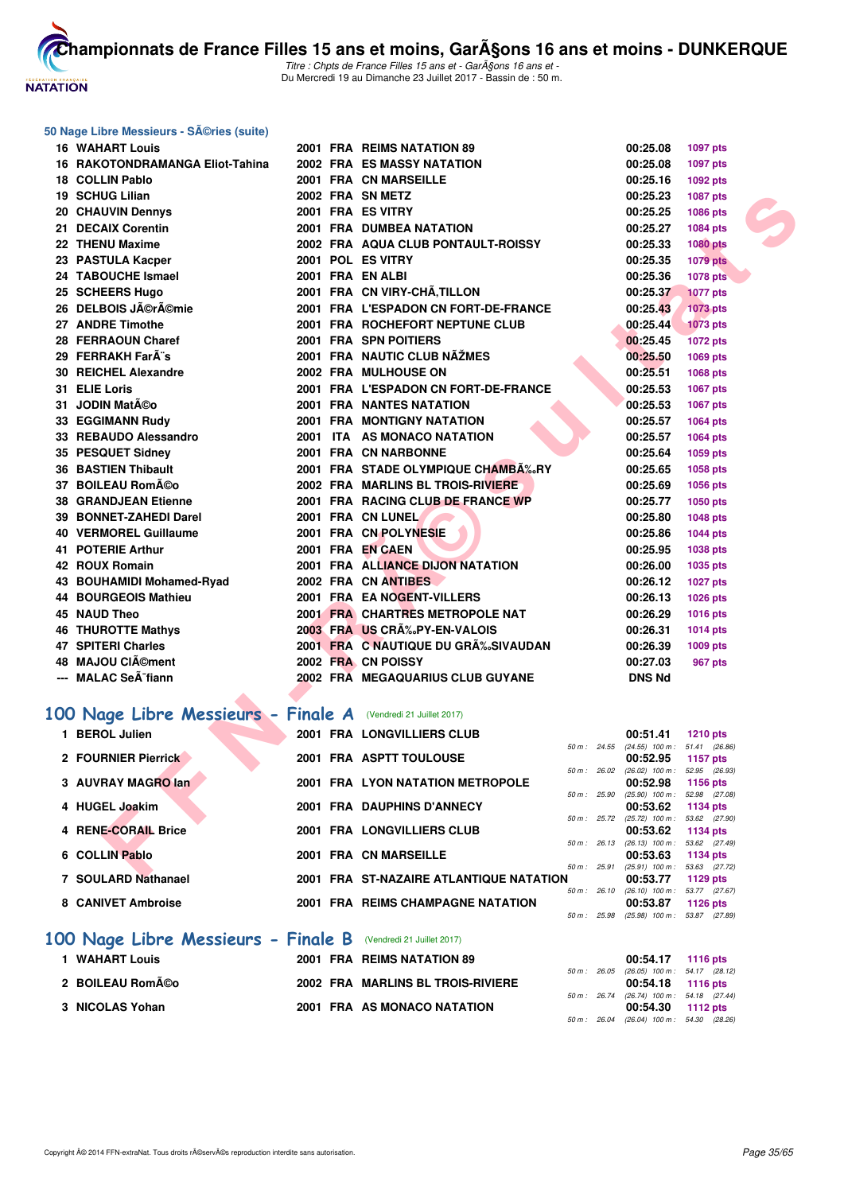### 50 Nage Libre Messieurs - SÃ©ries (suite)

| | | | | | | |
|---|---|---|---|---|---|---|
| 16 | WAHART Louis | 2001 | FRA | REIMS NATATION 89 | 00:25.08 | 1097 pts |
| 16 | RAKOTONDRAMANGA Eliot-Tahina | 2002 | FRA | ES MASSY NATATION | 00:25.08 | 1097 pts |
| 18 | COLLIN Pablo | 2001 | FRA | CN MARSEILLE | 00:25.16 | 1092 pts |
| 19 | SCHUG Lilian | 2002 | FRA | SN METZ | 00:25.23 | 1087 pts |
| 20 | CHAUVIN Dennys | 2001 | FRA | ES VITRY | 00:25.25 | 1086 pts |
| 21 | DECAIX Corentin | 2001 | FRA | DUMBEA NATATION | 00:25.27 | 1084 pts |
| 22 | THENU Maxime | 2002 | FRA | AQUA CLUB PONTAULT-ROISSY | 00:25.33 | 1080 pts |
| 23 | PASTULA Kacper | 2001 | POL | ES VITRY | 00:25.35 | 1079 pts |
| 24 | TABOUCHE Ismael | 2001 | FRA | EN ALBI | 00:25.36 | 1078 pts |
| 25 | SCHEERS Hugo | 2001 | FRA | CN VIRY-CHÃ‚TILLON | 00:25.37 | 1077 pts |
| 26 | DELBOIS JÃ©rÃ©mie | 2001 | FRA | L'ESPADON CN FORT-DE-FRANCE | 00:25.43 | 1073 pts |
| 27 | ANDRE Timothe | 2001 | FRA | ROCHEFORT NEPTUNE CLUB | 00:25.44 | 1073 pts |
| 28 | FERRAOUN Charef | 2001 | FRA | SPN POITIERS | 00:25.45 | 1072 pts |
| 29 | FERRAKH FarÃ¨s | 2001 | FRA | NAUTIC CLUB NÃŽMES | 00:25.50 | 1069 pts |
| 30 | REICHEL Alexandre | 2002 | FRA | MULHOUSE ON | 00:25.51 | 1068 pts |
| 31 | ELIE Loris | 2001 | FRA | L'ESPADON CN FORT-DE-FRANCE | 00:25.53 | 1067 pts |
| 31 | JODIN MatÃ©o | 2001 | FRA | NANTES NATATION | 00:25.53 | 1067 pts |
| 33 | EGGIMANN Rudy | 2001 | FRA | MONTIGNY NATATION | 00:25.57 | 1064 pts |
| 33 | REBAUDO Alessandro | 2001 | ITA | AS MONACO NATATION | 00:25.57 | 1064 pts |
| 35 | PESQUET Sidney | 2001 | FRA | CN NARBONNE | 00:25.64 | 1059 pts |
| 36 | BASTIEN Thibault | 2001 | FRA | STADE OLYMPIQUE CHAMBÃ‰RY | 00:25.65 | 1058 pts |
| 37 | BOILEAU RomÃ©o | 2002 | FRA | MARLINS BL TROIS-RIVIERE | 00:25.69 | 1056 pts |
| 38 | GRANDJEAN Etienne | 2001 | FRA | RACING CLUB DE FRANCE WP | 00:25.77 | 1050 pts |
| 39 | BONNET-ZAHEDI Darel | 2001 | FRA | CN LUNEL | 00:25.80 | 1048 pts |
| 40 | VERMOREL Guillaume | 2001 | FRA | CN POLYNESIE | 00:25.86 | 1044 pts |
| 41 | POTERIE Arthur | 2001 | FRA | EN CAEN | 00:25.95 | 1038 pts |
| 42 | ROUX Romain | 2001 | FRA | ALLIANCE DIJON NATATION | 00:26.00 | 1035 pts |
| 43 | BOUHAMIDI Mohamed-Ryad | 2002 | FRA | CN ANTIBES | 00:26.12 | 1027 pts |
| 44 | BOURGEOIS Mathieu | 2001 | FRA | EA NOGENT-VILLERS | 00:26.13 | 1026 pts |
| 45 | NAUD Theo | 2001 | FRA | CHARTRES METROPOLE NAT | 00:26.29 | 1016 pts |
| 46 | THUROTTE Mathys | 2003 | FRA | US CRÃ‰PY-EN-VALOIS | 00:26.31 | 1014 pts |
| 47 | SPITERI Charles | 2001 | FRA | C NAUTIQUE DU GRÃ‰SIVAUDAN | 00:26.39 | 1009 pts |
| 48 | MAJOU ClÃ©ment | 2002 | FRA | CN POISSY | 00:27.03 | 967 pts |
| --- | MALAC SeÃ¯fiann | 2002 | FRA | MEGAQUARIUS CLUB GUYANE | DNS Nd | |

## 100 Nage Libre Messieurs - Finale A (Vendredi 21 Juillet 2017)

| | | | | | | | |
|---|---|---|---|---|---|---|---|
| 1 | BEROL Julien | 2001 | FRA | LONGVILLIERS CLUB | 00:51.41 | 1210 pts | 50 m : 24.55 (24.55) 100 m : 51.41 (26.86) |
| 2 | FOURNIER Pierrick | 2001 | FRA | ASPTT TOULOUSE | 00:52.95 | 1157 pts | 50 m : 26.02 (26.02) 100 m : 52.95 (26.93) |
| 3 | AUVRAY MAGRO Ian | 2001 | FRA | LYON NATATION METROPOLE | 00:52.98 | 1156 pts | 50 m : 25.90 (25.90) 100 m : 52.98 (27.08) |
| 4 | HUGEL Joakim | 2001 | FRA | DAUPHINS D'ANNECY | 00:53.62 | 1134 pts | 50 m : 25.72 (25.72) 100 m : 53.62 (27.90) |
| 4 | RENE-CORAIL Brice | 2001 | FRA | LONGVILLIERS CLUB | 00:53.62 | 1134 pts | 50 m : 26.13 (26.13) 100 m : 53.62 (27.49) |
| 6 | COLLIN Pablo | 2001 | FRA | CN MARSEILLE | 00:53.63 | 1134 pts | 50 m : 25.91 (25.91) 100 m : 53.63 (27.72) |
| 7 | SOULARD Nathanael | 2001 | FRA | ST-NAZAIRE ATLANTIQUE NATATION | 00:53.77 | 1129 pts | 50 m : 26.10 (26.10) 100 m : 53.77 (27.67) |
| 8 | CANIVET Ambroise | 2001 | FRA | REIMS CHAMPAGNE NATATION | 00:53.87 | 1126 pts | 50 m : 25.98 (25.98) 100 m : 53.87 (27.89) |

## 100 Nage Libre Messieurs - Finale B (Vendredi 21 Juillet 2017)

| | | | | | | | |
|---|---|---|---|---|---|---|---|
| 1 | WAHART Louis | 2001 | FRA | REIMS NATATION 89 | 00:54.17 | 1116 pts | 50 m : 26.05 (26.05) 100 m : 54.17 (28.12) |
| 2 | BOILEAU RomÃ©o | 2002 | FRA | MARLINS BL TROIS-RIVIERE | 00:54.18 | 1116 pts | 50 m : 26.74 (26.74) 100 m : 54.18 (27.44) |
| 3 | NICOLAS Yohan | 2001 | FRA | AS MONACO NATATION | 00:54.30 | 1112 pts | 50 m : 26.04 (26.04) 100 m : 54.30 (28.26) |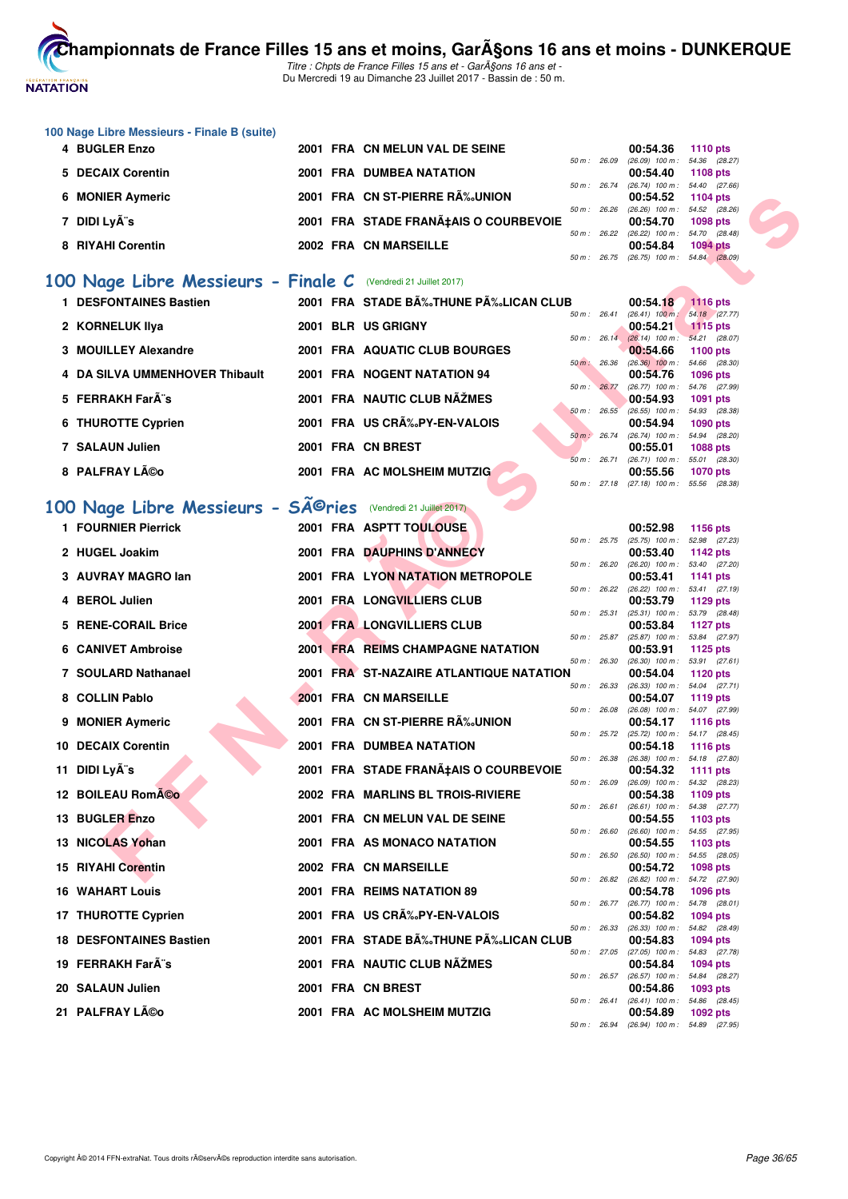## 100 Nage Libre Messieurs - Finale B (suite)

| Place | Nom | Année | Nat | Club | Temps | Points | Splits |
|---|---|---|---|---|---|---|---|
| 4 | BUGLER Enzo | 2001 | FRA | CN MELUN VAL DE SEINE | 00:54.36 | 1110 pts | 50 m : 26.09 (26.09) 100 m : 54.36 (28.27) |
| 5 | DECAIX Corentin | 2001 | FRA | DUMBEA NATATION | 00:54.40 | 1108 pts | 50 m : 26.74 (26.74) 100 m : 54.40 (27.66) |
| 6 | MONIER Aymeric | 2001 | FRA | CN ST-PIERRE RÃ‰UNION | 00:54.52 | 1104 pts | 50 m : 26.26 (26.26) 100 m : 54.52 (28.26) |
| 7 | DIDI LyÃ¨s | 2001 | FRA | STADE FRANÃ‡AIS O COURBEVOIE | 00:54.70 | 1098 pts | 50 m : 26.22 (26.22) 100 m : 54.70 (28.48) |
| 8 | RIYAHI Corentin | 2002 | FRA | CN MARSEILLE | 00:54.84 | 1094 pts | 50 m : 26.75 (26.75) 100 m : 54.84 (28.09) |

## 100 Nage Libre Messieurs - Finale C (Vendredi 21 Juillet 2017)

| Place | Nom | Année | Nat | Club | Temps | Points | Splits |
|---|---|---|---|---|---|---|---|
| 1 | DESFONTAINES Bastien | 2001 | FRA | STADE BÃ‰THUNE PÃ‰LICAN CLUB | 00:54.18 | 1116 pts | 50 m : 26.41 (26.41) 100 m : 54.18 (27.77) |
| 2 | KORNELUK Ilya | 2001 | BLR | US GRIGNY | 00:54.21 | 1115 pts | 50 m : 26.14 (26.14) 100 m : 54.21 (28.07) |
| 3 | MOUILLEY Alexandre | 2001 | FRA | AQUATIC CLUB BOURGES | 00:54.66 | 1100 pts | 50 m : 26.36 (26.36) 100 m : 54.66 (28.30) |
| 4 | DA SILVA UMMENHOVER Thibault | 2001 | FRA | NOGENT NATATION 94 | 00:54.76 | 1096 pts | 50 m : 26.77 (26.77) 100 m : 54.76 (27.99) |
| 5 | FERRAKH FarÃ¨s | 2001 | FRA | NAUTIC CLUB NÃŽMES | 00:54.93 | 1091 pts | 50 m : 26.55 (26.55) 100 m : 54.93 (28.38) |
| 6 | THUROTTE Cyprien | 2001 | FRA | US CRÃ‰PY-EN-VALOIS | 00:54.94 | 1090 pts | 50 m : 26.74 (26.74) 100 m : 54.94 (28.20) |
| 7 | SALAUN Julien | 2001 | FRA | CN BREST | 00:55.01 | 1088 pts | 50 m : 26.71 (26.71) 100 m : 55.01 (28.30) |
| 8 | PALFRAY LÃ©o | 2001 | FRA | AC MOLSHEIM MUTZIG | 00:55.56 | 1070 pts | 50 m : 27.18 (27.18) 100 m : 55.56 (28.38) |

## 100 Nage Libre Messieurs - SÃ©ries (Vendredi 21 Juillet 2017)

| Place | Nom | Année | Nat | Club | Temps | Points | Splits |
|---|---|---|---|---|---|---|---|
| 1 | FOURNIER Pierrick | 2001 | FRA | ASPTT TOULOUSE | 00:52.98 | 1156 pts | 50 m : 25.75 (25.75) 100 m : 52.98 (27.23) |
| 2 | HUGEL Joakim | 2001 | FRA | DAUPHINS D'ANNECY | 00:53.40 | 1142 pts | 50 m : 26.20 (26.20) 100 m : 53.40 (27.20) |
| 3 | AUVRAY MAGRO Ian | 2001 | FRA | LYON NATATION METROPOLE | 00:53.41 | 1141 pts | 50 m : 26.22 (26.22) 100 m : 53.41 (27.19) |
| 4 | BEROL Julien | 2001 | FRA | LONGVILLIERS CLUB | 00:53.79 | 1129 pts | 50 m : 25.31 (25.31) 100 m : 53.79 (28.48) |
| 5 | RENE-CORAIL Brice | 2001 | FRA | LONGVILLIERS CLUB | 00:53.84 | 1127 pts | 50 m : 25.87 (25.87) 100 m : 53.84 (27.97) |
| 6 | CANIVET Ambroise | 2001 | FRA | REIMS CHAMPAGNE NATATION | 00:53.91 | 1125 pts | 50 m : 26.30 (26.30) 100 m : 53.91 (27.61) |
| 7 | SOULARD Nathanael | 2001 | FRA | ST-NAZAIRE ATLANTIQUE NATATION | 00:54.04 | 1120 pts | 50 m : 26.33 (26.33) 100 m : 54.04 (27.71) |
| 8 | COLLIN Pablo | 2001 | FRA | CN MARSEILLE | 00:54.07 | 1119 pts | 50 m : 26.08 (26.08) 100 m : 54.07 (27.99) |
| 9 | MONIER Aymeric | 2001 | FRA | CN ST-PIERRE RÃ‰UNION | 00:54.17 | 1116 pts | 50 m : 25.72 (25.72) 100 m : 54.17 (28.45) |
| 10 | DECAIX Corentin | 2001 | FRA | DUMBEA NATATION | 00:54.18 | 1116 pts | 50 m : 26.38 (26.38) 100 m : 54.18 (27.80) |
| 11 | DIDI LyÃ¨s | 2001 | FRA | STADE FRANÃ‡AIS O COURBEVOIE | 00:54.32 | 1111 pts | 50 m : 26.09 (26.09) 100 m : 54.32 (28.23) |
| 12 | BOILEAU RomÃ©o | 2002 | FRA | MARLINS BL TROIS-RIVIERE | 00:54.38 | 1109 pts | 50 m : 26.61 (26.61) 100 m : 54.38 (27.77) |
| 13 | BUGLER Enzo | 2001 | FRA | CN MELUN VAL DE SEINE | 00:54.55 | 1103 pts | 50 m : 26.60 (26.60) 100 m : 54.55 (27.95) |
| 13 | NICOLAS Yohan | 2001 | FRA | AS MONACO NATATION | 00:54.55 | 1103 pts | 50 m : 26.50 (26.50) 100 m : 54.55 (28.05) |
| 15 | RIYAHI Corentin | 2002 | FRA | CN MARSEILLE | 00:54.72 | 1098 pts | 50 m : 26.82 (26.82) 100 m : 54.72 (27.90) |
| 16 | WAHART Louis | 2001 | FRA | REIMS NATATION 89 | 00:54.78 | 1096 pts | 50 m : 26.77 (26.77) 100 m : 54.78 (28.01) |
| 17 | THUROTTE Cyprien | 2001 | FRA | US CRÃ‰PY-EN-VALOIS | 00:54.82 | 1094 pts | 50 m : 26.33 (26.33) 100 m : 54.82 (28.49) |
| 18 | DESFONTAINES Bastien | 2001 | FRA | STADE BÃ‰THUNE PÃ‰LICAN CLUB | 00:54.83 | 1094 pts | 50 m : 27.05 (27.05) 100 m : 54.83 (27.78) |
| 19 | FERRAKH FarÃ¨s | 2001 | FRA | NAUTIC CLUB NÃŽMES | 00:54.84 | 1094 pts | 50 m : 26.57 (26.57) 100 m : 54.84 (28.27) |
| 20 | SALAUN Julien | 2001 | FRA | CN BREST | 00:54.86 | 1093 pts | 50 m : 26.41 (26.41) 100 m : 54.86 (28.45) |
| 21 | PALFRAY LÃ©o | 2001 | FRA | AC MOLSHEIM MUTZIG | 00:54.89 | 1092 pts | 50 m : 26.94 (26.94) 100 m : 54.89 (27.95) |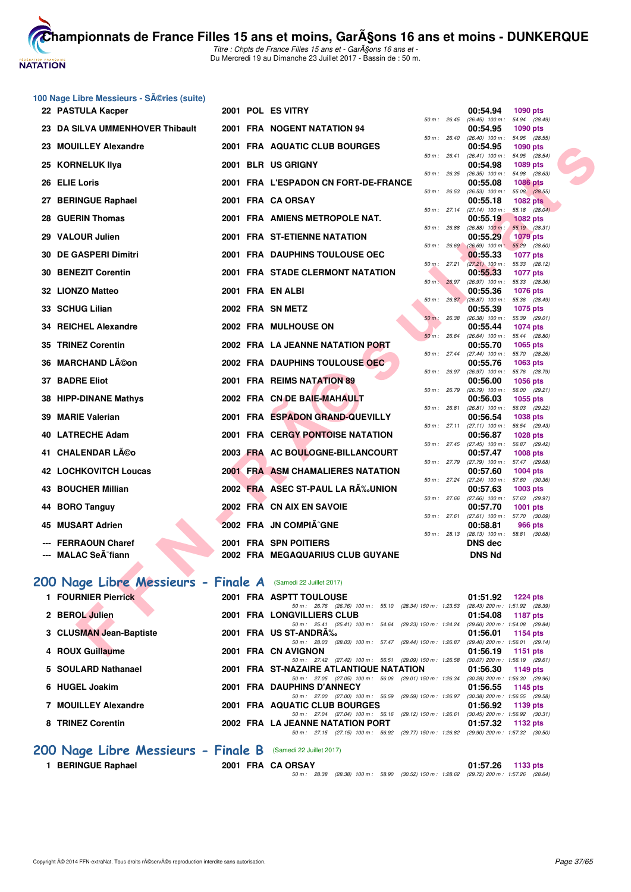## 100 Nage Libre Messieurs - SÃ©ries (suite)

| Rang | Nom | Année | Nat | Club | Temps | Points | Splits |
|---|---|---|---|---|---|---|---|
| 22 | PASTULA Kacper | 2001 | POL | ES VITRY | 00:54.94 | 1090 pts | 50 m : 26.45 (26.45) 100 m : 54.94 (28.49) |
| 23 | DA SILVA UMMENHOVER Thibault | 2001 | FRA | NOGENT NATATION 94 | 00:54.95 | 1090 pts | 50 m : 26.40 (26.40) 100 m : 54.95 (28.55) |
| 23 | MOUILLEY Alexandre | 2001 | FRA | AQUATIC CLUB BOURGES | 00:54.95 | 1090 pts | 50 m : 26.41 (26.41) 100 m : 54.95 (28.54) |
| 25 | KORNELUK Ilya | 2001 | BLR | US GRIGNY | 00:54.98 | 1089 pts | 50 m : 26.35 (26.35) 100 m : 54.98 (28.63) |
| 26 | ELIE Loris | 2001 | FRA | L'ESPADON CN FORT-DE-FRANCE | 00:55.08 | 1086 pts | 50 m : 26.53 (26.53) 100 m : 55.08 (28.55) |
| 27 | BERINGUE Raphael | 2001 | FRA | CA ORSAY | 00:55.18 | 1082 pts | 50 m : 27.14 (27.14) 100 m : 55.18 (28.04) |
| 28 | GUERIN Thomas | 2001 | FRA | AMIENS METROPOLE NAT. | 00:55.19 | 1082 pts | 50 m : 26.88 (26.88) 100 m : 55.19 (28.31) |
| 29 | VALOUR Julien | 2001 | FRA | ST-ETIENNE NATATION | 00:55.29 | 1079 pts | 50 m : 26.69 (26.69) 100 m : 55.29 (28.60) |
| 30 | DE GASPERI Dimitri | 2001 | FRA | DAUPHINS TOULOUSE OEC | 00:55.33 | 1077 pts | 50 m : 27.21 (27.21) 100 m : 55.33 (28.12) |
| 30 | BENEZIT Corentin | 2001 | FRA | STADE CLERMONT NATATION | 00:55.33 | 1077 pts | 50 m : 26.97 (26.97) 100 m : 55.33 (28.36) |
| 32 | LIONZO Matteo | 2001 | FRA | EN ALBI | 00:55.36 | 1076 pts | 50 m : 26.87 (26.87) 100 m : 55.36 (28.49) |
| 33 | SCHUG Lilian | 2002 | FRA | SN METZ | 00:55.39 | 1075 pts | 50 m : 26.38 (26.38) 100 m : 55.39 (29.01) |
| 34 | REICHEL Alexandre | 2002 | FRA | MULHOUSE ON | 00:55.44 | 1074 pts | 50 m : 26.64 (26.64) 100 m : 55.44 (28.80) |
| 35 | TRINEZ Corentin | 2002 | FRA | LA JEANNE NATATION PORT | 00:55.70 | 1065 pts | 50 m : 27.44 (27.44) 100 m : 55.70 (28.26) |
| 36 | MARCHAND LÃ©on | 2002 | FRA | DAUPHINS TOULOUSE OEC | 00:55.76 | 1063 pts | 50 m : 26.97 (26.97) 100 m : 55.76 (28.79) |
| 37 | BADRE Eliot | 2001 | FRA | REIMS NATATION 89 | 00:56.00 | 1056 pts | 50 m : 26.79 (26.79) 100 m : 56.00 (29.21) |
| 38 | HIPP-DINANE Mathys | 2002 | FRA | CN DE BAIE-MAHAULT | 00:56.03 | 1055 pts | 50 m : 26.81 (26.81) 100 m : 56.03 (29.22) |
| 39 | MARIE Valerian | 2001 | FRA | ESPADON GRAND-QUEVILLY | 00:56.54 | 1038 pts | 50 m : 27.11 (27.11) 100 m : 56.54 (29.43) |
| 40 | LATRECHE Adam | 2001 | FRA | CERGY PONTOISE NATATION | 00:56.87 | 1028 pts | 50 m : 27.45 (27.45) 100 m : 56.87 (29.42) |
| 41 | CHALENDAR LÃ©o | 2003 | FRA | AC BOULOGNE-BILLANCOURT | 00:57.47 | 1008 pts | 50 m : 27.79 (27.79) 100 m : 57.47 (29.68) |
| 42 | LOCHKOVITCH Loucas | 2001 | FRA | ASM CHAMALIERES NATATION | 00:57.60 | 1004 pts | 50 m : 27.24 (27.24) 100 m : 57.60 (30.36) |
| 43 | BOUCHER Millian | 2002 | FRA | ASEC ST-PAUL LA RÃ‰UNION | 00:57.63 | 1003 pts | 50 m : 27.66 (27.66) 100 m : 57.63 (29.97) |
| 44 | BORO Tanguy | 2002 | FRA | CN AIX EN SAVOIE | 00:57.70 | 1001 pts | 50 m : 27.61 (27.61) 100 m : 57.70 (30.09) |
| 45 | MUSART Adrien | 2002 | FRA | JN COMPIÃˆGNE | 00:58.81 | 966 pts | 50 m : 28.13 (28.13) 100 m : 58.81 (30.68) |
| --- | FERRAOUN Charef | 2001 | FRA | SPN POITIERS | DNS dec | | |
| --- | MALAC SeÃ¯fiann | 2002 | FRA | MEGAQUARIUS CLUB GUYANE | DNS Nd | | |

## 200 Nage Libre Messieurs - Finale A (Samedi 22 Juillet 2017)

| Rang | Nom | Année | Nat | Club | Temps | Points | Splits |
|---|---|---|---|---|---|---|---|
| 1 | FOURNIER Pierrick | 2001 | FRA | ASPTT TOULOUSE | 01:51.92 | 1224 pts | 50 m : 26.76 (26.76) 100 m : 55.10 (28.34) 150 m : 1:23.53 (28.43) 200 m : 1:51.92 (28.39) |
| 2 | BEROL Julien | 2001 | FRA | LONGVILLIERS CLUB | 01:54.08 | 1187 pts | 50 m : 25.41 (25.41) 100 m : 54.64 (29.23) 150 m : 1:24.24 (29.60) 200 m : 1:54.08 (29.84) |
| 3 | CLUSMAN Jean-Baptiste | 2001 | FRA | US ST-ANDRÃ‰ | 01:56.01 | 1154 pts | 50 m : 28.03 (28.03) 100 m : 57.47 (29.44) 150 m : 1:26.87 (29.40) 200 m : 1:56.01 (29.14) |
| 4 | ROUX Guillaume | 2001 | FRA | CN AVIGNON | 01:56.19 | 1151 pts | 50 m : 27.42 (27.42) 100 m : 56.51 (29.09) 150 m : 1:26.58 (30.07) 200 m : 1:56.19 (29.61) |
| 5 | SOULARD Nathanael | 2001 | FRA | ST-NAZAIRE ATLANTIQUE NATATION | 01:56.30 | 1149 pts | 50 m : 27.05 (27.05) 100 m : 56.06 (29.01) 150 m : 1:26.34 (30.28) 200 m : 1:56.30 (29.96) |
| 6 | HUGEL Joakim | 2001 | FRA | DAUPHINS D'ANNECY | 01:56.55 | 1145 pts | 50 m : 27.00 (27.00) 100 m : 56.59 (29.59) 150 m : 1:26.97 (30.38) 200 m : 1:56.55 (29.58) |
| 7 | MOUILLEY Alexandre | 2001 | FRA | AQUATIC CLUB BOURGES | 01:56.92 | 1139 pts | 50 m : 27.04 (27.04) 100 m : 56.16 (29.12) 150 m : 1:26.61 (30.45) 200 m : 1:56.92 (30.31) |
| 8 | TRINEZ Corentin | 2002 | FRA | LA JEANNE NATATION PORT | 01:57.32 | 1132 pts | 50 m : 27.15 (27.15) 100 m : 56.92 (29.77) 150 m : 1:26.82 (29.90) 200 m : 1:57.32 (30.50) |

## 200 Nage Libre Messieurs - Finale B (Samedi 22 Juillet 2017)

| Rang | Nom | Année | Nat | Club | Temps | Points | Splits |
|---|---|---|---|---|---|---|---|
| 1 | BERINGUE Raphael | 2001 | FRA | CA ORSAY | 01:57.26 | 1133 pts | 50 m : 28.38 (28.38) 100 m : 58.90 (30.52) 150 m : 1:28.62 (29.72) 200 m : 1:57.26 (28.64) |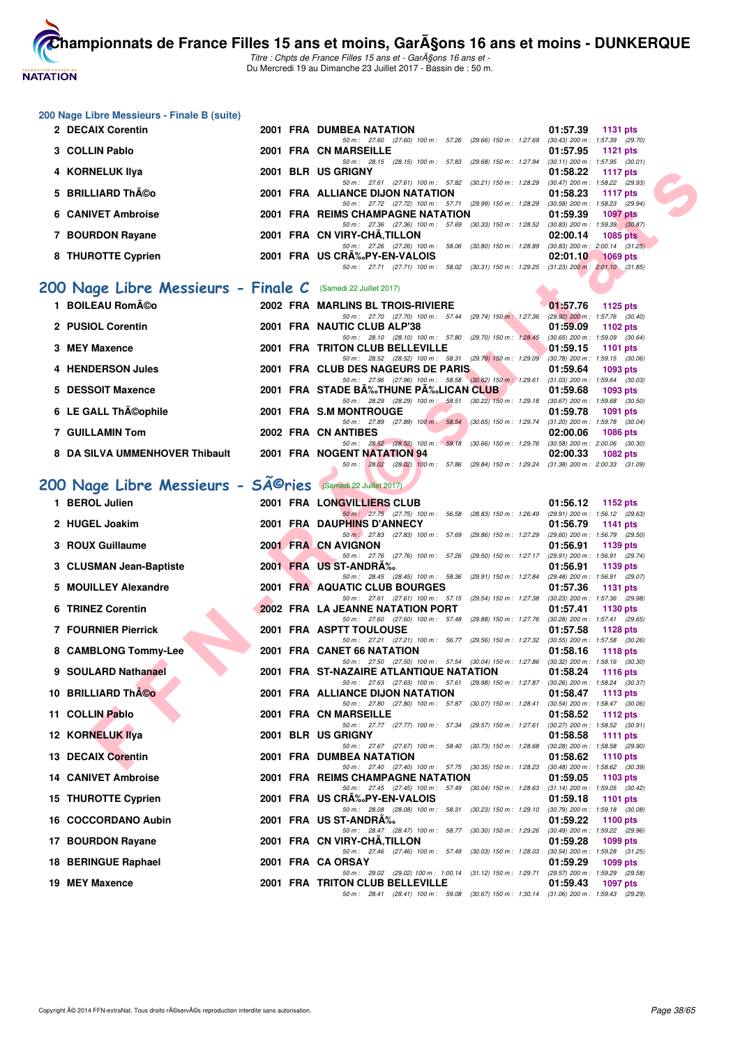### 200 Nage Libre Messieurs - Finale B (suite)

| Rang | Nom | Année | Nat | Club | Temps | Points |
|---|---|---|---|---|---|---|
| 2 | DECAIX Corentin | 2001 | FRA | DUMBEA NATATION | 01:57.39 | 1131 pts |
| | 50 m : 27.60 (27.60) 100 m : 57.26 (29.66) 150 m : 1:27.69 (30.43) 200 m : 1:57.39 (29.70) | | | | | |
| 3 | COLLIN Pablo | 2001 | FRA | CN MARSEILLE | 01:57.95 | 1121 pts |
| | 50 m : 28.15 (28.15) 100 m : 57.83 (29.68) 150 m : 1:27.94 (30.11) 200 m : 1:57.95 (30.01) | | | | | |
| 4 | KORNELUK Ilya | 2001 | BLR | US GRIGNY | 01:58.22 | 1117 pts |
| | 50 m : 27.61 (27.61) 100 m : 57.82 (30.21) 150 m : 1:28.29 (30.47) 200 m : 1:58.22 (29.93) | | | | | |
| 5 | BRILLIARD ThÃ©o | 2001 | FRA | ALLIANCE DIJON NATATION | 01:58.23 | 1117 pts |
| | 50 m : 27.72 (27.72) 100 m : 57.71 (29.99) 150 m : 1:28.29 (30.58) 200 m : 1:58.23 (29.94) | | | | | |
| 6 | CANIVET Ambroise | 2001 | FRA | REIMS CHAMPAGNE NATATION | 01:59.39 | 1097 pts |
| | 50 m : 27.36 (27.36) 100 m : 57.69 (30.33) 150 m : 1:28.52 (30.83) 200 m : 1:59.39 (30.87) | | | | | |
| 7 | BOURDON Rayane | 2001 | FRA | CN VIRY-CHÃ‚TILLON | 02:00.14 | 1085 pts |
| | 50 m : 27.26 (27.26) 100 m : 58.06 (30.80) 150 m : 1:28.89 (30.83) 200 m : 2:00.14 (31.25) | | | | | |
| 8 | THUROTTE Cyprien | 2001 | FRA | US CRÃ‰PY-EN-VALOIS | 02:01.10 | 1069 pts |
| | 50 m : 27.71 (27.71) 100 m : 58.02 (30.31) 150 m : 1:29.25 (31.23) 200 m : 2:01.10 (31.85) | | | | | |

## 200 Nage Libre Messieurs - Finale C (Samedi 22 Juillet 2017)

| Rang | Nom | Année | Nat | Club | Temps | Points |
|---|---|---|---|---|---|---|
| 1 | BOILEAU RomÃ©o | 2002 | FRA | MARLINS BL TROIS-RIVIERE | 01:57.76 | 1125 pts |
| | 50 m : 27.70 (27.70) 100 m : 57.44 (29.74) 150 m : 1:27.36 (29.92) 200 m : 1:57.76 (30.40) | | | | | |
| 2 | PUSIOL Corentin | 2001 | FRA | NAUTIC CLUB ALP'38 | 01:59.09 | 1102 pts |
| | 50 m : 28.10 (28.10) 100 m : 57.80 (29.70) 150 m : 1:28.45 (30.65) 200 m : 1:59.09 (30.64) | | | | | |
| 3 | MEY Maxence | 2001 | FRA | TRITON CLUB BELLEVILLE | 01:59.15 | 1101 pts |
| | 50 m : 28.52 (28.52) 100 m : 58.31 (29.79) 150 m : 1:29.09 (30.78) 200 m : 1:59.15 (30.06) | | | | | |
| 4 | HENDERSON Jules | 2001 | FRA | CLUB DES NAGEURS DE PARIS | 01:59.64 | 1093 pts |
| | 50 m : 27.96 (27.96) 100 m : 58.58 (30.62) 150 m : 1:29.61 (31.03) 200 m : 1:59.64 (30.03) | | | | | |
| 5 | DESSOIT Maxence | 2001 | FRA | STADE BÃ‰THUNE PÃ‰LICAN CLUB | 01:59.68 | 1093 pts |
| | 50 m : 28.29 (28.29) 100 m : 58.51 (30.22) 150 m : 1:29.18 (30.67) 200 m : 1:59.68 (30.50) | | | | | |
| 6 | LE GALL ThÃ©ophile | 2001 | FRA | S.M MONTROUGE | 01:59.78 | 1091 pts |
| | 50 m : 27.89 (27.89) 100 m : 58.54 (30.65) 150 m : 1:29.74 (31.20) 200 m : 1:59.78 (30.04) | | | | | |
| 7 | GUILLAMIN Tom | 2002 | FRA | CN ANTIBES | 02:00.06 | 1086 pts |
| | 50 m : 28.52 (28.52) 100 m : 59.18 (30.66) 150 m : 1:29.76 (30.58) 200 m : 2:00.06 (30.30) | | | | | |
| 8 | DA SILVA UMMENHOVER Thibault | 2001 | FRA | NOGENT NATATION 94 | 02:00.33 | 1082 pts |
| | 50 m : 28.02 (28.02) 100 m : 57.86 (29.84) 150 m : 1:29.24 (31.38) 200 m : 2:00.33 (31.09) | | | | | |

## 200 Nage Libre Messieurs - SÃ©ries (Samedi 22 Juillet 2017)

| Rang | Nom | Année | Nat | Club | Temps | Points |
|---|---|---|---|---|---|---|
| 1 | BEROL Julien | 2001 | FRA | LONGVILLIERS CLUB | 01:56.12 | 1152 pts |
| | 50 m : 27.75 (27.75) 100 m : 56.58 (28.83) 150 m : 1:26.49 (29.91) 200 m : 1:56.12 (29.63) | | | | | |
| 2 | HUGEL Joakim | 2001 | FRA | DAUPHINS D'ANNECY | 01:56.79 | 1141 pts |
| | 50 m : 27.83 (27.83) 100 m : 57.69 (29.86) 150 m : 1:27.29 (29.60) 200 m : 1:56.79 (29.50) | | | | | |
| 3 | ROUX Guillaume | 2001 | FRA | CN AVIGNON | 01:56.91 | 1139 pts |
| | 50 m : 27.76 (27.76) 100 m : 57.26 (29.50) 150 m : 1:27.17 (29.91) 200 m : 1:56.91 (29.74) | | | | | |
| 3 | CLUSMAN Jean-Baptiste | 2001 | FRA | US ST-ANDRÃ‰ | 01:56.91 | 1139 pts |
| | 50 m : 28.45 (28.45) 100 m : 58.36 (29.91) 150 m : 1:27.84 (29.48) 200 m : 1:56.91 (29.07) | | | | | |
| 5 | MOUILLEY Alexandre | 2001 | FRA | AQUATIC CLUB BOURGES | 01:57.36 | 1131 pts |
| | 50 m : 27.61 (27.61) 100 m : 57.15 (29.54) 150 m : 1:27.38 (30.23) 200 m : 1:57.36 (29.98) | | | | | |
| 6 | TRINEZ Corentin | 2002 | FRA | LA JEANNE NATATION PORT | 01:57.41 | 1130 pts |
| | 50 m : 27.60 (27.60) 100 m : 57.48 (29.88) 150 m : 1:27.76 (30.28) 200 m : 1:57.41 (29.65) | | | | | |
| 7 | FOURNIER Pierrick | 2001 | FRA | ASPTT TOULOUSE | 01:57.58 | 1128 pts |
| | 50 m : 27.21 (27.21) 100 m : 56.77 (29.56) 150 m : 1:27.32 (30.55) 200 m : 1:57.58 (30.26) | | | | | |
| 8 | CAMBLONG Tommy-Lee | 2001 | FRA | CANET 66 NATATION | 01:58.16 | 1118 pts |
| | 50 m : 27.50 (27.50) 100 m : 57.54 (30.04) 150 m : 1:27.86 (30.32) 200 m : 1:58.16 (30.30) | | | | | |
| 9 | SOULARD Nathanael | 2001 | FRA | ST-NAZAIRE ATLANTIQUE NATATION | 01:58.24 | 1116 pts |
| | 50 m : 27.63 (27.63) 100 m : 57.61 (29.98) 150 m : 1:27.87 (30.26) 200 m : 1:58.24 (30.37) | | | | | |
| 10 | BRILLIARD ThÃ©o | 2001 | FRA | ALLIANCE DIJON NATATION | 01:58.47 | 1113 pts |
| | 50 m : 27.80 (27.80) 100 m : 57.87 (30.07) 150 m : 1:28.41 (30.54) 200 m : 1:58.47 (30.06) | | | | | |
| 11 | COLLIN Pablo | 2001 | FRA | CN MARSEILLE | 01:58.52 | 1112 pts |
| | 50 m : 27.77 (27.77) 100 m : 57.34 (29.57) 150 m : 1:27.61 (30.27) 200 m : 1:58.52 (30.91) | | | | | |
| 12 | KORNELUK Ilya | 2001 | BLR | US GRIGNY | 01:58.58 | 1111 pts |
| | 50 m : 27.67 (27.67) 100 m : 58.40 (30.73) 150 m : 1:28.68 (30.28) 200 m : 1:58.58 (29.90) | | | | | |
| 13 | DECAIX Corentin | 2001 | FRA | DUMBEA NATATION | 01:58.62 | 1110 pts |
| | 50 m : 27.40 (27.40) 100 m : 57.75 (30.35) 150 m : 1:28.23 (30.48) 200 m : 1:58.62 (30.39) | | | | | |
| 14 | CANIVET Ambroise | 2001 | FRA | REIMS CHAMPAGNE NATATION | 01:59.05 | 1103 pts |
| | 50 m : 27.45 (27.45) 100 m : 57.49 (30.04) 150 m : 1:28.63 (31.14) 200 m : 1:59.05 (30.42) | | | | | |
| 15 | THUROTTE Cyprien | 2001 | FRA | US CRÃ‰PY-EN-VALOIS | 01:59.18 | 1101 pts |
| | 50 m : 28.08 (28.08) 100 m : 58.31 (30.23) 150 m : 1:29.10 (30.79) 200 m : 1:59.18 (30.08) | | | | | |
| 16 | COCCORDANO Aubin | 2001 | FRA | US ST-ANDRÃ‰ | 01:59.22 | 1100 pts |
| | 50 m : 28.47 (28.47) 100 m : 58.77 (30.30) 150 m : 1:29.26 (30.49) 200 m : 1:59.22 (29.96) | | | | | |
| 17 | BOURDON Rayane | 2001 | FRA | CN VIRY-CHÃ‚TILLON | 01:59.28 | 1099 pts |
| | 50 m : 27.46 (27.46) 100 m : 57.49 (30.03) 150 m : 1:28.03 (30.54) 200 m : 1:59.28 (31.25) | | | | | |
| 18 | BERINGUE Raphael | 2001 | FRA | CA ORSAY | 01:59.29 | 1099 pts |
| | 50 m : 29.02 (29.02) 100 m : 1:00.14 (31.12) 150 m : 1:29.71 (29.57) 200 m : 1:59.29 (29.58) | | | | | |
| 19 | MEY Maxence | 2001 | FRA | TRITON CLUB BELLEVILLE | 01:59.43 | 1097 pts |
| | 50 m : 28.41 (28.41) 100 m : 59.08 (30.67) 150 m : 1:30.14 (31.06) 200 m : 1:59.43 (29.29) | | | | | |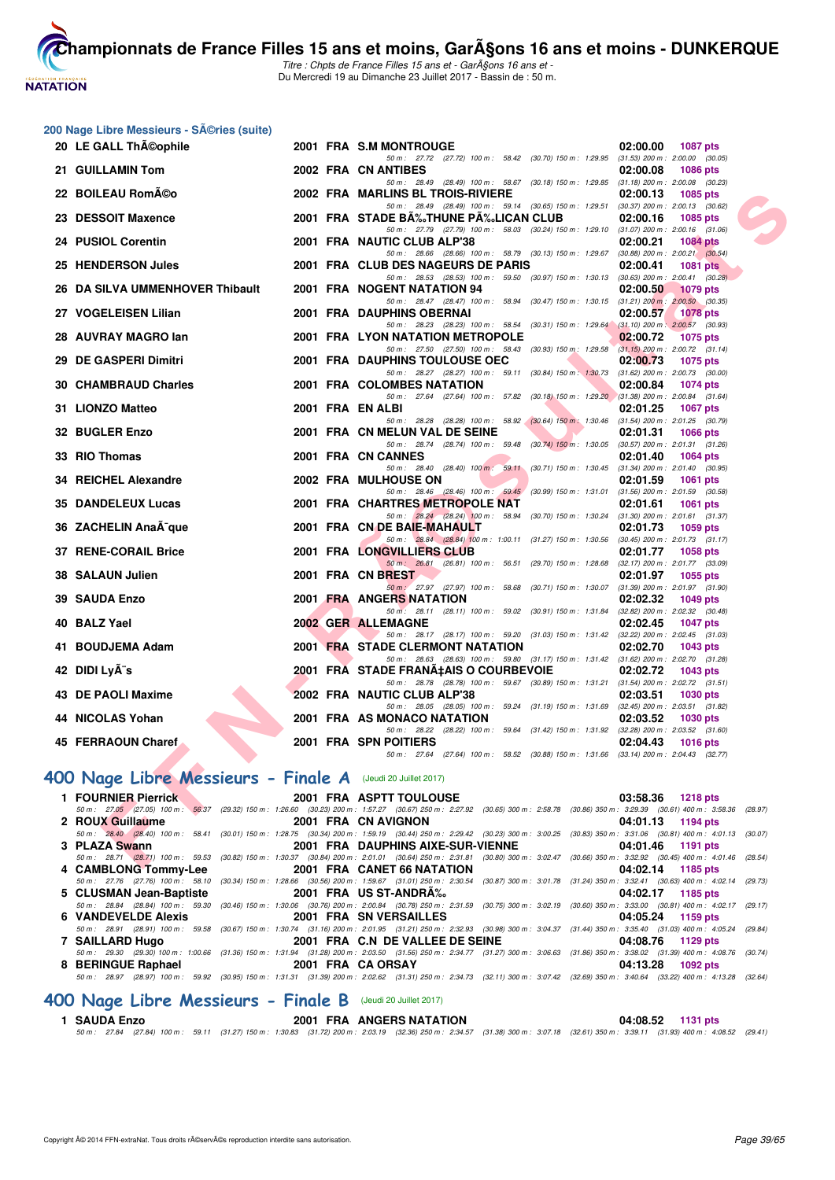## 200 Nage Libre Messieurs - Séries (suite)

| Rang | Nom | Année | Nat | Club | Temps | Points |
|---|---|---|---|---|---|---|
| 20 | LE GALL Théophile | 2001 | FRA | S.M MONTROUGE | 02:00.00 | 1087 pts |
| | 50 m : 27.72 (27.72) 100 m : 58.42 (30.70) 150 m : 1:29.95 (31.53) 200 m : 2:00.00 (30.05) | | | | | |
| 21 | GUILLAMIN Tom | 2002 | FRA | CN ANTIBES | 02:00.08 | 1086 pts |
| | 50 m : 28.49 (28.49) 100 m : 58.67 (30.18) 150 m : 1:29.85 (31.18) 200 m : 2:00.08 (30.23) | | | | | |
| 22 | BOILEAU Roméo | 2002 | FRA | MARLINS BL TROIS-RIVIERE | 02:00.13 | 1085 pts |
| | 50 m : 28.49 (28.49) 100 m : 59.14 (30.65) 150 m : 1:29.51 (30.37) 200 m : 2:00.13 (30.62) | | | | | |
| 23 | DESSOIT Maxence | 2001 | FRA | STADE BÉTHUNE PÉLICAN CLUB | 02:00.16 | 1085 pts |
| | 50 m : 27.79 (27.79) 100 m : 58.03 (30.24) 150 m : 1:29.10 (31.07) 200 m : 2:00.16 (31.06) | | | | | |
| 24 | PUSIOL Corentin | 2001 | FRA | NAUTIC CLUB ALP'38 | 02:00.21 | 1084 pts |
| | 50 m : 28.66 (28.66) 100 m : 58.79 (30.13) 150 m : 1:29.67 (30.88) 200 m : 2:00.21 (30.54) | | | | | |
| 25 | HENDERSON Jules | 2001 | FRA | CLUB DES NAGEURS DE PARIS | 02:00.41 | 1081 pts |
| | 50 m : 28.53 (28.53) 100 m : 59.50 (30.97) 150 m : 1:30.13 (30.63) 200 m : 2:00.41 (30.28) | | | | | |
| 26 | DA SILVA UMMENHOVER Thibault | 2001 | FRA | NOGENT NATATION 94 | 02:00.50 | 1079 pts |
| | 50 m : 28.47 (28.47) 100 m : 58.94 (30.47) 150 m : 1:30.15 (31.21) 200 m : 2:00.50 (30.35) | | | | | |
| 27 | VOGELEISEN Lilian | 2001 | FRA | DAUPHINS OBERNAI | 02:00.57 | 1078 pts |
| | 50 m : 28.23 (28.23) 100 m : 58.54 (30.31) 150 m : 1:29.64 (31.10) 200 m : 2:00.57 (30.93) | | | | | |
| 28 | AUVRAY MAGRO Ian | 2001 | FRA | LYON NATATION METROPOLE | 02:00.72 | 1075 pts |
| | 50 m : 27.50 (27.50) 100 m : 58.43 (30.93) 150 m : 1:29.58 (31.15) 200 m : 2:00.72 (31.14) | | | | | |
| 29 | DE GASPERI Dimitri | 2001 | FRA | DAUPHINS TOULOUSE OEC | 02:00.73 | 1075 pts |
| | 50 m : 28.27 (28.27) 100 m : 59.11 (30.84) 150 m : 1:30.73 (31.62) 200 m : 2:00.73 (30.00) | | | | | |
| 30 | CHAMBRAUD Charles | 2001 | FRA | COLOMBES NATATION | 02:00.84 | 1074 pts |
| | 50 m : 27.64 (27.64) 100 m : 57.82 (30.18) 150 m : 1:29.20 (31.38) 200 m : 2:00.84 (31.64) | | | | | |
| 31 | LIONZO Matteo | 2001 | FRA | EN ALBI | 02:01.25 | 1067 pts |
| | 50 m : 28.28 (28.28) 100 m : 58.92 (30.64) 150 m : 1:30.46 (31.54) 200 m : 2:01.25 (30.79) | | | | | |
| 32 | BUGLER Enzo | 2001 | FRA | CN MELUN VAL DE SEINE | 02:01.31 | 1066 pts |
| | 50 m : 28.74 (28.74) 100 m : 59.48 (30.74) 150 m : 1:30.05 (30.57) 200 m : 2:01.31 (31.26) | | | | | |
| 33 | RIO Thomas | 2001 | FRA | CN CANNES | 02:01.40 | 1064 pts |
| | 50 m : 28.40 (28.40) 100 m : 59.11 (30.71) 150 m : 1:30.45 (31.34) 200 m : 2:01.40 (30.95) | | | | | |
| 34 | REICHEL Alexandre | 2002 | FRA | MULHOUSE ON | 02:01.59 | 1061 pts |
| | 50 m : 28.46 (28.46) 100 m : 59.45 (30.99) 150 m : 1:31.01 (31.56) 200 m : 2:01.59 (30.58) | | | | | |
| 35 | DANDELEUX Lucas | 2001 | FRA | CHARTRES METROPOLE NAT | 02:01.61 | 1061 pts |
| | 50 m : 28.24 (28.24) 100 m : 58.94 (30.70) 150 m : 1:30.24 (31.30) 200 m : 2:01.61 (31.37) | | | | | |
| 36 | ZACHELIN Anaïque | 2001 | FRA | CN DE BAIE-MAHAULT | 02:01.73 | 1059 pts |
| | 50 m : 28.84 (28.84) 100 m : 1:00.11 (31.27) 150 m : 1:30.56 (30.45) 200 m : 2:01.73 (31.17) | | | | | |
| 37 | RENE-CORAIL Brice | 2001 | FRA | LONGVILLIERS CLUB | 02:01.77 | 1058 pts |
| | 50 m : 26.81 (26.81) 100 m : 56.51 (29.70) 150 m : 1:28.68 (32.17) 200 m : 2:01.77 (33.09) | | | | | |
| 38 | SALAUN Julien | 2001 | FRA | CN BREST | 02:01.97 | 1055 pts |
| | 50 m : 27.97 (27.97) 100 m : 58.68 (30.71) 150 m : 1:30.07 (31.39) 200 m : 2:01.97 (31.90) | | | | | |
| 39 | SAUDA Enzo | 2001 | FRA | ANGERS NATATION | 02:02.32 | 1049 pts |
| | 50 m : 28.11 (28.11) 100 m : 59.02 (30.91) 150 m : 1:31.84 (32.82) 200 m : 2:02.32 (30.48) | | | | | |
| 40 | BALZ Yael | 2002 | GER | ALLEMAGNE | 02:02.45 | 1047 pts |
| | 50 m : 28.17 (28.17) 100 m : 59.20 (31.03) 150 m : 1:31.42 (32.22) 200 m : 2:02.45 (31.03) | | | | | |
| 41 | BOUDJEMA Adam | 2001 | FRA | STADE CLERMONT NATATION | 02:02.70 | 1043 pts |
| | 50 m : 28.63 (28.63) 100 m : 59.80 (31.17) 150 m : 1:31.42 (31.62) 200 m : 2:02.70 (31.28) | | | | | |
| 42 | DIDI Lyès | 2001 | FRA | STADE FRANÇAIS O COURBEVOIE | 02:02.72 | 1043 pts |
| | 50 m : 28.78 (28.78) 100 m : 59.67 (30.89) 150 m : 1:31.21 (31.54) 200 m : 2:02.72 (31.51) | | | | | |
| 43 | DE PAOLI Maxime | 2002 | FRA | NAUTIC CLUB ALP'38 | 02:03.51 | 1030 pts |
| | 50 m : 28.05 (28.05) 100 m : 59.24 (31.19) 150 m : 1:31.69 (32.45) 200 m : 2:03.51 (31.82) | | | | | |
| 44 | NICOLAS Yohan | 2001 | FRA | AS MONACO NATATION | 02:03.52 | 1030 pts |
| | 50 m : 28.22 (28.22) 100 m : 59.64 (31.42) 150 m : 1:31.92 (32.28) 200 m : 2:03.52 (31.60) | | | | | |
| 45 | FERRAOUN Charef | 2001 | FRA | SPN POITIERS | 02:04.43 | 1016 pts |
| | 50 m : 27.64 (27.64) 100 m : 58.52 (30.88) 150 m : 1:31.66 (33.14) 200 m : 2:04.43 (32.77) | | | | | |

## 400 Nage Libre Messieurs - Finale A (Jeudi 20 Juillet 2017)

| Rang | Nom | Année | Nat | Club | Temps | Points |
|---|---|---|---|---|---|---|
| 1 | FOURNIER Pierrick | 2001 | FRA | ASPTT TOULOUSE | 03:58.36 | 1218 pts |
| | 50 m : 27.05 (27.05) 100 m : 56.37 (29.32) 150 m : 1:26.60 (30.23) 200 m : 1:57.27 (30.67) 250 m : 2:27.92 (30.65) 300 m : 2:58.78 (30.86) 350 m : 3:29.39 (30.61) 400 m : 3:58.36 (28.97) | | | | | |
| 2 | ROUX Guillaume | 2001 | FRA | CN AVIGNON | 04:01.13 | 1194 pts |
| | 50 m : 28.40 (28.40) 100 m : 58.41 (30.01) 150 m : 1:28.75 (30.34) 200 m : 1:59.19 (30.44) 250 m : 2:29.42 (30.23) 300 m : 3:00.25 (30.83) 350 m : 3:31.06 (30.81) 400 m : 4:01.13 (30.07) | | | | | |
| 3 | PLAZA Swann | 2001 | FRA | DAUPHINS AIXE-SUR-VIENNE | 04:01.46 | 1191 pts |
| | 50 m : 28.71 (28.71) 100 m : 59.53 (30.82) 150 m : 1:30.37 (30.84) 200 m : 2:01.01 (30.64) 250 m : 2:31.81 (30.80) 300 m : 3:02.47 (30.66) 350 m : 3:32.92 (30.45) 400 m : 4:01.46 (28.54) | | | | | |
| 4 | CAMBLONG Tommy-Lee | 2001 | FRA | CANET 66 NATATION | 04:02.14 | 1185 pts |
| | 50 m : 27.76 (27.76) 100 m : 58.10 (30.34) 150 m : 1:28.66 (30.56) 200 m : 1:59.67 (31.01) 250 m : 2:30.54 (30.87) 300 m : 3:01.78 (31.24) 350 m : 3:32.41 (30.63) 400 m : 4:02.14 (29.73) | | | | | |
| 5 | CLUSMAN Jean-Baptiste | 2001 | FRA | US ST-ANDRÉ | 04:02.17 | 1185 pts |
| | 50 m : 28.84 (28.84) 100 m : 59.30 (30.46) 150 m : 1:30.06 (30.76) 200 m : 2:00.84 (30.78) 250 m : 2:31.59 (30.75) 300 m : 3:02.19 (30.60) 350 m : 3:33.00 (30.81) 400 m : 4:02.17 (29.17) | | | | | |
| 6 | VANDEVELDE Alexis | 2001 | FRA | SN VERSAILLES | 04:05.24 | 1159 pts |
| | 50 m : 28.91 (28.91) 100 m : 59.58 (30.67) 150 m : 1:30.74 (31.16) 200 m : 2:01.95 (31.21) 250 m : 2:32.93 (30.98) 300 m : 3:04.37 (31.44) 350 m : 3:35.40 (31.03) 400 m : 4:05.24 (29.84) | | | | | |
| 7 | SAILLARD Hugo | 2001 | FRA | C.N DE VALLEE DE SEINE | 04:08.76 | 1129 pts |
| | 50 m : 29.30 (29.30) 100 m : 1:00.66 (31.36) 150 m : 1:31.94 (31.28) 200 m : 2:03.50 (31.56) 250 m : 2:34.77 (31.27) 300 m : 3:06.63 (31.86) 350 m : 3:38.02 (31.39) 400 m : 4:08.76 (30.74) | | | | | |
| 8 | BERINGUE Raphael | 2001 | FRA | CA ORSAY | 04:13.28 | 1092 pts |
| | 50 m : 28.97 (28.97) 100 m : 59.92 (30.95) 150 m : 1:31.31 (31.39) 200 m : 2:02.62 (31.31) 250 m : 2:34.73 (32.11) 300 m : 3:07.42 (32.69) 350 m : 3:40.64 (33.22) 400 m : 4:13.28 (32.64) | | | | | |

## 400 Nage Libre Messieurs - Finale B (Jeudi 20 Juillet 2017)

| Rang | Nom | Année | Nat | Club | Temps | Points |
|---|---|---|---|---|---|---|
| 1 | SAUDA Enzo | 2001 | FRA | ANGERS NATATION | 04:08.52 | 1131 pts |
| | 50 m : 27.84 (27.84) 100 m : 59.11 (31.27) 150 m : 1:30.83 (31.72) 200 m : 2:03.19 (32.36) 250 m : 2:34.57 (31.38) 300 m : 3:07.18 (32.61) 350 m : 3:39.11 (31.93) 400 m : 4:08.52 (29.41) | | | | | |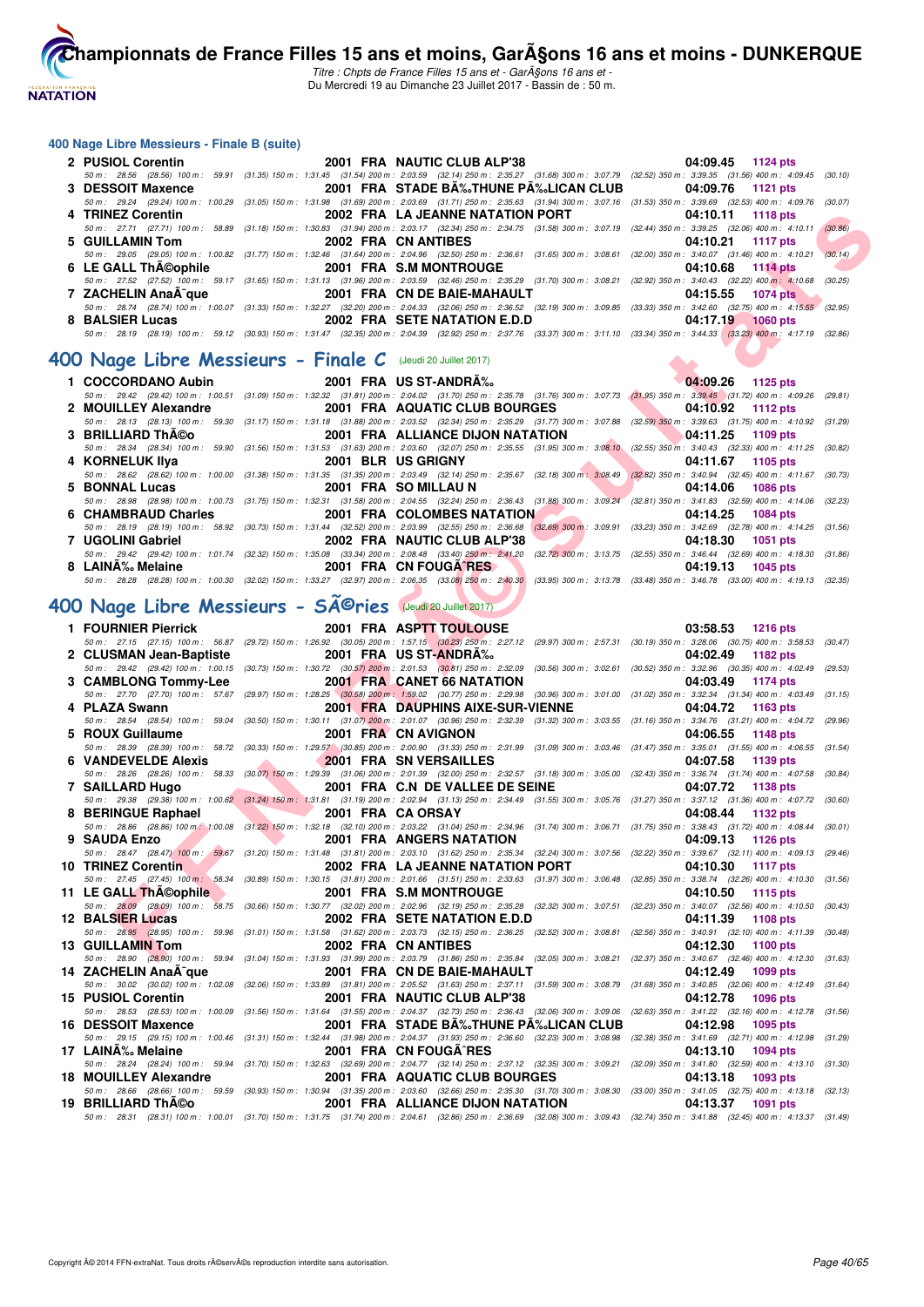### 400 Nage Libre Messieurs - Finale B (suite)

| Pl. | Nom | Année | Nat. | Club | Temps | Points |
|---|---|---|---|---|---|---|
| 2 | PUSIOL Corentin | 2001 | FRA | NAUTIC CLUB ALP'38 | 04:09.45 | 1124 pts |
| | 50 m : 28.56 (28.56) 100 m : 59.91 (31.35) 150 m : 1:31.45 (31.54) 200 m : 2:03.59 (32.14) 250 m : 2:35.27 (31.68) 300 m : 3:07.79 (32.52) 350 m : 3:39.35 (31.56) 400 m : 4:09.45 (30.10) | | | | | |
| 3 | DESSOIT Maxence | 2001 | FRA | STADE BÃ‰THUNE PÃ‰LICAN CLUB | 04:09.76 | 1121 pts |
| | 50 m : 29.24 (29.24) 100 m : 1:00.29 (31.05) 150 m : 1:31.98 (31.69) 200 m : 2:03.69 (31.71) 250 m : 2:35.63 (31.94) 300 m : 3:07.16 (31.53) 350 m : 3:39.69 (32.53) 400 m : 4:09.76 (30.07) | | | | | |
| 4 | TRINEZ Corentin | 2002 | FRA | LA JEANNE NATATION PORT | 04:10.11 | 1118 pts |
| | 50 m : 27.71 (27.71) 100 m : 58.89 (31.18) 150 m : 1:30.83 (31.94) 200 m : 2:03.17 (32.34) 250 m : 2:34.75 (31.58) 300 m : 3:07.19 (32.44) 350 m : 3:39.25 (32.06) 400 m : 4:10.11 (30.86) | | | | | |
| 5 | GUILLAMIN Tom | 2002 | FRA | CN ANTIBES | 04:10.21 | 1117 pts |
| | 50 m : 29.05 (29.05) 100 m : 1:00.82 (31.77) 150 m : 1:32.46 (31.64) 200 m : 2:04.96 (32.50) 250 m : 2:36.61 (31.65) 300 m : 3:08.61 (32.00) 350 m : 3:40.07 (31.46) 400 m : 4:10.21 (30.14) | | | | | |
| 6 | LE GALL ThÃ©ophile | 2001 | FRA | S.M MONTROUGE | 04:10.68 | 1114 pts |
| | 50 m : 27.52 (27.52) 100 m : 59.17 (31.65) 150 m : 1:31.13 (31.96) 200 m : 2:03.59 (32.46) 250 m : 2:35.29 (31.70) 300 m : 3:08.21 (32.92) 350 m : 3:40.43 (32.22) 400 m : 4:10.68 (30.25) | | | | | |
| 7 | ZACHELIN AnaÃ¯que | 2001 | FRA | CN DE BAIE-MAHAULT | 04:15.55 | 1074 pts |
| | 50 m : 28.74 (28.74) 100 m : 1:00.07 (31.33) 150 m : 1:32.27 (32.20) 200 m : 2:04.33 (32.06) 250 m : 2:36.52 (32.19) 300 m : 3:09.85 (33.33) 350 m : 3:42.60 (32.75) 400 m : 4:15.55 (32.95) | | | | | |
| 8 | BALSIER Lucas | 2002 | FRA | SETE NATATION E.D.D | 04:17.19 | 1060 pts |
| | 50 m : 28.19 (28.19) 100 m : 59.12 (30.93) 150 m : 1:31.47 (32.35) 200 m : 2:04.39 (32.92) 250 m : 2:37.76 (33.37) 300 m : 3:11.10 (33.34) 350 m : 3:44.33 (33.23) 400 m : 4:17.19 (32.86) | | | | | |

## 400 Nage Libre Messieurs - Finale C (Jeudi 20 Juillet 2017)

| Pl. | Nom | Année | Nat. | Club | Temps | Points |
|---|---|---|---|---|---|---|
| 1 | COCCORDANO Aubin | 2001 | FRA | US ST-ANDRÃ‰ | 04:09.26 | 1125 pts |
| | 50 m : 29.42 (29.42) 100 m : 1:00.51 (31.09) 150 m : 1:32.32 (31.81) 200 m : 2:04.02 (31.70) 250 m : 2:35.78 (31.76) 300 m : 3:07.73 (31.95) 350 m : 3:39.45 (31.72) 400 m : 4:09.26 (29.81) | | | | | |
| 2 | MOUILLEY Alexandre | 2001 | FRA | AQUATIC CLUB BOURGES | 04:10.92 | 1112 pts |
| | 50 m : 28.13 (28.13) 100 m : 59.30 (31.17) 150 m : 1:31.18 (31.88) 200 m : 2:03.52 (32.34) 250 m : 2:35.29 (31.77) 300 m : 3:07.88 (32.59) 350 m : 3:39.63 (31.75) 400 m : 4:10.92 (31.29) | | | | | |
| 3 | BRILLIARD ThÃ©o | 2001 | FRA | ALLIANCE DIJON NATATION | 04:11.25 | 1109 pts |
| | 50 m : 28.34 (28.34) 100 m : 59.90 (31.56) 150 m : 1:31.53 (31.63) 200 m : 2:03.60 (32.07) 250 m : 2:35.55 (31.95) 300 m : 3:08.10 (32.55) 350 m : 3:40.43 (32.33) 400 m : 4:11.25 (30.82) | | | | | |
| 4 | KORNELUK Ilya | 2001 | BLR | US GRIGNY | 04:11.67 | 1105 pts |
| | 50 m : 28.62 (28.62) 100 m : 1:00.00 (31.38) 150 m : 1:31.35 (31.35) 200 m : 2:03.49 (32.14) 250 m : 2:35.67 (32.18) 300 m : 3:08.49 (32.82) 350 m : 3:40.94 (32.45) 400 m : 4:11.67 (30.73) | | | | | |
| 5 | BONNAL Lucas | 2001 | FRA | SO MILLAU N | 04:14.06 | 1086 pts |
| | 50 m : 28.98 (28.98) 100 m : 1:00.73 (31.75) 150 m : 1:32.31 (31.58) 200 m : 2:04.55 (32.24) 250 m : 2:36.43 (31.88) 300 m : 3:09.24 (32.81) 350 m : 3:41.83 (32.59) 400 m : 4:14.06 (32.23) | | | | | |
| 6 | CHAMBRAUD Charles | 2001 | FRA | COLOMBES NATATION | 04:14.25 | 1084 pts |
| | 50 m : 28.19 (28.19) 100 m : 58.92 (30.73) 150 m : 1:31.44 (32.52) 200 m : 2:03.99 (32.55) 250 m : 2:36.68 (32.69) 300 m : 3:09.91 (33.23) 350 m : 3:42.69 (32.78) 400 m : 4:14.25 (31.56) | | | | | |
| 7 | UGOLINI Gabriel | 2002 | FRA | NAUTIC CLUB ALP'38 | 04:18.30 | 1051 pts |
| | 50 m : 29.42 (29.42) 100 m : 1:01.74 (32.32) 150 m : 1:35.08 (33.34) 200 m : 2:08.48 (33.40) 250 m : 2:41.20 (32.72) 300 m : 3:13.75 (32.55) 350 m : 3:46.44 (32.69) 400 m : 4:18.30 (31.86) | | | | | |
| 8 | LAINÃ‰ Melaine | 2001 | FRA | CN FOUGÃˆRES | 04:19.13 | 1045 pts |
| | 50 m : 28.28 (28.28) 100 m : 1:00.30 (32.02) 150 m : 1:33.27 (32.97) 200 m : 2:06.35 (33.08) 250 m : 2:40.30 (33.95) 300 m : 3:13.78 (33.48) 350 m : 3:46.78 (33.00) 400 m : 4:19.13 (32.35) | | | | | |

## 400 Nage Libre Messieurs - SÃ©ries (Jeudi 20 Juillet 2017)

| Pl. | Nom | Année | Nat. | Club | Temps | Points |
|---|---|---|---|---|---|---|
| 1 | FOURNIER Pierrick | 2001 | FRA | ASPTT TOULOUSE | 03:58.53 | 1216 pts |
| | 50 m : 27.15 (27.15) 100 m : 56.87 (29.72) 150 m : 1:26.92 (30.05) 200 m : 1:57.15 (30.23) 250 m : 2:27.12 (29.97) 300 m : 2:57.31 (30.19) 350 m : 3:28.06 (30.75) 400 m : 3:58.53 (30.47) | | | | | |
| 2 | CLUSMAN Jean-Baptiste | 2001 | FRA | US ST-ANDRÃ‰ | 04:02.49 | 1182 pts |
| | 50 m : 29.42 (29.42) 100 m : 1:00.15 (30.73) 150 m : 1:30.72 (30.57) 200 m : 2:01.53 (30.81) 250 m : 2:32.09 (30.56) 300 m : 3:02.61 (30.52) 350 m : 3:32.96 (30.35) 400 m : 4:02.49 (29.53) | | | | | |
| 3 | CAMBLONG Tommy-Lee | 2001 | FRA | CANET 66 NATATION | 04:03.49 | 1174 pts |
| | 50 m : 27.70 (27.70) 100 m : 57.67 (29.97) 150 m : 1:28.25 (30.58) 200 m : 1:59.02 (30.77) 250 m : 2:29.98 (30.96) 300 m : 3:01.00 (31.02) 350 m : 3:32.34 (31.34) 400 m : 4:03.49 (31.15) | | | | | |
| 4 | PLAZA Swann | 2001 | FRA | DAUPHINS AIXE-SUR-VIENNE | 04:04.72 | 1163 pts |
| | 50 m : 28.54 (28.54) 100 m : 59.04 (30.50) 150 m : 1:30.11 (31.07) 200 m : 2:01.07 (30.96) 250 m : 2:32.39 (31.32) 300 m : 3:03.55 (31.16) 350 m : 3:34.76 (31.21) 400 m : 4:04.72 (29.96) | | | | | |
| 5 | ROUX Guillaume | 2001 | FRA | CN AVIGNON | 04:06.55 | 1148 pts |
| | 50 m : 28.39 (28.39) 100 m : 58.72 (30.33) 150 m : 1:29.57 (30.85) 200 m : 2:00.90 (31.33) 250 m : 2:31.99 (31.09) 300 m : 3:03.46 (31.47) 350 m : 3:35.01 (31.55) 400 m : 4:06.55 (31.54) | | | | | |
| 6 | VANDEVELDE Alexis | 2001 | FRA | SN VERSAILLES | 04:07.58 | 1139 pts |
| | 50 m : 28.26 (28.26) 100 m : 58.33 (30.07) 150 m : 1:29.39 (31.06) 200 m : 2:01.39 (32.00) 250 m : 2:32.57 (31.18) 300 m : 3:05.00 (32.43) 350 m : 3:36.74 (31.74) 400 m : 4:07.58 (30.84) | | | | | |
| 7 | SAILLARD Hugo | 2001 | FRA | C.N DE VALLEE DE SEINE | 04:07.72 | 1138 pts |
| | 50 m : 29.38 (29.38) 100 m : 1:00.62 (31.24) 150 m : 1:31.81 (31.19) 200 m : 2:02.94 (31.13) 250 m : 2:34.49 (31.55) 300 m : 3:05.76 (31.27) 350 m : 3:37.12 (31.36) 400 m : 4:07.72 (30.60) | | | | | |
| 8 | BERINGUE Raphael | 2001 | FRA | CA ORSAY | 04:08.44 | 1132 pts |
| | 50 m : 28.86 (28.86) 100 m : 1:00.08 (31.22) 150 m : 1:32.18 (32.10) 200 m : 2:03.22 (31.04) 250 m : 2:34.96 (31.74) 300 m : 3:06.71 (31.75) 350 m : 3:38.43 (31.72) 400 m : 4:08.44 (30.01) | | | | | |
| 9 | SAUDA Enzo | 2001 | FRA | ANGERS NATATION | 04:09.13 | 1126 pts |
| | 50 m : 28.47 (28.47) 100 m : 59.67 (31.20) 150 m : 1:31.48 (31.81) 200 m : 2:03.10 (31.62) 250 m : 2:35.34 (32.24) 300 m : 3:07.56 (32.22) 350 m : 3:39.67 (32.11) 400 m : 4:09.13 (29.46) | | | | | |
| 10 | TRINEZ Corentin | 2002 | FRA | LA JEANNE NATATION PORT | 04:10.30 | 1117 pts |
| | 50 m : 27.45 (27.45) 100 m : 58.34 (30.89) 150 m : 1:30.15 (31.81) 200 m : 2:01.66 (31.51) 250 m : 2:33.63 (31.97) 300 m : 3:06.48 (32.85) 350 m : 3:38.74 (32.26) 400 m : 4:10.30 (31.56) | | | | | |
| 11 | LE GALL ThÃ©ophile | 2001 | FRA | S.M MONTROUGE | 04:10.50 | 1115 pts |
| | 50 m : 28.09 (28.09) 100 m : 58.75 (30.66) 150 m : 1:30.77 (32.02) 200 m : 2:02.96 (32.19) 250 m : 2:35.28 (32.32) 300 m : 3:07.51 (32.23) 350 m : 3:40.07 (32.56) 400 m : 4:10.50 (30.43) | | | | | |
| 12 | BALSIER Lucas | 2002 | FRA | SETE NATATION E.D.D | 04:11.39 | 1108 pts |
| | 50 m : 28.95 (28.95) 100 m : 59.96 (31.01) 150 m : 1:31.58 (31.62) 200 m : 2:03.73 (32.15) 250 m : 2:36.25 (32.52) 300 m : 3:08.81 (32.56) 350 m : 3:40.91 (32.10) 400 m : 4:11.39 (30.48) | | | | | |
| 13 | GUILLAMIN Tom | 2002 | FRA | CN ANTIBES | 04:12.30 | 1100 pts |
| | 50 m : 28.90 (28.90) 100 m : 59.94 (31.04) 150 m : 1:31.93 (31.99) 200 m : 2:03.79 (31.86) 250 m : 2:35.84 (32.05) 300 m : 3:08.21 (32.37) 350 m : 3:40.67 (32.46) 400 m : 4:12.30 (31.63) | | | | | |
| 14 | ZACHELIN AnaÃ¯que | 2001 | FRA | CN DE BAIE-MAHAULT | 04:12.49 | 1099 pts |
| | 50 m : 30.02 (30.02) 100 m : 1:02.08 (32.06) 150 m : 1:33.89 (31.81) 200 m : 2:05.52 (31.63) 250 m : 2:37.11 (31.59) 300 m : 3:08.79 (31.68) 350 m : 3:40.85 (32.06) 400 m : 4:12.49 (31.64) | | | | | |
| 15 | PUSIOL Corentin | 2001 | FRA | NAUTIC CLUB ALP'38 | 04:12.78 | 1096 pts |
| | 50 m : 28.53 (28.53) 100 m : 1:00.09 (31.56) 150 m : 1:31.64 (31.55) 200 m : 2:04.37 (32.73) 250 m : 2:36.43 (32.06) 300 m : 3:09.06 (32.63) 350 m : 3:41.22 (32.16) 400 m : 4:12.78 (31.56) | | | | | |
| 16 | DESSOIT Maxence | 2001 | FRA | STADE BÃ‰THUNE PÃ‰LICAN CLUB | 04:12.98 | 1095 pts |
| | 50 m : 29.15 (29.15) 100 m : 1:00.46 (31.31) 150 m : 1:32.44 (31.98) 200 m : 2:04.37 (31.93) 250 m : 2:36.60 (32.23) 300 m : 3:08.98 (32.38) 350 m : 3:41.69 (32.71) 400 m : 4:12.98 (31.29) | | | | | |
| 17 | LAINÃ‰ Melaine | 2001 | FRA | CN FOUGÃˆRES | 04:13.10 | 1094 pts |
| | 50 m : 28.24 (28.24) 100 m : 59.94 (31.70) 150 m : 1:32.63 (32.69) 200 m : 2:04.77 (32.14) 250 m : 2:37.12 (32.35) 300 m : 3:09.21 (32.09) 350 m : 3:41.80 (32.59) 400 m : 4:13.10 (31.30) | | | | | |
| 18 | MOUILLEY Alexandre | 2001 | FRA | AQUATIC CLUB BOURGES | 04:13.18 | 1093 pts |
| | 50 m : 28.66 (28.66) 100 m : 59.59 (30.93) 150 m : 1:30.94 (31.35) 200 m : 2:03.60 (32.66) 250 m : 2:35.30 (31.70) 300 m : 3:08.30 (33.00) 350 m : 3:41.05 (32.75) 400 m : 4:13.18 (32.13) | | | | | |
| 19 | BRILLIARD ThÃ©o | 2001 | FRA | ALLIANCE DIJON NATATION | 04:13.37 | 1091 pts |
| | 50 m : 28.31 (28.31) 100 m : 1:00.01 (31.70) 150 m : 1:31.75 (31.74) 200 m : 2:04.61 (32.86) 250 m : 2:36.69 (32.08) 300 m : 3:09.43 (32.74) 350 m : 3:41.88 (32.45) 400 m : 4:13.37 (31.49) | | | | | |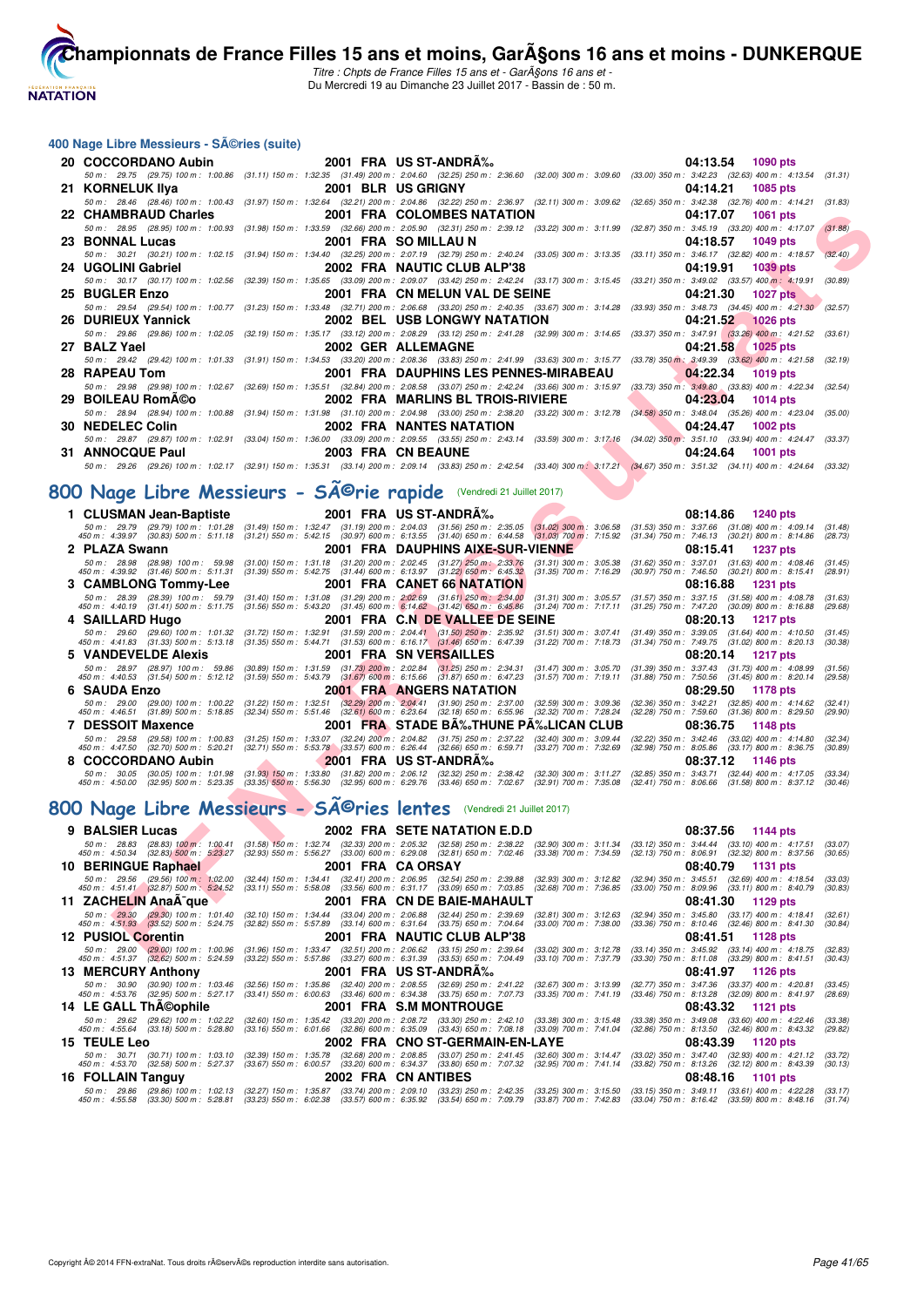## 400 Nage Libre Messieurs - SÃ©ries (suite)

**20 COCCORDANO Aubin** 2001 FRA US ST-ANDRÃ‰ 04:13.54 1090 pts
50 m : 29.75 (29.75) 100 m : 1:00.86 (31.11) 150 m : 1:32.35 (31.49) 200 m : 2:04.60 (32.25) 250 m : 2:36.60 (32.00) 300 m : 3:09.60 (33.00) 350 m : 3:42.23 (32.63) 400 m : 4:13.54 (31.31)

**21 KORNELUK Ilya** 2001 BLR US GRIGNY 04:14.21 1085 pts
50 m : 28.46 (28.46) 100 m : 1:00.43 (31.97) 150 m : 1:32.64 (32.21) 200 m : 2:04.86 (32.22) 250 m : 2:36.97 (32.11) 300 m : 3:09.62 (32.65) 350 m : 3:42.38 (32.76) 400 m : 4:14.21 (31.83)

**22 CHAMBRAUD Charles** 2001 FRA COLOMBES NATATION 04:17.07 1061 pts
50 m : 28.95 (28.95) 100 m : 1:00.93 (31.98) 150 m : 1:33.59 (32.66) 200 m : 2:05.90 (32.31) 250 m : 2:39.12 (33.22) 300 m : 3:11.99 (32.87) 350 m : 3:45.19 (33.20) 400 m : 4:17.07 (31.88)

**23 BONNAL Lucas** 2001 FRA SO MILLAU N 04:18.57 1049 pts
50 m : 30.21 (30.21) 100 m : 1:02.15 (31.94) 150 m : 1:34.40 (32.25) 200 m : 2:07.19 (32.79) 250 m : 2:40.24 (33.05) 300 m : 3:13.35 (33.11) 350 m : 3:46.17 (32.82) 400 m : 4:18.57 (32.40)

**24 UGOLINI Gabriel** 2002 FRA NAUTIC CLUB ALP'38 04:19.91 1039 pts
50 m : 30.17 (30.17) 100 m : 1:02.56 (32.39) 150 m : 1:35.65 (33.09) 200 m : 2:09.07 (33.42) 250 m : 2:42.24 (33.17) 300 m : 3:15.45 (33.21) 350 m : 3:49.02 (33.57) 400 m : 4:19.91 (30.89)

**25 BUGLER Enzo** 2001 FRA CN MELUN VAL DE SEINE 04:21.30 1027 pts
50 m : 29.54 (29.54) 100 m : 1:00.77 (31.23) 150 m : 1:33.48 (32.71) 200 m : 2:06.68 (33.20) 250 m : 2:40.35 (33.67) 300 m : 3:14.28 (33.93) 350 m : 3:48.73 (34.45) 400 m : 4:21.30 (32.57)

**26 DURIEUX Yannick** 2002 BEL USB LONGWY NATATION 04:21.52 1026 pts
50 m : 29.86 (29.86) 100 m : 1:02.05 (32.19) 150 m : 1:35.17 (33.12) 200 m : 2:08.29 (33.12) 250 m : 2:41.28 (32.99) 300 m : 3:14.65 (33.37) 350 m : 3:47.91 (33.26) 400 m : 4:21.52 (33.61)

**27 BALZ Yael** 2002 GER ALLEMAGNE 04:21.58 1025 pts
50 m : 29.42 (29.42) 100 m : 1:01.33 (31.91) 150 m : 1:34.53 (33.20) 200 m : 2:08.36 (33.83) 250 m : 2:41.99 (33.63) 300 m : 3:15.77 (33.78) 350 m : 3:49.39 (33.62) 400 m : 4:21.58 (32.19)

**28 RAPEAU Tom** 2001 FRA DAUPHINS LES PENNES-MIRABEAU 04:22.34 1019 pts
50 m : 29.98 (29.98) 100 m : 1:02.67 (32.69) 150 m : 1:35.51 (32.84) 200 m : 2:08.58 (33.07) 250 m : 2:42.24 (33.66) 300 m : 3:15.97 (33.73) 350 m : 3:49.80 (33.83) 400 m : 4:22.34 (32.54)

**29 BOILEAU RomÃ©o** 2002 FRA MARLINS BL TROIS-RIVIERE 04:23.04 1014 pts
50 m : 28.94 (28.94) 100 m : 1:00.88 (31.94) 150 m : 1:31.98 (31.10) 200 m : 2:04.98 (33.00) 250 m : 2:38.20 (33.22) 300 m : 3:12.78 (34.58) 350 m : 3:48.04 (35.26) 400 m : 4:23.04 (35.00)

**30 NEDELEC Colin** 2002 FRA NANTES NATATION 04:24.47 1002 pts
50 m : 29.87 (29.87) 100 m : 1:02.91 (33.04) 150 m : 1:36.00 (33.09) 200 m : 2:09.55 (33.55) 250 m : 2:43.14 (33.59) 300 m : 3:17.16 (34.02) 350 m : 3:51.10 (33.94) 400 m : 4:24.47 (33.37)

**31 ANNOCQUE Paul** 2003 FRA CN BEAUNE 04:24.64 1001 pts
50 m : 29.26 (29.26) 100 m : 1:02.17 (32.91) 150 m : 1:35.31 (33.14) 200 m : 2:09.14 (33.83) 250 m : 2:42.54 (33.40) 300 m : 3:17.21 (34.67) 350 m : 3:51.32 (34.11) 400 m : 4:24.64 (33.32)

## 800 Nage Libre Messieurs - SÃ©rie rapide (Vendredi 21 Juillet 2017)

**1 CLUSMAN Jean-Baptiste** 2001 FRA US ST-ANDRÃ‰ 08:14.86 1240 pts
50 m : 29.79 (29.79) 100 m : 1:01.28 (31.49) 150 m : 1:32.47 (31.19) 200 m : 2:04.03 (31.56) 250 m : 2:35.05 (31.02) 300 m : 3:06.58 (31.53) 350 m : 3:37.66 (31.08) 400 m : 4:09.14 (31.48)
450 m : 4:39.97 (30.83) 500 m : 5:11.18 (31.21) 550 m : 5:42.15 (30.97) 600 m : 6:13.55 (31.40) 650 m : 6:44.58 (31.03) 700 m : 7:15.92 (31.34) 750 m : 7:46.13 (30.21) 800 m : 8:14.86 (28.73)

**2 PLAZA Swann** 2001 FRA DAUPHINS AIXE-SUR-VIENNE 08:15.41 1237 pts
50 m : 28.98 (28.98) 100 m : 59.98 (31.00) 150 m : 1:31.18 (31.20) 200 m : 2:02.45 (31.27) 250 m : 2:33.76 (31.31) 300 m : 3:05.38 (31.62) 350 m : 3:37.01 (31.63) 400 m : 4:08.46 (31.45)
450 m : 4:39.92 (31.46) 500 m : 5:11.31 (31.39) 550 m : 5:42.75 (31.44) 600 m : 6:13.97 (31.22) 650 m : 6:45.32 (31.35) 700 m : 7:16.29 (30.97) 750 m : 7:46.50 (30.21) 800 m : 8:15.41 (28.91)

**3 CAMBLONG Tommy-Lee** 2001 FRA CANET 66 NATATION 08:16.88 1231 pts
50 m : 28.39 (28.39) 100 m : 59.79 (31.40) 150 m : 1:31.08 (31.29) 200 m : 2:02.69 (31.61) 250 m : 2:34.00 (31.31) 300 m : 3:05.57 (31.57) 350 m : 3:37.15 (31.58) 400 m : 4:08.78 (31.63)
450 m : 4:40.19 (31.41) 500 m : 5:11.75 (31.56) 550 m : 5:43.20 (31.45) 600 m : 6:14.62 (31.42) 650 m : 6:45.86 (31.24) 700 m : 7:17.11 (31.25) 750 m : 7:47.20 (30.09) 800 m : 8:16.88 (29.68)

**4 SAILLARD Hugo** 2001 FRA C.N DE VALLEE DE SEINE 08:20.13 1217 pts
50 m : 29.60 (29.60) 100 m : 1:01.32 (31.72) 150 m : 1:32.91 (31.59) 200 m : 2:04.41 (31.50) 250 m : 2:35.92 (31.51) 300 m : 3:07.41 (31.49) 350 m : 3:39.05 (31.64) 400 m : 4:10.50 (31.45)
450 m : 4:41.83 (31.33) 500 m : 5:13.18 (31.35) 550 m : 5:44.71 (31.53) 600 m : 6:16.17 (31.46) 650 m : 6:47.39 (31.22) 700 m : 7:18.73 (31.34) 750 m : 7:49.75 (31.02) 800 m : 8:20.13 (30.38)

**5 VANDEVELDE Alexis** 2001 FRA SN VERSAILLES 08:20.14 1217 pts
50 m : 28.97 (28.97) 100 m : 59.86 (30.89) 150 m : 1:31.59 (31.73) 200 m : 2:02.84 (31.25) 250 m : 2:34.31 (31.47) 300 m : 3:05.70 (31.39) 350 m : 3:37.43 (31.73) 400 m : 4:08.99 (31.56)
450 m : 4:40.53 (31.54) 500 m : 5:12.12 (31.59) 550 m : 5:43.79 (31.67) 600 m : 6:15.66 (31.87) 650 m : 6:47.23 (31.57) 700 m : 7:19.11 (31.88) 750 m : 7:50.56 (31.45) 800 m : 8:20.14 (29.58)

**6 SAUDA Enzo** 2001 FRA ANGERS NATATION 08:29.50 1178 pts
50 m : 29.00 (29.00) 100 m : 1:00.22 (31.22) 150 m : 1:32.51 (32.29) 200 m : 2:04.41 (31.90) 250 m : 2:37.00 (32.59) 300 m : 3:09.36 (32.36) 350 m : 3:42.21 (32.85) 400 m : 4:14.62 (32.41)
450 m : 4:46.51 (31.89) 500 m : 5:18.85 (32.34) 550 m : 5:51.46 (32.61) 600 m : 6:23.64 (32.18) 650 m : 6:55.96 (32.32) 700 m : 7:28.24 (32.28) 750 m : 7:59.60 (31.36) 800 m : 8:29.50 (29.90)

**7 DESSOIT Maxence** 2001 FRA STADE BÃ‰THUNE PÃ‰LICAN CLUB 08:36.75 1148 pts
50 m : 29.58 (29.58) 100 m : 1:00.83 (31.25) 150 m : 1:33.07 (32.24) 200 m : 2:04.82 (31.75) 250 m : 2:37.22 (32.40) 300 m : 3:09.44 (32.22) 350 m : 3:42.46 (33.02) 400 m : 4:14.80 (32.34)
450 m : 4:47.50 (32.70) 500 m : 5:20.21 (32.71) 550 m : 5:53.78 (33.57) 600 m : 6:26.44 (32.66) 650 m : 6:59.71 (33.27) 700 m : 7:32.69 (32.98) 750 m : 8:05.86 (33.17) 800 m : 8:36.75 (30.89)

**8 COCCORDANO Aubin** 2001 FRA US ST-ANDRÃ‰ 08:37.12 1146 pts
50 m : 30.05 (30.05) 100 m : 1:01.98 (31.93) 150 m : 1:33.80 (31.82) 200 m : 2:06.12 (32.32) 250 m : 2:38.42 (32.30) 300 m : 3:11.27 (32.85) 350 m : 3:43.71 (32.44) 400 m : 4:17.05 (33.34)
450 m : 4:50.00 (32.95) 500 m : 5:23.35 (33.35) 550 m : 5:56.30 (32.95) 600 m : 6:29.76 (33.46) 650 m : 7:02.67 (32.91) 700 m : 7:35.08 (32.41) 750 m : 8:06.66 (31.58) 800 m : 8:37.12 (30.46)

## 800 Nage Libre Messieurs - SÃ©ries lentes (Vendredi 21 Juillet 2017)

**9 BALSIER Lucas** 2002 FRA SETE NATATION E.D.D 08:37.56 1144 pts
50 m : 28.83 (28.83) 100 m : 1:00.41 (31.58) 150 m : 1:32.74 (32.33) 200 m : 2:05.32 (32.58) 250 m : 2:38.22 (32.90) 300 m : 3:11.34 (33.12) 350 m : 3:44.44 (33.10) 400 m : 4:17.51 (33.07)
450 m : 4:50.34 (32.83) 500 m : 5:23.27 (32.93) 550 m : 5:56.27 (33.00) 600 m : 6:29.08 (32.81) 650 m : 7:02.46 (33.38) 700 m : 7:34.59 (32.13) 750 m : 8:06.91 (32.32) 800 m : 8:37.56 (30.65)

**10 BERINGUE Raphael** 2001 FRA CA ORSAY 08:40.79 1131 pts
50 m : 29.56 (29.56) 100 m : 1:02.00 (32.44) 150 m : 1:34.41 (32.41) 200 m : 2:06.95 (32.54) 250 m : 2:39.88 (32.93) 300 m : 3:12.82 (32.94) 350 m : 3:45.51 (32.69) 400 m : 4:18.54 (33.03)
450 m : 4:51.41 (32.87) 500 m : 5:24.52 (33.11) 550 m : 5:58.08 (33.56) 600 m : 6:31.17 (33.09) 650 m : 7:03.85 (32.68) 700 m : 7:36.85 (33.00) 750 m : 8:09.96 (33.11) 800 m : 8:40.79 (30.83)

**11 ZACHELIN AnaÃ¯que** 2001 FRA CN DE BAIE-MAHAULT 08:41.30 1129 pts
50 m : 29.30 (29.30) 100 m : 1:01.40 (32.10) 150 m : 1:34.44 (33.04) 200 m : 2:06.88 (32.44) 250 m : 2:39.69 (32.81) 300 m : 3:12.63 (32.94) 350 m : 3:45.80 (33.17) 400 m : 4:18.41 (32.61)
450 m : 4:51.93 (33.52) 500 m : 5:24.75 (32.82) 550 m : 5:57.89 (33.14) 600 m : 6:31.64 (33.75) 650 m : 7:04.64 (33.00) 700 m : 7:38.00 (33.36) 750 m : 8:10.46 (32.46) 800 m : 8:41.30 (30.84)

**12 PUSIOL Corentin** 2001 FRA NAUTIC CLUB ALP'38 08:41.51 1128 pts
50 m : 29.00 (29.00) 100 m : 1:00.96 (31.96) 150 m : 1:33.47 (32.51) 200 m : 2:06.62 (33.15) 250 m : 2:39.64 (33.02) 300 m : 3:12.78 (33.14) 350 m : 3:45.92 (33.14) 400 m : 4:18.75 (32.83)
450 m : 4:51.37 (32.62) 500 m : 5:24.59 (33.22) 550 m : 5:57.86 (33.27) 600 m : 6:31.39 (33.53) 650 m : 7:04.49 (33.10) 700 m : 7:37.79 (33.30) 750 m : 8:11.08 (33.29) 800 m : 8:41.51 (30.43)

**13 MERCURY Anthony** 2001 FRA US ST-ANDRÃ‰ 08:41.97 1126 pts
50 m : 30.90 (30.90) 100 m : 1:03.46 (32.56) 150 m : 1:35.86 (32.40) 200 m : 2:08.55 (32.69) 250 m : 2:41.22 (32.67) 300 m : 3:13.99 (32.77) 350 m : 3:47.36 (33.37) 400 m : 4:20.81 (33.45)
450 m : 4:53.76 (32.95) 500 m : 5:27.17 (33.41) 550 m : 6:00.63 (33.46) 600 m : 6:34.38 (33.75) 650 m : 7:07.73 (33.35) 700 m : 7:41.19 (33.46) 750 m : 8:13.28 (32.09) 800 m : 8:41.97 (28.69)

**14 LE GALL ThÃ©ophile** 2001 FRA S.M MONTROUGE 08:43.32 1121 pts
50 m : 29.62 (29.62) 100 m : 1:02.22 (32.60) 150 m : 1:35.42 (33.20) 200 m : 2:08.72 (33.30) 250 m : 2:42.10 (33.38) 300 m : 3:15.48 (33.38) 350 m : 3:49.08 (33.60) 400 m : 4:22.46 (33.38)
450 m : 4:55.64 (33.18) 500 m : 5:28.80 (33.16) 550 m : 6:01.66 (32.86) 600 m : 6:35.09 (33.43) 650 m : 7:08.18 (33.09) 700 m : 7:41.04 (32.86) 750 m : 8:13.50 (32.46) 800 m : 8:43.32 (29.82)

**15 TEULE Leo** 2002 FRA CNO ST-GERMAIN-EN-LAYE 08:43.39 1120 pts
50 m : 30.71 (30.71) 100 m : 1:03.10 (32.39) 150 m : 1:35.78 (32.68) 200 m : 2:08.85 (33.07) 250 m : 2:41.45 (32.60) 300 m : 3:14.47 (33.02) 350 m : 3:47.40 (32.93) 400 m : 4:21.12 (33.72)
450 m : 4:53.70 (32.58) 500 m : 5:27.37 (33.67) 550 m : 6:00.57 (33.20) 600 m : 6:34.37 (33.80) 650 m : 7:07.32 (32.95) 700 m : 7:41.14 (33.82) 750 m : 8:13.26 (32.12) 800 m : 8:43.39 (30.13)

**16 FOLLAIN Tanguy** 2002 FRA CN ANTIBES 08:48.16 1101 pts
50 m : 29.86 (29.86) 100 m : 1:02.13 (32.27) 150 m : 1:35.87 (33.74) 200 m : 2:09.10 (33.23) 250 m : 2:42.35 (33.25) 300 m : 3:15.50 (33.15) 350 m : 3:49.11 (33.61) 400 m : 4:22.28 (33.17)
450 m : 4:55.58 (33.30) 500 m : 5:28.81 (33.23) 550 m : 6:02.38 (33.57) 600 m : 6:35.92 (33.54) 650 m : 7:09.79 (33.87) 700 m : 7:42.83 (33.04) 750 m : 8:16.42 (33.59) 800 m : 8:48.16 (31.74)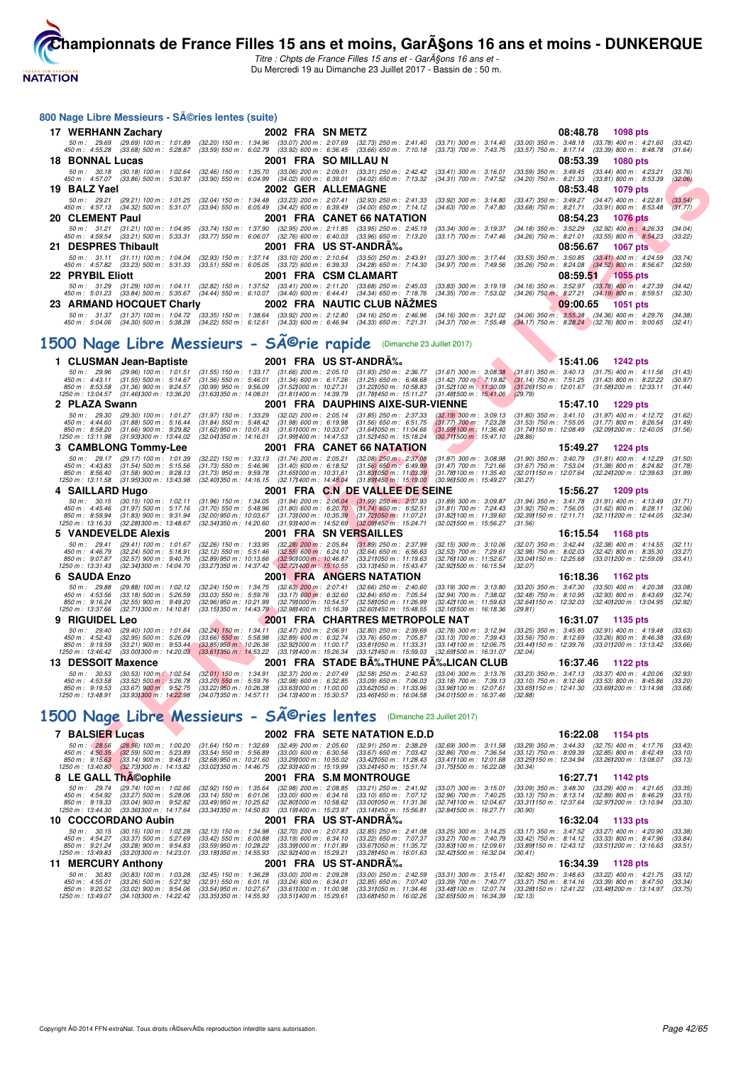### 800 Nage Libre Messieurs - SÃ©ries lentes (suite)

**17 WERHANN Zachary** — 2002 FRA SN METZ — 08:48.78 — 1098 pts

50 m : 29.69 (29.69) 100 m : 1:01.89 (32.20) 150 m : 1:34.96 (33.07) 200 m : 2:07.69 (32.73) 250 m : 2:41.40 (33.71) 300 m : 3:14.40 (33.00) 350 m : 3:48.18 (33.78) 400 m : 4:21.60 (33.42)
450 m : 4:55.28 (33.68) 500 m : 5:28.87 (33.59) 550 m : 6:02.79 (33.92) 600 m : 6:36.45 (33.66) 650 m : 7:10.18 (33.73) 700 m : 7:43.75 (33.57) 750 m : 8:17.14 (33.39) 800 m : 8:48.78 (31.64)

**18 BONNAL Lucas** — 2001 FRA SO MILLAU N — 08:53.39 — 1080 pts

50 m : 30.18 (30.18) 100 m : 1:02.64 (32.46) 150 m : 1:35.70 (33.06) 200 m : 2:09.01 (33.31) 250 m : 2:42.42 (33.41) 300 m : 3:16.01 (33.59) 350 m : 3:49.45 (33.44) 400 m : 4:23.21 (33.76)
450 m : 4:57.07 (33.86) 500 m : 5:30.97 (33.90) 550 m : 6:04.99 (34.02) 600 m : 6:39.01 (34.02) 650 m : 7:13.32 (34.31) 700 m : 7:47.52 (34.20) 750 m : 8:21.33 (33.81) 800 m : 8:53.39 (32.06)

**19 BALZ Yael** — 2002 GER ALLEMAGNE — 08:53.48 — 1079 pts

50 m : 29.21 (29.21) 100 m : 1:01.25 (32.04) 150 m : 1:34.48 (33.23) 200 m : 2:07.41 (32.93) 250 m : 2:41.33 (33.92) 300 m : 3:14.80 (33.47) 350 m : 3:49.27 (34.47) 400 m : 4:22.81 (33.54)
450 m : 4:57.13 (34.32) 500 m : 5:31.07 (33.94) 550 m : 6:05.49 (34.42) 600 m : 6:39.49 (34.00) 650 m : 7:14.12 (34.63) 700 m : 7:47.80 (33.68) 750 m : 8:21.71 (33.91) 800 m : 8:53.48 (31.77)

**20 CLEMENT Paul** — 2001 FRA CANET 66 NATATION — 08:54.23 — 1076 pts

50 m : 31.21 (31.21) 100 m : 1:04.95 (33.74) 150 m : 1:37.90 (32.95) 200 m : 2:11.85 (33.95) 250 m : 2:45.19 (33.34) 300 m : 3:19.37 (34.18) 350 m : 3:52.29 (32.92) 400 m : 4:26.33 (34.04)
450 m : 4:59.54 (33.21) 500 m : 5:33.31 (33.77) 550 m : 6:06.07 (32.76) 600 m : 6:40.03 (33.96) 650 m : 7:13.20 (33.17) 700 m : 7:47.46 (34.26) 750 m : 8:21.01 (33.55) 800 m : 8:54.23 (33.22)

**21 DESPRES Thibault** — 2001 FRA US ST-ANDRÃ‰ — 08:56.67 — 1067 pts

50 m : 31.11 (31.11) 100 m : 1:04.04 (32.93) 150 m : 1:37.14 (33.10) 200 m : 2:10.64 (33.50) 250 m : 2:43.91 (33.27) 300 m : 3:17.44 (33.53) 350 m : 3:50.85 (33.41) 400 m : 4:24.59 (33.74)
450 m : 4:57.82 (33.23) 500 m : 5:31.33 (33.51) 550 m : 6:05.05 (33.72) 600 m : 6:39.33 (34.28) 650 m : 7:14.30 (34.97) 700 m : 7:49.56 (35.26) 750 m : 8:24.08 (34.52) 800 m : 8:56.67 (32.59)

**22 PRYBIL Eliott** — 2001 FRA CSM CLAMART — 08:59.51 — 1055 pts

50 m : 31.29 (31.29) 100 m : 1:04.11 (32.82) 150 m : 1:37.52 (33.41) 200 m : 2:11.20 (33.68) 250 m : 2:45.03 (33.83) 300 m : 3:19.19 (34.16) 350 m : 3:52.97 (33.78) 400 m : 4:27.39 (34.42)
450 m : 5:01.23 (33.84) 500 m : 5:35.67 (34.44) 550 m : 6:10.07 (34.40) 600 m : 6:44.41 (34.34) 650 m : 7:18.76 (34.35) 700 m : 7:53.02 (34.26) 750 m : 8:27.21 (34.19) 800 m : 8:59.51 (32.30)

**23 ARMAND HOCQUET Charly** — 2002 FRA NAUTIC CLUB NÃŽMES — 09:00.65 — 1051 pts

50 m : 31.37 (31.37) 100 m : 1:04.72 (33.35) 150 m : 1:38.64 (33.92) 200 m : 2:12.80 (34.16) 250 m : 2:46.96 (34.16) 300 m : 3:21.02 (34.06) 350 m : 3:55.38 (34.36) 400 m : 4:29.76 (34.38)
450 m : 5:04.06 (34.30) 500 m : 5:38.28 (34.22) 550 m : 6:12.61 (34.33) 600 m : 6:46.94 (34.33) 650 m : 7:21.31 (34.37) 700 m : 7:55.48 (34.17) 750 m : 8:28.24 (32.76) 800 m : 9:00.65 (32.41)

## 1500 Nage Libre Messieurs - SÃ©rie rapide (Dimanche 23 Juillet 2017)

**1 CLUSMAN Jean-Baptiste** — 2001 FRA US ST-ANDRÃ‰ — 15:41.06 — 1242 pts

50 m : 29.96 (29.96) 100 m : 1:01.51 (31.55) 150 m : 1:33.17 (31.66) 200 m : 2:05.10 (31.93) 250 m : 2:36.77 (31.67) 300 m : 3:08.38 (31.61) 350 m : 3:40.13 (31.75) 400 m : 4:11.56 (31.43)
450 m : 4:43.11 (31.55) 500 m : 5:14.67 (31.56) 550 m : 5:46.01 (31.34) 600 m : 6:17.26 (31.25) 650 m : 6:48.68 (31.42) 700 m : 7:19.82 (31.14) 750 m : 7:51.25 (31.43) 800 m : 8:22.22 (30.97)
850 m : 8:53.58 (31.36) 900 m : 9:24.57 (30.99) 950 m : 9:56.09 (31.52) 1000 m : 10:27.31 (31.22) 1050 m : 10:58.83 (31.52) 1100 m : 11:30.09 (31.26) 1150 m : 12:01.67 (31.58) 1200 m : 12:33.11 (31.44)
1250 m : 13:04.57 (31.46) 1300 m : 13:36.20 (31.63) 1350 m : 14:08.01 (31.81) 1400 m : 14:39.79 (31.78) 1450 m : 15:11.27 (31.48) 1500 m : 15:41.06 (29.79)

**2 PLAZA Swann** — 2001 FRA DAUPHINS AIXE-SUR-VIENNE — 15:47.10 — 1229 pts

50 m : 29.30 (29.30) 100 m : 1:01.27 (31.97) 150 m : 1:33.29 (32.02) 200 m : 2:05.14 (31.85) 250 m : 2:37.33 (32.19) 300 m : 3:09.13 (31.80) 350 m : 3:41.10 (31.97) 400 m : 4:12.72 (31.62)
450 m : 4:44.60 (31.88) 500 m : 5:16.44 (31.84) 550 m : 5:48.42 (31.98) 600 m : 6:19.98 (31.56) 650 m : 6:51.75 (31.77) 700 m : 7:23.28 (31.53) 750 m : 7:55.05 (31.77) 800 m : 8:26.54 (31.49)
850 m : 8:58.20 (31.66) 900 m : 9:29.82 (31.62) 950 m : 10:01.43 (31.61) 1000 m : 10:33.07 (31.64) 1050 m : 11:04.66 (31.59) 1100 m : 11:36.40 (31.74) 1150 m : 12:08.49 (32.09) 1200 m : 12:40.05 (31.56)
1250 m : 13:11.98 (31.93) 1300 m : 13:44.02 (32.04) 1350 m : 14:16.01 (31.99) 1400 m : 14:47.53 (31.52) 1450 m : 15:18.24 (30.71) 1500 m : 15:47.10 (28.86)

**3 CAMBLONG Tommy-Lee** — 2001 FRA CANET 66 NATATION — 15:49.27 — 1224 pts

50 m : 29.17 (29.17) 100 m : 1:01.39 (32.22) 150 m : 1:33.13 (31.74) 200 m : 2:05.21 (32.08) 250 m : 2:37.08 (31.87) 300 m : 3:08.98 (31.90) 350 m : 3:40.79 (31.81) 400 m : 4:12.29 (31.50)
450 m : 4:43.83 (31.54) 500 m : 5:15.56 (31.73) 550 m : 5:46.96 (31.40) 600 m : 6:18.52 (31.56) 650 m : 6:49.99 (31.47) 700 m : 7:21.66 (31.67) 750 m : 7:53.04 (31.38) 800 m : 8:24.82 (31.78)
850 m : 8:56.40 (31.58) 900 m : 9:28.13 (31.73) 950 m : 9:59.78 (31.65) 1000 m : 10:31.61 (31.83) 1050 m : 11:03.39 (31.78) 1100 m : 11:35.40 (32.01) 1150 m : 12:07.64 (32.24) 1200 m : 12:39.63 (31.99)
1250 m : 13:11.58 (31.95) 1300 m : 13:43.98 (32.40) 1350 m : 14:16.15 (32.17) 1400 m : 14:48.04 (31.89) 1450 m : 15:19.00 (30.96) 1500 m : 15:49.27 (30.27)

**4 SAILLARD Hugo** — 2001 FRA C.N DE VALLEE DE SEINE — 15:56.27 — 1209 pts

50 m : 30.15 (30.15) 100 m : 1:02.11 (31.96) 150 m : 1:34.05 (31.94) 200 m : 2:06.04 (31.99) 250 m : 2:37.93 (31.89) 300 m : 3:09.87 (31.94) 350 m : 3:41.78 (31.91) 400 m : 4:13.49 (31.71)
450 m : 4:45.46 (31.97) 500 m : 5:17.16 (31.70) 550 m : 5:48.96 (31.80) 600 m : 6:20.70 (31.74) 650 m : 6:52.51 (31.81) 700 m : 7:24.43 (31.92) 750 m : 7:56.05 (31.62) 800 m : 8:28.11 (32.06)
850 m : 8:59.94 (31.83) 900 m : 9:31.94 (32.00) 950 m : 10:03.67 (31.73) 1000 m : 10:35.39 (31.72) 1050 m : 11:07.21 (31.82) 1100 m : 11:39.60 (32.39) 1150 m : 12:11.71 (32.11) 1200 m : 12:44.05 (32.34)
1250 m : 13:16.33 (32.28) 1300 m : 13:48.67 (32.34) 1350 m : 14:20.60 (31.93) 1400 m : 14:52.69 (32.09) 1450 m : 15:24.71 (32.02) 1500 m : 15:56.27 (31.56)

**5 VANDEVELDE Alexis** — 2001 FRA SN VERSAILLES — 16:15.54 — 1168 pts

50 m : 29.41 (29.41) 100 m : 1:01.67 (32.26) 150 m : 1:33.95 (32.28) 200 m : 2:05.84 (31.89) 250 m : 2:37.99 (32.15) 300 m : 3:10.06 (32.07) 350 m : 3:42.44 (32.38) 400 m : 4:14.55 (32.11)
450 m : 4:46.79 (32.24) 500 m : 5:18.91 (32.12) 550 m : 5:51.46 (32.55) 600 m : 6:24.10 (32.64) 650 m : 6:56.63 (32.53) 700 m : 7:29.61 (32.98) 750 m : 8:02.03 (32.42) 800 m : 8:35.30 (33.27)
850 m : 9:07.87 (32.57) 900 m : 9:40.76 (32.89) 950 m : 10:13.66 (32.90) 1000 m : 10:46.87 (33.21) 1050 m : 11:19.63 (32.76) 1100 m : 11:52.67 (33.04) 1150 m : 12:25.68 (33.01) 1200 m : 12:59.09 (33.41)
1250 m : 13:31.43 (32.34) 1300 m : 14:04.70 (33.27) 1350 m : 14:37.42 (32.72) 1400 m : 15:10.55 (33.13) 1450 m : 15:43.47 (32.92) 1500 m : 16:15.54 (32.07)

**6 SAUDA Enzo** — 2001 FRA ANGERS NATATION — 16:18.36 — 1162 pts

50 m : 29.88 (29.88) 100 m : 1:02.12 (32.24) 150 m : 1:34.75 (32.63) 200 m : 2:07.41 (32.66) 250 m : 2:40.60 (33.19) 300 m : 3:13.80 (33.20) 350 m : 3:47.30 (33.50) 400 m : 4:20.38 (33.08)
450 m : 4:53.56 (33.18) 500 m : 5:26.59 (33.03) 550 m : 5:59.76 (33.17) 600 m : 6:32.60 (32.84) 650 m : 7:05.54 (32.94) 700 m : 7:38.02 (32.48) 750 m : 8:10.95 (32.93) 800 m : 8:43.69 (32.74)
850 m : 9:16.24 (32.55) 900 m : 9:49.20 (32.96) 950 m : 10:21.99 (32.79) 1000 m : 10:54.57 (32.58) 1050 m : 11:26.99 (32.42) 1100 m : 11:59.63 (32.64) 1150 m : 12:32.03 (32.40) 1200 m : 13:04.95 (32.92)
1250 m : 13:37.66 (32.71) 1300 m : 14:10.81 (33.15) 1350 m : 14:43.79 (32.98) 1400 m : 15:16.39 (32.60) 1450 m : 15:48.55 (32.16) 1500 m : 16:18.36 (29.81)

**9 RIGUIDEL Leo** — 2001 FRA CHARTRES METROPOLE NAT — 16:31.07 — 1135 pts

50 m : 29.40 (29.40) 100 m : 1:01.64 (32.24) 150 m : 1:34.11 (32.47) 200 m : 2:06.91 (32.80) 250 m : 2:39.69 (32.78) 300 m : 3:12.94 (33.25) 350 m : 3:45.85 (32.91) 400 m : 4:19.48 (33.63)
450 m : 4:52.43 (32.95) 500 m : 5:26.09 (33.66) 550 m : 5:58.98 (32.89) 600 m : 6:32.74 (33.76) 650 m : 7:05.87 (33.13) 700 m : 7:39.43 (33.56) 750 m : 8:12.69 (33.26) 800 m : 8:46.38 (33.69)
850 m : 9:19.59 (33.21) 900 m : 9:53.44 (33.85) 950 m : 10:26.36 (32.92) 1000 m : 11:00.17 (33.81) 1050 m : 11:33.31 (33.14) 1100 m : 12:06.75 (33.44) 1150 m : 12:39.76 (33.01) 1200 m : 13:13.42 (33.66)
1250 m : 13:46.42 (33.00) 1300 m : 14:20.03 (33.61) 1350 m : 14:53.22 (33.19) 1400 m : 15:26.34 (33.12) 1450 m : 15:59.03 (32.69) 1500 m : 16:31.07 (32.04)

**13 DESSOIT Maxence** — 2001 FRA STADE BÃ‰THUNE PÃ‰LICAN CLUB — 16:37.46 — 1122 pts

50 m : 30.53 (30.53) 100 m : 1:02.54 (32.01) 150 m : 1:34.91 (32.37) 200 m : 2:07.49 (32.58) 250 m : 2:40.53 (33.04) 300 m : 3:13.76 (33.23) 350 m : 3:47.13 (33.37) 400 m : 4:20.06 (32.93)
450 m : 4:53.58 (33.52) 500 m : 5:26.78 (33.20) 550 m : 5:59.76 (32.98) 600 m : 6:32.85 (33.09) 650 m : 7:06.03 (33.18) 700 m : 7:39.13 (33.10) 750 m : 8:12.66 (33.53) 800 m : 8:45.86 (33.20)
850 m : 9:19.53 (33.67) 900 m : 9:52.75 (33.22) 950 m : 10:26.38 (33.63) 1000 m : 11:00.00 (33.62) 1050 m : 11:33.96 (33.96) 1100 m : 12:07.61 (33.65) 1150 m : 12:41.30 (33.69) 1200 m : 13:14.98 (33.68)
1250 m : 13:48.91 (33.93) 1300 m : 14:22.98 (34.07) 1350 m : 14:57.11 (34.13) 1400 m : 15:30.57 (33.46) 1450 m : 16:04.58 (34.01) 1500 m : 16:37.46 (32.88)

## 1500 Nage Libre Messieurs - SÃ©ries lentes (Dimanche 23 Juillet 2017)

**7 BALSIER Lucas** — 2002 FRA SETE NATATION E.D.D — 16:22.08 — 1154 pts

50 m : 28.56 (28.56) 100 m : 1:00.20 (31.64) 150 m : 1:32.69 (32.49) 200 m : 2:05.60 (32.91) 250 m : 2:38.29 (32.69) 300 m : 3:11.58 (33.29) 350 m : 3:44.33 (32.75) 400 m : 4:17.76 (33.43)
450 m : 4:50.35 (32.59) 500 m : 5:23.89 (33.54) 550 m : 5:56.89 (33.00) 600 m : 6:30.56 (33.67) 650 m : 7:03.42 (32.86) 700 m : 7:36.54 (33.12) 750 m : 8:09.39 (32.85) 800 m : 8:42.49 (33.10)
850 m : 9:15.63 (33.14) 900 m : 9:48.31 (32.68) 950 m : 10:21.60 (33.29) 1000 m : 10:55.02 (33.42) 1050 m : 11:28.43 (33.41) 1100 m : 12:01.68 (33.25) 1150 m : 12:34.94 (33.26) 1200 m : 13:08.07 (33.13)
1250 m : 13:40.80 (32.73) 1300 m : 14:13.82 (33.02) 1350 m : 14:46.75 (32.93) 1400 m : 15:19.99 (33.24) 1450 m : 15:51.74 (31.75) 1500 m : 16:22.08 (30.34)

**8 LE GALL ThÃ©ophile** — 2001 FRA S.M MONTROUGE — 16:27.71 — 1142 pts

50 m : 29.74 (29.74) 100 m : 1:02.66 (32.92) 150 m : 1:35.64 (32.98) 200 m : 2:08.85 (33.21) 250 m : 2:41.92 (33.07) 300 m : 3:15.01 (33.09) 350 m : 3:48.30 (33.29) 400 m : 4:21.65 (33.35)
450 m : 4:54.92 (33.27) 500 m : 5:28.06 (33.14) 550 m : 6:01.06 (33.00) 600 m : 6:34.16 (33.10) 650 m : 7:07.12 (32.96) 700 m : 7:40.25 (33.13) 750 m : 8:13.14 (32.89) 800 m : 8:46.29 (33.15)
850 m : 9:19.33 (33.04) 900 m : 9:52.82 (33.49) 950 m : 10:25.62 (32.80) 1000 m : 10:58.62 (33.00) 1050 m : 11:31.36 (32.74) 1100 m : 12:04.67 (33.31) 1150 m : 12:37.64 (32.97) 1200 m : 13:10.94 (33.30)
1250 m : 13:44.30 (33.36) 1300 m : 14:17.64 (33.34) 1350 m : 14:50.83 (33.19) 1400 m : 15:23.97 (33.14) 1450 m : 15:56.81 (32.84) 1500 m : 16:27.71 (30.90)

**10 COCCORDANO Aubin** — 2001 FRA US ST-ANDRÃ‰ — 16:32.04 — 1133 pts

50 m : 30.15 (30.15) 100 m : 1:02.28 (32.13) 150 m : 1:34.98 (32.70) 200 m : 2:07.83 (32.85) 250 m : 2:41.08 (33.25) 300 m : 3:14.25 (33.17) 350 m : 3:47.52 (33.27) 400 m : 4:20.90 (33.38)
450 m : 4:54.27 (33.37) 500 m : 5:27.69 (33.42) 550 m : 6:00.88 (33.19) 600 m : 6:34.10 (33.22) 650 m : 7:07.37 (33.27) 700 m : 7:40.79 (33.42) 750 m : 8:14.12 (33.33) 800 m : 8:47.96 (33.84)
850 m : 9:21.24 (33.28) 900 m : 9:54.83 (33.59) 950 m : 10:28.22 (33.39) 1000 m : 11:01.89 (33.67) 1050 m : 11:35.72 (33.83) 1100 m : 12:09.61 (33.89) 1150 m : 12:43.12 (33.51) 1200 m : 13:16.63 (33.51)
1250 m : 13:49.83 (33.20) 1300 m : 14:23.01 (33.18) 1350 m : 14:55.93 (32.92) 1400 m : 15:29.21 (33.28) 1450 m : 16:01.63 (32.42) 1500 m : 16:32.04 (30.41)

**11 MERCURY Anthony** — 2001 FRA US ST-ANDRÃ‰ — 16:34.39 — 1128 pts

50 m : 30.83 (30.83) 100 m : 1:03.28 (32.45) 150 m : 1:36.28 (33.00) 200 m : 2:09.28 (33.00) 250 m : 2:42.59 (33.31) 300 m : 3:15.41 (32.82) 350 m : 3:48.63 (33.22) 400 m : 4:21.75 (33.12)
450 m : 4:55.01 (33.26) 500 m : 5:27.92 (32.91) 550 m : 6:01.16 (33.24) 600 m : 6:34.01 (32.85) 650 m : 7:07.40 (33.39) 700 m : 7:40.77 (33.37) 750 m : 8:14.16 (33.39) 800 m : 8:47.50 (33.34)
850 m : 9:20.52 (33.02) 900 m : 9:54.06 (33.54) 950 m : 10:27.67 (33.61) 1000 m : 11:00.98 (33.31) 1050 m : 11:34.46 (33.48) 1100 m : 12:07.74 (33.28) 1150 m : 12:41.22 (33.48) 1200 m : 13:14.97 (33.75)
1250 m : 13:49.07 (34.10) 1300 m : 14:22.42 (33.35) 1350 m : 14:55.93 (33.51) 1400 m : 15:29.61 (33.68) 1450 m : 16:02.26 (32.65) 1500 m : 16:34.39 (32.13)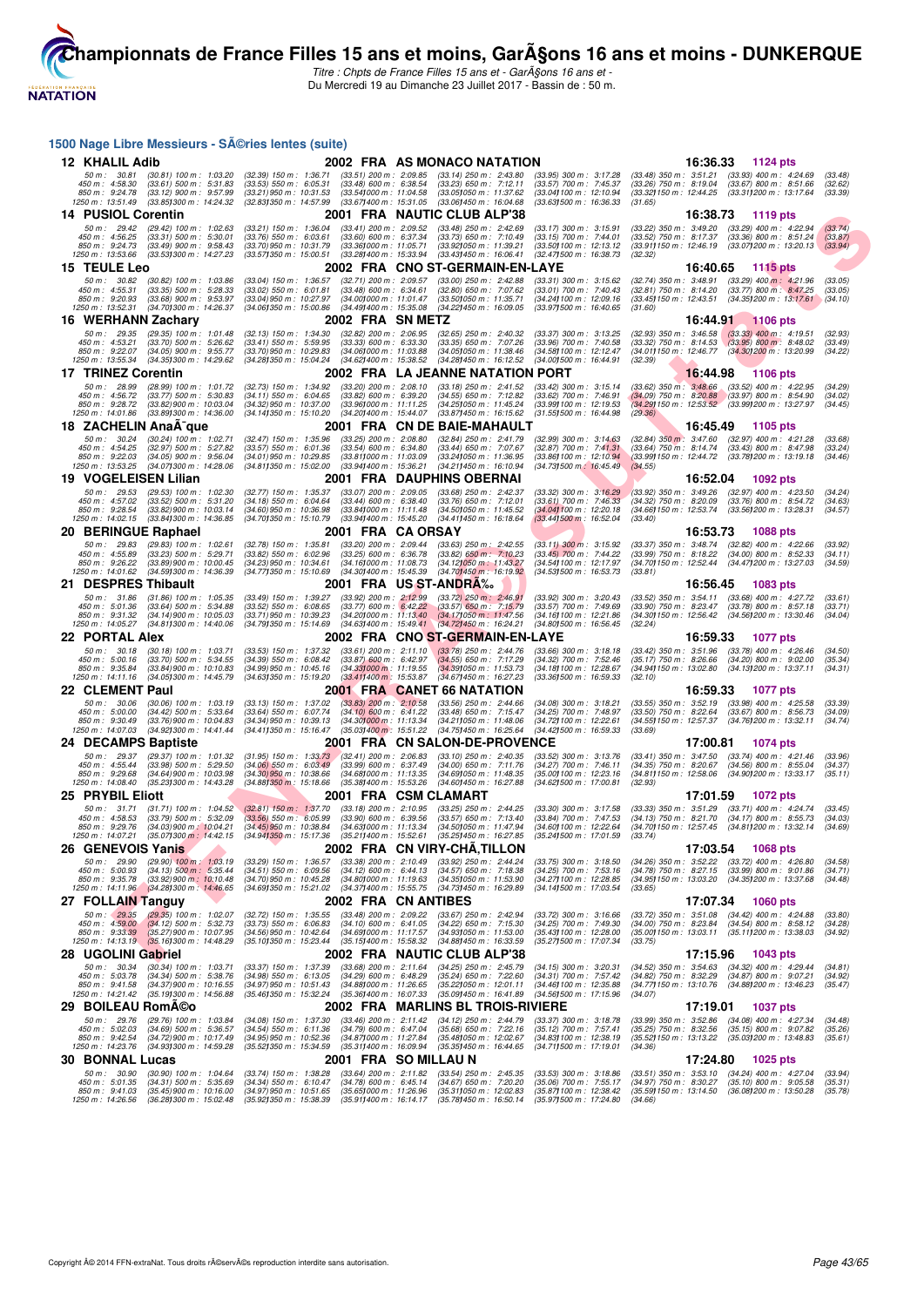# Championnats de France Filles 15 ans et moins, GarÃ§ons 16 ans et moins - DUNKERQUE

*Titre : Chpts de France Filles 15 ans et - GarÃ§ons 16 ans et -*

Du Mercredi 19 au Dimanche 23 Juillet 2017 - Bassin de : 50 m.

## 1500 Nage Libre Messieurs - SÃ©ries lentes (suite)

### 12 KHALIL Adib — 2002 FRA — AS MONACO NATATION — 16:36.33 — 1124 pts

50 m : 30.81 (30.81) 100 m : 1:03.20 (32.39) 150 m : 1:36.71 (33.51) 200 m : 2:09.85 (33.14) 250 m : 2:43.80 (33.95) 300 m : 3:17.28 (33.48) 350 m : 3:51.21 (33.93) 400 m : 4:24.69 (33.48)
450 m : 4:58.30 (33.61) 500 m : 5:31.83 (33.53) 550 m : 6:05.31 (33.48) 600 m : 6:38.54 (33.23) 650 m : 7:12.11 (33.57) 700 m : 7:45.37 (33.26) 750 m : 8:19.04 (33.67) 800 m : 8:51.66 (32.62)
850 m : 9:24.78 (33.12) 900 m : 9:57.99 (33.21) 950 m : 10:31.53 (33.54) 1000 m : 11:04.58 (33.05) 1050 m : 11:37.62 (33.04) 1100 m : 12:10.94 (33.32) 1150 m : 12:44.25 (33.31) 1200 m : 13:17.64 (33.39)
1250 m : 13:51.49 (33.85) 1300 m : 14:24.32 (32.83) 1350 m : 14:57.99 (33.67) 1400 m : 15:31.05 (33.06) 1450 m : 16:04.68 (33.63) 1500 m : 16:36.33 (31.65)

### 14 PUSIOL Corentin — 2001 FRA — NAUTIC CLUB ALP'38 — 16:38.73 — 1119 pts

50 m : 29.42 (29.42) 100 m : 1:02.63 (33.21) 150 m : 1:36.04 (33.41) 200 m : 2:09.52 (33.48) 250 m : 2:42.69 (33.17) 300 m : 3:15.91 (33.22) 350 m : 3:49.20 (33.29) 400 m : 4:22.94 (33.74)
450 m : 4:56.25 (33.31) 500 m : 5:30.01 (33.76) 550 m : 6:03.61 (33.60) 600 m : 6:37.34 (33.73) 650 m : 7:10.49 (33.15) 700 m : 7:44.01 (33.52) 750 m : 8:17.37 (33.36) 800 m : 8:51.24 (33.87)
850 m : 9:24.73 (33.49) 900 m : 9:58.43 (33.70) 950 m : 10:31.79 (33.36) 1000 m : 11:05.71 (33.92) 1050 m : 11:39.21 (33.50) 1100 m : 12:13.12 (33.91) 1150 m : 12:46.19 (33.07) 1200 m : 13:20.13 (33.94)
1250 m : 13:53.66 (33.53) 1300 m : 14:27.23 (33.57) 1350 m : 15:00.51 (33.28) 1400 m : 15:33.94 (33.43) 1450 m : 16:06.41 (32.47) 1500 m : 16:38.73 (32.32)

### 15 TEULE Leo — 2002 FRA — CNO ST-GERMAIN-EN-LAYE — 16:40.65 — 1115 pts

50 m : 30.82 (30.82) 100 m : 1:03.86 (33.04) 150 m : 1:36.57 (32.71) 200 m : 2:09.57 (33.00) 250 m : 2:42.88 (33.31) 300 m : 3:15.62 (32.74) 350 m : 3:48.91 (33.29) 400 m : 4:21.96 (33.05)
450 m : 4:55.31 (33.35) 500 m : 5:28.33 (33.02) 550 m : 6:01.81 (33.48) 600 m : 6:34.61 (32.80) 650 m : 7:07.62 (33.01) 700 m : 7:40.43 (32.81) 750 m : 8:14.20 (33.77) 800 m : 8:47.25 (33.05)
850 m : 9:20.93 (33.68) 900 m : 9:53.97 (33.04) 950 m : 10:27.97 (34.00) 1000 m : 11:01.47 (33.50) 1050 m : 11:35.71 (34.24) 1100 m : 12:09.16 (33.45) 1150 m : 12:43.51 (34.35) 1200 m : 13:17.61 (34.10)
1250 m : 13:52.31 (34.70) 1300 m : 14:26.37 (34.06) 1350 m : 15:00.86 (34.49) 1400 m : 15:35.08 (34.22) 1450 m : 16:09.05 (33.97) 1500 m : 16:40.65 (31.60)

### 16 WERHANN Zachary — 2002 FRA — SN METZ — 16:44.91 — 1106 pts

50 m : 29.35 (29.35) 100 m : 1:01.48 (32.13) 150 m : 1:34.30 (32.82) 200 m : 2:06.95 (32.65) 250 m : 2:40.32 (33.37) 300 m : 3:13.25 (32.93) 350 m : 3:46.58 (33.33) 400 m : 4:19.51 (32.93)
450 m : 4:53.21 (33.70) 500 m : 5:26.62 (33.41) 550 m : 5:59.95 (33.33) 600 m : 6:33.30 (33.35) 650 m : 7:07.26 (33.96) 700 m : 7:40.58 (33.32) 750 m : 8:14.53 (33.95) 800 m : 8:48.02 (33.49)
850 m : 9:22.07 (34.05) 900 m : 9:55.77 (33.70) 950 m : 10:29.83 (34.06) 1000 m : 11:03.88 (34.05) 1050 m : 11:38.46 (34.58) 1100 m : 12:12.47 (34.01) 1150 m : 12:46.77 (34.30) 1200 m : 13:20.99 (34.22)
1250 m : 13:55.34 (34.35) 1300 m : 14:29.62 (34.28) 1350 m : 15:04.24 (34.62) 1400 m : 15:38.52 (34.28) 1450 m : 16:12.52 (34.00) 1500 m : 16:44.91 (32.39)

### 17 TRINEZ Corentin — 2002 FRA — LA JEANNE NATATION PORT — 16:44.98 — 1106 pts

50 m : 28.99 (28.99) 100 m : 1:01.72 (32.73) 150 m : 1:34.92 (33.20) 200 m : 2:08.10 (33.18) 250 m : 2:41.52 (33.42) 300 m : 3:15.14 (33.62) 350 m : 3:48.66 (33.52) 400 m : 4:22.95 (34.29)
450 m : 4:56.72 (33.77) 500 m : 5:30.83 (34.11) 550 m : 6:04.65 (33.82) 600 m : 6:39.20 (34.55) 650 m : 7:12.82 (33.62) 700 m : 7:46.91 (34.09) 750 m : 8:20.88 (33.97) 800 m : 8:54.90 (34.02)
850 m : 9:28.72 (33.82) 900 m : 10:03.04 (34.32) 950 m : 10:37.00 (33.96) 1000 m : 11:11.25 (34.25) 1050 m : 11:45.24 (33.99) 1100 m : 12:19.53 (34.29) 1150 m : 12:53.52 (33.99) 1200 m : 13:27.97 (34.45)
1250 m : 14:01.86 (33.89) 1300 m : 14:36.00 (34.14) 1350 m : 15:10.20 (34.20) 1400 m : 15:44.07 (33.87) 1450 m : 16:15.62 (31.55) 1500 m : 16:44.98 (29.36)

### 18 ZACHELIN AnaÃ¯que — 2001 FRA — CN DE BAIE-MAHAULT — 16:45.49 — 1105 pts

50 m : 30.24 (30.24) 100 m : 1:02.71 (32.47) 150 m : 1:35.96 (33.25) 200 m : 2:08.80 (32.84) 250 m : 2:41.79 (32.99) 300 m : 3:14.63 (32.84) 350 m : 3:47.60 (32.97) 400 m : 4:21.28 (33.68)
450 m : 4:54.25 (32.97) 500 m : 5:27.82 (33.57) 550 m : 6:01.36 (33.54) 600 m : 6:34.80 (33.44) 650 m : 7:07.67 (32.87) 700 m : 7:41.31 (33.64) 750 m : 8:14.74 (33.43) 800 m : 8:47.98 (33.24)
850 m : 9:22.03 (34.05) 900 m : 9:56.04 (34.01) 950 m : 10:29.85 (33.81) 1000 m : 11:03.09 (33.24) 1050 m : 11:36.95 (33.86) 1100 m : 12:10.94 (33.99) 1150 m : 12:44.72 (33.78) 1200 m : 13:19.18 (34.46)
1250 m : 13:53.25 (34.07) 1300 m : 14:28.06 (34.81) 1350 m : 15:02.00 (33.94) 1400 m : 15:36.21 (34.21) 1450 m : 16:10.94 (34.73) 1500 m : 16:45.49 (34.55)

### 19 VOGELEISEN Lilian — 2001 FRA — DAUPHINS OBERNAI — 16:52.04 — 1092 pts

50 m : 29.53 (29.53) 100 m : 1:02.30 (32.77) 150 m : 1:35.37 (33.07) 200 m : 2:09.05 (33.68) 250 m : 2:42.37 (33.32) 300 m : 3:16.29 (33.92) 350 m : 3:49.26 (32.97) 400 m : 4:23.50 (34.24)
450 m : 4:57.02 (33.52) 500 m : 5:31.20 (34.18) 550 m : 6:04.64 (33.44) 600 m : 6:38.40 (33.76) 650 m : 7:12.01 (33.61) 700 m : 7:46.33 (34.32) 750 m : 8:20.09 (33.76) 800 m : 8:54.72 (34.63)
850 m : 9:28.54 (33.82) 900 m : 10:03.14 (34.60) 950 m : 10:36.98 (33.84) 1000 m : 11:11.48 (34.50) 1050 m : 11:45.52 (34.04) 1100 m : 12:20.18 (34.66) 1150 m : 12:53.74 (33.56) 1200 m : 13:28.31 (34.57)
1250 m : 14:02.15 (33.84) 1300 m : 14:36.85 (34.70) 1350 m : 15:10.79 (33.94) 1400 m : 15:45.20 (34.41) 1450 m : 16:18.64 (33.44) 1500 m : 16:52.04 (33.40)

### 20 BERINGUE Raphael — 2001 FRA — CA ORSAY — 16:53.73 — 1088 pts

50 m : 29.83 (29.83) 100 m : 1:02.61 (32.78) 150 m : 1:35.81 (33.20) 200 m : 2:09.44 (33.63) 250 m : 2:42.55 (33.11) 300 m : 3:15.92 (33.37) 350 m : 3:48.74 (32.82) 400 m : 4:22.66 (33.92)
450 m : 4:55.89 (33.23) 500 m : 5:29.71 (33.82) 550 m : 6:02.96 (33.25) 600 m : 6:36.78 (33.82) 650 m : 7:10.23 (33.45) 700 m : 7:44.22 (33.99) 750 m : 8:18.22 (34.00) 800 m : 8:52.33 (34.11)
850 m : 9:26.22 (33.89) 900 m : 10:00.45 (34.23) 950 m : 10:34.61 (34.16) 1000 m : 11:08.73 (34.12) 1050 m : 11:43.27 (34.54) 1100 m : 12:17.97 (34.70) 1150 m : 12:52.44 (34.47) 1200 m : 13:27.03 (34.59)
1250 m : 14:01.62 (34.59) 1300 m : 14:36.39 (34.77) 1350 m : 15:10.69 (34.30) 1400 m : 15:45.39 (34.70) 1450 m : 16:19.92 (34.53) 1500 m : 16:53.73 (33.81)

### 21 DESPRES Thibault — 2001 FRA — US ST-ANDRÃ‰ — 16:56.45 — 1083 pts

50 m : 31.86 (31.86) 100 m : 1:05.35 (33.49) 150 m : 1:39.27 (33.92) 200 m : 2:12.99 (33.72) 250 m : 2:46.91 (33.92) 300 m : 3:20.43 (33.52) 350 m : 3:54.11 (33.68) 400 m : 4:27.72 (33.61)
450 m : 5:01.36 (33.64) 500 m : 5:34.88 (33.52) 550 m : 6:08.65 (33.77) 600 m : 6:42.22 (33.57) 650 m : 7:15.79 (33.57) 700 m : 7:49.69 (33.90) 750 m : 8:23.47 (33.78) 800 m : 8:57.18 (33.71)
850 m : 9:31.32 (34.14) 900 m : 10:05.03 (33.71) 950 m : 10:39.23 (34.20) 1000 m : 11:13.40 (34.17) 1050 m : 11:47.56 (34.16) 1100 m : 12:21.86 (34.30) 1150 m : 12:56.42 (34.56) 1200 m : 13:30.46 (34.04)
1250 m : 14:05.27 (34.81) 1300 m : 14:40.06 (34.79) 1350 m : 15:14.69 (34.63) 1400 m : 15:49.41 (34.72) 1450 m : 16:24.21 (34.80) 1500 m : 16:56.45 (32.24)

### 22 PORTAL Alex — 2002 FRA — CNO ST-GERMAIN-EN-LAYE — 16:59.33 — 1077 pts

50 m : 30.18 (30.18) 100 m : 1:03.71 (33.53) 150 m : 1:37.32 (33.61) 200 m : 2:11.10 (33.78) 250 m : 2:44.76 (33.66) 300 m : 3:18.18 (33.42) 350 m : 3:51.96 (33.78) 400 m : 4:26.46 (34.50)
450 m : 5:00.16 (33.70) 500 m : 5:34.55 (34.39) 550 m : 6:08.42 (33.87) 600 m : 6:42.97 (34.55) 650 m : 7:17.29 (34.32) 700 m : 7:52.46 (35.17) 750 m : 8:26.66 (34.20) 800 m : 9:02.00 (35.34)
850 m : 9:35.84 (33.84) 900 m : 10:10.83 (34.99) 950 m : 10:45.16 (34.33) 1000 m : 11:19.55 (34.39) 1050 m : 11:53.73 (34.18) 1100 m : 12:28.67 (34.94) 1150 m : 13:02.80 (34.13) 1200 m : 13:37.11 (34.31)
1250 m : 14:11.16 (34.05) 1300 m : 14:45.79 (34.63) 1350 m : 15:19.20 (33.41) 1400 m : 15:53.87 (34.67) 1450 m : 16:27.23 (33.36) 1500 m : 16:59.33 (32.10)

### 22 CLEMENT Paul — 2001 FRA — CANET 66 NATATION — 16:59.33 — 1077 pts

50 m : 30.06 (30.06) 100 m : 1:03.19 (33.13) 150 m : 1:37.02 (33.83) 200 m : 2:10.58 (33.56) 250 m : 2:44.66 (34.08) 300 m : 3:18.21 (33.55) 350 m : 3:52.19 (33.98) 400 m : 4:25.58 (33.39)
450 m : 5:00.00 (34.42) 500 m : 5:33.64 (33.64) 550 m : 6:07.74 (34.10) 600 m : 6:41.22 (33.48) 650 m : 7:15.47 (34.25) 700 m : 7:48.97 (33.50) 750 m : 8:22.64 (33.67) 800 m : 8:56.73 (34.09)
850 m : 9:30.49 (33.76) 900 m : 10:04.83 (34.34) 950 m : 10:39.13 (34.30) 1000 m : 11:13.34 (34.21) 1050 m : 11:48.06 (34.72) 1100 m : 12:22.61 (34.55) 1150 m : 12:57.37 (34.76) 1200 m : 13:32.11 (34.74)
1250 m : 14:07.03 (34.92) 1300 m : 14:41.44 (34.41) 1350 m : 15:16.47 (35.03) 1400 m : 15:51.22 (34.75) 1450 m : 16:25.64 (34.42) 1500 m : 16:59.33 (33.69)

### 24 DECAMPS Baptiste — 2001 FRA — CN SALON-DE-PROVENCE — 17:00.81 — 1074 pts

50 m : 29.37 (29.37) 100 m : 1:01.32 (31.95) 150 m : 1:33.73 (32.41) 200 m : 2:06.83 (33.10) 250 m : 2:40.35 (33.52) 300 m : 3:13.76 (33.41) 350 m : 3:47.50 (33.74) 400 m : 4:21.46 (33.96)
450 m : 4:55.44 (33.98) 500 m : 5:29.50 (34.06) 550 m : 6:03.49 (33.99) 600 m : 6:37.49 (34.00) 650 m : 7:11.76 (34.27) 700 m : 7:46.11 (34.35) 750 m : 8:20.67 (34.56) 800 m : 8:55.04 (34.37)
850 m : 9:29.68 (34.64) 900 m : 10:03.98 (34.30) 950 m : 10:38.66 (34.68) 1000 m : 11:13.35 (34.69) 1050 m : 11:48.35 (35.00) 1100 m : 12:23.16 (34.81) 1150 m : 12:58.06 (34.90) 1200 m : 13:33.17 (35.11)
1250 m : 14:08.40 (35.23) 1300 m : 14:43.28 (34.88) 1350 m : 15:18.66 (35.38) 1400 m : 15:53.26 (34.60) 1450 m : 16:27.88 (34.62) 1500 m : 17:00.81 (32.93)

### 25 PRYBIL Eliott — 2001 FRA — CSM CLAMART — 17:01.59 — 1072 pts

50 m : 31.71 (31.71) 100 m : 1:04.52 (32.81) 150 m : 1:37.70 (33.18) 200 m : 2:10.95 (33.25) 250 m : 2:44.25 (33.30) 300 m : 3:17.58 (33.33) 350 m : 3:51.29 (33.71) 400 m : 4:24.74 (33.45)
450 m : 4:58.53 (33.79) 500 m : 5:32.09 (33.56) 550 m : 6:05.99 (33.90) 600 m : 6:39.56 (33.57) 650 m : 7:13.40 (33.84) 700 m : 7:47.53 (34.13) 750 m : 8:21.70 (34.17) 800 m : 8:55.73 (34.03)
850 m : 9:29.76 (34.03) 900 m : 10:04.21 (34.45) 950 m : 10:38.84 (34.63) 1000 m : 11:13.34 (34.50) 1050 m : 11:47.94 (34.60) 1100 m : 12:22.64 (34.70) 1150 m : 12:57.45 (34.81) 1200 m : 13:32.14 (34.69)
1250 m : 14:07.21 (35.07) 1300 m : 14:42.15 (34.94) 1350 m : 15:17.36 (35.21) 1400 m : 15:52.61 (35.25) 1450 m : 16:27.85 (35.24) 1500 m : 17:01.59 (33.74)

### 26 GENEVOIS Yanis — 2002 FRA — CN VIRY-CHÃ‚TILLON — 17:03.54 — 1068 pts

50 m : 29.90 (29.90) 100 m : 1:03.19 (33.29) 150 m : 1:36.57 (33.38) 200 m : 2:10.49 (33.92) 250 m : 2:44.24 (33.75) 300 m : 3:18.50 (34.26) 350 m : 3:52.22 (33.72) 400 m : 4:26.80 (34.58)
450 m : 5:00.93 (34.13) 500 m : 5:35.44 (34.51) 550 m : 6:09.56 (34.12) 600 m : 6:44.13 (34.57) 650 m : 7:18.38 (34.25) 700 m : 7:53.16 (34.78) 750 m : 8:27.15 (33.99) 800 m : 9:01.86 (34.71)
850 m : 9:35.78 (33.92) 900 m : 10:10.48 (34.70) 950 m : 10:45.28 (34.80) 1000 m : 11:19.63 (34.35) 1050 m : 11:53.90 (34.27) 1100 m : 12:28.85 (34.95) 1150 m : 13:03.20 (34.35) 1200 m : 13:37.68 (34.48)
1250 m : 14:11.96 (34.28) 1300 m : 14:46.65 (34.69) 1350 m : 15:21.02 (34.37) 1400 m : 15:55.75 (34.73) 1450 m : 16:29.89 (34.14) 1500 m : 17:03.54 (33.65)

### 27 FOLLAIN Tanguy — 2002 FRA — CN ANTIBES — 17:07.34 — 1060 pts

50 m : 29.35 (29.35) 100 m : 1:02.07 (32.72) 150 m : 1:35.55 (33.48) 200 m : 2:09.22 (33.67) 250 m : 2:42.94 (33.72) 300 m : 3:16.66 (33.72) 350 m : 3:51.08 (34.42) 400 m : 4:24.88 (33.80)
450 m : 4:59.00 (34.12) 500 m : 5:32.73 (33.73) 550 m : 6:06.83 (34.10) 600 m : 6:41.05 (34.22) 650 m : 7:15.30 (34.25) 700 m : 7:49.30 (34.00) 750 m : 8:23.84 (34.54) 800 m : 8:58.12 (34.28)
850 m : 9:33.39 (35.27) 900 m : 10:07.95 (34.56) 950 m : 10:42.64 (34.69) 1000 m : 11:17.57 (34.93) 1050 m : 11:53.00 (35.43) 1100 m : 12:28.00 (35.00) 1150 m : 13:03.11 (35.11) 1200 m : 13:38.03 (34.92)
1250 m : 14:13.19 (35.16) 1300 m : 14:48.29 (35.10) 1350 m : 15:23.44 (35.15) 1400 m : 15:58.32 (34.88) 1450 m : 16:33.59 (35.27) 1500 m : 17:07.34 (33.75)

### 28 UGOLINI Gabriel — 2002 FRA — NAUTIC CLUB ALP'38 — 17:15.96 — 1043 pts

50 m : 30.34 (30.34) 100 m : 1:03.71 (33.37) 150 m : 1:37.39 (33.68) 200 m : 2:11.64 (34.25) 250 m : 2:45.79 (34.15) 300 m : 3:20.31 (34.52) 350 m : 3:54.63 (34.32) 400 m : 4:29.44 (34.81)
450 m : 5:03.78 (34.34) 500 m : 5:38.76 (34.98) 550 m : 6:13.05 (34.29) 600 m : 6:48.29 (35.24) 650 m : 7:22.60 (34.31) 700 m : 7:57.42 (34.82) 750 m : 8:32.29 (34.87) 800 m : 9:07.21 (34.92)
850 m : 9:41.58 (34.37) 900 m : 10:16.55 (34.97) 950 m : 10:51.43 (34.88) 1000 m : 11:26.65 (35.22) 1050 m : 12:01.11 (34.46) 1100 m : 12:35.88 (34.77) 1150 m : 13:10.76 (34.88) 1200 m : 13:46.23 (35.47)
1250 m : 14:21.42 (35.19) 1300 m : 14:56.88 (35.46) 1350 m : 15:32.24 (35.36) 1400 m : 16:07.33 (35.09) 1450 m : 16:41.89 (34.56) 1500 m : 17:15.96 (34.07)

### 29 BOILEAU RomÃ©o — 2002 FRA — MARLINS BL TROIS-RIVIERE — 17:19.01 — 1037 pts

50 m : 29.76 (29.76) 100 m : 1:03.84 (34.08) 150 m : 1:37.30 (33.46) 200 m : 2:11.42 (34.12) 250 m : 2:44.79 (33.37) 300 m : 3:18.78 (33.99) 350 m : 3:52.86 (34.08) 400 m : 4:27.34 (34.48)
450 m : 5:02.03 (34.69) 500 m : 5:36.57 (34.54) 550 m : 6:11.36 (34.79) 600 m : 6:47.04 (35.68) 650 m : 7:22.16 (35.12) 700 m : 7:57.41 (35.25) 750 m : 8:32.56 (35.15) 800 m : 9:07.82 (35.26)
850 m : 9:42.54 (34.72) 900 m : 10:17.49 (34.95) 950 m : 10:52.36 (34.87) 1000 m : 11:27.84 (35.48) 1050 m : 12:02.67 (34.83) 1100 m : 12:38.19 (35.52) 1150 m : 13:13.22 (35.03) 1200 m : 13:48.83 (35.61)
1250 m : 14:23.76 (34.93) 1300 m : 14:59.28 (35.52) 1350 m : 15:34.59 (35.31) 1400 m : 16:09.94 (35.35) 1450 m : 16:44.65 (34.71) 1500 m : 17:19.01 (34.36)

### 30 BONNAL Lucas — 2001 FRA — SO MILLAU N — 17:24.80 — 1025 pts

50 m : 30.90 (30.90) 100 m : 1:04.64 (33.74) 150 m : 1:38.28 (33.64) 200 m : 2:11.82 (33.54) 250 m : 2:45.35 (33.53) 300 m : 3:18.86 (33.51) 350 m : 3:53.10 (34.24) 400 m : 4:27.04 (33.94)
450 m : 5:01.35 (34.31) 500 m : 5:35.69 (34.34) 550 m : 6:10.47 (34.78) 600 m : 6:45.14 (34.67) 650 m : 7:20.20 (35.06) 700 m : 7:55.17 (34.97) 750 m : 8:30.27 (35.10) 800 m : 9:05.58 (35.31)
850 m : 9:41.03 (35.45) 900 m : 10:16.00 (34.97) 950 m : 10:51.65 (35.65) 1000 m : 11:26.96 (35.31) 1050 m : 12:02.83 (35.87) 1100 m : 12:38.42 (35.59) 1150 m : 13:14.50 (36.08) 1200 m : 13:50.28 (35.78)
1250 m : 14:26.56 (36.28) 1300 m : 15:02.48 (35.92) 1350 m : 15:38.39 (35.91) 1400 m : 16:14.17 (35.78) 1450 m : 16:50.14 (35.97) 1500 m : 17:24.80 (34.66)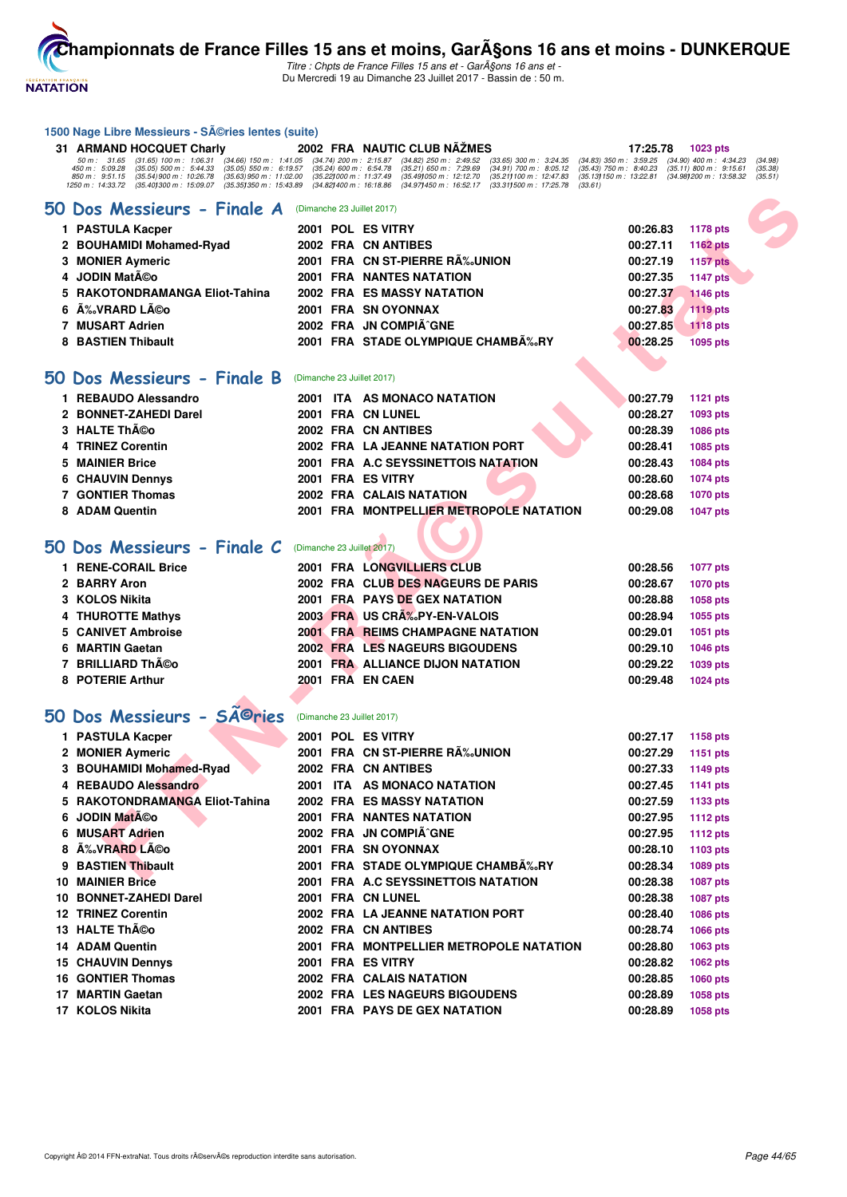### 1500 Nage Libre Messieurs - SÃ©ries lentes (suite)

| | | | | | | |
|---|---|---|---|---|---|---|
| 31 | ARMAND HOCQUET Charly | 2002 | FRA | NAUTIC CLUB NÃŽMES | 17:25.78 | 1023 pts |

50 m : 31.65 (31.65) 100 m : 1:06.31 (34.66) 150 m : 1:41.05 (34.74) 200 m : 2:15.87 (34.82) 250 m : 2:49.52 (33.65) 300 m : 3:24.35 (34.83) 350 m : 3:59.25 (34.90) 400 m : 4:34.23 (34.98)
450 m : 5:09.28 (35.05) 500 m : 5:44.33 (35.05) 550 m : 6:19.57 (35.24) 600 m : 6:54.78 (35.21) 650 m : 7:29.69 (34.91) 700 m : 8:05.12 (35.43) 750 m : 8:40.23 (35.11) 800 m : 9:15.61 (35.38)
850 m : 9:51.15 (35.54) 900 m : 10:26.78 (35.63) 950 m : 11:02.00 (35.22) 1000 m : 11:37.49 (35.49) 1050 m : 12:12.70 (35.21) 1100 m : 12:47.83 (35.13) 1150 m : 13:22.81 (34.98) 1200 m : 13:58.32 (35.51)
1250 m : 14:33.72 (35.40) 1300 m : 15:09.07 (35.35) 1350 m : 15:43.89 (34.82) 1400 m : 16:18.86 (34.97) 1450 m : 16:52.17 (33.31) 1500 m : 17:25.78 (33.61)

## 50 Dos Messieurs - Finale A (Dimanche 23 Juillet 2017)

| | | | | | | |
|---|---|---|---|---|---|---|
| 1 | PASTULA Kacper | 2001 | POL | ES VITRY | 00:26.83 | 1178 pts |
| 2 | BOUHAMIDI Mohamed-Ryad | 2002 | FRA | CN ANTIBES | 00:27.11 | 1162 pts |
| 3 | MONIER Aymeric | 2001 | FRA | CN ST-PIERRE RÃ‰UNION | 00:27.19 | 1157 pts |
| 4 | JODIN MatÃ©o | 2001 | FRA | NANTES NATATION | 00:27.35 | 1147 pts |
| 5 | RAKOTONDRAMANGA Eliot-Tahina | 2002 | FRA | ES MASSY NATATION | 00:27.37 | 1146 pts |
| 6 | Ã‰VRARD LÃ©o | 2001 | FRA | SN OYONNAX | 00:27.83 | 1119 pts |
| 7 | MUSART Adrien | 2002 | FRA | JN COMPIÃˆGNE | 00:27.85 | 1118 pts |
| 8 | BASTIEN Thibault | 2001 | FRA | STADE OLYMPIQUE CHAMBÃ‰RY | 00:28.25 | 1095 pts |

## 50 Dos Messieurs - Finale B (Dimanche 23 Juillet 2017)

| | | | | | | |
|---|---|---|---|---|---|---|
| 1 | REBAUDO Alessandro | 2001 | ITA | AS MONACO NATATION | 00:27.79 | 1121 pts |
| 2 | BONNET-ZAHEDI Darel | 2001 | FRA | CN LUNEL | 00:28.27 | 1093 pts |
| 3 | HALTE ThÃ©o | 2002 | FRA | CN ANTIBES | 00:28.39 | 1086 pts |
| 4 | TRINEZ Corentin | 2002 | FRA | LA JEANNE NATATION PORT | 00:28.41 | 1085 pts |
| 5 | MAINIER Brice | 2001 | FRA | A.C SEYSSINETTOIS NATATION | 00:28.43 | 1084 pts |
| 6 | CHAUVIN Dennys | 2001 | FRA | ES VITRY | 00:28.60 | 1074 pts |
| 7 | GONTIER Thomas | 2002 | FRA | CALAIS NATATION | 00:28.68 | 1070 pts |
| 8 | ADAM Quentin | 2001 | FRA | MONTPELLIER METROPOLE NATATION | 00:29.08 | 1047 pts |

## 50 Dos Messieurs - Finale C (Dimanche 23 Juillet 2017)

| | | | | | | |
|---|---|---|---|---|---|---|
| 1 | RENE-CORAIL Brice | 2001 | FRA | LONGVILLIERS CLUB | 00:28.56 | 1077 pts |
| 2 | BARRY Aron | 2002 | FRA | CLUB DES NAGEURS DE PARIS | 00:28.67 | 1070 pts |
| 3 | KOLOS Nikita | 2001 | FRA | PAYS DE GEX NATATION | 00:28.88 | 1058 pts |
| 4 | THUROTTE Mathys | 2003 | FRA | US CRÃ‰PY-EN-VALOIS | 00:28.94 | 1055 pts |
| 5 | CANIVET Ambroise | 2001 | FRA | REIMS CHAMPAGNE NATATION | 00:29.01 | 1051 pts |
| 6 | MARTIN Gaetan | 2002 | FRA | LES NAGEURS BIGOUDENS | 00:29.10 | 1046 pts |
| 7 | BRILLIARD ThÃ©o | 2001 | FRA | ALLIANCE DIJON NATATION | 00:29.22 | 1039 pts |
| 8 | POTERIE Arthur | 2001 | FRA | EN CAEN | 00:29.48 | 1024 pts |

## 50 Dos Messieurs - SÃ©ries (Dimanche 23 Juillet 2017)

| | | | | | | |
|---|---|---|---|---|---|---|
| 1 | PASTULA Kacper | 2001 | POL | ES VITRY | 00:27.17 | 1158 pts |
| 2 | MONIER Aymeric | 2001 | FRA | CN ST-PIERRE RÃ‰UNION | 00:27.29 | 1151 pts |
| 3 | BOUHAMIDI Mohamed-Ryad | 2002 | FRA | CN ANTIBES | 00:27.33 | 1149 pts |
| 4 | REBAUDO Alessandro | 2001 | ITA | AS MONACO NATATION | 00:27.45 | 1141 pts |
| 5 | RAKOTONDRAMANGA Eliot-Tahina | 2002 | FRA | ES MASSY NATATION | 00:27.59 | 1133 pts |
| 6 | JODIN MatÃ©o | 2001 | FRA | NANTES NATATION | 00:27.95 | 1112 pts |
| 6 | MUSART Adrien | 2002 | FRA | JN COMPIÃˆGNE | 00:27.95 | 1112 pts |
| 8 | Ã‰VRARD LÃ©o | 2001 | FRA | SN OYONNAX | 00:28.10 | 1103 pts |
| 9 | BASTIEN Thibault | 2001 | FRA | STADE OLYMPIQUE CHAMBÃ‰RY | 00:28.34 | 1089 pts |
| 10 | MAINIER Brice | 2001 | FRA | A.C SEYSSINETTOIS NATATION | 00:28.38 | 1087 pts |
| 10 | BONNET-ZAHEDI Darel | 2001 | FRA | CN LUNEL | 00:28.38 | 1087 pts |
| 12 | TRINEZ Corentin | 2002 | FRA | LA JEANNE NATATION PORT | 00:28.40 | 1086 pts |
| 13 | HALTE ThÃ©o | 2002 | FRA | CN ANTIBES | 00:28.74 | 1066 pts |
| 14 | ADAM Quentin | 2001 | FRA | MONTPELLIER METROPOLE NATATION | 00:28.80 | 1063 pts |
| 15 | CHAUVIN Dennys | 2001 | FRA | ES VITRY | 00:28.82 | 1062 pts |
| 16 | GONTIER Thomas | 2002 | FRA | CALAIS NATATION | 00:28.85 | 1060 pts |
| 17 | MARTIN Gaetan | 2002 | FRA | LES NAGEURS BIGOUDENS | 00:28.89 | 1058 pts |
| 17 | KOLOS Nikita | 2001 | FRA | PAYS DE GEX NATATION | 00:28.89 | 1058 pts |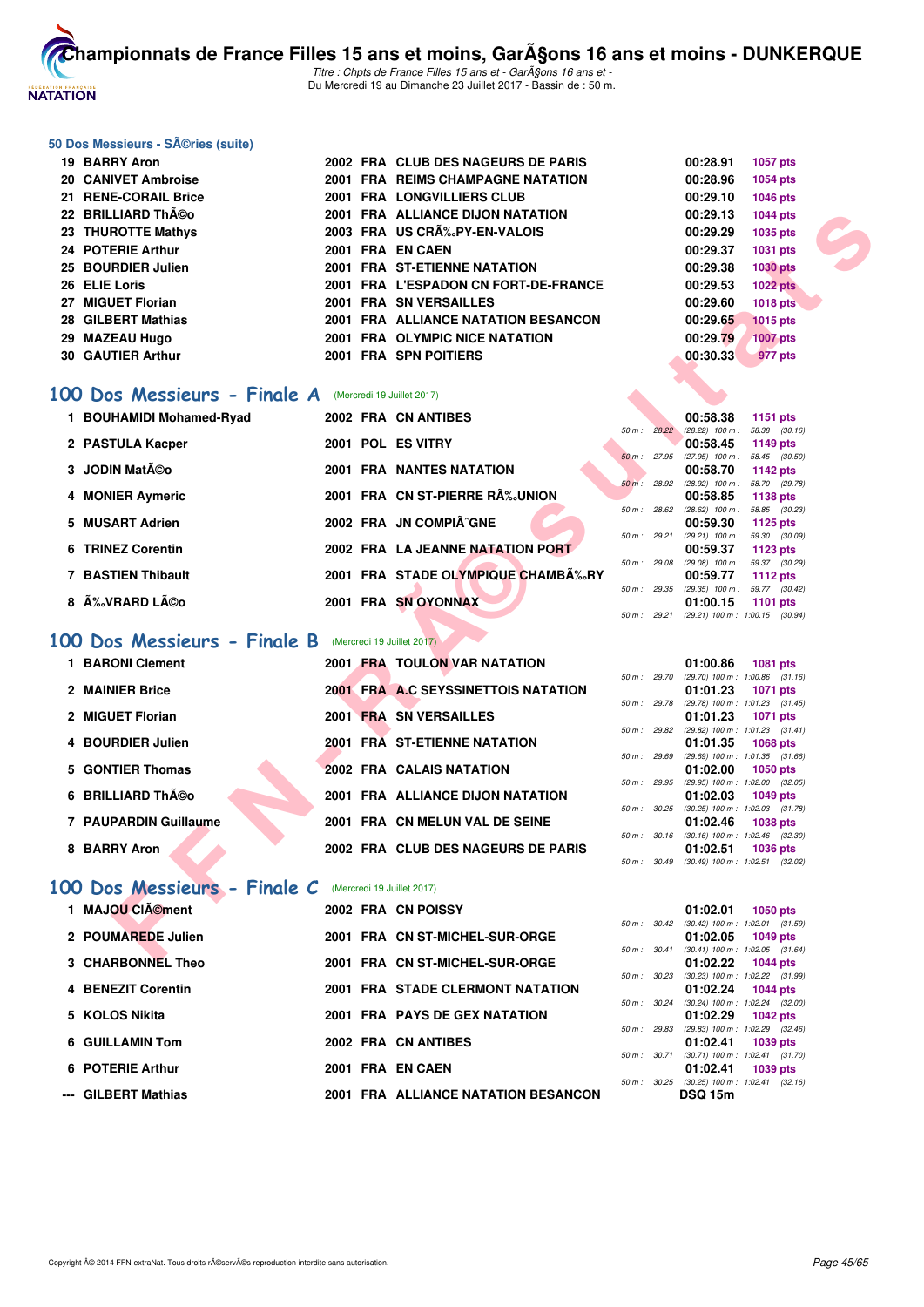### 50 Dos Messieurs - SÃ©ries (suite)

| | | | | | | |
|---|---|---|---|---|---|---|
| 19 | BARRY Aron | 2002 | FRA | CLUB DES NAGEURS DE PARIS | 00:28.91 | 1057 pts |
| 20 | CANIVET Ambroise | 2001 | FRA | REIMS CHAMPAGNE NATATION | 00:28.96 | 1054 pts |
| 21 | RENE-CORAIL Brice | 2001 | FRA | LONGVILLIERS CLUB | 00:29.10 | 1046 pts |
| 22 | BRILLIARD ThÃ©o | 2001 | FRA | ALLIANCE DIJON NATATION | 00:29.13 | 1044 pts |
| 23 | THUROTTE Mathys | 2003 | FRA | US CRÃ‰PY-EN-VALOIS | 00:29.29 | 1035 pts |
| 24 | POTERIE Arthur | 2001 | FRA | EN CAEN | 00:29.37 | 1031 pts |
| 25 | BOURDIER Julien | 2001 | FRA | ST-ETIENNE NATATION | 00:29.38 | 1030 pts |
| 26 | ELIE Loris | 2001 | FRA | L'ESPADON CN FORT-DE-FRANCE | 00:29.53 | 1022 pts |
| 27 | MIGUET Florian | 2001 | FRA | SN VERSAILLES | 00:29.60 | 1018 pts |
| 28 | GILBERT Mathias | 2001 | FRA | ALLIANCE NATATION BESANCON | 00:29.65 | 1015 pts |
| 29 | MAZEAU Hugo | 2001 | FRA | OLYMPIC NICE NATATION | 00:29.79 | 1007 pts |
| 30 | GAUTIER Arthur | 2001 | FRA | SPN POITIERS | 00:30.33 | 977 pts |

## 100 Dos Messieurs - Finale A (Mercredi 19 Juillet 2017)

| | | | | | | | |
|---|---|---|---|---|---|---|---|
| 1 | BOUHAMIDI Mohamed-Ryad | 2002 | FRA | CN ANTIBES | 00:58.38 | 1151 pts | 50 m : 28.22 (28.22) 100 m : 58.38 (30.16) |
| 2 | PASTULA Kacper | 2001 | POL | ES VITRY | 00:58.45 | 1149 pts | 50 m : 27.95 (27.95) 100 m : 58.45 (30.50) |
| 3 | JODIN MatÃ©o | 2001 | FRA | NANTES NATATION | 00:58.70 | 1142 pts | 50 m : 28.92 (28.92) 100 m : 58.70 (29.78) |
| 4 | MONIER Aymeric | 2001 | FRA | CN ST-PIERRE RÃ‰UNION | 00:58.85 | 1138 pts | 50 m : 28.62 (28.62) 100 m : 58.85 (30.23) |
| 5 | MUSART Adrien | 2002 | FRA | JN COMPIÃˆGNE | 00:59.30 | 1125 pts | 50 m : 29.21 (29.21) 100 m : 59.30 (30.09) |
| 6 | TRINEZ Corentin | 2002 | FRA | LA JEANNE NATATION PORT | 00:59.37 | 1123 pts | 50 m : 29.08 (29.08) 100 m : 59.37 (30.29) |
| 7 | BASTIEN Thibault | 2001 | FRA | STADE OLYMPIQUE CHAMBÃ‰RY | 00:59.77 | 1112 pts | 50 m : 29.35 (29.35) 100 m : 59.77 (30.42) |
| 8 | Ã‰VRARD LÃ©o | 2001 | FRA | SN OYONNAX | 01:00.15 | 1101 pts | 50 m : 29.21 (29.21) 100 m : 1:00.15 (30.94) |

## 100 Dos Messieurs - Finale B (Mercredi 19 Juillet 2017)

| | | | | | | | |
|---|---|---|---|---|---|---|---|
| 1 | BARONI Clement | 2001 | FRA | TOULON VAR NATATION | 01:00.86 | 1081 pts | 50 m : 29.70 (29.70) 100 m : 1:00.86 (31.16) |
| 2 | MAINIER Brice | 2001 | FRA | A.C SEYSSINETTOIS NATATION | 01:01.23 | 1071 pts | 50 m : 29.78 (29.78) 100 m : 1:01.23 (31.45) |
| 2 | MIGUET Florian | 2001 | FRA | SN VERSAILLES | 01:01.23 | 1071 pts | 50 m : 29.82 (29.82) 100 m : 1:01.23 (31.41) |
| 4 | BOURDIER Julien | 2001 | FRA | ST-ETIENNE NATATION | 01:01.35 | 1068 pts | 50 m : 29.69 (29.69) 100 m : 1:01.35 (31.66) |
| 5 | GONTIER Thomas | 2002 | FRA | CALAIS NATATION | 01:02.00 | 1050 pts | 50 m : 29.95 (29.95) 100 m : 1:02.00 (32.05) |
| 6 | BRILLIARD ThÃ©o | 2001 | FRA | ALLIANCE DIJON NATATION | 01:02.03 | 1049 pts | 50 m : 30.25 (30.25) 100 m : 1:02.03 (31.78) |
| 7 | PAUPARDIN Guillaume | 2001 | FRA | CN MELUN VAL DE SEINE | 01:02.46 | 1038 pts | 50 m : 30.16 (30.16) 100 m : 1:02.46 (32.30) |
| 8 | BARRY Aron | 2002 | FRA | CLUB DES NAGEURS DE PARIS | 01:02.51 | 1036 pts | 50 m : 30.49 (30.49) 100 m : 1:02.51 (32.02) |

## 100 Dos Messieurs - Finale C (Mercredi 19 Juillet 2017)

| | | | | | | | |
|---|---|---|---|---|---|---|---|
| 1 | MAJOU ClÃ©ment | 2002 | FRA | CN POISSY | 01:02.01 | 1050 pts | 50 m : 30.42 (30.42) 100 m : 1:02.01 (31.59) |
| 2 | POUMAREDE Julien | 2001 | FRA | CN ST-MICHEL-SUR-ORGE | 01:02.05 | 1049 pts | 50 m : 30.41 (30.41) 100 m : 1:02.05 (31.64) |
| 3 | CHARBONNEL Theo | 2001 | FRA | CN ST-MICHEL-SUR-ORGE | 01:02.22 | 1044 pts | 50 m : 30.23 (30.23) 100 m : 1:02.22 (31.99) |
| 4 | BENEZIT Corentin | 2001 | FRA | STADE CLERMONT NATATION | 01:02.24 | 1044 pts | 50 m : 30.24 (30.24) 100 m : 1:02.24 (32.00) |
| 5 | KOLOS Nikita | 2001 | FRA | PAYS DE GEX NATATION | 01:02.29 | 1042 pts | 50 m : 29.83 (29.83) 100 m : 1:02.29 (32.46) |
| 6 | GUILLAMIN Tom | 2002 | FRA | CN ANTIBES | 01:02.41 | 1039 pts | 50 m : 30.71 (30.71) 100 m : 1:02.41 (31.70) |
| 6 | POTERIE Arthur | 2001 | FRA | EN CAEN | 01:02.41 | 1039 pts | 50 m : 30.25 (30.25) 100 m : 1:02.41 (32.16) |
| --- | GILBERT Mathias | 2001 | FRA | ALLIANCE NATATION BESANCON | DSQ 15m | | |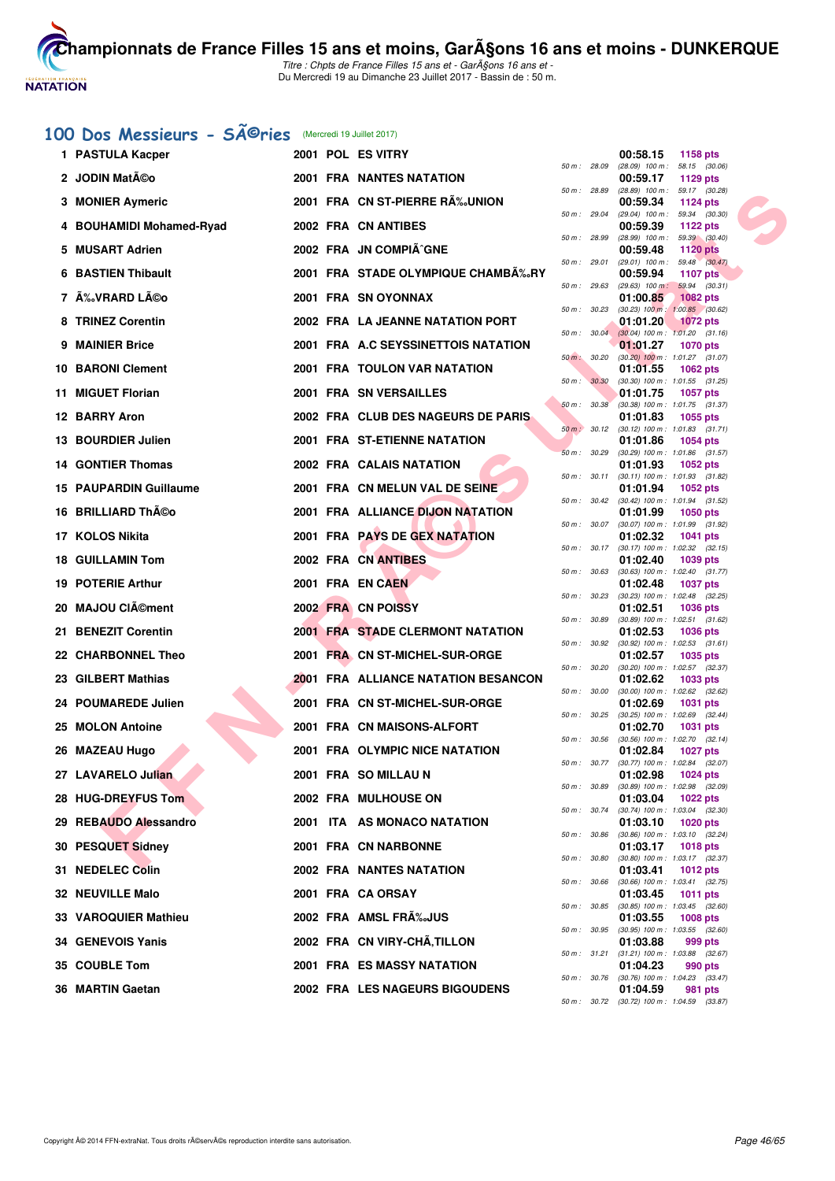## 100 Dos Messieurs - SÃ©ries (Mercredi 19 Juillet 2017)

| Rang | Nom | Année | Nat | Club | Temps | Points | 50 m | 100 m |
|---|---|---|---|---|---|---|---|---|
| 1 | PASTULA Kacper | 2001 | POL | ES VITRY | 00:58.15 | 1158 pts | 28.09 (28.09) | 58.15 (30.06) |
| 2 | JODIN MatÃ©o | 2001 | FRA | NANTES NATATION | 00:59.17 | 1129 pts | 28.89 (28.89) | 59.17 (30.28) |
| 3 | MONIER Aymeric | 2001 | FRA | CN ST-PIERRE RÃ‰UNION | 00:59.34 | 1124 pts | 29.04 (29.04) | 59.34 (30.30) |
| 4 | BOUHAMIDI Mohamed-Ryad | 2002 | FRA | CN ANTIBES | 00:59.39 | 1122 pts | 28.99 (28.99) | 59.39 (30.40) |
| 5 | MUSART Adrien | 2002 | FRA | JN COMPIÃˆGNE | 00:59.48 | 1120 pts | 29.01 (29.01) | 59.48 (30.47) |
| 6 | BASTIEN Thibault | 2001 | FRA | STADE OLYMPIQUE CHAMBÃ‰RY | 00:59.94 | 1107 pts | 29.63 (29.63) | 59.94 (30.31) |
| 7 | Ã‰VRARD LÃ©o | 2001 | FRA | SN OYONNAX | 01:00.85 | 1082 pts | 30.23 (30.23) | 1:00.85 (30.62) |
| 8 | TRINEZ Corentin | 2002 | FRA | LA JEANNE NATATION PORT | 01:01.20 | 1072 pts | 30.04 (30.04) | 1:01.20 (31.16) |
| 9 | MAINIER Brice | 2001 | FRA | A.C SEYSSINETTOIS NATATION | 01:01.27 | 1070 pts | 30.20 (30.20) | 1:01.27 (31.07) |
| 10 | BARONI Clement | 2001 | FRA | TOULON VAR NATATION | 01:01.55 | 1062 pts | 30.30 (30.30) | 1:01.55 (31.25) |
| 11 | MIGUET Florian | 2001 | FRA | SN VERSAILLES | 01:01.75 | 1057 pts | 30.38 (30.38) | 1:01.75 (31.37) |
| 12 | BARRY Aron | 2002 | FRA | CLUB DES NAGEURS DE PARIS | 01:01.83 | 1055 pts | 30.12 (30.12) | 1:01.83 (31.71) |
| 13 | BOURDIER Julien | 2001 | FRA | ST-ETIENNE NATATION | 01:01.86 | 1054 pts | 30.29 (30.29) | 1:01.86 (31.57) |
| 14 | GONTIER Thomas | 2002 | FRA | CALAIS NATATION | 01:01.93 | 1052 pts | 30.11 (30.11) | 1:01.93 (31.82) |
| 15 | PAUPARDIN Guillaume | 2001 | FRA | CN MELUN VAL DE SEINE | 01:01.94 | 1052 pts | 30.42 (30.42) | 1:01.94 (31.52) |
| 16 | BRILLIARD ThÃ©o | 2001 | FRA | ALLIANCE DIJON NATATION | 01:01.99 | 1050 pts | 30.07 (30.07) | 1:01.99 (31.92) |
| 17 | KOLOS Nikita | 2001 | FRA | PAYS DE GEX NATATION | 01:02.32 | 1041 pts | 30.17 (30.17) | 1:02.32 (32.15) |
| 18 | GUILLAMIN Tom | 2002 | FRA | CN ANTIBES | 01:02.40 | 1039 pts | 30.63 (30.63) | 1:02.40 (31.77) |
| 19 | POTERIE Arthur | 2001 | FRA | EN CAEN | 01:02.48 | 1037 pts | 30.23 (30.23) | 1:02.48 (32.25) |
| 20 | MAJOU ClÃ©ment | 2002 | FRA | CN POISSY | 01:02.51 | 1036 pts | 30.89 (30.89) | 1:02.51 (31.62) |
| 21 | BENEZIT Corentin | 2001 | FRA | STADE CLERMONT NATATION | 01:02.53 | 1036 pts | 30.92 (30.92) | 1:02.53 (31.61) |
| 22 | CHARBONNEL Theo | 2001 | FRA | CN ST-MICHEL-SUR-ORGE | 01:02.57 | 1035 pts | 30.20 (30.20) | 1:02.57 (32.37) |
| 23 | GILBERT Mathias | 2001 | FRA | ALLIANCE NATATION BESANCON | 01:02.62 | 1033 pts | 30.00 (30.00) | 1:02.62 (32.62) |
| 24 | POUMAREDE Julien | 2001 | FRA | CN ST-MICHEL-SUR-ORGE | 01:02.69 | 1031 pts | 30.25 (30.25) | 1:02.69 (32.44) |
| 25 | MOLON Antoine | 2001 | FRA | CN MAISONS-ALFORT | 01:02.70 | 1031 pts | 30.56 (30.56) | 1:02.70 (32.14) |
| 26 | MAZEAU Hugo | 2001 | FRA | OLYMPIC NICE NATATION | 01:02.84 | 1027 pts | 30.77 (30.77) | 1:02.84 (32.07) |
| 27 | LAVARELO Julian | 2001 | FRA | SO MILLAU N | 01:02.98 | 1024 pts | 30.89 (30.89) | 1:02.98 (32.09) |
| 28 | HUG-DREYFUS Tom | 2002 | FRA | MULHOUSE ON | 01:03.04 | 1022 pts | 30.74 (30.74) | 1:03.04 (32.30) |
| 29 | REBAUDO Alessandro | 2001 | ITA | AS MONACO NATATION | 01:03.10 | 1020 pts | 30.86 (30.86) | 1:03.10 (32.24) |
| 30 | PESQUET Sidney | 2001 | FRA | CN NARBONNE | 01:03.17 | 1018 pts | 30.80 (30.80) | 1:03.17 (32.37) |
| 31 | NEDELEC Colin | 2002 | FRA | NANTES NATATION | 01:03.41 | 1012 pts | 30.66 (30.66) | 1:03.41 (32.75) |
| 32 | NEUVILLE Malo | 2001 | FRA | CA ORSAY | 01:03.45 | 1011 pts | 30.85 (30.85) | 1:03.45 (32.60) |
| 33 | VAROQUIER Mathieu | 2002 | FRA | AMSL FRÃ‰JUS | 01:03.55 | 1008 pts | 30.95 (30.95) | 1:03.55 (32.60) |
| 34 | GENEVOIS Yanis | 2002 | FRA | CN VIRY-CHÃ‚TILLON | 01:03.88 | 999 pts | 31.21 (31.21) | 1:03.88 (32.67) |
| 35 | COUBLE Tom | 2001 | FRA | ES MASSY NATATION | 01:04.23 | 990 pts | 30.76 (30.76) | 1:04.23 (33.47) |
| 36 | MARTIN Gaetan | 2002 | FRA | LES NAGEURS BIGOUDENS | 01:04.59 | 981 pts | 30.72 (30.72) | 1:04.59 (33.87) |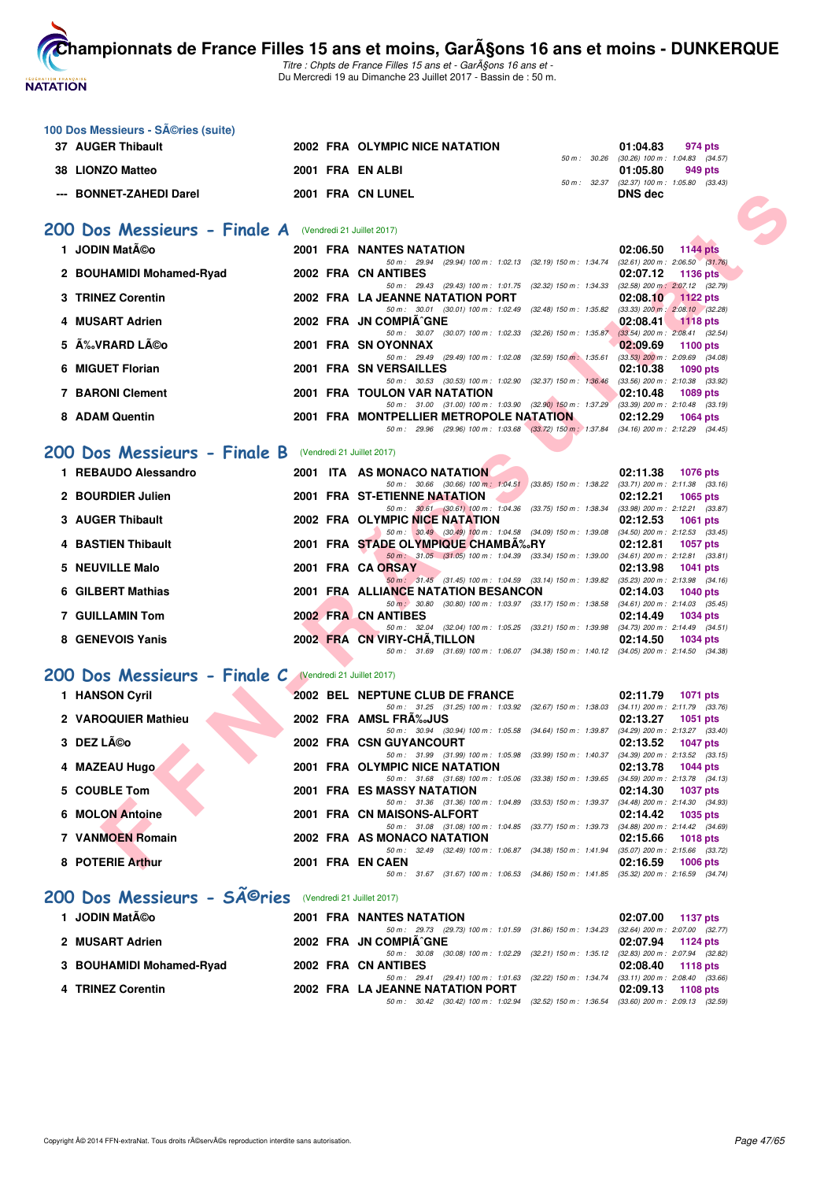# Championnats de France Filles 15 ans et moins, GarÃ§ons 16 ans et moins - DUNKERQUE

*Titre : Chpts de France Filles 15 ans et - GarÃ§ons 16 ans et -*
Du Mercredi 19 au Dimanche 23 Juillet 2017 - Bassin de : 50 m.

### 100 Dos Messieurs - SÃ©ries (suite)

| Rang | Nom | Année | Nat | Club | Temps | Points |
|---|---|---|---|---|---|---|
| 37 | AUGER Thibault | 2002 | FRA | OLYMPIC NICE NATATION | 01:04.83 | 974 pts |
| | 50 m : 30.26 (30.26) 100 m : 1:04.83 (34.57) | | | | | |
| 38 | LIONZO Matteo | 2001 | FRA | EN ALBI | 01:05.80 | 949 pts |
| | 50 m : 32.37 (32.37) 100 m : 1:05.80 (33.43) | | | | | |
| --- | BONNET-ZAHEDI Darel | 2001 | FRA | CN LUNEL | DNS dec | |

## 200 Dos Messieurs - Finale A (Vendredi 21 Juillet 2017)

| Rang | Nom | Année | Nat | Club | Temps | Points |
|---|---|---|---|---|---|---|
| 1 | JODIN MatÃ©o | 2001 | FRA | NANTES NATATION | 02:06.50 | 1144 pts |
| | 50 m : 29.94 (29.94) 100 m : 1:02.13 (32.19) 150 m : 1:34.74 (32.61) 200 m : 2:06.50 (31.76) | | | | | |
| 2 | BOUHAMIDI Mohamed-Ryad | 2002 | FRA | CN ANTIBES | 02:07.12 | 1136 pts |
| | 50 m : 29.43 (29.43) 100 m : 1:01.75 (32.32) 150 m : 1:34.33 (32.58) 200 m : 2:07.12 (32.79) | | | | | |
| 3 | TRINEZ Corentin | 2002 | FRA | LA JEANNE NATATION PORT | 02:08.10 | 1122 pts |
| | 50 m : 30.01 (30.01) 100 m : 1:02.49 (32.48) 150 m : 1:35.82 (33.33) 200 m : 2:08.10 (32.28) | | | | | |
| 4 | MUSART Adrien | 2002 | FRA | JN COMPIÃ¨GNE | 02:08.41 | 1118 pts |
| | 50 m : 30.07 (30.07) 100 m : 1:02.33 (32.26) 150 m : 1:35.87 (33.54) 200 m : 2:08.41 (32.54) | | | | | |
| 5 | Ã‰VRARD LÃ©o | 2001 | FRA | SN OYONNAX | 02:09.69 | 1100 pts |
| | 50 m : 29.49 (29.49) 100 m : 1:02.08 (32.59) 150 m : 1:35.61 (33.53) 200 m : 2:09.69 (34.08) | | | | | |
| 6 | MIGUET Florian | 2001 | FRA | SN VERSAILLES | 02:10.38 | 1090 pts |
| | 50 m : 30.53 (30.53) 100 m : 1:02.90 (32.37) 150 m : 1:36.46 (33.56) 200 m : 2:10.38 (33.92) | | | | | |
| 7 | BARONI Clement | 2001 | FRA | TOULON VAR NATATION | 02:10.48 | 1089 pts |
| | 50 m : 31.00 (31.00) 100 m : 1:03.90 (32.90) 150 m : 1:37.29 (33.39) 200 m : 2:10.48 (33.19) | | | | | |
| 8 | ADAM Quentin | 2001 | FRA | MONTPELLIER METROPOLE NATATION | 02:12.29 | 1064 pts |
| | 50 m : 29.96 (29.96) 100 m : 1:03.68 (33.72) 150 m : 1:37.84 (34.16) 200 m : 2:12.29 (34.45) | | | | | |

## 200 Dos Messieurs - Finale B (Vendredi 21 Juillet 2017)

| Rang | Nom | Année | Nat | Club | Temps | Points |
|---|---|---|---|---|---|---|
| 1 | REBAUDO Alessandro | 2001 | ITA | AS MONACO NATATION | 02:11.38 | 1076 pts |
| | 50 m : 30.66 (30.66) 100 m : 1:04.51 (33.85) 150 m : 1:38.22 (33.71) 200 m : 2:11.38 (33.16) | | | | | |
| 2 | BOURDIER Julien | 2001 | FRA | ST-ETIENNE NATATION | 02:12.21 | 1065 pts |
| | 50 m : 30.61 (30.61) 100 m : 1:04.36 (33.75) 150 m : 1:38.34 (33.98) 200 m : 2:12.21 (33.87) | | | | | |
| 3 | AUGER Thibault | 2002 | FRA | OLYMPIC NICE NATATION | 02:12.53 | 1061 pts |
| | 50 m : 30.49 (30.49) 100 m : 1:04.58 (34.09) 150 m : 1:39.08 (34.50) 200 m : 2:12.53 (33.45) | | | | | |
| 4 | BASTIEN Thibault | 2001 | FRA | STADE OLYMPIQUE CHAMBÃ‰RY | 02:12.81 | 1057 pts |
| | 50 m : 31.05 (31.05) 100 m : 1:04.39 (33.34) 150 m : 1:39.00 (34.61) 200 m : 2:12.81 (33.81) | | | | | |
| 5 | NEUVILLE Malo | 2001 | FRA | CA ORSAY | 02:13.98 | 1041 pts |
| | 50 m : 31.45 (31.45) 100 m : 1:04.59 (33.14) 150 m : 1:39.82 (35.23) 200 m : 2:13.98 (34.16) | | | | | |
| 6 | GILBERT Mathias | 2001 | FRA | ALLIANCE NATATION BESANCON | 02:14.03 | 1040 pts |
| | 50 m : 30.80 (30.80) 100 m : 1:03.97 (33.17) 150 m : 1:38.58 (34.61) 200 m : 2:14.03 (35.45) | | | | | |
| 7 | GUILLAMIN Tom | 2002 | FRA | CN ANTIBES | 02:14.49 | 1034 pts |
| | 50 m : 32.04 (32.04) 100 m : 1:05.25 (33.21) 150 m : 1:39.98 (34.73) 200 m : 2:14.49 (34.51) | | | | | |
| 8 | GENEVOIS Yanis | 2002 | FRA | CN VIRY-CHÃ‚TILLON | 02:14.50 | 1034 pts |
| | 50 m : 31.69 (31.69) 100 m : 1:06.07 (34.38) 150 m : 1:40.12 (34.05) 200 m : 2:14.50 (34.38) | | | | | |

## 200 Dos Messieurs - Finale C (Vendredi 21 Juillet 2017)

| Rang | Nom | Année | Nat | Club | Temps | Points |
|---|---|---|---|---|---|---|
| 1 | HANSON Cyril | 2002 | BEL | NEPTUNE CLUB DE FRANCE | 02:11.79 | 1071 pts |
| | 50 m : 31.25 (31.25) 100 m : 1:03.92 (32.67) 150 m : 1:38.03 (34.11) 200 m : 2:11.79 (33.76) | | | | | |
| 2 | VAROQUIER Mathieu | 2002 | FRA | AMSL FRÃ‰JUS | 02:13.27 | 1051 pts |
| | 50 m : 30.94 (30.94) 100 m : 1:05.58 (34.64) 150 m : 1:39.87 (34.29) 200 m : 2:13.27 (33.40) | | | | | |
| 3 | DEZ LÃ©o | 2002 | FRA | CSN GUYANCOURT | 02:13.52 | 1047 pts |
| | 50 m : 31.99 (31.99) 100 m : 1:05.98 (33.99) 150 m : 1:40.37 (34.39) 200 m : 2:13.52 (33.15) | | | | | |
| 4 | MAZEAU Hugo | 2001 | FRA | OLYMPIC NICE NATATION | 02:13.78 | 1044 pts |
| | 50 m : 31.68 (31.68) 100 m : 1:05.06 (33.38) 150 m : 1:39.65 (34.59) 200 m : 2:13.78 (34.13) | | | | | |
| 5 | COUBLE Tom | 2001 | FRA | ES MASSY NATATION | 02:14.30 | 1037 pts |
| | 50 m : 31.36 (31.36) 100 m : 1:04.89 (33.53) 150 m : 1:39.37 (34.48) 200 m : 2:14.30 (34.93) | | | | | |
| 6 | MOLON Antoine | 2001 | FRA | CN MAISONS-ALFORT | 02:14.42 | 1035 pts |
| | 50 m : 31.08 (31.08) 100 m : 1:04.85 (33.77) 150 m : 1:39.73 (34.88) 200 m : 2:14.42 (34.69) | | | | | |
| 7 | VANMOEN Romain | 2002 | FRA | AS MONACO NATATION | 02:15.66 | 1018 pts |
| | 50 m : 32.49 (32.49) 100 m : 1:06.87 (34.38) 150 m : 1:41.94 (35.07) 200 m : 2:15.66 (33.72) | | | | | |
| 8 | POTERIE Arthur | 2001 | FRA | EN CAEN | 02:16.59 | 1006 pts |
| | 50 m : 31.67 (31.67) 100 m : 1:06.53 (34.86) 150 m : 1:41.85 (35.32) 200 m : 2:16.59 (34.74) | | | | | |

## 200 Dos Messieurs - SÃ©ries (Vendredi 21 Juillet 2017)

| Rang | Nom | Année | Nat | Club | Temps | Points |
|---|---|---|---|---|---|---|
| 1 | JODIN MatÃ©o | 2001 | FRA | NANTES NATATION | 02:07.00 | 1137 pts |
| | 50 m : 29.73 (29.73) 100 m : 1:01.59 (31.86) 150 m : 1:34.23 (32.64) 200 m : 2:07.00 (32.77) | | | | | |
| 2 | MUSART Adrien | 2002 | FRA | JN COMPIÃ¨GNE | 02:07.94 | 1124 pts |
| | 50 m : 30.08 (30.08) 100 m : 1:02.29 (32.21) 150 m : 1:35.12 (32.83) 200 m : 2:07.94 (32.82) | | | | | |
| 3 | BOUHAMIDI Mohamed-Ryad | 2002 | FRA | CN ANTIBES | 02:08.40 | 1118 pts |
| | 50 m : 29.41 (29.41) 100 m : 1:01.63 (32.22) 150 m : 1:34.74 (33.11) 200 m : 2:08.40 (33.66) | | | | | |
| 4 | TRINEZ Corentin | 2002 | FRA | LA JEANNE NATATION PORT | 02:09.13 | 1108 pts |
| | 50 m : 30.42 (30.42) 100 m : 1:02.94 (32.52) 150 m : 1:36.54 (33.60) 200 m : 2:09.13 (32.59) | | | | | |

Copyright Â© 2014 FFN-extraNat. Tous droits rÃ©servÃ©s reproduction interdite sans autorisation.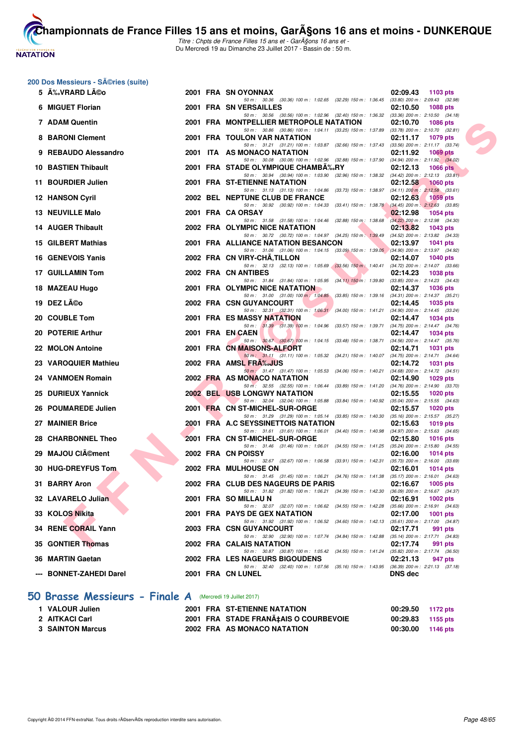## 200 Dos Messieurs - SÃ©ries (suite)

| Rang | Nom | Année | Nat | Club | Temps | Points |
|---|---|---|---|---|---|---|
| 5 | Ã‰VRARD LÃ©o | 2001 | FRA | SN OYONNAX | 02:09.43 | 1103 pts |
| | 50 m : 30.36 (30.36) 100 m : 1:02.65 (32.29) 150 m : 1:36.45 (33.80) 200 m : 2:09.43 (32.98) | | | | | |
| 6 | MIGUET Florian | 2001 | FRA | SN VERSAILLES | 02:10.50 | 1088 pts |
| | 50 m : 30.56 (30.56) 100 m : 1:02.96 (32.40) 150 m : 1:36.32 (33.36) 200 m : 2:10.50 (34.18) | | | | | |
| 7 | ADAM Quentin | 2001 | FRA | MONTPELLIER METROPOLE NATATION | 02:10.70 | 1086 pts |
| | 50 m : 30.86 (30.86) 100 m : 1:04.11 (33.25) 150 m : 1:37.89 (33.78) 200 m : 2:10.70 (32.81) | | | | | |
| 8 | BARONI Clement | 2001 | FRA | TOULON VAR NATATION | 02:11.17 | 1079 pts |
| | 50 m : 31.21 (31.21) 100 m : 1:03.87 (32.66) 150 m : 1:37.43 (33.56) 200 m : 2:11.17 (33.74) | | | | | |
| 9 | REBAUDO Alessandro | 2001 | ITA | AS MONACO NATATION | 02:11.92 | 1069 pts |
| | 50 m : 30.08 (30.08) 100 m : 1:02.96 (32.88) 150 m : 1:37.90 (34.94) 200 m : 2:11.92 (34.02) | | | | | |
| 10 | BASTIEN Thibault | 2001 | FRA | STADE OLYMPIQUE CHAMBÃ‰RY | 02:12.13 | 1066 pts |
| | 50 m : 30.94 (30.94) 100 m : 1:03.90 (32.96) 150 m : 1:38.32 (34.42) 200 m : 2:12.13 (33.81) | | | | | |
| 11 | BOURDIER Julien | 2001 | FRA | ST-ETIENNE NATATION | 02:12.58 | 1060 pts |
| | 50 m : 31.13 (31.13) 100 m : 1:04.86 (33.73) 150 m : 1:38.97 (34.11) 200 m : 2:12.58 (33.61) | | | | | |
| 12 | HANSON Cyril | 2002 | BEL | NEPTUNE CLUB DE FRANCE | 02:12.63 | 1059 pts |
| | 50 m : 30.92 (30.92) 100 m : 1:04.33 (33.41) 150 m : 1:38.78 (34.45) 200 m : 2:12.63 (33.85) | | | | | |
| 13 | NEUVILLE Malo | 2001 | FRA | CA ORSAY | 02:12.98 | 1054 pts |
| | 50 m : 31.58 (31.58) 100 m : 1:04.46 (32.88) 150 m : 1:38.68 (34.22) 200 m : 2:12.98 (34.30) | | | | | |
| 14 | AUGER Thibault | 2002 | FRA | OLYMPIC NICE NATATION | 02:13.82 | 1043 pts |
| | 50 m : 30.72 (30.72) 100 m : 1:04.97 (34.25) 150 m : 1:39.49 (34.52) 200 m : 2:13.82 (34.33) | | | | | |
| 15 | GILBERT Mathias | 2001 | FRA | ALLIANCE NATATION BESANCON | 02:13.97 | 1041 pts |
| | 50 m : 31.06 (31.06) 100 m : 1:04.15 (33.09) 150 m : 1:39.05 (34.90) 200 m : 2:13.97 (34.92) | | | | | |
| 16 | GENEVOIS Yanis | 2002 | FRA | CN VIRY-CHÃ‚TILLON | 02:14.07 | 1040 pts |
| | 50 m : 32.13 (32.13) 100 m : 1:05.69 (33.56) 150 m : 1:40.41 (34.72) 200 m : 2:14.07 (33.66) | | | | | |
| 17 | GUILLAMIN Tom | 2002 | FRA | CN ANTIBES | 02:14.23 | 1038 pts |
| | 50 m : 31.84 (31.84) 100 m : 1:05.95 (34.11) 150 m : 1:39.80 (33.85) 200 m : 2:14.23 (34.43) | | | | | |
| 18 | MAZEAU Hugo | 2001 | FRA | OLYMPIC NICE NATATION | 02:14.37 | 1036 pts |
| | 50 m : 31.00 (31.00) 100 m : 1:04.85 (33.85) 150 m : 1:39.16 (34.31) 200 m : 2:14.37 (35.21) | | | | | |
| 19 | DEZ LÃ©o | 2002 | FRA | CSN GUYANCOURT | 02:14.45 | 1035 pts |
| | 50 m : 32.31 (32.31) 100 m : 1:06.31 (34.00) 150 m : 1:41.21 (34.90) 200 m : 2:14.45 (33.24) | | | | | |
| 20 | COUBLE Tom | 2001 | FRA | ES MASSY NATATION | 02:14.47 | 1034 pts |
| | 50 m : 31.39 (31.39) 100 m : 1:04.96 (33.57) 150 m : 1:39.71 (34.75) 200 m : 2:14.47 (34.76) | | | | | |
| 20 | POTERIE Arthur | 2001 | FRA | EN CAEN | 02:14.47 | 1034 pts |
| | 50 m : 30.67 (30.67) 100 m : 1:04.15 (33.48) 150 m : 1:38.71 (34.56) 200 m : 2:14.47 (35.76) | | | | | |
| 22 | MOLON Antoine | 2001 | FRA | CN MAISONS-ALFORT | 02:14.71 | 1031 pts |
| | 50 m : 31.11 (31.11) 100 m : 1:05.32 (34.21) 150 m : 1:40.07 (34.75) 200 m : 2:14.71 (34.64) | | | | | |
| 23 | VAROQUIER Mathieu | 2002 | FRA | AMSL FRÃ‰JUS | 02:14.72 | 1031 pts |
| | 50 m : 31.47 (31.47) 100 m : 1:05.53 (34.06) 150 m : 1:40.21 (34.68) 200 m : 2:14.72 (34.51) | | | | | |
| 24 | VANMOEN Romain | 2002 | FRA | AS MONACO NATATION | 02:14.90 | 1029 pts |
| | 50 m : 32.55 (32.55) 100 m : 1:06.44 (33.89) 150 m : 1:41.20 (34.76) 200 m : 2:14.90 (33.70) | | | | | |
| 25 | DURIEUX Yannick | 2002 | BEL | USB LONGWY NATATION | 02:15.55 | 1020 pts |
| | 50 m : 32.04 (32.04) 100 m : 1:05.88 (33.84) 150 m : 1:40.92 (35.04) 200 m : 2:15.55 (34.63) | | | | | |
| 26 | POUMAREDE Julien | 2001 | FRA | CN ST-MICHEL-SUR-ORGE | 02:15.57 | 1020 pts |
| | 50 m : 31.29 (31.29) 100 m : 1:05.14 (33.85) 150 m : 1:40.30 (35.16) 200 m : 2:15.57 (35.27) | | | | | |
| 27 | MAINIER Brice | 2001 | FRA | A.C SEYSSINETTOIS NATATION | 02:15.63 | 1019 pts |
| | 50 m : 31.61 (31.61) 100 m : 1:06.01 (34.40) 150 m : 1:40.98 (34.97) 200 m : 2:15.63 (34.65) | | | | | |
| 28 | CHARBONNEL Theo | 2001 | FRA | CN ST-MICHEL-SUR-ORGE | 02:15.80 | 1016 pts |
| | 50 m : 31.46 (31.46) 100 m : 1:06.01 (34.55) 150 m : 1:41.25 (35.24) 200 m : 2:15.80 (34.55) | | | | | |
| 29 | MAJOU ClÃ©ment | 2002 | FRA | CN POISSY | 02:16.00 | 1014 pts |
| | 50 m : 32.67 (32.67) 100 m : 1:06.58 (33.91) 150 m : 1:42.31 (35.73) 200 m : 2:16.00 (33.69) | | | | | |
| 30 | HUG-DREYFUS Tom | 2002 | FRA | MULHOUSE ON | 02:16.01 | 1014 pts |
| | 50 m : 31.45 (31.45) 100 m : 1:06.21 (34.76) 150 m : 1:41.38 (35.17) 200 m : 2:16.01 (34.63) | | | | | |
| 31 | BARRY Aron | 2002 | FRA | CLUB DES NAGEURS DE PARIS | 02:16.67 | 1005 pts |
| | 50 m : 31.82 (31.82) 100 m : 1:06.21 (34.39) 150 m : 1:42.30 (36.09) 200 m : 2:16.67 (34.37) | | | | | |
| 32 | LAVARELO Julian | 2001 | FRA | SO MILLAU N | 02:16.91 | 1002 pts |
| | 50 m : 32.07 (32.07) 100 m : 1:06.62 (34.55) 150 m : 1:42.28 (35.66) 200 m : 2:16.91 (34.63) | | | | | |
| 33 | KOLOS Nikita | 2001 | FRA | PAYS DE GEX NATATION | 02:17.00 | 1001 pts |
| | 50 m : 31.92 (31.92) 100 m : 1:06.52 (34.60) 150 m : 1:42.13 (35.61) 200 m : 2:17.00 (34.87) | | | | | |
| 34 | RENE CORAIL Yann | 2003 | FRA | CSN GUYANCOURT | 02:17.71 | 991 pts |
| | 50 m : 32.90 (32.90) 100 m : 1:07.74 (34.84) 150 m : 1:42.88 (35.14) 200 m : 2:17.71 (34.83) | | | | | |
| 35 | GONTIER Thomas | 2002 | FRA | CALAIS NATATION | 02:17.74 | 991 pts |
| | 50 m : 30.87 (30.87) 100 m : 1:05.42 (34.55) 150 m : 1:41.24 (35.82) 200 m : 2:17.74 (36.50) | | | | | |
| 36 | MARTIN Gaetan | 2002 | FRA | LES NAGEURS BIGOUDENS | 02:21.13 | 947 pts |
| | 50 m : 32.40 (32.40) 100 m : 1:07.56 (35.16) 150 m : 1:43.95 (36.39) 200 m : 2:21.13 (37.18) | | | | | |
| --- | BONNET-ZAHEDI Darel | 2001 | FRA | CN LUNEL | DNS dec | |

## 50 Brasse Messieurs - Finale A (Mercredi 19 Juillet 2017)

| Rang | Nom | Année | Nat | Club | Temps | Points |
|---|---|---|---|---|---|---|
| 1 | VALOUR Julien | 2001 | FRA | ST-ETIENNE NATATION | 00:29.50 | 1172 pts |
| 2 | AITKACI Carl | 2001 | FRA | STADE FRANÃ‡AIS O COURBEVOIE | 00:29.83 | 1155 pts |
| 3 | SAINTON Marcus | 2002 | FRA | AS MONACO NATATION | 00:30.00 | 1146 pts |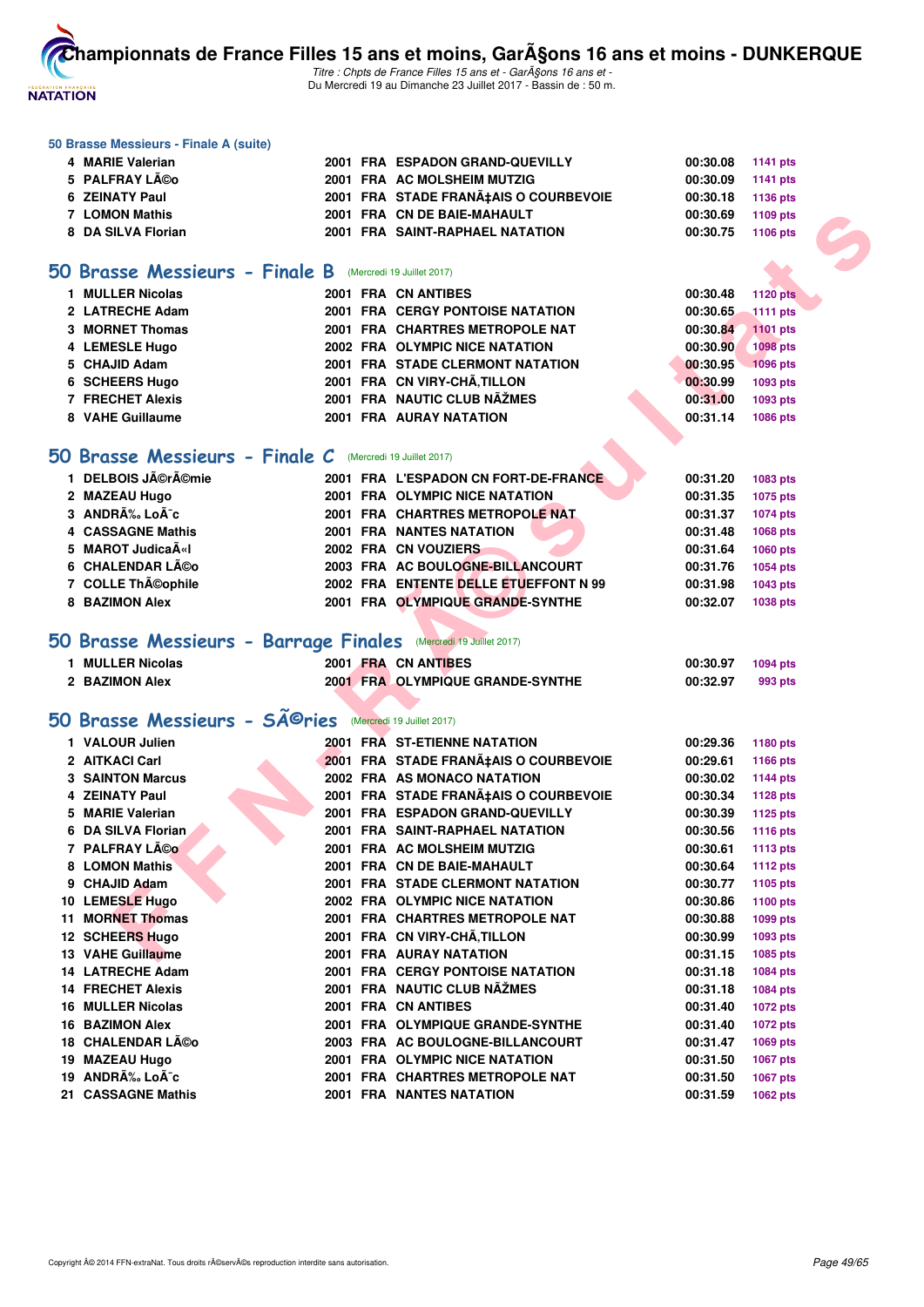### 50 Brasse Messieurs - Finale A (suite)

| | | | | | | |
|---|---|---|---|---|---|---|
| 4 | MARIE Valerian | 2001 | FRA | ESPADON GRAND-QUEVILLY | 00:30.08 | 1141 pts |
| 5 | PALFRAY LÃ©o | 2001 | FRA | AC MOLSHEIM MUTZIG | 00:30.09 | 1141 pts |
| 6 | ZEINATY Paul | 2001 | FRA | STADE FRANÃ‡AIS O COURBEVOIE | 00:30.18 | 1136 pts |
| 7 | LOMON Mathis | 2001 | FRA | CN DE BAIE-MAHAULT | 00:30.69 | 1109 pts |
| 8 | DA SILVA Florian | 2001 | FRA | SAINT-RAPHAEL NATATION | 00:30.75 | 1106 pts |

## 50 Brasse Messieurs - Finale B (Mercredi 19 Juillet 2017)

| | | | | | | |
|---|---|---|---|---|---|---|
| 1 | MULLER Nicolas | 2001 | FRA | CN ANTIBES | 00:30.48 | 1120 pts |
| 2 | LATRECHE Adam | 2001 | FRA | CERGY PONTOISE NATATION | 00:30.65 | 1111 pts |
| 3 | MORNET Thomas | 2001 | FRA | CHARTRES METROPOLE NAT | 00:30.84 | 1101 pts |
| 4 | LEMESLE Hugo | 2002 | FRA | OLYMPIC NICE NATATION | 00:30.90 | 1098 pts |
| 5 | CHAJID Adam | 2001 | FRA | STADE CLERMONT NATATION | 00:30.95 | 1096 pts |
| 6 | SCHEERS Hugo | 2001 | FRA | CN VIRY-CHÃ,TILLON | 00:30.99 | 1093 pts |
| 7 | FRECHET Alexis | 2001 | FRA | NAUTIC CLUB NÃŽMES | 00:31.00 | 1093 pts |
| 8 | VAHE Guillaume | 2001 | FRA | AURAY NATATION | 00:31.14 | 1086 pts |

## 50 Brasse Messieurs - Finale C (Mercredi 19 Juillet 2017)

| | | | | | | |
|---|---|---|---|---|---|---|
| 1 | DELBOIS JÃ©rÃ©mie | 2001 | FRA | L'ESPADON CN FORT-DE-FRANCE | 00:31.20 | 1083 pts |
| 2 | MAZEAU Hugo | 2001 | FRA | OLYMPIC NICE NATATION | 00:31.35 | 1075 pts |
| 3 | ANDRÃ‰ LoÃ¯c | 2001 | FRA | CHARTRES METROPOLE NAT | 00:31.37 | 1074 pts |
| 4 | CASSAGNE Mathis | 2001 | FRA | NANTES NATATION | 00:31.48 | 1068 pts |
| 5 | MAROT JudicaÃ«l | 2002 | FRA | CN VOUZIERS | 00:31.64 | 1060 pts |
| 6 | CHALENDAR LÃ©o | 2003 | FRA | AC BOULOGNE-BILLANCOURT | 00:31.76 | 1054 pts |
| 7 | COLLE ThÃ©ophile | 2002 | FRA | ENTENTE BELLE ETUEFFONT N 99 | 00:31.98 | 1043 pts |
| 8 | BAZIMON Alex | 2001 | FRA | OLYMPIQUE GRANDE-SYNTHE | 00:32.07 | 1038 pts |

## 50 Brasse Messieurs - Barrage Finales (Mercredi 19 Juillet 2017)

| | | | | | | |
|---|---|---|---|---|---|---|
| 1 | MULLER Nicolas | 2001 | FRA | CN ANTIBES | 00:30.97 | 1094 pts |
| 2 | BAZIMON Alex | 2001 | FRA | OLYMPIQUE GRANDE-SYNTHE | 00:32.97 | 993 pts |

## 50 Brasse Messieurs - SÃ©ries (Mercredi 19 Juillet 2017)

| | | | | | | |
|---|---|---|---|---|---|---|
| 1 | VALOUR Julien | 2001 | FRA | ST-ETIENNE NATATION | 00:29.36 | 1180 pts |
| 2 | AITKACI Carl | 2001 | FRA | STADE FRANÃ‡AIS O COURBEVOIE | 00:29.61 | 1166 pts |
| 3 | SAINTON Marcus | 2002 | FRA | AS MONACO NATATION | 00:30.02 | 1144 pts |
| 4 | ZEINATY Paul | 2001 | FRA | STADE FRANÃ‡AIS O COURBEVOIE | 00:30.34 | 1128 pts |
| 5 | MARIE Valerian | 2001 | FRA | ESPADON GRAND-QUEVILLY | 00:30.39 | 1125 pts |
| 6 | DA SILVA Florian | 2001 | FRA | SAINT-RAPHAEL NATATION | 00:30.56 | 1116 pts |
| 7 | PALFRAY LÃ©o | 2001 | FRA | AC MOLSHEIM MUTZIG | 00:30.61 | 1113 pts |
| 8 | LOMON Mathis | 2001 | FRA | CN DE BAIE-MAHAULT | 00:30.64 | 1112 pts |
| 9 | CHAJID Adam | 2001 | FRA | STADE CLERMONT NATATION | 00:30.77 | 1105 pts |
| 10 | LEMESLE Hugo | 2002 | FRA | OLYMPIC NICE NATATION | 00:30.86 | 1100 pts |
| 11 | MORNET Thomas | 2001 | FRA | CHARTRES METROPOLE NAT | 00:30.88 | 1099 pts |
| 12 | SCHEERS Hugo | 2001 | FRA | CN VIRY-CHÃ,TILLON | 00:30.99 | 1093 pts |
| 13 | VAHE Guillaume | 2001 | FRA | AURAY NATATION | 00:31.15 | 1085 pts |
| 14 | LATRECHE Adam | 2001 | FRA | CERGY PONTOISE NATATION | 00:31.18 | 1084 pts |
| 14 | FRECHET Alexis | 2001 | FRA | NAUTIC CLUB NÃŽMES | 00:31.18 | 1084 pts |
| 16 | MULLER Nicolas | 2001 | FRA | CN ANTIBES | 00:31.40 | 1072 pts |
| 16 | BAZIMON Alex | 2001 | FRA | OLYMPIQUE GRANDE-SYNTHE | 00:31.40 | 1072 pts |
| 18 | CHALENDAR LÃ©o | 2003 | FRA | AC BOULOGNE-BILLANCOURT | 00:31.47 | 1069 pts |
| 19 | MAZEAU Hugo | 2001 | FRA | OLYMPIC NICE NATATION | 00:31.50 | 1067 pts |
| 19 | ANDRÃ‰ LoÃ¯c | 2001 | FRA | CHARTRES METROPOLE NAT | 00:31.50 | 1067 pts |
| 21 | CASSAGNE Mathis | 2001 | FRA | NANTES NATATION | 00:31.59 | 1062 pts |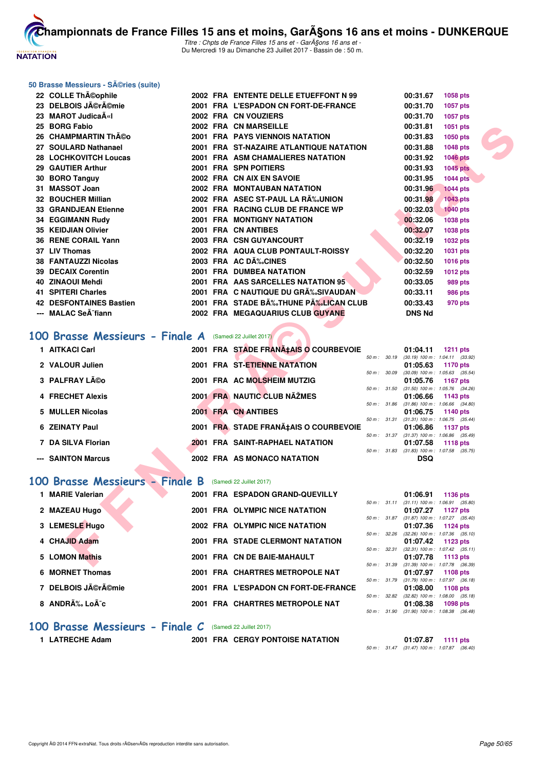# Championnats de France Filles 15 ans et moins, GarÃ§ons 16 ans et moins - DUNKERQUE

*Titre : Chpts de France Filles 15 ans et - GarÃ§ons 16 ans et -*
Du Mercredi 19 au Dimanche 23 Juillet 2017 - Bassin de : 50 m.

### 50 Brasse Messieurs - SÃ©ries (suite)

| | | | | | | |
|---|---|---|---|---|---|---|
| 22 | COLLE ThÃ©ophile | 2002 | FRA | ENTENTE DELLE ETUEFFONT N 99 | 00:31.67 | 1058 pts |
| 23 | DELBOIS JÃ©rÃ©mie | 2001 | FRA | L'ESPADON CN FORT-DE-FRANCE | 00:31.70 | 1057 pts |
| 23 | MAROT JudicaÃ«l | 2002 | FRA | CN VOUZIERS | 00:31.70 | 1057 pts |
| 25 | BORG Fabio | 2002 | FRA | CN MARSEILLE | 00:31.81 | 1051 pts |
| 26 | CHAMPMARTIN ThÃ©o | 2001 | FRA | PAYS VIENNOIS NATATION | 00:31.83 | 1050 pts |
| 27 | SOULARD Nathanael | 2001 | FRA | ST-NAZAIRE ATLANTIQUE NATATION | 00:31.88 | 1048 pts |
| 28 | LOCHKOVITCH Loucas | 2001 | FRA | ASM CHAMALIERES NATATION | 00:31.92 | 1046 pts |
| 29 | GAUTIER Arthur | 2001 | FRA | SPN POITIERS | 00:31.93 | 1045 pts |
| 30 | BORO Tanguy | 2002 | FRA | CN AIX EN SAVOIE | 00:31.95 | 1044 pts |
| 31 | MASSOT Joan | 2002 | FRA | MONTAUBAN NATATION | 00:31.96 | 1044 pts |
| 32 | BOUCHER Millian | 2002 | FRA | ASEC ST-PAUL LA RÃ‰UNION | 00:31.98 | 1043 pts |
| 33 | GRANDJEAN Etienne | 2001 | FRA | RACING CLUB DE FRANCE WP | 00:32.03 | 1040 pts |
| 34 | EGGIMANN Rudy | 2001 | FRA | MONTIGNY NATATION | 00:32.06 | 1038 pts |
| 35 | KEIDJIAN Olivier | 2001 | FRA | CN ANTIBES | 00:32.07 | 1038 pts |
| 36 | RENE CORAIL Yann | 2003 | FRA | CSN GUYANCOURT | 00:32.19 | 1032 pts |
| 37 | LIV Thomas | 2002 | FRA | AQUA CLUB PONTAULT-ROISSY | 00:32.20 | 1031 pts |
| 38 | FANTAUZZI Nicolas | 2003 | FRA | AC DÃ‰CINES | 00:32.50 | 1016 pts |
| 39 | DECAIX Corentin | 2001 | FRA | DUMBEA NATATION | 00:32.59 | 1012 pts |
| 40 | ZINAOUI Mehdi | 2001 | FRA | AAS SARCELLES NATATION 95 | 00:33.05 | 989 pts |
| 41 | SPITERI Charles | 2001 | FRA | C NAUTIQUE DU GRÃ‰SIVAUDAN | 00:33.11 | 986 pts |
| 42 | DESFONTAINES Bastien | 2001 | FRA | STADE BÃ‰THUNE PÃ‰LICAN CLUB | 00:33.43 | 970 pts |
| --- | MALAC SeÃ¯fiann | 2002 | FRA | MEGAQUARIUS CLUB GUYANE | DNS Nd | |

## 100 Brasse Messieurs - Finale A (Samedi 22 Juillet 2017)

| | | | | | | | |
|---|---|---|---|---|---|---|---|
| 1 | AITKACI Carl | 2001 | FRA | STADE FRANÃ‡AIS O COURBEVOIE | 01:04.11 | 1211 pts | 50 m : 30.19 (30.19) 100 m : 1:04.11 (33.92) |
| 2 | VALOUR Julien | 2001 | FRA | ST-ETIENNE NATATION | 01:05.63 | 1170 pts | 50 m : 30.09 (30.09) 100 m : 1:05.63 (35.54) |
| 3 | PALFRAY LÃ©o | 2001 | FRA | AC MOLSHEIM MUTZIG | 01:05.76 | 1167 pts | 50 m : 31.50 (31.50) 100 m : 1:05.76 (34.26) |
| 4 | FRECHET Alexis | 2001 | FRA | NAUTIC CLUB NÃŽMES | 01:06.66 | 1143 pts | 50 m : 31.86 (31.86) 100 m : 1:06.66 (34.80) |
| 5 | MULLER Nicolas | 2001 | FRA | CN ANTIBES | 01:06.75 | 1140 pts | 50 m : 31.31 (31.31) 100 m : 1:06.75 (35.44) |
| 6 | ZEINATY Paul | 2001 | FRA | STADE FRANÃ‡AIS O COURBEVOIE | 01:06.86 | 1137 pts | 50 m : 31.37 (31.37) 100 m : 1:06.86 (35.49) |
| 7 | DA SILVA Florian | 2001 | FRA | SAINT-RAPHAEL NATATION | 01:07.58 | 1118 pts | 50 m : 31.83 (31.83) 100 m : 1:07.58 (35.75) |
| --- | SAINTON Marcus | 2002 | FRA | AS MONACO NATATION | DSQ | | |

## 100 Brasse Messieurs - Finale B (Samedi 22 Juillet 2017)

| | | | | | | | |
|---|---|---|---|---|---|---|---|
| 1 | MARIE Valerian | 2001 | FRA | ESPADON GRAND-QUEVILLY | 01:06.91 | 1136 pts | 50 m : 31.11 (31.11) 100 m : 1:06.91 (35.80) |
| 2 | MAZEAU Hugo | 2001 | FRA | OLYMPIC NICE NATATION | 01:07.27 | 1127 pts | 50 m : 31.87 (31.87) 100 m : 1:07.27 (35.40) |
| 3 | LEMESLE Hugo | 2002 | FRA | OLYMPIC NICE NATATION | 01:07.36 | 1124 pts | 50 m : 32.26 (32.26) 100 m : 1:07.36 (35.10) |
| 4 | CHAJID Adam | 2001 | FRA | STADE CLERMONT NATATION | 01:07.42 | 1123 pts | 50 m : 32.31 (32.31) 100 m : 1:07.42 (35.11) |
| 5 | LOMON Mathis | 2001 | FRA | CN DE BAIE-MAHAULT | 01:07.78 | 1113 pts | 50 m : 31.39 (31.39) 100 m : 1:07.78 (36.39) |
| 6 | MORNET Thomas | 2001 | FRA | CHARTRES METROPOLE NAT | 01:07.97 | 1108 pts | 50 m : 31.79 (31.79) 100 m : 1:07.97 (36.18) |
| 7 | DELBOIS JÃ©rÃ©mie | 2001 | FRA | L'ESPADON CN FORT-DE-FRANCE | 01:08.00 | 1108 pts | 50 m : 32.82 (32.82) 100 m : 1:08.00 (35.18) |
| 8 | ANDRÃ‰ LoÃ¯c | 2001 | FRA | CHARTRES METROPOLE NAT | 01:08.38 | 1098 pts | 50 m : 31.90 (31.90) 100 m : 1:08.38 (36.48) |

## 100 Brasse Messieurs - Finale C (Samedi 22 Juillet 2017)

| | | | | | | | |
|---|---|---|---|---|---|---|---|
| 1 | LATRECHE Adam | 2001 | FRA | CERGY PONTOISE NATATION | 01:07.87 | 1111 pts | 50 m : 31.47 (31.47) 100 m : 1:07.87 (36.40) |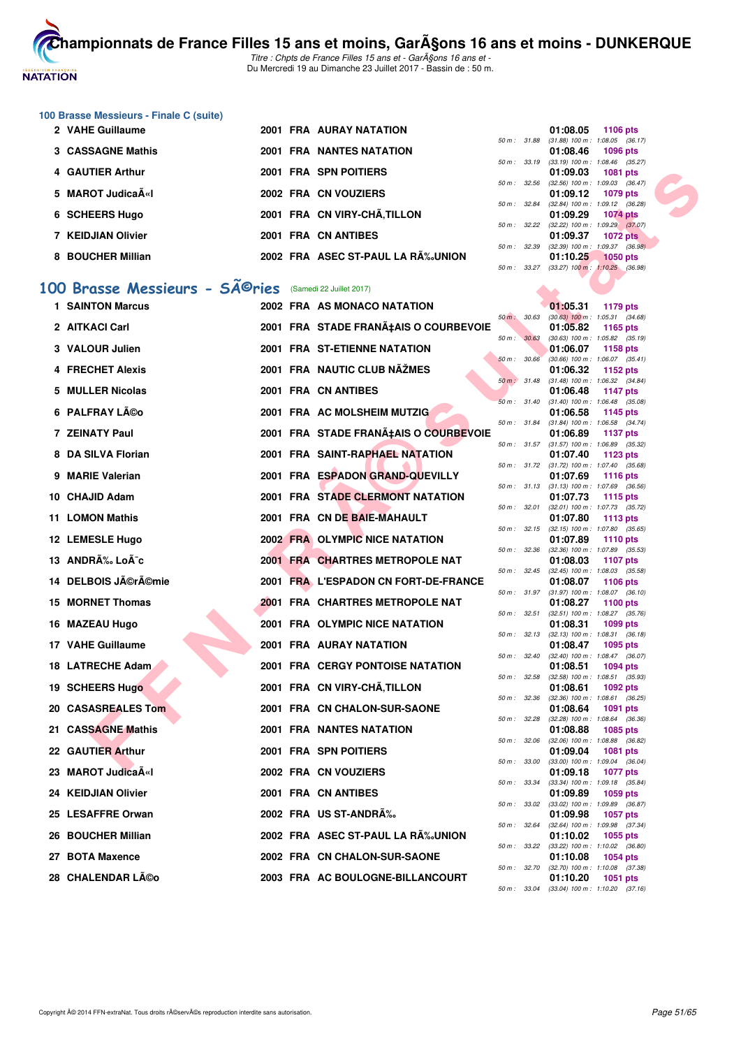### 100 Brasse Messieurs - Finale C (suite)

| Rang | Nom | Année | Nat | Club | Temps | Points |
|---|---|---|---|---|---|---|
| 2 | VAHE Guillaume | 2001 | FRA | AURAY NATATION | 01:08.05 | 1106 pts |
| | | | | | 50 m : 31.88 (31.88) 100 m : 1:08.05 (36.17) | |
| 3 | CASSAGNE Mathis | 2001 | FRA | NANTES NATATION | 01:08.46 | 1096 pts |
| | | | | | 50 m : 33.19 (33.19) 100 m : 1:08.46 (35.27) | |
| 4 | GAUTIER Arthur | 2001 | FRA | SPN POITIERS | 01:09.03 | 1081 pts |
| | | | | | 50 m : 32.56 (32.56) 100 m : 1:09.03 (36.47) | |
| 5 | MAROT JudicaÃ«l | 2002 | FRA | CN VOUZIERS | 01:09.12 | 1079 pts |
| | | | | | 50 m : 32.84 (32.84) 100 m : 1:09.12 (36.28) | |
| 6 | SCHEERS Hugo | 2001 | FRA | CN VIRY-CHÃ‚TILLON | 01:09.29 | 1074 pts |
| | | | | | 50 m : 32.22 (32.22) 100 m : 1:09.29 (37.07) | |
| 7 | KEIDJIAN Olivier | 2001 | FRA | CN ANTIBES | 01:09.37 | 1072 pts |
| | | | | | 50 m : 32.39 (32.39) 100 m : 1:09.37 (36.98) | |
| 8 | BOUCHER Millian | 2002 | FRA | ASEC ST-PAUL LA RÃ‰UNION | 01:10.25 | 1050 pts |
| | | | | | 50 m : 33.27 (33.27) 100 m : 1:10.25 (36.98) | |

## 100 Brasse Messieurs - SÃ©ries (Samedi 22 Juillet 2017)

| Rang | Nom | Année | Nat | Club | Temps | Points |
|---|---|---|---|---|---|---|
| 1 | SAINTON Marcus | 2002 | FRA | AS MONACO NATATION | 01:05.31 | 1179 pts |
| | | | | | 50 m : 30.63 (30.63) 100 m : 1:05.31 (34.68) | |
| 2 | AITKACI Carl | 2001 | FRA | STADE FRANÃ‡AIS O COURBEVOIE | 01:05.82 | 1165 pts |
| | | | | | 50 m : 30.63 (30.63) 100 m : 1:05.82 (35.19) | |
| 3 | VALOUR Julien | 2001 | FRA | ST-ETIENNE NATATION | 01:06.07 | 1158 pts |
| | | | | | 50 m : 30.66 (30.66) 100 m : 1:06.07 (35.41) | |
| 4 | FRECHET Alexis | 2001 | FRA | NAUTIC CLUB NÃŽMES | 01:06.32 | 1152 pts |
| | | | | | 50 m : 31.48 (31.48) 100 m : 1:06.32 (34.84) | |
| 5 | MULLER Nicolas | 2001 | FRA | CN ANTIBES | 01:06.48 | 1147 pts |
| | | | | | 50 m : 31.40 (31.40) 100 m : 1:06.48 (35.08) | |
| 6 | PALFRAY LÃ©o | 2001 | FRA | AC MOLSHEIM MUTZIG | 01:06.58 | 1145 pts |
| | | | | | 50 m : 31.84 (31.84) 100 m : 1:06.58 (34.74) | |
| 7 | ZEINATY Paul | 2001 | FRA | STADE FRANÃ‡AIS O COURBEVOIE | 01:06.89 | 1137 pts |
| | | | | | 50 m : 31.57 (31.57) 100 m : 1:06.89 (35.32) | |
| 8 | DA SILVA Florian | 2001 | FRA | SAINT-RAPHAEL NATATION | 01:07.40 | 1123 pts |
| | | | | | 50 m : 31.72 (31.72) 100 m : 1:07.40 (35.68) | |
| 9 | MARIE Valerian | 2001 | FRA | ESPADON GRAND-QUEVILLY | 01:07.69 | 1116 pts |
| | | | | | 50 m : 31.13 (31.13) 100 m : 1:07.69 (36.56) | |
| 10 | CHAJID Adam | 2001 | FRA | STADE CLERMONT NATATION | 01:07.73 | 1115 pts |
| | | | | | 50 m : 32.01 (32.01) 100 m : 1:07.73 (35.72) | |
| 11 | LOMON Mathis | 2001 | FRA | CN DE BAIE-MAHAULT | 01:07.80 | 1113 pts |
| | | | | | 50 m : 32.15 (32.15) 100 m : 1:07.80 (35.65) | |
| 12 | LEMESLE Hugo | 2002 | FRA | OLYMPIC NICE NATATION | 01:07.89 | 1110 pts |
| | | | | | 50 m : 32.36 (32.36) 100 m : 1:07.89 (35.53) | |
| 13 | ANDRÃ‰ LoÃ¯c | 2001 | FRA | CHARTRES METROPOLE NAT | 01:08.03 | 1107 pts |
| | | | | | 50 m : 32.45 (32.45) 100 m : 1:08.03 (35.58) | |
| 14 | DELBOIS JÃ©rÃ©mie | 2001 | FRA | L'ESPADON CN FORT-DE-FRANCE | 01:08.07 | 1106 pts |
| | | | | | 50 m : 31.97 (31.97) 100 m : 1:08.07 (36.10) | |
| 15 | MORNET Thomas | 2001 | FRA | CHARTRES METROPOLE NAT | 01:08.27 | 1100 pts |
| | | | | | 50 m : 32.51 (32.51) 100 m : 1:08.27 (35.76) | |
| 16 | MAZEAU Hugo | 2001 | FRA | OLYMPIC NICE NATATION | 01:08.31 | 1099 pts |
| | | | | | 50 m : 32.13 (32.13) 100 m : 1:08.31 (36.18) | |
| 17 | VAHE Guillaume | 2001 | FRA | AURAY NATATION | 01:08.47 | 1095 pts |
| | | | | | 50 m : 32.40 (32.40) 100 m : 1:08.47 (36.07) | |
| 18 | LATRECHE Adam | 2001 | FRA | CERGY PONTOISE NATATION | 01:08.51 | 1094 pts |
| | | | | | 50 m : 32.58 (32.58) 100 m : 1:08.51 (35.93) | |
| 19 | SCHEERS Hugo | 2001 | FRA | CN VIRY-CHÃ‚TILLON | 01:08.61 | 1092 pts |
| | | | | | 50 m : 32.36 (32.36) 100 m : 1:08.61 (36.25) | |
| 20 | CASASREALES Tom | 2001 | FRA | CN CHALON-SUR-SAONE | 01:08.64 | 1091 pts |
| | | | | | 50 m : 32.28 (32.28) 100 m : 1:08.64 (36.36) | |
| 21 | CASSAGNE Mathis | 2001 | FRA | NANTES NATATION | 01:08.88 | 1085 pts |
| | | | | | 50 m : 32.06 (32.06) 100 m : 1:08.88 (36.82) | |
| 22 | GAUTIER Arthur | 2001 | FRA | SPN POITIERS | 01:09.04 | 1081 pts |
| | | | | | 50 m : 33.00 (33.00) 100 m : 1:09.04 (36.04) | |
| 23 | MAROT JudicaÃ«l | 2002 | FRA | CN VOUZIERS | 01:09.18 | 1077 pts |
| | | | | | 50 m : 33.34 (33.34) 100 m : 1:09.18 (35.84) | |
| 24 | KEIDJIAN Olivier | 2001 | FRA | CN ANTIBES | 01:09.89 | 1059 pts |
| | | | | | 50 m : 33.02 (33.02) 100 m : 1:09.89 (36.87) | |
| 25 | LESAFFRE Orwan | 2002 | FRA | US ST-ANDRÃ‰ | 01:09.98 | 1057 pts |
| | | | | | 50 m : 32.64 (32.64) 100 m : 1:09.98 (37.34) | |
| 26 | BOUCHER Millian | 2002 | FRA | ASEC ST-PAUL LA RÃ‰UNION | 01:10.02 | 1055 pts |
| | | | | | 50 m : 33.22 (33.22) 100 m : 1:10.02 (36.80) | |
| 27 | BOTA Maxence | 2002 | FRA | CN CHALON-SUR-SAONE | 01:10.08 | 1054 pts |
| | | | | | 50 m : 32.70 (32.70) 100 m : 1:10.08 (37.38) | |
| 28 | CHALENDAR LÃ©o | 2003 | FRA | AC BOULOGNE-BILLANCOURT | 01:10.20 | 1051 pts |
| | | | | | 50 m : 33.04 (33.04) 100 m : 1:10.20 (37.16) | |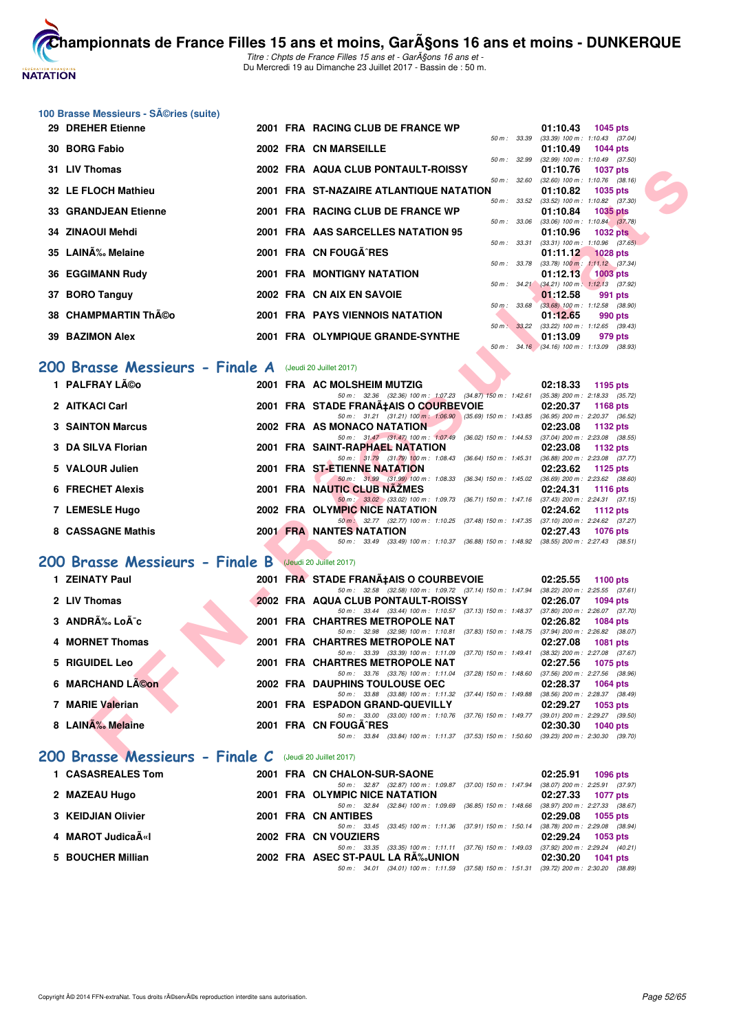## 100 Brasse Messieurs - SÃ©ries (suite)

| Rang | Nom | Année | Nat | Club | Temps | Points | Splits |
|---|---|---|---|---|---|---|---|
| 29 | DREHER Etienne | 2001 | FRA | RACING CLUB DE FRANCE WP | 01:10.43 | 1045 pts | 50 m : 33.39 (33.39) 100 m : 1:10.43 (37.04) |
| 30 | BORG Fabio | 2002 | FRA | CN MARSEILLE | 01:10.49 | 1044 pts | 50 m : 32.99 (32.99) 100 m : 1:10.49 (37.50) |
| 31 | LIV Thomas | 2002 | FRA | AQUA CLUB PONTAULT-ROISSY | 01:10.76 | 1037 pts | 50 m : 32.60 (32.60) 100 m : 1:10.76 (38.16) |
| 32 | LE FLOCH Mathieu | 2001 | FRA | ST-NAZAIRE ATLANTIQUE NATATION | 01:10.82 | 1035 pts | 50 m : 33.52 (33.52) 100 m : 1:10.82 (37.30) |
| 33 | GRANDJEAN Etienne | 2001 | FRA | RACING CLUB DE FRANCE WP | 01:10.84 | 1035 pts | 50 m : 33.06 (33.06) 100 m : 1:10.84 (37.78) |
| 34 | ZINAOUI Mehdi | 2001 | FRA | AAS SARCELLES NATATION 95 | 01:10.96 | 1032 pts | 50 m : 33.31 (33.31) 100 m : 1:10.96 (37.65) |
| 35 | LAINÃ‰ Melaine | 2001 | FRA | CN FOUGÃˆRES | 01:11.12 | 1028 pts | 50 m : 33.78 (33.78) 100 m : 1:11.12 (37.34) |
| 36 | EGGIMANN Rudy | 2001 | FRA | MONTIGNY NATATION | 01:12.13 | 1003 pts | 50 m : 34.21 (34.21) 100 m : 1:12.13 (37.92) |
| 37 | BORO Tanguy | 2002 | FRA | CN AIX EN SAVOIE | 01:12.58 | 991 pts | 50 m : 33.68 (33.68) 100 m : 1:12.58 (38.90) |
| 38 | CHAMPMARTIN ThÃ©o | 2001 | FRA | PAYS VIENNOIS NATATION | 01:12.65 | 990 pts | 50 m : 33.22 (33.22) 100 m : 1:12.65 (39.43) |
| 39 | BAZIMON Alex | 2001 | FRA | OLYMPIQUE GRANDE-SYNTHE | 01:13.09 | 979 pts | 50 m : 34.16 (34.16) 100 m : 1:13.09 (38.93) |

## 200 Brasse Messieurs - Finale A (Jeudi 20 Juillet 2017)

| Rang | Nom | Année | Nat | Club | Temps | Points | Splits |
|---|---|---|---|---|---|---|---|
| 1 | PALFRAY LÃ©o | 2001 | FRA | AC MOLSHEIM MUTZIG | 02:18.33 | 1195 pts | 50 m : 32.36 (32.36) 100 m : 1:07.23 (34.87) 150 m : 1:42.61 (35.38) 200 m : 2:18.33 (35.72) |
| 2 | AITKACI Carl | 2001 | FRA | STADE FRANÃ‡AIS O COURBEVOIE | 02:20.37 | 1168 pts | 50 m : 31.21 (31.21) 100 m : 1:06.90 (35.69) 150 m : 1:43.85 (36.95) 200 m : 2:20.37 (36.52) |
| 3 | SAINTON Marcus | 2002 | FRA | AS MONACO NATATION | 02:23.08 | 1132 pts | 50 m : 31.47 (31.47) 100 m : 1:07.49 (36.02) 150 m : 1:44.53 (37.04) 200 m : 2:23.08 (38.55) |
| 3 | DA SILVA Florian | 2001 | FRA | SAINT-RAPHAEL NATATION | 02:23.08 | 1132 pts | 50 m : 31.79 (31.79) 100 m : 1:08.43 (36.64) 150 m : 1:45.31 (36.88) 200 m : 2:23.08 (37.77) |
| 5 | VALOUR Julien | 2001 | FRA | ST-ETIENNE NATATION | 02:23.62 | 1125 pts | 50 m : 31.99 (31.99) 100 m : 1:08.33 (36.34) 150 m : 1:45.02 (36.69) 200 m : 2:23.62 (38.60) |
| 6 | FRECHET Alexis | 2001 | FRA | NAUTIC CLUB NÃŽMES | 02:24.31 | 1116 pts | 50 m : 33.02 (33.02) 100 m : 1:09.73 (36.71) 150 m : 1:47.16 (37.43) 200 m : 2:24.31 (37.15) |
| 7 | LEMESLE Hugo | 2002 | FRA | OLYMPIC NICE NATATION | 02:24.62 | 1112 pts | 50 m : 32.77 (32.77) 100 m : 1:10.25 (37.48) 150 m : 1:47.35 (37.10) 200 m : 2:24.62 (37.27) |
| 8 | CASSAGNE Mathis | 2001 | FRA | NANTES NATATION | 02:27.43 | 1076 pts | 50 m : 33.49 (33.49) 100 m : 1:10.37 (36.88) 150 m : 1:48.92 (38.55) 200 m : 2:27.43 (38.51) |

## 200 Brasse Messieurs - Finale B (Jeudi 20 Juillet 2017)

| Rang | Nom | Année | Nat | Club | Temps | Points | Splits |
|---|---|---|---|---|---|---|---|
| 1 | ZEINATY Paul | 2001 | FRA | STADE FRANÃ‡AIS O COURBEVOIE | 02:25.55 | 1100 pts | 50 m : 32.58 (32.58) 100 m : 1:09.72 (37.14) 150 m : 1:47.94 (38.22) 200 m : 2:25.55 (37.61) |
| 2 | LIV Thomas | 2002 | FRA | AQUA CLUB PONTAULT-ROISSY | 02:26.07 | 1094 pts | 50 m : 33.44 (33.44) 100 m : 1:10.57 (37.13) 150 m : 1:48.37 (37.80) 200 m : 2:26.07 (37.70) |
| 3 | ANDRÃ‰ LoÃ¯c | 2001 | FRA | CHARTRES METROPOLE NAT | 02:26.82 | 1084 pts | 50 m : 32.98 (32.98) 100 m : 1:10.81 (37.83) 150 m : 1:48.75 (37.94) 200 m : 2:26.82 (38.07) |
| 4 | MORNET Thomas | 2001 | FRA | CHARTRES METROPOLE NAT | 02:27.08 | 1081 pts | 50 m : 33.39 (33.39) 100 m : 1:11.09 (37.70) 150 m : 1:49.41 (38.32) 200 m : 2:27.08 (37.67) |
| 5 | RIGUIDEL Leo | 2001 | FRA | CHARTRES METROPOLE NAT | 02:27.56 | 1075 pts | 50 m : 33.76 (33.76) 100 m : 1:11.04 (37.28) 150 m : 1:48.60 (37.56) 200 m : 2:27.56 (38.96) |
| 6 | MARCHAND LÃ©on | 2002 | FRA | DAUPHINS TOULOUSE OEC | 02:28.37 | 1064 pts | 50 m : 33.88 (33.88) 100 m : 1:11.32 (37.44) 150 m : 1:49.88 (38.56) 200 m : 2:28.37 (38.49) |
| 7 | MARIE Valerian | 2001 | FRA | ESPADON GRAND-QUEVILLY | 02:29.27 | 1053 pts | 50 m : 33.00 (33.00) 100 m : 1:10.76 (37.76) 150 m : 1:49.77 (39.01) 200 m : 2:29.27 (39.50) |
| 8 | LAINÃ‰ Melaine | 2001 | FRA | CN FOUGÃˆRES | 02:30.30 | 1040 pts | 50 m : 33.84 (33.84) 100 m : 1:11.37 (37.53) 150 m : 1:50.60 (39.23) 200 m : 2:30.30 (39.70) |

## 200 Brasse Messieurs - Finale C (Jeudi 20 Juillet 2017)

| Rang | Nom | Année | Nat | Club | Temps | Points | Splits |
|---|---|---|---|---|---|---|---|
| 1 | CASASREALES Tom | 2001 | FRA | CN CHALON-SUR-SAONE | 02:25.91 | 1096 pts | 50 m : 32.87 (32.87) 100 m : 1:09.87 (37.00) 150 m : 1:47.94 (38.07) 200 m : 2:25.91 (37.97) |
| 2 | MAZEAU Hugo | 2001 | FRA | OLYMPIC NICE NATATION | 02:27.33 | 1077 pts | 50 m : 32.84 (32.84) 100 m : 1:09.69 (36.85) 150 m : 1:48.66 (38.97) 200 m : 2:27.33 (38.67) |
| 3 | KEIDJIAN Olivier | 2001 | FRA | CN ANTIBES | 02:29.08 | 1055 pts | 50 m : 33.45 (33.45) 100 m : 1:11.36 (37.91) 150 m : 1:50.14 (38.78) 200 m : 2:29.08 (38.94) |
| 4 | MAROT JudicaÃ«l | 2002 | FRA | CN VOUZIERS | 02:29.24 | 1053 pts | 50 m : 33.35 (33.35) 100 m : 1:11.11 (37.76) 150 m : 1:49.03 (37.92) 200 m : 2:29.24 (40.21) |
| 5 | BOUCHER Millian | 2002 | FRA | ASEC ST-PAUL LA RÃ‰UNION | 02:30.20 | 1041 pts | 50 m : 34.01 (34.01) 100 m : 1:11.59 (37.58) 150 m : 1:51.31 (39.72) 200 m : 2:30.20 (38.89) |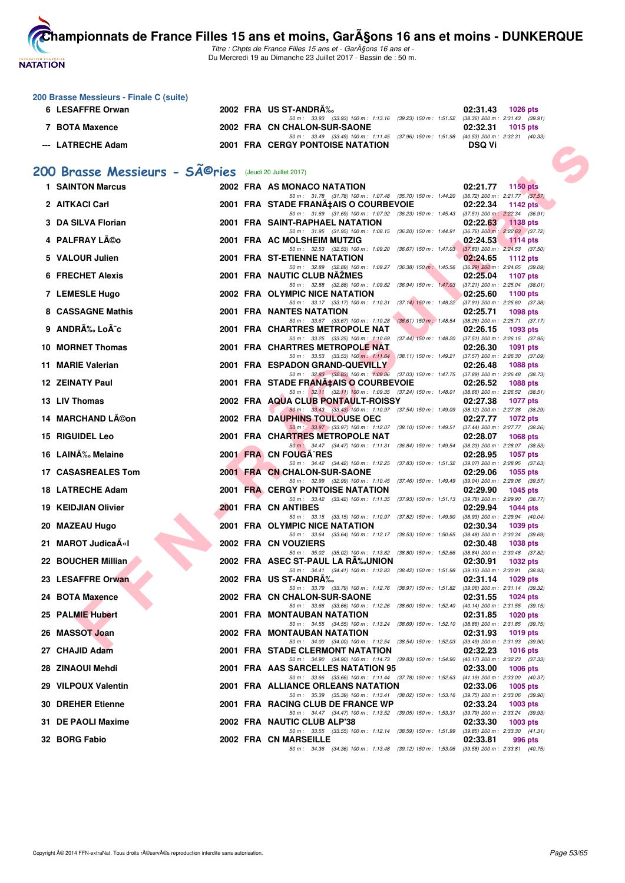### 200 Brasse Messieurs - Finale C (suite)

| Rang | Nom | Année | Nat | Club | Temps | Points |
|---|---|---|---|---|---|---|
| 6 | LESAFFRE Orwan | 2002 | FRA | US ST-ANDRÃ‰ | 02:31.43 | 1026 pts |
| | 50 m : 33.93 (33.93) 100 m : 1:13.16 (39.23) 150 m : 1:51.52 (38.36) 200 m : 2:31.43 (39.91) | | | | | |
| 7 | BOTA Maxence | 2002 | FRA | CN CHALON-SUR-SAONE | 02:32.31 | 1015 pts |
| | 50 m : 33.49 (33.49) 100 m : 1:11.45 (37.96) 150 m : 1:51.98 (40.53) 200 m : 2:32.31 (40.33) | | | | | |
| --- | LATRECHE Adam | 2001 | FRA | CERGY PONTOISE NATATION | DSQ Vi | |

## 200 Brasse Messieurs - SÃ©ries (Jeudi 20 Juillet 2017)

| Rang | Nom | Année | Nat | Club | Temps | Points |
|---|---|---|---|---|---|---|
| 1 | SAINTON Marcus | 2002 | FRA | AS MONACO NATATION | 02:21.77 | 1150 pts |
| | 50 m : 31.78 (31.78) 100 m : 1:07.48 (35.70) 150 m : 1:44.20 (36.72) 200 m : 2:21.77 (37.57) | | | | | |
| 2 | AITKACI Carl | 2001 | FRA | STADE FRANÃ‡AIS O COURBEVOIE | 02:22.34 | 1142 pts |
| | 50 m : 31.69 (31.69) 100 m : 1:07.92 (36.23) 150 m : 1:45.43 (37.51) 200 m : 2:22.34 (36.91) | | | | | |
| 3 | DA SILVA Florian | 2001 | FRA | SAINT-RAPHAEL NATATION | 02:22.63 | 1138 pts |
| | 50 m : 31.95 (31.95) 100 m : 1:08.15 (36.20) 150 m : 1:44.91 (36.76) 200 m : 2:22.63 (37.72) | | | | | |
| 4 | PALFRAY LÃ©o | 2001 | FRA | AC MOLSHEIM MUTZIG | 02:24.53 | 1114 pts |
| | 50 m : 32.53 (32.53) 100 m : 1:09.20 (36.67) 150 m : 1:47.03 (37.83) 200 m : 2:24.53 (37.50) | | | | | |
| 5 | VALOUR Julien | 2001 | FRA | ST-ETIENNE NATATION | 02:24.65 | 1112 pts |
| | 50 m : 32.89 (32.89) 100 m : 1:09.27 (36.38) 150 m : 1:45.56 (36.29) 200 m : 2:24.65 (39.09) | | | | | |
| 6 | FRECHET Alexis | 2001 | FRA | NAUTIC CLUB NÃŽMES | 02:25.04 | 1107 pts |
| | 50 m : 32.88 (32.88) 100 m : 1:09.82 (36.94) 150 m : 1:47.03 (37.21) 200 m : 2:25.04 (38.01) | | | | | |
| 7 | LEMESLE Hugo | 2002 | FRA | OLYMPIC NICE NATATION | 02:25.60 | 1100 pts |
| | 50 m : 33.17 (33.17) 100 m : 1:10.31 (37.14) 150 m : 1:48.22 (37.91) 200 m : 2:25.60 (37.38) | | | | | |
| 8 | CASSAGNE Mathis | 2001 | FRA | NANTES NATATION | 02:25.71 | 1098 pts |
| | 50 m : 33.67 (33.67) 100 m : 1:10.28 (36.61) 150 m : 1:48.54 (38.26) 200 m : 2:25.71 (37.17) | | | | | |
| 9 | ANDRÃ‰ LoÃ¯c | 2001 | FRA | CHARTRES METROPOLE NAT | 02:26.15 | 1093 pts |
| | 50 m : 33.25 (33.25) 100 m : 1:10.69 (37.44) 150 m : 1:48.20 (37.51) 200 m : 2:26.15 (37.95) | | | | | |
| 10 | MORNET Thomas | 2001 | FRA | CHARTRES METROPOLE NAT | 02:26.30 | 1091 pts |
| | 50 m : 33.53 (33.53) 100 m : 1:11.64 (38.11) 150 m : 1:49.21 (37.57) 200 m : 2:26.30 (37.09) | | | | | |
| 11 | MARIE Valerian | 2001 | FRA | ESPADON GRAND-QUEVILLY | 02:26.48 | 1088 pts |
| | 50 m : 32.83 (32.83) 100 m : 1:09.86 (37.03) 150 m : 1:47.75 (37.89) 200 m : 2:26.48 (38.73) | | | | | |
| 12 | ZEINATY Paul | 2001 | FRA | STADE FRANÃ‡AIS O COURBEVOIE | 02:26.52 | 1088 pts |
| | 50 m : 32.11 (32.11) 100 m : 1:09.35 (37.24) 150 m : 1:48.01 (38.66) 200 m : 2:26.52 (38.51) | | | | | |
| 13 | LIV Thomas | 2002 | FRA | AQUA CLUB PONTAULT-ROISSY | 02:27.38 | 1077 pts |
| | 50 m : 33.43 (33.43) 100 m : 1:10.97 (37.54) 150 m : 1:49.09 (38.12) 200 m : 2:27.38 (38.29) | | | | | |
| 14 | MARCHAND LÃ©on | 2002 | FRA | DAUPHINS TOULOUSE OEC | 02:27.77 | 1072 pts |
| | 50 m : 33.97 (33.97) 100 m : 1:12.07 (38.10) 150 m : 1:49.51 (37.44) 200 m : 2:27.77 (38.26) | | | | | |
| 15 | RIGUIDEL Leo | 2001 | FRA | CHARTRES METROPOLE NAT | 02:28.07 | 1068 pts |
| | 50 m : 34.47 (34.47) 100 m : 1:11.31 (36.84) 150 m : 1:49.54 (38.23) 200 m : 2:28.07 (38.53) | | | | | |
| 16 | LAINÃ‰ Melaine | 2001 | FRA | CN FOUGÃˆRES | 02:28.95 | 1057 pts |
| | 50 m : 34.42 (34.42) 100 m : 1:12.25 (37.83) 150 m : 1:51.32 (39.07) 200 m : 2:28.95 (37.63) | | | | | |
| 17 | CASASREALES Tom | 2001 | FRA | CN CHALON-SUR-SAONE | 02:29.06 | 1055 pts |
| | 50 m : 32.99 (32.99) 100 m : 1:10.45 (37.46) 150 m : 1:49.49 (39.04) 200 m : 2:29.06 (39.57) | | | | | |
| 18 | LATRECHE Adam | 2001 | FRA | CERGY PONTOISE NATATION | 02:29.90 | 1045 pts |
| | 50 m : 33.42 (33.42) 100 m : 1:11.35 (37.93) 150 m : 1:51.13 (39.78) 200 m : 2:29.90 (38.77) | | | | | |
| 19 | KEIDJIAN Olivier | 2001 | FRA | CN ANTIBES | 02:29.94 | 1044 pts |
| | 50 m : 33.15 (33.15) 100 m : 1:10.97 (37.82) 150 m : 1:49.90 (38.93) 200 m : 2:29.94 (40.04) | | | | | |
| 20 | MAZEAU Hugo | 2001 | FRA | OLYMPIC NICE NATATION | 02:30.34 | 1039 pts |
| | 50 m : 33.64 (33.64) 100 m : 1:12.17 (38.53) 150 m : 1:50.65 (38.48) 200 m : 2:30.34 (39.69) | | | | | |
| 21 | MAROT JudicaÃ«l | 2002 | FRA | CN VOUZIERS | 02:30.48 | 1038 pts |
| | 50 m : 35.02 (35.02) 100 m : 1:13.82 (38.80) 150 m : 1:52.66 (38.84) 200 m : 2:30.48 (37.82) | | | | | |
| 22 | BOUCHER Millian | 2002 | FRA | ASEC ST-PAUL LA RÃ‰UNION | 02:30.91 | 1032 pts |
| | 50 m : 34.41 (34.41) 100 m : 1:12.83 (38.42) 150 m : 1:51.98 (39.15) 200 m : 2:30.91 (38.93) | | | | | |
| 23 | LESAFFRE Orwan | 2002 | FRA | US ST-ANDRÃ‰ | 02:31.14 | 1029 pts |
| | 50 m : 33.79 (33.79) 100 m : 1:12.76 (38.97) 150 m : 1:51.82 (39.06) 200 m : 2:31.14 (39.32) | | | | | |
| 24 | BOTA Maxence | 2002 | FRA | CN CHALON-SUR-SAONE | 02:31.55 | 1024 pts |
| | 50 m : 33.66 (33.66) 100 m : 1:12.26 (38.60) 150 m : 1:52.40 (40.14) 200 m : 2:31.55 (39.15) | | | | | |
| 25 | PALMIE Hubert | 2001 | FRA | MONTAUBAN NATATION | 02:31.85 | 1020 pts |
| | 50 m : 34.55 (34.55) 100 m : 1:13.24 (38.69) 150 m : 1:52.10 (38.86) 200 m : 2:31.85 (39.75) | | | | | |
| 26 | MASSOT Joan | 2002 | FRA | MONTAUBAN NATATION | 02:31.93 | 1019 pts |
| | 50 m : 34.00 (34.00) 100 m : 1:12.54 (38.54) 150 m : 1:52.03 (39.49) 200 m : 2:31.93 (39.90) | | | | | |
| 27 | CHAJID Adam | 2001 | FRA | STADE CLERMONT NATATION | 02:32.23 | 1016 pts |
| | 50 m : 34.90 (34.90) 100 m : 1:14.73 (39.83) 150 m : 1:54.90 (40.17) 200 m : 2:32.23 (37.33) | | | | | |
| 28 | ZINAOUI Mehdi | 2001 | FRA | AAS SARCELLES NATATION 95 | 02:33.00 | 1006 pts |
| | 50 m : 33.66 (33.66) 100 m : 1:11.44 (37.78) 150 m : 1:52.63 (41.19) 200 m : 2:33.00 (40.37) | | | | | |
| 29 | VILPOUX Valentin | 2001 | FRA | ALLIANCE ORLEANS NATATION | 02:33.06 | 1005 pts |
| | 50 m : 35.39 (35.39) 100 m : 1:13.41 (38.02) 150 m : 1:53.16 (39.75) 200 m : 2:33.06 (39.90) | | | | | |
| 30 | DREHER Etienne | 2001 | FRA | RACING CLUB DE FRANCE WP | 02:33.24 | 1003 pts |
| | 50 m : 34.47 (34.47) 100 m : 1:13.52 (39.05) 150 m : 1:53.31 (39.79) 200 m : 2:33.24 (39.93) | | | | | |
| 31 | DE PAOLI Maxime | 2002 | FRA | NAUTIC CLUB ALP'38 | 02:33.30 | 1003 pts |
| | 50 m : 33.55 (33.55) 100 m : 1:12.14 (38.59) 150 m : 1:51.99 (39.85) 200 m : 2:33.30 (41.31) | | | | | |
| 32 | BORG Fabio | 2002 | FRA | CN MARSEILLE | 02:33.81 | 996 pts |
| | 50 m : 34.36 (34.36) 100 m : 1:13.48 (39.12) 150 m : 1:53.06 (39.58) 200 m : 2:33.81 (40.75) | | | | | |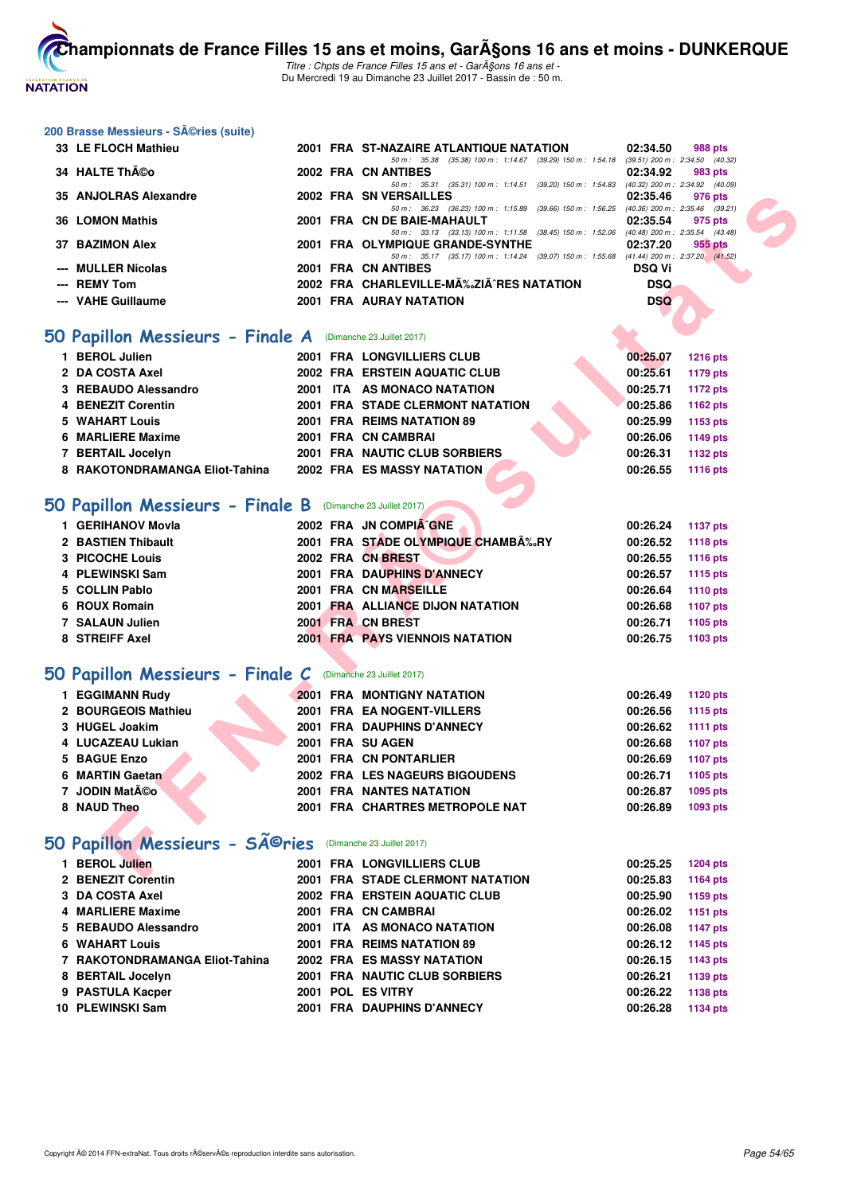## 200 Brasse Messieurs - SÃ©ries (suite)

| Rang | Nom | Année | Nat | Club | Temps | Points |
|---|---|---|---|---|---|---|
| 33 | LE FLOCH Mathieu | 2001 | FRA | ST-NAZAIRE ATLANTIQUE NATATION | 02:34.50 | 988 pts |
| | | | | 50 m : 35.38 (35.38) 100 m : 1:14.67 (39.29) 150 m : 1:54.18 (39.51) 200 m : 2:34.50 (40.32) | | |
| 34 | HALTE ThÃ©o | 2002 | FRA | CN ANTIBES | 02:34.92 | 983 pts |
| | | | | 50 m : 35.31 (35.31) 100 m : 1:14.51 (39.20) 150 m : 1:54.83 (40.32) 200 m : 2:34.92 (40.09) | | |
| 35 | ANJOLRAS Alexandre | 2002 | FRA | SN VERSAILLES | 02:35.46 | 976 pts |
| | | | | 50 m : 36.23 (36.23) 100 m : 1:15.89 (39.66) 150 m : 1:56.25 (40.36) 200 m : 2:35.46 (39.21) | | |
| 36 | LOMON Mathis | 2001 | FRA | CN DE BAIE-MAHAULT | 02:35.54 | 975 pts |
| | | | | 50 m : 33.13 (33.13) 100 m : 1:11.58 (38.45) 150 m : 1:52.06 (40.48) 200 m : 2:35.54 (43.48) | | |
| 37 | BAZIMON Alex | 2001 | FRA | OLYMPIQUE GRANDE-SYNTHE | 02:37.20 | 955 pts |
| | | | | 50 m : 35.17 (35.17) 100 m : 1:14.24 (39.07) 150 m : 1:55.68 (41.44) 200 m : 2:37.20 (41.52) | | |
| --- | MULLER Nicolas | 2001 | FRA | CN ANTIBES | DSQ Vi | |
| --- | REMY Tom | 2002 | FRA | CHARLEVILLE-MÃ‰ZIÃˆRES NATATION | DSQ | |
| --- | VAHE Guillaume | 2001 | FRA | AURAY NATATION | DSQ | |

## 50 Papillon Messieurs - Finale A (Dimanche 23 Juillet 2017)

| Rang | Nom | Année | Nat | Club | Temps | Points |
|---|---|---|---|---|---|---|
| 1 | BEROL Julien | 2001 | FRA | LONGVILLIERS CLUB | 00:25.07 | 1216 pts |
| 2 | DA COSTA Axel | 2002 | FRA | ERSTEIN AQUATIC CLUB | 00:25.61 | 1179 pts |
| 3 | REBAUDO Alessandro | 2001 | ITA | AS MONACO NATATION | 00:25.71 | 1172 pts |
| 4 | BENEZIT Corentin | 2001 | FRA | STADE CLERMONT NATATION | 00:25.86 | 1162 pts |
| 5 | WAHART Louis | 2001 | FRA | REIMS NATATION 89 | 00:25.99 | 1153 pts |
| 6 | MARLIERE Maxime | 2001 | FRA | CN CAMBRAI | 00:26.06 | 1149 pts |
| 7 | BERTAIL Jocelyn | 2001 | FRA | NAUTIC CLUB SORBIERS | 00:26.31 | 1132 pts |
| 8 | RAKOTONDRAMANGA Eliot-Tahina | 2002 | FRA | ES MASSY NATATION | 00:26.55 | 1116 pts |

## 50 Papillon Messieurs - Finale B (Dimanche 23 Juillet 2017)

| Rang | Nom | Année | Nat | Club | Temps | Points |
|---|---|---|---|---|---|---|
| 1 | GERIHANOV Movla | 2002 | FRA | JN COMPIÃ¨GNE | 00:26.24 | 1137 pts |
| 2 | BASTIEN Thibault | 2001 | FRA | STADE OLYMPIQUE CHAMBÃ‰RY | 00:26.52 | 1118 pts |
| 3 | PICOCHE Louis | 2002 | FRA | CN BREST | 00:26.55 | 1116 pts |
| 4 | PLEWINSKI Sam | 2001 | FRA | DAUPHINS D'ANNECY | 00:26.57 | 1115 pts |
| 5 | COLLIN Pablo | 2001 | FRA | CN MARSEILLE | 00:26.64 | 1110 pts |
| 6 | ROUX Romain | 2001 | FRA | ALLIANCE DIJON NATATION | 00:26.68 | 1107 pts |
| 7 | SALAUN Julien | 2001 | FRA | CN BREST | 00:26.71 | 1105 pts |
| 8 | STREIFF Axel | 2001 | FRA | PAYS VIENNOIS NATATION | 00:26.75 | 1103 pts |

## 50 Papillon Messieurs - Finale C (Dimanche 23 Juillet 2017)

| Rang | Nom | Année | Nat | Club | Temps | Points |
|---|---|---|---|---|---|---|
| 1 | EGGIMANN Rudy | 2001 | FRA | MONTIGNY NATATION | 00:26.49 | 1120 pts |
| 2 | BOURGEOIS Mathieu | 2001 | FRA | EA NOGENT-VILLERS | 00:26.56 | 1115 pts |
| 3 | HUGEL Joakim | 2001 | FRA | DAUPHINS D'ANNECY | 00:26.62 | 1111 pts |
| 4 | LUCAZEAU Lukian | 2001 | FRA | SU AGEN | 00:26.68 | 1107 pts |
| 5 | BAGUE Enzo | 2001 | FRA | CN PONTARLIER | 00:26.69 | 1107 pts |
| 6 | MARTIN Gaetan | 2002 | FRA | LES NAGEURS BIGOUDENS | 00:26.71 | 1105 pts |
| 7 | JODIN MatÃ©o | 2001 | FRA | NANTES NATATION | 00:26.87 | 1095 pts |
| 8 | NAUD Theo | 2001 | FRA | CHARTRES METROPOLE NAT | 00:26.89 | 1093 pts |

## 50 Papillon Messieurs - SÃ©ries (Dimanche 23 Juillet 2017)

| Rang | Nom | Année | Nat | Club | Temps | Points |
|---|---|---|---|---|---|---|
| 1 | BEROL Julien | 2001 | FRA | LONGVILLIERS CLUB | 00:25.25 | 1204 pts |
| 2 | BENEZIT Corentin | 2001 | FRA | STADE CLERMONT NATATION | 00:25.83 | 1164 pts |
| 3 | DA COSTA Axel | 2002 | FRA | ERSTEIN AQUATIC CLUB | 00:25.90 | 1159 pts |
| 4 | MARLIERE Maxime | 2001 | FRA | CN CAMBRAI | 00:26.02 | 1151 pts |
| 5 | REBAUDO Alessandro | 2001 | ITA | AS MONACO NATATION | 00:26.08 | 1147 pts |
| 6 | WAHART Louis | 2001 | FRA | REIMS NATATION 89 | 00:26.12 | 1145 pts |
| 7 | RAKOTONDRAMANGA Eliot-Tahina | 2002 | FRA | ES MASSY NATATION | 00:26.15 | 1143 pts |
| 8 | BERTAIL Jocelyn | 2001 | FRA | NAUTIC CLUB SORBIERS | 00:26.21 | 1139 pts |
| 9 | PASTULA Kacper | 2001 | POL | ES VITRY | 00:26.22 | 1138 pts |
| 10 | PLEWINSKI Sam | 2001 | FRA | DAUPHINS D'ANNECY | 00:26.28 | 1134 pts |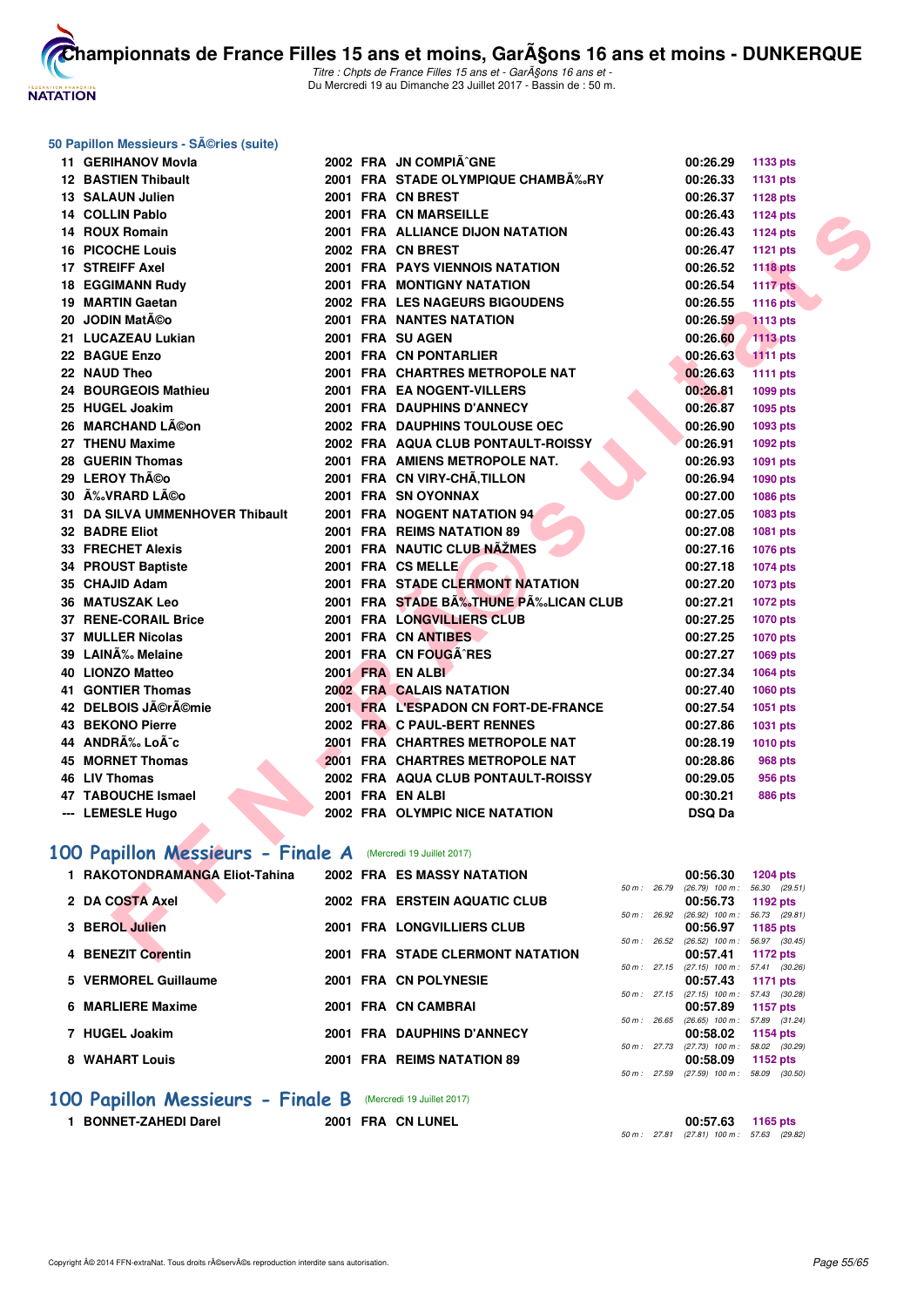## 50 Papillon Messieurs - SÃ©ries (suite)

| Rang | Nom | Année | Nat | Club | Temps | Points |
|---|---|---|---|---|---|---|
| 11 | GERIHANOV Movla | 2002 | FRA | JN COMPIÃˆGNE | 00:26.29 | 1133 pts |
| 12 | BASTIEN Thibault | 2001 | FRA | STADE OLYMPIQUE CHAMBÃ‰RY | 00:26.33 | 1131 pts |
| 13 | SALAUN Julien | 2001 | FRA | CN BREST | 00:26.37 | 1128 pts |
| 14 | COLLIN Pablo | 2001 | FRA | CN MARSEILLE | 00:26.43 | 1124 pts |
| 14 | ROUX Romain | 2001 | FRA | ALLIANCE DIJON NATATION | 00:26.43 | 1124 pts |
| 16 | PICOCHE Louis | 2002 | FRA | CN BREST | 00:26.47 | 1121 pts |
| 17 | STREIFF Axel | 2001 | FRA | PAYS VIENNOIS NATATION | 00:26.52 | 1118 pts |
| 18 | EGGIMANN Rudy | 2001 | FRA | MONTIGNY NATATION | 00:26.54 | 1117 pts |
| 19 | MARTIN Gaetan | 2002 | FRA | LES NAGEURS BIGOUDENS | 00:26.55 | 1116 pts |
| 20 | JODIN MatÃ©o | 2001 | FRA | NANTES NATATION | 00:26.59 | 1113 pts |
| 21 | LUCAZEAU Lukian | 2001 | FRA | SU AGEN | 00:26.60 | 1113 pts |
| 22 | BAGUE Enzo | 2001 | FRA | CN PONTARLIER | 00:26.63 | 1111 pts |
| 22 | NAUD Theo | 2001 | FRA | CHARTRES METROPOLE NAT | 00:26.63 | 1111 pts |
| 24 | BOURGEOIS Mathieu | 2001 | FRA | EA NOGENT-VILLERS | 00:26.81 | 1099 pts |
| 25 | HUGEL Joakim | 2001 | FRA | DAUPHINS D'ANNECY | 00:26.87 | 1095 pts |
| 26 | MARCHAND LÃ©on | 2002 | FRA | DAUPHINS TOULOUSE OEC | 00:26.90 | 1093 pts |
| 27 | THENU Maxime | 2002 | FRA | AQUA CLUB PONTAULT-ROISSY | 00:26.91 | 1092 pts |
| 28 | GUERIN Thomas | 2001 | FRA | AMIENS METROPOLE NAT. | 00:26.93 | 1091 pts |
| 29 | LEROY ThÃ©o | 2001 | FRA | CN VIRY-CHÃ‚TILLON | 00:26.94 | 1090 pts |
| 30 | Ã‰VRARD LÃ©o | 2001 | FRA | SN OYONNAX | 00:27.00 | 1086 pts |
| 31 | DA SILVA UMMENHOVER Thibault | 2001 | FRA | NOGENT NATATION 94 | 00:27.05 | 1083 pts |
| 32 | BADRE Eliot | 2001 | FRA | REIMS NATATION 89 | 00:27.08 | 1081 pts |
| 33 | FRECHET Alexis | 2001 | FRA | NAUTIC CLUB NÃŽMES | 00:27.16 | 1076 pts |
| 34 | PROUST Baptiste | 2001 | FRA | CS MELLE | 00:27.18 | 1074 pts |
| 35 | CHAJID Adam | 2001 | FRA | STADE CLERMONT NATATION | 00:27.20 | 1073 pts |
| 36 | MATUSZAK Leo | 2001 | FRA | STADE BÃ‰THUNE PÃ‰LICAN CLUB | 00:27.21 | 1072 pts |
| 37 | RENE-CORAIL Brice | 2001 | FRA | LONGVILLIERS CLUB | 00:27.25 | 1070 pts |
| 37 | MULLER Nicolas | 2001 | FRA | CN ANTIBES | 00:27.25 | 1070 pts |
| 39 | LAINÃ‰ Melaine | 2001 | FRA | CN FOUGÃˆRES | 00:27.27 | 1069 pts |
| 40 | LIONZO Matteo | 2001 | FRA | EN ALBI | 00:27.34 | 1064 pts |
| 41 | GONTIER Thomas | 2002 | FRA | CALAIS NATATION | 00:27.40 | 1060 pts |
| 42 | DELBOIS JÃ©rÃ©mie | 2001 | FRA | L'ESPADON CN FORT-DE-FRANCE | 00:27.54 | 1051 pts |
| 43 | BEKONO Pierre | 2002 | FRA | C PAUL-BERT RENNES | 00:27.86 | 1031 pts |
| 44 | ANDRÃ‰ LoÃ¯c | 2001 | FRA | CHARTRES METROPOLE NAT | 00:28.19 | 1010 pts |
| 45 | MORNET Thomas | 2001 | FRA | CHARTRES METROPOLE NAT | 00:28.86 | 968 pts |
| 46 | LIV Thomas | 2002 | FRA | AQUA CLUB PONTAULT-ROISSY | 00:29.05 | 956 pts |
| 47 | TABOUCHE Ismael | 2001 | FRA | EN ALBI | 00:30.21 | 886 pts |
| --- | LEMESLE Hugo | 2002 | FRA | OLYMPIC NICE NATATION | DSQ Da | |

## 100 Papillon Messieurs - Finale A (Mercredi 19 Juillet 2017)

| Rang | Nom | Année | Nat | Club | Temps | Points |
|---|---|---|---|---|---|---|
| 1 | RAKOTONDRAMANGA Eliot-Tahina | 2002 | FRA | ES MASSY NATATION | 00:56.30 | 1204 pts |
| | | | | | 50 m : 26.79 (26.79) 100 m : 56.30 (29.51) | |
| 2 | DA COSTA Axel | 2002 | FRA | ERSTEIN AQUATIC CLUB | 00:56.73 | 1192 pts |
| | | | | | 50 m : 26.92 (26.92) 100 m : 56.73 (29.81) | |
| 3 | BEROL Julien | 2001 | FRA | LONGVILLIERS CLUB | 00:56.97 | 1185 pts |
| | | | | | 50 m : 26.52 (26.52) 100 m : 56.97 (30.45) | |
| 4 | BENEZIT Corentin | 2001 | FRA | STADE CLERMONT NATATION | 00:57.41 | 1172 pts |
| | | | | | 50 m : 27.15 (27.15) 100 m : 57.41 (30.26) | |
| 5 | VERMOREL Guillaume | 2001 | FRA | CN POLYNESIE | 00:57.43 | 1171 pts |
| | | | | | 50 m : 27.15 (27.15) 100 m : 57.43 (30.28) | |
| 6 | MARLIERE Maxime | 2001 | FRA | CN CAMBRAI | 00:57.89 | 1157 pts |
| | | | | | 50 m : 26.65 (26.65) 100 m : 57.89 (31.24) | |
| 7 | HUGEL Joakim | 2001 | FRA | DAUPHINS D'ANNECY | 00:58.02 | 1154 pts |
| | | | | | 50 m : 27.73 (27.73) 100 m : 58.02 (30.29) | |
| 8 | WAHART Louis | 2001 | FRA | REIMS NATATION 89 | 00:58.09 | 1152 pts |
| | | | | | 50 m : 27.59 (27.59) 100 m : 58.09 (30.50) | |

## 100 Papillon Messieurs - Finale B (Mercredi 19 Juillet 2017)

| Rang | Nom | Année | Nat | Club | Temps | Points |
|---|---|---|---|---|---|---|
| 1 | BONNET-ZAHEDI Darel | 2001 | FRA | CN LUNEL | 00:57.63 | 1165 pts |
| | | | | | 50 m : 27.81 (27.81) 100 m : 57.63 (29.82) | |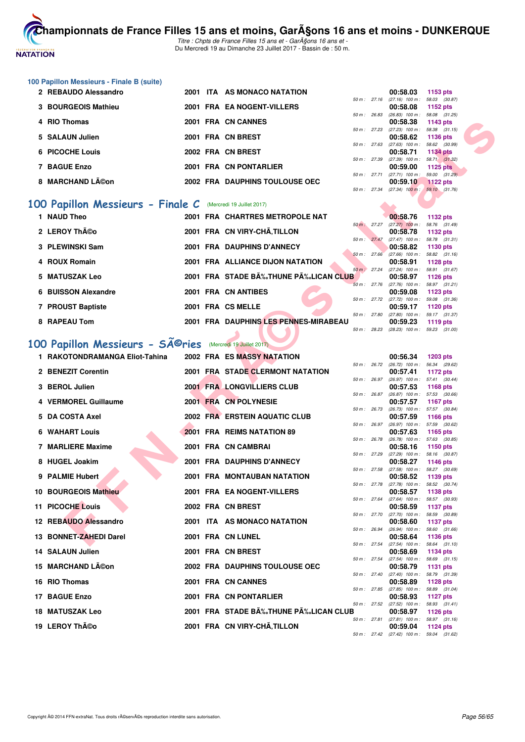## 100 Papillon Messieurs - Finale B (suite)

| Rang | Nom | Année | Nat. | Club | Temps | Points | Splits |
|---|---|---|---|---|---|---|---|
| 2 | REBAUDO Alessandro | 2001 | ITA | AS MONACO NATATION | 00:58.03 | 1153 pts | 50 m : 27.16 (27.16) 100 m : 58.03 (30.87) |
| 3 | BOURGEOIS Mathieu | 2001 | FRA | EA NOGENT-VILLERS | 00:58.08 | 1152 pts | 50 m : 26.83 (26.83) 100 m : 58.08 (31.25) |
| 4 | RIO Thomas | 2001 | FRA | CN CANNES | 00:58.38 | 1143 pts | 50 m : 27.23 (27.23) 100 m : 58.38 (31.15) |
| 5 | SALAUN Julien | 2001 | FRA | CN BREST | 00:58.62 | 1136 pts | 50 m : 27.63 (27.63) 100 m : 58.62 (30.99) |
| 6 | PICOCHE Louis | 2002 | FRA | CN BREST | 00:58.71 | 1134 pts | 50 m : 27.39 (27.39) 100 m : 58.71 (31.32) |
| 7 | BAGUE Enzo | 2001 | FRA | CN PONTARLIER | 00:59.00 | 1125 pts | 50 m : 27.71 (27.71) 100 m : 59.00 (31.29) |
| 8 | MARCHAND LÃ©on | 2002 | FRA | DAUPHINS TOULOUSE OEC | 00:59.10 | 1122 pts | 50 m : 27.34 (27.34) 100 m : 59.10 (31.76) |

## 100 Papillon Messieurs - Finale C (Mercredi 19 Juillet 2017)

| Rang | Nom | Année | Nat. | Club | Temps | Points | Splits |
|---|---|---|---|---|---|---|---|
| 1 | NAUD Theo | 2001 | FRA | CHARTRES METROPOLE NAT | 00:58.76 | 1132 pts | 50 m : 27.27 (27.27) 100 m : 58.76 (31.49) |
| 2 | LEROY ThÃ©o | 2001 | FRA | CN VIRY-CHÃ‚TILLON | 00:58.78 | 1132 pts | 50 m : 27.47 (27.47) 100 m : 58.78 (31.31) |
| 3 | PLEWINSKI Sam | 2001 | FRA | DAUPHINS D'ANNECY | 00:58.82 | 1130 pts | 50 m : 27.66 (27.66) 100 m : 58.82 (31.16) |
| 4 | ROUX Romain | 2001 | FRA | ALLIANCE DIJON NATATION | 00:58.91 | 1128 pts | 50 m : 27.24 (27.24) 100 m : 58.91 (31.67) |
| 5 | MATUSZAK Leo | 2001 | FRA | STADE BÃ‰THUNE PÃ‰LICAN CLUB | 00:58.97 | 1126 pts | 50 m : 27.76 (27.76) 100 m : 58.97 (31.21) |
| 6 | BUISSON Alexandre | 2001 | FRA | CN ANTIBES | 00:59.08 | 1123 pts | 50 m : 27.72 (27.72) 100 m : 59.08 (31.36) |
| 7 | PROUST Baptiste | 2001 | FRA | CS MELLE | 00:59.17 | 1120 pts | 50 m : 27.80 (27.80) 100 m : 59.17 (31.37) |
| 8 | RAPEAU Tom | 2001 | FRA | DAUPHINS LES PENNES-MIRABEAU | 00:59.23 | 1119 pts | 50 m : 28.23 (28.23) 100 m : 59.23 (31.00) |

## 100 Papillon Messieurs - SÃ©ries (Mercredi 19 Juillet 2017)

| Rang | Nom | Année | Nat. | Club | Temps | Points | Splits |
|---|---|---|---|---|---|---|---|
| 1 | RAKOTONDRAMANGA Eliot-Tahina | 2002 | FRA | ES MASSY NATATION | 00:56.34 | 1203 pts | 50 m : 26.72 (26.72) 100 m : 56.34 (29.62) |
| 2 | BENEZIT Corentin | 2001 | FRA | STADE CLERMONT NATATION | 00:57.41 | 1172 pts | 50 m : 26.97 (26.97) 100 m : 57.41 (30.44) |
| 3 | BEROL Julien | 2001 | FRA | LONGVILLIERS CLUB | 00:57.53 | 1168 pts | 50 m : 26.87 (26.87) 100 m : 57.53 (30.66) |
| 4 | VERMOREL Guillaume | 2001 | FRA | CN POLYNESIE | 00:57.57 | 1167 pts | 50 m : 26.73 (26.73) 100 m : 57.57 (30.84) |
| 5 | DA COSTA Axel | 2002 | FRA | ERSTEIN AQUATIC CLUB | 00:57.59 | 1166 pts | 50 m : 26.97 (26.97) 100 m : 57.59 (30.62) |
| 6 | WAHART Louis | 2001 | FRA | REIMS NATATION 89 | 00:57.63 | 1165 pts | 50 m : 26.78 (26.78) 100 m : 57.63 (30.85) |
| 7 | MARLIERE Maxime | 2001 | FRA | CN CAMBRAI | 00:58.16 | 1150 pts | 50 m : 27.29 (27.29) 100 m : 58.16 (30.87) |
| 8 | HUGEL Joakim | 2001 | FRA | DAUPHINS D'ANNECY | 00:58.27 | 1146 pts | 50 m : 27.58 (27.58) 100 m : 58.27 (30.69) |
| 9 | PALMIE Hubert | 2001 | FRA | MONTAUBAN NATATION | 00:58.52 | 1139 pts | 50 m : 27.78 (27.78) 100 m : 58.52 (30.74) |
| 10 | BOURGEOIS Mathieu | 2001 | FRA | EA NOGENT-VILLERS | 00:58.57 | 1138 pts | 50 m : 27.64 (27.64) 100 m : 58.57 (30.93) |
| 11 | PICOCHE Louis | 2002 | FRA | CN BREST | 00:58.59 | 1137 pts | 50 m : 27.70 (27.70) 100 m : 58.59 (30.89) |
| 12 | REBAUDO Alessandro | 2001 | ITA | AS MONACO NATATION | 00:58.60 | 1137 pts | 50 m : 26.94 (26.94) 100 m : 58.60 (31.66) |
| 13 | BONNET-ZAHEDI Darel | 2001 | FRA | CN LUNEL | 00:58.64 | 1136 pts | 50 m : 27.54 (27.54) 100 m : 58.64 (31.10) |
| 14 | SALAUN Julien | 2001 | FRA | CN BREST | 00:58.69 | 1134 pts | 50 m : 27.54 (27.54) 100 m : 58.69 (31.15) |
| 15 | MARCHAND LÃ©on | 2002 | FRA | DAUPHINS TOULOUSE OEC | 00:58.79 | 1131 pts | 50 m : 27.40 (27.40) 100 m : 58.79 (31.39) |
| 16 | RIO Thomas | 2001 | FRA | CN CANNES | 00:58.89 | 1128 pts | 50 m : 27.85 (27.85) 100 m : 58.89 (31.04) |
| 17 | BAGUE Enzo | 2001 | FRA | CN PONTARLIER | 00:58.93 | 1127 pts | 50 m : 27.52 (27.52) 100 m : 58.93 (31.41) |
| 18 | MATUSZAK Leo | 2001 | FRA | STADE BÃ‰THUNE PÃ‰LICAN CLUB | 00:58.97 | 1126 pts | 50 m : 27.81 (27.81) 100 m : 58.97 (31.16) |
| 19 | LEROY ThÃ©o | 2001 | FRA | CN VIRY-CHÃ‚TILLON | 00:59.04 | 1124 pts | 50 m : 27.42 (27.42) 100 m : 59.04 (31.62) |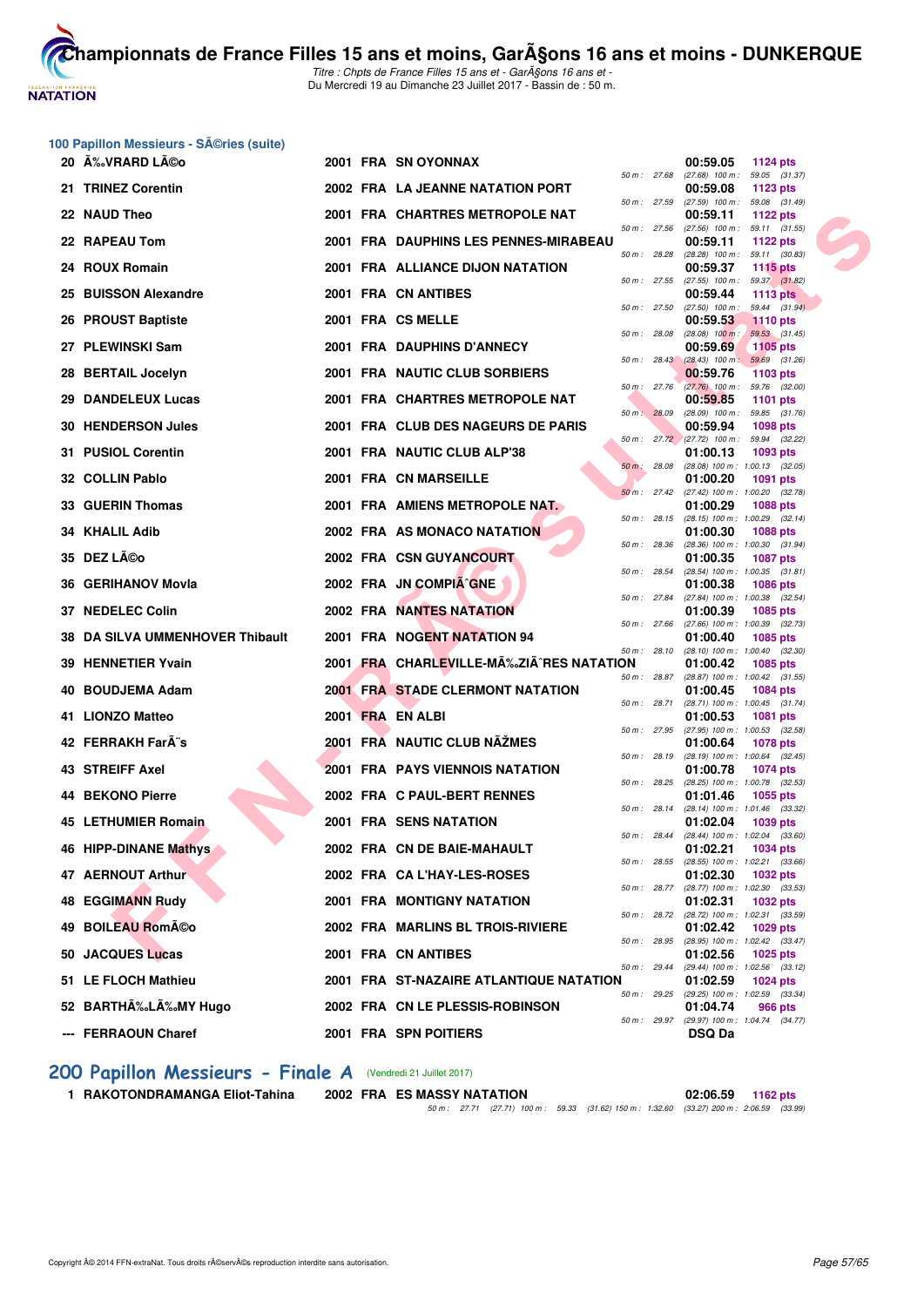## 100 Papillon Messieurs - SÃ©ries (suite)

| Rang | Nom | Année | Nat | Club | Temps | Points | Splits |
|---|---|---|---|---|---|---|---|
| 20 | Ã‰VRARD LÃ©o | 2001 | FRA | SN OYONNAX | 00:59.05 | 1124 pts | 50 m : 27.68 (27.68) 100 m : 59.05 (31.37) |
| 21 | TRINEZ Corentin | 2002 | FRA | LA JEANNE NATATION PORT | 00:59.08 | 1123 pts | 50 m : 27.59 (27.59) 100 m : 59.08 (31.49) |
| 22 | NAUD Theo | 2001 | FRA | CHARTRES METROPOLE NAT | 00:59.11 | 1122 pts | 50 m : 27.56 (27.56) 100 m : 59.11 (31.55) |
| 22 | RAPEAU Tom | 2001 | FRA | DAUPHINS LES PENNES-MIRABEAU | 00:59.11 | 1122 pts | 50 m : 28.28 (28.28) 100 m : 59.11 (30.83) |
| 24 | ROUX Romain | 2001 | FRA | ALLIANCE DIJON NATATION | 00:59.37 | 1115 pts | 50 m : 27.55 (27.55) 100 m : 59.37 (31.82) |
| 25 | BUISSON Alexandre | 2001 | FRA | CN ANTIBES | 00:59.44 | 1113 pts | 50 m : 27.50 (27.50) 100 m : 59.44 (31.94) |
| 26 | PROUST Baptiste | 2001 | FRA | CS MELLE | 00:59.53 | 1110 pts | 50 m : 28.08 (28.08) 100 m : 59.53 (31.45) |
| 27 | PLEWINSKI Sam | 2001 | FRA | DAUPHINS D'ANNECY | 00:59.69 | 1105 pts | 50 m : 28.43 (28.43) 100 m : 59.69 (31.26) |
| 28 | BERTAIL Jocelyn | 2001 | FRA | NAUTIC CLUB SORBIERS | 00:59.76 | 1103 pts | 50 m : 27.76 (27.76) 100 m : 59.76 (32.00) |
| 29 | DANDELEUX Lucas | 2001 | FRA | CHARTRES METROPOLE NAT | 00:59.85 | 1101 pts | 50 m : 28.09 (28.09) 100 m : 59.85 (31.76) |
| 30 | HENDERSON Jules | 2001 | FRA | CLUB DES NAGEURS DE PARIS | 00:59.94 | 1098 pts | 50 m : 27.72 (27.72) 100 m : 59.94 (32.22) |
| 31 | PUSIOL Corentin | 2001 | FRA | NAUTIC CLUB ALP'38 | 01:00.13 | 1093 pts | 50 m : 28.08 (28.08) 100 m : 1:00.13 (32.05) |
| 32 | COLLIN Pablo | 2001 | FRA | CN MARSEILLE | 01:00.20 | 1091 pts | 50 m : 27.42 (27.42) 100 m : 1:00.20 (32.78) |
| 33 | GUERIN Thomas | 2001 | FRA | AMIENS METROPOLE NAT. | 01:00.29 | 1088 pts | 50 m : 28.15 (28.15) 100 m : 1:00.29 (32.14) |
| 34 | KHALIL Adib | 2002 | FRA | AS MONACO NATATION | 01:00.30 | 1088 pts | 50 m : 28.36 (28.36) 100 m : 1:00.30 (31.94) |
| 35 | DEZ LÃ©o | 2002 | FRA | CSN GUYANCOURT | 01:00.35 | 1087 pts | 50 m : 28.54 (28.54) 100 m : 1:00.35 (31.81) |
| 36 | GERIHANOV Movla | 2002 | FRA | JN COMPIÃˆGNE | 01:00.38 | 1086 pts | 50 m : 27.84 (27.84) 100 m : 1:00.38 (32.54) |
| 37 | NEDELEC Colin | 2002 | FRA | NANTES NATATION | 01:00.39 | 1085 pts | 50 m : 27.66 (27.66) 100 m : 1:00.39 (32.73) |
| 38 | DA SILVA UMMENHOVER Thibault | 2001 | FRA | NOGENT NATATION 94 | 01:00.40 | 1085 pts | 50 m : 28.10 (28.10) 100 m : 1:00.40 (32.30) |
| 39 | HENNETIER Yvain | 2001 | FRA | CHARLEVILLE-MÃ‰ZIÃˆRES NATATION | 01:00.42 | 1085 pts | 50 m : 28.87 (28.87) 100 m : 1:00.42 (31.55) |
| 40 | BOUDJEMA Adam | 2001 | FRA | STADE CLERMONT NATATION | 01:00.45 | 1084 pts | 50 m : 28.71 (28.71) 100 m : 1:00.45 (31.74) |
| 41 | LIONZO Matteo | 2001 | FRA | EN ALBI | 01:00.53 | 1081 pts | 50 m : 27.95 (27.95) 100 m : 1:00.53 (32.58) |
| 42 | FERRAKH FarÃ¨s | 2001 | FRA | NAUTIC CLUB NÃŽMES | 01:00.64 | 1078 pts | 50 m : 28.19 (28.19) 100 m : 1:00.64 (32.45) |
| 43 | STREIFF Axel | 2001 | FRA | PAYS VIENNOIS NATATION | 01:00.78 | 1074 pts | 50 m : 28.25 (28.25) 100 m : 1:00.78 (32.53) |
| 44 | BEKONO Pierre | 2002 | FRA | C PAUL-BERT RENNES | 01:01.46 | 1055 pts | 50 m : 28.14 (28.14) 100 m : 1:01.46 (33.32) |
| 45 | LETHUMIER Romain | 2001 | FRA | SENS NATATION | 01:02.04 | 1039 pts | 50 m : 28.44 (28.44) 100 m : 1:02.04 (33.60) |
| 46 | HIPP-DINANE Mathys | 2002 | FRA | CN DE BAIE-MAHAULT | 01:02.21 | 1034 pts | 50 m : 28.55 (28.55) 100 m : 1:02.21 (33.66) |
| 47 | AERNOUT Arthur | 2002 | FRA | CA L'HAY-LES-ROSES | 01:02.30 | 1032 pts | 50 m : 28.77 (28.77) 100 m : 1:02.30 (33.53) |
| 48 | EGGIMANN Rudy | 2001 | FRA | MONTIGNY NATATION | 01:02.31 | 1032 pts | 50 m : 28.72 (28.72) 100 m : 1:02.31 (33.59) |
| 49 | BOILEAU RomÃ©o | 2002 | FRA | MARLINS BL TROIS-RIVIERE | 01:02.42 | 1029 pts | 50 m : 28.95 (28.95) 100 m : 1:02.42 (33.47) |
| 50 | JACQUES Lucas | 2001 | FRA | CN ANTIBES | 01:02.56 | 1025 pts | 50 m : 29.44 (29.44) 100 m : 1:02.56 (33.12) |
| 51 | LE FLOCH Mathieu | 2001 | FRA | ST-NAZAIRE ATLANTIQUE NATATION | 01:02.59 | 1024 pts | 50 m : 29.25 (29.25) 100 m : 1:02.59 (33.34) |
| 52 | BARTHÃ‰LÃ‰MY Hugo | 2002 | FRA | CN LE PLESSIS-ROBINSON | 01:04.74 | 966 pts | 50 m : 29.97 (29.97) 100 m : 1:04.74 (34.77) |
| --- | FERRAOUN Charef | 2001 | FRA | SPN POITIERS | DSQ Da | | |

## 200 Papillon Messieurs - Finale A (Vendredi 21 Juillet 2017)

| Rang | Nom | Année | Nat | Club | Temps | Points | Splits |
|---|---|---|---|---|---|---|---|
| 1 | RAKOTONDRAMANGA Eliot-Tahina | 2002 | FRA | ES MASSY NATATION | 02:06.59 | 1162 pts | 50 m : 27.71 (27.71) 100 m : 59.33 (31.62) 150 m : 1:32.60 (33.27) 200 m : 2:06.59 (33.99) |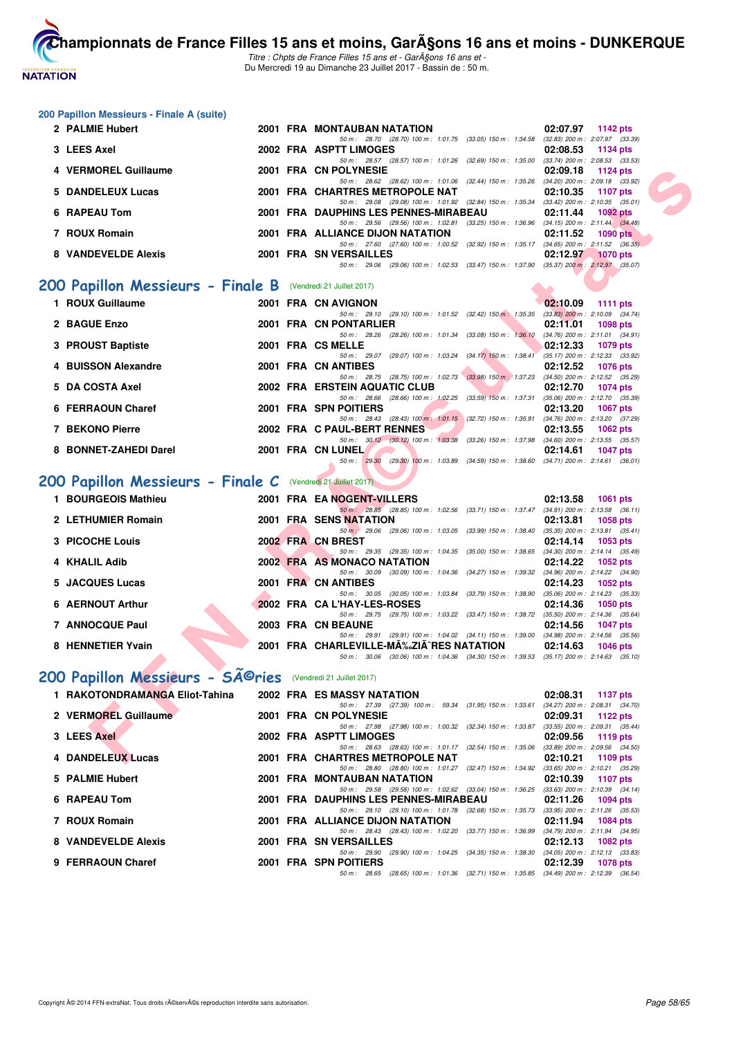## 200 Papillon Messieurs - Finale A (suite)

| Rg | Nom | Année | Nat | Club | Temps | Points |
|---|---|---|---|---|---|---|
| 2 | PALMIE Hubert | 2001 | FRA | MONTAUBAN NATATION | 02:07.97 | 1142 pts |
| | 50 m : 28.70 (28.70) 100 m : 1:01.75 (33.05) 150 m : 1:34.58 (32.83) 200 m : 2:07.97 (33.39) | | | | | |
| 3 | LEES Axel | 2002 | FRA | ASPTT LIMOGES | 02:08.53 | 1134 pts |
| | 50 m : 28.57 (28.57) 100 m : 1:01.26 (32.69) 150 m : 1:35.00 (33.74) 200 m : 2:08.53 (33.53) | | | | | |
| 4 | VERMOREL Guillaume | 2001 | FRA | CN POLYNESIE | 02:09.18 | 1124 pts |
| | 50 m : 28.62 (28.62) 100 m : 1:01.06 (32.44) 150 m : 1:35.26 (34.20) 200 m : 2:09.18 (33.92) | | | | | |
| 5 | DANDELEUX Lucas | 2001 | FRA | CHARTRES METROPOLE NAT | 02:10.35 | 1107 pts |
| | 50 m : 29.08 (29.08) 100 m : 1:01.92 (32.84) 150 m : 1:35.34 (33.42) 200 m : 2:10.35 (35.01) | | | | | |
| 6 | RAPEAU Tom | 2001 | FRA | DAUPHINS LES PENNES-MIRABEAU | 02:11.44 | 1092 pts |
| | 50 m : 29.56 (29.56) 100 m : 1:02.81 (33.25) 150 m : 1:36.96 (34.15) 200 m : 2:11.44 (34.48) | | | | | |
| 7 | ROUX Romain | 2001 | FRA | ALLIANCE DIJON NATATION | 02:11.52 | 1090 pts |
| | 50 m : 27.60 (27.60) 100 m : 1:00.52 (32.92) 150 m : 1:35.17 (34.65) 200 m : 2:11.52 (36.35) | | | | | |
| 8 | VANDEVELDE Alexis | 2001 | FRA | SN VERSAILLES | 02:12.97 | 1070 pts |
| | 50 m : 29.06 (29.06) 100 m : 1:02.53 (33.47) 150 m : 1:37.90 (35.37) 200 m : 2:12.97 (35.07) | | | | | |

## 200 Papillon Messieurs - Finale B (Vendredi 21 Juillet 2017)

| Rg | Nom | Année | Nat | Club | Temps | Points |
|---|---|---|---|---|---|---|
| 1 | ROUX Guillaume | 2001 | FRA | CN AVIGNON | 02:10.09 | 1111 pts |
| | 50 m : 29.10 (29.10) 100 m : 1:01.52 (32.42) 150 m : 1:35.35 (33.83) 200 m : 2:10.09 (34.74) | | | | | |
| 2 | BAGUE Enzo | 2001 | FRA | CN PONTARLIER | 02:11.01 | 1098 pts |
| | 50 m : 28.26 (28.26) 100 m : 1:01.34 (33.08) 150 m : 1:36.10 (34.76) 200 m : 2:11.01 (34.91) | | | | | |
| 3 | PROUST Baptiste | 2001 | FRA | CS MELLE | 02:12.33 | 1079 pts |
| | 50 m : 29.07 (29.07) 100 m : 1:03.24 (34.17) 150 m : 1:38.41 (35.17) 200 m : 2:12.33 (33.92) | | | | | |
| 4 | BUISSON Alexandre | 2001 | FRA | CN ANTIBES | 02:12.52 | 1076 pts |
| | 50 m : 28.75 (28.75) 100 m : 1:02.73 (33.98) 150 m : 1:37.23 (34.50) 200 m : 2:12.52 (35.29) | | | | | |
| 5 | DA COSTA Axel | 2002 | FRA | ERSTEIN AQUATIC CLUB | 02:12.70 | 1074 pts |
| | 50 m : 28.66 (28.66) 100 m : 1:02.25 (33.59) 150 m : 1:37.31 (35.06) 200 m : 2:12.70 (35.39) | | | | | |
| 6 | FERRAOUN Charef | 2001 | FRA | SPN POITIERS | 02:13.20 | 1067 pts |
| | 50 m : 28.43 (28.43) 100 m : 1:01.15 (32.72) 150 m : 1:35.91 (34.76) 200 m : 2:13.20 (37.29) | | | | | |
| 7 | BEKONO Pierre | 2002 | FRA | C PAUL-BERT RENNES | 02:13.55 | 1062 pts |
| | 50 m : 30.12 (30.12) 100 m : 1:03.38 (33.26) 150 m : 1:37.98 (34.60) 200 m : 2:13.55 (35.57) | | | | | |
| 8 | BONNET-ZAHEDI Darel | 2001 | FRA | CN LUNEL | 02:14.61 | 1047 pts |
| | 50 m : 29.30 (29.30) 100 m : 1:03.89 (34.59) 150 m : 1:38.60 (34.71) 200 m : 2:14.61 (36.01) | | | | | |

## 200 Papillon Messieurs - Finale C (Vendredi 21 Juillet 2017)

| Rg | Nom | Année | Nat | Club | Temps | Points |
|---|---|---|---|---|---|---|
| 1 | BOURGEOIS Mathieu | 2001 | FRA | EA NOGENT-VILLERS | 02:13.58 | 1061 pts |
| | 50 m : 28.85 (28.85) 100 m : 1:02.56 (33.71) 150 m : 1:37.47 (34.91) 200 m : 2:13.58 (36.11) | | | | | |
| 2 | LETHUMIER Romain | 2001 | FRA | SENS NATATION | 02:13.81 | 1058 pts |
| | 50 m : 29.06 (29.06) 100 m : 1:03.05 (33.99) 150 m : 1:38.40 (35.35) 200 m : 2:13.81 (35.41) | | | | | |
| 3 | PICOCHE Louis | 2002 | FRA | CN BREST | 02:14.14 | 1053 pts |
| | 50 m : 29.35 (29.35) 100 m : 1:04.35 (35.00) 150 m : 1:38.65 (34.30) 200 m : 2:14.14 (35.49) | | | | | |
| 4 | KHALIL Adib | 2002 | FRA | AS MONACO NATATION | 02:14.22 | 1052 pts |
| | 50 m : 30.09 (30.09) 100 m : 1:04.36 (34.27) 150 m : 1:39.32 (34.96) 200 m : 2:14.22 (34.90) | | | | | |
| 5 | JACQUES Lucas | 2001 | FRA | CN ANTIBES | 02:14.23 | 1052 pts |
| | 50 m : 30.05 (30.05) 100 m : 1:03.84 (33.79) 150 m : 1:38.90 (35.06) 200 m : 2:14.23 (35.33) | | | | | |
| 6 | AERNOUT Arthur | 2002 | FRA | CA L'HAY-LES-ROSES | 02:14.36 | 1050 pts |
| | 50 m : 29.75 (29.75) 100 m : 1:03.22 (33.47) 150 m : 1:38.72 (35.50) 200 m : 2:14.36 (35.64) | | | | | |
| 7 | ANNOCQUE Paul | 2003 | FRA | CN BEAUNE | 02:14.56 | 1047 pts |
| | 50 m : 29.91 (29.91) 100 m : 1:04.02 (34.11) 150 m : 1:39.00 (34.98) 200 m : 2:14.56 (35.56) | | | | | |
| 8 | HENNETIER Yvain | 2001 | FRA | CHARLEVILLE-MÃ‰ZIÃˆRES NATATION | 02:14.63 | 1046 pts |
| | 50 m : 30.06 (30.06) 100 m : 1:04.36 (34.30) 150 m : 1:39.53 (35.17) 200 m : 2:14.63 (35.10) | | | | | |

## 200 Papillon Messieurs - SÃ©ries (Vendredi 21 Juillet 2017)

| Rg | Nom | Année | Nat | Club | Temps | Points |
|---|---|---|---|---|---|---|
| 1 | RAKOTONDRAMANGA Eliot-Tahina | 2002 | FRA | ES MASSY NATATION | 02:08.31 | 1137 pts |
| | 50 m : 27.39 (27.39) 100 m : 59.34 (31.95) 150 m : 1:33.61 (34.27) 200 m : 2:08.31 (34.70) | | | | | |
| 2 | VERMOREL Guillaume | 2001 | FRA | CN POLYNESIE | 02:09.31 | 1122 pts |
| | 50 m : 27.98 (27.98) 100 m : 1:00.32 (32.34) 150 m : 1:33.87 (33.55) 200 m : 2:09.31 (35.44) | | | | | |
| 3 | LEES Axel | 2002 | FRA | ASPTT LIMOGES | 02:09.56 | 1119 pts |
| | 50 m : 28.63 (28.63) 100 m : 1:01.17 (32.54) 150 m : 1:35.06 (33.89) 200 m : 2:09.56 (34.50) | | | | | |
| 4 | DANDELEUX Lucas | 2001 | FRA | CHARTRES METROPOLE NAT | 02:10.21 | 1109 pts |
| | 50 m : 28.80 (28.80) 100 m : 1:01.27 (32.47) 150 m : 1:34.92 (33.65) 200 m : 2:10.21 (35.29) | | | | | |
| 5 | PALMIE Hubert | 2001 | FRA | MONTAUBAN NATATION | 02:10.39 | 1107 pts |
| | 50 m : 29.58 (29.58) 100 m : 1:02.62 (33.04) 150 m : 1:36.25 (33.63) 200 m : 2:10.39 (34.14) | | | | | |
| 6 | RAPEAU Tom | 2001 | FRA | DAUPHINS LES PENNES-MIRABEAU | 02:11.26 | 1094 pts |
| | 50 m : 29.10 (29.10) 100 m : 1:01.78 (32.68) 150 m : 1:35.73 (33.95) 200 m : 2:11.26 (35.53) | | | | | |
| 7 | ROUX Romain | 2001 | FRA | ALLIANCE DIJON NATATION | 02:11.94 | 1084 pts |
| | 50 m : 28.43 (28.43) 100 m : 1:02.20 (33.77) 150 m : 1:36.99 (34.79) 200 m : 2:11.94 (34.95) | | | | | |
| 8 | VANDEVELDE Alexis | 2001 | FRA | SN VERSAILLES | 02:12.13 | 1082 pts |
| | 50 m : 29.90 (29.90) 100 m : 1:04.25 (34.35) 150 m : 1:38.30 (34.05) 200 m : 2:12.13 (33.83) | | | | | |
| 9 | FERRAOUN Charef | 2001 | FRA | SPN POITIERS | 02:12.39 | 1078 pts |
| | 50 m : 28.65 (28.65) 100 m : 1:01.36 (32.71) 150 m : 1:35.85 (34.49) 200 m : 2:12.39 (36.54) | | | | | |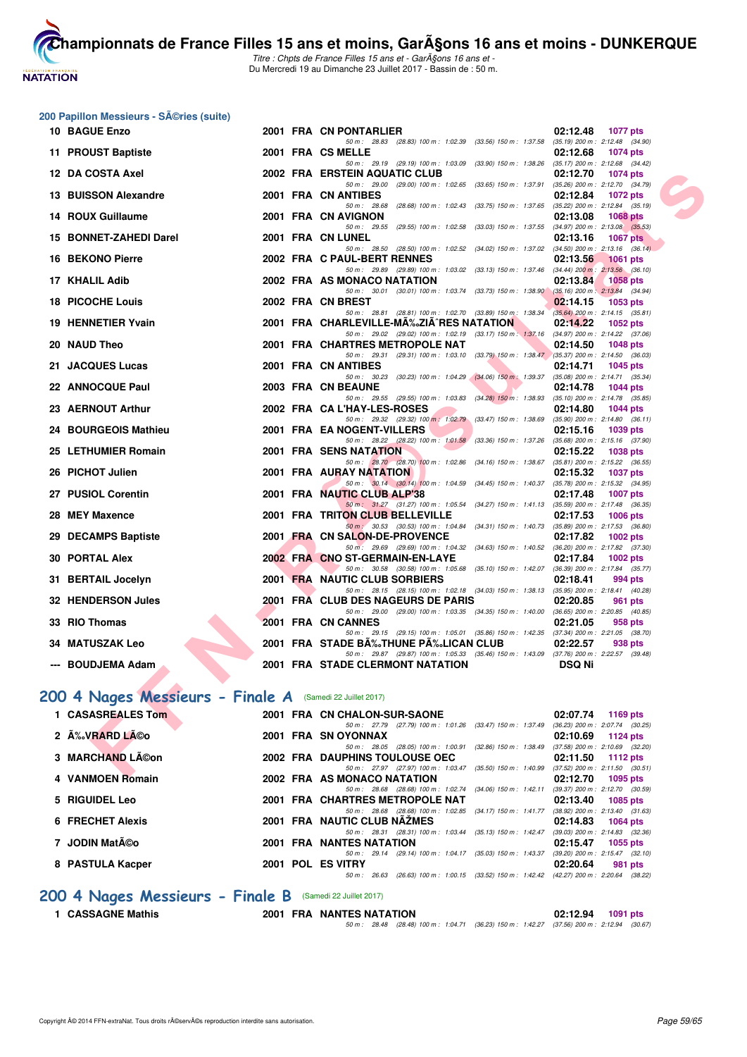## 200 Papillon Messieurs - SÃ©ries (suite)

| Rang | Nom | Année | Nat | Club | Temps | Points |
|---|---|---|---|---|---|---|
| 10 | BAGUE Enzo | 2001 | FRA | CN PONTARLIER | 02:12.48 | 1077 pts |
| | 50 m : 28.83 (28.83) 100 m : 1:02.39 (33.56) 150 m : 1:37.58 (35.19) 200 m : 2:12.48 (34.90) | | | | | |
| 11 | PROUST Baptiste | 2001 | FRA | CS MELLE | 02:12.68 | 1074 pts |
| | 50 m : 29.19 (29.19) 100 m : 1:03.09 (33.90) 150 m : 1:38.26 (35.17) 200 m : 2:12.68 (34.42) | | | | | |
| 12 | DA COSTA Axel | 2002 | FRA | ERSTEIN AQUATIC CLUB | 02:12.70 | 1074 pts |
| | 50 m : 29.00 (29.00) 100 m : 1:02.65 (33.65) 150 m : 1:37.91 (35.26) 200 m : 2:12.70 (34.79) | | | | | |
| 13 | BUISSON Alexandre | 2001 | FRA | CN ANTIBES | 02:12.84 | 1072 pts |
| | 50 m : 28.68 (28.68) 100 m : 1:02.43 (33.75) 150 m : 1:37.65 (35.22) 200 m : 2:12.84 (35.19) | | | | | |
| 14 | ROUX Guillaume | 2001 | FRA | CN AVIGNON | 02:13.08 | 1068 pts |
| | 50 m : 29.55 (29.55) 100 m : 1:02.58 (33.03) 150 m : 1:37.55 (34.97) 200 m : 2:13.08 (35.53) | | | | | |
| 15 | BONNET-ZAHEDI Darel | 2001 | FRA | CN LUNEL | 02:13.16 | 1067 pts |
| | 50 m : 28.50 (28.50) 100 m : 1:02.52 (34.02) 150 m : 1:37.02 (34.50) 200 m : 2:13.16 (36.14) | | | | | |
| 16 | BEKONO Pierre | 2002 | FRA | C PAUL-BERT RENNES | 02:13.56 | 1061 pts |
| | 50 m : 29.89 (29.89) 100 m : 1:03.02 (33.13) 150 m : 1:37.46 (34.44) 200 m : 2:13.56 (36.10) | | | | | |
| 17 | KHALIL Adib | 2002 | FRA | AS MONACO NATATION | 02:13.84 | 1058 pts |
| | 50 m : 30.01 (30.01) 100 m : 1:03.74 (33.73) 150 m : 1:38.90 (35.16) 200 m : 2:13.84 (34.94) | | | | | |
| 18 | PICOCHE Louis | 2002 | FRA | CN BREST | 02:14.15 | 1053 pts |
| | 50 m : 28.81 (28.81) 100 m : 1:02.70 (33.89) 150 m : 1:38.34 (35.64) 200 m : 2:14.15 (35.81) | | | | | |
| 19 | HENNETIER Yvain | 2001 | FRA | CHARLEVILLE-MÃ‰ZIÃˆRES NATATION | 02:14.22 | 1052 pts |
| | 50 m : 29.02 (29.02) 100 m : 1:02.19 (33.17) 150 m : 1:37.16 (34.97) 200 m : 2:14.22 (37.06) | | | | | |
| 20 | NAUD Theo | 2001 | FRA | CHARTRES METROPOLE NAT | 02:14.50 | 1048 pts |
| | 50 m : 29.31 (29.31) 100 m : 1:03.10 (33.79) 150 m : 1:38.47 (35.37) 200 m : 2:14.50 (36.03) | | | | | |
| 21 | JACQUES Lucas | 2001 | FRA | CN ANTIBES | 02:14.71 | 1045 pts |
| | 50 m : 30.23 (30.23) 100 m : 1:04.29 (34.06) 150 m : 1:39.37 (35.08) 200 m : 2:14.71 (35.34) | | | | | |
| 22 | ANNOCQUE Paul | 2003 | FRA | CN BEAUNE | 02:14.78 | 1044 pts |
| | 50 m : 29.55 (29.55) 100 m : 1:03.83 (34.28) 150 m : 1:38.93 (35.10) 200 m : 2:14.78 (35.85) | | | | | |
| 23 | AERNOUT Arthur | 2002 | FRA | CA L'HAY-LES-ROSES | 02:14.80 | 1044 pts |
| | 50 m : 29.32 (29.32) 100 m : 1:02.79 (33.47) 150 m : 1:38.69 (35.90) 200 m : 2:14.80 (36.11) | | | | | |
| 24 | BOURGEOIS Mathieu | 2001 | FRA | EA NOGENT-VILLERS | 02:15.16 | 1039 pts |
| | 50 m : 28.22 (28.22) 100 m : 1:01.58 (33.36) 150 m : 1:37.26 (35.68) 200 m : 2:15.16 (37.90) | | | | | |
| 25 | LETHUMIER Romain | 2001 | FRA | SENS NATATION | 02:15.22 | 1038 pts |
| | 50 m : 28.70 (28.70) 100 m : 1:02.86 (34.16) 150 m : 1:38.67 (35.81) 200 m : 2:15.22 (36.55) | | | | | |
| 26 | PICHOT Julien | 2001 | FRA | AURAY NATATION | 02:15.32 | 1037 pts |
| | 50 m : 30.14 (30.14) 100 m : 1:04.59 (34.45) 150 m : 1:40.37 (35.78) 200 m : 2:15.32 (34.95) | | | | | |
| 27 | PUSIOL Corentin | 2001 | FRA | NAUTIC CLUB ALP'38 | 02:17.48 | 1007 pts |
| | 50 m : 31.27 (31.27) 100 m : 1:05.54 (34.27) 150 m : 1:41.13 (35.59) 200 m : 2:17.48 (36.35) | | | | | |
| 28 | MEY Maxence | 2001 | FRA | TRITON CLUB BELLEVILLE | 02:17.53 | 1006 pts |
| | 50 m : 30.53 (30.53) 100 m : 1:04.84 (34.31) 150 m : 1:40.73 (35.89) 200 m : 2:17.53 (36.80) | | | | | |
| 29 | DECAMPS Baptiste | 2001 | FRA | CN SALON-DE-PROVENCE | 02:17.82 | 1002 pts |
| | 50 m : 29.69 (29.69) 100 m : 1:04.32 (34.63) 150 m : 1:40.52 (36.20) 200 m : 2:17.82 (37.30) | | | | | |
| 30 | PORTAL Alex | 2002 | FRA | CNO ST-GERMAIN-EN-LAYE | 02:17.84 | 1002 pts |
| | 50 m : 30.58 (30.58) 100 m : 1:05.68 (35.10) 150 m : 1:42.07 (36.39) 200 m : 2:17.84 (35.77) | | | | | |
| 31 | BERTAIL Jocelyn | 2001 | FRA | NAUTIC CLUB SORBIERS | 02:18.41 | 994 pts |
| | 50 m : 28.15 (28.15) 100 m : 1:02.18 (34.03) 150 m : 1:38.13 (35.95) 200 m : 2:18.41 (40.28) | | | | | |
| 32 | HENDERSON Jules | 2001 | FRA | CLUB DES NAGEURS DE PARIS | 02:20.85 | 961 pts |
| | 50 m : 29.00 (29.00) 100 m : 1:03.35 (34.35) 150 m : 1:40.00 (36.65) 200 m : 2:20.85 (40.85) | | | | | |
| 33 | RIO Thomas | 2001 | FRA | CN CANNES | 02:21.05 | 958 pts |
| | 50 m : 29.15 (29.15) 100 m : 1:05.01 (35.86) 150 m : 1:42.35 (37.34) 200 m : 2:21.05 (38.70) | | | | | |
| 34 | MATUSZAK Leo | 2001 | FRA | STADE BÃ‰THUNE PÃ‰LICAN CLUB | 02:22.57 | 938 pts |
| | 50 m : 29.87 (29.87) 100 m : 1:05.33 (35.46) 150 m : 1:43.09 (37.76) 200 m : 2:22.57 (39.48) | | | | | |
| --- | BOUDJEMA Adam | 2001 | FRA | STADE CLERMONT NATATION | DSQ Ni | |

## 200 4 Nages Messieurs - Finale A (Samedi 22 Juillet 2017)

| Rang | Nom | Année | Nat | Club | Temps | Points |
|---|---|---|---|---|---|---|
| 1 | CASASREALES Tom | 2001 | FRA | CN CHALON-SUR-SAONE | 02:07.74 | 1169 pts |
| | 50 m : 27.79 (27.79) 100 m : 1:01.26 (33.47) 150 m : 1:37.49 (36.23) 200 m : 2:07.74 (30.25) | | | | | |
| 2 | Ã‰VRARD LÃ©o | 2001 | FRA | SN OYONNAX | 02:10.69 | 1124 pts |
| | 50 m : 28.05 (28.05) 100 m : 1:00.91 (32.86) 150 m : 1:38.49 (37.58) 200 m : 2:10.69 (32.20) | | | | | |
| 3 | MARCHAND LÃ©on | 2002 | FRA | DAUPHINS TOULOUSE OEC | 02:11.50 | 1112 pts |
| | 50 m : 27.97 (27.97) 100 m : 1:03.47 (35.50) 150 m : 1:40.99 (37.52) 200 m : 2:11.50 (30.51) | | | | | |
| 4 | VANMOEN Romain | 2002 | FRA | AS MONACO NATATION | 02:12.70 | 1095 pts |
| | 50 m : 28.68 (28.68) 100 m : 1:02.74 (34.06) 150 m : 1:42.11 (39.37) 200 m : 2:12.70 (30.59) | | | | | |
| 5 | RIGUIDEL Leo | 2001 | FRA | CHARTRES METROPOLE NAT | 02:13.40 | 1085 pts |
| | 50 m : 28.68 (28.68) 100 m : 1:02.85 (34.17) 150 m : 1:41.77 (38.92) 200 m : 2:13.40 (31.63) | | | | | |
| 6 | FRECHET Alexis | 2001 | FRA | NAUTIC CLUB NÃŽMES | 02:14.83 | 1064 pts |
| | 50 m : 28.31 (28.31) 100 m : 1:03.44 (35.13) 150 m : 1:42.47 (39.03) 200 m : 2:14.83 (32.36) | | | | | |
| 7 | JODIN MatÃ©o | 2001 | FRA | NANTES NATATION | 02:15.47 | 1055 pts |
| | 50 m : 29.14 (29.14) 100 m : 1:04.17 (35.03) 150 m : 1:43.37 (39.20) 200 m : 2:15.47 (32.10) | | | | | |
| 8 | PASTULA Kacper | 2001 | POL | ES VITRY | 02:20.64 | 981 pts |
| | 50 m : 26.63 (26.63) 100 m : 1:00.15 (33.52) 150 m : 1:42.42 (42.27) 200 m : 2:20.64 (38.22) | | | | | |

## 200 4 Nages Messieurs - Finale B (Samedi 22 Juillet 2017)

| Rang | Nom | Année | Nat | Club | Temps | Points |
|---|---|---|---|---|---|---|
| 1 | CASSAGNE Mathis | 2001 | FRA | NANTES NATATION | 02:12.94 | 1091 pts |
| | 50 m : 28.48 (28.48) 100 m : 1:04.71 (36.23) 150 m : 1:42.27 (37.56) 200 m : 2:12.94 (30.67) | | | | | |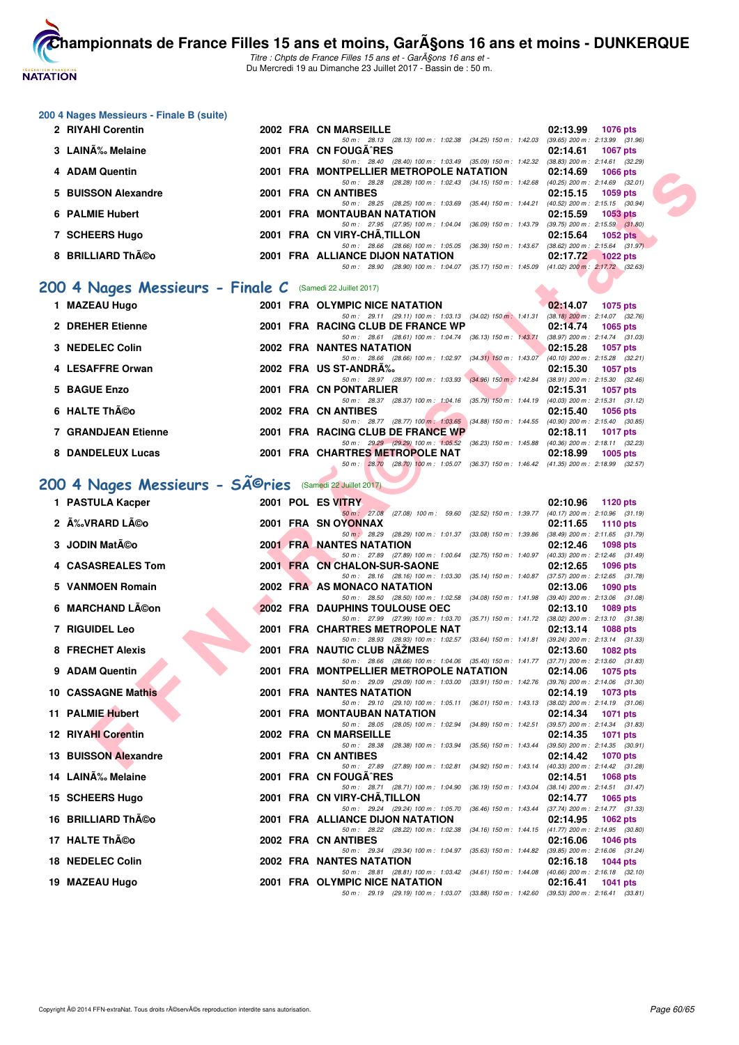### 200 4 Nages Messieurs - Finale B (suite)

| Rang | Nom | Année | Nat | Club | Temps | Points |
|---|---|---|---|---|---|---|
| 2 | RIYAHI Corentin | 2002 | FRA | CN MARSEILLE | 02:13.99 | 1076 pts |
| | 50 m : 28.13 (28.13) 100 m : 1:02.38 (34.25) 150 m : 1:42.03 (39.65) 200 m : 2:13.99 (31.96) | | | | | |
| 3 | LAINÃ‰ Melaine | 2001 | FRA | CN FOUGÃˆRES | 02:14.61 | 1067 pts |
| | 50 m : 28.40 (28.40) 100 m : 1:03.49 (35.09) 150 m : 1:42.32 (38.83) 200 m : 2:14.61 (32.29) | | | | | |
| 4 | ADAM Quentin | 2001 | FRA | MONTPELLIER METROPOLE NATATION | 02:14.69 | 1066 pts |
| | 50 m : 28.28 (28.28) 100 m : 1:02.43 (34.15) 150 m : 1:42.68 (40.25) 200 m : 2:14.69 (32.01) | | | | | |
| 5 | BUISSON Alexandre | 2001 | FRA | CN ANTIBES | 02:15.15 | 1059 pts |
| | 50 m : 28.25 (28.25) 100 m : 1:03.69 (35.44) 150 m : 1:44.21 (40.52) 200 m : 2:15.15 (30.94) | | | | | |
| 6 | PALMIE Hubert | 2001 | FRA | MONTAUBAN NATATION | 02:15.59 | 1053 pts |
| | 50 m : 27.95 (27.95) 100 m : 1:04.04 (36.09) 150 m : 1:43.79 (39.75) 200 m : 2:15.59 (31.80) | | | | | |
| 7 | SCHEERS Hugo | 2001 | FRA | CN VIRY-CHÃ‚TILLON | 02:15.64 | 1052 pts |
| | 50 m : 28.66 (28.66) 100 m : 1:05.05 (36.39) 150 m : 1:43.67 (38.62) 200 m : 2:15.64 (31.97) | | | | | |
| 8 | BRILLIARD ThÃ©o | 2001 | FRA | ALLIANCE DIJON NATATION | 02:17.72 | 1022 pts |
| | 50 m : 28.90 (28.90) 100 m : 1:04.07 (35.17) 150 m : 1:45.09 (41.02) 200 m : 2:17.72 (32.63) | | | | | |

## 200 4 Nages Messieurs - Finale C (Samedi 22 Juillet 2017)

| Rang | Nom | Année | Nat | Club | Temps | Points |
|---|---|---|---|---|---|---|
| 1 | MAZEAU Hugo | 2001 | FRA | OLYMPIC NICE NATATION | 02:14.07 | 1075 pts |
| | 50 m : 29.11 (29.11) 100 m : 1:03.13 (34.02) 150 m : 1:41.31 (38.18) 200 m : 2:14.07 (32.76) | | | | | |
| 2 | DREHER Etienne | 2001 | FRA | RACING CLUB DE FRANCE WP | 02:14.74 | 1065 pts |
| | 50 m : 28.61 (28.61) 100 m : 1:04.74 (36.13) 150 m : 1:43.71 (38.97) 200 m : 2:14.74 (31.03) | | | | | |
| 3 | NEDELEC Colin | 2002 | FRA | NANTES NATATION | 02:15.28 | 1057 pts |
| | 50 m : 28.66 (28.66) 100 m : 1:02.97 (34.31) 150 m : 1:43.07 (40.10) 200 m : 2:15.28 (32.21) | | | | | |
| 4 | LESAFFRE Orwan | 2002 | FRA | US ST-ANDRÃ‰ | 02:15.30 | 1057 pts |
| | 50 m : 28.97 (28.97) 100 m : 1:03.93 (34.96) 150 m : 1:42.84 (38.91) 200 m : 2:15.30 (32.46) | | | | | |
| 5 | BAGUE Enzo | 2001 | FRA | CN PONTARLIER | 02:15.31 | 1057 pts |
| | 50 m : 28.37 (28.37) 100 m : 1:04.16 (35.79) 150 m : 1:44.19 (40.03) 200 m : 2:15.31 (31.12) | | | | | |
| 6 | HALTE ThÃ©o | 2002 | FRA | CN ANTIBES | 02:15.40 | 1056 pts |
| | 50 m : 28.77 (28.77) 100 m : 1:03.65 (34.88) 150 m : 1:44.55 (40.90) 200 m : 2:15.40 (30.85) | | | | | |
| 7 | GRANDJEAN Etienne | 2001 | FRA | RACING CLUB DE FRANCE WP | 02:18.11 | 1017 pts |
| | 50 m : 29.29 (29.29) 100 m : 1:05.52 (36.23) 150 m : 1:45.88 (40.36) 200 m : 2:18.11 (32.23) | | | | | |
| 8 | DANDELEUX Lucas | 2001 | FRA | CHARTRES METROPOLE NAT | 02:18.99 | 1005 pts |
| | 50 m : 28.70 (28.70) 100 m : 1:05.07 (36.37) 150 m : 1:46.42 (41.35) 200 m : 2:18.99 (32.57) | | | | | |

## 200 4 Nages Messieurs - SÃ©ries (Samedi 22 Juillet 2017)

| Rang | Nom | Année | Nat | Club | Temps | Points |
|---|---|---|---|---|---|---|
| 1 | PASTULA Kacper | 2001 | POL | ES VITRY | 02:10.96 | 1120 pts |
| | 50 m : 27.08 (27.08) 100 m : 59.60 (32.52) 150 m : 1:39.77 (40.17) 200 m : 2:10.96 (31.19) | | | | | |
| 2 | Ã‰VRARD LÃ©o | 2001 | FRA | SN OYONNAX | 02:11.65 | 1110 pts |
| | 50 m : 28.29 (28.29) 100 m : 1:01.37 (33.08) 150 m : 1:39.86 (38.49) 200 m : 2:11.65 (31.79) | | | | | |
| 3 | JODIN MatÃ©o | 2001 | FRA | NANTES NATATION | 02:12.46 | 1098 pts |
| | 50 m : 27.89 (27.89) 100 m : 1:00.64 (32.75) 150 m : 1:40.97 (40.33) 200 m : 2:12.46 (31.49) | | | | | |
| 4 | CASASREALES Tom | 2001 | FRA | CN CHALON-SUR-SAONE | 02:12.65 | 1096 pts |
| | 50 m : 28.16 (28.16) 100 m : 1:03.30 (35.14) 150 m : 1:40.87 (37.57) 200 m : 2:12.65 (31.78) | | | | | |
| 5 | VANMOEN Romain | 2002 | FRA | AS MONACO NATATION | 02:13.06 | 1090 pts |
| | 50 m : 28.50 (28.50) 100 m : 1:02.58 (34.08) 150 m : 1:41.98 (39.40) 200 m : 2:13.06 (31.08) | | | | | |
| 6 | MARCHAND LÃ©on | 2002 | FRA | DAUPHINS TOULOUSE OEC | 02:13.10 | 1089 pts |
| | 50 m : 27.99 (27.99) 100 m : 1:03.70 (35.71) 150 m : 1:41.72 (38.02) 200 m : 2:13.10 (31.38) | | | | | |
| 7 | RIGUIDEL Leo | 2001 | FRA | CHARTRES METROPOLE NAT | 02:13.14 | 1088 pts |
| | 50 m : 28.93 (28.93) 100 m : 1:02.57 (33.64) 150 m : 1:41.81 (39.24) 200 m : 2:13.14 (31.33) | | | | | |
| 8 | FRECHET Alexis | 2001 | FRA | NAUTIC CLUB NÃŽMES | 02:13.60 | 1082 pts |
| | 50 m : 28.66 (28.66) 100 m : 1:04.06 (35.40) 150 m : 1:41.77 (37.71) 200 m : 2:13.60 (31.83) | | | | | |
| 9 | ADAM Quentin | 2001 | FRA | MONTPELLIER METROPOLE NATATION | 02:14.06 | 1075 pts |
| | 50 m : 29.09 (29.09) 100 m : 1:03.00 (33.91) 150 m : 1:42.76 (39.76) 200 m : 2:14.06 (31.30) | | | | | |
| 10 | CASSAGNE Mathis | 2001 | FRA | NANTES NATATION | 02:14.19 | 1073 pts |
| | 50 m : 29.10 (29.10) 100 m : 1:05.11 (36.01) 150 m : 1:43.13 (38.02) 200 m : 2:14.19 (31.06) | | | | | |
| 11 | PALMIE Hubert | 2001 | FRA | MONTAUBAN NATATION | 02:14.34 | 1071 pts |
| | 50 m : 28.05 (28.05) 100 m : 1:02.94 (34.89) 150 m : 1:42.51 (39.57) 200 m : 2:14.34 (31.83) | | | | | |
| 12 | RIYAHI Corentin | 2002 | FRA | CN MARSEILLE | 02:14.35 | 1071 pts |
| | 50 m : 28.38 (28.38) 100 m : 1:03.94 (35.56) 150 m : 1:43.44 (39.50) 200 m : 2:14.35 (30.91) | | | | | |
| 13 | BUISSON Alexandre | 2001 | FRA | CN ANTIBES | 02:14.42 | 1070 pts |
| | 50 m : 27.89 (27.89) 100 m : 1:02.81 (34.92) 150 m : 1:43.14 (40.33) 200 m : 2:14.42 (31.28) | | | | | |
| 14 | LAINÃ‰ Melaine | 2001 | FRA | CN FOUGÃˆRES | 02:14.51 | 1068 pts |
| | 50 m : 28.71 (28.71) 100 m : 1:04.90 (36.19) 150 m : 1:43.04 (38.14) 200 m : 2:14.51 (31.47) | | | | | |
| 15 | SCHEERS Hugo | 2001 | FRA | CN VIRY-CHÃ‚TILLON | 02:14.77 | 1065 pts |
| | 50 m : 29.24 (29.24) 100 m : 1:05.70 (36.46) 150 m : 1:43.44 (37.74) 200 m : 2:14.77 (31.33) | | | | | |
| 16 | BRILLIARD ThÃ©o | 2001 | FRA | ALLIANCE DIJON NATATION | 02:14.95 | 1062 pts |
| | 50 m : 28.22 (28.22) 100 m : 1:02.38 (34.16) 150 m : 1:44.15 (41.77) 200 m : 2:14.95 (30.80) | | | | | |
| 17 | HALTE ThÃ©o | 2002 | FRA | CN ANTIBES | 02:16.06 | 1046 pts |
| | 50 m : 29.34 (29.34) 100 m : 1:04.97 (35.63) 150 m : 1:44.82 (39.85) 200 m : 2:16.06 (31.24) | | | | | |
| 18 | NEDELEC Colin | 2002 | FRA | NANTES NATATION | 02:16.18 | 1044 pts |
| | 50 m : 28.81 (28.81) 100 m : 1:03.42 (34.61) 150 m : 1:44.08 (40.66) 200 m : 2:16.18 (32.10) | | | | | |
| 19 | MAZEAU Hugo | 2001 | FRA | OLYMPIC NICE NATATION | 02:16.41 | 1041 pts |
| | 50 m : 29.19 (29.19) 100 m : 1:03.07 (33.88) 150 m : 1:42.60 (39.53) 200 m : 2:16.41 (33.81) | | | | | |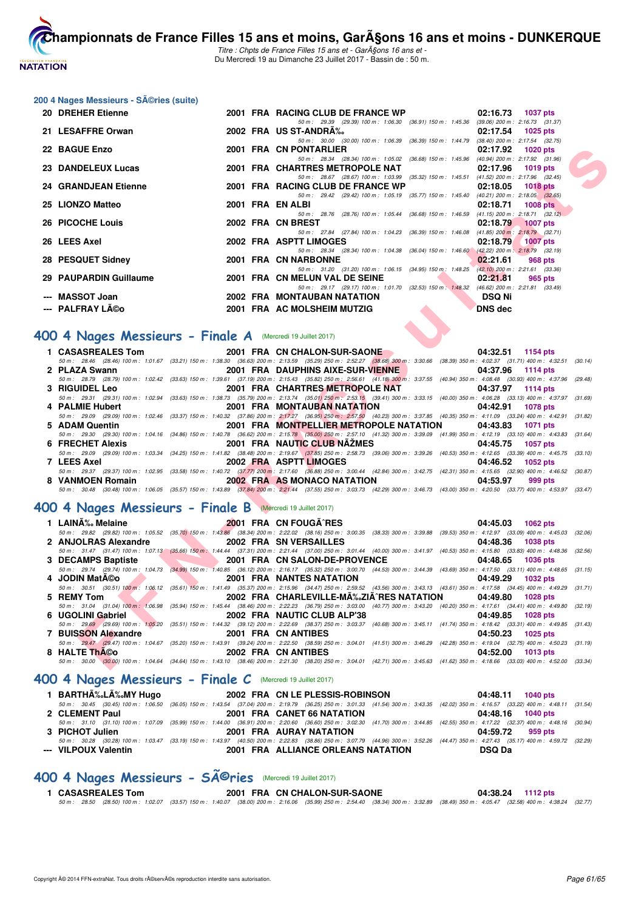## 200 4 Nages Messieurs - SÃ©ries (suite)

| Rang | Nom | Année | Nat | Club | Temps | Points |
|---|---|---|---|---|---|---|
| 20 | DREHER Etienne | 2001 | FRA | RACING CLUB DE FRANCE WP | 02:16.73 | 1037 pts |
| | 50 m : 29.39 (29.39) 100 m : 1:06.30 (36.91) 150 m : 1:45.36 (39.06) 200 m : 2:16.73 (31.37) | | | | | |
| 21 | LESAFFRE Orwan | 2002 | FRA | US ST-ANDRÃ‰ | 02:17.54 | 1025 pts |
| | 50 m : 30.00 (30.00) 100 m : 1:06.39 (36.39) 150 m : 1:44.79 (38.40) 200 m : 2:17.54 (32.75) | | | | | |
| 22 | BAGUE Enzo | 2001 | FRA | CN PONTARLIER | 02:17.92 | 1020 pts |
| | 50 m : 28.34 (28.34) 100 m : 1:05.02 (36.68) 150 m : 1:45.96 (40.94) 200 m : 2:17.92 (31.96) | | | | | |
| 23 | DANDELEUX Lucas | 2001 | FRA | CHARTRES METROPOLE NAT | 02:17.96 | 1019 pts |
| | 50 m : 28.67 (28.67) 100 m : 1:03.99 (35.32) 150 m : 1:45.51 (41.52) 200 m : 2:17.96 (32.45) | | | | | |
| 24 | GRANDJEAN Etienne | 2001 | FRA | RACING CLUB DE FRANCE WP | 02:18.05 | 1018 pts |
| | 50 m : 29.42 (29.42) 100 m : 1:05.19 (35.77) 150 m : 1:45.40 (40.21) 200 m : 2:18.05 (32.65) | | | | | |
| 25 | LIONZO Matteo | 2001 | FRA | EN ALBI | 02:18.71 | 1008 pts |
| | 50 m : 28.76 (28.76) 100 m : 1:05.44 (36.68) 150 m : 1:46.59 (41.15) 200 m : 2:18.71 (32.12) | | | | | |
| 26 | PICOCHE Louis | 2002 | FRA | CN BREST | 02:18.79 | 1007 pts |
| | 50 m : 27.84 (27.84) 100 m : 1:04.23 (36.39) 150 m : 1:46.08 (41.85) 200 m : 2:18.79 (32.71) | | | | | |
| 26 | LEES Axel | 2002 | FRA | ASPTT LIMOGES | 02:18.79 | 1007 pts |
| | 50 m : 28.34 (28.34) 100 m : 1:04.38 (36.04) 150 m : 1:46.60 (42.22) 200 m : 2:18.79 (32.19) | | | | | |
| 28 | PESQUET Sidney | 2001 | FRA | CN NARBONNE | 02:21.61 | 968 pts |
| | 50 m : 31.20 (31.20) 100 m : 1:06.15 (34.95) 150 m : 1:48.25 (42.10) 200 m : 2:21.61 (33.36) | | | | | |
| 29 | PAUPARDIN Guillaume | 2001 | FRA | CN MELUN VAL DE SEINE | 02:21.81 | 965 pts |
| | 50 m : 29.17 (29.17) 100 m : 1:01.70 (32.53) 150 m : 1:48.32 (46.62) 200 m : 2:21.81 (33.49) | | | | | |
| --- | MASSOT Joan | 2002 | FRA | MONTAUBAN NATATION | DSQ Ni | |
| --- | PALFRAY LÃ©o | 2001 | FRA | AC MOLSHEIM MUTZIG | DNS dec | |

## 400 4 Nages Messieurs - Finale A (Mercredi 19 Juillet 2017)

| Rang | Nom | Année | Nat | Club | Temps | Points |
|---|---|---|---|---|---|---|
| 1 | CASASREALES Tom | 2001 | FRA | CN CHALON-SUR-SAONE | 04:32.51 | 1154 pts |
| | 50 m : 28.46 (28.46) 100 m : 1:01.67 (33.21) 150 m : 1:38.30 (36.63) 200 m : 2:13.59 (35.29) 250 m : 2:52.27 (38.68) 300 m : 3:30.66 (38.39) 350 m : 4:02.37 (31.71) 400 m : 4:32.51 (30.14) | | | | | |
| 2 | PLAZA Swann | 2001 | FRA | DAUPHINS AIXE-SUR-VIENNE | 04:37.96 | 1114 pts |
| | 50 m : 28.79 (28.79) 100 m : 1:02.42 (33.63) 150 m : 1:39.61 (37.19) 200 m : 2:15.43 (35.82) 250 m : 2:56.61 (41.18) 300 m : 3:37.55 (40.94) 350 m : 4:08.48 (30.93) 400 m : 4:37.96 (29.48) | | | | | |
| 3 | RIGUIDEL Leo | 2001 | FRA | CHARTRES METROPOLE NAT | 04:37.97 | 1114 pts |
| | 50 m : 29.31 (29.31) 100 m : 1:02.94 (33.63) 150 m : 1:38.73 (35.79) 200 m : 2:13.74 (35.01) 250 m : 2:53.15 (39.41) 300 m : 3:33.15 (40.00) 350 m : 4:06.28 (33.13) 400 m : 4:37.97 (31.69) | | | | | |
| 4 | PALMIE Hubert | 2001 | FRA | MONTAUBAN NATATION | 04:42.91 | 1078 pts |
| | 50 m : 29.09 (29.09) 100 m : 1:02.46 (33.37) 150 m : 1:40.32 (37.86) 200 m : 2:17.27 (36.95) 250 m : 2:57.50 (40.23) 300 m : 3:37.85 (40.35) 350 m : 4:11.09 (33.24) 400 m : 4:42.91 (31.82) | | | | | |
| 5 | ADAM Quentin | 2001 | FRA | MONTPELLIER METROPOLE NATATION | 04:43.83 | 1071 pts |
| | 50 m : 29.30 (29.30) 100 m : 1:04.16 (34.86) 150 m : 1:40.78 (36.62) 200 m : 2:15.78 (35.00) 250 m : 2:57.10 (41.32) 300 m : 3:39.09 (41.99) 350 m : 4:12.19 (33.10) 400 m : 4:43.83 (31.64) | | | | | |
| 6 | FRECHET Alexis | 2001 | FRA | NAUTIC CLUB NÃŽMES | 04:45.75 | 1057 pts |
| | 50 m : 29.09 (29.09) 100 m : 1:03.34 (34.25) 150 m : 1:41.82 (38.48) 200 m : 2:19.67 (37.85) 250 m : 2:58.73 (39.06) 300 m : 3:39.26 (40.53) 350 m : 4:12.65 (33.39) 400 m : 4:45.75 (33.10) | | | | | |
| 7 | LEES Axel | 2002 | FRA | ASPTT LIMOGES | 04:46.52 | 1052 pts |
| | 50 m : 29.37 (29.37) 100 m : 1:02.95 (33.58) 150 m : 1:40.72 (37.77) 200 m : 2:17.60 (36.88) 250 m : 3:00.44 (42.84) 300 m : 3:42.75 (42.31) 350 m : 4:15.65 (32.90) 400 m : 4:46.52 (30.87) | | | | | |
| 8 | VANMOEN Romain | 2002 | FRA | AS MONACO NATATION | 04:53.97 | 999 pts |
| | 50 m : 30.48 (30.48) 100 m : 1:06.05 (35.57) 150 m : 1:43.89 (37.84) 200 m : 2:21.44 (37.55) 250 m : 3:03.73 (42.29) 300 m : 3:46.73 (43.00) 350 m : 4:20.50 (33.77) 400 m : 4:53.97 (33.47) | | | | | |

## 400 4 Nages Messieurs - Finale B (Mercredi 19 Juillet 2017)

| Rang | Nom | Année | Nat | Club | Temps | Points |
|---|---|---|---|---|---|---|
| 1 | LAINÃ‰ Melaine | 2001 | FRA | CN FOUGÃˆRES | 04:45.03 | 1062 pts |
| | 50 m : 29.82 (29.82) 100 m : 1:05.52 (35.70) 150 m : 1:43.86 (38.34) 200 m : 2:22.02 (38.16) 250 m : 3:00.35 (38.33) 300 m : 3:39.88 (39.53) 350 m : 4:12.97 (33.09) 400 m : 4:45.03 (32.06) | | | | | |
| 2 | ANJOLRAS Alexandre | 2002 | FRA | SN VERSAILLES | 04:48.36 | 1038 pts |
| | 50 m : 31.47 (31.47) 100 m : 1:07.13 (35.66) 150 m : 1:44.44 (37.31) 200 m : 2:21.44 (37.00) 250 m : 3:01.44 (40.00) 300 m : 3:41.97 (40.53) 350 m : 4:15.80 (33.83) 400 m : 4:48.36 (32.56) | | | | | |
| 3 | DECAMPS Baptiste | 2001 | FRA | CN SALON-DE-PROVENCE | 04:48.65 | 1036 pts |
| | 50 m : 29.74 (29.74) 100 m : 1:04.73 (34.99) 150 m : 1:40.85 (36.12) 200 m : 2:16.17 (35.32) 250 m : 3:00.70 (44.53) 300 m : 3:44.39 (43.69) 350 m : 4:17.50 (33.11) 400 m : 4:48.65 (31.15) | | | | | |
| 4 | JODIN MatÃ©o | 2001 | FRA | NANTES NATATION | 04:49.29 | 1032 pts |
| | 50 m : 30.51 (30.51) 100 m : 1:06.12 (35.61) 150 m : 1:41.49 (35.37) 200 m : 2:15.96 (34.47) 250 m : 2:59.52 (43.56) 300 m : 3:43.13 (43.61) 350 m : 4:17.58 (34.45) 400 m : 4:49.29 (31.71) | | | | | |
| 5 | REMY Tom | 2002 | FRA | CHARLEVILLE-MÃ‰ZIÃˆRES NATATION | 04:49.80 | 1028 pts |
| | 50 m : 31.04 (31.04) 100 m : 1:06.98 (35.94) 150 m : 1:45.44 (38.46) 200 m : 2:22.23 (36.79) 250 m : 3:03.00 (40.77) 300 m : 3:43.20 (40.20) 350 m : 4:17.61 (34.41) 400 m : 4:49.80 (32.19) | | | | | |
| 6 | UGOLINI Gabriel | 2002 | FRA | NAUTIC CLUB ALP'38 | 04:49.85 | 1028 pts |
| | 50 m : 29.69 (29.69) 100 m : 1:05.20 (35.51) 150 m : 1:44.32 (39.12) 200 m : 2:22.69 (38.37) 250 m : 3:03.37 (40.68) 300 m : 3:45.11 (41.74) 350 m : 4:18.42 (33.31) 400 m : 4:49.85 (31.43) | | | | | |
| 7 | BUISSON Alexandre | 2001 | FRA | CN ANTIBES | 04:50.23 | 1025 pts |
| | 50 m : 29.47 (29.47) 100 m : 1:04.67 (35.20) 150 m : 1:43.91 (39.24) 200 m : 2:22.50 (38.59) 250 m : 3:04.01 (41.51) 300 m : 3:46.29 (42.28) 350 m : 4:19.04 (32.75) 400 m : 4:50.23 (31.19) | | | | | |
| 8 | HALTE ThÃ©o | 2002 | FRA | CN ANTIBES | 04:52.00 | 1013 pts |
| | 50 m : 30.00 (30.00) 100 m : 1:04.64 (34.64) 150 m : 1:43.10 (38.46) 200 m : 2:21.30 (38.20) 250 m : 3:04.01 (42.71) 300 m : 3:45.63 (41.62) 350 m : 4:18.66 (33.03) 400 m : 4:52.00 (33.34) | | | | | |

## 400 4 Nages Messieurs - Finale C (Mercredi 19 Juillet 2017)

| Rang | Nom | Année | Nat | Club | Temps | Points |
|---|---|---|---|---|---|---|
| 1 | BARTHÃ‰LÃ‰MY Hugo | 2002 | FRA | CN LE PLESSIS-ROBINSON | 04:48.11 | 1040 pts |
| | 50 m : 30.45 (30.45) 100 m : 1:06.50 (36.05) 150 m : 1:43.54 (37.04) 200 m : 2:19.79 (36.25) 250 m : 3:01.33 (41.54) 300 m : 3:43.35 (42.02) 350 m : 4:16.57 (33.22) 400 m : 4:48.11 (31.54) | | | | | |
| 2 | CLEMENT Paul | 2001 | FRA | CANET 66 NATATION | 04:48.16 | 1040 pts |
| | 50 m : 31.10 (31.10) 100 m : 1:07.09 (35.99) 150 m : 1:44.00 (36.91) 200 m : 2:20.60 (36.60) 250 m : 3:02.30 (41.70) 300 m : 3:44.85 (42.55) 350 m : 4:17.22 (32.37) 400 m : 4:48.16 (30.94) | | | | | |
| 3 | PICHOT Julien | 2001 | FRA | AURAY NATATION | 04:59.72 | 959 pts |
| | 50 m : 30.28 (30.28) 100 m : 1:03.47 (33.19) 150 m : 1:43.97 (40.50) 200 m : 2:22.83 (38.86) 250 m : 3:07.79 (44.96) 300 m : 3:52.26 (44.47) 350 m : 4:27.43 (35.17) 400 m : 4:59.72 (32.29) | | | | | |
| --- | VILPOUX Valentin | 2001 | FRA | ALLIANCE ORLEANS NATATION | DSQ Da | |

## 400 4 Nages Messieurs - SÃ©ries (Mercredi 19 Juillet 2017)

| Rang | Nom | Année | Nat | Club | Temps | Points |
|---|---|---|---|---|---|---|
| 1 | CASASREALES Tom | 2001 | FRA | CN CHALON-SUR-SAONE | 04:38.24 | 1112 pts |
| | 50 m : 28.50 (28.50) 100 m : 1:02.07 (33.57) 150 m : 1:40.07 (38.00) 200 m : 2:16.06 (35.99) 250 m : 2:54.40 (38.34) 300 m : 3:32.89 (38.49) 350 m : 4:05.47 (32.58) 400 m : 4:38.24 (32.77) | | | | | |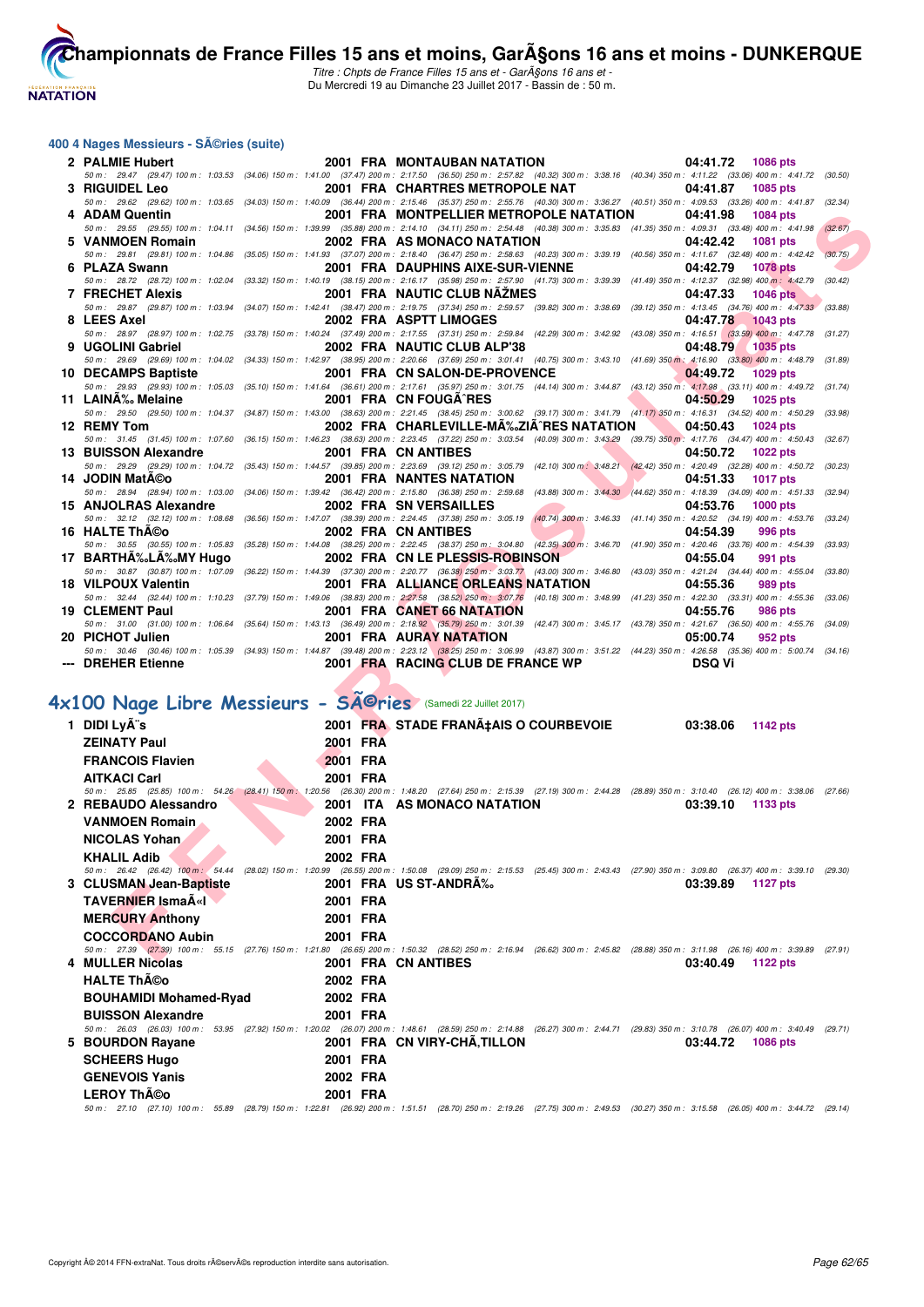## 400 4 Nages Messieurs - SÃ©ries (suite)

| Rang | Nom | Année | Nat | Club | Temps | Points |
|---|---|---|---|---|---|---|
| 2 | PALMIE Hubert | 2001 | FRA | MONTAUBAN NATATION | 04:41.72 | 1086 pts |
| | 50 m : 29.47 (29.47) 100 m : 1:03.53 (34.06) 150 m : 1:41.00 (37.47) 200 m : 2:17.50 (36.50) 250 m : 2:57.82 (40.32) 300 m : 3:38.16 (40.34) 350 m : 4:11.22 (33.06) 400 m : 4:41.72 (30.50) | | | | | |
| 3 | RIGUIDEL Leo | 2001 | FRA | CHARTRES METROPOLE NAT | 04:41.87 | 1085 pts |
| | 50 m : 29.62 (29.62) 100 m : 1:03.65 (34.03) 150 m : 1:40.09 (36.44) 200 m : 2:15.46 (35.37) 250 m : 2:55.76 (40.30) 300 m : 3:36.27 (40.51) 350 m : 4:09.53 (33.26) 400 m : 4:41.87 (32.34) | | | | | |
| 4 | ADAM Quentin | 2001 | FRA | MONTPELLIER METROPOLE NATATION | 04:41.98 | 1084 pts |
| | 50 m : 29.55 (29.55) 100 m : 1:04.11 (34.56) 150 m : 1:39.99 (35.88) 200 m : 2:14.10 (34.11) 250 m : 2:54.48 (40.38) 300 m : 3:35.83 (41.35) 350 m : 4:09.31 (33.48) 400 m : 4:41.98 (32.67) | | | | | |
| 5 | VANMOEN Romain | 2002 | FRA | AS MONACO NATATION | 04:42.42 | 1081 pts |
| | 50 m : 29.81 (29.81) 100 m : 1:04.86 (35.05) 150 m : 1:41.93 (37.07) 200 m : 2:18.40 (36.47) 250 m : 2:58.63 (40.23) 300 m : 3:39.19 (40.56) 350 m : 4:11.67 (32.48) 400 m : 4:42.42 (30.75) | | | | | |
| 6 | PLAZA Swann | 2001 | FRA | DAUPHINS AIXE-SUR-VIENNE | 04:42.79 | 1078 pts |
| | 50 m : 28.72 (28.72) 100 m : 1:02.04 (33.32) 150 m : 1:40.19 (38.15) 200 m : 2:16.17 (35.98) 250 m : 2:57.90 (41.73) 300 m : 3:39.39 (41.49) 350 m : 4:12.37 (32.98) 400 m : 4:42.79 (30.42) | | | | | |
| 7 | FRECHET Alexis | 2001 | FRA | NAUTIC CLUB NÃŽMES | 04:47.33 | 1046 pts |
| | 50 m : 29.87 (29.87) 100 m : 1:03.94 (34.07) 150 m : 1:42.41 (38.47) 200 m : 2:19.75 (37.34) 250 m : 2:59.57 (39.82) 300 m : 3:38.69 (39.12) 350 m : 4:13.45 (34.76) 400 m : 4:47.33 (33.88) | | | | | |
| 8 | LEES Axel | 2002 | FRA | ASPTT LIMOGES | 04:47.78 | 1043 pts |
| | 50 m : 28.97 (28.97) 100 m : 1:02.75 (33.78) 150 m : 1:40.24 (37.49) 200 m : 2:17.55 (37.31) 250 m : 2:59.84 (42.29) 300 m : 3:42.92 (43.08) 350 m : 4:16.51 (33.59) 400 m : 4:47.78 (31.27) | | | | | |
| 9 | UGOLINI Gabriel | 2002 | FRA | NAUTIC CLUB ALP'38 | 04:48.79 | 1035 pts |
| | 50 m : 29.69 (29.69) 100 m : 1:04.02 (34.33) 150 m : 1:42.97 (38.95) 200 m : 2:20.66 (37.69) 250 m : 3:01.41 (40.75) 300 m : 3:43.10 (41.69) 350 m : 4:16.90 (33.80) 400 m : 4:48.79 (31.89) | | | | | |
| 10 | DECAMPS Baptiste | 2001 | FRA | CN SALON-DE-PROVENCE | 04:49.72 | 1029 pts |
| | 50 m : 29.93 (29.93) 100 m : 1:05.03 (35.10) 150 m : 1:41.64 (36.61) 200 m : 2:17.61 (35.97) 250 m : 3:01.75 (44.14) 300 m : 3:44.87 (43.12) 350 m : 4:17.98 (33.11) 400 m : 4:49.72 (31.74) | | | | | |
| 11 | LAINÃ‰ Melaine | 2001 | FRA | CN FOUGÃˆRES | 04:50.29 | 1025 pts |
| | 50 m : 29.50 (29.50) 100 m : 1:04.37 (34.87) 150 m : 1:43.00 (38.63) 200 m : 2:21.45 (38.45) 250 m : 3:00.62 (39.17) 300 m : 3:41.79 (41.17) 350 m : 4:16.31 (34.52) 400 m : 4:50.29 (33.98) | | | | | |
| 12 | REMY Tom | 2002 | FRA | CHARLEVILLE-MÃ‰ZIÃˆRES NATATION | 04:50.43 | 1024 pts |
| | 50 m : 31.45 (31.45) 100 m : 1:07.60 (36.15) 150 m : 1:46.23 (38.63) 200 m : 2:23.45 (37.22) 250 m : 3:03.54 (40.09) 300 m : 3:43.29 (39.75) 350 m : 4:17.76 (34.47) 400 m : 4:50.43 (32.67) | | | | | |
| 13 | BUISSON Alexandre | 2001 | FRA | CN ANTIBES | 04:50.72 | 1022 pts |
| | 50 m : 29.29 (29.29) 100 m : 1:04.72 (35.43) 150 m : 1:44.57 (39.85) 200 m : 2:23.69 (39.12) 250 m : 3:05.79 (42.10) 300 m : 3:48.21 (42.42) 350 m : 4:20.49 (32.28) 400 m : 4:50.72 (30.23) | | | | | |
| 14 | JODIN MatÃ©o | 2001 | FRA | NANTES NATATION | 04:51.33 | 1017 pts |
| | 50 m : 28.94 (28.94) 100 m : 1:03.00 (34.06) 150 m : 1:39.42 (36.42) 200 m : 2:15.80 (36.38) 250 m : 2:59.68 (43.88) 300 m : 3:44.30 (44.62) 350 m : 4:18.39 (34.09) 400 m : 4:51.33 (32.94) | | | | | |
| 15 | ANJOLRAS Alexandre | 2002 | FRA | SN VERSAILLES | 04:53.76 | 1000 pts |
| | 50 m : 32.12 (32.12) 100 m : 1:08.68 (36.56) 150 m : 1:47.07 (38.39) 200 m : 2:24.45 (37.38) 250 m : 3:05.19 (40.74) 300 m : 3:46.33 (41.14) 350 m : 4:20.52 (34.19) 400 m : 4:53.76 (33.24) | | | | | |
| 16 | HALTE ThÃ©o | 2002 | FRA | CN ANTIBES | 04:54.39 | 996 pts |
| | 50 m : 30.55 (30.55) 100 m : 1:05.83 (35.28) 150 m : 1:44.08 (38.25) 200 m : 2:22.45 (38.37) 250 m : 3:04.80 (42.35) 300 m : 3:46.70 (41.90) 350 m : 4:20.46 (33.76) 400 m : 4:54.39 (33.93) | | | | | |
| 17 | BARTHÃ‰LÃ‰MY Hugo | 2002 | FRA | CN LE PLESSIS-ROBINSON | 04:55.04 | 991 pts |
| | 50 m : 30.87 (30.87) 100 m : 1:07.09 (36.22) 150 m : 1:44.39 (37.30) 200 m : 2:20.77 (36.38) 250 m : 3:03.77 (43.00) 300 m : 3:46.80 (43.03) 350 m : 4:21.24 (34.44) 400 m : 4:55.04 (33.80) | | | | | |
| 18 | VILPOUX Valentin | 2001 | FRA | ALLIANCE ORLEANS NATATION | 04:55.36 | 989 pts |
| | 50 m : 32.44 (32.44) 100 m : 1:10.23 (37.79) 150 m : 1:49.06 (38.83) 200 m : 2:27.58 (38.52) 250 m : 3:07.76 (40.18) 300 m : 3:48.99 (41.23) 350 m : 4:22.30 (33.31) 400 m : 4:55.36 (33.06) | | | | | |
| 19 | CLEMENT Paul | 2001 | FRA | CANET 66 NATATION | 04:55.76 | 986 pts |
| | 50 m : 31.00 (31.00) 100 m : 1:06.64 (35.64) 150 m : 1:43.13 (36.49) 200 m : 2:18.92 (35.79) 250 m : 3:01.39 (42.47) 300 m : 3:45.17 (43.78) 350 m : 4:21.67 (36.50) 400 m : 4:55.76 (34.09) | | | | | |
| 20 | PICHOT Julien | 2001 | FRA | AURAY NATATION | 05:00.74 | 952 pts |
| | 50 m : 30.46 (30.46) 100 m : 1:05.39 (34.93) 150 m : 1:44.87 (39.48) 200 m : 2:23.12 (38.25) 250 m : 3:06.99 (43.87) 300 m : 3:51.22 (44.23) 350 m : 4:26.58 (35.36) 400 m : 5:00.74 (34.16) | | | | | |
| --- | DREHER Etienne | 2001 | FRA | RACING CLUB DE FRANCE WP | DSQ Vi | |

## 4x100 Nage Libre Messieurs - SÃ©ries (Samedi 22 Juillet 2017)

| Rang | Nom | Année | Nat | Club | Temps | Points |
|---|---|---|---|---|---|---|
| 1 | DIDI LyÃ¨s | 2001 | FRA | STADE FRANÃ‡AIS O COURBEVOIE | 03:38.06 | 1142 pts |
| | ZEINATY Paul | 2001 | FRA | | | |
| | FRANCOIS Flavien | 2001 | FRA | | | |
| | AITKACI Carl | 2001 | FRA | | | |
| | 50 m : 25.85 (25.85) 100 m : 54.26 (28.41) 150 m : 1:20.56 (26.30) 200 m : 1:48.20 (27.64) 250 m : 2:15.39 (27.19) 300 m : 2:44.28 (28.89) 350 m : 3:10.40 (26.12) 400 m : 3:38.06 (27.66) | | | | | |
| 2 | REBAUDO Alessandro | 2001 | ITA | AS MONACO NATATION | 03:39.10 | 1133 pts |
| | VANMOEN Romain | 2002 | FRA | | | |
| | NICOLAS Yohan | 2001 | FRA | | | |
| | KHALIL Adib | 2002 | FRA | | | |
| | 50 m : 26.42 (26.42) 100 m : 54.44 (28.02) 150 m : 1:20.99 (26.55) 200 m : 1:50.08 (29.09) 250 m : 2:15.53 (25.45) 300 m : 2:43.43 (27.90) 350 m : 3:09.80 (26.37) 400 m : 3:39.10 (29.30) | | | | | |
| 3 | CLUSMAN Jean-Baptiste | 2001 | FRA | US ST-ANDRÃ‰ | 03:39.89 | 1127 pts |
| | TAVERNIER IsmaÃ«l | 2001 | FRA | | | |
| | MERCURY Anthony | 2001 | FRA | | | |
| | COCCORDANO Aubin | 2001 | FRA | | | |
| | 50 m : 27.39 (27.39) 100 m : 55.15 (27.76) 150 m : 1:21.80 (26.65) 200 m : 1:50.32 (28.52) 250 m : 2:16.94 (26.62) 300 m : 2:45.82 (28.88) 350 m : 3:11.98 (26.16) 400 m : 3:39.89 (27.91) | | | | | |
| 4 | MULLER Nicolas | 2001 | FRA | CN ANTIBES | 03:40.49 | 1122 pts |
| | HALTE ThÃ©o | 2002 | FRA | | | |
| | BOUHAMIDI Mohamed-Ryad | 2002 | FRA | | | |
| | BUISSON Alexandre | 2001 | FRA | | | |
| | 50 m : 26.03 (26.03) 100 m : 53.95 (27.92) 150 m : 1:20.02 (26.07) 200 m : 1:48.61 (28.59) 250 m : 2:14.88 (26.27) 300 m : 2:44.71 (29.83) 350 m : 3:10.78 (26.07) 400 m : 3:40.49 (29.71) | | | | | |
| 5 | BOURDON Rayane | 2001 | FRA | CN VIRY-CHÃ‚TILLON | 03:44.72 | 1086 pts |
| | SCHEERS Hugo | 2001 | FRA | | | |
| | GENEVOIS Yanis | 2002 | FRA | | | |
| | LEROY ThÃ©o | 2001 | FRA | | | |
| | 50 m : 27.10 (27.10) 100 m : 55.89 (28.79) 150 m : 1:22.81 (26.92) 200 m : 1:51.51 (28.70) 250 m : 2:19.26 (27.75) 300 m : 2:49.53 (30.27) 350 m : 3:15.58 (26.05) 400 m : 3:44.72 (29.14) | | | | | |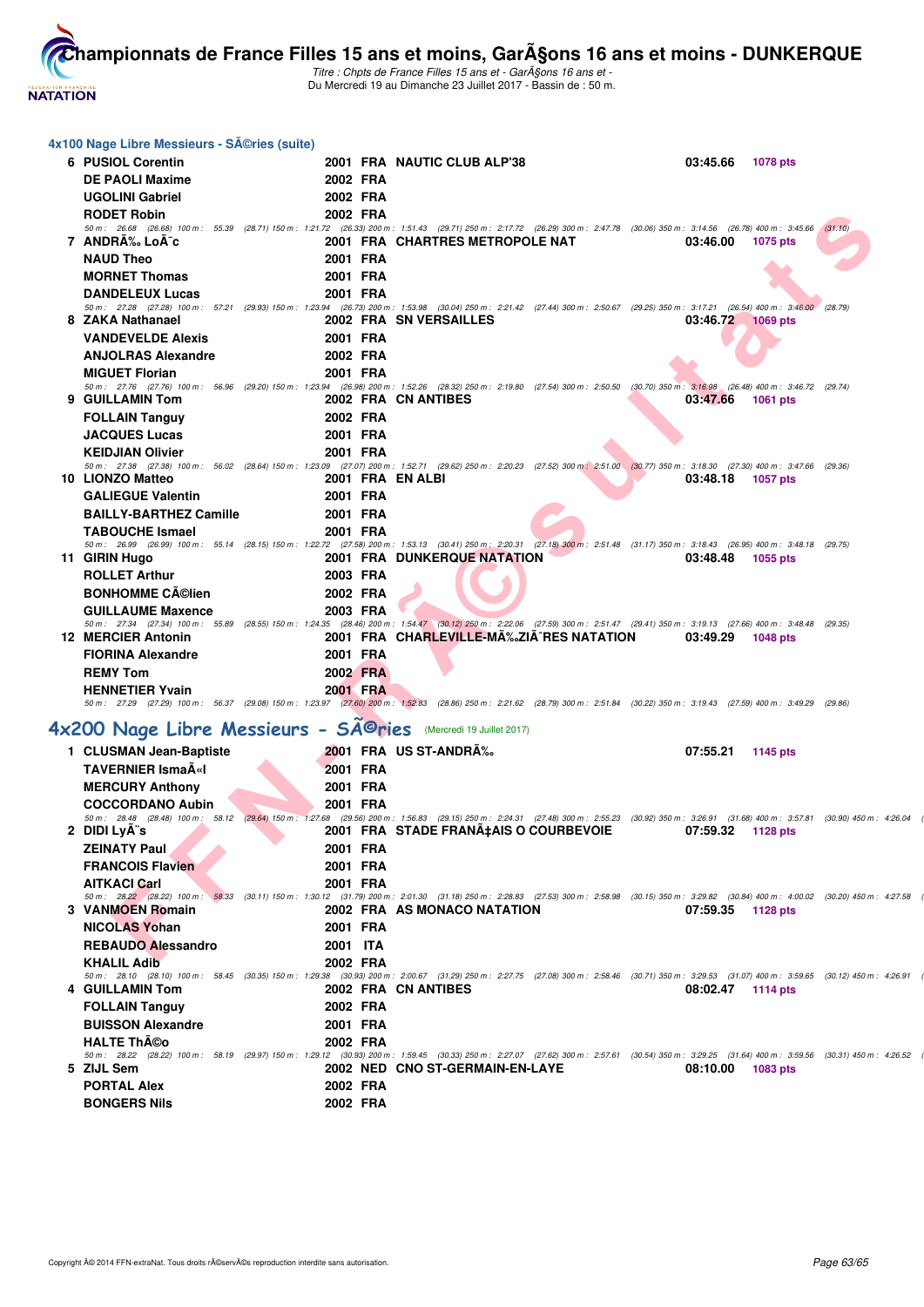### 4x100 Nage Libre Messieurs - SÃ©ries (suite)

| Rg | Nom | Année | Nat | Club | Temps | Points |
|---|---|---|---|---|---|---|
| 6 | PUSIOL Corentin | 2001 | FRA | NAUTIC CLUB ALP'38 | 03:45.66 | 1078 pts |
| | DE PAOLI Maxime | 2002 | FRA | | | |
| | UGOLINI Gabriel | 2002 | FRA | | | |
| | RODET Robin | 2002 | FRA | | | |

50 m : 26.68 (26.68) 100 m : 55.39 (28.71) 150 m : 1:21.72 (26.33) 200 m : 1:51.43 (29.71) 250 m : 2:17.72 (26.29) 300 m : 2:47.78 (30.06) 350 m : 3:14.56 (26.78) 400 m : 3:45.66 (31.10)

| Rg | Nom | Année | Nat | Club | Temps | Points |
|---|---|---|---|---|---|---|
| 7 | ANDRÃ‰ LoÃ¯c | 2001 | FRA | CHARTRES METROPOLE NAT | 03:46.00 | 1075 pts |
| | NAUD Theo | 2001 | FRA | | | |
| | MORNET Thomas | 2001 | FRA | | | |
| | DANDELEUX Lucas | 2001 | FRA | | | |

50 m : 27.28 (27.28) 100 m : 57.21 (29.93) 150 m : 1:23.94 (26.73) 200 m : 1:53.98 (30.04) 250 m : 2:21.42 (27.44) 300 m : 2:50.67 (29.25) 350 m : 3:17.21 (26.54) 400 m : 3:46.00 (28.79)

| Rg | Nom | Année | Nat | Club | Temps | Points |
|---|---|---|---|---|---|---|
| 8 | ZAKA Nathanael | 2002 | FRA | SN VERSAILLES | 03:46.72 | 1069 pts |
| | VANDEVELDE Alexis | 2001 | FRA | | | |
| | ANJOLRAS Alexandre | 2002 | FRA | | | |
| | MIGUET Florian | 2001 | FRA | | | |

50 m : 27.76 (27.76) 100 m : 56.96 (29.20) 150 m : 1:23.94 (26.98) 200 m : 1:52.26 (28.32) 250 m : 2:19.80 (27.54) 300 m : 2:50.50 (30.70) 350 m : 3:16.98 (26.48) 400 m : 3:46.72 (29.74)

| Rg | Nom | Année | Nat | Club | Temps | Points |
|---|---|---|---|---|---|---|
| 9 | GUILLAMIN Tom | 2002 | FRA | CN ANTIBES | 03:47.66 | 1061 pts |
| | FOLLAIN Tanguy | 2002 | FRA | | | |
| | JACQUES Lucas | 2001 | FRA | | | |
| | KEIDJIAN Olivier | 2001 | FRA | | | |

50 m : 27.38 (27.38) 100 m : 56.02 (28.64) 150 m : 1:23.09 (27.07) 200 m : 1:52.71 (29.62) 250 m : 2:20.23 (27.52) 300 m : 2:51.00 (30.77) 350 m : 3:18.30 (27.30) 400 m : 3:47.66 (29.36)

| Rg | Nom | Année | Nat | Club | Temps | Points |
|---|---|---|---|---|---|---|
| 10 | LIONZO Matteo | 2001 | FRA | EN ALBI | 03:48.18 | 1057 pts |
| | GALIEGUE Valentin | 2001 | FRA | | | |
| | BAILLY-BARTHEZ Camille | 2001 | FRA | | | |
| | TABOUCHE Ismael | 2001 | FRA | | | |

50 m : 26.99 (26.99) 100 m : 55.14 (28.15) 150 m : 1:22.72 (27.58) 200 m : 1:53.13 (30.41) 250 m : 2:20.31 (27.18) 300 m : 2:51.48 (31.17) 350 m : 3:18.43 (26.95) 400 m : 3:48.18 (29.75)

| Rg | Nom | Année | Nat | Club | Temps | Points |
|---|---|---|---|---|---|---|
| 11 | GIRIN Hugo | 2001 | FRA | DUNKERQUE NATATION | 03:48.48 | 1055 pts |
| | ROLLET Arthur | 2003 | FRA | | | |
| | BONHOMME CÃ©lien | 2002 | FRA | | | |
| | GUILLAUME Maxence | 2003 | FRA | | | |

50 m : 27.34 (27.34) 100 m : 55.89 (28.55) 150 m : 1:24.35 (28.46) 200 m : 1:54.47 (30.12) 250 m : 2:22.06 (27.59) 300 m : 2:51.47 (29.41) 350 m : 3:19.13 (27.66) 400 m : 3:48.48 (29.35)

| Rg | Nom | Année | Nat | Club | Temps | Points |
|---|---|---|---|---|---|---|
| 12 | MERCIER Antonin | 2001 | FRA | CHARLEVILLE-MÃ‰ZIÃˆRES NATATION | 03:49.29 | 1048 pts |
| | FIORINA Alexandre | 2001 | FRA | | | |
| | REMY Tom | 2002 | FRA | | | |
| | HENNETIER Yvain | 2001 | FRA | | | |

50 m : 27.29 (27.29) 100 m : 56.37 (29.08) 150 m : 1:23.97 (27.60) 200 m : 1:52.83 (28.86) 250 m : 2:21.62 (28.79) 300 m : 2:51.84 (30.22) 350 m : 3:19.43 (27.59) 400 m : 3:49.29 (29.86)

## 4x200 Nage Libre Messieurs - SÃ©ries (Mercredi 19 Juillet 2017)

| Rg | Nom | Année | Nat | Club | Temps | Points |
|---|---|---|---|---|---|---|
| 1 | CLUSMAN Jean-Baptiste | 2001 | FRA | US ST-ANDRÃ‰ | 07:55.21 | 1145 pts |
| | TAVERNIER IsmaÃ«l | 2001 | FRA | | | |
| | MERCURY Anthony | 2001 | FRA | | | |
| | COCCORDANO Aubin | 2001 | FRA | | | |

50 m : 28.48 (28.48) 100 m : 58.12 (29.64) 150 m : 1:27.68 (29.56) 200 m : 1:56.83 (29.15) 250 m : 2:24.31 (27.48) 300 m : 2:55.23 (30.92) 350 m : 3:26.91 (31.68) 400 m : 3:57.81 (30.90) 450 m : 4:26.04

| Rg | Nom | Année | Nat | Club | Temps | Points |
|---|---|---|---|---|---|---|
| 2 | DIDI LyÃ¨s | 2001 | FRA | STADE FRANÃ‡AIS O COURBEVOIE | 07:59.32 | 1128 pts |
| | ZEINATY Paul | 2001 | FRA | | | |
| | FRANCOIS Flavien | 2001 | FRA | | | |
| | AITKACI Carl | 2001 | FRA | | | |

50 m : 28.22 (28.22) 100 m : 58.33 (30.11) 150 m : 1:30.12 (31.79) 200 m : 2:01.30 (31.18) 250 m : 2:28.83 (27.53) 300 m : 2:58.98 (30.15) 350 m : 3:29.82 (30.84) 400 m : 4:00.02 (30.20) 450 m : 4:27.58

| Rg | Nom | Année | Nat | Club | Temps | Points |
|---|---|---|---|---|---|---|
| 3 | VANMOEN Romain | 2002 | FRA | AS MONACO NATATION | 07:59.35 | 1128 pts |
| | NICOLAS Yohan | 2001 | FRA | | | |
| | REBAUDO Alessandro | 2001 | ITA | | | |
| | KHALIL Adib | 2002 | FRA | | | |

50 m : 28.10 (28.10) 100 m : 58.45 (30.35) 150 m : 1:29.38 (30.93) 200 m : 2:00.67 (31.29) 250 m : 2:27.75 (27.08) 300 m : 2:58.46 (30.71) 350 m : 3:29.53 (31.07) 400 m : 3:59.65 (30.12) 450 m : 4:26.91

| Rg | Nom | Année | Nat | Club | Temps | Points |
|---|---|---|---|---|---|---|
| 4 | GUILLAMIN Tom | 2002 | FRA | CN ANTIBES | 08:02.47 | 1114 pts |
| | FOLLAIN Tanguy | 2002 | FRA | | | |
| | BUISSON Alexandre | 2001 | FRA | | | |
| | HALTE ThÃ©o | 2002 | FRA | | | |

50 m : 28.22 (28.22) 100 m : 58.19 (29.97) 150 m : 1:29.12 (30.93) 200 m : 1:59.45 (30.33) 250 m : 2:27.07 (27.62) 300 m : 2:57.61 (30.54) 350 m : 3:29.25 (31.64) 400 m : 3:59.56 (30.31) 450 m : 4:26.52

| Rg | Nom | Année | Nat | Club | Temps | Points |
|---|---|---|---|---|---|---|
| 5 | ZIJL Sem | 2002 | NED | CNO ST-GERMAIN-EN-LAYE | 08:10.00 | 1083 pts |
| | PORTAL Alex | 2002 | FRA | | | |
| | BONGERS Nils | 2002 | FRA | | | |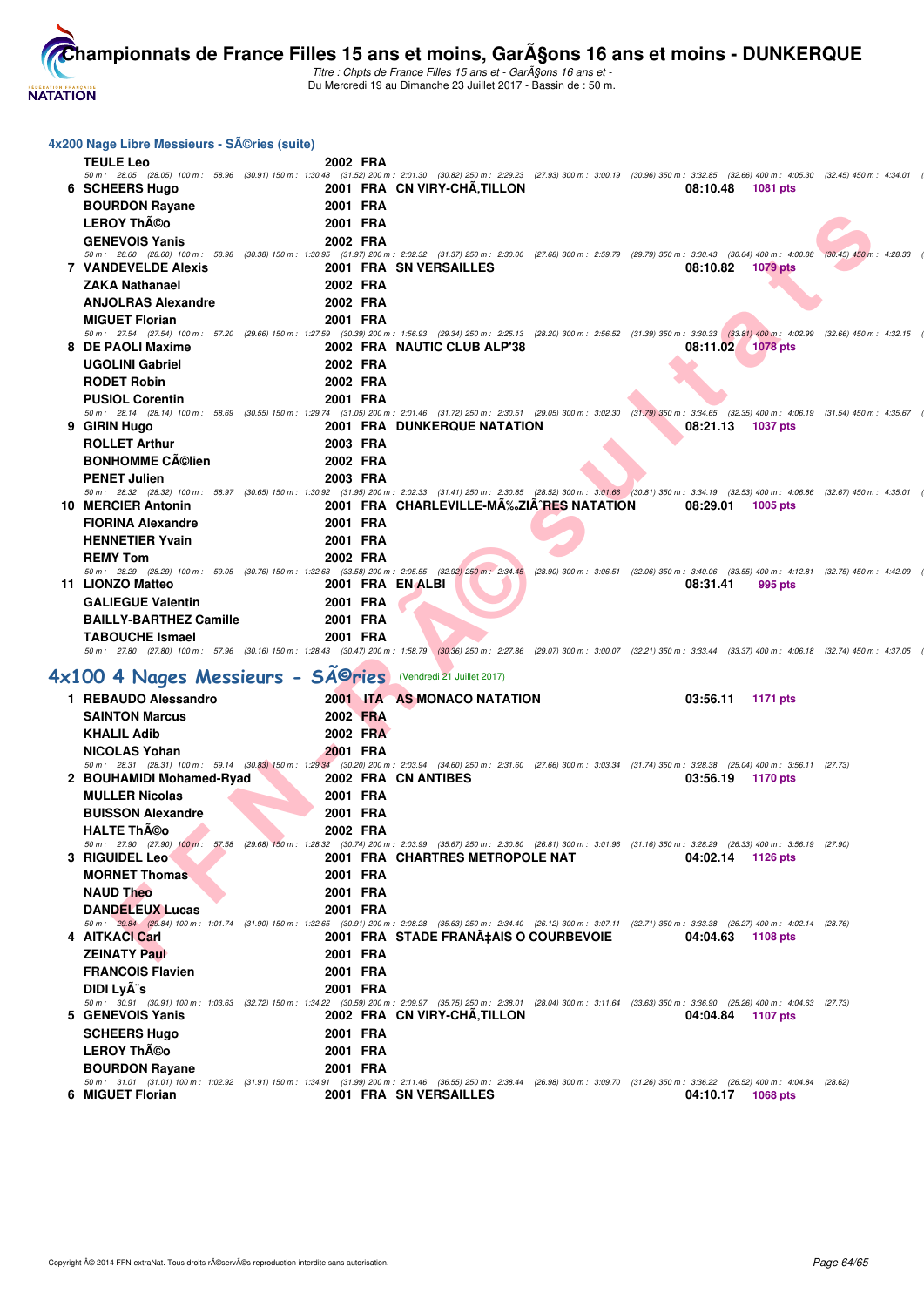## 4x200 Nage Libre Messieurs - SÃ©ries (suite)

TEULE Leo 2002 FRA
50 m : 28.05 (28.05) 100 m : 58.96 (30.91) 150 m : 1:30.48 (31.52) 200 m : 2:01.30 (30.82) 250 m : 2:29.23 (27.93) 300 m : 3:00.19 (30.96) 350 m : 3:32.85 (32.66) 400 m : 4:05.30 (32.45) 450 m : 4:34.01

**6 SCHEERS Hugo** 2001 FRA CN VIRY-CHÃ,TILLON 08:10.48 1081 pts
BOURDON Rayane 2001 FRA
LEROY ThÃ©o 2001 FRA
GENEVOIS Yanis 2002 FRA
50 m : 28.60 (28.60) 100 m : 58.98 (30.38) 150 m : 1:30.95 (31.97) 200 m : 2:02.32 (31.37) 250 m : 2:30.00 (27.68) 300 m : 2:59.79 (29.79) 350 m : 3:30.43 (30.64) 400 m : 4:00.88 (30.45) 450 m : 4:28.33

**7 VANDEVELDE Alexis** 2001 FRA SN VERSAILLES 08:10.82 1079 pts
ZAKA Nathanael 2002 FRA
ANJOLRAS Alexandre 2002 FRA
MIGUET Florian 2001 FRA
50 m : 27.54 (27.54) 100 m : 57.20 (29.66) 150 m : 1:27.59 (30.39) 200 m : 1:56.93 (29.34) 250 m : 2:25.13 (28.20) 300 m : 2:56.52 (31.39) 350 m : 3:30.33 (33.81) 400 m : 4:02.99 (32.66) 450 m : 4:32.15

**8 DE PAOLI Maxime** 2002 FRA NAUTIC CLUB ALP'38 08:11.02 1078 pts
UGOLINI Gabriel 2002 FRA
RODET Robin 2002 FRA
PUSIOL Corentin 2001 FRA
50 m : 28.14 (28.14) 100 m : 58.69 (30.55) 150 m : 1:29.74 (31.05) 200 m : 2:01.46 (31.72) 250 m : 2:30.51 (29.05) 300 m : 3:02.30 (31.79) 350 m : 3:34.65 (32.35) 400 m : 4:06.19 (31.54) 450 m : 4:35.67

**9 GIRIN Hugo** 2001 FRA DUNKERQUE NATATION 08:21.13 1037 pts
ROLLET Arthur 2003 FRA
BONHOMME CÃ©lien 2002 FRA
PENET Julien 2003 FRA
50 m : 28.32 (28.32) 100 m : 58.97 (30.65) 150 m : 1:30.92 (31.95) 200 m : 2:02.33 (31.41) 250 m : 2:30.85 (28.52) 300 m : 3:01.66 (30.81) 350 m : 3:34.19 (32.53) 400 m : 4:06.86 (32.67) 450 m : 4:35.01

**10 MERCIER Antonin** 2001 FRA CHARLEVILLE-MÃ‰ZIÃˆRES NATATION 08:29.01 1005 pts
FIORINA Alexandre 2001 FRA
HENNETIER Yvain 2001 FRA
REMY Tom 2002 FRA
50 m : 28.29 (28.29) 100 m : 59.05 (30.76) 150 m : 1:32.63 (33.58) 200 m : 2:05.55 (32.92) 250 m : 2:34.45 (28.90) 300 m : 3:06.51 (32.06) 350 m : 3:40.06 (33.55) 400 m : 4:12.81 (32.75) 450 m : 4:42.09

**11 LIONZO Matteo** 2001 FRA EN ALBI 08:31.41 995 pts
GALIEGUE Valentin 2001 FRA
BAILLY-BARTHEZ Camille 2001 FRA
TABOUCHE Ismael 2001 FRA
50 m : 27.80 (27.80) 100 m : 57.96 (30.16) 150 m : 1:28.43 (30.47) 200 m : 1:58.79 (30.36) 250 m : 2:27.86 (29.07) 300 m : 3:00.07 (32.21) 350 m : 3:33.44 (33.37) 400 m : 4:06.18 (32.74) 450 m : 4:37.05

## 4x100 4 Nages Messieurs - SÃ©ries (Vendredi 21 Juillet 2017)

**1 REBAUDO Alessandro** 2001 ITA AS MONACO NATATION 03:56.11 1171 pts
SAINTON Marcus 2002 FRA
KHALIL Adib 2002 FRA
NICOLAS Yohan 2001 FRA
50 m : 28.31 (28.31) 100 m : 59.14 (30.83) 150 m : 1:29.34 (30.20) 200 m : 2:03.94 (34.60) 250 m : 2:31.60 (27.66) 300 m : 3:03.34 (31.74) 350 m : 3:28.38 (25.04) 400 m : 3:56.11 (27.73)

**2 BOUHAMIDI Mohamed-Ryad** 2002 FRA CN ANTIBES 03:56.19 1170 pts
MULLER Nicolas 2001 FRA
BUISSON Alexandre 2001 FRA
HALTE ThÃ©o 2002 FRA
50 m : 27.90 (27.90) 100 m : 57.58 (29.68) 150 m : 1:28.32 (30.74) 200 m : 2:03.99 (35.67) 250 m : 2:30.80 (26.81) 300 m : 3:01.96 (31.16) 350 m : 3:28.29 (26.33) 400 m : 3:56.19 (27.90)

**3 RIGUIDEL Leo** 2001 FRA CHARTRES METROPOLE NAT 04:02.14 1126 pts
MORNET Thomas 2001 FRA
NAUD Theo 2001 FRA
DANDELEUX Lucas 2001 FRA
50 m : 29.84 (29.84) 100 m : 1:01.74 (31.90) 150 m : 1:32.65 (30.91) 200 m : 2:08.28 (35.63) 250 m : 2:34.40 (26.12) 300 m : 3:07.11 (32.71) 350 m : 3:33.38 (26.27) 400 m : 4:02.14 (28.76)

**4 AITKACI Carl** 2001 FRA STADE FRANÃ‡AIS O COURBEVOIE 04:04.63 1108 pts
ZEINATY Paul 2001 FRA
FRANCOIS Flavien 2001 FRA
DIDI LyÃ¨s 2001 FRA
50 m : 30.91 (30.91) 100 m : 1:03.63 (32.72) 150 m : 1:34.22 (30.59) 200 m : 2:09.97 (35.75) 250 m : 2:38.01 (28.04) 300 m : 3:11.64 (33.63) 350 m : 3:36.90 (25.26) 400 m : 4:04.63 (27.73)

**5 GENEVOIS Yanis** 2002 FRA CN VIRY-CHÃ,TILLON 04:04.84 1107 pts
SCHEERS Hugo 2001 FRA
LEROY ThÃ©o 2001 FRA
BOURDON Rayane 2001 FRA
50 m : 31.01 (31.01) 100 m : 1:02.92 (31.91) 150 m : 1:34.91 (31.99) 200 m : 2:11.46 (36.55) 250 m : 2:38.44 (26.98) 300 m : 3:09.70 (31.26) 350 m : 3:36.22 (26.52) 400 m : 4:04.84 (28.62)

**6 MIGUET Florian** 2001 FRA SN VERSAILLES 04:10.17 1068 pts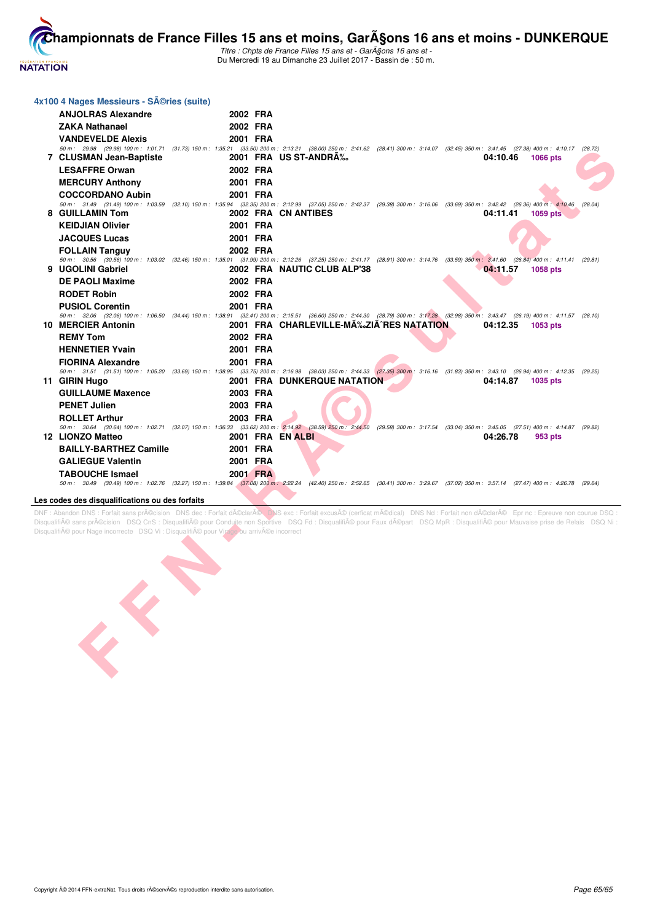## 4x100 4 Nages Messieurs - SÃ©ries (suite)

| | | | | | |
|---|---|---|---|---|---|
| | ANJOLRAS Alexandre | 2002 FRA | | | |
| | ZAKA Nathanael | 2002 FRA | | | |
| | VANDEVELDE Alexis | 2001 FRA | | | |

*50 m : 29.98 (29.98) 100 m : 1:01.71 (31.73) 150 m : 1:35.21 (33.50) 200 m : 2:13.21 (38.00) 250 m : 2:41.62 (28.41) 300 m : 3:14.07 (32.45) 350 m : 3:41.45 (27.38) 400 m : 4:10.17 (28.72)*

| | | | | | |
|---|---|---|---|---|---|
| 7 | CLUSMAN Jean-Baptiste | 2001 FRA | US ST-ANDRÃ‰ | 04:10.46 | 1066 pts |
| | LESAFFRE Orwan | 2002 FRA | | | |
| | MERCURY Anthony | 2001 FRA | | | |
| | COCCORDANO Aubin | 2001 FRA | | | |

*50 m : 31.49 (31.49) 100 m : 1:03.59 (32.10) 150 m : 1:35.94 (32.35) 200 m : 2:12.99 (37.05) 250 m : 2:42.37 (29.38) 300 m : 3:16.06 (33.69) 350 m : 3:42.42 (26.36) 400 m : 4:10.46 (28.04)*

| | | | | | |
|---|---|---|---|---|---|
| 8 | GUILLAMIN Tom | 2002 FRA | CN ANTIBES | 04:11.41 | 1059 pts |
| | KEIDJIAN Olivier | 2001 FRA | | | |
| | JACQUES Lucas | 2001 FRA | | | |
| | FOLLAIN Tanguy | 2002 FRA | | | |

*50 m : 30.56 (30.56) 100 m : 1:03.02 (32.46) 150 m : 1:35.01 (31.99) 200 m : 2:12.26 (37.25) 250 m : 2:41.17 (28.91) 300 m : 3:14.76 (33.59) 350 m : 3:41.60 (26.84) 400 m : 4:11.41 (29.81)*

| | | | | | |
|---|---|---|---|---|---|
| 9 | UGOLINI Gabriel | 2002 FRA | NAUTIC CLUB ALP'38 | 04:11.57 | 1058 pts |
| | DE PAOLI Maxime | 2002 FRA | | | |
| | RODET Robin | 2002 FRA | | | |
| | PUSIOL Corentin | 2001 FRA | | | |

*50 m : 32.06 (32.06) 100 m : 1:06.50 (34.44) 150 m : 1:38.91 (32.41) 200 m : 2:15.51 (36.60) 250 m : 2:44.30 (28.79) 300 m : 3:17.28 (32.98) 350 m : 3:43.47 (26.19) 400 m : 4:11.57 (28.10)*

| | | | | | |
|---|---|---|---|---|---|
| 10 | MERCIER Antonin | 2001 FRA | CHARLEVILLE-MÃ‰ZIÃˆRES NATATION | 04:12.35 | 1053 pts |
| | REMY Tom | 2002 FRA | | | |
| | HENNETIER Yvain | 2001 FRA | | | |
| | FIORINA Alexandre | 2001 FRA | | | |

*50 m : 31.51 (31.51) 100 m : 1:05.20 (33.69) 150 m : 1:38.95 (33.75) 200 m : 2:16.98 (38.03) 250 m : 2:44.33 (27.35) 300 m : 3:16.16 (31.83) 350 m : 3:43.10 (26.94) 400 m : 4:12.35 (29.25)*

| | | | | | |
|---|---|---|---|---|---|
| 11 | GIRIN Hugo | 2001 FRA | DUNKERQUE NATATION | 04:14.87 | 1035 pts |
| | GUILLAUME Maxence | 2003 FRA | | | |
| | PENET Julien | 2003 FRA | | | |
| | ROLLET Arthur | 2003 FRA | | | |

*50 m : 30.64 (30.64) 100 m : 1:02.71 (32.07) 150 m : 1:36.33 (33.62) 200 m : 2:14.92 (38.59) 250 m : 2:44.50 (29.58) 300 m : 3:17.54 (33.04) 350 m : 3:45.05 (27.51) 400 m : 4:14.87 (29.82)*

| | | | | | |
|---|---|---|---|---|---|
| 12 | LIONZO Matteo | 2001 FRA | EN ALBI | 04:26.78 | 953 pts |
| | BAILLY-BARTHEZ Camille | 2001 FRA | | | |
| | GALIEGUE Valentin | 2001 FRA | | | |
| | TABOUCHE Ismael | 2001 FRA | | | |

*50 m : 30.49 (30.49) 100 m : 1:02.76 (32.27) 150 m : 1:39.84 (37.08) 200 m : 2:22.24 (42.40) 250 m : 2:52.65 (30.41) 300 m : 3:29.67 (37.02) 350 m : 3:57.14 (27.47) 400 m : 4:26.78 (29.64)*

### Les codes des disqualifications ou des forfaits

DNF : Abandon DNS : Forfait sans prÃ©cision DNS dec : Forfait dÃ©clarÃ© DNS exc : Forfait excusÃ© (cerficat mÃ©dical) DNS Nd : Forfait non dÃ©clarÃ© Epr nc : Epreuve non courue DSQ : DisqualifiÃ© sans prÃ©cision DSQ CnS : DisqualifiÃ© pour Conduite non Sportive DSQ Fd : DisqualifiÃ© pour Faux dÃ©part DSQ MpR : DisqualifiÃ© pour Mauvaise prise de Relais DSQ Ni : DisqualifiÃ© pour Nage incorrecte DSQ Vi : DisqualifiÃ© pour Virage ou arrivÃ©e incorrect